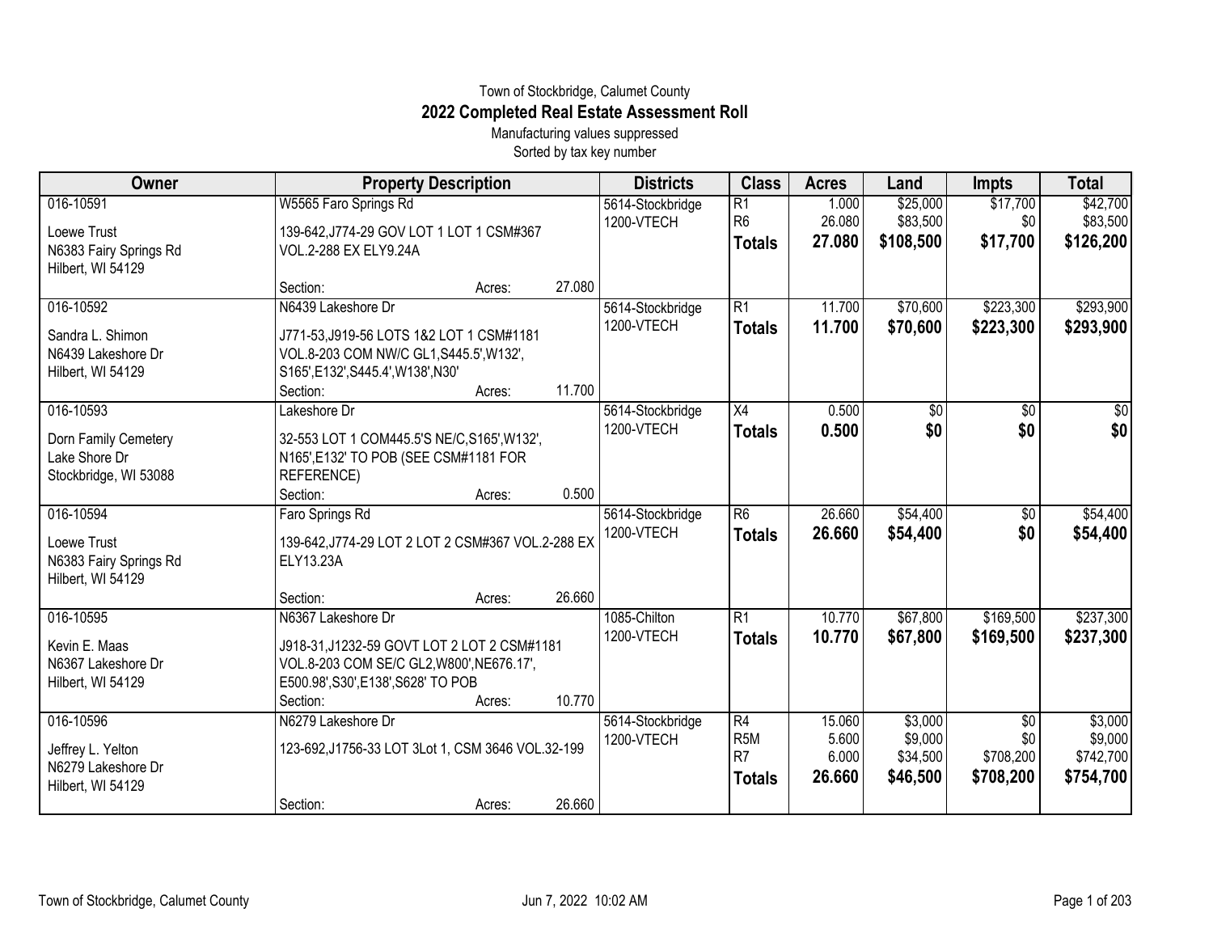Town of Stockbridge, Calumet County

# 2022 Completed Real Estate Assessment Roll

Manufacturing values suppressed

Sorted by tax key number

| Owner | Property Description | Districts | Class | Acres | Land | Impts | Total |
|---|---|---|---|---|---|---|---|
| 016-10591<br>Loewe Trust<br>N6383 Fairy Springs Rd<br>Hilbert, WI 54129 | W5565 Faro Springs Rd<br>139-642,J774-29 GOV LOT 1 LOT 1 CSM#367 VOL.2-288 EX ELY9.24A<br>Section: Acres: 27.080 | 5614-Stockbridge<br>1200-VTECH | R1<br>R6<br>**Totals** | 1.000<br>26.080<br>**27.080** | $25,000<br>$83,500<br>**$108,500** | $17,700<br>$0<br>**$17,700** | $42,700<br>$83,500<br>**$126,200** |
| 016-10592<br>Sandra L. Shimon<br>N6439 Lakeshore Dr<br>Hilbert, WI 54129 | N6439 Lakeshore Dr<br>J771-53,J919-56 LOTS 1&2 LOT 1 CSM#1181 VOL.8-203 COM NW/C GL1,S445.5',W132', S165',E132',S445.4',W138',N30'<br>Section: Acres: 11.700 | 5614-Stockbridge<br>1200-VTECH | R1<br>**Totals** | 11.700<br>**11.700** | $70,600<br>**$70,600** | $223,300<br>**$223,300** | $293,900<br>**$293,900** |
| 016-10593<br>Dorn Family Cemetery<br>Lake Shore Dr<br>Stockbridge, WI 53088 | Lakeshore Dr<br>32-553 LOT 1 COM445.5'S NE/C,S165',W132', N165',E132' TO POB (SEE CSM#1181 FOR REFERENCE)<br>Section: Acres: 0.500 | 5614-Stockbridge<br>1200-VTECH | X4<br>**Totals** | 0.500<br>**0.500** | $0<br>**$0** | $0<br>**$0** | $0<br>**$0** |
| 016-10594<br>Loewe Trust<br>N6383 Fairy Springs Rd<br>Hilbert, WI 54129 | Faro Springs Rd<br>139-642,J774-29 LOT 2 LOT 2 CSM#367 VOL.2-288 EX ELY13.23A<br>Section: Acres: 26.660 | 5614-Stockbridge<br>1200-VTECH | R6<br>**Totals** | 26.660<br>**26.660** | $54,400<br>**$54,400** | $0<br>**$0** | $54,400<br>**$54,400** |
| 016-10595<br>Kevin E. Maas<br>N6367 Lakeshore Dr<br>Hilbert, WI 54129 | N6367 Lakeshore Dr<br>J918-31,J1232-59 GOVT LOT 2 LOT 2 CSM#1181 VOL.8-203 COM SE/C GL2,W800',NE676.17', E500.98',S30',E138',S628' TO POB<br>Section: Acres: 10.770 | 1085-Chilton<br>1200-VTECH | R1<br>**Totals** | 10.770<br>**10.770** | $67,800<br>**$67,800** | $169,500<br>**$169,500** | $237,300<br>**$237,300** |
| 016-10596<br>Jeffrey L. Yelton<br>N6279 Lakeshore Dr<br>Hilbert, WI 54129 | N6279 Lakeshore Dr<br>123-692,J1756-33 LOT 3Lot 1, CSM 3646 VOL.32-199<br>Section: Acres: 26.660 | 5614-Stockbridge<br>1200-VTECH | R4<br>R5M<br>R7<br>**Totals** | 15.060<br>5.600<br>6.000<br>**26.660** | $3,000<br>$9,000<br>$34,500<br>**$46,500** | $0<br>$0<br>$708,200<br>**$708,200** | $3,000<br>$9,000<br>$742,700<br>**$754,700** |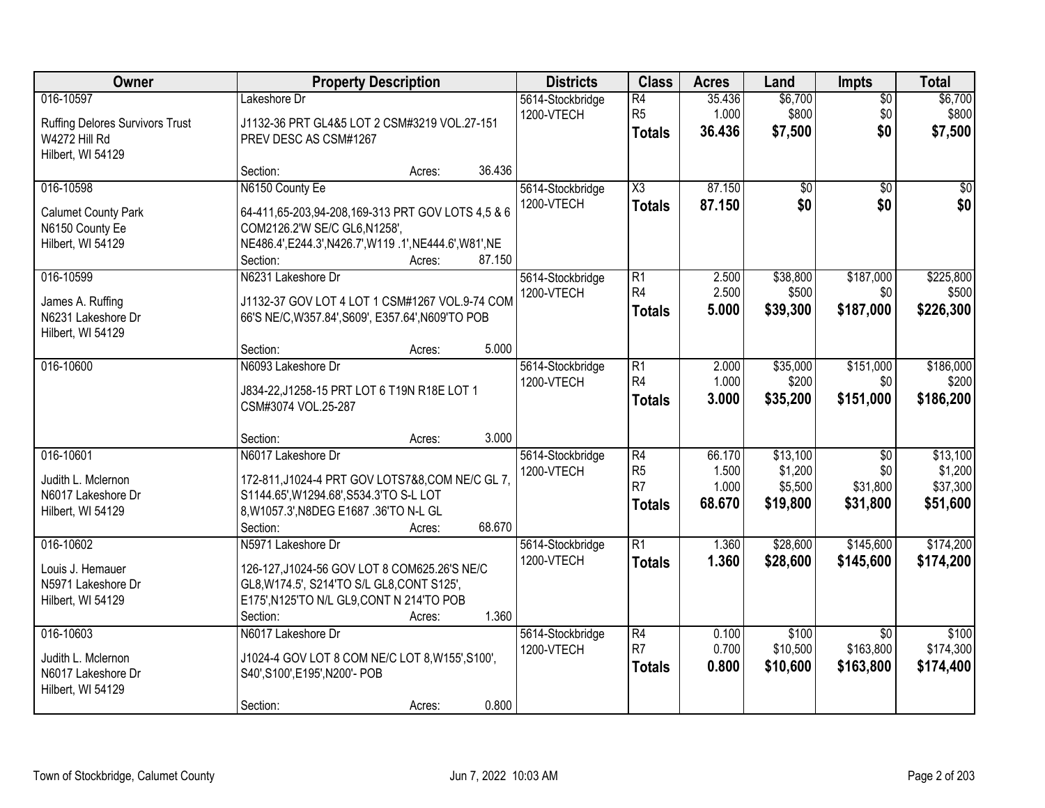| Owner | Property Description | Districts | Class | Acres | Land | Impts | Total |
|---|---|---|---|---|---|---|---|
| 016-10597<br>Ruffing Delores Survivors Trust<br>W4272 Hill Rd<br>Hilbert, WI 54129 | Lakeshore Dr<br>J1132-36 PRT GL4&5 LOT 2 CSM#3219 VOL.27-151 PREV DESC AS CSM#1267<br>Section: Acres: 36.436 | 5614-Stockbridge<br>1200-VTECH | R4<br>R5<br>**Totals** | 35.436<br>1.000<br>**36.436** | $6,700<br>$800<br>**$7,500** | $0<br>$0<br>**$0** | $6,700<br>$800<br>**$7,500** |
| 016-10598<br>Calumet County Park<br>N6150 County Ee<br>Hilbert, WI 54129 | N6150 County Ee<br>64-411,65-203,94-208,169-313 PRT GOV LOTS 4,5 & 6 COM2126.2'W SE/C GL6,N1258', NE486.4',E244.3',N426.7',W119 .1',NE444.6',W81',NE<br>Section: Acres: 87.150 | 5614-Stockbridge<br>1200-VTECH | X3<br>**Totals** | 87.150<br>**87.150** | $0<br>**$0** | $0<br>**$0** | $0<br>**$0** |
| 016-10599<br>James A. Ruffing<br>N6231 Lakeshore Dr<br>Hilbert, WI 54129 | N6231 Lakeshore Dr<br>J1132-37 GOV LOT 4 LOT 1 CSM#1267 VOL.9-74 COM 66'S NE/C,W357.84',S609', E357.64',N609'TO POB<br>Section: Acres: 5.000 | 5614-Stockbridge<br>1200-VTECH | R1<br>R4<br>**Totals** | 2.500<br>2.500<br>**5.000** | $38,800<br>$500<br>**$39,300** | $187,000<br>$0<br>**$187,000** | $225,800<br>$500<br>**$226,300** |
| 016-10600 | N6093 Lakeshore Dr<br>J834-22,J1258-15 PRT LOT 6 T19N R18E LOT 1 CSM#3074 VOL.25-287<br>Section: Acres: 3.000 | 5614-Stockbridge<br>1200-VTECH | R1<br>R4<br>**Totals** | 2.000<br>1.000<br>**3.000** | $35,000<br>$200<br>**$35,200** | $151,000<br>$0<br>**$151,000** | $186,000<br>$200<br>**$186,200** |
| 016-10601<br>Judith L. Mclernon<br>N6017 Lakeshore Dr<br>Hilbert, WI 54129 | N6017 Lakeshore Dr<br>172-811,J1024-4 PRT GOV LOTS7&8,COM NE/C GL 7, S1144.65',W1294.68',S534.3'TO S-L LOT 8,W1057.3',N8DEG E1687 .36'TO N-L GL<br>Section: Acres: 68.670 | 5614-Stockbridge<br>1200-VTECH | R4<br>R5<br>R7<br>**Totals** | 66.170<br>1.500<br>1.000<br>**68.670** | $13,100<br>$1,200<br>$5,500<br>**$19,800** | $0<br>$0<br>$31,800<br>**$31,800** | $13,100<br>$1,200<br>$37,300<br>**$51,600** |
| 016-10602<br>Louis J. Hemauer<br>N5971 Lakeshore Dr<br>Hilbert, WI 54129 | N5971 Lakeshore Dr<br>126-127,J1024-56 GOV LOT 8 COM625.26'S NE/C GL8,W174.5', S214'TO S/L GL8,CONT S125', E175',N125'TO N/L GL9,CONT N 214'TO POB<br>Section: Acres: 1.360 | 5614-Stockbridge<br>1200-VTECH | R1<br>**Totals** | 1.360<br>**1.360** | $28,600<br>**$28,600** | $145,600<br>**$145,600** | $174,200<br>**$174,200** |
| 016-10603<br>Judith L. Mclernon<br>N6017 Lakeshore Dr<br>Hilbert, WI 54129 | N6017 Lakeshore Dr<br>J1024-4 GOV LOT 8 COM NE/C LOT 8,W155',S100', S40',S100',E195',N200'- POB<br>Section: Acres: 0.800 | 5614-Stockbridge<br>1200-VTECH | R4<br>R7<br>**Totals** | 0.100<br>0.700<br>**0.800** | $100<br>$10,500<br>**$10,600** | $0<br>$163,800<br>**$163,800** | $100<br>$174,300<br>**$174,400** |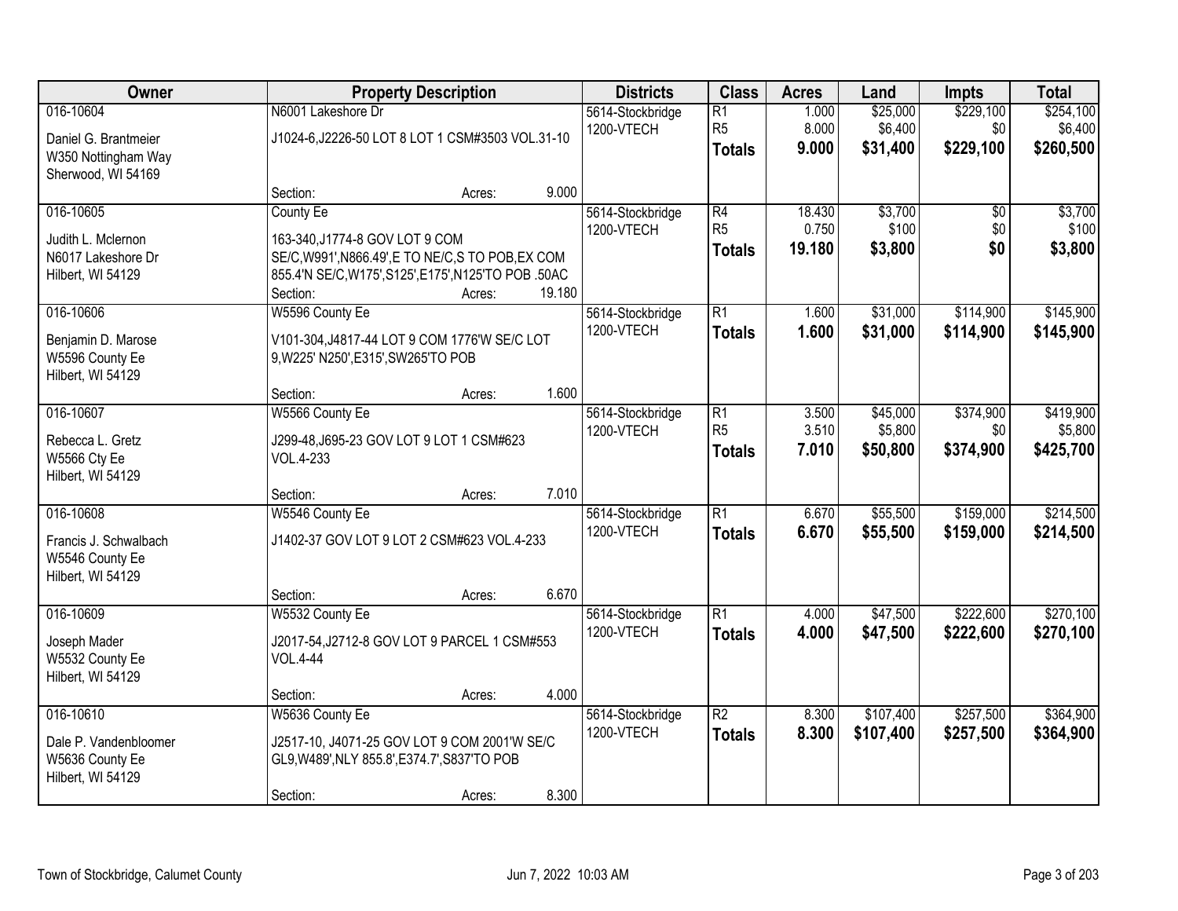| Owner | Property Description | Districts | Class | Acres | Land | Impts | Total |
|---|---|---|---|---|---|---|---|
| 016-10604<br>Daniel G. Brantmeier<br>W350 Nottingham Way<br>Sherwood, WI 54169 | N6001 Lakeshore Dr<br>J1024-6,J2226-50 LOT 8 LOT 1 CSM#3503 VOL.31-10<br>Section: Acres: 9.000 | 5614-Stockbridge<br>1200-VTECH | R1<br>R5<br>**Totals** | 1.000<br>8.000<br>**9.000** | $25,000<br>$6,400<br>**$31,400** | $229,100<br>$0<br>**$229,100** | $254,100<br>$6,400<br>**$260,500** |
| 016-10605<br>Judith L. Mclernon<br>N6017 Lakeshore Dr<br>Hilbert, WI 54129 | County Ee<br>163-340,J1774-8 GOV LOT 9 COM SE/C,W991',N866.49',E TO NE/C,S TO POB,EX COM 855.4'N SE/C,W175',S125',E175',N125'TO POB .50AC<br>Section: Acres: 19.180 | 5614-Stockbridge<br>1200-VTECH | R4<br>R5<br>**Totals** | 18.430<br>0.750<br>**19.180** | $3,700<br>$100<br>**$3,800** | $0<br>$0<br>**$0** | $3,700<br>$100<br>**$3,800** |
| 016-10606<br>Benjamin D. Marose<br>W5596 County Ee<br>Hilbert, WI 54129 | W5596 County Ee<br>V101-304,J4817-44 LOT 9 COM 1776'W SE/C LOT 9,W225' N250',E315',SW265'TO POB<br>Section: Acres: 1.600 | 5614-Stockbridge<br>1200-VTECH | R1<br>**Totals** | 1.600<br>**1.600** | $31,000<br>**$31,000** | $114,900<br>**$114,900** | $145,900<br>**$145,900** |
| 016-10607<br>Rebecca L. Gretz<br>W5566 Cty Ee<br>Hilbert, WI 54129 | W5566 County Ee<br>J299-48,J695-23 GOV LOT 9 LOT 1 CSM#623 VOL.4-233<br>Section: Acres: 7.010 | 5614-Stockbridge<br>1200-VTECH | R1<br>R5<br>**Totals** | 3.500<br>3.510<br>**7.010** | $45,000<br>$5,800<br>**$50,800** | $374,900<br>$0<br>**$374,900** | $419,900<br>$5,800<br>**$425,700** |
| 016-10608<br>Francis J. Schwalbach<br>W5546 County Ee<br>Hilbert, WI 54129 | W5546 County Ee<br>J1402-37 GOV LOT 9 LOT 2 CSM#623 VOL.4-233<br>Section: Acres: 6.670 | 5614-Stockbridge<br>1200-VTECH | R1<br>**Totals** | 6.670<br>**6.670** | $55,500<br>**$55,500** | $159,000<br>**$159,000** | $214,500<br>**$214,500** |
| 016-10609<br>Joseph Mader<br>W5532 County Ee<br>Hilbert, WI 54129 | W5532 County Ee<br>J2017-54,J2712-8 GOV LOT 9 PARCEL 1 CSM#553 VOL.4-44<br>Section: Acres: 4.000 | 5614-Stockbridge<br>1200-VTECH | R1<br>**Totals** | 4.000<br>**4.000** | $47,500<br>**$47,500** | $222,600<br>**$222,600** | $270,100<br>**$270,100** |
| 016-10610<br>Dale P. Vandenbloomer<br>W5636 County Ee<br>Hilbert, WI 54129 | W5636 County Ee<br>J2517-10, J4071-25 GOV LOT 9 COM 2001'W SE/C GL9,W489',NLY 855.8',E374.7',S837'TO POB<br>Section: Acres: 8.300 | 5614-Stockbridge<br>1200-VTECH | R2<br>**Totals** | 8.300<br>**8.300** | $107,400<br>**$107,400** | $257,500<br>**$257,500** | $364,900<br>**$364,900** |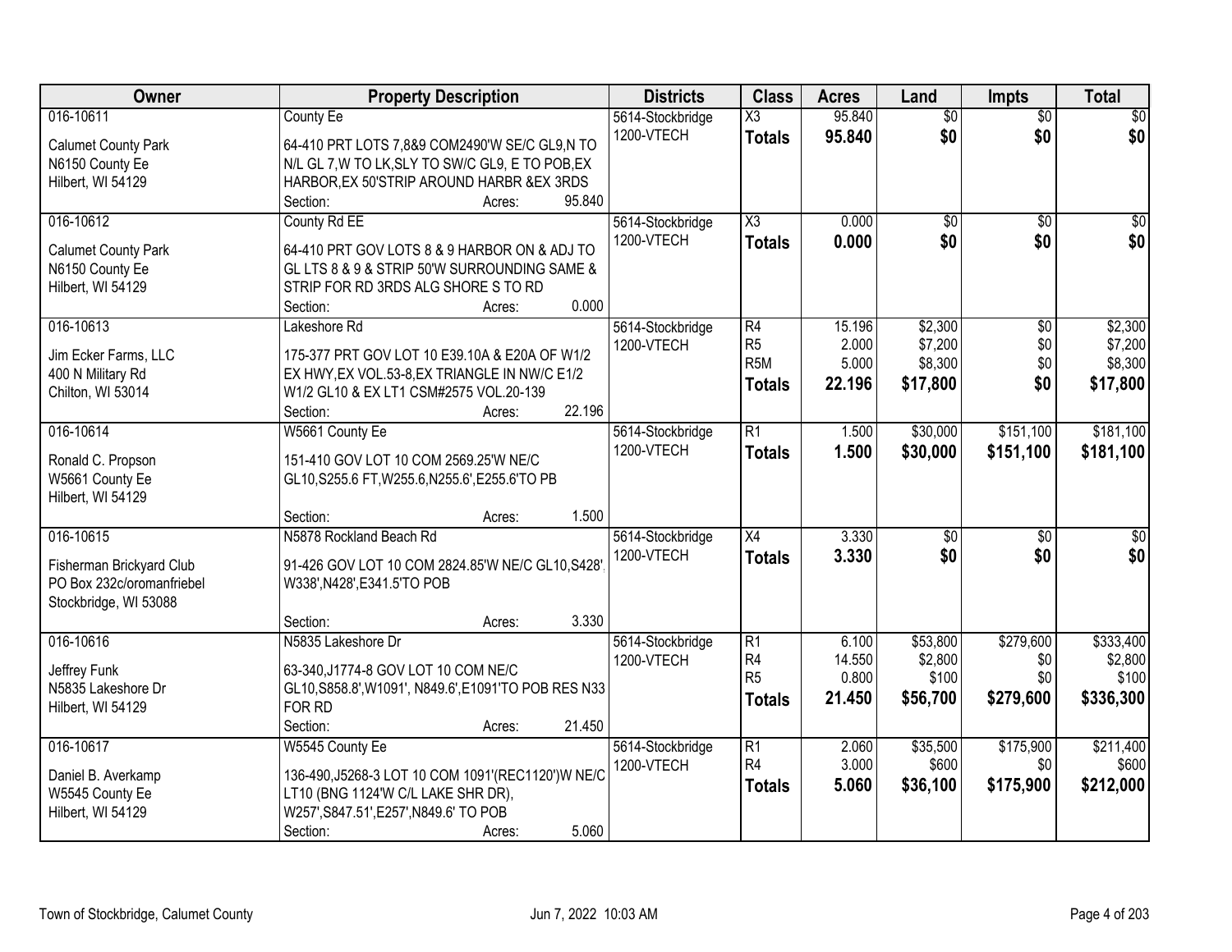| Owner | Property Description | Districts | Class | Acres | Land | Impts | Total |
|---|---|---|---|---|---|---|---|
| 016-10611<br>Calumet County Park<br>N6150 County Ee<br>Hilbert, WI 54129 | County Ee<br>64-410 PRT LOTS 7,8&9 COM2490'W SE/C GL9,N TO N/L GL 7,W TO LK,SLY TO SW/C GL9, E TO POB,EX HARBOR,EX 50'STRIP AROUND HARBR &EX 3RDS<br>Section: Acres: 95.840 | 5614-Stockbridge<br>1200-VTECH | X3<br>**Totals** | 95.840<br>**95.840** | $0<br>**$0** | $0<br>**$0** | $0<br>**$0** |
| 016-10612<br>Calumet County Park<br>N6150 County Ee<br>Hilbert, WI 54129 | County Rd EE<br>64-410 PRT GOV LOTS 8 & 9 HARBOR ON & ADJ TO GL LTS 8 & 9 & STRIP 50'W SURROUNDING SAME & STRIP FOR RD 3RDS ALG SHORE S TO RD<br>Section: Acres: 0.000 | 5614-Stockbridge<br>1200-VTECH | X3<br>**Totals** | 0.000<br>**0.000** | $0<br>**$0** | $0<br>**$0** | $0<br>**$0** |
| 016-10613<br>Jim Ecker Farms, LLC<br>400 N Military Rd<br>Chilton, WI 53014 | Lakeshore Rd<br>175-377 PRT GOV LOT 10 E39.10A & E20A OF W1/2 EX HWY,EX VOL.53-8,EX TRIANGLE IN NW/C E1/2 W1/2 GL10 & EX LT1 CSM#2575 VOL.20-139<br>Section: Acres: 22.196 | 5614-Stockbridge<br>1200-VTECH | R4<br>R5<br>R5M<br>**Totals** | 15.196<br>2.000<br>5.000<br>**22.196** | $2,300<br>$7,200<br>$8,300<br>**$17,800** | $0<br>$0<br>$0<br>**$0** | $2,300<br>$7,200<br>$8,300<br>**$17,800** |
| 016-10614<br>Ronald C. Propson<br>W5661 County Ee<br>Hilbert, WI 54129 | W5661 County Ee<br>151-410 GOV LOT 10 COM 2569.25'W NE/C GL10,S255.6 FT,W255.6,N255.6',E255.6'TO PB<br>Section: Acres: 1.500 | 5614-Stockbridge<br>1200-VTECH | R1<br>**Totals** | 1.500<br>**1.500** | $30,000<br>**$30,000** | $151,100<br>**$151,100** | $181,100<br>**$181,100** |
| 016-10615<br>Fisherman Brickyard Club<br>PO Box 232c/oromanfriebel<br>Stockbridge, WI 53088 | N5878 Rockland Beach Rd<br>91-426 GOV LOT 10 COM 2824.85'W NE/C GL10,S428', W338',N428',E341.5'TO POB<br>Section: Acres: 3.330 | 5614-Stockbridge<br>1200-VTECH | X4<br>**Totals** | 3.330<br>**3.330** | $0<br>**$0** | $0<br>**$0** | $0<br>**$0** |
| 016-10616<br>Jeffrey Funk<br>N5835 Lakeshore Dr<br>Hilbert, WI 54129 | N5835 Lakeshore Dr<br>63-340,J1774-8 GOV LOT 10 COM NE/C GL10,S858.8',W1091', N849.6',E1091'TO POB RES N33 FOR RD<br>Section: Acres: 21.450 | 5614-Stockbridge<br>1200-VTECH | R1<br>R4<br>R5<br>**Totals** | 6.100<br>14.550<br>0.800<br>**21.450** | $53,800<br>$2,800<br>$100<br>**$56,700** | $279,600<br>$0<br>$0<br>**$279,600** | $333,400<br>$2,800<br>$100<br>**$336,300** |
| 016-10617<br>Daniel B. Averkamp<br>W5545 County Ee<br>Hilbert, WI 54129 | W5545 County Ee<br>136-490,J5268-3 LOT 10 COM 1091'(REC1120')W NE/C LT10 (BNG 1124'W C/L LAKE SHR DR), W257',S847.51',E257',N849.6' TO POB<br>Section: Acres: 5.060 | 5614-Stockbridge<br>1200-VTECH | R1<br>R4<br>**Totals** | 2.060<br>3.000<br>**5.060** | $35,500<br>$600<br>**$36,100** | $175,900<br>$0<br>**$175,900** | $211,400<br>$600<br>**$212,000** |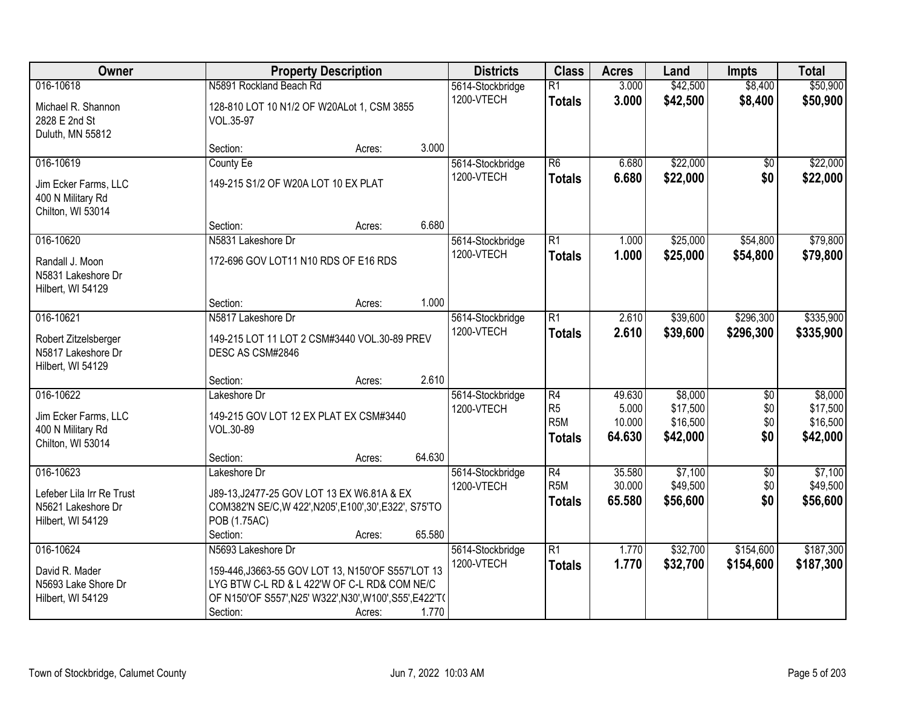| Owner | Property Description | | | Districts | Class | Acres | Land | Impts | Total |
|---|---|---|---|---|---|---|---|---|---|
| 016-10618<br>Michael R. Shannon<br>2828 E 2nd St<br>Duluth, MN 55812 | N5891 Rockland Beach Rd<br>128-810 LOT 10 N1/2 OF W20ALot 1, CSM 3855 VOL.35-97<br>Section: | Acres: | 3.000 | 5614-Stockbridge<br>1200-VTECH | R1<br>**Totals** | 3.000<br>**3.000** | $42,500<br>**$42,500** | $8,400<br>**$8,400** | $50,900<br>**$50,900** |
| 016-10619<br>Jim Ecker Farms, LLC<br>400 N Military Rd<br>Chilton, WI 53014 | County Ee<br>149-215 S1/2 OF W20A LOT 10 EX PLAT<br>Section: | Acres: | 6.680 | 5614-Stockbridge<br>1200-VTECH | R6<br>**Totals** | 6.680<br>**6.680** | $22,000<br>**$22,000** | $0<br>**$0** | $22,000<br>**$22,000** |
| 016-10620<br>Randall J. Moon<br>N5831 Lakeshore Dr<br>Hilbert, WI 54129 | N5831 Lakeshore Dr<br>172-696 GOV LOT11 N10 RDS OF E16 RDS<br>Section: | Acres: | 1.000 | 5614-Stockbridge<br>1200-VTECH | R1<br>**Totals** | 1.000<br>**1.000** | $25,000<br>**$25,000** | $54,800<br>**$54,800** | $79,800<br>**$79,800** |
| 016-10621<br>Robert Zitzelsberger<br>N5817 Lakeshore Dr<br>Hilbert, WI 54129 | N5817 Lakeshore Dr<br>149-215 LOT 11 LOT 2 CSM#3440 VOL.30-89 PREV DESC AS CSM#2846<br>Section: | Acres: | 2.610 | 5614-Stockbridge<br>1200-VTECH | R1<br>**Totals** | 2.610<br>**2.610** | $39,600<br>**$39,600** | $296,300<br>**$296,300** | $335,900<br>**$335,900** |
| 016-10622<br>Jim Ecker Farms, LLC<br>400 N Military Rd<br>Chilton, WI 53014 | Lakeshore Dr<br>149-215 GOV LOT 12 EX PLAT EX CSM#3440 VOL.30-89<br>Section: | Acres: | 64.630 | 5614-Stockbridge<br>1200-VTECH | R4<br>R5<br>R5M<br>**Totals** | 49.630<br>5.000<br>10.000<br>**64.630** | $8,000<br>$17,500<br>$16,500<br>**$42,000** | $0<br>$0<br>$0<br>**$0** | $8,000<br>$17,500<br>$16,500<br>**$42,000** |
| 016-10623<br>Lefeber Lila Irr Re Trust<br>N5621 Lakeshore Dr<br>Hilbert, WI 54129 | Lakeshore Dr<br>J89-13,J2477-25 GOV LOT 13 EX W6.81A & EX COM382'N SE/C,W 422',N205',E100',30',E322', S75'TO POB (1.75AC)<br>Section: | Acres: | 65.580 | 5614-Stockbridge<br>1200-VTECH | R4<br>R5M<br>**Totals** | 35.580<br>30.000<br>**65.580** | $7,100<br>$49,500<br>**$56,600** | $0<br>$0<br>**$0** | $7,100<br>$49,500<br>**$56,600** |
| 016-10624<br>David R. Mader<br>N5693 Lake Shore Dr<br>Hilbert, WI 54129 | N5693 Lakeshore Dr<br>159-446,J3663-55 GOV LOT 13, N150'OF S557'LOT 13 LYG BTW C-L RD & L 422'W OF C-L RD& COM NE/C OF N150'OF S557',N25' W322',N30',W100',S55',E422'T(<br>Section: | Acres: | 1.770 | 5614-Stockbridge<br>1200-VTECH | R1<br>**Totals** | 1.770<br>**1.770** | $32,700<br>**$32,700** | $154,600<br>**$154,600** | $187,300<br>**$187,300** |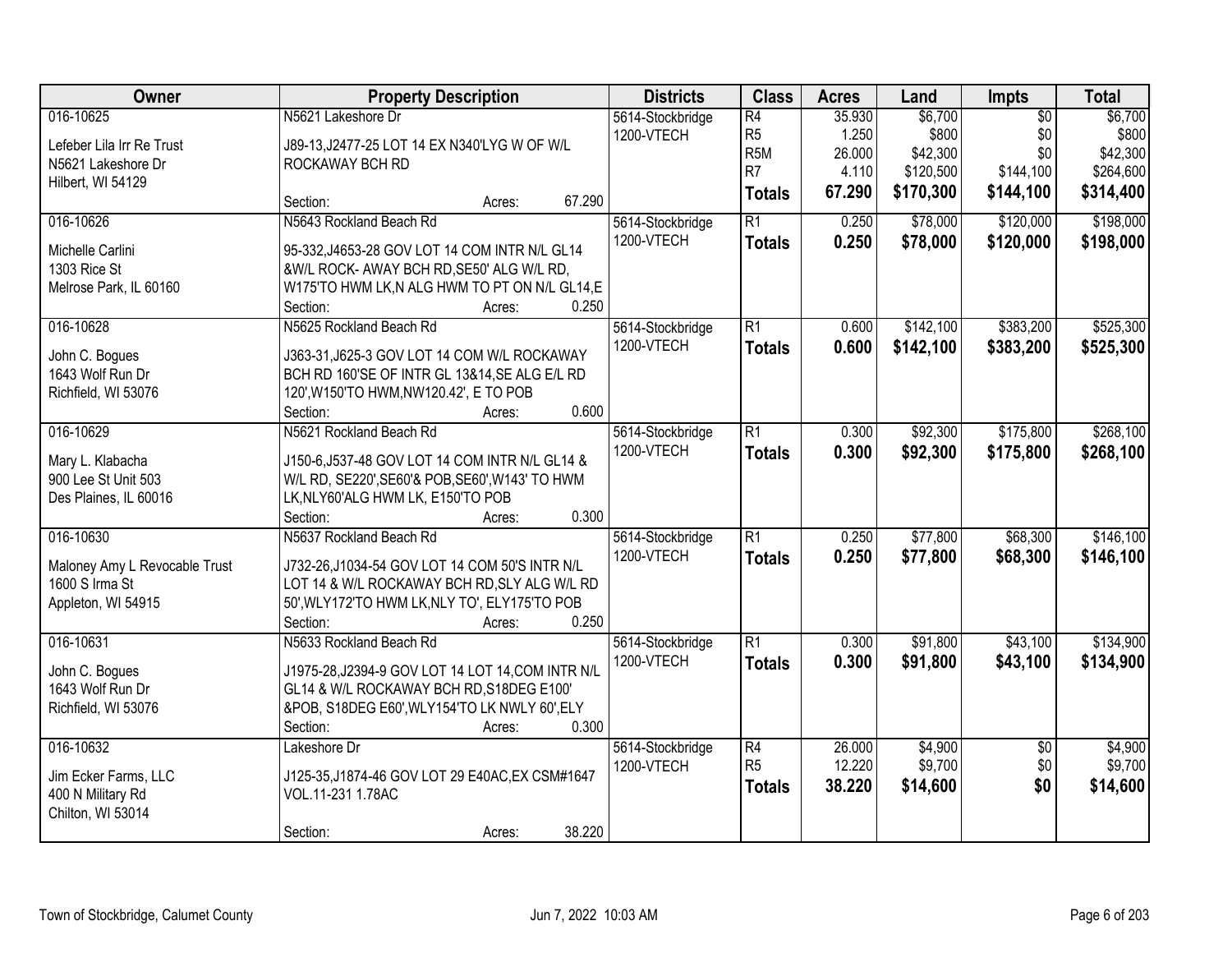| Owner | Property Description | Districts | Class | Acres | Land | Impts | Total |
|---|---|---|---|---|---|---|---|
| 016-10625<br>Lefeber Lila Irr Re Trust<br>N5621 Lakeshore Dr<br>Hilbert, WI 54129 | N5621 Lakeshore Dr<br>J89-13,J2477-25 LOT 14 EX N340'LYG W OF W/L ROCKAWAY BCH RD<br>Section: Acres: 67.290 | 5614-Stockbridge<br>1200-VTECH | R4<br>R5<br>R5M<br>R7<br>**Totals** | 35.930<br>1.250<br>26.000<br>4.110<br>**67.290** | $6,700<br>$800<br>$42,300<br>$120,500<br>**$170,300** | $0<br>$0<br>$0<br>$144,100<br>**$144,100** | $6,700<br>$800<br>$42,300<br>$264,600<br>**$314,400** |
| 016-10626<br>Michelle Carlini<br>1303 Rice St<br>Melrose Park, IL 60160 | N5643 Rockland Beach Rd<br>95-332,J4653-28 GOV LOT 14 COM INTR N/L GL14 &W/L ROCK- AWAY BCH RD,SE50' ALG W/L RD, W175'TO HWM LK,N ALG HWM TO PT ON N/L GL14,E<br>Section: Acres: 0.250 | 5614-Stockbridge<br>1200-VTECH | R1<br>**Totals** | 0.250<br>**0.250** | $78,000<br>**$78,000** | $120,000<br>**$120,000** | $198,000<br>**$198,000** |
| 016-10628<br>John C. Bogues<br>1643 Wolf Run Dr<br>Richfield, WI 53076 | N5625 Rockland Beach Rd<br>J363-31,J625-3 GOV LOT 14 COM W/L ROCKAWAY BCH RD 160'SE OF INTR GL 13&14,SE ALG E/L RD 120',W150'TO HWM,NW120.42', E TO POB<br>Section: Acres: 0.600 | 5614-Stockbridge<br>1200-VTECH | R1<br>**Totals** | 0.600<br>**0.600** | $142,100<br>**$142,100** | $383,200<br>**$383,200** | $525,300<br>**$525,300** |
| 016-10629<br>Mary L. Klabacha<br>900 Lee St Unit 503<br>Des Plaines, IL 60016 | N5621 Rockland Beach Rd<br>J150-6,J537-48 GOV LOT 14 COM INTR N/L GL14 & W/L RD, SE220',SE60'& POB,SE60',W143' TO HWM LK,NLY60'ALG HWM LK, E150'TO POB<br>Section: Acres: 0.300 | 5614-Stockbridge<br>1200-VTECH | R1<br>**Totals** | 0.300<br>**0.300** | $92,300<br>**$92,300** | $175,800<br>**$175,800** | $268,100<br>**$268,100** |
| 016-10630<br>Maloney Amy L Revocable Trust<br>1600 S Irma St<br>Appleton, WI 54915 | N5637 Rockland Beach Rd<br>J732-26,J1034-54 GOV LOT 14 COM 50'S INTR N/L LOT 14 & W/L ROCKAWAY BCH RD,SLY ALG W/L RD 50',WLY172'TO HWM LK,NLY TO', ELY175'TO POB<br>Section: Acres: 0.250 | 5614-Stockbridge<br>1200-VTECH | R1<br>**Totals** | 0.250<br>**0.250** | $77,800<br>**$77,800** | $68,300<br>**$68,300** | $146,100<br>**$146,100** |
| 016-10631<br>John C. Bogues<br>1643 Wolf Run Dr<br>Richfield, WI 53076 | N5633 Rockland Beach Rd<br>J1975-28,J2394-9 GOV LOT 14 LOT 14,COM INTR N/L GL14 & W/L ROCKAWAY BCH RD,S18DEG E100' &POB, S18DEG E60',WLY154'TO LK NWLY 60',ELY<br>Section: Acres: 0.300 | 5614-Stockbridge<br>1200-VTECH | R1<br>**Totals** | 0.300<br>**0.300** | $91,800<br>**$91,800** | $43,100<br>**$43,100** | $134,900<br>**$134,900** |
| 016-10632<br>Jim Ecker Farms, LLC<br>400 N Military Rd<br>Chilton, WI 53014 | Lakeshore Dr<br>J125-35,J1874-46 GOV LOT 29 E40AC,EX CSM#1647 VOL.11-231 1.78AC<br>Section: Acres: 38.220 | 5614-Stockbridge<br>1200-VTECH | R4<br>R5<br>**Totals** | 26.000<br>12.220<br>**38.220** | $4,900<br>$9,700<br>**$14,600** | $0<br>$0<br>**$0** | $4,900<br>$9,700<br>**$14,600** |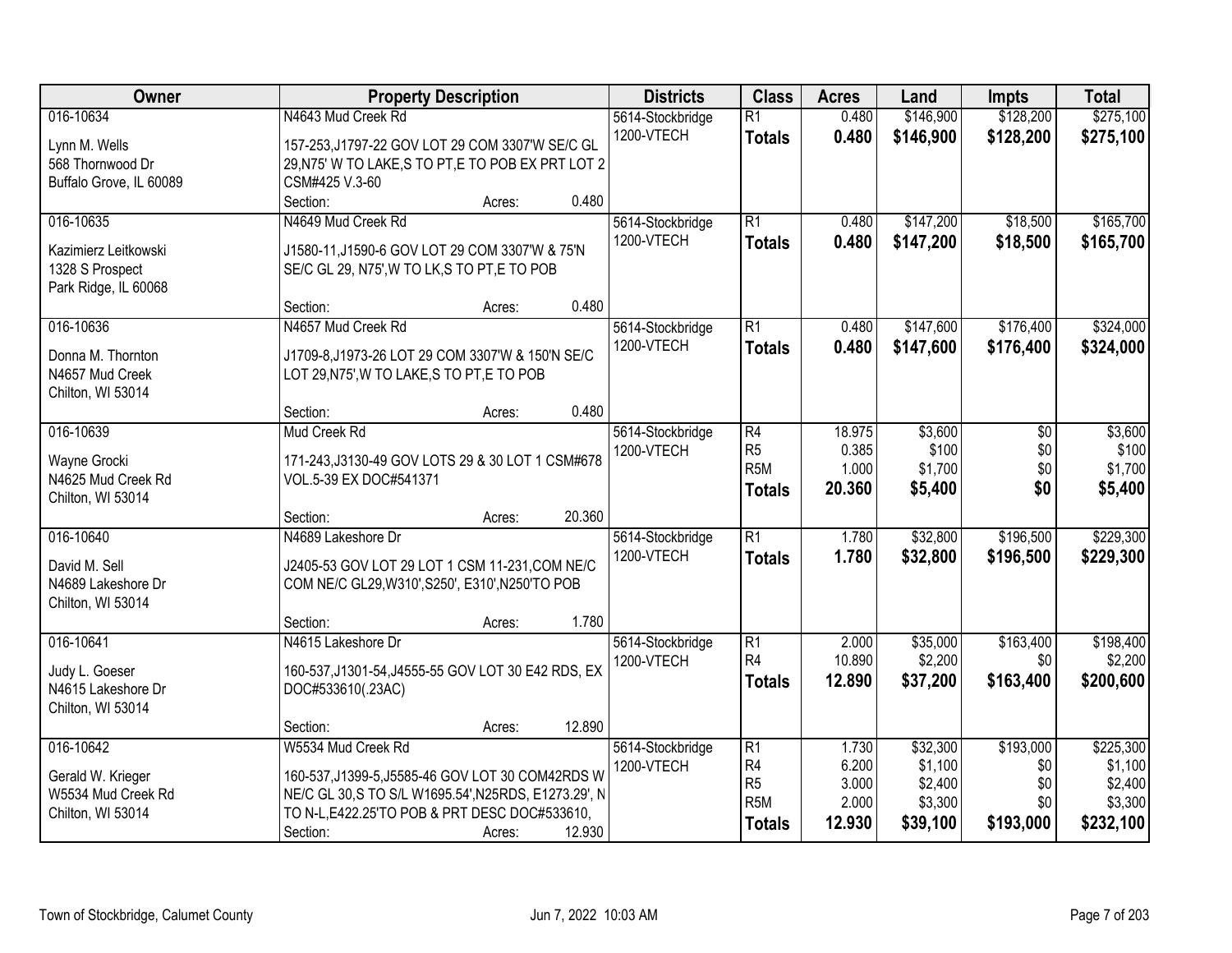| Owner | Property Description | Districts | Class | Acres | Land | Impts | Total |
|---|---|---|---|---|---|---|---|
| 016-10634<br>Lynn M. Wells<br>568 Thornwood Dr<br>Buffalo Grove, IL 60089 | N4643 Mud Creek Rd<br>157-253,J1797-22 GOV LOT 29 COM 3307'W SE/C GL 29,N75' W TO LAKE,S TO PT,E TO POB EX PRT LOT 2 CSM#425 V.3-60<br>Section: Acres: 0.480 | 5614-Stockbridge<br>1200-VTECH | R1<br>**Totals** | 0.480<br>**0.480** | $146,900<br>**$146,900** | $128,200<br>**$128,200** | $275,100<br>**$275,100** |
| 016-10635<br>Kazimierz Leitkowski<br>1328 S Prospect<br>Park Ridge, IL 60068 | N4649 Mud Creek Rd<br>J1580-11,J1590-6 GOV LOT 29 COM 3307'W & 75'N SE/C GL 29, N75',W TO LK,S TO PT,E TO POB<br>Section: Acres: 0.480 | 5614-Stockbridge<br>1200-VTECH | R1<br>**Totals** | 0.480<br>**0.480** | $147,200<br>**$147,200** | $18,500<br>**$18,500** | $165,700<br>**$165,700** |
| 016-10636<br>Donna M. Thornton<br>N4657 Mud Creek<br>Chilton, WI 53014 | N4657 Mud Creek Rd<br>J1709-8,J1973-26 LOT 29 COM 3307'W & 150'N SE/C LOT 29,N75',W TO LAKE,S TO PT,E TO POB<br>Section: Acres: 0.480 | 5614-Stockbridge<br>1200-VTECH | R1<br>**Totals** | 0.480<br>**0.480** | $147,600<br>**$147,600** | $176,400<br>**$176,400** | $324,000<br>**$324,000** |
| 016-10639<br>Wayne Grocki<br>N4625 Mud Creek Rd<br>Chilton, WI 53014 | Mud Creek Rd<br>171-243,J3130-49 GOV LOTS 29 & 30 LOT 1 CSM#678 VOL.5-39 EX DOC#541371<br>Section: Acres: 20.360 | 5614-Stockbridge<br>1200-VTECH | R4<br>R5<br>R5M<br>**Totals** | 18.975<br>0.385<br>1.000<br>**20.360** | $3,600<br>$100<br>$1,700<br>**$5,400** | $0<br>$0<br>$0<br>**$0** | $3,600<br>$100<br>$1,700<br>**$5,400** |
| 016-10640<br>David M. Sell<br>N4689 Lakeshore Dr<br>Chilton, WI 53014 | N4689 Lakeshore Dr<br>J2405-53 GOV LOT 29 LOT 1 CSM 11-231,COM NE/C COM NE/C GL29,W310',S250', E310',N250'TO POB<br>Section: Acres: 1.780 | 5614-Stockbridge<br>1200-VTECH | R1<br>**Totals** | 1.780<br>**1.780** | $32,800<br>**$32,800** | $196,500<br>**$196,500** | $229,300<br>**$229,300** |
| 016-10641<br>Judy L. Goeser<br>N4615 Lakeshore Dr<br>Chilton, WI 53014 | N4615 Lakeshore Dr<br>160-537,J1301-54,J4555-55 GOV LOT 30 E42 RDS, EX DOC#533610(.23AC)<br>Section: Acres: 12.890 | 5614-Stockbridge<br>1200-VTECH | R1<br>R4<br>**Totals** | 2.000<br>10.890<br>**12.890** | $35,000<br>$2,200<br>**$37,200** | $163,400<br>$0<br>**$163,400** | $198,400<br>$2,200<br>**$200,600** |
| 016-10642<br>Gerald W. Krieger<br>W5534 Mud Creek Rd<br>Chilton, WI 53014 | W5534 Mud Creek Rd<br>160-537,J1399-5,J5585-46 GOV LOT 30 COM42RDS W NE/C GL 30,S TO S/L W1695.54',N25RDS, E1273.29', N TO N-L,E422.25'TO POB & PRT DESC DOC#533610,<br>Section: Acres: 12.930 | 5614-Stockbridge<br>1200-VTECH | R1<br>R4<br>R5<br>R5M<br>**Totals** | 1.730<br>6.200<br>3.000<br>2.000<br>**12.930** | $32,300<br>$1,100<br>$2,400<br>$3,300<br>**$39,100** | $193,000<br>$0<br>$0<br>$0<br>**$193,000** | $225,300<br>$1,100<br>$2,400<br>$3,300<br>**$232,100** |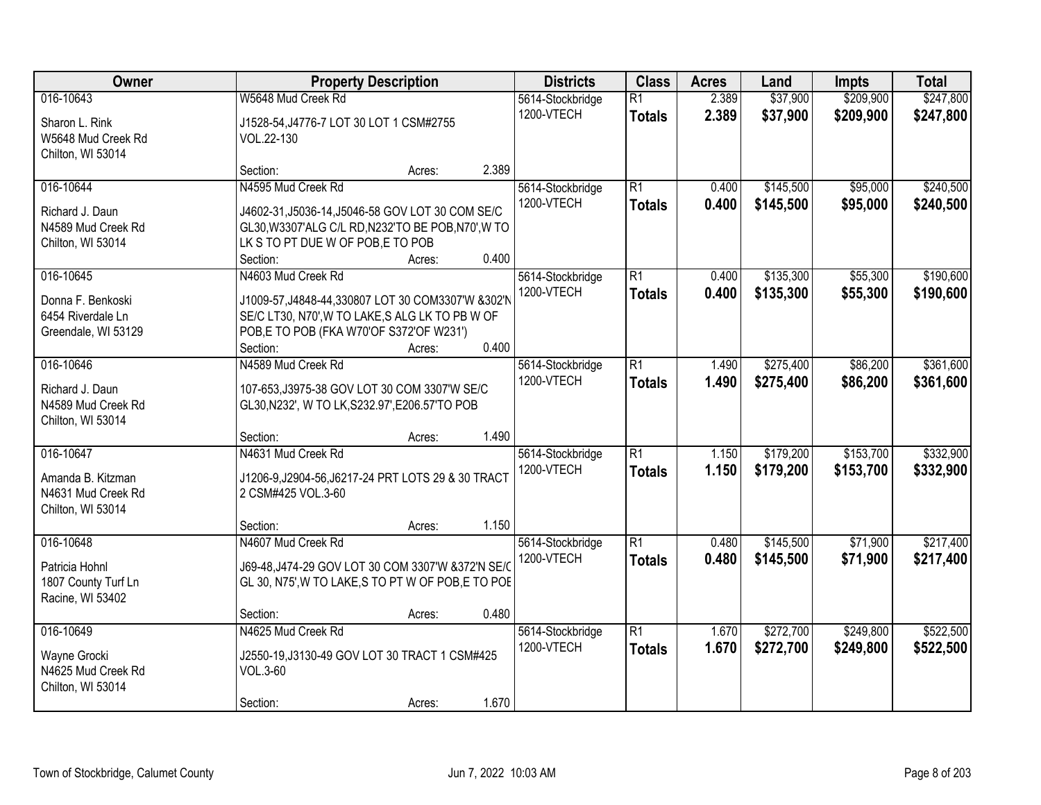| Owner | Property Description | Districts | Class | Acres | Land | Impts | Total |
|---|---|---|---|---|---|---|---|
| 016-10643<br>Sharon L. Rink<br>W5648 Mud Creek Rd<br>Chilton, WI 53014 | W5648 Mud Creek Rd<br>J1528-54,J4776-7 LOT 30 LOT 1 CSM#2755 VOL.22-130<br>Section: Acres: 2.389 | 5614-Stockbridge<br>1200-VTECH | R1<br>**Totals** | 2.389<br>**2.389** | $37,900<br>**$37,900** | $209,900<br>**$209,900** | $247,800<br>**$247,800** |
| 016-10644<br>Richard J. Daun<br>N4589 Mud Creek Rd<br>Chilton, WI 53014 | N4595 Mud Creek Rd<br>J4602-31,J5036-14,J5046-58 GOV LOT 30 COM SE/C GL30,W3307'ALG C/L RD,N232'TO BE POB,N70',W TO LK S TO PT DUE W OF POB,E TO POB<br>Section: Acres: 0.400 | 5614-Stockbridge<br>1200-VTECH | R1<br>**Totals** | 0.400<br>**0.400** | $145,500<br>**$145,500** | $95,000<br>**$95,000** | $240,500<br>**$240,500** |
| 016-10645<br>Donna F. Benkoski<br>6454 Riverdale Ln<br>Greendale, WI 53129 | N4603 Mud Creek Rd<br>J1009-57,J4848-44,330807 LOT 30 COM3307'W &302'N SE/C LT30, N70',W TO LAKE,S ALG LK TO PB W OF POB,E TO POB (FKA W70'OF S372'OF W231')<br>Section: Acres: 0.400 | 5614-Stockbridge<br>1200-VTECH | R1<br>**Totals** | 0.400<br>**0.400** | $135,300<br>**$135,300** | $55,300<br>**$55,300** | $190,600<br>**$190,600** |
| 016-10646<br>Richard J. Daun<br>N4589 Mud Creek Rd<br>Chilton, WI 53014 | N4589 Mud Creek Rd<br>107-653,J3975-38 GOV LOT 30 COM 3307'W SE/C GL30,N232', W TO LK,S232.97',E206.57'TO POB<br>Section: Acres: 1.490 | 5614-Stockbridge<br>1200-VTECH | R1<br>**Totals** | 1.490<br>**1.490** | $275,400<br>**$275,400** | $86,200<br>**$86,200** | $361,600<br>**$361,600** |
| 016-10647<br>Amanda B. Kitzman<br>N4631 Mud Creek Rd<br>Chilton, WI 53014 | N4631 Mud Creek Rd<br>J1206-9,J2904-56,J6217-24 PRT LOTS 29 & 30 TRACT 2 CSM#425 VOL.3-60<br>Section: Acres: 1.150 | 5614-Stockbridge<br>1200-VTECH | R1<br>**Totals** | 1.150<br>**1.150** | $179,200<br>**$179,200** | $153,700<br>**$153,700** | $332,900<br>**$332,900** |
| 016-10648<br>Patricia Hohnl<br>1807 County Turf Ln<br>Racine, WI 53402 | N4607 Mud Creek Rd<br>J69-48,J474-29 GOV LOT 30 COM 3307'W &372'N SE/C GL 30, N75',W TO LAKE,S TO PT W OF POB,E TO POB<br>Section: Acres: 0.480 | 5614-Stockbridge<br>1200-VTECH | R1<br>**Totals** | 0.480<br>**0.480** | $145,500<br>**$145,500** | $71,900<br>**$71,900** | $217,400<br>**$217,400** |
| 016-10649<br>Wayne Grocki<br>N4625 Mud Creek Rd<br>Chilton, WI 53014 | N4625 Mud Creek Rd<br>J2550-19,J3130-49 GOV LOT 30 TRACT 1 CSM#425 VOL.3-60<br>Section: Acres: 1.670 | 5614-Stockbridge<br>1200-VTECH | R1<br>**Totals** | 1.670<br>**1.670** | $272,700<br>**$272,700** | $249,800<br>**$249,800** | $522,500<br>**$522,500** |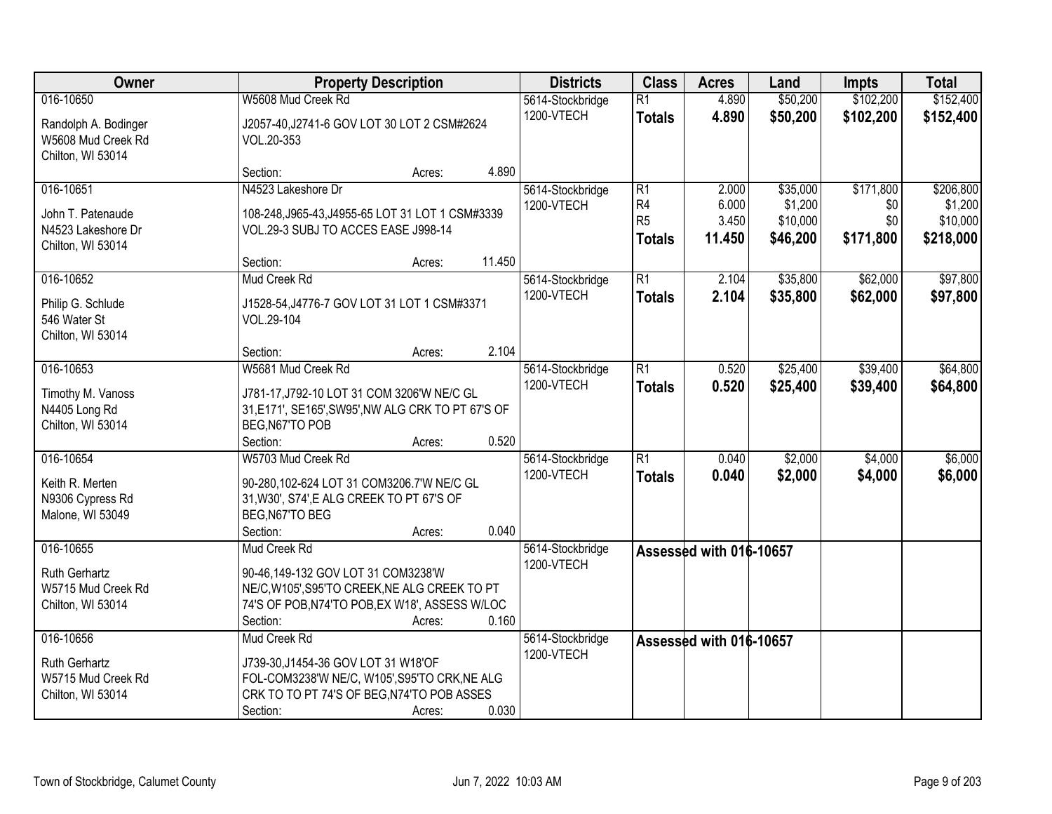| Owner | Property Description | Districts | Class | Acres | Land | Impts | Total |
|---|---|---|---|---|---|---|---|
| 016-10650<br>Randolph A. Bodinger<br>W5608 Mud Creek Rd<br>Chilton, WI 53014 | W5608 Mud Creek Rd<br>J2057-40,J2741-6 GOV LOT 30 LOT 2 CSM#2624 VOL.20-353<br>Section: Acres: 4.890 | 5614-Stockbridge<br>1200-VTECH | R1<br>**Totals** | 4.890<br>**4.890** | $50,200<br>**$50,200** | $102,200<br>**$102,200** | $152,400<br>**$152,400** |
| 016-10651<br>John T. Patenaude<br>N4523 Lakeshore Dr<br>Chilton, WI 53014 | N4523 Lakeshore Dr<br>108-248,J965-43,J4955-65 LOT 31 LOT 1 CSM#3339 VOL.29-3 SUBJ TO ACCES EASE J998-14<br>Section: Acres: 11.450 | 5614-Stockbridge<br>1200-VTECH | R1<br>R4<br>R5<br>**Totals** | 2.000<br>6.000<br>3.450<br>**11.450** | $35,000<br>$1,200<br>$10,000<br>**$46,200** | $171,800<br>$0<br>$0<br>**$171,800** | $206,800<br>$1,200<br>$10,000<br>**$218,000** |
| 016-10652<br>Philip G. Schlude<br>546 Water St<br>Chilton, WI 53014 | Mud Creek Rd<br>J1528-54,J4776-7 GOV LOT 31 LOT 1 CSM#3371 VOL.29-104<br>Section: Acres: 2.104 | 5614-Stockbridge<br>1200-VTECH | R1<br>**Totals** | 2.104<br>**2.104** | $35,800<br>**$35,800** | $62,000<br>**$62,000** | $97,800<br>**$97,800** |
| 016-10653<br>Timothy M. Vanoss<br>N4405 Long Rd<br>Chilton, WI 53014 | W5681 Mud Creek Rd<br>J781-17,J792-10 LOT 31 COM 3206'W NE/C GL 31,E171', SE165',SW95',NW ALG CRK TO PT 67'S OF BEG,N67'TO POB<br>Section: Acres: 0.520 | 5614-Stockbridge<br>1200-VTECH | R1<br>**Totals** | 0.520<br>**0.520** | $25,400<br>**$25,400** | $39,400<br>**$39,400** | $64,800<br>**$64,800** |
| 016-10654<br>Keith R. Merten<br>N9306 Cypress Rd<br>Malone, WI 53049 | W5703 Mud Creek Rd<br>90-280,102-624 LOT 31 COM3206.7'W NE/C GL 31,W30', S74',E ALG CREEK TO PT 67'S OF BEG,N67'TO BEG<br>Section: Acres: 0.040 | 5614-Stockbridge<br>1200-VTECH | R1<br>**Totals** | 0.040<br>**0.040** | $2,000<br>**$2,000** | $4,000<br>**$4,000** | $6,000<br>**$6,000** |
| 016-10655<br>Ruth Gerhartz<br>W5715 Mud Creek Rd<br>Chilton, WI 53014 | Mud Creek Rd<br>90-46,149-132 GOV LOT 31 COM3238'W NE/C,W105',S95'TO CREEK,NE ALG CREEK TO PT 74'S OF POB,N74'TO POB,EX W18', ASSESS W/LOC<br>Section: Acres: 0.160 | 5614-Stockbridge<br>1200-VTECH | **Assessed with 016-10657** | | | | |
| 016-10656<br>Ruth Gerhartz<br>W5715 Mud Creek Rd<br>Chilton, WI 53014 | Mud Creek Rd<br>J739-30,J1454-36 GOV LOT 31 W18'OF FOL-COM3238'W NE/C, W105',S95'TO CRK,NE ALG CRK TO TO PT 74'S OF BEG,N74'TO POB ASSES<br>Section: Acres: 0.030 | 5614-Stockbridge<br>1200-VTECH | **Assessed with 016-10657** | | | | |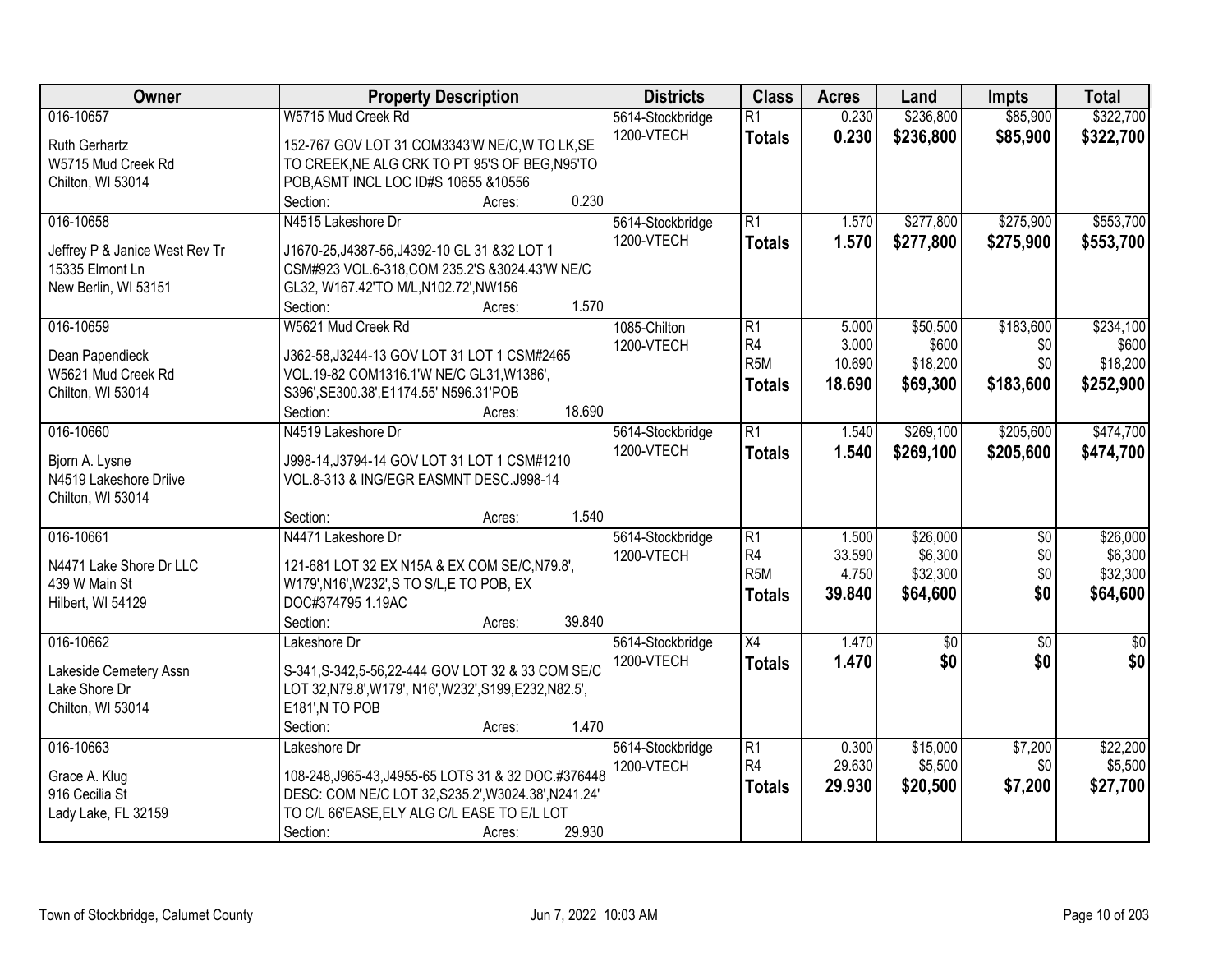| Owner | Property Description | Districts | Class | Acres | Land | Impts | Total |
|---|---|---|---|---|---|---|---|
| 016-10657<br>Ruth Gerhartz<br>W5715 Mud Creek Rd<br>Chilton, WI 53014 | W5715 Mud Creek Rd<br>152-767 GOV LOT 31 COM3343'W NE/C,W TO LK,SE TO CREEK,NE ALG CRK TO PT 95'S OF BEG,N95'TO POB,ASMT INCL LOC ID#S 10655 &10556<br>Section: Acres: 0.230 | 5614-Stockbridge<br>1200-VTECH | R1<br>**Totals** | 0.230<br>**0.230** | $236,800<br>**$236,800** | $85,900<br>**$85,900** | $322,700<br>**$322,700** |
| 016-10658<br>Jeffrey P & Janice West Rev Tr<br>15335 Elmont Ln<br>New Berlin, WI 53151 | N4515 Lakeshore Dr<br>J1670-25,J4387-56,J4392-10 GL 31 &32 LOT 1 CSM#923 VOL.6-318,COM 235.2'S &3024.43'W NE/C GL32, W167.42'TO M/L,N102.72',NW156<br>Section: Acres: 1.570 | 5614-Stockbridge<br>1200-VTECH | R1<br>**Totals** | 1.570<br>**1.570** | $277,800<br>**$277,800** | $275,900<br>**$275,900** | $553,700<br>**$553,700** |
| 016-10659<br>Dean Papendieck<br>W5621 Mud Creek Rd<br>Chilton, WI 53014 | W5621 Mud Creek Rd<br>J362-58,J3244-13 GOV LOT 31 LOT 1 CSM#2465 VOL.19-82 COM1316.1'W NE/C GL31,W1386', S396',SE300.38',E1174.55' N596.31'POB<br>Section: Acres: 18.690 | 1085-Chilton<br>1200-VTECH | R1<br>R4<br>R5M<br>**Totals** | 5.000<br>3.000<br>10.690<br>**18.690** | $50,500<br>$600<br>$18,200<br>**$69,300** | $183,600<br>$0<br>$0<br>**$183,600** | $234,100<br>$600<br>$18,200<br>**$252,900** |
| 016-10660<br>Bjorn A. Lysne<br>N4519 Lakeshore Driive<br>Chilton, WI 53014 | N4519 Lakeshore Dr<br>J998-14,J3794-14 GOV LOT 31 LOT 1 CSM#1210 VOL.8-313 & ING/EGR EASMNT DESC.J998-14<br>Section: Acres: 1.540 | 5614-Stockbridge<br>1200-VTECH | R1<br>**Totals** | 1.540<br>**1.540** | $269,100<br>**$269,100** | $205,600<br>**$205,600** | $474,700<br>**$474,700** |
| 016-10661<br>N4471 Lake Shore Dr LLC<br>439 W Main St<br>Hilbert, WI 54129 | N4471 Lakeshore Dr<br>121-681 LOT 32 EX N15A & EX COM SE/C,N79.8', W179',N16',W232',S TO S/L,E TO POB, EX DOC#374795 1.19AC<br>Section: Acres: 39.840 | 5614-Stockbridge<br>1200-VTECH | R1<br>R4<br>R5M<br>**Totals** | 1.500<br>33.590<br>4.750<br>**39.840** | $26,000<br>$6,300<br>$32,300<br>**$64,600** | $0<br>$0<br>$0<br>**$0** | $26,000<br>$6,300<br>$32,300<br>**$64,600** |
| 016-10662<br>Lakeside Cemetery Assn<br>Lake Shore Dr<br>Chilton, WI 53014 | Lakeshore Dr<br>S-341,S-342,5-56,22-444 GOV LOT 32 & 33 COM SE/C LOT 32,N79.8',W179', N16',W232',S199,E232,N82.5', E181',N TO POB<br>Section: Acres: 1.470 | 5614-Stockbridge<br>1200-VTECH | X4<br>**Totals** | 1.470<br>**1.470** | $0<br>**$0** | $0<br>**$0** | $0<br>**$0** |
| 016-10663<br>Grace A. Klug<br>916 Cecilia St<br>Lady Lake, FL 32159 | Lakeshore Dr<br>108-248,J965-43,J4955-65 LOTS 31 & 32 DOC.#376448 DESC: COM NE/C LOT 32,S235.2',W3024.38',N241.24' TO C/L 66'EASE,ELY ALG C/L EASE TO E/L LOT<br>Section: Acres: 29.930 | 5614-Stockbridge<br>1200-VTECH | R1<br>R4<br>**Totals** | 0.300<br>29.630<br>**29.930** | $15,000<br>$5,500<br>**$20,500** | $7,200<br>$0<br>**$7,200** | $22,200<br>$5,500<br>**$27,700** |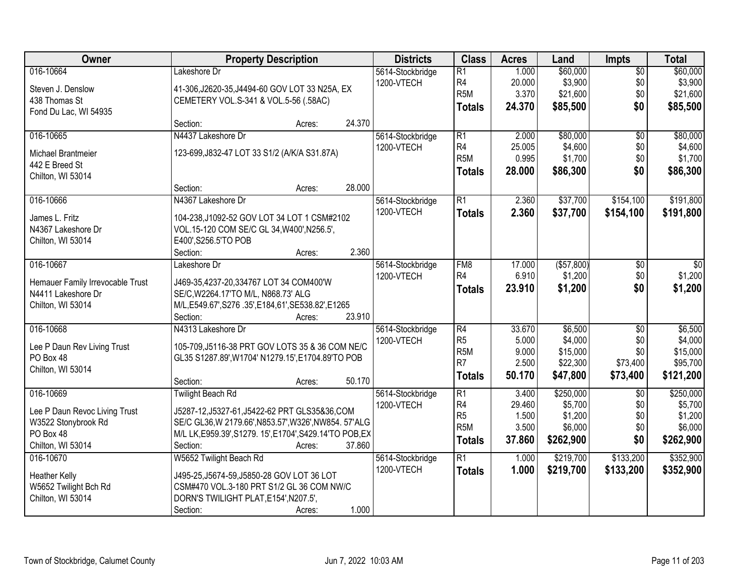| Owner | Property Description | Districts | Class | Acres | Land | Impts | Total |
|---|---|---|---|---|---|---|---|
| 016-10664<br>Steven J. Denslow<br>438 Thomas St<br>Fond Du Lac, WI 54935 | Lakeshore Dr<br>41-306,J2620-35,J4494-60 GOV LOT 33 N25A, EX CEMETERY VOL.S-341 & VOL.5-56 (.58AC)<br>Section: Acres: 24.370 | 5614-Stockbridge<br>1200-VTECH | R1<br>R4<br>R5M<br>**Totals** | 1.000<br>20.000<br>3.370<br>**24.370** | $60,000<br>$3,900<br>$21,600<br>**$85,500** | $0<br>$0<br>$0<br>**$0** | $60,000<br>$3,900<br>$21,600<br>**$85,500** |
| 016-10665<br>Michael Brantmeier<br>442 E Breed St<br>Chilton, WI 53014 | N4437 Lakeshore Dr<br>123-699,J832-47 LOT 33 S1/2 (A/K/A S31.87A)<br>Section: Acres: 28.000 | 5614-Stockbridge<br>1200-VTECH | R1<br>R4<br>R5M<br>**Totals** | 2.000<br>25.005<br>0.995<br>**28.000** | $80,000<br>$4,600<br>$1,700<br>**$86,300** | $0<br>$0<br>$0<br>**$0** | $80,000<br>$4,600<br>$1,700<br>**$86,300** |
| 016-10666<br>James L. Fritz<br>N4367 Lakeshore Dr<br>Chilton, WI 53014 | N4367 Lakeshore Dr<br>104-238,J1092-52 GOV LOT 34 LOT 1 CSM#2102 VOL.15-120 COM SE/C GL 34,W400',N256.5', E400',S256.5'TO POB<br>Section: Acres: 2.360 | 5614-Stockbridge<br>1200-VTECH | R1<br>**Totals** | 2.360<br>**2.360** | $37,700<br>**$37,700** | $154,100<br>**$154,100** | $191,800<br>**$191,800** |
| 016-10667<br>Hemauer Family Irrevocable Trust<br>N4411 Lakeshore Dr<br>Chilton, WI 53014 | Lakeshore Dr<br>J469-35,4237-20,334767 LOT 34 COM400'W SE/C,W2264.17'TO M/L, N868.73' ALG M/L,E549.67',S276 .35',E184,61',SE538.82',E1265<br>Section: Acres: 23.910 | 5614-Stockbridge<br>1200-VTECH | FM8<br>R4<br>**Totals** | 17.000<br>6.910<br>**23.910** | ($57,800)<br>$1,200<br>**$1,200** | $0<br>$0<br>**$0** | $0<br>$1,200<br>**$1,200** |
| 016-10668<br>Lee P Daun Rev Living Trust<br>PO Box 48<br>Chilton, WI 53014 | N4313 Lakeshore Dr<br>105-709,J5116-38 PRT GOV LOTS 35 & 36 COM NE/C GL35 S1287.89',W1704' N1279.15',E1704.89'TO POB<br>Section: Acres: 50.170 | 5614-Stockbridge<br>1200-VTECH | R4<br>R5<br>R5M<br>R7<br>**Totals** | 33.670<br>5.000<br>9.000<br>2.500<br>**50.170** | $6,500<br>$4,000<br>$15,000<br>$22,300<br>**$47,800** | $0<br>$0<br>$0<br>$73,400<br>**$73,400** | $6,500<br>$4,000<br>$15,000<br>$95,700<br>**$121,200** |
| 016-10669<br>Lee P Daun Revoc Living Trust<br>W3522 Stonybrook Rd<br>PO Box 48<br>Chilton, WI 53014 | Twilight Beach Rd<br>J5287-12,J5327-61,J5422-62 PRT GLS35&36,COM SE/C GL36,W 2179.66',N853.57',W326',NW854. 57'ALG M/L LK,E959.39',S1279. 15',E1704',S429.14'TO POB,EX<br>Section: Acres: 37.860 | 5614-Stockbridge<br>1200-VTECH | R1<br>R4<br>R5<br>R5M<br>**Totals** | 3.400<br>29.460<br>1.500<br>3.500<br>**37.860** | $250,000<br>$5,700<br>$1,200<br>$6,000<br>**$262,900** | $0<br>$0<br>$0<br>$0<br>**$0** | $250,000<br>$5,700<br>$1,200<br>$6,000<br>**$262,900** |
| 016-10670<br>Heather Kelly<br>W5652 Twilight Bch Rd<br>Chilton, WI 53014 | W5652 Twilight Beach Rd<br>J495-25,J5674-59,J5850-28 GOV LOT 36 LOT CSM#470 VOL.3-180 PRT S1/2 GL 36 COM NW/C DORN'S TWILIGHT PLAT,E154',N207.5',<br>Section: Acres: 1.000 | 5614-Stockbridge<br>1200-VTECH | R1<br>**Totals** | 1.000<br>**1.000** | $219,700<br>**$219,700** | $133,200<br>**$133,200** | $352,900<br>**$352,900** |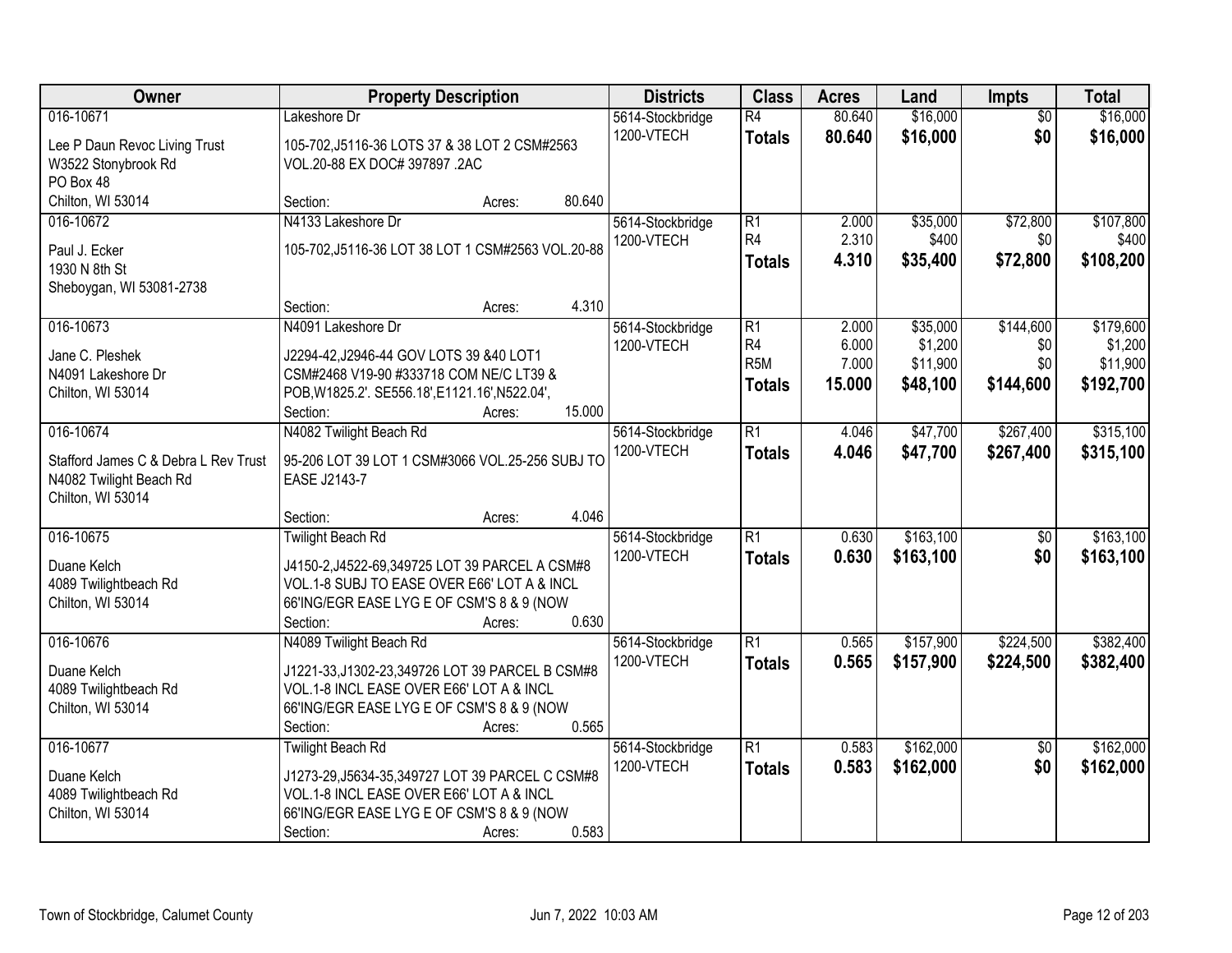| Owner | Property Description | Districts | Class | Acres | Land | Impts | Total |
|---|---|---|---|---|---|---|---|
| 016-10671<br>Lee P Daun Revoc Living Trust<br>W3522 Stonybrook Rd<br>PO Box 48<br>Chilton, WI 53014 | Lakeshore Dr<br>105-702,J5116-36 LOTS 37 & 38 LOT 2 CSM#2563 VOL.20-88 EX DOC# 397897 .2AC<br>Section: Acres: 80.640 | 5614-Stockbridge<br>1200-VTECH | R4<br>**Totals** | 80.640<br>**80.640** | $16,000<br>**$16,000** | $0<br>**$0** | $16,000<br>**$16,000** |
| 016-10672<br>Paul J. Ecker<br>1930 N 8th St<br>Sheboygan, WI 53081-2738 | N4133 Lakeshore Dr<br>105-702,J5116-36 LOT 38 LOT 1 CSM#2563 VOL.20-88<br>Section: Acres: 4.310 | 5614-Stockbridge<br>1200-VTECH | R1<br>R4<br>**Totals** | 2.000<br>2.310<br>**4.310** | $35,000<br>$400<br>**$35,400** | $72,800<br>$0<br>**$72,800** | $107,800<br>$400<br>**$108,200** |
| 016-10673<br>Jane C. Pleshek<br>N4091 Lakeshore Dr<br>Chilton, WI 53014 | N4091 Lakeshore Dr<br>J2294-42,J2946-44 GOV LOTS 39 &40 LOT1 CSM#2468 V19-90 #333718 COM NE/C LT39 & POB,W1825.2'. SE556.18',E1121.16',N522.04',<br>Section: Acres: 15.000 | 5614-Stockbridge<br>1200-VTECH | R1<br>R4<br>R5M<br>**Totals** | 2.000<br>6.000<br>7.000<br>**15.000** | $35,000<br>$1,200<br>$11,900<br>**$48,100** | $144,600<br>$0<br>$0<br>**$144,600** | $179,600<br>$1,200<br>$11,900<br>**$192,700** |
| 016-10674<br>Stafford James C & Debra L Rev Trust<br>N4082 Twilight Beach Rd<br>Chilton, WI 53014 | N4082 Twilight Beach Rd<br>95-206 LOT 39 LOT 1 CSM#3066 VOL.25-256 SUBJ TO EASE J2143-7<br>Section: Acres: 4.046 | 5614-Stockbridge<br>1200-VTECH | R1<br>**Totals** | 4.046<br>**4.046** | $47,700<br>**$47,700** | $267,400<br>**$267,400** | $315,100<br>**$315,100** |
| 016-10675<br>Duane Kelch<br>4089 Twilightbeach Rd<br>Chilton, WI 53014 | Twilight Beach Rd<br>J4150-2,J4522-69,349725 LOT 39 PARCEL A CSM#8 VOL.1-8 SUBJ TO EASE OVER E66' LOT A & INCL 66'ING/EGR EASE LYG E OF CSM'S 8 & 9 (NOW<br>Section: Acres: 0.630 | 5614-Stockbridge<br>1200-VTECH | R1<br>**Totals** | 0.630<br>**0.630** | $163,100<br>**$163,100** | $0<br>**$0** | $163,100<br>**$163,100** |
| 016-10676<br>Duane Kelch<br>4089 Twilightbeach Rd<br>Chilton, WI 53014 | N4089 Twilight Beach Rd<br>J1221-33,J1302-23,349726 LOT 39 PARCEL B CSM#8 VOL.1-8 INCL EASE OVER E66' LOT A & INCL 66'ING/EGR EASE LYG E OF CSM'S 8 & 9 (NOW<br>Section: Acres: 0.565 | 5614-Stockbridge<br>1200-VTECH | R1<br>**Totals** | 0.565<br>**0.565** | $157,900<br>**$157,900** | $224,500<br>**$224,500** | $382,400<br>**$382,400** |
| 016-10677<br>Duane Kelch<br>4089 Twilightbeach Rd<br>Chilton, WI 53014 | Twilight Beach Rd<br>J1273-29,J5634-35,349727 LOT 39 PARCEL C CSM#8 VOL.1-8 INCL EASE OVER E66' LOT A & INCL 66'ING/EGR EASE LYG E OF CSM'S 8 & 9 (NOW<br>Section: Acres: 0.583 | 5614-Stockbridge<br>1200-VTECH | R1<br>**Totals** | 0.583<br>**0.583** | $162,000<br>**$162,000** | $0<br>**$0** | $162,000<br>**$162,000** |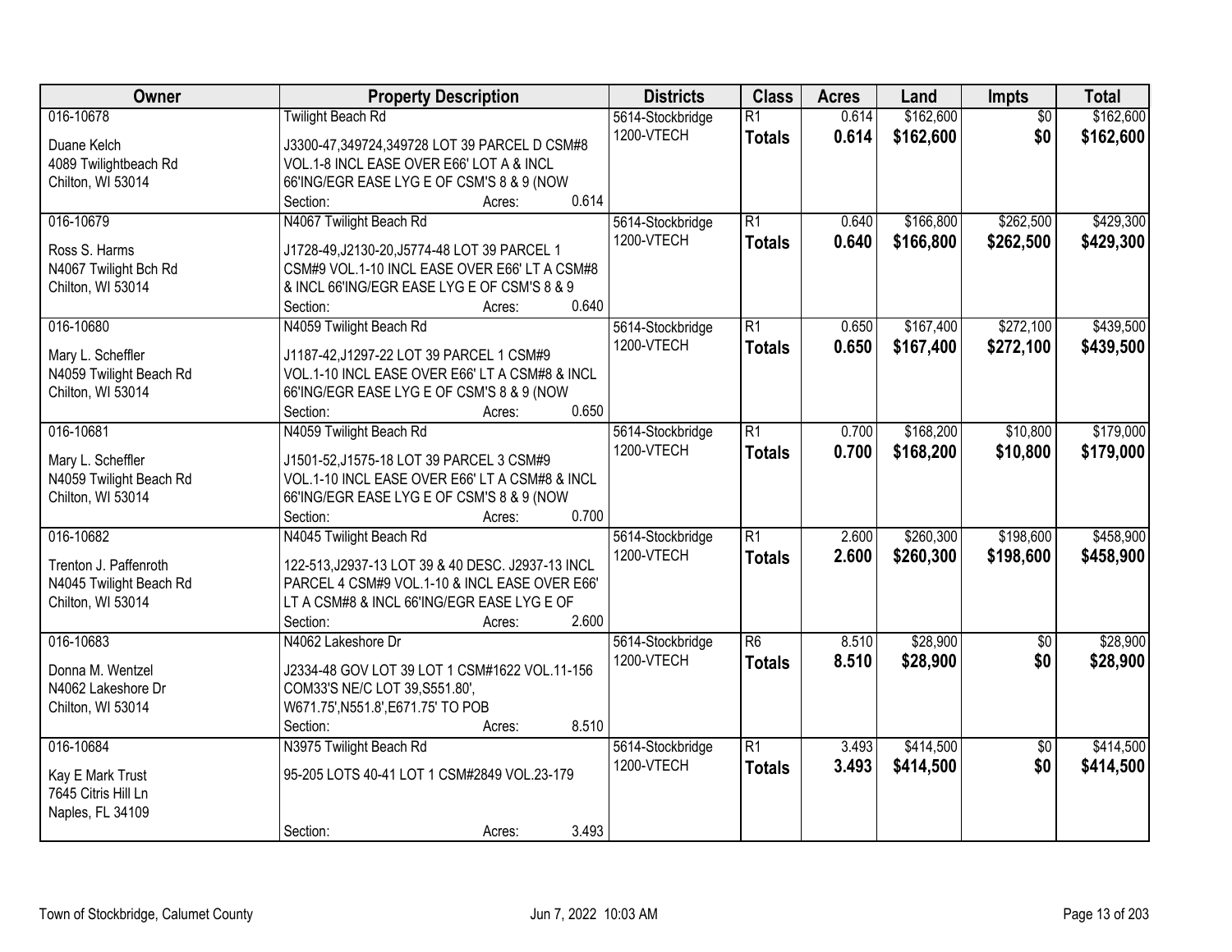| Owner | Property Description | Districts | Class | Acres | Land | Impts | Total |
|---|---|---|---|---|---|---|---|
| 016-10678<br>Duane Kelch<br>4089 Twilightbeach Rd<br>Chilton, WI 53014 | Twilight Beach Rd<br>J3300-47,349724,349728 LOT 39 PARCEL D CSM#8 VOL.1-8 INCL EASE OVER E66' LOT A & INCL 66'ING/EGR EASE LYG E OF CSM'S 8 & 9 (NOW<br>Section: Acres: 0.614 | 5614-Stockbridge<br>1200-VTECH | R1<br>**Totals** | 0.614<br>**0.614** | $162,600<br>**$162,600** | $0<br>**$0** | $162,600<br>**$162,600** |
| 016-10679<br>Ross S. Harms<br>N4067 Twilight Bch Rd<br>Chilton, WI 53014 | N4067 Twilight Beach Rd<br>J1728-49,J2130-20,J5774-48 LOT 39 PARCEL 1 CSM#9 VOL.1-10 INCL EASE OVER E66' LT A CSM#8 & INCL 66'ING/EGR EASE LYG E OF CSM'S 8 & 9<br>Section: Acres: 0.640 | 5614-Stockbridge<br>1200-VTECH | R1<br>**Totals** | 0.640<br>**0.640** | $166,800<br>**$166,800** | $262,500<br>**$262,500** | $429,300<br>**$429,300** |
| 016-10680<br>Mary L. Scheffler<br>N4059 Twilight Beach Rd<br>Chilton, WI 53014 | N4059 Twilight Beach Rd<br>J1187-42,J1297-22 LOT 39 PARCEL 1 CSM#9 VOL.1-10 INCL EASE OVER E66' LT A CSM#8 & INCL 66'ING/EGR EASE LYG E OF CSM'S 8 & 9 (NOW<br>Section: Acres: 0.650 | 5614-Stockbridge<br>1200-VTECH | R1<br>**Totals** | 0.650<br>**0.650** | $167,400<br>**$167,400** | $272,100<br>**$272,100** | $439,500<br>**$439,500** |
| 016-10681<br>Mary L. Scheffler<br>N4059 Twilight Beach Rd<br>Chilton, WI 53014 | N4059 Twilight Beach Rd<br>J1501-52,J1575-18 LOT 39 PARCEL 3 CSM#9 VOL.1-10 INCL EASE OVER E66' LT A CSM#8 & INCL 66'ING/EGR EASE LYG E OF CSM'S 8 & 9 (NOW<br>Section: Acres: 0.700 | 5614-Stockbridge<br>1200-VTECH | R1<br>**Totals** | 0.700<br>**0.700** | $168,200<br>**$168,200** | $10,800<br>**$10,800** | $179,000<br>**$179,000** |
| 016-10682<br>Trenton J. Paffenroth<br>N4045 Twilight Beach Rd<br>Chilton, WI 53014 | N4045 Twilight Beach Rd<br>122-513,J2937-13 LOT 39 & 40 DESC. J2937-13 INCL PARCEL 4 CSM#9 VOL.1-10 & INCL EASE OVER E66' LT A CSM#8 & INCL 66'ING/EGR EASE LYG E OF<br>Section: Acres: 2.600 | 5614-Stockbridge<br>1200-VTECH | R1<br>**Totals** | 2.600<br>**2.600** | $260,300<br>**$260,300** | $198,600<br>**$198,600** | $458,900<br>**$458,900** |
| 016-10683<br>Donna M. Wentzel<br>N4062 Lakeshore Dr<br>Chilton, WI 53014 | N4062 Lakeshore Dr<br>J2334-48 GOV LOT 39 LOT 1 CSM#1622 VOL.11-156 COM33'S NE/C LOT 39,S551.80', W671.75',N551.8',E671.75' TO POB<br>Section: Acres: 8.510 | 5614-Stockbridge<br>1200-VTECH | R6<br>**Totals** | 8.510<br>**8.510** | $28,900<br>**$28,900** | $0<br>**$0** | $28,900<br>**$28,900** |
| 016-10684<br>Kay E Mark Trust<br>7645 Citris Hill Ln<br>Naples, FL 34109 | N3975 Twilight Beach Rd<br>95-205 LOTS 40-41 LOT 1 CSM#2849 VOL.23-179<br>Section: Acres: 3.493 | 5614-Stockbridge<br>1200-VTECH | R1<br>**Totals** | 3.493<br>**3.493** | $414,500<br>**$414,500** | $0<br>**$0** | $414,500<br>**$414,500** |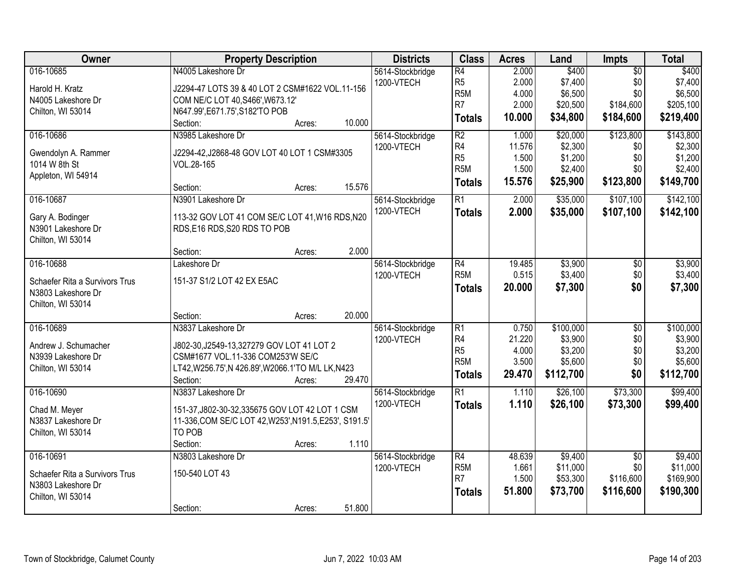| Owner | Property Description | | | Districts | Class | Acres | Land | Impts | Total |
|---|---|---|---|---|---|---|---|---|---|
| 016-10685 | N4005 Lakeshore Dr | | | 5614-Stockbridge | R4 | 2.000 | $400 | $0 | $400 |
| Harold H. Kratz | J2294-47 LOTS 39 & 40 LOT 2 CSM#1622 VOL.11-156 | | | 1200-VTECH | R5 | 2.000 | $7,400 | $0 | $7,400 |
| N4005 Lakeshore Dr | COM NE/C LOT 40,S466',W673.12' | | | | R5M | 4.000 | $6,500 | $0 | $6,500 |
| Chilton, WI 53014 | N647.99',E671.75',S182'TO POB | | | | R7 | 2.000 | $20,500 | $184,600 | $205,100 |
| | Section: | Acres: | 10.000 | | **Totals** | **10.000** | **$34,800** | **$184,600** | **$219,400** |
| 016-10686 | N3985 Lakeshore Dr | | | 5614-Stockbridge | R2 | 1.000 | $20,000 | $123,800 | $143,800 |
| Gwendolyn A. Rammer | J2294-42,J2868-48 GOV LOT 40 LOT 1 CSM#3305 | | | 1200-VTECH | R4 | 11.576 | $2,300 | $0 | $2,300 |
| 1014 W 8th St | VOL.28-165 | | | | R5 | 1.500 | $1,200 | $0 | $1,200 |
| Appleton, WI 54914 | | | | | R5M | 1.500 | $2,400 | $0 | $2,400 |
| | Section: | Acres: | 15.576 | | **Totals** | **15.576** | **$25,900** | **$123,800** | **$149,700** |
| 016-10687 | N3901 Lakeshore Dr | | | 5614-Stockbridge | R1 | 2.000 | $35,000 | $107,100 | $142,100 |
| Gary A. Bodinger | 113-32 GOV LOT 41 COM SE/C LOT 41,W16 RDS,N20 | | | 1200-VTECH | **Totals** | **2.000** | **$35,000** | **$107,100** | **$142,100** |
| N3901 Lakeshore Dr | RDS,E16 RDS,S20 RDS TO POB | | | | | | | | |
| Chilton, WI 53014 | | | | | | | | | |
| | Section: | Acres: | 2.000 | | | | | | |
| 016-10688 | Lakeshore Dr | | | 5614-Stockbridge | R4 | 19.485 | $3,900 | $0 | $3,900 |
| Schaefer Rita a Survivors Trus | 151-37 S1/2 LOT 42 EX E5AC | | | 1200-VTECH | R5M | 0.515 | $3,400 | $0 | $3,400 |
| N3803 Lakeshore Dr | | | | | **Totals** | **20.000** | **$7,300** | **$0** | **$7,300** |
| Chilton, WI 53014 | | | | | | | | | |
| | Section: | Acres: | 20.000 | | | | | | |
| 016-10689 | N3837 Lakeshore Dr | | | 5614-Stockbridge | R1 | 0.750 | $100,000 | $0 | $100,000 |
| Andrew J. Schumacher | J802-30,J2549-13,327279 GOV LOT 41 LOT 2 | | | 1200-VTECH | R4 | 21.220 | $3,900 | $0 | $3,900 |
| N3939 Lakeshore Dr | CSM#1677 VOL.11-336 COM253'W SE/C | | | | R5 | 4.000 | $3,200 | $0 | $3,200 |
| Chilton, WI 53014 | LT42,W256.75',N 426.89',W2066.1'TO M/L LK,N423 | | | | R5M | 3.500 | $5,600 | $0 | $5,600 |
| | Section: | Acres: | 29.470 | | **Totals** | **29.470** | **$112,700** | **$0** | **$112,700** |
| 016-10690 | N3837 Lakeshore Dr | | | 5614-Stockbridge | R1 | 1.110 | $26,100 | $73,300 | $99,400 |
| Chad M. Meyer | 151-37,J802-30-32,335675 GOV LOT 42 LOT 1 CSM | | | 1200-VTECH | **Totals** | **1.110** | **$26,100** | **$73,300** | **$99,400** |
| N3837 Lakeshore Dr | 11-336,COM SE/C LOT 42,W253',N191.5,E253', S191.5' | | | | | | | | |
| Chilton, WI 53014 | TO POB | | | | | | | | |
| | Section: | Acres: | 1.110 | | | | | | |
| 016-10691 | N3803 Lakeshore Dr | | | 5614-Stockbridge | R4 | 48.639 | $9,400 | $0 | $9,400 |
| Schaefer Rita a Survivors Trus | 150-540 LOT 43 | | | 1200-VTECH | R5M | 1.661 | $11,000 | $0 | $11,000 |
| N3803 Lakeshore Dr | | | | | R7 | 1.500 | $53,300 | $116,600 | $169,900 |
| Chilton, WI 53014 | | | | | **Totals** | **51.800** | **$73,700** | **$116,600** | **$190,300** |
| | Section: | Acres: | 51.800 | | | | | | |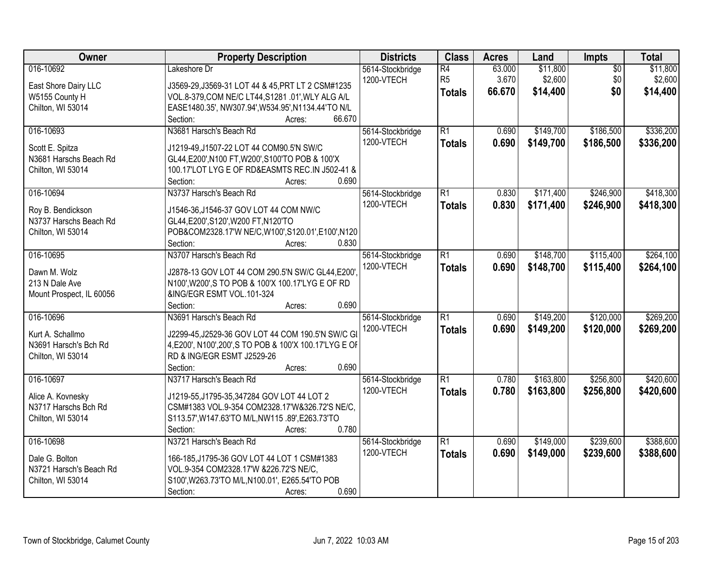| Owner | Property Description | Districts | Class | Acres | Land | Impts | Total |
|---|---|---|---|---|---|---|---|
| 016-10692<br>East Shore Dairy LLC<br>W5155 County H<br>Chilton, WI 53014 | Lakeshore Dr<br>J3569-29,J3569-31 LOT 44 & 45,PRT LT 2 CSM#1235 VOL.8-379,COM NE/C LT44,S1281 .01',WLY ALG A/L EASE1480.35', NW307.94',W534.95',N1134.44'TO N/L<br>Section: Acres: 66.670 | 5614-Stockbridge<br>1200-VTECH | R4<br>R5<br>**Totals** | 63.000<br>3.670<br>**66.670** | $11,800<br>$2,600<br>**$14,400** | $0<br>$0<br>**$0** | $11,800<br>$2,600<br>**$14,400** |
| 016-10693<br>Scott E. Spitza<br>N3681 Harschs Beach Rd<br>Chilton, WI 53014 | N3681 Harsch's Beach Rd<br>J1219-49,J1507-22 LOT 44 COM90.5'N SW/C GL44,E200',N100 FT,W200',S100'TO POB & 100'X 100.17'LOT LYG E OF RD&EASMTS REC.IN J502-41 &<br>Section: Acres: 0.690 | 5614-Stockbridge<br>1200-VTECH | R1<br>**Totals** | 0.690<br>**0.690** | $149,700<br>**$149,700** | $186,500<br>**$186,500** | $336,200<br>**$336,200** |
| 016-10694<br>Roy B. Bendickson<br>N3737 Harschs Beach Rd<br>Chilton, WI 53014 | N3737 Harsch's Beach Rd<br>J1546-36,J1546-37 GOV LOT 44 COM NW/C GL44,E200',S120',W200 FT,N120'TO POB&COM2328.17'W NE/C,W100',S120.01',E100',N120<br>Section: Acres: 0.830 | 5614-Stockbridge<br>1200-VTECH | R1<br>**Totals** | 0.830<br>**0.830** | $171,400<br>**$171,400** | $246,900<br>**$246,900** | $418,300<br>**$418,300** |
| 016-10695<br>Dawn M. Wolz<br>213 N Dale Ave<br>Mount Prospect, IL 60056 | N3707 Harsch's Beach Rd<br>J2878-13 GOV LOT 44 COM 290.5'N SW/C GL44,E200', N100',W200',S TO POB & 100'X 100.17'LYG E OF RD &ING/EGR ESMT VOL.101-324<br>Section: Acres: 0.690 | 5614-Stockbridge<br>1200-VTECH | R1<br>**Totals** | 0.690<br>**0.690** | $148,700<br>**$148,700** | $115,400<br>**$115,400** | $264,100<br>**$264,100** |
| 016-10696<br>Kurt A. Schallmo<br>N3691 Harsch's Bch Rd<br>Chilton, WI 53014 | N3691 Harsch's Beach Rd<br>J2299-45,J2529-36 GOV LOT 44 COM 190.5'N SW/C GL 4,E200', N100',200',S TO POB & 100'X 100.17'LYG E OF RD & ING/EGR ESMT J2529-26<br>Section: Acres: 0.690 | 5614-Stockbridge<br>1200-VTECH | R1<br>**Totals** | 0.690<br>**0.690** | $149,200<br>**$149,200** | $120,000<br>**$120,000** | $269,200<br>**$269,200** |
| 016-10697<br>Alice A. Kovnesky<br>N3717 Harschs Bch Rd<br>Chilton, WI 53014 | N3717 Harsch's Beach Rd<br>J1219-55,J1795-35,347284 GOV LOT 44 LOT 2 CSM#1383 VOL.9-354 COM2328.17'W&326.72'S NE/C, S113.57',W147.63'TO M/L,NW115 .89',E263.73'TO<br>Section: Acres: 0.780 | 5614-Stockbridge<br>1200-VTECH | R1<br>**Totals** | 0.780<br>**0.780** | $163,800<br>**$163,800** | $256,800<br>**$256,800** | $420,600<br>**$420,600** |
| 016-10698<br>Dale G. Bolton<br>N3721 Harsch's Beach Rd<br>Chilton, WI 53014 | N3721 Harsch's Beach Rd<br>166-185,J1795-36 GOV LOT 44 LOT 1 CSM#1383 VOL.9-354 COM2328.17'W &226.72'S NE/C, S100',W263.73'TO M/L,N100.01', E265.54'TO POB<br>Section: Acres: 0.690 | 5614-Stockbridge<br>1200-VTECH | R1<br>**Totals** | 0.690<br>**0.690** | $149,000<br>**$149,000** | $239,600<br>**$239,600** | $388,600<br>**$388,600** |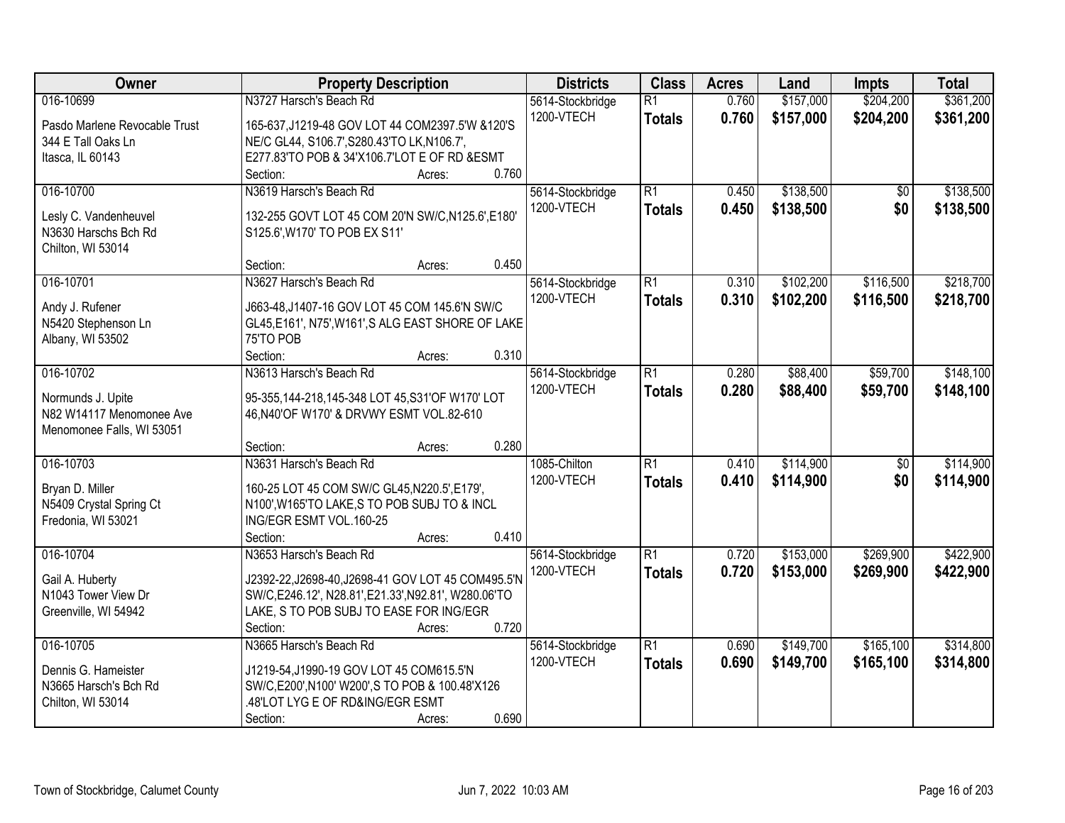| Owner | Property Description | Districts | Class | Acres | Land | Impts | Total |
|---|---|---|---|---|---|---|---|
| 016-10699<br>Pasdo Marlene Revocable Trust<br>344 E Tall Oaks Ln<br>Itasca, IL 60143 | N3727 Harsch's Beach Rd<br>165-637,J1219-48 GOV LOT 44 COM2397.5'W &120'S NE/C GL44, S106.7',S280.43'TO LK,N106.7', E277.83'TO POB & 34'X106.7'LOT E OF RD &ESMT<br>Section: Acres: 0.760 | 5614-Stockbridge<br>1200-VTECH | R1<br>**Totals** | 0.760<br>**0.760** | $157,000<br>**$157,000** | $204,200<br>**$204,200** | $361,200<br>**$361,200** |
| 016-10700<br>Lesly C. Vandenheuvel<br>N3630 Harschs Bch Rd<br>Chilton, WI 53014 | N3619 Harsch's Beach Rd<br>132-255 GOVT LOT 45 COM 20'N SW/C,N125.6',E180' S125.6',W170' TO POB EX S11'<br>Section: Acres: 0.450 | 5614-Stockbridge<br>1200-VTECH | R1<br>**Totals** | 0.450<br>**0.450** | $138,500<br>**$138,500** | $0<br>**$0** | $138,500<br>**$138,500** |
| 016-10701<br>Andy J. Rufener<br>N5420 Stephenson Ln<br>Albany, WI 53502 | N3627 Harsch's Beach Rd<br>J663-48,J1407-16 GOV LOT 45 COM 145.6'N SW/C GL45,E161', N75',W161',S ALG EAST SHORE OF LAKE 75'TO POB<br>Section: Acres: 0.310 | 5614-Stockbridge<br>1200-VTECH | R1<br>**Totals** | 0.310<br>**0.310** | $102,200<br>**$102,200** | $116,500<br>**$116,500** | $218,700<br>**$218,700** |
| 016-10702<br>Normunds J. Upite<br>N82 W14117 Menomonee Ave<br>Menomonee Falls, WI 53051 | N3613 Harsch's Beach Rd<br>95-355,144-218,145-348 LOT 45,S31'OF W170' LOT 46,N40'OF W170' & DRVWY ESMT VOL.82-610<br>Section: Acres: 0.280 | 5614-Stockbridge<br>1200-VTECH | R1<br>**Totals** | 0.280<br>**0.280** | $88,400<br>**$88,400** | $59,700<br>**$59,700** | $148,100<br>**$148,100** |
| 016-10703<br>Bryan D. Miller<br>N5409 Crystal Spring Ct<br>Fredonia, WI 53021 | N3631 Harsch's Beach Rd<br>160-25 LOT 45 COM SW/C GL45,N220.5',E179', N100',W165'TO LAKE,S TO POB SUBJ TO & INCL ING/EGR ESMT VOL.160-25<br>Section: Acres: 0.410 | 1085-Chilton<br>1200-VTECH | R1<br>**Totals** | 0.410<br>**0.410** | $114,900<br>**$114,900** | $0<br>**$0** | $114,900<br>**$114,900** |
| 016-10704<br>Gail A. Huberty<br>N1043 Tower View Dr<br>Greenville, WI 54942 | N3653 Harsch's Beach Rd<br>J2392-22,J2698-40,J2698-41 GOV LOT 45 COM495.5'N SW/C,E246.12', N28.81',E21.33',N92.81', W280.06'TO LAKE, S TO POB SUBJ TO EASE FOR ING/EGR<br>Section: Acres: 0.720 | 5614-Stockbridge<br>1200-VTECH | R1<br>**Totals** | 0.720<br>**0.720** | $153,000<br>**$153,000** | $269,900<br>**$269,900** | $422,900<br>**$422,900** |
| 016-10705<br>Dennis G. Hameister<br>N3665 Harsch's Bch Rd<br>Chilton, WI 53014 | N3665 Harsch's Beach Rd<br>J1219-54,J1990-19 GOV LOT 45 COM615.5'N SW/C,E200',N100' W200',S TO POB & 100.48'X126 .48'LOT LYG E OF RD&ING/EGR ESMT<br>Section: Acres: 0.690 | 5614-Stockbridge<br>1200-VTECH | R1<br>**Totals** | 0.690<br>**0.690** | $149,700<br>**$149,700** | $165,100<br>**$165,100** | $314,800<br>**$314,800** |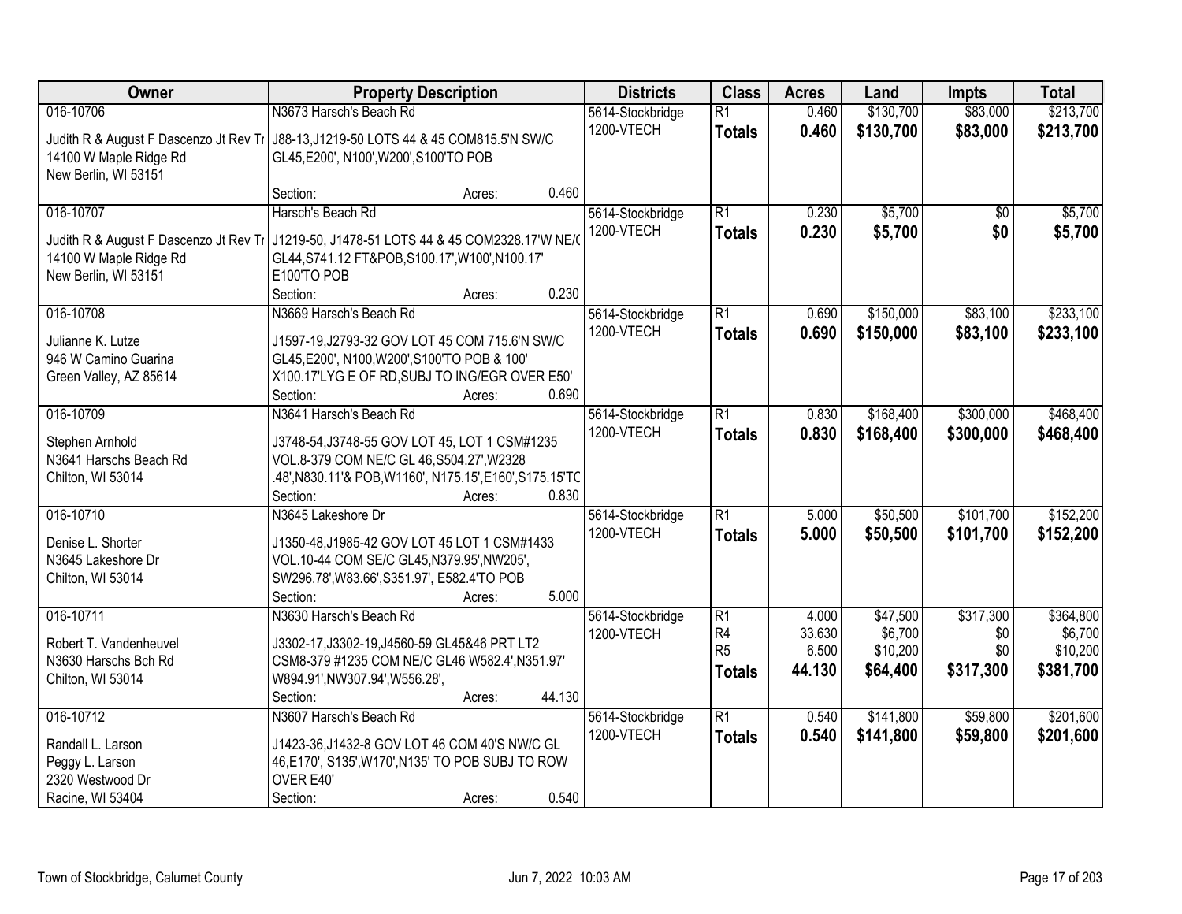| Owner | Property Description | Districts | Class | Acres | Land | Impts | Total |
|---|---|---|---|---|---|---|---|
| 016-10706<br>Judith R & August F Dascenzo Jt Rev Tr<br>14100 W Maple Ridge Rd<br>New Berlin, WI 53151 | N3673 Harsch's Beach Rd<br>J88-13,J1219-50 LOTS 44 & 45 COM815.5'N SW/C GL45,E200', N100',W200',S100'TO POB<br>Section: Acres: 0.460 | 5614-Stockbridge<br>1200-VTECH | R1<br>**Totals** | 0.460<br>**0.460** | $130,700<br>**$130,700** | $83,000<br>**$83,000** | $213,700<br>**$213,700** |
| 016-10707<br>Judith R & August F Dascenzo Jt Rev Tr<br>14100 W Maple Ridge Rd<br>New Berlin, WI 53151 | Harsch's Beach Rd<br>J1219-50, J1478-51 LOTS 44 & 45 COM2328.17'W NE/C GL44,S741.12 FT&POB,S100.17',W100',N100.17' E100'TO POB<br>Section: Acres: 0.230 | 5614-Stockbridge<br>1200-VTECH | R1<br>**Totals** | 0.230<br>**0.230** | $5,700<br>**$5,700** | $0<br>**$0** | $5,700<br>**$5,700** |
| 016-10708<br>Julianne K. Lutze<br>946 W Camino Guarina<br>Green Valley, AZ 85614 | N3669 Harsch's Beach Rd<br>J1597-19,J2793-32 GOV LOT 45 COM 715.6'N SW/C GL45,E200', N100,W200',S100'TO POB & 100' X100.17'LYG E OF RD,SUBJ TO ING/EGR OVER E50'<br>Section: Acres: 0.690 | 5614-Stockbridge<br>1200-VTECH | R1<br>**Totals** | 0.690<br>**0.690** | $150,000<br>**$150,000** | $83,100<br>**$83,100** | $233,100<br>**$233,100** |
| 016-10709<br>Stephen Arnhold<br>N3641 Harschs Beach Rd<br>Chilton, WI 53014 | N3641 Harsch's Beach Rd<br>J3748-54,J3748-55 GOV LOT 45, LOT 1 CSM#1235 VOL.8-379 COM NE/C GL 46,S504.27',W2328 .48',N830.11'& POB,W1160', N175.15',E160',S175.15'TO<br>Section: Acres: 0.830 | 5614-Stockbridge<br>1200-VTECH | R1<br>**Totals** | 0.830<br>**0.830** | $168,400<br>**$168,400** | $300,000<br>**$300,000** | $468,400<br>**$468,400** |
| 016-10710<br>Denise L. Shorter<br>N3645 Lakeshore Dr<br>Chilton, WI 53014 | N3645 Lakeshore Dr<br>J1350-48,J1985-42 GOV LOT 45 LOT 1 CSM#1433 VOL.10-44 COM SE/C GL45,N379.95',NW205', SW296.78',W83.66',S351.97', E582.4'TO POB<br>Section: Acres: 5.000 | 5614-Stockbridge<br>1200-VTECH | R1<br>**Totals** | 5.000<br>**5.000** | $50,500<br>**$50,500** | $101,700<br>**$101,700** | $152,200<br>**$152,200** |
| 016-10711<br>Robert T. Vandenheuvel<br>N3630 Harschs Bch Rd<br>Chilton, WI 53014 | N3630 Harsch's Beach Rd<br>J3302-17,J3302-19,J4560-59 GL45&46 PRT LT2 CSM8-379 #1235 COM NE/C GL46 W582.4',N351.97' W894.91',NW307.94',W556.28',<br>Section: Acres: 44.130 | 5614-Stockbridge<br>1200-VTECH | R1<br>R4<br>R5<br>**Totals** | 4.000<br>33.630<br>6.500<br>**44.130** | $47,500<br>$6,700<br>$10,200<br>**$64,400** | $317,300<br>$0<br>$0<br>**$317,300** | $364,800<br>$6,700<br>$10,200<br>**$381,700** |
| 016-10712<br>Randall L. Larson<br>Peggy L. Larson<br>2320 Westwood Dr<br>Racine, WI 53404 | N3607 Harsch's Beach Rd<br>J1423-36,J1432-8 GOV LOT 46 COM 40'S NW/C GL 46,E170', S135',W170',N135' TO POB SUBJ TO ROW OVER E40'<br>Section: Acres: 0.540 | 5614-Stockbridge<br>1200-VTECH | R1<br>**Totals** | 0.540<br>**0.540** | $141,800<br>**$141,800** | $59,800<br>**$59,800** | $201,600<br>**$201,600** |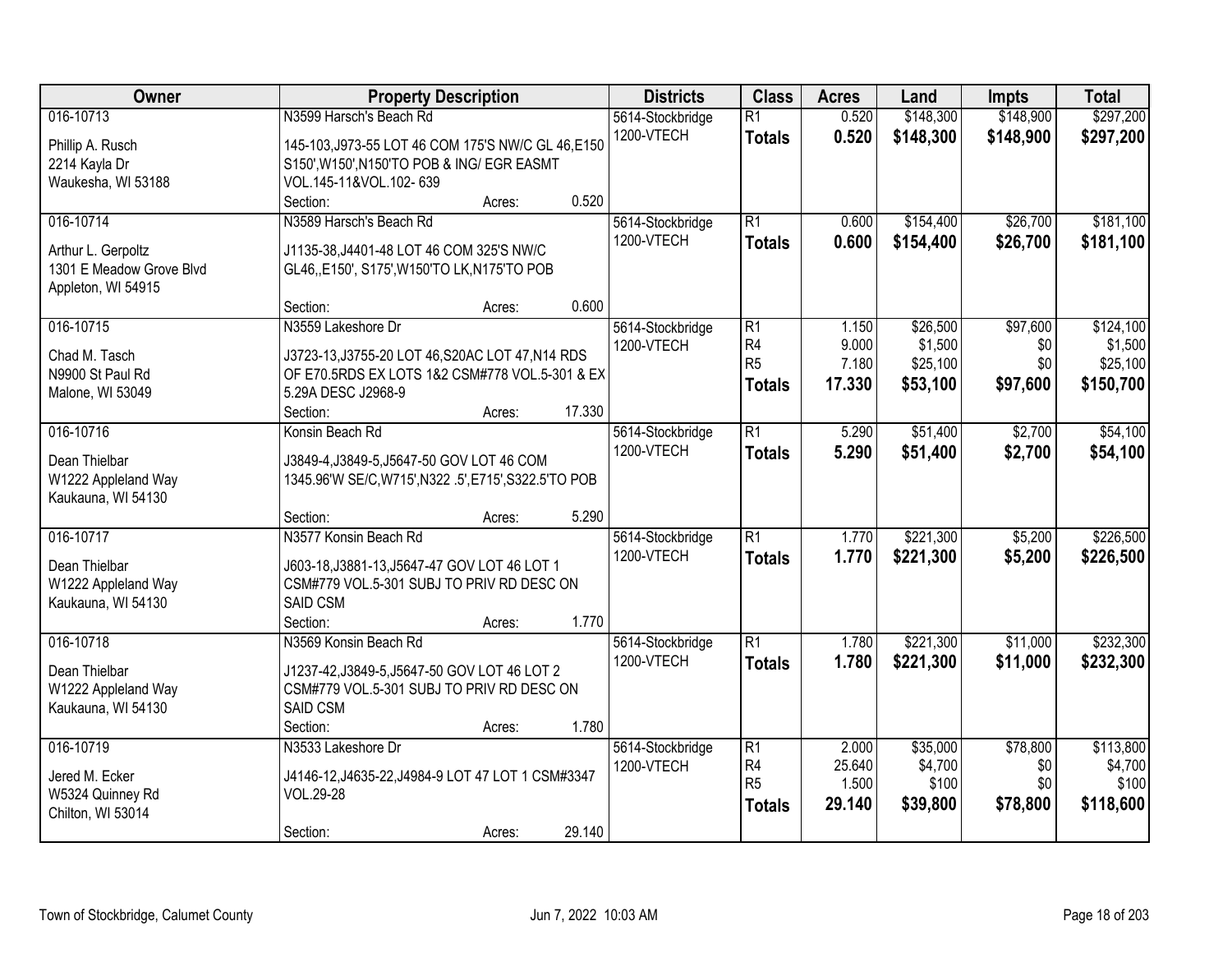| Owner | Property Description | Districts | Class | Acres | Land | Impts | Total |
|---|---|---|---|---|---|---|---|
| 016-10713<br>Phillip A. Rusch<br>2214 Kayla Dr<br>Waukesha, WI 53188 | N3599 Harsch's Beach Rd<br>145-103,J973-55 LOT 46 COM 175'S NW/C GL 46,E150 S150',W150',N150'TO POB & ING/ EGR EASMT VOL.145-11&VOL.102- 639<br>Section: Acres: 0.520 | 5614-Stockbridge<br>1200-VTECH | R1<br>**Totals** | 0.520<br>**0.520** | $148,300<br>**$148,300** | $148,900<br>**$148,900** | $297,200<br>**$297,200** |
| 016-10714<br>Arthur L. Gerpoltz<br>1301 E Meadow Grove Blvd<br>Appleton, WI 54915 | N3589 Harsch's Beach Rd<br>J1135-38,J4401-48 LOT 46 COM 325'S NW/C GL46,,E150', S175',W150'TO LK,N175'TO POB<br>Section: Acres: 0.600 | 5614-Stockbridge<br>1200-VTECH | R1<br>**Totals** | 0.600<br>**0.600** | $154,400<br>**$154,400** | $26,700<br>**$26,700** | $181,100<br>**$181,100** |
| 016-10715<br>Chad M. Tasch<br>N9900 St Paul Rd<br>Malone, WI 53049 | N3559 Lakeshore Dr<br>J3723-13,J3755-20 LOT 46,S20AC LOT 47,N14 RDS OF E70.5RDS EX LOTS 1&2 CSM#778 VOL.5-301 & EX 5.29A DESC J2968-9<br>Section: Acres: 17.330 | 5614-Stockbridge<br>1200-VTECH | R1<br>R4<br>R5<br>**Totals** | 1.150<br>9.000<br>7.180<br>**17.330** | $26,500<br>$1,500<br>$25,100<br>**$53,100** | $97,600<br>$0<br>$0<br>**$97,600** | $124,100<br>$1,500<br>$25,100<br>**$150,700** |
| 016-10716<br>Dean Thielbar<br>W1222 Appleland Way<br>Kaukauna, WI 54130 | Konsin Beach Rd<br>J3849-4,J3849-5,J5647-50 GOV LOT 46 COM 1345.96'W SE/C,W715',N322 .5',E715',S322.5'TO POB<br>Section: Acres: 5.290 | 5614-Stockbridge<br>1200-VTECH | R1<br>**Totals** | 5.290<br>**5.290** | $51,400<br>**$51,400** | $2,700<br>**$2,700** | $54,100<br>**$54,100** |
| 016-10717<br>Dean Thielbar<br>W1222 Appleland Way<br>Kaukauna, WI 54130 | N3577 Konsin Beach Rd<br>J603-18,J3881-13,J5647-47 GOV LOT 46 LOT 1 CSM#779 VOL.5-301 SUBJ TO PRIV RD DESC ON SAID CSM<br>Section: Acres: 1.770 | 5614-Stockbridge<br>1200-VTECH | R1<br>**Totals** | 1.770<br>**1.770** | $221,300<br>**$221,300** | $5,200<br>**$5,200** | $226,500<br>**$226,500** |
| 016-10718<br>Dean Thielbar<br>W1222 Appleland Way<br>Kaukauna, WI 54130 | N3569 Konsin Beach Rd<br>J1237-42,J3849-5,J5647-50 GOV LOT 46 LOT 2 CSM#779 VOL.5-301 SUBJ TO PRIV RD DESC ON SAID CSM<br>Section: Acres: 1.780 | 5614-Stockbridge<br>1200-VTECH | R1<br>**Totals** | 1.780<br>**1.780** | $221,300<br>**$221,300** | $11,000<br>**$11,000** | $232,300<br>**$232,300** |
| 016-10719<br>Jered M. Ecker<br>W5324 Quinney Rd<br>Chilton, WI 53014 | N3533 Lakeshore Dr<br>J4146-12,J4635-22,J4984-9 LOT 47 LOT 1 CSM#3347 VOL.29-28<br>Section: Acres: 29.140 | 5614-Stockbridge<br>1200-VTECH | R1<br>R4<br>R5<br>**Totals** | 2.000<br>25.640<br>1.500<br>**29.140** | $35,000<br>$4,700<br>$100<br>**$39,800** | $78,800<br>$0<br>$0<br>**$78,800** | $113,800<br>$4,700<br>$100<br>**$118,600** |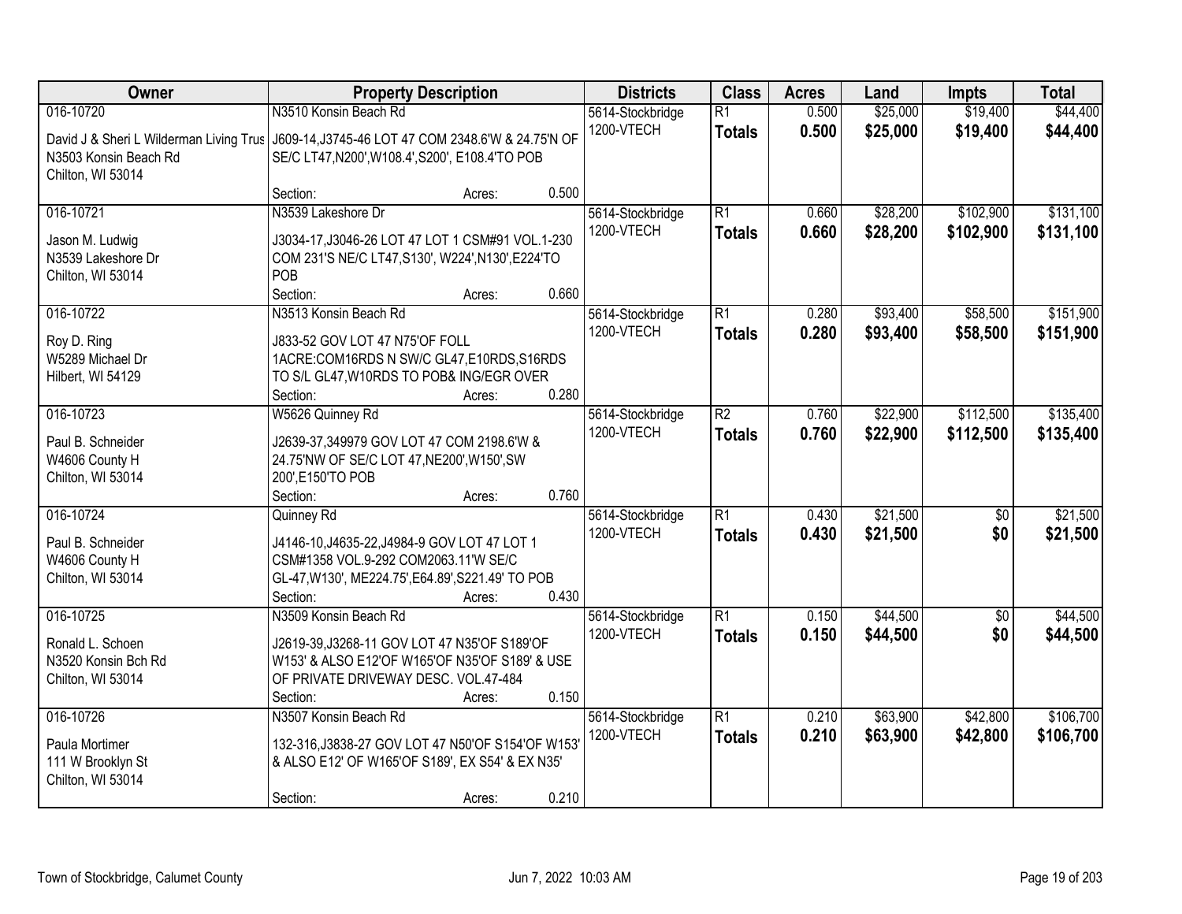| Owner | Property Description | Districts | Class | Acres | Land | Impts | Total |
|---|---|---|---|---|---|---|---|
| 016-10720<br>David J & Sheri L Wilderman Living Trus<br>N3503 Konsin Beach Rd<br>Chilton, WI 53014 | N3510 Konsin Beach Rd<br>J609-14,J3745-46 LOT 47 COM 2348.6'W & 24.75'N OF SE/C LT47,N200',W108.4',S200', E108.4'TO POB<br>Section: Acres: 0.500 | 5614-Stockbridge<br>1200-VTECH | R1<br>**Totals** | 0.500<br>**0.500** | $25,000<br>**$25,000** | $19,400<br>**$19,400** | $44,400<br>**$44,400** |
| 016-10721<br>Jason M. Ludwig<br>N3539 Lakeshore Dr<br>Chilton, WI 53014 | N3539 Lakeshore Dr<br>J3034-17,J3046-26 LOT 47 LOT 1 CSM#91 VOL.1-230 COM 231'S NE/C LT47,S130', W224',N130',E224'TO POB<br>Section: Acres: 0.660 | 5614-Stockbridge<br>1200-VTECH | R1<br>**Totals** | 0.660<br>**0.660** | $28,200<br>**$28,200** | $102,900<br>**$102,900** | $131,100<br>**$131,100** |
| 016-10722<br>Roy D. Ring<br>W5289 Michael Dr<br>Hilbert, WI 54129 | N3513 Konsin Beach Rd<br>J833-52 GOV LOT 47 N75'OF FOLL 1ACRE:COM16RDS N SW/C GL47,E10RDS,S16RDS TO S/L GL47,W10RDS TO POB& ING/EGR OVER<br>Section: Acres: 0.280 | 5614-Stockbridge<br>1200-VTECH | R1<br>**Totals** | 0.280<br>**0.280** | $93,400<br>**$93,400** | $58,500<br>**$58,500** | $151,900<br>**$151,900** |
| 016-10723<br>Paul B. Schneider<br>W4606 County H<br>Chilton, WI 53014 | W5626 Quinney Rd<br>J2639-37,349979 GOV LOT 47 COM 2198.6'W & 24.75'NW OF SE/C LOT 47,NE200',W150',SW 200',E150'TO POB<br>Section: Acres: 0.760 | 5614-Stockbridge<br>1200-VTECH | R2<br>**Totals** | 0.760<br>**0.760** | $22,900<br>**$22,900** | $112,500<br>**$112,500** | $135,400<br>**$135,400** |
| 016-10724<br>Paul B. Schneider<br>W4606 County H<br>Chilton, WI 53014 | Quinney Rd<br>J4146-10,J4635-22,J4984-9 GOV LOT 47 LOT 1 CSM#1358 VOL.9-292 COM2063.11'W SE/C GL-47,W130', ME224.75',E64.89',S221.49' TO POB<br>Section: Acres: 0.430 | 5614-Stockbridge<br>1200-VTECH | R1<br>**Totals** | 0.430<br>**0.430** | $21,500<br>**$21,500** | $0<br>**$0** | $21,500<br>**$21,500** |
| 016-10725<br>Ronald L. Schoen<br>N3520 Konsin Bch Rd<br>Chilton, WI 53014 | N3509 Konsin Beach Rd<br>J2619-39,J3268-11 GOV LOT 47 N35'OF S189'OF W153' & ALSO E12'OF W165'OF N35'OF S189' & USE OF PRIVATE DRIVEWAY DESC. VOL.47-484<br>Section: Acres: 0.150 | 5614-Stockbridge<br>1200-VTECH | R1<br>**Totals** | 0.150<br>**0.150** | $44,500<br>**$44,500** | $0<br>**$0** | $44,500<br>**$44,500** |
| 016-10726<br>Paula Mortimer<br>111 W Brooklyn St<br>Chilton, WI 53014 | N3507 Konsin Beach Rd<br>132-316,J3838-27 GOV LOT 47 N50'OF S154'OF W153' & ALSO E12' OF W165'OF S189', EX S54' & EX N35'<br>Section: Acres: 0.210 | 5614-Stockbridge<br>1200-VTECH | R1<br>**Totals** | 0.210<br>**0.210** | $63,900<br>**$63,900** | $42,800<br>**$42,800** | $106,700<br>**$106,700** |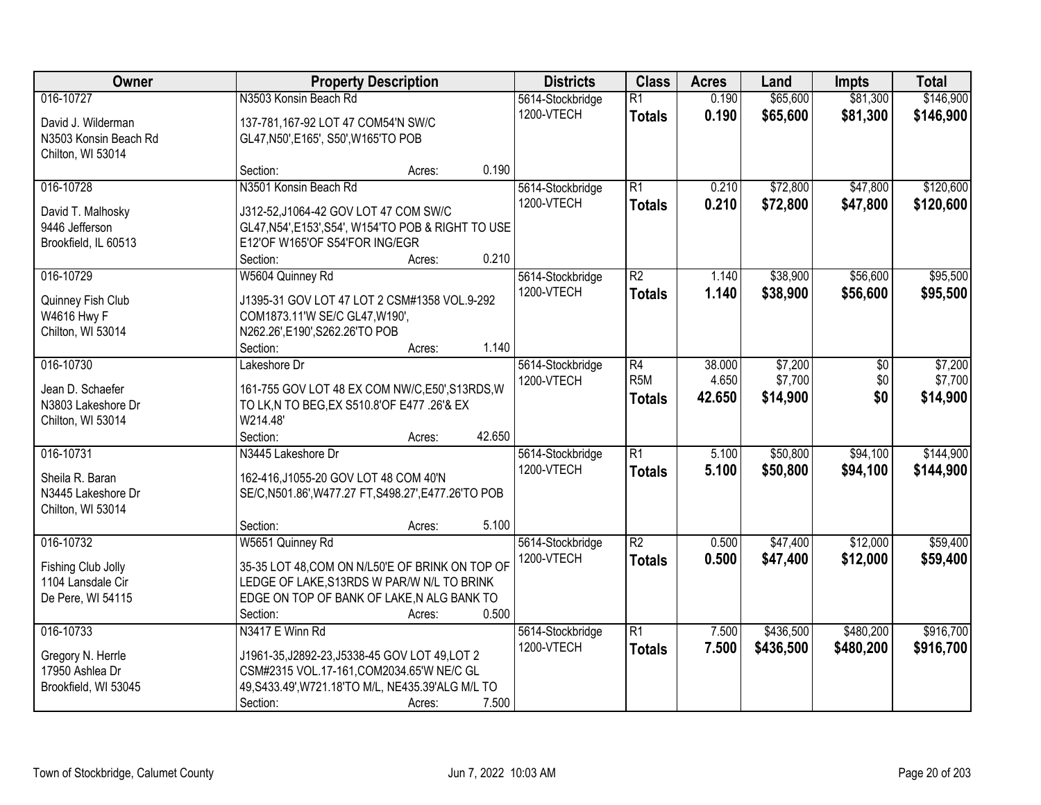| Owner | Property Description | Districts | Class | Acres | Land | Impts | Total |
|---|---|---|---|---|---|---|---|
| 016-10727<br><br>David J. Wilderman<br>N3503 Konsin Beach Rd<br>Chilton, WI 53014 | N3503 Konsin Beach Rd<br><br>137-781,167-92 LOT 47 COM54'N SW/C GL47,N50',E165', S50',W165'TO POB<br><br>Section: Acres: 0.190 | 5614-Stockbridge<br>1200-VTECH | R1<br>**Totals** | 0.190<br>**0.190** | $65,600<br>**$65,600** | $81,300<br>**$81,300** | $146,900<br>**$146,900** |
| 016-10728<br><br>David T. Malhosky<br>9446 Jefferson<br>Brookfield, IL 60513 | N3501 Konsin Beach Rd<br><br>J312-52,J1064-42 GOV LOT 47 COM SW/C GL47,N54',E153',S54', W154'TO POB & RIGHT TO USE E12'OF W165'OF S54'FOR ING/EGR<br>Section: Acres: 0.210 | 5614-Stockbridge<br>1200-VTECH | R1<br>**Totals** | 0.210<br>**0.210** | $72,800<br>**$72,800** | $47,800<br>**$47,800** | $120,600<br>**$120,600** |
| 016-10729<br><br>Quinney Fish Club<br>W4616 Hwy F<br>Chilton, WI 53014 | W5604 Quinney Rd<br><br>J1395-31 GOV LOT 47 LOT 2 CSM#1358 VOL.9-292 COM1873.11'W SE/C GL47,W190', N262.26',E190',S262.26'TO POB<br>Section: Acres: 1.140 | 5614-Stockbridge<br>1200-VTECH | R2<br>**Totals** | 1.140<br>**1.140** | $38,900<br>**$38,900** | $56,600<br>**$56,600** | $95,500<br>**$95,500** |
| 016-10730<br><br>Jean D. Schaefer<br>N3803 Lakeshore Dr<br>Chilton, WI 53014 | Lakeshore Dr<br><br>161-755 GOV LOT 48 EX COM NW/C,E50',S13RDS,W TO LK,N TO BEG,EX S510.8'OF E477 .26'& EX W214.48'<br>Section: Acres: 42.650 | 5614-Stockbridge<br>1200-VTECH | R4<br>R5M<br>**Totals** | 38.000<br>4.650<br>**42.650** | $7,200<br>$7,700<br>**$14,900** | $0<br>$0<br>**$0** | $7,200<br>$7,700<br>**$14,900** |
| 016-10731<br><br>Sheila R. Baran<br>N3445 Lakeshore Dr<br>Chilton, WI 53014 | N3445 Lakeshore Dr<br><br>162-416,J1055-20 GOV LOT 48 COM 40'N SE/C,N501.86',W477.27 FT,S498.27',E477.26'TO POB<br><br>Section: Acres: 5.100 | 5614-Stockbridge<br>1200-VTECH | R1<br>**Totals** | 5.100<br>**5.100** | $50,800<br>**$50,800** | $94,100<br>**$94,100** | $144,900<br>**$144,900** |
| 016-10732<br><br>Fishing Club Jolly<br>1104 Lansdale Cir<br>De Pere, WI 54115 | W5651 Quinney Rd<br><br>35-35 LOT 48,COM ON N/L50'E OF BRINK ON TOP OF LEDGE OF LAKE,S13RDS W PAR/W N/L TO BRINK EDGE ON TOP OF BANK OF LAKE,N ALG BANK TO<br>Section: Acres: 0.500 | 5614-Stockbridge<br>1200-VTECH | R2<br>**Totals** | 0.500<br>**0.500** | $47,400<br>**$47,400** | $12,000<br>**$12,000** | $59,400<br>**$59,400** |
| 016-10733<br><br>Gregory N. Herrle<br>17950 Ashlea Dr<br>Brookfield, WI 53045 | N3417 E Winn Rd<br><br>J1961-35,J2892-23,J5338-45 GOV LOT 49,LOT 2 CSM#2315 VOL.17-161,COM2034.65'W NE/C GL 49,S433.49',W721.18'TO M/L, NE435.39'ALG M/L TO<br>Section: Acres: 7.500 | 5614-Stockbridge<br>1200-VTECH | R1<br>**Totals** | 7.500<br>**7.500** | $436,500<br>**$436,500** | $480,200<br>**$480,200** | $916,700<br>**$916,700** |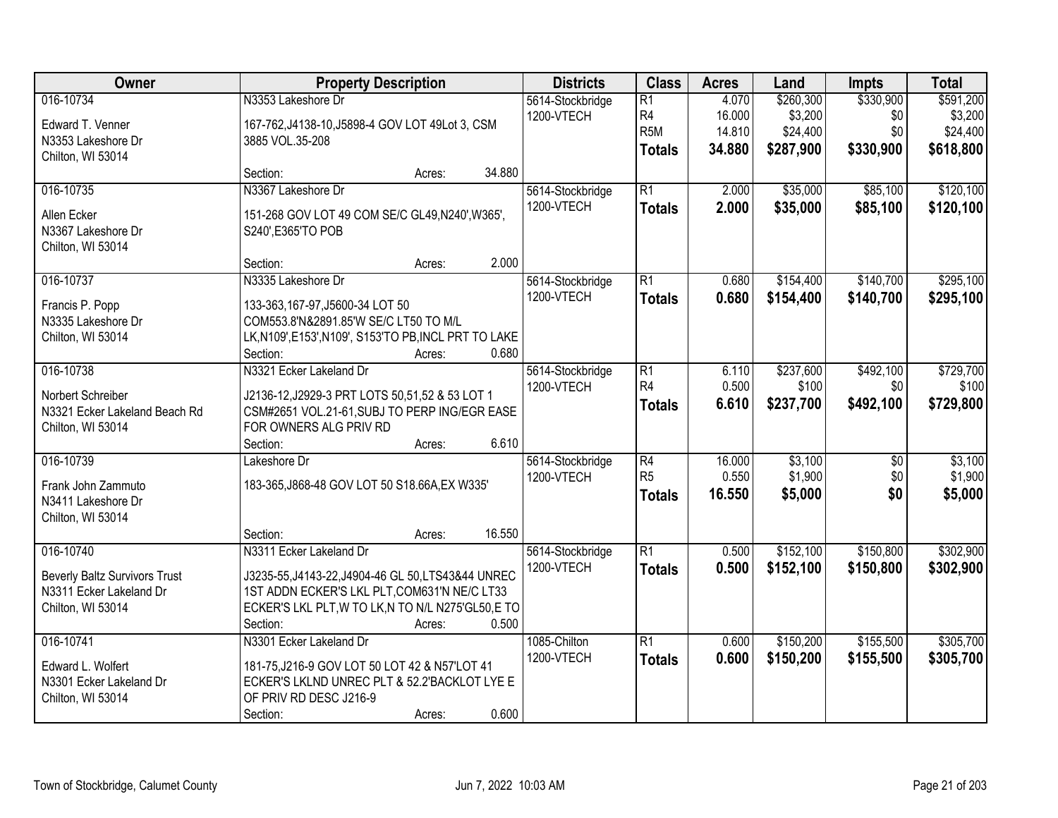| Owner | Property Description | Districts | Class | Acres | Land | Impts | Total |
|---|---|---|---|---|---|---|---|
| 016-10734<br>Edward T. Venner<br>N3353 Lakeshore Dr<br>Chilton, WI 53014 | N3353 Lakeshore Dr<br>167-762,J4138-10,J5898-4 GOV LOT 49Lot 3, CSM 3885 VOL.35-208<br>Section: Acres: 34.880 | 5614-Stockbridge<br>1200-VTECH | R1<br>R4<br>R5M<br>**Totals** | 4.070<br>16.000<br>14.810<br>**34.880** | $260,300<br>$3,200<br>$24,400<br>**$287,900** | $330,900<br>$0<br>$0<br>**$330,900** | $591,200<br>$3,200<br>$24,400<br>**$618,800** |
| 016-10735<br>Allen Ecker<br>N3367 Lakeshore Dr<br>Chilton, WI 53014 | N3367 Lakeshore Dr<br>151-268 GOV LOT 49 COM SE/C GL49,N240',W365', S240',E365'TO POB<br>Section: Acres: 2.000 | 5614-Stockbridge<br>1200-VTECH | R1<br>**Totals** | 2.000<br>**2.000** | $35,000<br>**$35,000** | $85,100<br>**$85,100** | $120,100<br>**$120,100** |
| 016-10737<br>Francis P. Popp<br>N3335 Lakeshore Dr<br>Chilton, WI 53014 | N3335 Lakeshore Dr<br>133-363,167-97,J5600-34 LOT 50 COM553.8'N&2891.85'W SE/C LT50 TO M/L LK,N109',E153',N109', S153'TO PB,INCL PRT TO LAKE<br>Section: Acres: 0.680 | 5614-Stockbridge<br>1200-VTECH | R1<br>**Totals** | 0.680<br>**0.680** | $154,400<br>**$154,400** | $140,700<br>**$140,700** | $295,100<br>**$295,100** |
| 016-10738<br>Norbert Schreiber<br>N3321 Ecker Lakeland Beach Rd<br>Chilton, WI 53014 | N3321 Ecker Lakeland Dr<br>J2136-12,J2929-3 PRT LOTS 50,51,52 & 53 LOT 1 CSM#2651 VOL.21-61,SUBJ TO PERP ING/EGR EASE FOR OWNERS ALG PRIV RD<br>Section: Acres: 6.610 | 5614-Stockbridge<br>1200-VTECH | R1<br>R4<br>**Totals** | 6.110<br>0.500<br>**6.610** | $237,600<br>$100<br>**$237,700** | $492,100<br>$0<br>**$492,100** | $729,700<br>$100<br>**$729,800** |
| 016-10739<br>Frank John Zammuto<br>N3411 Lakeshore Dr<br>Chilton, WI 53014 | Lakeshore Dr<br>183-365,J868-48 GOV LOT 50 S18.66A,EX W335'<br>Section: Acres: 16.550 | 5614-Stockbridge<br>1200-VTECH | R4<br>R5<br>**Totals** | 16.000<br>0.550<br>**16.550** | $3,100<br>$1,900<br>**$5,000** | $0<br>$0<br>**$0** | $3,100<br>$1,900<br>**$5,000** |
| 016-10740<br>Beverly Baltz Survivors Trust<br>N3311 Ecker Lakeland Dr<br>Chilton, WI 53014 | N3311 Ecker Lakeland Dr<br>J3235-55,J4143-22,J4904-46 GL 50,LTS43&44 UNREC 1ST ADDN ECKER'S LKL PLT,COM631'N NE/C LT33 ECKER'S LKL PLT,W TO LK,N TO N/L N275'GL50,E TO<br>Section: Acres: 0.500 | 5614-Stockbridge<br>1200-VTECH | R1<br>**Totals** | 0.500<br>**0.500** | $152,100<br>**$152,100** | $150,800<br>**$150,800** | $302,900<br>**$302,900** |
| 016-10741<br>Edward L. Wolfert<br>N3301 Ecker Lakeland Dr<br>Chilton, WI 53014 | N3301 Ecker Lakeland Dr<br>181-75,J216-9 GOV LOT 50 LOT 42 & N57'LOT 41 ECKER'S LKLND UNREC PLT & 52.2'BACKLOT LYE E OF PRIV RD DESC J216-9<br>Section: Acres: 0.600 | 1085-Chilton<br>1200-VTECH | R1<br>**Totals** | 0.600<br>**0.600** | $150,200<br>**$150,200** | $155,500<br>**$155,500** | $305,700<br>**$305,700** |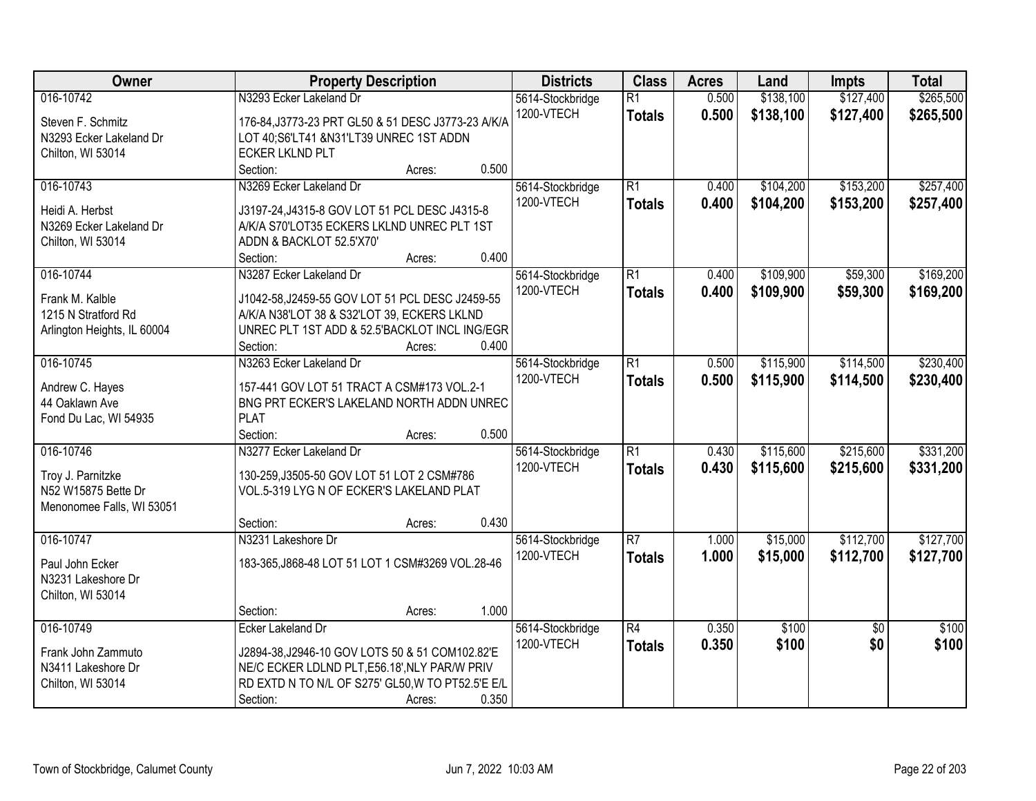| Owner | Property Description | Districts | Class | Acres | Land | Impts | Total |
|---|---|---|---|---|---|---|---|
| 016-10742<br>Steven F. Schmitz<br>N3293 Ecker Lakeland Dr<br>Chilton, WI 53014 | N3293 Ecker Lakeland Dr<br>176-84,J3773-23 PRT GL50 & 51 DESC J3773-23 A/K/A LOT 40;S6'LT41 &N31'LT39 UNREC 1ST ADDN ECKER LKLND PLT<br>Section: Acres: 0.500 | 5614-Stockbridge<br>1200-VTECH | R1<br>**Totals** | 0.500<br>**0.500** | $138,100<br>**$138,100** | $127,400<br>**$127,400** | $265,500<br>**$265,500** |
| 016-10743<br>Heidi A. Herbst<br>N3269 Ecker Lakeland Dr<br>Chilton, WI 53014 | N3269 Ecker Lakeland Dr<br>J3197-24,J4315-8 GOV LOT 51 PCL DESC J4315-8 A/K/A S70'LOT35 ECKERS LKLND UNREC PLT 1ST ADDN & BACKLOT 52.5'X70'<br>Section: Acres: 0.400 | 5614-Stockbridge<br>1200-VTECH | R1<br>**Totals** | 0.400<br>**0.400** | $104,200<br>**$104,200** | $153,200<br>**$153,200** | $257,400<br>**$257,400** |
| 016-10744<br>Frank M. Kalble<br>1215 N Stratford Rd<br>Arlington Heights, IL 60004 | N3287 Ecker Lakeland Dr<br>J1042-58,J2459-55 GOV LOT 51 PCL DESC J2459-55 A/K/A N38'LOT 38 & S32'LOT 39, ECKERS LKLND UNREC PLT 1ST ADD & 52.5'BACKLOT INCL ING/EGR<br>Section: Acres: 0.400 | 5614-Stockbridge<br>1200-VTECH | R1<br>**Totals** | 0.400<br>**0.400** | $109,900<br>**$109,900** | $59,300<br>**$59,300** | $169,200<br>**$169,200** |
| 016-10745<br>Andrew C. Hayes<br>44 Oaklawn Ave<br>Fond Du Lac, WI 54935 | N3263 Ecker Lakeland Dr<br>157-441 GOV LOT 51 TRACT A CSM#173 VOL.2-1 BNG PRT ECKER'S LAKELAND NORTH ADDN UNREC PLAT<br>Section: Acres: 0.500 | 5614-Stockbridge<br>1200-VTECH | R1<br>**Totals** | 0.500<br>**0.500** | $115,900<br>**$115,900** | $114,500<br>**$114,500** | $230,400<br>**$230,400** |
| 016-10746<br>Troy J. Parnitzke<br>N52 W15875 Bette Dr<br>Menonomee Falls, WI 53051 | N3277 Ecker Lakeland Dr<br>130-259,J3505-50 GOV LOT 51 LOT 2 CSM#786 VOL.5-319 LYG N OF ECKER'S LAKELAND PLAT<br>Section: Acres: 0.430 | 5614-Stockbridge<br>1200-VTECH | R1<br>**Totals** | 0.430<br>**0.430** | $115,600<br>**$115,600** | $215,600<br>**$215,600** | $331,200<br>**$331,200** |
| 016-10747<br>Paul John Ecker<br>N3231 Lakeshore Dr<br>Chilton, WI 53014 | N3231 Lakeshore Dr<br>183-365,J868-48 LOT 51 LOT 1 CSM#3269 VOL.28-46<br>Section: Acres: 1.000 | 5614-Stockbridge<br>1200-VTECH | R7<br>**Totals** | 1.000<br>**1.000** | $15,000<br>**$15,000** | $112,700<br>**$112,700** | $127,700<br>**$127,700** |
| 016-10749<br>Frank John Zammuto<br>N3411 Lakeshore Dr<br>Chilton, WI 53014 | Ecker Lakeland Dr<br>J2894-38,J2946-10 GOV LOTS 50 & 51 COM102.82'E NE/C ECKER LDLND PLT,E56.18',NLY PAR/W PRIV RD EXTD N TO N/L OF S275' GL50,W TO PT52.5'E E/L<br>Section: Acres: 0.350 | 5614-Stockbridge<br>1200-VTECH | R4<br>**Totals** | 0.350<br>**0.350** | $100<br>**$100** | $0<br>**$0** | $100<br>**$100** |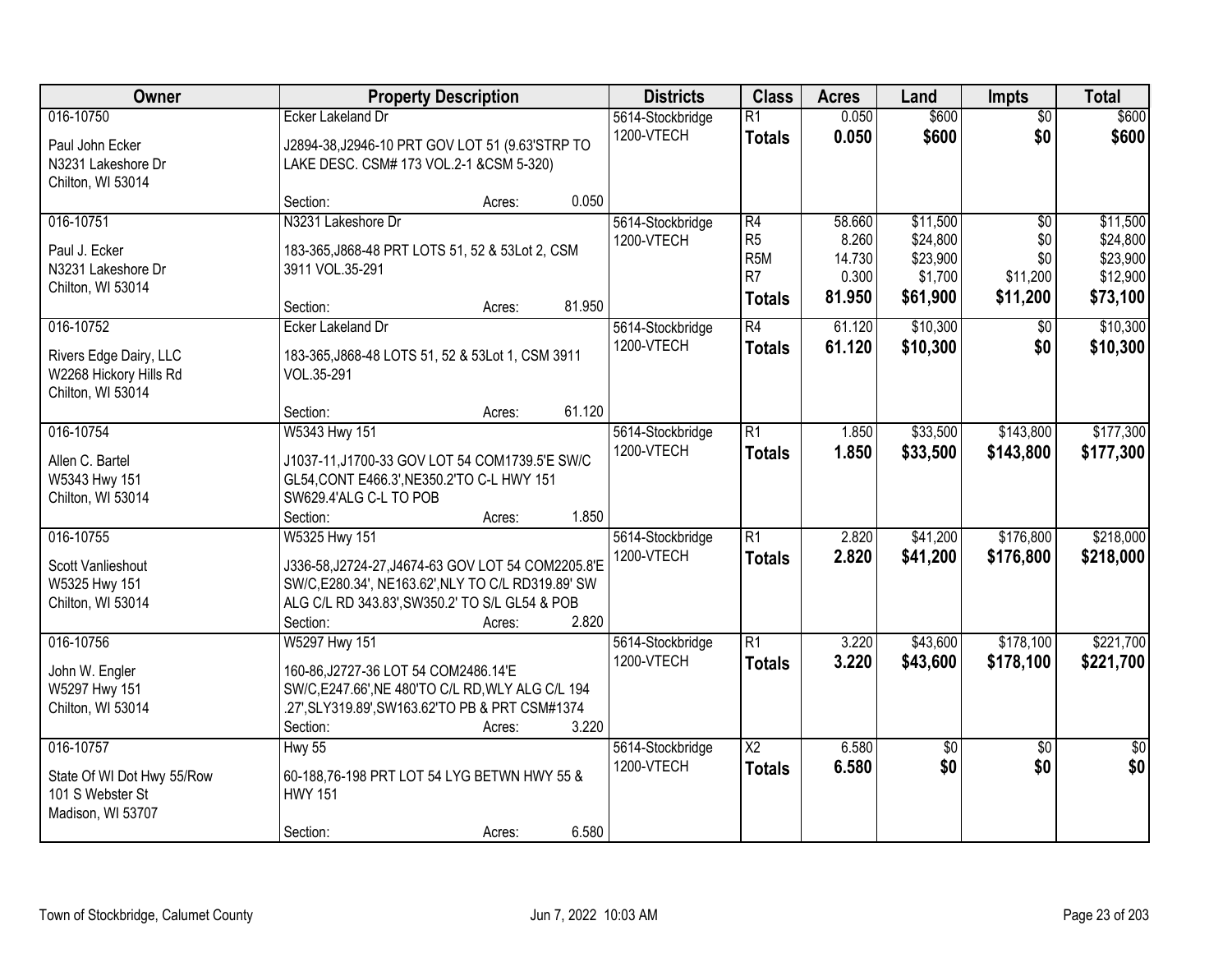| Owner | Property Description | Districts | Class | Acres | Land | Impts | Total |
|---|---|---|---|---|---|---|---|
| 016-10750<br>Paul John Ecker<br>N3231 Lakeshore Dr<br>Chilton, WI 53014 | Ecker Lakeland Dr<br>J2894-38,J2946-10 PRT GOV LOT 51 (9.63'STRP TO LAKE DESC. CSM# 173 VOL.2-1 &CSM 5-320)<br>Section: Acres: 0.050 | 5614-Stockbridge<br>1200-VTECH | R1<br>**Totals** | 0.050<br>**0.050** | $600<br>**$600** | $0<br>**$0** | $600<br>**$600** |
| 016-10751<br>Paul J. Ecker<br>N3231 Lakeshore Dr<br>Chilton, WI 53014 | N3231 Lakeshore Dr<br>183-365,J868-48 PRT LOTS 51, 52 & 53Lot 2, CSM 3911 VOL.35-291<br>Section: Acres: 81.950 | 5614-Stockbridge<br>1200-VTECH | R4<br>R5<br>R5M<br>R7<br>**Totals** | 58.660<br>8.260<br>14.730<br>0.300<br>**81.950** | $11,500<br>$24,800<br>$23,900<br>$1,700<br>**$61,900** | $0<br>$0<br>$0<br>$11,200<br>**$11,200** | $11,500<br>$24,800<br>$23,900<br>$12,900<br>**$73,100** |
| 016-10752<br>Rivers Edge Dairy, LLC<br>W2268 Hickory Hills Rd<br>Chilton, WI 53014 | Ecker Lakeland Dr<br>183-365,J868-48 LOTS 51, 52 & 53Lot 1, CSM 3911 VOL.35-291<br>Section: Acres: 61.120 | 5614-Stockbridge<br>1200-VTECH | R4<br>**Totals** | 61.120<br>**61.120** | $10,300<br>**$10,300** | $0<br>**$0** | $10,300<br>**$10,300** |
| 016-10754<br>Allen C. Bartel<br>W5343 Hwy 151<br>Chilton, WI 53014 | W5343 Hwy 151<br>J1037-11,J1700-33 GOV LOT 54 COM1739.5'E SW/C GL54,CONT E466.3',NE350.2'TO C-L HWY 151 SW629.4'ALG C-L TO POB<br>Section: Acres: 1.850 | 5614-Stockbridge<br>1200-VTECH | R1<br>**Totals** | 1.850<br>**1.850** | $33,500<br>**$33,500** | $143,800<br>**$143,800** | $177,300<br>**$177,300** |
| 016-10755<br>Scott Vanlieshout<br>W5325 Hwy 151<br>Chilton, WI 53014 | W5325 Hwy 151<br>J336-58,J2724-27,J4674-63 GOV LOT 54 COM2205.8'E SW/C,E280.34', NE163.62',NLY TO C/L RD319.89' SW ALG C/L RD 343.83',SW350.2' TO S/L GL54 & POB<br>Section: Acres: 2.820 | 5614-Stockbridge<br>1200-VTECH | R1<br>**Totals** | 2.820<br>**2.820** | $41,200<br>**$41,200** | $176,800<br>**$176,800** | $218,000<br>**$218,000** |
| 016-10756<br>John W. Engler<br>W5297 Hwy 151<br>Chilton, WI 53014 | W5297 Hwy 151<br>160-86,J2727-36 LOT 54 COM2486.14'E SW/C,E247.66',NE 480'TO C/L RD,WLY ALG C/L 194 .27',SLY319.89',SW163.62'TO PB & PRT CSM#1374<br>Section: Acres: 3.220 | 5614-Stockbridge<br>1200-VTECH | R1<br>**Totals** | 3.220<br>**3.220** | $43,600<br>**$43,600** | $178,100<br>**$178,100** | $221,700<br>**$221,700** |
| 016-10757<br>State Of WI Dot Hwy 55/Row<br>101 S Webster St<br>Madison, WI 53707 | Hwy 55<br>60-188,76-198 PRT LOT 54 LYG BETWN HWY 55 & HWY 151<br>Section: Acres: 6.580 | 5614-Stockbridge<br>1200-VTECH | X2<br>**Totals** | 6.580<br>**6.580** | $0<br>**$0** | $0<br>**$0** | $0<br>**$0** |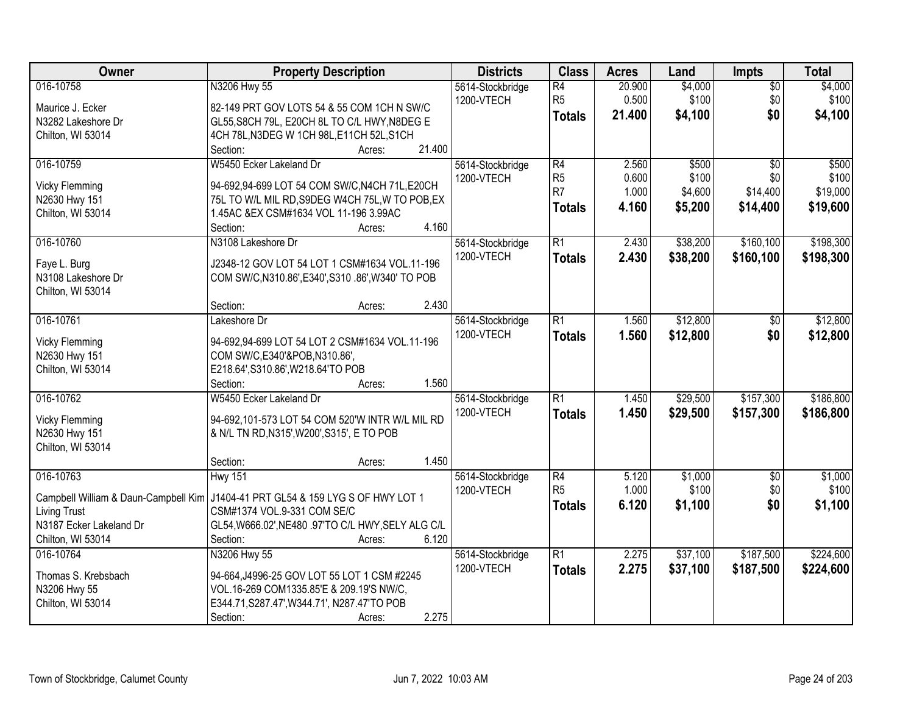| Owner | Property Description | Districts | Class | Acres | Land | Impts | Total |
|---|---|---|---|---|---|---|---|
| 016-10758<br>Maurice J. Ecker<br>N3282 Lakeshore Dr<br>Chilton, WI 53014 | N3206 Hwy 55<br>82-149 PRT GOV LOTS 54 & 55 COM 1CH N SW/C GL55,S8CH 79L, E20CH 8L TO C/L HWY,N8DEG E 4CH 78L,N3DEG W 1CH 98L,E11CH 52L,S1CH<br>Section: Acres: 21.400 | 5614-Stockbridge<br>1200-VTECH | R4<br>R5<br>**Totals** | 20.900<br>0.500<br>**21.400** | $4,000<br>$100<br>**$4,100** | $0<br>$0<br>**$0** | $4,000<br>$100<br>**$4,100** |
| 016-10759<br>Vicky Flemming<br>N2630 Hwy 151<br>Chilton, WI 53014 | W5450 Ecker Lakeland Dr<br>94-692,94-699 LOT 54 COM SW/C,N4CH 71L,E20CH 75L TO W/L MIL RD,S9DEG W4CH 75L,W TO POB,EX 1.45AC &EX CSM#1634 VOL 11-196 3.99AC<br>Section: Acres: 4.160 | 5614-Stockbridge<br>1200-VTECH | R4<br>R5<br>R7<br>**Totals** | 2.560<br>0.600<br>1.000<br>**4.160** | $500<br>$100<br>$4,600<br>**$5,200** | $0<br>$0<br>$14,400<br>**$14,400** | $500<br>$100<br>$19,000<br>**$19,600** |
| 016-10760<br>Faye L. Burg<br>N3108 Lakeshore Dr<br>Chilton, WI 53014 | N3108 Lakeshore Dr<br>J2348-12 GOV LOT 54 LOT 1 CSM#1634 VOL.11-196 COM SW/C,N310.86',E340',S310 .86',W340' TO POB<br>Section: Acres: 2.430 | 5614-Stockbridge<br>1200-VTECH | R1<br>**Totals** | 2.430<br>**2.430** | $38,200<br>**$38,200** | $160,100<br>**$160,100** | $198,300<br>**$198,300** |
| 016-10761<br>Vicky Flemming<br>N2630 Hwy 151<br>Chilton, WI 53014 | Lakeshore Dr<br>94-692,94-699 LOT 54 LOT 2 CSM#1634 VOL.11-196 COM SW/C,E340'&POB,N310.86', E218.64',S310.86',W218.64'TO POB<br>Section: Acres: 1.560 | 5614-Stockbridge<br>1200-VTECH | R1<br>**Totals** | 1.560<br>**1.560** | $12,800<br>**$12,800** | $0<br>**$0** | $12,800<br>**$12,800** |
| 016-10762<br>Vicky Flemming<br>N2630 Hwy 151<br>Chilton, WI 53014 | W5450 Ecker Lakeland Dr<br>94-692,101-573 LOT 54 COM 520'W INTR W/L MIL RD & N/L TN RD,N315',W200',S315', E TO POB<br>Section: Acres: 1.450 | 5614-Stockbridge<br>1200-VTECH | R1<br>**Totals** | 1.450<br>**1.450** | $29,500<br>**$29,500** | $157,300<br>**$157,300** | $186,800<br>**$186,800** |
| 016-10763<br>Campbell William & Daun-Campbell Kim Living Trust<br>N3187 Ecker Lakeland Dr<br>Chilton, WI 53014 | Hwy 151<br>J1404-41 PRT GL54 & 159 LYG S OF HWY LOT 1 CSM#1374 VOL.9-331 COM SE/C GL54,W666.02',NE480 .97'TO C/L HWY,SELY ALG C/L<br>Section: Acres: 6.120 | 5614-Stockbridge<br>1200-VTECH | R4<br>R5<br>**Totals** | 5.120<br>1.000<br>**6.120** | $1,000<br>$100<br>**$1,100** | $0<br>$0<br>**$0** | $1,000<br>$100<br>**$1,100** |
| 016-10764<br>Thomas S. Krebsbach<br>N3206 Hwy 55<br>Chilton, WI 53014 | N3206 Hwy 55<br>94-664,J4996-25 GOV LOT 55 LOT 1 CSM #2245 VOL.16-269 COM1335.85'E & 209.19'S NW/C, E344.71,S287.47',W344.71', N287.47'TO POB<br>Section: Acres: 2.275 | 5614-Stockbridge<br>1200-VTECH | R1<br>**Totals** | 2.275<br>**2.275** | $37,100<br>**$37,100** | $187,500<br>**$187,500** | $224,600<br>**$224,600** |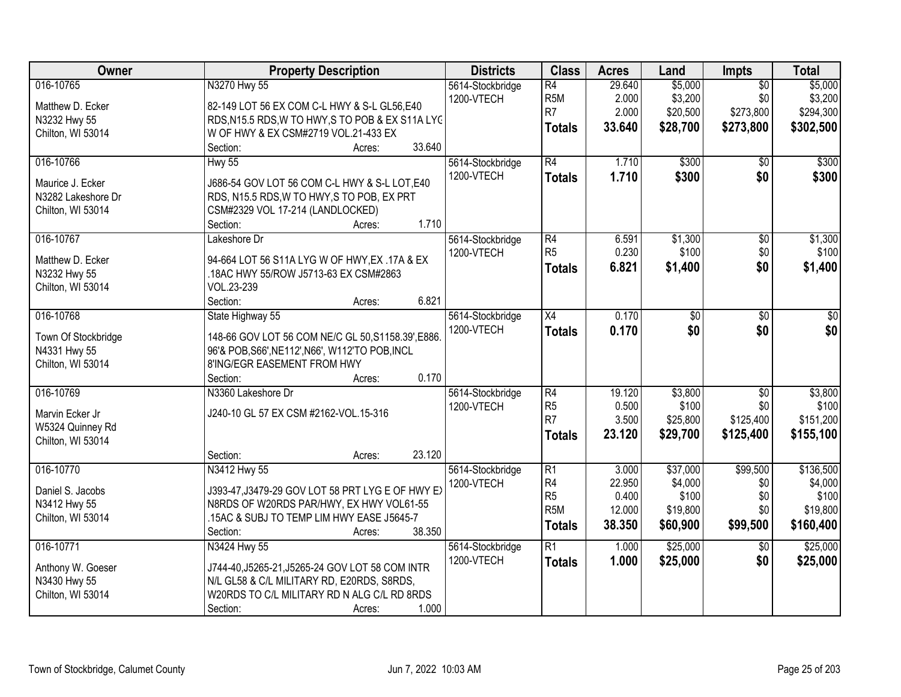| Owner | Property Description | Districts | Class | Acres | Land | Impts | Total |
|---|---|---|---|---|---|---|---|
| 016-10765<br>Matthew D. Ecker<br>N3232 Hwy 55<br>Chilton, WI 53014 | N3270 Hwy 55<br>82-149 LOT 56 EX COM C-L HWY & S-L GL56,E40 RDS,N15.5 RDS,W TO HWY,S TO POB & EX S11A LYG W OF HWY & EX CSM#2719 VOL.21-433 EX<br>Section: Acres: 33.640 | 5614-Stockbridge<br>1200-VTECH | R4<br>R5M<br>R7<br>**Totals** | 29.640<br>2.000<br>2.000<br>**33.640** | $5,000<br>$3,200<br>$20,500<br>**$28,700** | $0<br>$0<br>$273,800<br>**$273,800** | $5,000<br>$3,200<br>$294,300<br>**$302,500** |
| 016-10766<br>Maurice J. Ecker<br>N3282 Lakeshore Dr<br>Chilton, WI 53014 | Hwy 55<br>J686-54 GOV LOT 56 COM C-L HWY & S-L LOT,E40 RDS, N15.5 RDS,W TO HWY,S TO POB, EX PRT CSM#2329 VOL 17-214 (LANDLOCKED)<br>Section: Acres: 1.710 | 5614-Stockbridge<br>1200-VTECH | R4<br>**Totals** | 1.710<br>**1.710** | $300<br>**$300** | $0<br>**$0** | $300<br>**$300** |
| 016-10767<br>Matthew D. Ecker<br>N3232 Hwy 55<br>Chilton, WI 53014 | Lakeshore Dr<br>94-664 LOT 56 S11A LYG W OF HWY,EX .17A & EX .18AC HWY 55/ROW J5713-63 EX CSM#2863 VOL.23-239<br>Section: Acres: 6.821 | 5614-Stockbridge<br>1200-VTECH | R4<br>R5<br>**Totals** | 6.591<br>0.230<br>**6.821** | $1,300<br>$100<br>**$1,400** | $0<br>$0<br>**$0** | $1,300<br>$100<br>**$1,400** |
| 016-10768<br>Town Of Stockbridge<br>N4331 Hwy 55<br>Chilton, WI 53014 | State Highway 55<br>148-66 GOV LOT 56 COM NE/C GL 50,S1158.39',E886. 96'& POB,S66',NE112',N66', W112'TO POB,INCL 8'ING/EGR EASEMENT FROM HWY<br>Section: Acres: 0.170 | 5614-Stockbridge<br>1200-VTECH | X4<br>**Totals** | 0.170<br>**0.170** | $0<br>**$0** | $0<br>**$0** | $0<br>**$0** |
| 016-10769<br>Marvin Ecker Jr<br>W5324 Quinney Rd<br>Chilton, WI 53014 | N3360 Lakeshore Dr<br>J240-10 GL 57 EX CSM #2162-VOL.15-316<br>Section: Acres: 23.120 | 5614-Stockbridge<br>1200-VTECH | R4<br>R5<br>R7<br>**Totals** | 19.120<br>0.500<br>3.500<br>**23.120** | $3,800<br>$100<br>$25,800<br>**$29,700** | $0<br>$0<br>$125,400<br>**$125,400** | $3,800<br>$100<br>$151,200<br>**$155,100** |
| 016-10770<br>Daniel S. Jacobs<br>N3412 Hwy 55<br>Chilton, WI 53014 | N3412 Hwy 55<br>J393-47,J3479-29 GOV LOT 58 PRT LYG E OF HWY EX N8RDS OF W20RDS PAR/HWY, EX HWY VOL61-55 .15AC & SUBJ TO TEMP LIM HWY EASE J5645-7<br>Section: Acres: 38.350 | 5614-Stockbridge<br>1200-VTECH | R1<br>R4<br>R5<br>R5M<br>**Totals** | 3.000<br>22.950<br>0.400<br>12.000<br>**38.350** | $37,000<br>$4,000<br>$100<br>$19,800<br>**$60,900** | $99,500<br>$0<br>$0<br>$0<br>**$99,500** | $136,500<br>$4,000<br>$100<br>$19,800<br>**$160,400** |
| 016-10771<br>Anthony W. Goeser<br>N3430 Hwy 55<br>Chilton, WI 53014 | N3424 Hwy 55<br>J744-40,J5265-21,J5265-24 GOV LOT 58 COM INTR N/L GL58 & C/L MILITARY RD, E20RDS, S8RDS, W20RDS TO C/L MILITARY RD N ALG C/L RD 8RDS<br>Section: Acres: 1.000 | 5614-Stockbridge<br>1200-VTECH | R1<br>**Totals** | 1.000<br>**1.000** | $25,000<br>**$25,000** | $0<br>**$0** | $25,000<br>**$25,000** |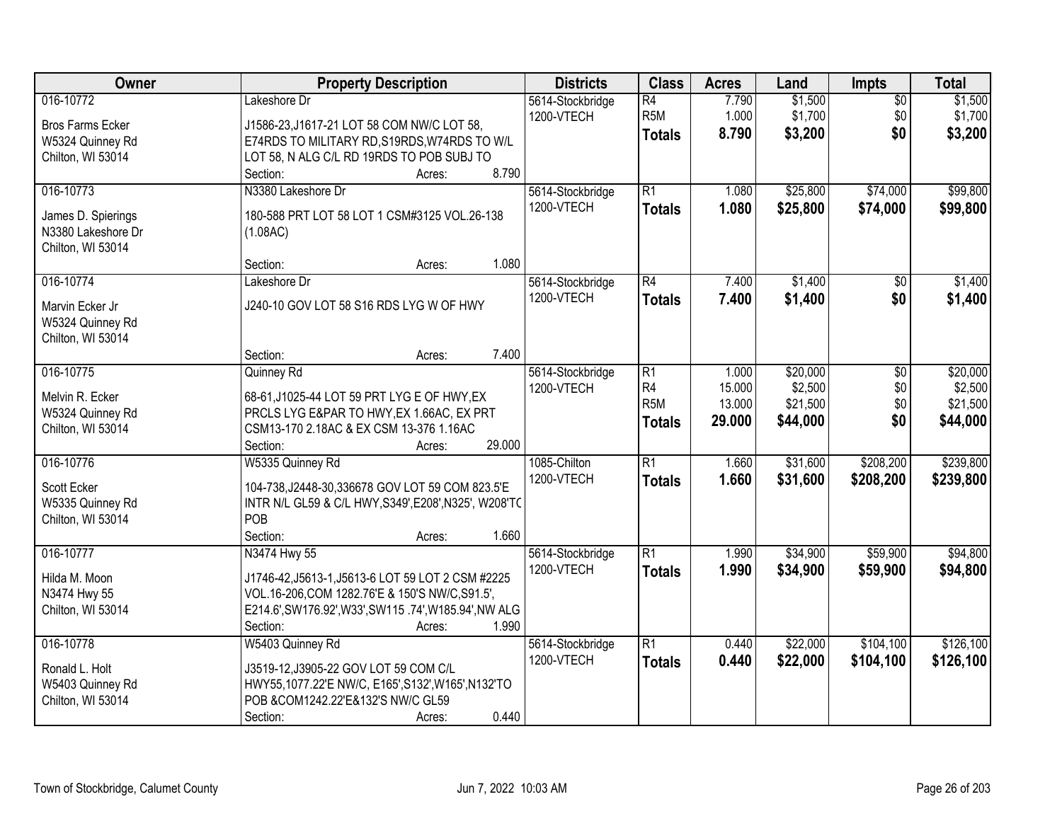| Owner | Property Description | Districts | Class | Acres | Land | Impts | Total |
|---|---|---|---|---|---|---|---|
| 016-10772<br>Bros Farms Ecker<br>W5324 Quinney Rd<br>Chilton, WI 53014 | Lakeshore Dr<br>J1586-23,J1617-21 LOT 58 COM NW/C LOT 58, E74RDS TO MILITARY RD,S19RDS,W74RDS TO W/L LOT 58, N ALG C/L RD 19RDS TO POB SUBJ TO<br>Section: Acres: 8.790 | 5614-Stockbridge<br>1200-VTECH | R4<br>R5M<br>**Totals** | 7.790<br>1.000<br>**8.790** | $1,500<br>$1,700<br>**$3,200** | $0<br>$0<br>**$0** | $1,500<br>$1,700<br>**$3,200** |
| 016-10773<br>James D. Spierings<br>N3380 Lakeshore Dr<br>Chilton, WI 53014 | N3380 Lakeshore Dr<br>180-588 PRT LOT 58 LOT 1 CSM#3125 VOL.26-138 (1.08AC)<br>Section: Acres: 1.080 | 5614-Stockbridge<br>1200-VTECH | R1<br>**Totals** | 1.080<br>**1.080** | $25,800<br>**$25,800** | $74,000<br>**$74,000** | $99,800<br>**$99,800** |
| 016-10774<br>Marvin Ecker Jr<br>W5324 Quinney Rd<br>Chilton, WI 53014 | Lakeshore Dr<br>J240-10 GOV LOT 58 S16 RDS LYG W OF HWY<br>Section: Acres: 7.400 | 5614-Stockbridge<br>1200-VTECH | R4<br>**Totals** | 7.400<br>**7.400** | $1,400<br>**$1,400** | $0<br>**$0** | $1,400<br>**$1,400** |
| 016-10775<br>Melvin R. Ecker<br>W5324 Quinney Rd<br>Chilton, WI 53014 | Quinney Rd<br>68-61,J1025-44 LOT 59 PRT LYG E OF HWY,EX PRCLS LYG E&PAR TO HWY,EX 1.66AC, EX PRT CSM13-170 2.18AC & EX CSM 13-376 1.16AC<br>Section: Acres: 29.000 | 5614-Stockbridge<br>1200-VTECH | R1<br>R4<br>R5M<br>**Totals** | 1.000<br>15.000<br>13.000<br>**29.000** | $20,000<br>$2,500<br>$21,500<br>**$44,000** | $0<br>$0<br>$0<br>**$0** | $20,000<br>$2,500<br>$21,500<br>**$44,000** |
| 016-10776<br>Scott Ecker<br>W5335 Quinney Rd<br>Chilton, WI 53014 | W5335 Quinney Rd<br>104-738,J2448-30,336678 GOV LOT 59 COM 823.5'E INTR N/L GL59 & C/L HWY,S349',E208',N325', W208'TO POB<br>Section: Acres: 1.660 | 1085-Chilton<br>1200-VTECH | R1<br>**Totals** | 1.660<br>**1.660** | $31,600<br>**$31,600** | $208,200<br>**$208,200** | $239,800<br>**$239,800** |
| 016-10777<br>Hilda M. Moon<br>N3474 Hwy 55<br>Chilton, WI 53014 | N3474 Hwy 55<br>J1746-42,J5613-1,J5613-6 LOT 59 LOT 2 CSM #2225 VOL.16-206,COM 1282.76'E & 150'S NW/C,S91.5', E214.6',SW176.92',W33',SW115 .74',W185.94',NW ALG<br>Section: Acres: 1.990 | 5614-Stockbridge<br>1200-VTECH | R1<br>**Totals** | 1.990<br>**1.990** | $34,900<br>**$34,900** | $59,900<br>**$59,900** | $94,800<br>**$94,800** |
| 016-10778<br>Ronald L. Holt<br>W5403 Quinney Rd<br>Chilton, WI 53014 | W5403 Quinney Rd<br>J3519-12,J3905-22 GOV LOT 59 COM C/L HWY55,1077.22'E NW/C, E165',S132',W165',N132'TO POB &COM1242.22'E&132'S NW/C GL59<br>Section: Acres: 0.440 | 5614-Stockbridge<br>1200-VTECH | R1<br>**Totals** | 0.440<br>**0.440** | $22,000<br>**$22,000** | $104,100<br>**$104,100** | $126,100<br>**$126,100** |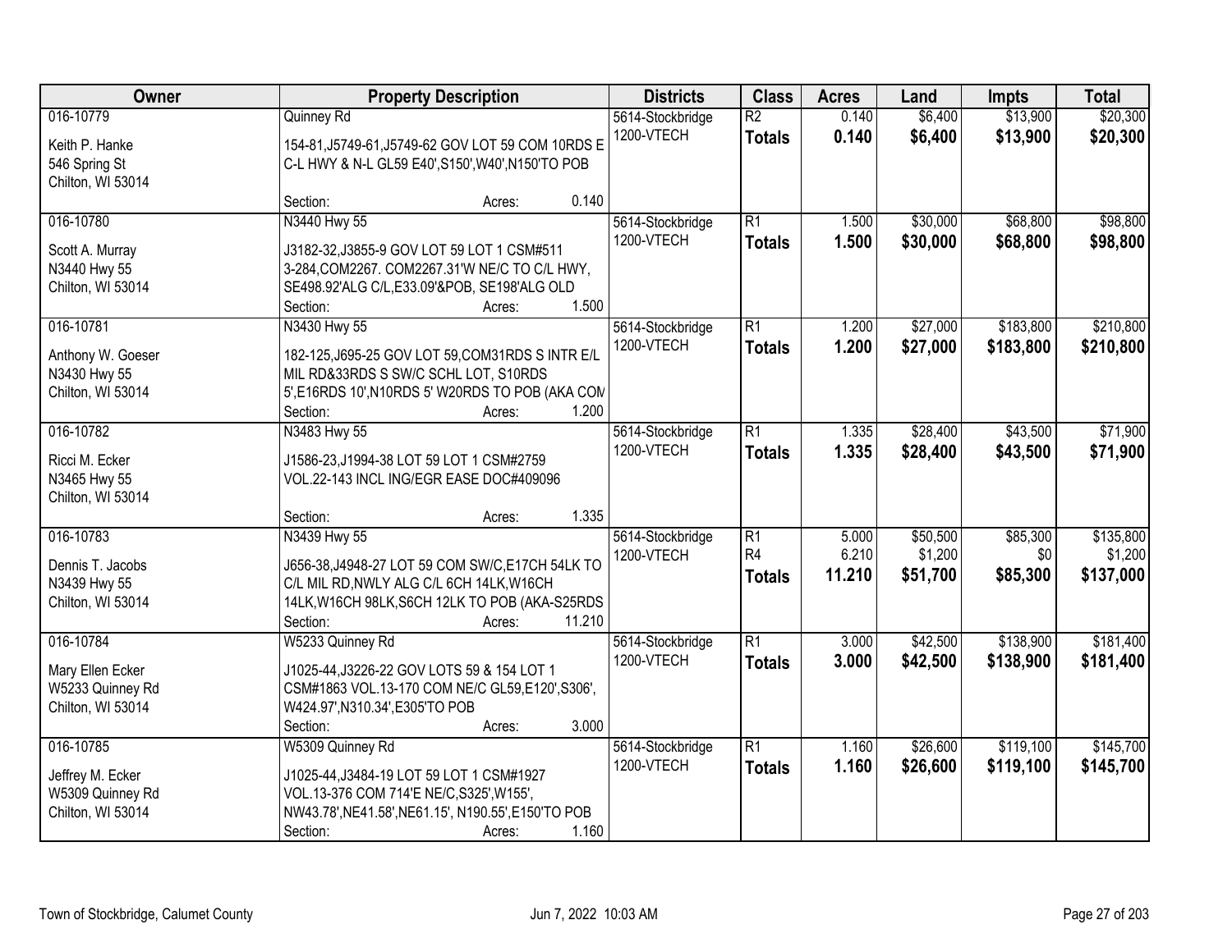| Owner | Property Description | Districts | Class | Acres | Land | Impts | Total |
|---|---|---|---|---|---|---|---|
| 016-10779<br>Keith P. Hanke<br>546 Spring St<br>Chilton, WI 53014 | Quinney Rd<br>154-81,J5749-61,J5749-62 GOV LOT 59 COM 10RDS E C-L HWY & N-L GL59 E40',S150',W40',N150'TO POB<br>Section: Acres: 0.140 | 5614-Stockbridge<br>1200-VTECH | R2<br>**Totals** | 0.140<br>**0.140** | $6,400<br>**$6,400** | $13,900<br>**$13,900** | $20,300<br>**$20,300** |
| 016-10780<br>Scott A. Murray<br>N3440 Hwy 55<br>Chilton, WI 53014 | N3440 Hwy 55<br>J3182-32,J3855-9 GOV LOT 59 LOT 1 CSM#511 3-284,COM2267. COM2267.31'W NE/C TO C/L HWY, SE498.92'ALG C/L,E33.09'&POB, SE198'ALG OLD<br>Section: Acres: 1.500 | 5614-Stockbridge<br>1200-VTECH | R1<br>**Totals** | 1.500<br>**1.500** | $30,000<br>**$30,000** | $68,800<br>**$68,800** | $98,800<br>**$98,800** |
| 016-10781<br>Anthony W. Goeser<br>N3430 Hwy 55<br>Chilton, WI 53014 | N3430 Hwy 55<br>182-125,J695-25 GOV LOT 59,COM31RDS S INTR E/L MIL RD&33RDS S SW/C SCHL LOT, S10RDS 5',E16RDS 10',N10RDS 5' W20RDS TO POB (AKA COM<br>Section: Acres: 1.200 | 5614-Stockbridge<br>1200-VTECH | R1<br>**Totals** | 1.200<br>**1.200** | $27,000<br>**$27,000** | $183,800<br>**$183,800** | $210,800<br>**$210,800** |
| 016-10782<br>Ricci M. Ecker<br>N3465 Hwy 55<br>Chilton, WI 53014 | N3483 Hwy 55<br>J1586-23,J1994-38 LOT 59 LOT 1 CSM#2759 VOL.22-143 INCL ING/EGR EASE DOC#409096<br>Section: Acres: 1.335 | 5614-Stockbridge<br>1200-VTECH | R1<br>**Totals** | 1.335<br>**1.335** | $28,400<br>**$28,400** | $43,500<br>**$43,500** | $71,900<br>**$71,900** |
| 016-10783<br>Dennis T. Jacobs<br>N3439 Hwy 55<br>Chilton, WI 53014 | N3439 Hwy 55<br>J656-38,J4948-27 LOT 59 COM SW/C,E17CH 54LK TO C/L MIL RD,NWLY ALG C/L 6CH 14LK,W16CH 14LK,W16CH 98LK,S6CH 12LK TO POB (AKA-S25RDS<br>Section: Acres: 11.210 | 5614-Stockbridge<br>1200-VTECH | R1<br>R4<br>**Totals** | 5.000<br>6.210<br>**11.210** | $50,500<br>$1,200<br>**$51,700** | $85,300<br>$0<br>**$85,300** | $135,800<br>$1,200<br>**$137,000** |
| 016-10784<br>Mary Ellen Ecker<br>W5233 Quinney Rd<br>Chilton, WI 53014 | W5233 Quinney Rd<br>J1025-44,J3226-22 GOV LOTS 59 & 154 LOT 1 CSM#1863 VOL.13-170 COM NE/C GL59,E120',S306', W424.97',N310.34',E305'TO POB<br>Section: Acres: 3.000 | 5614-Stockbridge<br>1200-VTECH | R1<br>**Totals** | 3.000<br>**3.000** | $42,500<br>**$42,500** | $138,900<br>**$138,900** | $181,400<br>**$181,400** |
| 016-10785<br>Jeffrey M. Ecker<br>W5309 Quinney Rd<br>Chilton, WI 53014 | W5309 Quinney Rd<br>J1025-44,J3484-19 LOT 59 LOT 1 CSM#1927 VOL.13-376 COM 714'E NE/C,S325',W155', NW43.78',NE41.58',NE61.15', N190.55',E150'TO POB<br>Section: Acres: 1.160 | 5614-Stockbridge<br>1200-VTECH | R1<br>**Totals** | 1.160<br>**1.160** | $26,600<br>**$26,600** | $119,100<br>**$119,100** | $145,700<br>**$145,700** |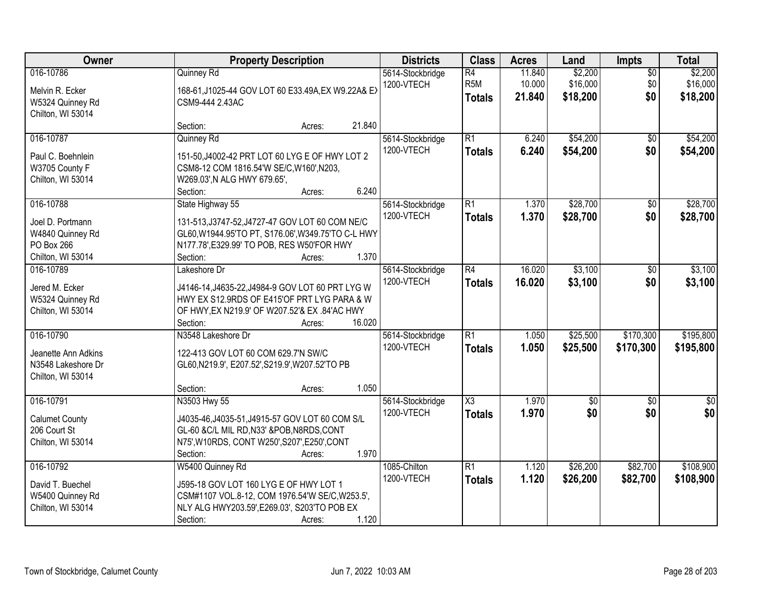| Owner | Property Description | Districts | Class | Acres | Land | Impts | Total |
|---|---|---|---|---|---|---|---|
| 016-10786<br><br>Melvin R. Ecker<br>W5324 Quinney Rd<br>Chilton, WI 53014 | Quinney Rd<br><br>168-61,J1025-44 GOV LOT 60 E33.49A,EX W9.22A& EX CSM9-444 2.43AC<br><br>Section: Acres: 21.840 | 5614-Stockbridge<br>1200-VTECH | R4<br>R5M<br>**Totals** | 11.840<br>10.000<br>**21.840** | $2,200<br>$16,000<br>**$18,200** | $0<br>$0<br>**$0** | $2,200<br>$16,000<br>**$18,200** |
| 016-10787<br><br>Paul C. Boehnlein<br>W3705 County F<br>Chilton, WI 53014 | Quinney Rd<br><br>151-50,J4002-42 PRT LOT 60 LYG E OF HWY LOT 2 CSM8-12 COM 1816.54'W SE/C,W160',N203, W269.03',N ALG HWY 679.65',<br>Section: Acres: 6.240 | 5614-Stockbridge<br>1200-VTECH | R1<br>**Totals** | 6.240<br>**6.240** | $54,200<br>**$54,200** | $0<br>**$0** | $54,200<br>**$54,200** |
| 016-10788<br><br>Joel D. Portmann<br>W4840 Quinney Rd<br>PO Box 266<br>Chilton, WI 53014 | State Highway 55<br><br>131-513,J3747-52,J4727-47 GOV LOT 60 COM NE/C GL60,W1944.95'TO PT, S176.06',W349.75'TO C-L HWY N177.78',E329.99' TO POB, RES W50'FOR HWY<br>Section: Acres: 1.370 | 5614-Stockbridge<br>1200-VTECH | R1<br>**Totals** | 1.370<br>**1.370** | $28,700<br>**$28,700** | $0<br>**$0** | $28,700<br>**$28,700** |
| 016-10789<br><br>Jered M. Ecker<br>W5324 Quinney Rd<br>Chilton, WI 53014 | Lakeshore Dr<br><br>J4146-14,J4635-22,J4984-9 GOV LOT 60 PRT LYG W HWY EX S12.9RDS OF E415'OF PRT LYG PARA & W OF HWY,EX N219.9' OF W207.52'& EX .84'AC HWY<br>Section: Acres: 16.020 | 5614-Stockbridge<br>1200-VTECH | R4<br>**Totals** | 16.020<br>**16.020** | $3,100<br>**$3,100** | $0<br>**$0** | $3,100<br>**$3,100** |
| 016-10790<br><br>Jeanette Ann Adkins<br>N3548 Lakeshore Dr<br>Chilton, WI 53014 | N3548 Lakeshore Dr<br><br>122-413 GOV LOT 60 COM 629.7'N SW/C GL60,N219.9', E207.52',S219.9',W207.52'TO PB<br><br>Section: Acres: 1.050 | 5614-Stockbridge<br>1200-VTECH | R1<br>**Totals** | 1.050<br>**1.050** | $25,500<br>**$25,500** | $170,300<br>**$170,300** | $195,800<br>**$195,800** |
| 016-10791<br><br>Calumet County<br>206 Court St<br>Chilton, WI 53014 | N3503 Hwy 55<br><br>J4035-46,J4035-51,J4915-57 GOV LOT 60 COM S/L GL-60 &C/L MIL RD,N33' &POB,N8RDS,CONT N75',W10RDS, CONT W250',S207',E250',CONT<br>Section: Acres: 1.970 | 5614-Stockbridge<br>1200-VTECH | X3<br>**Totals** | 1.970<br>**1.970** | $0<br>**$0** | $0<br>**$0** | $0<br>**$0** |
| 016-10792<br><br>David T. Buechel<br>W5400 Quinney Rd<br>Chilton, WI 53014 | W5400 Quinney Rd<br><br>J595-18 GOV LOT 160 LYG E OF HWY LOT 1 CSM#1107 VOL.8-12, COM 1976.54'W SE/C,W253.5', NLY ALG HWY203.59',E269.03', S203'TO POB EX<br>Section: Acres: 1.120 | 1085-Chilton<br>1200-VTECH | R1<br>**Totals** | 1.120<br>**1.120** | $26,200<br>**$26,200** | $82,700<br>**$82,700** | $108,900<br>**$108,900** |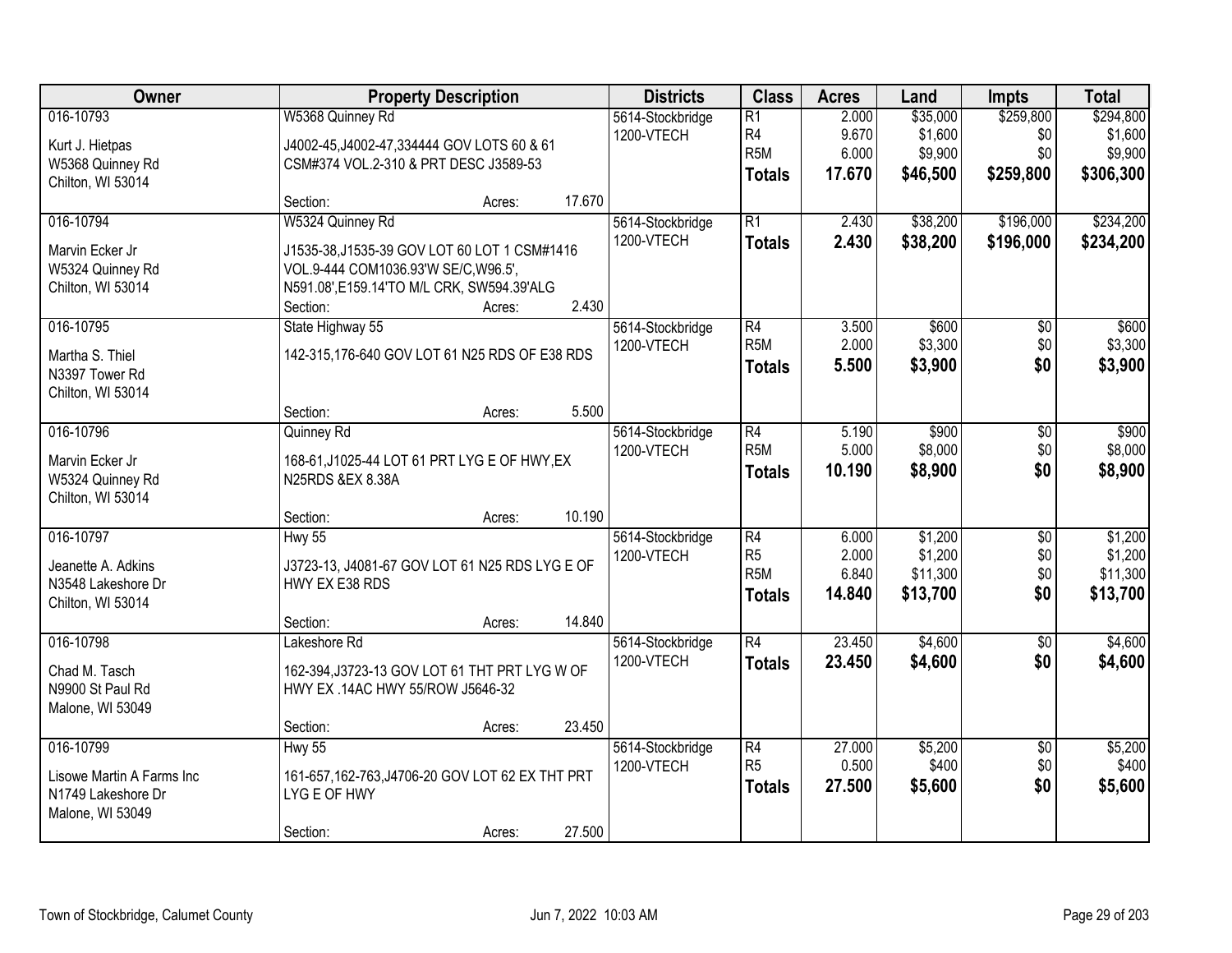| Owner | Property Description | Districts | Class | Acres | Land | Impts | Total |
|---|---|---|---|---|---|---|---|
| 016-10793<br>Kurt J. Hietpas<br>W5368 Quinney Rd<br>Chilton, WI 53014 | W5368 Quinney Rd<br>J4002-45,J4002-47,334444 GOV LOTS 60 & 61 CSM#374 VOL.2-310 & PRT DESC J3589-53<br>Section: Acres: 17.670 | 5614-Stockbridge<br>1200-VTECH | R1<br>R4<br>R5M<br>**Totals** | 2.000<br>9.670<br>6.000<br>**17.670** | $35,000<br>$1,600<br>$9,900<br>**$46,500** | $259,800<br>$0<br>$0<br>**$259,800** | $294,800<br>$1,600<br>$9,900<br>**$306,300** |
| 016-10794<br>Marvin Ecker Jr<br>W5324 Quinney Rd<br>Chilton, WI 53014 | W5324 Quinney Rd<br>J1535-38,J1535-39 GOV LOT 60 LOT 1 CSM#1416 VOL.9-444 COM1036.93'W SE/C,W96.5', N591.08',E159.14'TO M/L CRK, SW594.39'ALG<br>Section: Acres: 2.430 | 5614-Stockbridge<br>1200-VTECH | R1<br>**Totals** | 2.430<br>**2.430** | $38,200<br>**$38,200** | $196,000<br>**$196,000** | $234,200<br>**$234,200** |
| 016-10795<br>Martha S. Thiel<br>N3397 Tower Rd<br>Chilton, WI 53014 | State Highway 55<br>142-315,176-640 GOV LOT 61 N25 RDS OF E38 RDS<br>Section: Acres: 5.500 | 5614-Stockbridge<br>1200-VTECH | R4<br>R5M<br>**Totals** | 3.500<br>2.000<br>**5.500** | $600<br>$3,300<br>**$3,900** | $0<br>$0<br>**$0** | $600<br>$3,300<br>**$3,900** |
| 016-10796<br>Marvin Ecker Jr<br>W5324 Quinney Rd<br>Chilton, WI 53014 | Quinney Rd<br>168-61,J1025-44 LOT 61 PRT LYG E OF HWY,EX N25RDS &EX 8.38A<br>Section: Acres: 10.190 | 5614-Stockbridge<br>1200-VTECH | R4<br>R5M<br>**Totals** | 5.190<br>5.000<br>**10.190** | $900<br>$8,000<br>**$8,900** | $0<br>$0<br>**$0** | $900<br>$8,000<br>**$8,900** |
| 016-10797<br>Jeanette A. Adkins<br>N3548 Lakeshore Dr<br>Chilton, WI 53014 | Hwy 55<br>J3723-13, J4081-67 GOV LOT 61 N25 RDS LYG E OF HWY EX E38 RDS<br>Section: Acres: 14.840 | 5614-Stockbridge<br>1200-VTECH | R4<br>R5<br>R5M<br>**Totals** | 6.000<br>2.000<br>6.840<br>**14.840** | $1,200<br>$1,200<br>$11,300<br>**$13,700** | $0<br>$0<br>$0<br>**$0** | $1,200<br>$1,200<br>$11,300<br>**$13,700** |
| 016-10798<br>Chad M. Tasch<br>N9900 St Paul Rd<br>Malone, WI 53049 | Lakeshore Rd<br>162-394,J3723-13 GOV LOT 61 THT PRT LYG W OF HWY EX .14AC HWY 55/ROW J5646-32<br>Section: Acres: 23.450 | 5614-Stockbridge<br>1200-VTECH | R4<br>**Totals** | 23.450<br>**23.450** | $4,600<br>**$4,600** | $0<br>**$0** | $4,600<br>**$4,600** |
| 016-10799<br>Lisowe Martin A Farms Inc<br>N1749 Lakeshore Dr<br>Malone, WI 53049 | Hwy 55<br>161-657,162-763,J4706-20 GOV LOT 62 EX THT PRT LYG E OF HWY<br>Section: Acres: 27.500 | 5614-Stockbridge<br>1200-VTECH | R4<br>R5<br>**Totals** | 27.000<br>0.500<br>**27.500** | $5,200<br>$400<br>**$5,600** | $0<br>$0<br>**$0** | $5,200<br>$400<br>**$5,600** |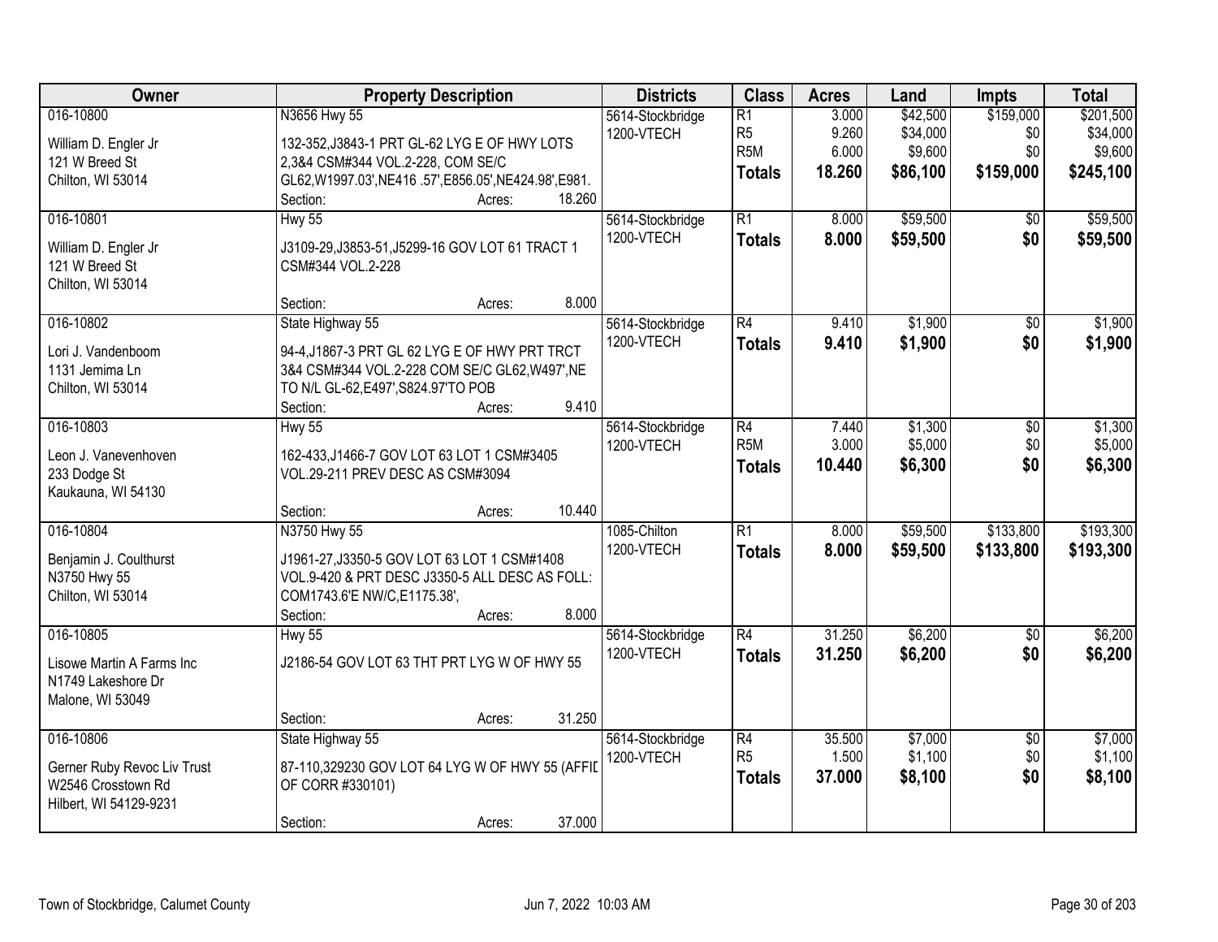| Owner | Property Description | Districts | Class | Acres | Land | Impts | Total |
|---|---|---|---|---|---|---|---|
| 016-10800<br>William D. Engler Jr<br>121 W Breed St<br>Chilton, WI 53014 | N3656 Hwy 55<br>132-352,J3843-1 PRT GL-62 LYG E OF HWY LOTS 2,3&4 CSM#344 VOL.2-228, COM SE/C GL62,W1997.03',NE416 .57',E856.05',NE424.98',E981.<br>Section: Acres: 18.260 | 5614-Stockbridge<br>1200-VTECH | R1<br>R5<br>R5M<br>**Totals** | 3.000<br>9.260<br>6.000<br>**18.260** | $42,500<br>$34,000<br>$9,600<br>**$86,100** | $159,000<br>$0<br>$0<br>**$159,000** | $201,500<br>$34,000<br>$9,600<br>**$245,100** |
| 016-10801<br>William D. Engler Jr<br>121 W Breed St<br>Chilton, WI 53014 | Hwy 55<br>J3109-29,J3853-51,J5299-16 GOV LOT 61 TRACT 1 CSM#344 VOL.2-228<br>Section: Acres: 8.000 | 5614-Stockbridge<br>1200-VTECH | R1<br>**Totals** | 8.000<br>**8.000** | $59,500<br>**$59,500** | $0<br>**$0** | $59,500<br>**$59,500** |
| 016-10802<br>Lori J. Vandenboom<br>1131 Jemima Ln<br>Chilton, WI 53014 | State Highway 55<br>94-4,J1867-3 PRT GL 62 LYG E OF HWY PRT TRCT 3&4 CSM#344 VOL.2-228 COM SE/C GL62,W497',NE TO N/L GL-62,E497',S824.97'TO POB<br>Section: Acres: 9.410 | 5614-Stockbridge<br>1200-VTECH | R4<br>**Totals** | 9.410<br>**9.410** | $1,900<br>**$1,900** | $0<br>**$0** | $1,900<br>**$1,900** |
| 016-10803<br>Leon J. Vanevenhoven<br>233 Dodge St<br>Kaukauna, WI 54130 | Hwy 55<br>162-433,J1466-7 GOV LOT 63 LOT 1 CSM#3405 VOL.29-211 PREV DESC AS CSM#3094<br>Section: Acres: 10.440 | 5614-Stockbridge<br>1200-VTECH | R4<br>R5M<br>**Totals** | 7.440<br>3.000<br>**10.440** | $1,300<br>$5,000<br>**$6,300** | $0<br>$0<br>**$0** | $1,300<br>$5,000<br>**$6,300** |
| 016-10804<br>Benjamin J. Coulthurst<br>N3750 Hwy 55<br>Chilton, WI 53014 | N3750 Hwy 55<br>J1961-27,J3350-5 GOV LOT 63 LOT 1 CSM#1408 VOL.9-420 & PRT DESC J3350-5 ALL DESC AS FOLL: COM1743.6'E NW/C,E1175.38',<br>Section: Acres: 8.000 | 1085-Chilton<br>1200-VTECH | R1<br>**Totals** | 8.000<br>**8.000** | $59,500<br>**$59,500** | $133,800<br>**$133,800** | $193,300<br>**$193,300** |
| 016-10805<br>Lisowe Martin A Farms Inc<br>N1749 Lakeshore Dr<br>Malone, WI 53049 | Hwy 55<br>J2186-54 GOV LOT 63 THT PRT LYG W OF HWY 55<br>Section: Acres: 31.250 | 5614-Stockbridge<br>1200-VTECH | R4<br>**Totals** | 31.250<br>**31.250** | $6,200<br>**$6,200** | $0<br>**$0** | $6,200<br>**$6,200** |
| 016-10806<br>Gerner Ruby Revoc Liv Trust<br>W2546 Crosstown Rd<br>Hilbert, WI 54129-9231 | State Highway 55<br>87-110,329230 GOV LOT 64 LYG W OF HWY 55 (AFFID OF CORR #330101)<br>Section: Acres: 37.000 | 5614-Stockbridge<br>1200-VTECH | R4<br>R5<br>**Totals** | 35.500<br>1.500<br>**37.000** | $7,000<br>$1,100<br>**$8,100** | $0<br>$0<br>**$0** | $7,000<br>$1,100<br>**$8,100** |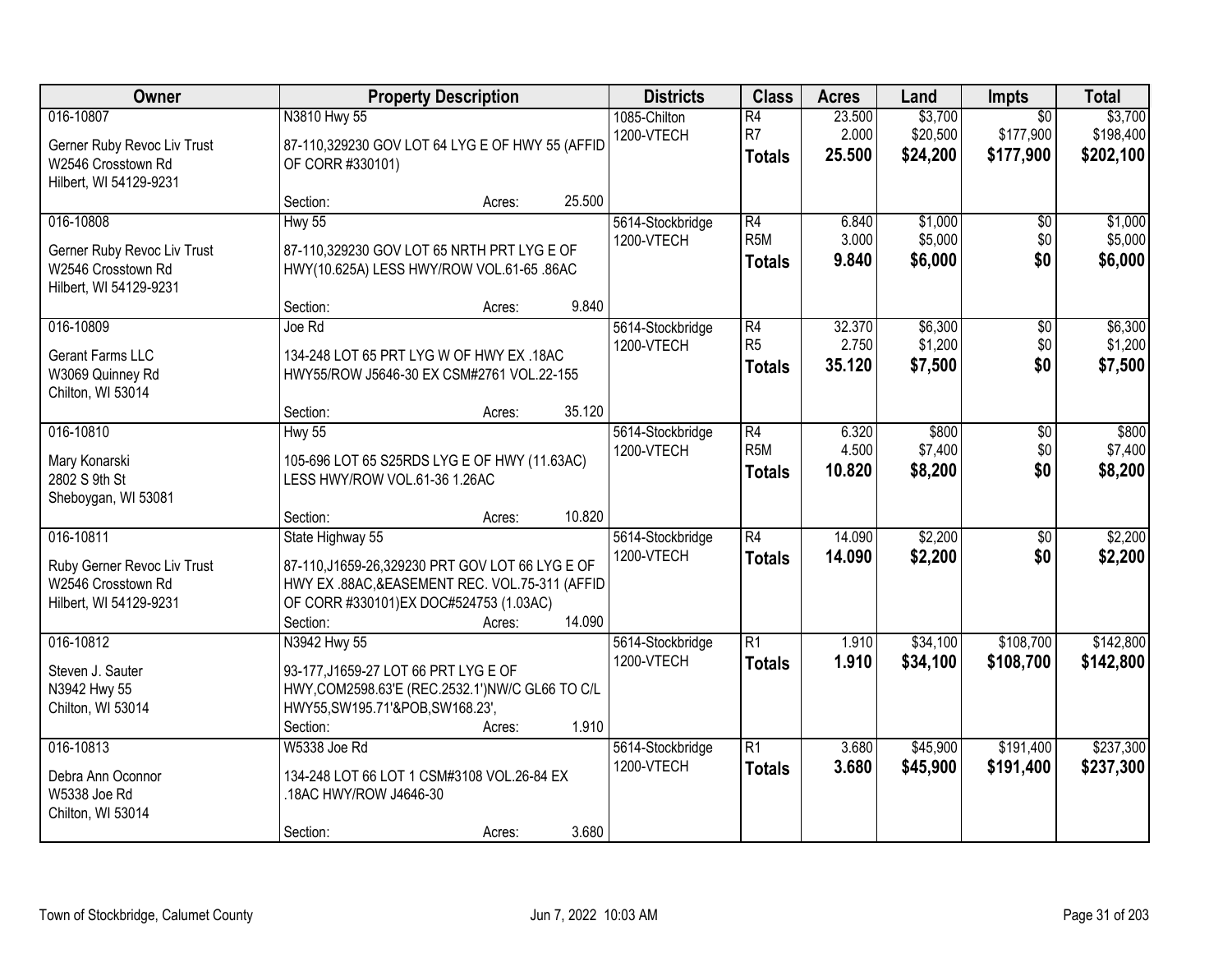| Owner | Property Description | Districts | Class | Acres | Land | Impts | Total |
|---|---|---|---|---|---|---|---|
| 016-10807<br>Gerner Ruby Revoc Liv Trust<br>W2546 Crosstown Rd<br>Hilbert, WI 54129-9231 | N3810 Hwy 55<br>87-110,329230 GOV LOT 64 LYG E OF HWY 55 (AFFID OF CORR #330101)<br>Section: Acres: 25.500 | 1085-Chilton<br>1200-VTECH | R4<br>R7<br>**Totals** | 23.500<br>2.000<br>**25.500** | $3,700<br>$20,500<br>**$24,200** | $0<br>$177,900<br>**$177,900** | $3,700<br>$198,400<br>**$202,100** |
| 016-10808<br>Gerner Ruby Revoc Liv Trust<br>W2546 Crosstown Rd<br>Hilbert, WI 54129-9231 | Hwy 55<br>87-110,329230 GOV LOT 65 NRTH PRT LYG E OF HWY(10.625A) LESS HWY/ROW VOL.61-65 .86AC<br>Section: Acres: 9.840 | 5614-Stockbridge<br>1200-VTECH | R4<br>R5M<br>**Totals** | 6.840<br>3.000<br>**9.840** | $1,000<br>$5,000<br>**$6,000** | $0<br>$0<br>**$0** | $1,000<br>$5,000<br>**$6,000** |
| 016-10809<br>Gerant Farms LLC<br>W3069 Quinney Rd<br>Chilton, WI 53014 | Joe Rd<br>134-248 LOT 65 PRT LYG W OF HWY EX .18AC HWY55/ROW J5646-30 EX CSM#2761 VOL.22-155<br>Section: Acres: 35.120 | 5614-Stockbridge<br>1200-VTECH | R4<br>R5<br>**Totals** | 32.370<br>2.750<br>**35.120** | $6,300<br>$1,200<br>**$7,500** | $0<br>$0<br>**$0** | $6,300<br>$1,200<br>**$7,500** |
| 016-10810<br>Mary Konarski<br>2802 S 9th St<br>Sheboygan, WI 53081 | Hwy 55<br>105-696 LOT 65 S25RDS LYG E OF HWY (11.63AC) LESS HWY/ROW VOL.61-36 1.26AC<br>Section: Acres: 10.820 | 5614-Stockbridge<br>1200-VTECH | R4<br>R5M<br>**Totals** | 6.320<br>4.500<br>**10.820** | $800<br>$7,400<br>**$8,200** | $0<br>$0<br>**$0** | $800<br>$7,400<br>**$8,200** |
| 016-10811<br>Ruby Gerner Revoc Liv Trust<br>W2546 Crosstown Rd<br>Hilbert, WI 54129-9231 | State Highway 55<br>87-110,J1659-26,329230 PRT GOV LOT 66 LYG E OF HWY EX .88AC,&EASEMENT REC. VOL.75-311 (AFFID OF CORR #330101)EX DOC#524753 (1.03AC)<br>Section: Acres: 14.090 | 5614-Stockbridge<br>1200-VTECH | R4<br>**Totals** | 14.090<br>**14.090** | $2,200<br>**$2,200** | $0<br>**$0** | $2,200<br>**$2,200** |
| 016-10812<br>Steven J. Sauter<br>N3942 Hwy 55<br>Chilton, WI 53014 | N3942 Hwy 55<br>93-177,J1659-27 LOT 66 PRT LYG E OF HWY,COM2598.63'E (REC.2532.1')NW/C GL66 TO C/L HWY55,SW195.71'&POB,SW168.23',<br>Section: Acres: 1.910 | 5614-Stockbridge<br>1200-VTECH | R1<br>**Totals** | 1.910<br>**1.910** | $34,100<br>**$34,100** | $108,700<br>**$108,700** | $142,800<br>**$142,800** |
| 016-10813<br>Debra Ann Oconnor<br>W5338 Joe Rd<br>Chilton, WI 53014 | W5338 Joe Rd<br>134-248 LOT 66 LOT 1 CSM#3108 VOL.26-84 EX .18AC HWY/ROW J4646-30<br>Section: Acres: 3.680 | 5614-Stockbridge<br>1200-VTECH | R1<br>**Totals** | 3.680<br>**3.680** | $45,900<br>**$45,900** | $191,400<br>**$191,400** | $237,300<br>**$237,300** |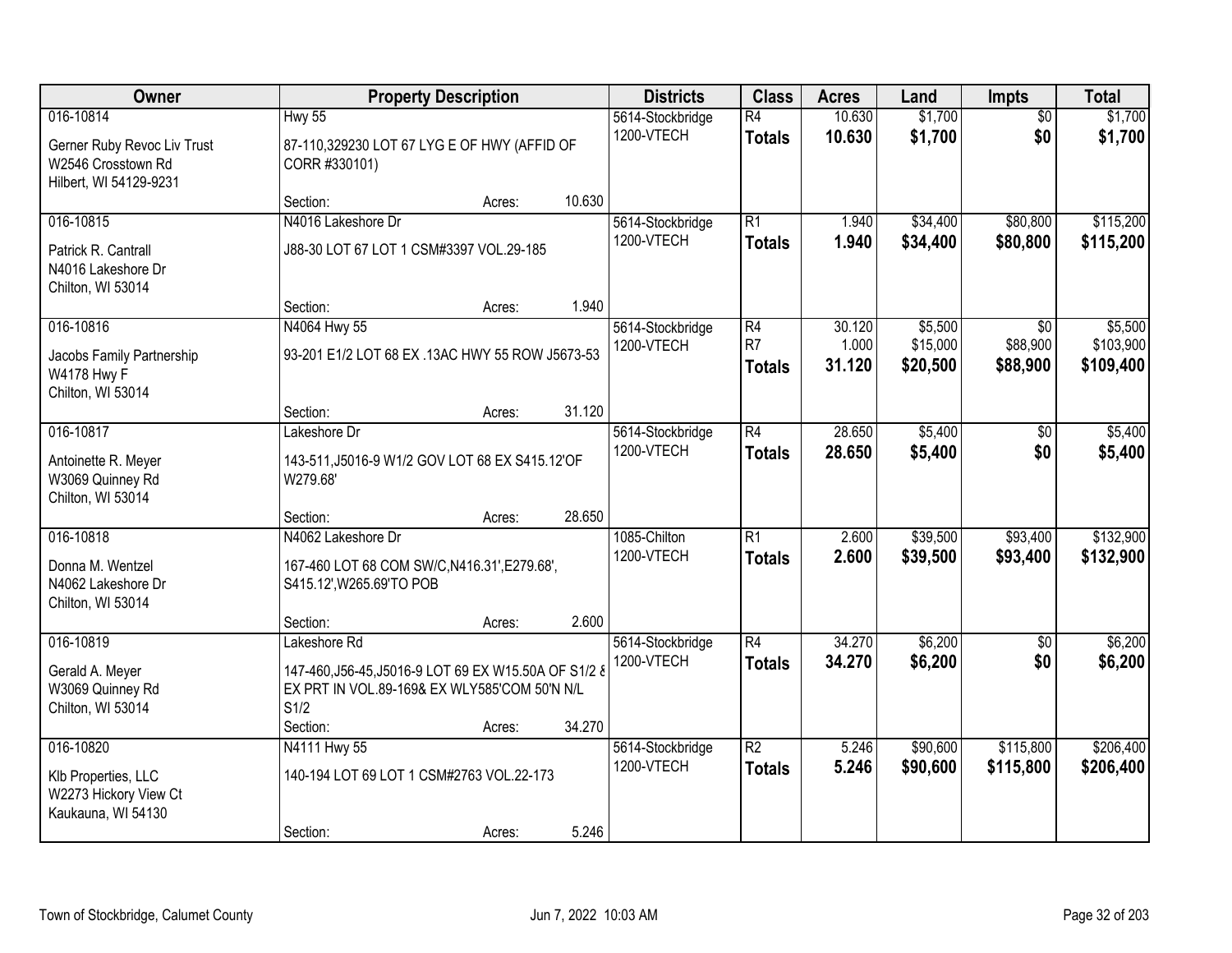| Owner | Property Description | Districts | Class | Acres | Land | Impts | Total |
|---|---|---|---|---|---|---|---|
| 016-10814<br>Gerner Ruby Revoc Liv Trust<br>W2546 Crosstown Rd<br>Hilbert, WI 54129-9231 | Hwy 55<br>87-110,329230 LOT 67 LYG E OF HWY (AFFID OF CORR #330101)<br>Section: Acres: 10.630 | 5614-Stockbridge<br>1200-VTECH | R4<br>**Totals** | 10.630<br>**10.630** | $1,700<br>**$1,700** | $0<br>**$0** | $1,700<br>**$1,700** |
| 016-10815<br>Patrick R. Cantrall<br>N4016 Lakeshore Dr<br>Chilton, WI 53014 | N4016 Lakeshore Dr<br>J88-30 LOT 67 LOT 1 CSM#3397 VOL.29-185<br>Section: Acres: 1.940 | 5614-Stockbridge<br>1200-VTECH | R1<br>**Totals** | 1.940<br>**1.940** | $34,400<br>**$34,400** | $80,800<br>**$80,800** | $115,200<br>**$115,200** |
| 016-10816<br>Jacobs Family Partnership<br>W4178 Hwy F<br>Chilton, WI 53014 | N4064 Hwy 55<br>93-201 E1/2 LOT 68 EX .13AC HWY 55 ROW J5673-53<br>Section: Acres: 31.120 | 5614-Stockbridge<br>1200-VTECH | R4<br>R7<br>**Totals** | 30.120<br>1.000<br>**31.120** | $5,500<br>$15,000<br>**$20,500** | $0<br>$88,900<br>**$88,900** | $5,500<br>$103,900<br>**$109,400** |
| 016-10817<br>Antoinette R. Meyer<br>W3069 Quinney Rd<br>Chilton, WI 53014 | Lakeshore Dr<br>143-511,J5016-9 W1/2 GOV LOT 68 EX S415.12'OF W279.68'<br>Section: Acres: 28.650 | 5614-Stockbridge<br>1200-VTECH | R4<br>**Totals** | 28.650<br>**28.650** | $5,400<br>**$5,400** | $0<br>**$0** | $5,400<br>**$5,400** |
| 016-10818<br>Donna M. Wentzel<br>N4062 Lakeshore Dr<br>Chilton, WI 53014 | N4062 Lakeshore Dr<br>167-460 LOT 68 COM SW/C,N416.31',E279.68', S415.12',W265.69'TO POB<br>Section: Acres: 2.600 | 1085-Chilton<br>1200-VTECH | R1<br>**Totals** | 2.600<br>**2.600** | $39,500<br>**$39,500** | $93,400<br>**$93,400** | $132,900<br>**$132,900** |
| 016-10819<br>Gerald A. Meyer<br>W3069 Quinney Rd<br>Chilton, WI 53014 | Lakeshore Rd<br>147-460,J56-45,J5016-9 LOT 69 EX W15.50A OF S1/2 & EX PRT IN VOL.89-169& EX WLY585'COM 50'N N/L S1/2<br>Section: Acres: 34.270 | 5614-Stockbridge<br>1200-VTECH | R4<br>**Totals** | 34.270<br>**34.270** | $6,200<br>**$6,200** | $0<br>**$0** | $6,200<br>**$6,200** |
| 016-10820<br>Klb Properties, LLC<br>W2273 Hickory View Ct<br>Kaukauna, WI 54130 | N4111 Hwy 55<br>140-194 LOT 69 LOT 1 CSM#2763 VOL.22-173<br>Section: Acres: 5.246 | 5614-Stockbridge<br>1200-VTECH | R2<br>**Totals** | 5.246<br>**5.246** | $90,600<br>**$90,600** | $115,800<br>**$115,800** | $206,400<br>**$206,400** |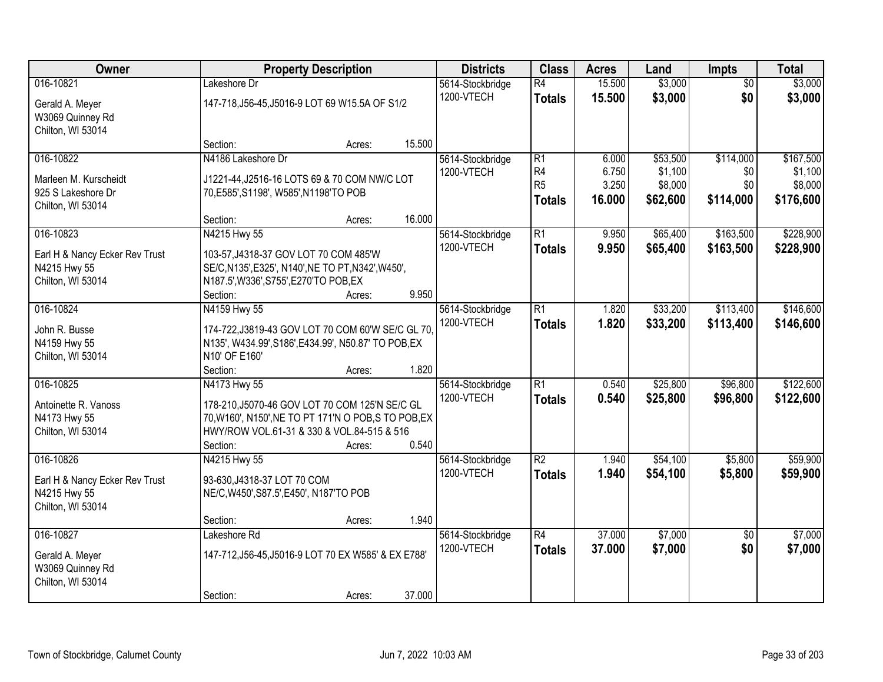| Owner | Property Description | Districts | Class | Acres | Land | Impts | Total |
|---|---|---|---|---|---|---|---|
| 016-10821<br><br>Gerald A. Meyer<br>W3069 Quinney Rd<br>Chilton, WI 53014 | Lakeshore Dr<br><br>147-718,J56-45,J5016-9 LOT 69 W15.5A OF S1/2<br><br>Section: Acres: 15.500 | 5614-Stockbridge<br>1200-VTECH | R4<br>**Totals** | 15.500<br>**15.500** | $3,000<br>**$3,000** | $0<br>**$0** | $3,000<br>**$3,000** |
| 016-10822<br><br>Marleen M. Kurscheidt<br>925 S Lakeshore Dr<br>Chilton, WI 53014 | N4186 Lakeshore Dr<br><br>J1221-44,J2516-16 LOTS 69 & 70 COM NW/C LOT 70,E585',S1198', W585',N1198'TO POB<br><br>Section: Acres: 16.000 | 5614-Stockbridge<br>1200-VTECH | R1<br>R4<br>R5<br>**Totals** | 6.000<br>6.750<br>3.250<br>**16.000** | $53,500<br>$1,100<br>$8,000<br>**$62,600** | $114,000<br>$0<br>$0<br>**$114,000** | $167,500<br>$1,100<br>$8,000<br>**$176,600** |
| 016-10823<br><br>Earl H & Nancy Ecker Rev Trust<br>N4215 Hwy 55<br>Chilton, WI 53014 | N4215 Hwy 55<br><br>103-57,J4318-37 GOV LOT 70 COM 485'W SE/C,N135',E325', N140',NE TO PT,N342',W450', N187.5',W336',S755',E270'TO POB,EX<br>Section: Acres: 9.950 | 5614-Stockbridge<br>1200-VTECH | R1<br>**Totals** | 9.950<br>**9.950** | $65,400<br>**$65,400** | $163,500<br>**$163,500** | $228,900<br>**$228,900** |
| 016-10824<br><br>John R. Busse<br>N4159 Hwy 55<br>Chilton, WI 53014 | N4159 Hwy 55<br><br>174-722,J3819-43 GOV LOT 70 COM 60'W SE/C GL 70, N135', W434.99',S186',E434.99', N50.87' TO POB,EX N10' OF E160'<br>Section: Acres: 1.820 | 5614-Stockbridge<br>1200-VTECH | R1<br>**Totals** | 1.820<br>**1.820** | $33,200<br>**$33,200** | $113,400<br>**$113,400** | $146,600<br>**$146,600** |
| 016-10825<br><br>Antoinette R. Vanoss<br>N4173 Hwy 55<br>Chilton, WI 53014 | N4173 Hwy 55<br><br>178-210,J5070-46 GOV LOT 70 COM 125'N SE/C GL 70,W160', N150',NE TO PT 171'N O POB,S TO POB,EX HWY/ROW VOL.61-31 & 330 & VOL.84-515 & 516<br>Section: Acres: 0.540 | 5614-Stockbridge<br>1200-VTECH | R1<br>**Totals** | 0.540<br>**0.540** | $25,800<br>**$25,800** | $96,800<br>**$96,800** | $122,600<br>**$122,600** |
| 016-10826<br><br>Earl H & Nancy Ecker Rev Trust<br>N4215 Hwy 55<br>Chilton, WI 53014 | N4215 Hwy 55<br><br>93-630,J4318-37 LOT 70 COM NE/C,W450',S87.5',E450', N187'TO POB<br><br>Section: Acres: 1.940 | 5614-Stockbridge<br>1200-VTECH | R2<br>**Totals** | 1.940<br>**1.940** | $54,100<br>**$54,100** | $5,800<br>**$5,800** | $59,900<br>**$59,900** |
| 016-10827<br><br>Gerald A. Meyer<br>W3069 Quinney Rd<br>Chilton, WI 53014 | Lakeshore Rd<br><br>147-712,J56-45,J5016-9 LOT 70 EX W585' & EX E788'<br><br>Section: Acres: 37.000 | 5614-Stockbridge<br>1200-VTECH | R4<br>**Totals** | 37.000<br>**37.000** | $7,000<br>**$7,000** | $0<br>**$0** | $7,000<br>**$7,000** |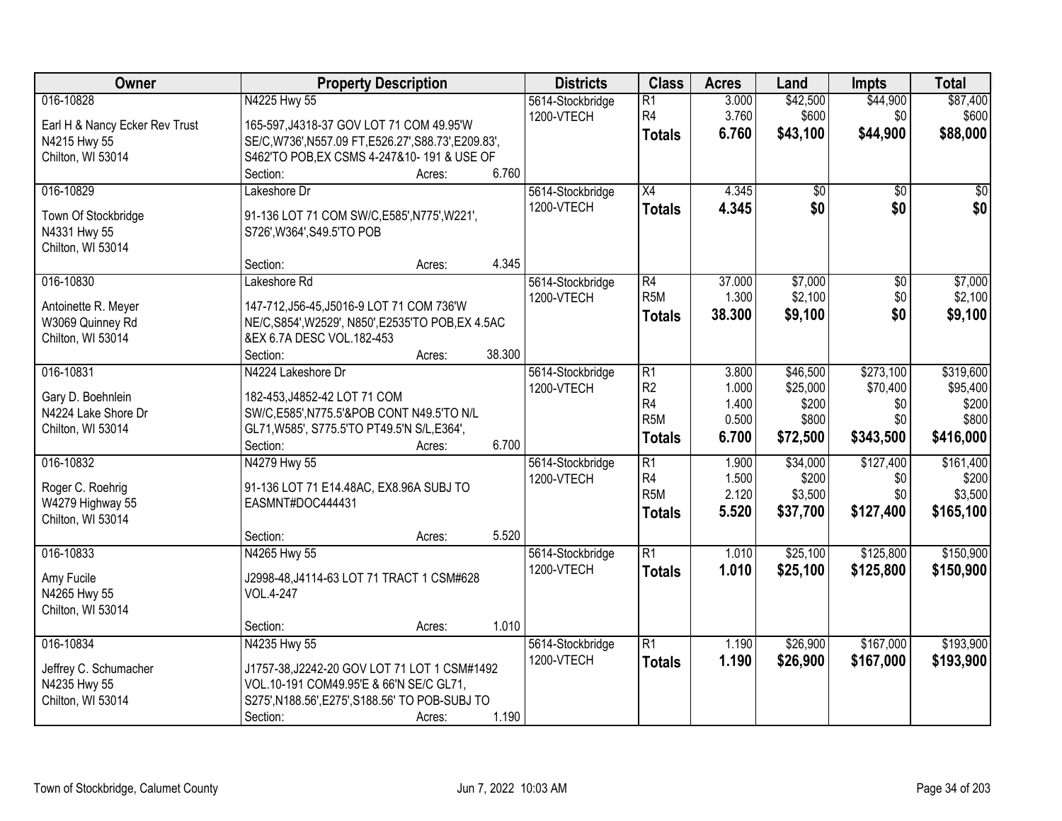| Owner | Property Description | Districts | Class | Acres | Land | Impts | Total |
|---|---|---|---|---|---|---|---|
| 016-10828<br><br>Earl H & Nancy Ecker Rev Trust<br>N4215 Hwy 55<br>Chilton, WI 53014 | N4225 Hwy 55<br><br>165-597,J4318-37 GOV LOT 71 COM 49.95'W SE/C,W736',N557.09 FT,E526.27',S88.73',E209.83', S462'TO POB,EX CSMS 4-247&10- 191 & USE OF<br>Section: Acres: 6.760 | 5614-Stockbridge<br>1200-VTECH | R1<br>R4<br>**Totals** | 3.000<br>3.760<br>**6.760** | $42,500<br>$600<br>**$43,100** | $44,900<br>$0<br>**$44,900** | $87,400<br>$600<br>**$88,000** |
| 016-10829<br><br>Town Of Stockbridge<br>N4331 Hwy 55<br>Chilton, WI 53014 | Lakeshore Dr<br><br>91-136 LOT 71 COM SW/C,E585',N775',W221', S726',W364',S49.5'TO POB<br>Section: Acres: 4.345 | 5614-Stockbridge<br>1200-VTECH | X4<br>**Totals** | 4.345<br>**4.345** | $0<br>**$0** | $0<br>**$0** | $0<br>**$0** |
| 016-10830<br><br>Antoinette R. Meyer<br>W3069 Quinney Rd<br>Chilton, WI 53014 | Lakeshore Rd<br><br>147-712,J56-45,J5016-9 LOT 71 COM 736'W NE/C,S854',W2529', N850',E2535'TO POB,EX 4.5AC &EX 6.7A DESC VOL.182-453<br>Section: Acres: 38.300 | 5614-Stockbridge<br>1200-VTECH | R4<br>R5M<br>**Totals** | 37.000<br>1.300<br>**38.300** | $7,000<br>$2,100<br>**$9,100** | $0<br>$0<br>**$0** | $7,000<br>$2,100<br>**$9,100** |
| 016-10831<br><br>Gary D. Boehnlein<br>N4224 Lake Shore Dr<br>Chilton, WI 53014 | N4224 Lakeshore Dr<br><br>182-453,J4852-42 LOT 71 COM SW/C,E585',N775.5'&POB CONT N49.5'TO N/L GL71,W585', S775.5'TO PT49.5'N S/L,E364',<br>Section: Acres: 6.700 | 5614-Stockbridge<br>1200-VTECH | R1<br>R2<br>R4<br>R5M<br>**Totals** | 3.800<br>1.000<br>1.400<br>0.500<br>**6.700** | $46,500<br>$25,000<br>$200<br>$800<br>**$72,500** | $273,100<br>$70,400<br>$0<br>$0<br>**$343,500** | $319,600<br>$95,400<br>$200<br>$800<br>**$416,000** |
| 016-10832<br><br>Roger C. Roehrig<br>W4279 Highway 55<br>Chilton, WI 53014 | N4279 Hwy 55<br><br>91-136 LOT 71 E14.48AC, EX8.96A SUBJ TO EASMNT#DOC444431<br>Section: Acres: 5.520 | 5614-Stockbridge<br>1200-VTECH | R1<br>R4<br>R5M<br>**Totals** | 1.900<br>1.500<br>2.120<br>**5.520** | $34,000<br>$200<br>$3,500<br>**$37,700** | $127,400<br>$0<br>$0<br>**$127,400** | $161,400<br>$200<br>$3,500<br>**$165,100** |
| 016-10833<br><br>Amy Fucile<br>N4265 Hwy 55<br>Chilton, WI 53014 | N4265 Hwy 55<br><br>J2998-48,J4114-63 LOT 71 TRACT 1 CSM#628 VOL.4-247<br>Section: Acres: 1.010 | 5614-Stockbridge<br>1200-VTECH | R1<br>**Totals** | 1.010<br>**1.010** | $25,100<br>**$25,100** | $125,800<br>**$125,800** | $150,900<br>**$150,900** |
| 016-10834<br><br>Jeffrey C. Schumacher<br>N4235 Hwy 55<br>Chilton, WI 53014 | N4235 Hwy 55<br><br>J1757-38,J2242-20 GOV LOT 71 LOT 1 CSM#1492 VOL.10-191 COM49.95'E & 66'N SE/C GL71, S275',N188.56',E275',S188.56' TO POB-SUBJ TO<br>Section: Acres: 1.190 | 5614-Stockbridge<br>1200-VTECH | R1<br>**Totals** | 1.190<br>**1.190** | $26,900<br>**$26,900** | $167,000<br>**$167,000** | $193,900<br>**$193,900** |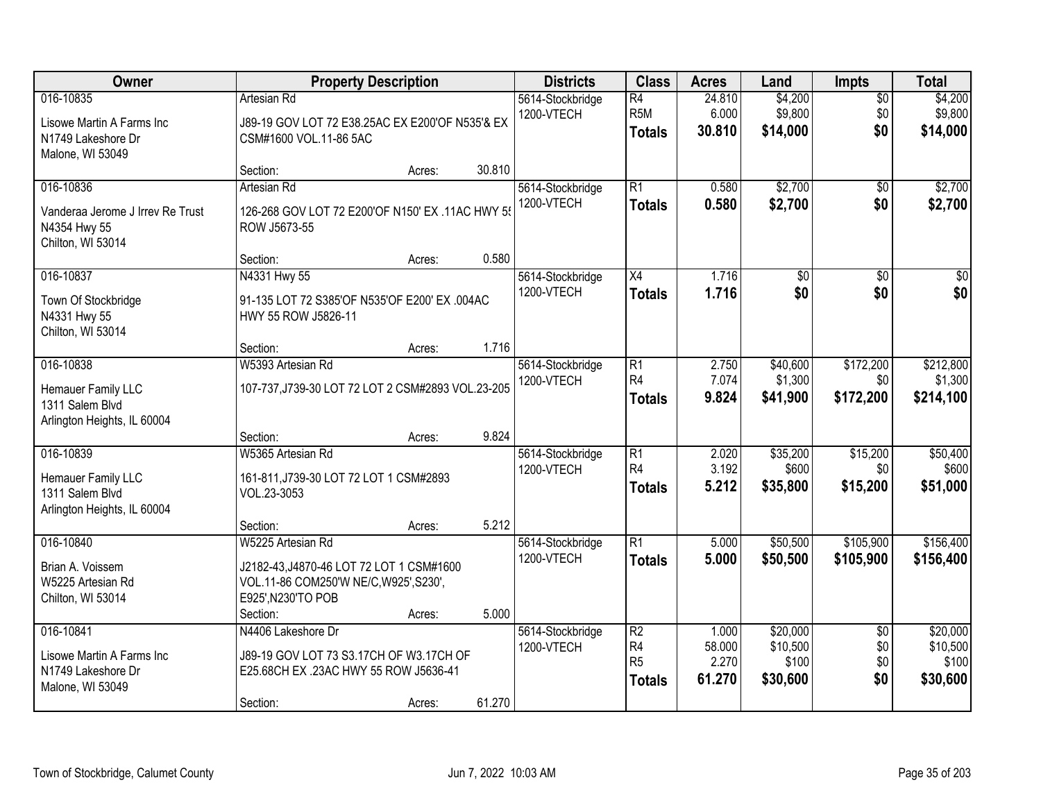| Owner | Property Description | | | Districts | Class | Acres | Land | Impts | Total |
|---|---|---|---|---|---|---|---|---|---|
| 016-10835 | Artesian Rd | | | 5614-Stockbridge | R4 | 24.810 | $4,200 | $0 | $4,200 |
| Lisowe Martin A Farms Inc | J89-19 GOV LOT 72 E38.25AC EX E200'OF N535'& EX | | | 1200-VTECH | R5M | 6.000 | $9,800 | $0 | $9,800 |
| N1749 Lakeshore Dr | CSM#1600 VOL.11-86 5AC | | | | **Totals** | **30.810** | **$14,000** | **$0** | **$14,000** |
| Malone, WI 53049 | | | | | | | | | |
| | Section: | Acres: | 30.810 | | | | | | |
| 016-10836 | Artesian Rd | | | 5614-Stockbridge | R1 | 0.580 | $2,700 | $0 | $2,700 |
| Vanderaa Jerome J Irrev Re Trust | 126-268 GOV LOT 72 E200'OF N150' EX .11AC HWY 55 | | | 1200-VTECH | **Totals** | **0.580** | **$2,700** | **$0** | **$2,700** |
| N4354 Hwy 55 | ROW J5673-55 | | | | | | | | |
| Chilton, WI 53014 | | | | | | | | | |
| | Section: | Acres: | 0.580 | | | | | | |
| 016-10837 | N4331 Hwy 55 | | | 5614-Stockbridge | X4 | 1.716 | $0 | $0 | $0 |
| Town Of Stockbridge | 91-135 LOT 72 S385'OF N535'OF E200' EX .004AC | | | 1200-VTECH | **Totals** | **1.716** | **$0** | **$0** | **$0** |
| N4331 Hwy 55 | HWY 55 ROW J5826-11 | | | | | | | | |
| Chilton, WI 53014 | | | | | | | | | |
| | Section: | Acres: | 1.716 | | | | | | |
| 016-10838 | W5393 Artesian Rd | | | 5614-Stockbridge | R1 | 2.750 | $40,600 | $172,200 | $212,800 |
| Hemauer Family LLC | 107-737,J739-30 LOT 72 LOT 2 CSM#2893 VOL.23-205 | | | 1200-VTECH | R4 | 7.074 | $1,300 | $0 | $1,300 |
| 1311 Salem Blvd | | | | | **Totals** | **9.824** | **$41,900** | **$172,200** | **$214,100** |
| Arlington Heights, IL 60004 | | | | | | | | | |
| | Section: | Acres: | 9.824 | | | | | | |
| 016-10839 | W5365 Artesian Rd | | | 5614-Stockbridge | R1 | 2.020 | $35,200 | $15,200 | $50,400 |
| Hemauer Family LLC | 161-811,J739-30 LOT 72 LOT 1 CSM#2893 | | | 1200-VTECH | R4 | 3.192 | $600 | $0 | $600 |
| 1311 Salem Blvd | VOL.23-3053 | | | | **Totals** | **5.212** | **$35,800** | **$15,200** | **$51,000** |
| Arlington Heights, IL 60004 | | | | | | | | | |
| | Section: | Acres: | 5.212 | | | | | | |
| 016-10840 | W5225 Artesian Rd | | | 5614-Stockbridge | R1 | 5.000 | $50,500 | $105,900 | $156,400 |
| Brian A. Voissem | J2182-43,J4870-46 LOT 72 LOT 1 CSM#1600 | | | 1200-VTECH | **Totals** | **5.000** | **$50,500** | **$105,900** | **$156,400** |
| W5225 Artesian Rd | VOL.11-86 COM250'W NE/C,W925',S230', | | | | | | | | |
| Chilton, WI 53014 | E925',N230'TO POB | | | | | | | | |
| | Section: | Acres: | 5.000 | | | | | | |
| 016-10841 | N4406 Lakeshore Dr | | | 5614-Stockbridge | R2 | 1.000 | $20,000 | $0 | $20,000 |
| Lisowe Martin A Farms Inc | J89-19 GOV LOT 73 S3.17CH OF W3.17CH OF | | | 1200-VTECH | R4 | 58.000 | $10,500 | $0 | $10,500 |
| N1749 Lakeshore Dr | E25.68CH EX .23AC HWY 55 ROW J5636-41 | | | | R5 | 2.270 | $100 | $0 | $100 |
| Malone, WI 53049 | | | | | **Totals** | **61.270** | **$30,600** | **$0** | **$30,600** |
| | Section: | Acres: | 61.270 | | | | | | |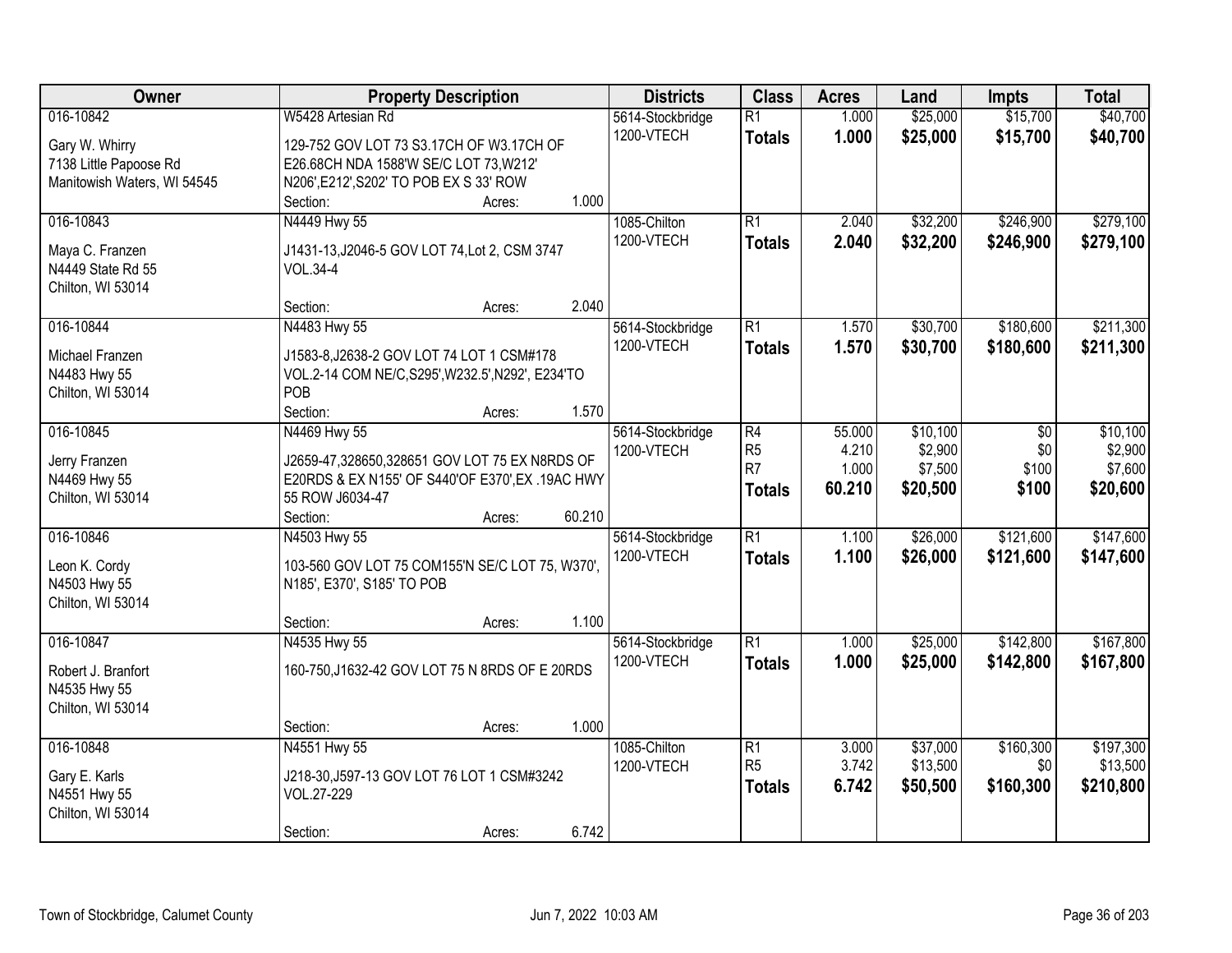| Owner | Property Description | Districts | Class | Acres | Land | Impts | Total |
|---|---|---|---|---|---|---|---|
| 016-10842<br>Gary W. Whirry<br>7138 Little Papoose Rd<br>Manitowish Waters, WI 54545 | W5428 Artesian Rd<br>129-752 GOV LOT 73 S3.17CH OF W3.17CH OF E26.68CH NDA 1588'W SE/C LOT 73,W212' N206',E212',S202' TO POB EX S 33' ROW<br>Section: Acres: 1.000 | 5614-Stockbridge<br>1200-VTECH | R1<br>**Totals** | 1.000<br>**1.000** | $25,000<br>**$25,000** | $15,700<br>**$15,700** | $40,700<br>**$40,700** |
| 016-10843<br>Maya C. Franzen<br>N4449 State Rd 55<br>Chilton, WI 53014 | N4449 Hwy 55<br>J1431-13,J2046-5 GOV LOT 74,Lot 2, CSM 3747 VOL.34-4<br>Section: Acres: 2.040 | 1085-Chilton<br>1200-VTECH | R1<br>**Totals** | 2.040<br>**2.040** | $32,200<br>**$32,200** | $246,900<br>**$246,900** | $279,100<br>**$279,100** |
| 016-10844<br>Michael Franzen<br>N4483 Hwy 55<br>Chilton, WI 53014 | N4483 Hwy 55<br>J1583-8,J2638-2 GOV LOT 74 LOT 1 CSM#178 VOL.2-14 COM NE/C,S295',W232.5',N292', E234'TO POB<br>Section: Acres: 1.570 | 5614-Stockbridge<br>1200-VTECH | R1<br>**Totals** | 1.570<br>**1.570** | $30,700<br>**$30,700** | $180,600<br>**$180,600** | $211,300<br>**$211,300** |
| 016-10845<br>Jerry Franzen<br>N4469 Hwy 55<br>Chilton, WI 53014 | N4469 Hwy 55<br>J2659-47,328650,328651 GOV LOT 75 EX N8RDS OF E20RDS & EX N155' OF S440'OF E370',EX .19AC HWY 55 ROW J6034-47<br>Section: Acres: 60.210 | 5614-Stockbridge<br>1200-VTECH | R4<br>R5<br>R7<br>**Totals** | 55.000<br>4.210<br>1.000<br>**60.210** | $10,100<br>$2,900<br>$7,500<br>**$20,500** | $0<br>$0<br>$100<br>**$100** | $10,100<br>$2,900<br>$7,600<br>**$20,600** |
| 016-10846<br>Leon K. Cordy<br>N4503 Hwy 55<br>Chilton, WI 53014 | N4503 Hwy 55<br>103-560 GOV LOT 75 COM155'N SE/C LOT 75, W370', N185', E370', S185' TO POB<br>Section: Acres: 1.100 | 5614-Stockbridge<br>1200-VTECH | R1<br>**Totals** | 1.100<br>**1.100** | $26,000<br>**$26,000** | $121,600<br>**$121,600** | $147,600<br>**$147,600** |
| 016-10847<br>Robert J. Branfort<br>N4535 Hwy 55<br>Chilton, WI 53014 | N4535 Hwy 55<br>160-750,J1632-42 GOV LOT 75 N 8RDS OF E 20RDS<br>Section: Acres: 1.000 | 5614-Stockbridge<br>1200-VTECH | R1<br>**Totals** | 1.000<br>**1.000** | $25,000<br>**$25,000** | $142,800<br>**$142,800** | $167,800<br>**$167,800** |
| 016-10848<br>Gary E. Karls<br>N4551 Hwy 55<br>Chilton, WI 53014 | N4551 Hwy 55<br>J218-30,J597-13 GOV LOT 76 LOT 1 CSM#3242 VOL.27-229<br>Section: Acres: 6.742 | 1085-Chilton<br>1200-VTECH | R1<br>R5<br>**Totals** | 3.000<br>3.742<br>**6.742** | $37,000<br>$13,500<br>**$50,500** | $160,300<br>$0<br>**$160,300** | $197,300<br>$13,500<br>**$210,800** |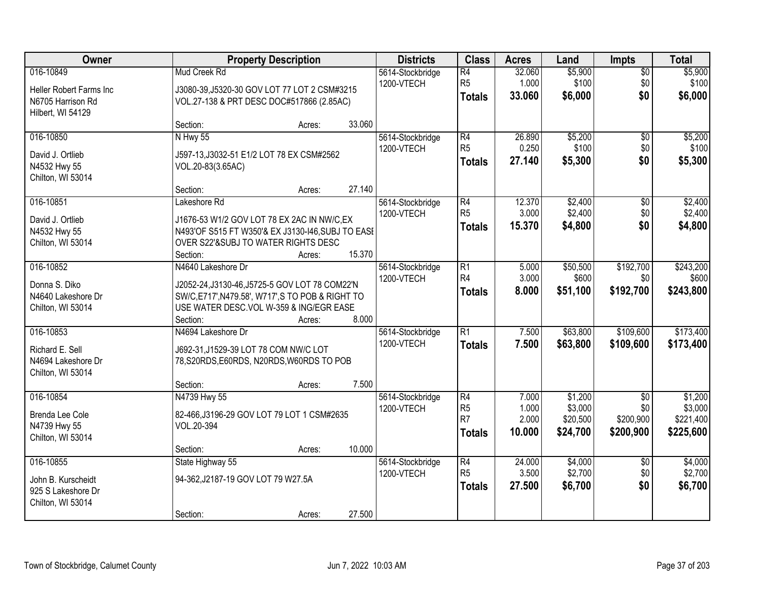| Owner | Property Description | Districts | Class | Acres | Land | Impts | Total |
|---|---|---|---|---|---|---|---|
| 016-10849<br>Heller Robert Farms Inc<br>N6705 Harrison Rd<br>Hilbert, WI 54129 | Mud Creek Rd<br>J3080-39,J5320-30 GOV LOT 77 LOT 2 CSM#3215 VOL.27-138 & PRT DESC DOC#517866 (2.85AC)<br>Section: Acres: 33.060 | 5614-Stockbridge<br>1200-VTECH | R4<br>R5<br>**Totals** | 32.060<br>1.000<br>**33.060** | $5,900<br>$100<br>**$6,000** | $0<br>$0<br>**$0** | $5,900<br>$100<br>**$6,000** |
| 016-10850<br>David J. Ortlieb<br>N4532 Hwy 55<br>Chilton, WI 53014 | N Hwy 55<br>J597-13,J3032-51 E1/2 LOT 78 EX CSM#2562 VOL.20-83(3.65AC)<br>Section: Acres: 27.140 | 5614-Stockbridge<br>1200-VTECH | R4<br>R5<br>**Totals** | 26.890<br>0.250<br>**27.140** | $5,200<br>$100<br>**$5,300** | $0<br>$0<br>**$0** | $5,200<br>$100<br>**$5,300** |
| 016-10851<br>David J. Ortlieb<br>N4532 Hwy 55<br>Chilton, WI 53014 | Lakeshore Rd<br>J1676-53 W1/2 GOV LOT 78 EX 2AC IN NW/C,EX N493'OF S515 FT W350'& EX J3130-I46,SUBJ TO EASE OVER S22'&SUBJ TO WATER RIGHTS DESC<br>Section: Acres: 15.370 | 5614-Stockbridge<br>1200-VTECH | R4<br>R5<br>**Totals** | 12.370<br>3.000<br>**15.370** | $2,400<br>$2,400<br>**$4,800** | $0<br>$0<br>**$0** | $2,400<br>$2,400<br>**$4,800** |
| 016-10852<br>Donna S. Diko<br>N4640 Lakeshore Dr<br>Chilton, WI 53014 | N4640 Lakeshore Dr<br>J2052-24,J3130-46,J5725-5 GOV LOT 78 COM22'N SW/C,E717',N479.58', W717',S TO POB & RIGHT TO USE WATER DESC.VOL W-359 & ING/EGR EASE<br>Section: Acres: 8.000 | 5614-Stockbridge<br>1200-VTECH | R1<br>R4<br>**Totals** | 5.000<br>3.000<br>**8.000** | $50,500<br>$600<br>**$51,100** | $192,700<br>$0<br>**$192,700** | $243,200<br>$600<br>**$243,800** |
| 016-10853<br>Richard E. Sell<br>N4694 Lakeshore Dr<br>Chilton, WI 53014 | N4694 Lakeshore Dr<br>J692-31,J1529-39 LOT 78 COM NW/C LOT 78,S20RDS,E60RDS, N20RDS,W60RDS TO POB<br>Section: Acres: 7.500 | 5614-Stockbridge<br>1200-VTECH | R1<br>**Totals** | 7.500<br>**7.500** | $63,800<br>**$63,800** | $109,600<br>**$109,600** | $173,400<br>**$173,400** |
| 016-10854<br>Brenda Lee Cole<br>N4739 Hwy 55<br>Chilton, WI 53014 | N4739 Hwy 55<br>82-466,J3196-29 GOV LOT 79 LOT 1 CSM#2635 VOL.20-394<br>Section: Acres: 10.000 | 5614-Stockbridge<br>1200-VTECH | R4<br>R5<br>R7<br>**Totals** | 7.000<br>1.000<br>2.000<br>**10.000** | $1,200<br>$3,000<br>$20,500<br>**$24,700** | $0<br>$0<br>$200,900<br>**$200,900** | $1,200<br>$3,000<br>$221,400<br>**$225,600** |
| 016-10855<br>John B. Kurscheidt<br>925 S Lakeshore Dr<br>Chilton, WI 53014 | State Highway 55<br>94-362,J2187-19 GOV LOT 79 W27.5A<br>Section: Acres: 27.500 | 5614-Stockbridge<br>1200-VTECH | R4<br>R5<br>**Totals** | 24.000<br>3.500<br>**27.500** | $4,000<br>$2,700<br>**$6,700** | $0<br>$0<br>**$0** | $4,000<br>$2,700<br>**$6,700** |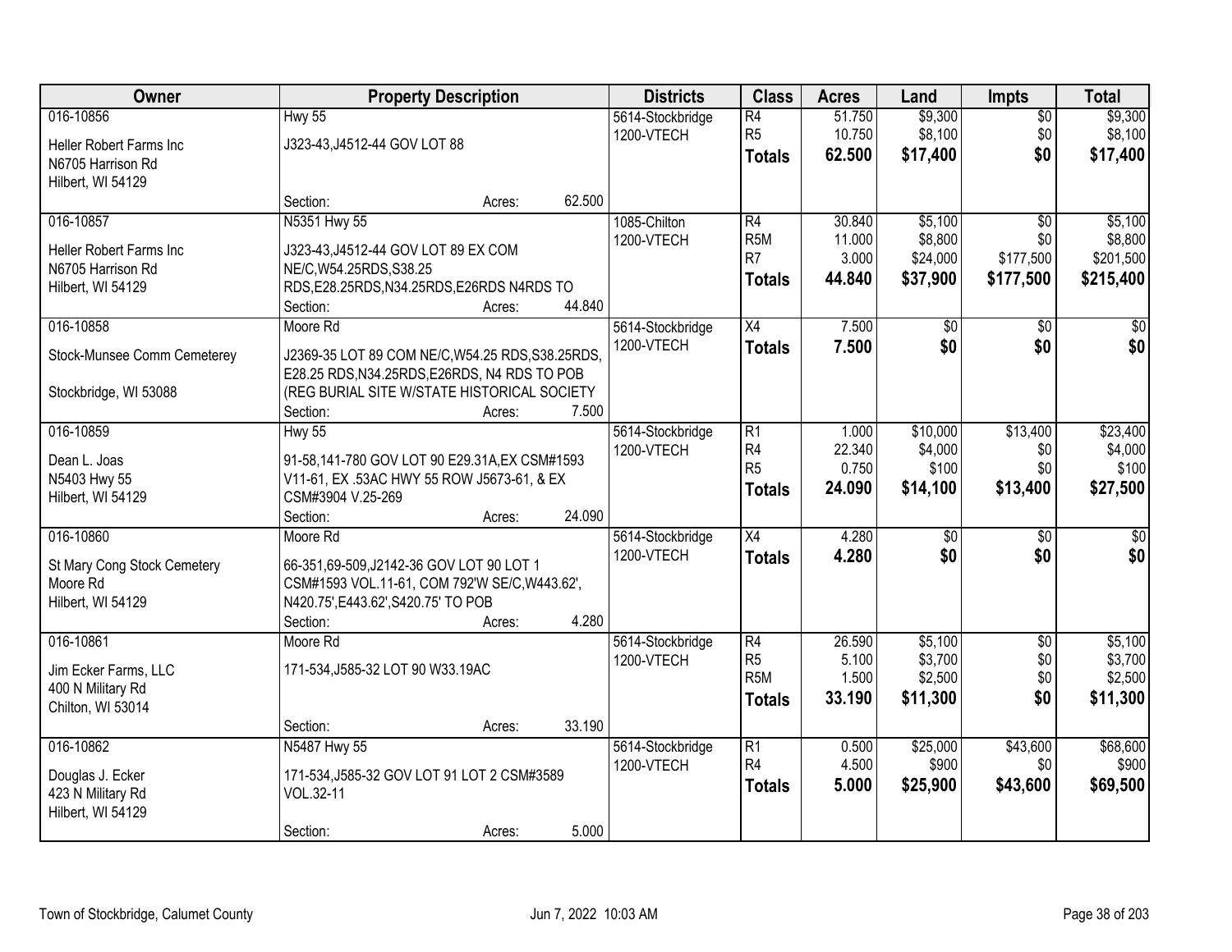| Owner | Property Description | Districts | Class | Acres | Land | Impts | Total |
|---|---|---|---|---|---|---|---|
| 016-10856<br>Heller Robert Farms Inc<br>N6705 Harrison Rd<br>Hilbert, WI 54129 | Hwy 55<br>J323-43,J4512-44 GOV LOT 88<br>Section: Acres: 62.500 | 5614-Stockbridge<br>1200-VTECH | R4<br>R5<br>**Totals** | 51.750<br>10.750<br>**62.500** | $9,300<br>$8,100<br>**$17,400** | $0<br>$0<br>**$0** | $9,300<br>$8,100<br>**$17,400** |
| 016-10857<br>Heller Robert Farms Inc<br>N6705 Harrison Rd<br>Hilbert, WI 54129 | N5351 Hwy 55<br>J323-43,J4512-44 GOV LOT 89 EX COM NE/C,W54.25RDS,S38.25 RDS,E28.25RDS,N34.25RDS,E26RDS N4RDS TO<br>Section: Acres: 44.840 | 1085-Chilton<br>1200-VTECH | R4<br>R5M<br>R7<br>**Totals** | 30.840<br>11.000<br>3.000<br>**44.840** | $5,100<br>$8,800<br>$24,000<br>**$37,900** | $0<br>$0<br>$177,500<br>**$177,500** | $5,100<br>$8,800<br>$201,500<br>**$215,400** |
| 016-10858<br>Stock-Munsee Comm Cemeterey<br><br>Stockbridge, WI 53088 | Moore Rd<br>J2369-35 LOT 89 COM NE/C,W54.25 RDS,S38.25RDS, E28.25 RDS,N34.25RDS,E26RDS, N4 RDS TO POB (REG BURIAL SITE W/STATE HISTORICAL SOCIETY<br>Section: Acres: 7.500 | 5614-Stockbridge<br>1200-VTECH | X4<br>**Totals** | 7.500<br>**7.500** | $0<br>**$0** | $0<br>**$0** | $0<br>**$0** |
| 016-10859<br>Dean L. Joas<br>N5403 Hwy 55<br>Hilbert, WI 54129 | Hwy 55<br>91-58,141-780 GOV LOT 90 E29.31A,EX CSM#1593 V11-61, EX .53AC HWY 55 ROW J5673-61, & EX CSM#3904 V.25-269<br>Section: Acres: 24.090 | 5614-Stockbridge<br>1200-VTECH | R1<br>R4<br>R5<br>**Totals** | 1.000<br>22.340<br>0.750<br>**24.090** | $10,000<br>$4,000<br>$100<br>**$14,100** | $13,400<br>$0<br>$0<br>**$13,400** | $23,400<br>$4,000<br>$100<br>**$27,500** |
| 016-10860<br>St Mary Cong Stock Cemetery<br>Moore Rd<br>Hilbert, WI 54129 | Moore Rd<br>66-351,69-509,J2142-36 GOV LOT 90 LOT 1 CSM#1593 VOL.11-61, COM 792'W SE/C,W443.62', N420.75',E443.62',S420.75' TO POB<br>Section: Acres: 4.280 | 5614-Stockbridge<br>1200-VTECH | X4<br>**Totals** | 4.280<br>**4.280** | $0<br>**$0** | $0<br>**$0** | $0<br>**$0** |
| 016-10861<br>Jim Ecker Farms, LLC<br>400 N Military Rd<br>Chilton, WI 53014 | Moore Rd<br>171-534,J585-32 LOT 90 W33.19AC<br>Section: Acres: 33.190 | 5614-Stockbridge<br>1200-VTECH | R4<br>R5<br>R5M<br>**Totals** | 26.590<br>5.100<br>1.500<br>**33.190** | $5,100<br>$3,700<br>$2,500<br>**$11,300** | $0<br>$0<br>$0<br>**$0** | $5,100<br>$3,700<br>$2,500<br>**$11,300** |
| 016-10862<br>Douglas J. Ecker<br>423 N Military Rd<br>Hilbert, WI 54129 | N5487 Hwy 55<br>171-534,J585-32 GOV LOT 91 LOT 2 CSM#3589 VOL.32-11<br>Section: Acres: 5.000 | 5614-Stockbridge<br>1200-VTECH | R1<br>R4<br>**Totals** | 0.500<br>4.500<br>**5.000** | $25,000<br>$900<br>**$25,900** | $43,600<br>$0<br>**$43,600** | $68,600<br>$900<br>**$69,500** |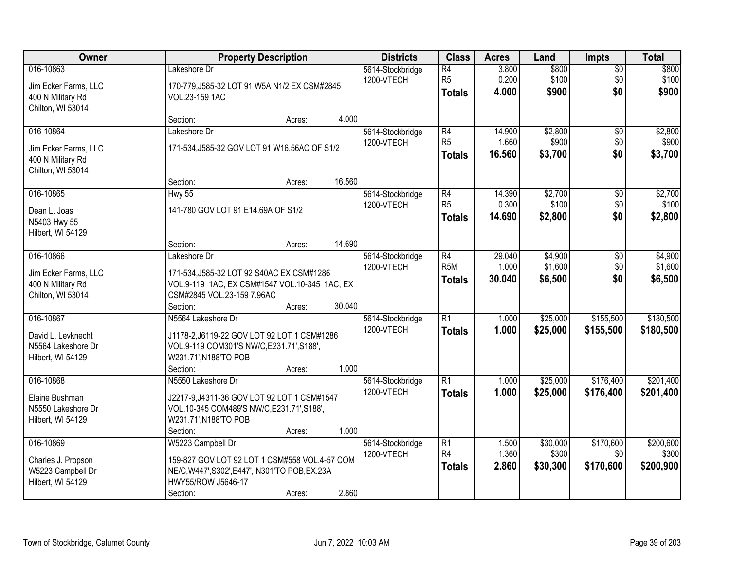| Owner | Property Description | Districts | Class | Acres | Land | Impts | Total |
|---|---|---|---|---|---|---|---|
| 016-10863<br>Jim Ecker Farms, LLC<br>400 N Military Rd<br>Chilton, WI 53014 | Lakeshore Dr<br>170-779,J585-32 LOT 91 W5A N1/2 EX CSM#2845 VOL.23-159 1AC<br>Section: Acres: 4.000 | 5614-Stockbridge<br>1200-VTECH | R4<br>R5<br>**Totals** | 3.800<br>0.200<br>**4.000** | $800<br>$100<br>**$900** | $0<br>$0<br>**$0** | $800<br>$100<br>**$900** |
| 016-10864<br>Jim Ecker Farms, LLC<br>400 N Military Rd<br>Chilton, WI 53014 | Lakeshore Dr<br>171-534,J585-32 GOV LOT 91 W16.56AC OF S1/2<br>Section: Acres: 16.560 | 5614-Stockbridge<br>1200-VTECH | R4<br>R5<br>**Totals** | 14.900<br>1.660<br>**16.560** | $2,800<br>$900<br>**$3,700** | $0<br>$0<br>**$0** | $2,800<br>$900<br>**$3,700** |
| 016-10865<br>Dean L. Joas<br>N5403 Hwy 55<br>Hilbert, WI 54129 | Hwy 55<br>141-780 GOV LOT 91 E14.69A OF S1/2<br>Section: Acres: 14.690 | 5614-Stockbridge<br>1200-VTECH | R4<br>R5<br>**Totals** | 14.390<br>0.300<br>**14.690** | $2,700<br>$100<br>**$2,800** | $0<br>$0<br>**$0** | $2,700<br>$100<br>**$2,800** |
| 016-10866<br>Jim Ecker Farms, LLC<br>400 N Military Rd<br>Chilton, WI 53014 | Lakeshore Dr<br>171-534,J585-32 LOT 92 S40AC EX CSM#1286 VOL.9-119 1AC, EX CSM#1547 VOL.10-345 1AC, EX CSM#2845 VOL.23-159 7.96AC<br>Section: Acres: 30.040 | 5614-Stockbridge<br>1200-VTECH | R4<br>R5M<br>**Totals** | 29.040<br>1.000<br>**30.040** | $4,900<br>$1,600<br>**$6,500** | $0<br>$0<br>**$0** | $4,900<br>$1,600<br>**$6,500** |
| 016-10867<br>David L. Levknecht<br>N5564 Lakeshore Dr<br>Hilbert, WI 54129 | N5564 Lakeshore Dr<br>J1178-2,J6119-22 GOV LOT 92 LOT 1 CSM#1286 VOL.9-119 COM301'S NW/C,E231.71',S188', W231.71',N188'TO POB<br>Section: Acres: 1.000 | 5614-Stockbridge<br>1200-VTECH | R1<br>**Totals** | 1.000<br>**1.000** | $25,000<br>**$25,000** | $155,500<br>**$155,500** | $180,500<br>**$180,500** |
| 016-10868<br>Elaine Bushman<br>N5550 Lakeshore Dr<br>Hilbert, WI 54129 | N5550 Lakeshore Dr<br>J2217-9,J4311-36 GOV LOT 92 LOT 1 CSM#1547 VOL.10-345 COM489'S NW/C,E231.71',S188', W231.71',N188'TO POB<br>Section: Acres: 1.000 | 5614-Stockbridge<br>1200-VTECH | R1<br>**Totals** | 1.000<br>**1.000** | $25,000<br>**$25,000** | $176,400<br>**$176,400** | $201,400<br>**$201,400** |
| 016-10869<br>Charles J. Propson<br>W5223 Campbell Dr<br>Hilbert, WI 54129 | W5223 Campbell Dr<br>159-827 GOV LOT 92 LOT 1 CSM#558 VOL.4-57 COM NE/C,W447',S302',E447', N301'TO POB,EX.23A HWY55/ROW J5646-17<br>Section: Acres: 2.860 | 5614-Stockbridge<br>1200-VTECH | R1<br>R4<br>**Totals** | 1.500<br>1.360<br>**2.860** | $30,000<br>$300<br>**$30,300** | $170,600<br>$0<br>**$170,600** | $200,600<br>$300<br>**$200,900** |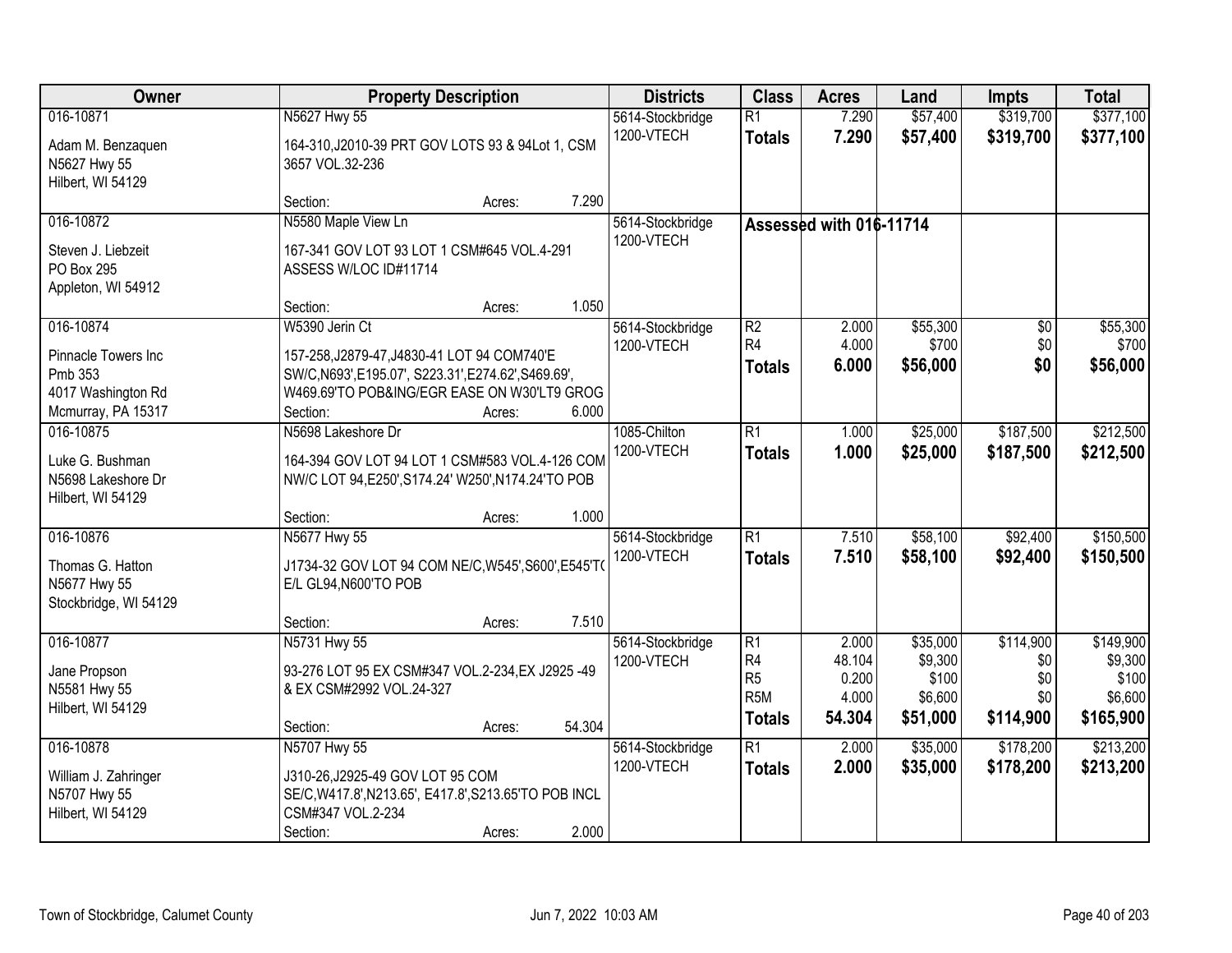| Owner | Property Description | Districts | Class | Acres | Land | Impts | Total |
|---|---|---|---|---|---|---|---|
| 016-10871<br>Adam M. Benzaquen<br>N5627 Hwy 55<br>Hilbert, WI 54129 | N5627 Hwy 55<br>164-310,J2010-39 PRT GOV LOTS 93 & 94Lot 1, CSM 3657 VOL.32-236<br>Section: Acres: 7.290 | 5614-Stockbridge<br>1200-VTECH | R1<br>**Totals** | 7.290<br>**7.290** | \$57,400<br>**\$57,400** | \$319,700<br>**\$319,700** | \$377,100<br>**\$377,100** |
| 016-10872<br>Steven J. Liebzeit<br>PO Box 295<br>Appleton, WI 54912 | N5580 Maple View Ln<br>167-341 GOV LOT 93 LOT 1 CSM#645 VOL.4-291 ASSESS W/LOC ID#11714<br>Section: Acres: 1.050 | 5614-Stockbridge<br>1200-VTECH | **Assessed with 016-11714** | | | | |
| 016-10874<br>Pinnacle Towers Inc<br>Pmb 353<br>4017 Washington Rd<br>Mcmurray, PA 15317 | W5390 Jerin Ct<br>157-258,J2879-47,J4830-41 LOT 94 COM740'E SW/C,N693',E195.07', S223.31',E274.62',S469.69', W469.69'TO POB&ING/EGR EASE ON W30'LT9 GROG<br>Section: Acres: 6.000 | 5614-Stockbridge<br>1200-VTECH | R2<br>R4<br>**Totals** | 2.000<br>4.000<br>**6.000** | \$55,300<br>\$700<br>**\$56,000** | \$0<br>\$0<br>**\$0** | \$55,300<br>\$700<br>**\$56,000** |
| 016-10875<br>Luke G. Bushman<br>N5698 Lakeshore Dr<br>Hilbert, WI 54129 | N5698 Lakeshore Dr<br>164-394 GOV LOT 94 LOT 1 CSM#583 VOL.4-126 COM NW/C LOT 94,E250',S174.24' W250',N174.24'TO POB<br>Section: Acres: 1.000 | 1085-Chilton<br>1200-VTECH | R1<br>**Totals** | 1.000<br>**1.000** | \$25,000<br>**\$25,000** | \$187,500<br>**\$187,500** | \$212,500<br>**\$212,500** |
| 016-10876<br>Thomas G. Hatton<br>N5677 Hwy 55<br>Stockbridge, WI 54129 | N5677 Hwy 55<br>J1734-32 GOV LOT 94 COM NE/C,W545',S600',E545'TO E/L GL94,N600'TO POB<br>Section: Acres: 7.510 | 5614-Stockbridge<br>1200-VTECH | R1<br>**Totals** | 7.510<br>**7.510** | \$58,100<br>**\$58,100** | \$92,400<br>**\$92,400** | \$150,500<br>**\$150,500** |
| 016-10877<br>Jane Propson<br>N5581 Hwy 55<br>Hilbert, WI 54129 | N5731 Hwy 55<br>93-276 LOT 95 EX CSM#347 VOL.2-234,EX J2925 -49 & EX CSM#2992 VOL.24-327<br>Section: Acres: 54.304 | 5614-Stockbridge<br>1200-VTECH | R1<br>R4<br>R5<br>R5M<br>**Totals** | 2.000<br>48.104<br>0.200<br>4.000<br>**54.304** | \$35,000<br>\$9,300<br>\$100<br>\$6,600<br>**\$51,000** | \$114,900<br>\$0<br>\$0<br>\$0<br>**\$114,900** | \$149,900<br>\$9,300<br>\$100<br>\$6,600<br>**\$165,900** |
| 016-10878<br>William J. Zahringer<br>N5707 Hwy 55<br>Hilbert, WI 54129 | N5707 Hwy 55<br>J310-26,J2925-49 GOV LOT 95 COM SE/C,W417.8',N213.65', E417.8',S213.65'TO POB INCL CSM#347 VOL.2-234<br>Section: Acres: 2.000 | 5614-Stockbridge<br>1200-VTECH | R1<br>**Totals** | 2.000<br>**2.000** | \$35,000<br>**\$35,000** | \$178,200<br>**\$178,200** | \$213,200<br>**\$213,200** |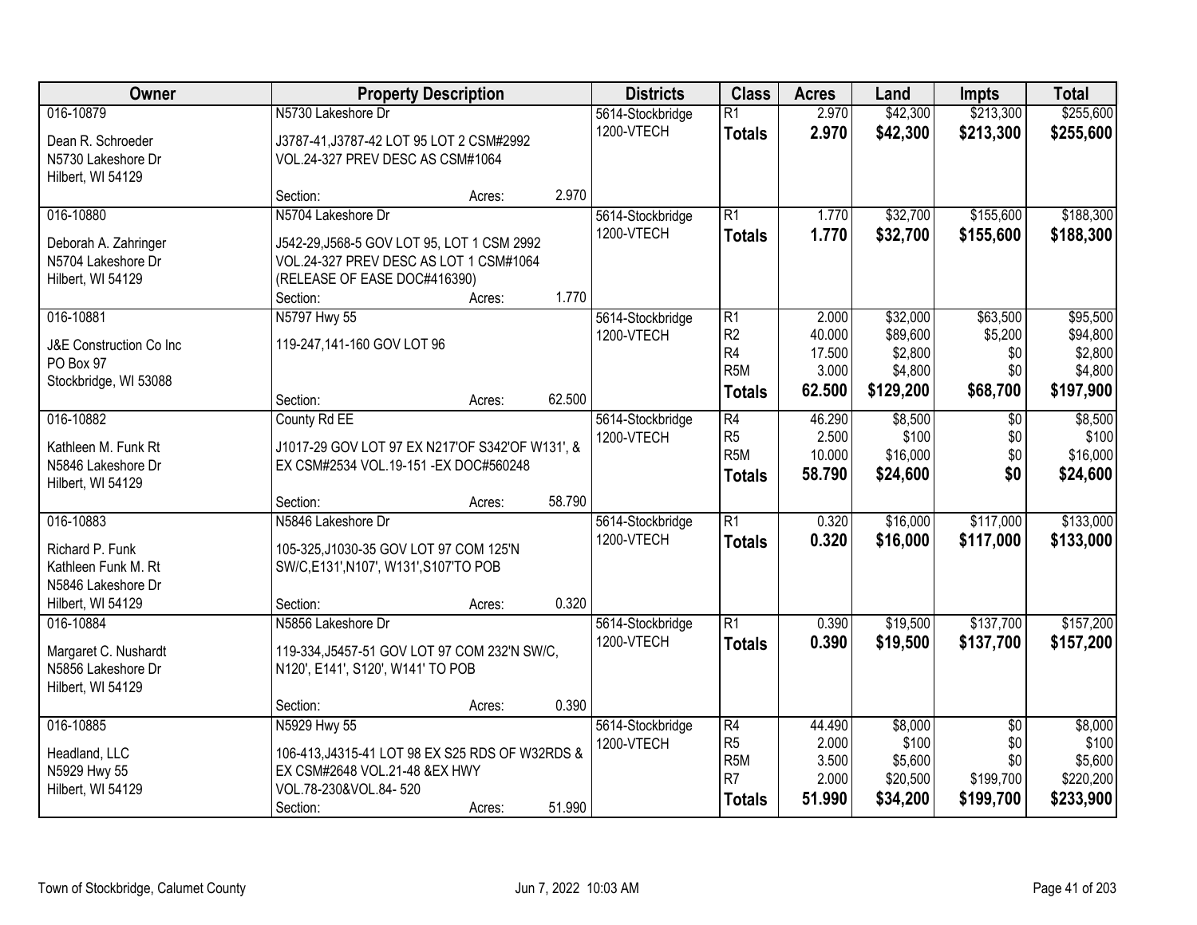| Owner | Property Description | | | Districts | Class | Acres | Land | Impts | Total |
|---|---|---|---|---|---|---|---|---|---|
| 016-10879 | N5730 Lakeshore Dr | | | 5614-Stockbridge | R1 | 2.970 | $42,300 | $213,300 | $255,600 |
| Dean R. Schroeder<br>N5730 Lakeshore Dr<br>Hilbert, WI 54129 | J3787-41,J3787-42 LOT 95 LOT 2 CSM#2992<br>VOL.24-327 PREV DESC AS CSM#1064 | | | 1200-VTECH | **Totals** | **2.970** | **$42,300** | **$213,300** | **$255,600** |
| | Section: | Acres: | 2.970 | | | | | | |
| 016-10880 | N5704 Lakeshore Dr | | | 5614-Stockbridge | R1 | 1.770 | $32,700 | $155,600 | $188,300 |
| Deborah A. Zahringer<br>N5704 Lakeshore Dr<br>Hilbert, WI 54129 | J542-29,J568-5 GOV LOT 95, LOT 1 CSM 2992<br>VOL.24-327 PREV DESC AS LOT 1 CSM#1064<br>(RELEASE OF EASE DOC#416390) | | | 1200-VTECH | **Totals** | **1.770** | **$32,700** | **$155,600** | **$188,300** |
| | Section: | Acres: | 1.770 | | | | | | |
| 016-10881 | N5797 Hwy 55 | | | 5614-Stockbridge | R1 | 2.000 | $32,000 | $63,500 | $95,500 |
| J&E Construction Co Inc<br>PO Box 97<br>Stockbridge, WI 53088 | 119-247,141-160 GOV LOT 96 | | | 1200-VTECH | R2 | 40.000 | $89,600 | $5,200 | $94,800 |
| | | | | | R4 | 17.500 | $2,800 | $0 | $2,800 |
| | | | | | R5M | 3.000 | $4,800 | $0 | $4,800 |
| | Section: | Acres: | 62.500 | | **Totals** | **62.500** | **$129,200** | **$68,700** | **$197,900** |
| 016-10882 | County Rd EE | | | 5614-Stockbridge | R4 | 46.290 | $8,500 | $0 | $8,500 |
| Kathleen M. Funk Rt<br>N5846 Lakeshore Dr<br>Hilbert, WI 54129 | J1017-29 GOV LOT 97 EX N217'OF S342'OF W131', &<br>EX CSM#2534 VOL.19-151 -EX DOC#560248 | | | 1200-VTECH | R5 | 2.500 | $100 | $0 | $100 |
| | | | | | R5M | 10.000 | $16,000 | $0 | $16,000 |
| | | | | | **Totals** | **58.790** | **$24,600** | **$0** | **$24,600** |
| | Section: | Acres: | 58.790 | | | | | | |
| 016-10883 | N5846 Lakeshore Dr | | | 5614-Stockbridge | R1 | 0.320 | $16,000 | $117,000 | $133,000 |
| Richard P. Funk<br>Kathleen Funk M. Rt<br>N5846 Lakeshore Dr<br>Hilbert, WI 54129 | 105-325,J1030-35 GOV LOT 97 COM 125'N<br>SW/C,E131',N107', W131',S107'TO POB | | | 1200-VTECH | **Totals** | **0.320** | **$16,000** | **$117,000** | **$133,000** |
| | Section: | Acres: | 0.320 | | | | | | |
| 016-10884 | N5856 Lakeshore Dr | | | 5614-Stockbridge | R1 | 0.390 | $19,500 | $137,700 | $157,200 |
| Margaret C. Nushardt<br>N5856 Lakeshore Dr<br>Hilbert, WI 54129 | 119-334,J5457-51 GOV LOT 97 COM 232'N SW/C,<br>N120', E141', S120', W141' TO POB | | | 1200-VTECH | **Totals** | **0.390** | **$19,500** | **$137,700** | **$157,200** |
| | Section: | Acres: | 0.390 | | | | | | |
| 016-10885 | N5929 Hwy 55 | | | 5614-Stockbridge | R4 | 44.490 | $8,000 | $0 | $8,000 |
| Headland, LLC<br>N5929 Hwy 55<br>Hilbert, WI 54129 | 106-413,J4315-41 LOT 98 EX S25 RDS OF W32RDS &<br>EX CSM#2648 VOL.21-48 &EX HWY<br>VOL.78-230&VOL.84- 520 | | | 1200-VTECH | R5 | 2.000 | $100 | $0 | $100 |
| | | | | | R5M | 3.500 | $5,600 | $0 | $5,600 |
| | | | | | R7 | 2.000 | $20,500 | $199,700 | $220,200 |
| | Section: | Acres: | 51.990 | | **Totals** | **51.990** | **$34,200** | **$199,700** | **$233,900** |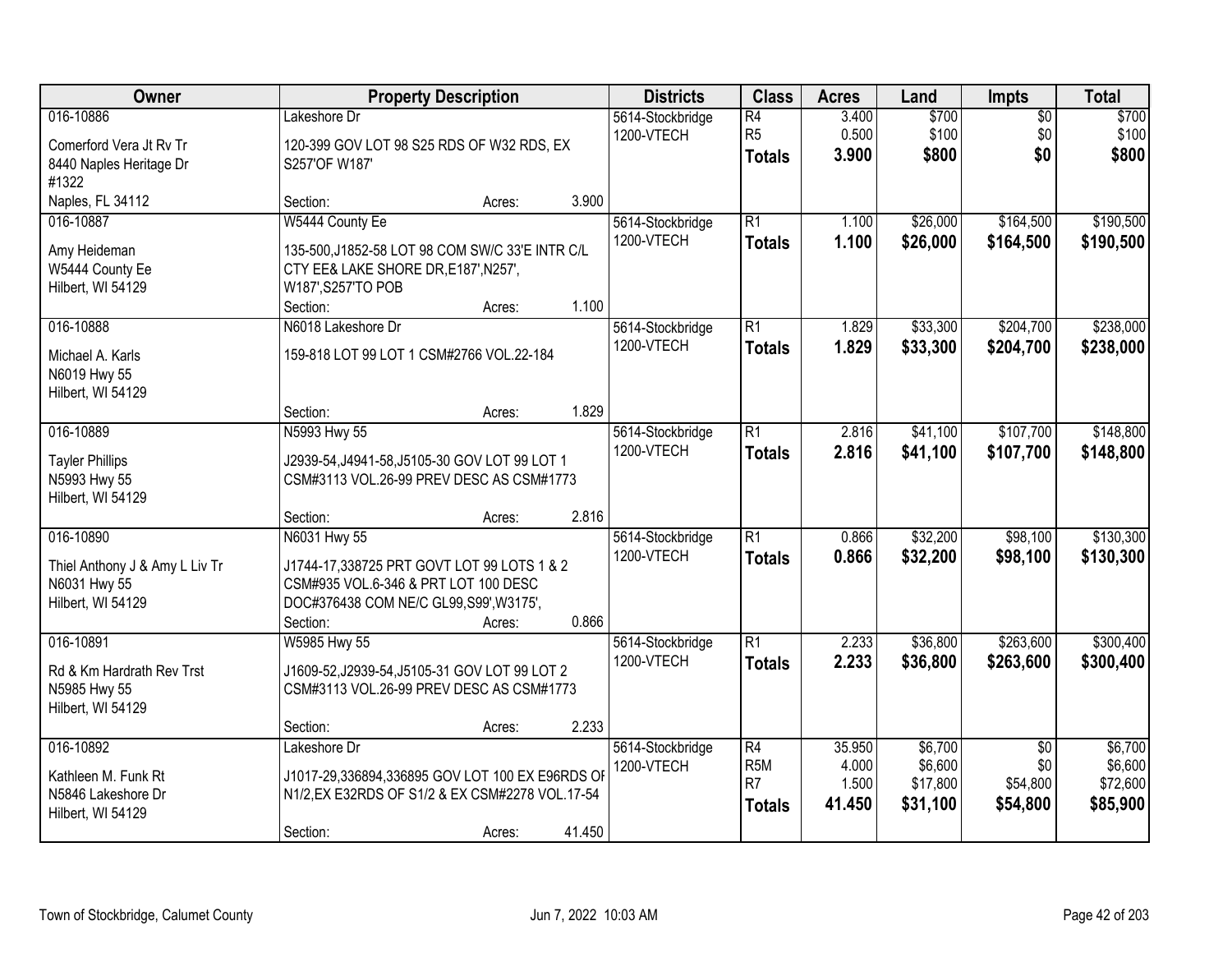| Owner | Property Description | Districts | Class | Acres | Land | Impts | Total |
|---|---|---|---|---|---|---|---|
| 016-10886<br>Comerford Vera Jt Rv Tr<br>8440 Naples Heritage Dr<br>#1322<br>Naples, FL 34112 | Lakeshore Dr<br>120-399 GOV LOT 98 S25 RDS OF W32 RDS, EX S257'OF W187'<br>Section: Acres: 3.900 | 5614-Stockbridge<br>1200-VTECH | R4<br>R5<br>**Totals** | 3.400<br>0.500<br>**3.900** | $700<br>$100<br>**$800** | $0<br>$0<br>**$0** | $700<br>$100<br>**$800** |
| 016-10887<br>Amy Heideman<br>W5444 County Ee<br>Hilbert, WI 54129 | W5444 County Ee<br>135-500,J1852-58 LOT 98 COM SW/C 33'E INTR C/L CTY EE& LAKE SHORE DR,E187',N257', W187',S257'TO POB<br>Section: Acres: 1.100 | 5614-Stockbridge<br>1200-VTECH | R1<br>**Totals** | 1.100<br>**1.100** | $26,000<br>**$26,000** | $164,500<br>**$164,500** | $190,500<br>**$190,500** |
| 016-10888<br>Michael A. Karls<br>N6019 Hwy 55<br>Hilbert, WI 54129 | N6018 Lakeshore Dr<br>159-818 LOT 99 LOT 1 CSM#2766 VOL.22-184<br>Section: Acres: 1.829 | 5614-Stockbridge<br>1200-VTECH | R1<br>**Totals** | 1.829<br>**1.829** | $33,300<br>**$33,300** | $204,700<br>**$204,700** | $238,000<br>**$238,000** |
| 016-10889<br>Tayler Phillips<br>N5993 Hwy 55<br>Hilbert, WI 54129 | N5993 Hwy 55<br>J2939-54,J4941-58,J5105-30 GOV LOT 99 LOT 1 CSM#3113 VOL.26-99 PREV DESC AS CSM#1773<br>Section: Acres: 2.816 | 5614-Stockbridge<br>1200-VTECH | R1<br>**Totals** | 2.816<br>**2.816** | $41,100<br>**$41,100** | $107,700<br>**$107,700** | $148,800<br>**$148,800** |
| 016-10890<br>Thiel Anthony J & Amy L Liv Tr<br>N6031 Hwy 55<br>Hilbert, WI 54129 | N6031 Hwy 55<br>J1744-17,338725 PRT GOVT LOT 99 LOTS 1 & 2 CSM#935 VOL.6-346 & PRT LOT 100 DESC DOC#376438 COM NE/C GL99,S99',W3175',<br>Section: Acres: 0.866 | 5614-Stockbridge<br>1200-VTECH | R1<br>**Totals** | 0.866<br>**0.866** | $32,200<br>**$32,200** | $98,100<br>**$98,100** | $130,300<br>**$130,300** |
| 016-10891<br>Rd & Km Hardrath Rev Trst<br>N5985 Hwy 55<br>Hilbert, WI 54129 | W5985 Hwy 55<br>J1609-52,J2939-54,J5105-31 GOV LOT 99 LOT 2 CSM#3113 VOL.26-99 PREV DESC AS CSM#1773<br>Section: Acres: 2.233 | 5614-Stockbridge<br>1200-VTECH | R1<br>**Totals** | 2.233<br>**2.233** | $36,800<br>**$36,800** | $263,600<br>**$263,600** | $300,400<br>**$300,400** |
| 016-10892<br>Kathleen M. Funk Rt<br>N5846 Lakeshore Dr<br>Hilbert, WI 54129 | Lakeshore Dr<br>J1017-29,336894,336895 GOV LOT 100 EX E96RDS OF N1/2,EX E32RDS OF S1/2 & EX CSM#2278 VOL.17-54<br>Section: Acres: 41.450 | 5614-Stockbridge<br>1200-VTECH | R4<br>R5M<br>R7<br>**Totals** | 35.950<br>4.000<br>1.500<br>**41.450** | $6,700<br>$6,600<br>$17,800<br>**$31,100** | $0<br>$0<br>$54,800<br>**$54,800** | $6,700<br>$6,600<br>$72,600<br>**$85,900** |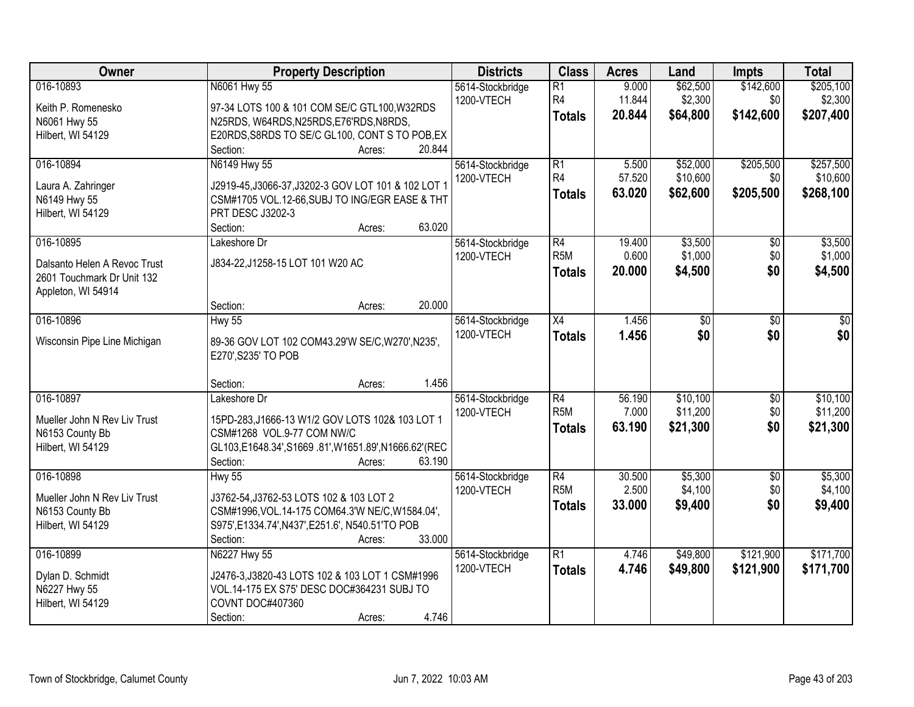| Owner | Property Description | Districts | Class | Acres | Land | Impts | Total |
|---|---|---|---|---|---|---|---|
| 016-10893<br>Keith P. Romenesko<br>N6061 Hwy 55<br>Hilbert, WI 54129 | N6061 Hwy 55<br>97-34 LOTS 100 & 101 COM SE/C GTL100,W32RDS N25RDS, W64RDS,N25RDS,E76'RDS,N8RDS, E20RDS,S8RDS TO SE/C GL100, CONT S TO POB,EX<br>Section: Acres: 20.844 | 5614-Stockbridge<br>1200-VTECH | R1<br>R4<br>**Totals** | 9.000<br>11.844<br>**20.844** | $62,500<br>$2,300<br>**$64,800** | $142,600<br>$0<br>**$142,600** | $205,100<br>$2,300<br>**$207,400** |
| 016-10894<br>Laura A. Zahringer<br>N6149 Hwy 55<br>Hilbert, WI 54129 | N6149 Hwy 55<br>J2919-45,J3066-37,J3202-3 GOV LOT 101 & 102 LOT 1 CSM#1705 VOL.12-66,SUBJ TO ING/EGR EASE & THT PRT DESC J3202-3<br>Section: Acres: 63.020 | 5614-Stockbridge<br>1200-VTECH | R1<br>R4<br>**Totals** | 5.500<br>57.520<br>**63.020** | $52,000<br>$10,600<br>**$62,600** | $205,500<br>$0<br>**$205,500** | $257,500<br>$10,600<br>**$268,100** |
| 016-10895<br>Dalsanto Helen A Revoc Trust<br>2601 Touchmark Dr Unit 132<br>Appleton, WI 54914 | Lakeshore Dr<br>J834-22,J1258-15 LOT 101 W20 AC<br>Section: Acres: 20.000 | 5614-Stockbridge<br>1200-VTECH | R4<br>R5M<br>**Totals** | 19.400<br>0.600<br>**20.000** | $3,500<br>$1,000<br>**$4,500** | $0<br>$0<br>**$0** | $3,500<br>$1,000<br>**$4,500** |
| 016-10896<br>Wisconsin Pipe Line Michigan | Hwy 55<br>89-36 GOV LOT 102 COM43.29'W SE/C,W270',N235', E270',S235' TO POB<br>Section: Acres: 1.456 | 5614-Stockbridge<br>1200-VTECH | X4<br>**Totals** | 1.456<br>**1.456** | $0<br>**$0** | $0<br>**$0** | $0<br>**$0** |
| 016-10897<br>Mueller John N Rev Liv Trust<br>N6153 County Bb<br>Hilbert, WI 54129 | Lakeshore Dr<br>15PD-283,J1666-13 W1/2 GOV LOTS 102& 103 LOT 1 CSM#1268 VOL.9-77 COM NW/C GL103,E1648.34',S1669 .81',W1651.89',N1666.62'(REC<br>Section: Acres: 63.190 | 5614-Stockbridge<br>1200-VTECH | R4<br>R5M<br>**Totals** | 56.190<br>7.000<br>**63.190** | $10,100<br>$11,200<br>**$21,300** | $0<br>$0<br>**$0** | $10,100<br>$11,200<br>**$21,300** |
| 016-10898<br>Mueller John N Rev Liv Trust<br>N6153 County Bb<br>Hilbert, WI 54129 | Hwy 55<br>J3762-54,J3762-53 LOTS 102 & 103 LOT 2 CSM#1996,VOL.14-175 COM64.3'W NE/C,W1584.04', S975',E1334.74',N437',E251.6', N540.51'TO POB<br>Section: Acres: 33.000 | 5614-Stockbridge<br>1200-VTECH | R4<br>R5M<br>**Totals** | 30.500<br>2.500<br>**33.000** | $5,300<br>$4,100<br>**$9,400** | $0<br>$0<br>**$0** | $5,300<br>$4,100<br>**$9,400** |
| 016-10899<br>Dylan D. Schmidt<br>N6227 Hwy 55<br>Hilbert, WI 54129 | N6227 Hwy 55<br>J2476-3,J3820-43 LOTS 102 & 103 LOT 1 CSM#1996 VOL.14-175 EX S75' DESC DOC#364231 SUBJ TO COVNT DOC#407360<br>Section: Acres: 4.746 | 5614-Stockbridge<br>1200-VTECH | R1<br>**Totals** | 4.746<br>**4.746** | $49,800<br>**$49,800** | $121,900<br>**$121,900** | $171,700<br>**$171,700** |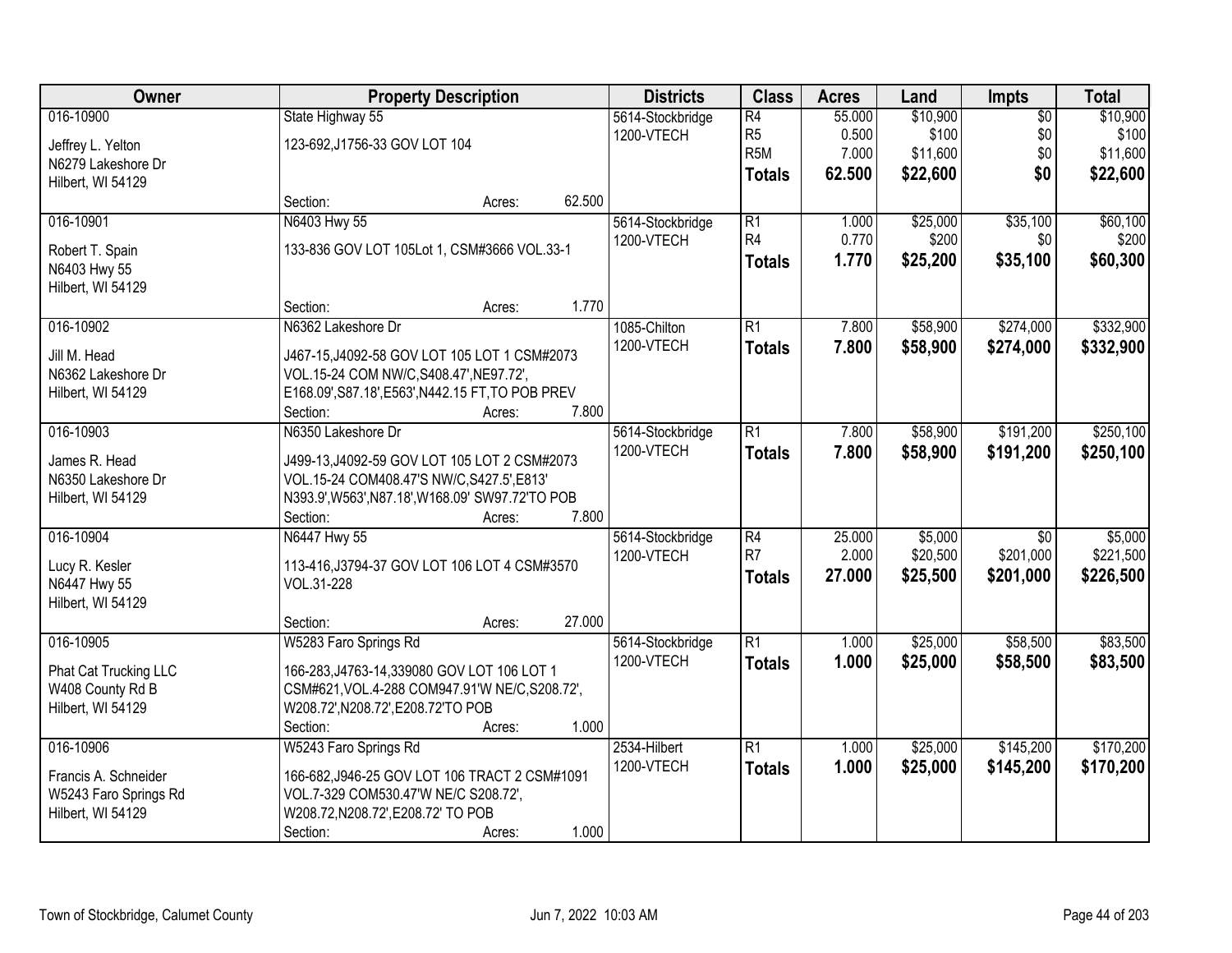| Owner | Property Description | Districts | Class | Acres | Land | Impts | Total |
|---|---|---|---|---|---|---|---|
| 016-10900<br>Jeffrey L. Yelton<br>N6279 Lakeshore Dr<br>Hilbert, WI 54129 | State Highway 55<br>123-692,J1756-33 GOV LOT 104<br>Section: Acres: 62.500 | 5614-Stockbridge<br>1200-VTECH | R4<br>R5<br>R5M<br>**Totals** | 55.000<br>0.500<br>7.000<br>**62.500** | $10,900<br>$100<br>$11,600<br>**$22,600** | $0<br>$0<br>$0<br>**$0** | $10,900<br>$100<br>$11,600<br>**$22,600** |
| 016-10901<br>Robert T. Spain<br>N6403 Hwy 55<br>Hilbert, WI 54129 | N6403 Hwy 55<br>133-836 GOV LOT 105Lot 1, CSM#3666 VOL.33-1<br>Section: Acres: 1.770 | 5614-Stockbridge<br>1200-VTECH | R1<br>R4<br>**Totals** | 1.000<br>0.770<br>**1.770** | $25,000<br>$200<br>**$25,200** | $35,100<br>$0<br>**$35,100** | $60,100<br>$200<br>**$60,300** |
| 016-10902<br>Jill M. Head<br>N6362 Lakeshore Dr<br>Hilbert, WI 54129 | N6362 Lakeshore Dr<br>J467-15,J4092-58 GOV LOT 105 LOT 1 CSM#2073 VOL.15-24 COM NW/C,S408.47',NE97.72', E168.09',S87.18',E563',N442.15 FT,TO POB PREV<br>Section: Acres: 7.800 | 1085-Chilton<br>1200-VTECH | R1<br>**Totals** | 7.800<br>**7.800** | $58,900<br>**$58,900** | $274,000<br>**$274,000** | $332,900<br>**$332,900** |
| 016-10903<br>James R. Head<br>N6350 Lakeshore Dr<br>Hilbert, WI 54129 | N6350 Lakeshore Dr<br>J499-13,J4092-59 GOV LOT 105 LOT 2 CSM#2073 VOL.15-24 COM408.47'S NW/C,S427.5',E813' N393.9',W563',N87.18',W168.09' SW97.72'TO POB<br>Section: Acres: 7.800 | 5614-Stockbridge<br>1200-VTECH | R1<br>**Totals** | 7.800<br>**7.800** | $58,900<br>**$58,900** | $191,200<br>**$191,200** | $250,100<br>**$250,100** |
| 016-10904<br>Lucy R. Kesler<br>N6447 Hwy 55<br>Hilbert, WI 54129 | N6447 Hwy 55<br>113-416,J3794-37 GOV LOT 106 LOT 4 CSM#3570 VOL.31-228<br>Section: Acres: 27.000 | 5614-Stockbridge<br>1200-VTECH | R4<br>R7<br>**Totals** | 25.000<br>2.000<br>**27.000** | $5,000<br>$20,500<br>**$25,500** | $0<br>$201,000<br>**$201,000** | $5,000<br>$221,500<br>**$226,500** |
| 016-10905<br>Phat Cat Trucking LLC<br>W408 County Rd B<br>Hilbert, WI 54129 | W5283 Faro Springs Rd<br>166-283,J4763-14,339080 GOV LOT 106 LOT 1 CSM#621,VOL.4-288 COM947.91'W NE/C,S208.72', W208.72',N208.72',E208.72'TO POB<br>Section: Acres: 1.000 | 5614-Stockbridge<br>1200-VTECH | R1<br>**Totals** | 1.000<br>**1.000** | $25,000<br>**$25,000** | $58,500<br>**$58,500** | $83,500<br>**$83,500** |
| 016-10906<br>Francis A. Schneider<br>W5243 Faro Springs Rd<br>Hilbert, WI 54129 | W5243 Faro Springs Rd<br>166-682,J946-25 GOV LOT 106 TRACT 2 CSM#1091 VOL.7-329 COM530.47'W NE/C S208.72', W208.72,N208.72',E208.72' TO POB<br>Section: Acres: 1.000 | 2534-Hilbert<br>1200-VTECH | R1<br>**Totals** | 1.000<br>**1.000** | $25,000<br>**$25,000** | $145,200<br>**$145,200** | $170,200<br>**$170,200** |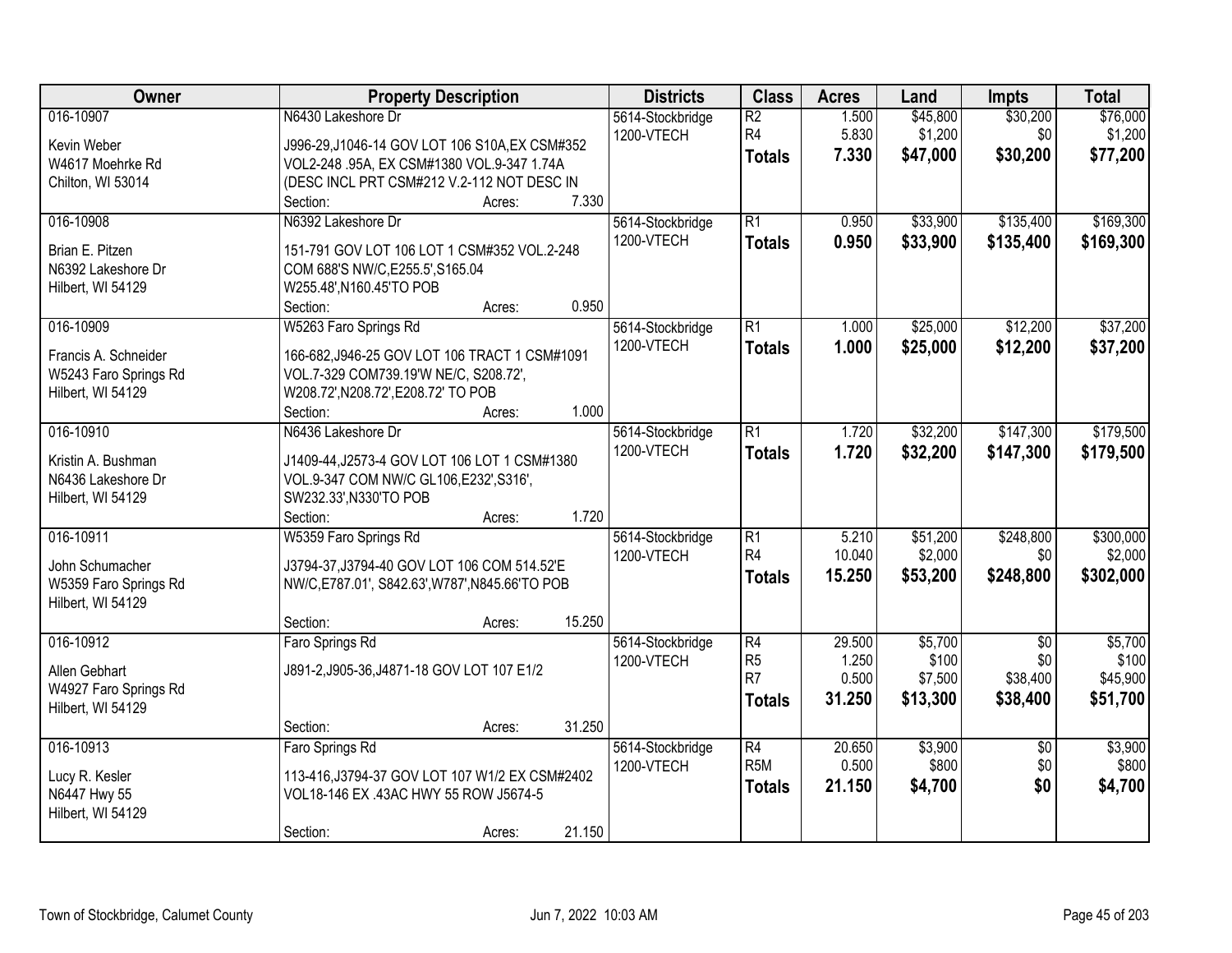| Owner | Property Description | Districts | Class | Acres | Land | Impts | Total |
|---|---|---|---|---|---|---|---|
| 016-10907<br>Kevin Weber<br>W4617 Moehrke Rd<br>Chilton, WI 53014 | N6430 Lakeshore Dr<br>J996-29,J1046-14 GOV LOT 106 S10A,EX CSM#352 VOL2-248 .95A, EX CSM#1380 VOL.9-347 1.74A (DESC INCL PRT CSM#212 V.2-112 NOT DESC IN<br>Section: Acres: 7.330 | 5614-Stockbridge<br>1200-VTECH | R2<br>R4<br>**Totals** | 1.500<br>5.830<br>**7.330** | $45,800<br>$1,200<br>**$47,000** | $30,200<br>$0<br>**$30,200** | $76,000<br>$1,200<br>**$77,200** |
| 016-10908<br>Brian E. Pitzen<br>N6392 Lakeshore Dr<br>Hilbert, WI 54129 | N6392 Lakeshore Dr<br>151-791 GOV LOT 106 LOT 1 CSM#352 VOL.2-248 COM 688'S NW/C,E255.5',S165.04 W255.48',N160.45'TO POB<br>Section: Acres: 0.950 | 5614-Stockbridge<br>1200-VTECH | R1<br>**Totals** | 0.950<br>**0.950** | $33,900<br>**$33,900** | $135,400<br>**$135,400** | $169,300<br>**$169,300** |
| 016-10909<br>Francis A. Schneider<br>W5243 Faro Springs Rd<br>Hilbert, WI 54129 | W5263 Faro Springs Rd<br>166-682,J946-25 GOV LOT 106 TRACT 1 CSM#1091 VOL.7-329 COM739.19'W NE/C, S208.72', W208.72',N208.72',E208.72' TO POB<br>Section: Acres: 1.000 | 5614-Stockbridge<br>1200-VTECH | R1<br>**Totals** | 1.000<br>**1.000** | $25,000<br>**$25,000** | $12,200<br>**$12,200** | $37,200<br>**$37,200** |
| 016-10910<br>Kristin A. Bushman<br>N6436 Lakeshore Dr<br>Hilbert, WI 54129 | N6436 Lakeshore Dr<br>J1409-44,J2573-4 GOV LOT 106 LOT 1 CSM#1380 VOL.9-347 COM NW/C GL106,E232',S316', SW232.33',N330'TO POB<br>Section: Acres: 1.720 | 5614-Stockbridge<br>1200-VTECH | R1<br>**Totals** | 1.720<br>**1.720** | $32,200<br>**$32,200** | $147,300<br>**$147,300** | $179,500<br>**$179,500** |
| 016-10911<br>John Schumacher<br>W5359 Faro Springs Rd<br>Hilbert, WI 54129 | W5359 Faro Springs Rd<br>J3794-37,J3794-40 GOV LOT 106 COM 514.52'E NW/C,E787.01', S842.63',W787',N845.66'TO POB<br>Section: Acres: 15.250 | 5614-Stockbridge<br>1200-VTECH | R1<br>R4<br>**Totals** | 5.210<br>10.040<br>**15.250** | $51,200<br>$2,000<br>**$53,200** | $248,800<br>$0<br>**$248,800** | $300,000<br>$2,000<br>**$302,000** |
| 016-10912<br>Allen Gebhart<br>W4927 Faro Springs Rd<br>Hilbert, WI 54129 | Faro Springs Rd<br>J891-2,J905-36,J4871-18 GOV LOT 107 E1/2<br>Section: Acres: 31.250 | 5614-Stockbridge<br>1200-VTECH | R4<br>R5<br>R7<br>**Totals** | 29.500<br>1.250<br>0.500<br>**31.250** | $5,700<br>$100<br>$7,500<br>**$13,300** | $0<br>$0<br>$38,400<br>**$38,400** | $5,700<br>$100<br>$45,900<br>**$51,700** |
| 016-10913<br>Lucy R. Kesler<br>N6447 Hwy 55<br>Hilbert, WI 54129 | Faro Springs Rd<br>113-416,J3794-37 GOV LOT 107 W1/2 EX CSM#2402 VOL18-146 EX .43AC HWY 55 ROW J5674-5<br>Section: Acres: 21.150 | 5614-Stockbridge<br>1200-VTECH | R4<br>R5M<br>**Totals** | 20.650<br>0.500<br>**21.150** | $3,900<br>$800<br>**$4,700** | $0<br>$0<br>**$0** | $3,900<br>$800<br>**$4,700** |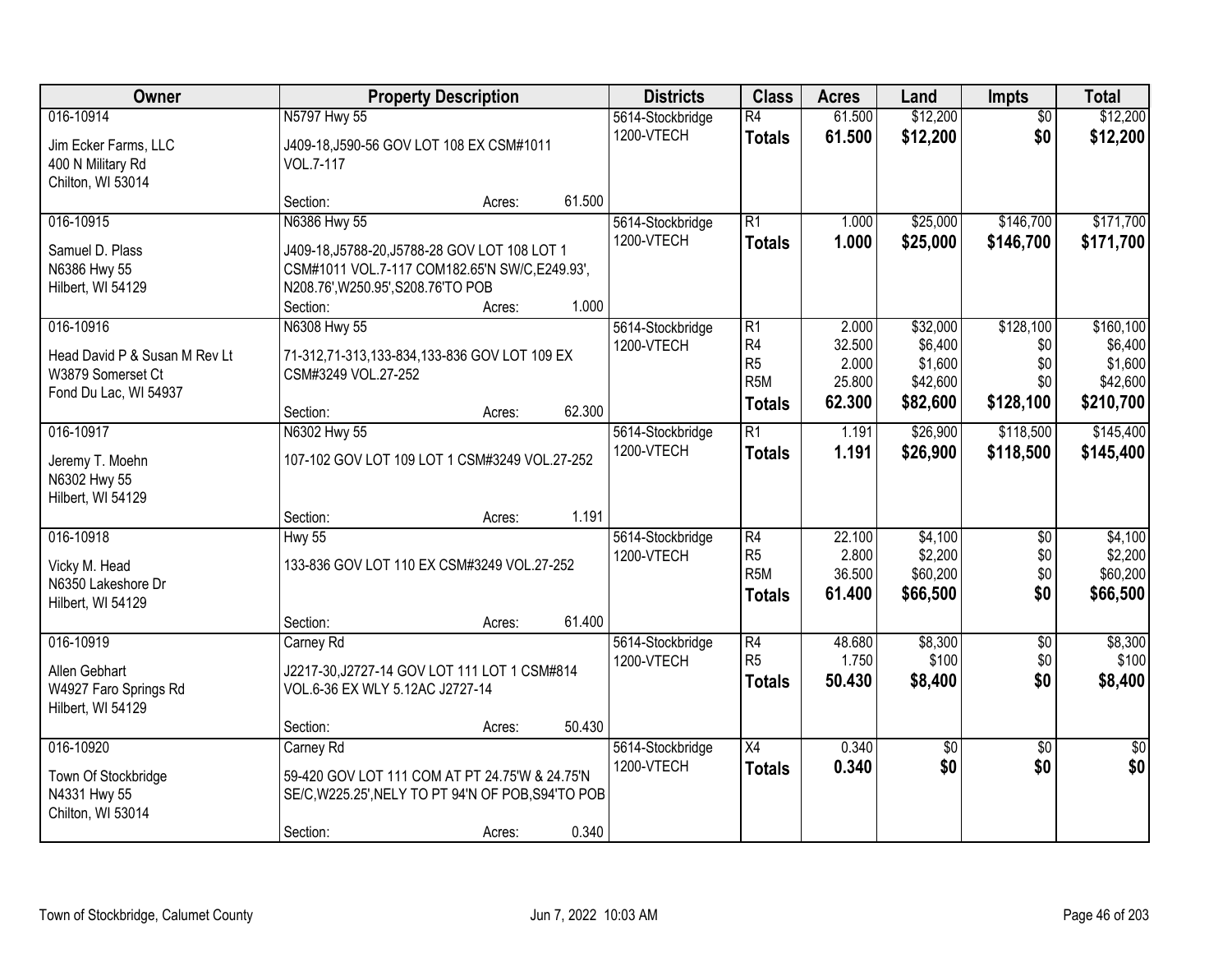| Owner | Property Description | Districts | Class | Acres | Land | Impts | Total |
|---|---|---|---|---|---|---|---|
| 016-10914<br>Jim Ecker Farms, LLC<br>400 N Military Rd<br>Chilton, WI 53014 | N5797 Hwy 55<br>J409-18,J590-56 GOV LOT 108 EX CSM#1011 VOL.7-117<br>Section: Acres: 61.500 | 5614-Stockbridge<br>1200-VTECH | R4<br>**Totals** | 61.500<br>**61.500** | $12,200<br>**$12,200** | $0<br>**$0** | $12,200<br>**$12,200** |
| 016-10915<br>Samuel D. Plass<br>N6386 Hwy 55<br>Hilbert, WI 54129 | N6386 Hwy 55<br>J409-18,J5788-20,J5788-28 GOV LOT 108 LOT 1 CSM#1011 VOL.7-117 COM182.65'N SW/C,E249.93', N208.76',W250.95',S208.76'TO POB<br>Section: Acres: 1.000 | 5614-Stockbridge<br>1200-VTECH | R1<br>**Totals** | 1.000<br>**1.000** | $25,000<br>**$25,000** | $146,700<br>**$146,700** | $171,700<br>**$171,700** |
| 016-10916<br>Head David P & Susan M Rev Lt<br>W3879 Somerset Ct<br>Fond Du Lac, WI 54937 | N6308 Hwy 55<br>71-312,71-313,133-834,133-836 GOV LOT 109 EX CSM#3249 VOL.27-252<br>Section: Acres: 62.300 | 5614-Stockbridge<br>1200-VTECH | R1<br>R4<br>R5<br>R5M<br>**Totals** | 2.000<br>32.500<br>2.000<br>25.800<br>**62.300** | $32,000<br>$6,400<br>$1,600<br>$42,600<br>**$82,600** | $128,100<br>$0<br>$0<br>$0<br>**$128,100** | $160,100<br>$6,400<br>$1,600<br>$42,600<br>**$210,700** |
| 016-10917<br>Jeremy T. Moehn<br>N6302 Hwy 55<br>Hilbert, WI 54129 | N6302 Hwy 55<br>107-102 GOV LOT 109 LOT 1 CSM#3249 VOL.27-252<br>Section: Acres: 1.191 | 5614-Stockbridge<br>1200-VTECH | R1<br>**Totals** | 1.191<br>**1.191** | $26,900<br>**$26,900** | $118,500<br>**$118,500** | $145,400<br>**$145,400** |
| 016-10918<br>Vicky M. Head<br>N6350 Lakeshore Dr<br>Hilbert, WI 54129 | Hwy 55<br>133-836 GOV LOT 110 EX CSM#3249 VOL.27-252<br>Section: Acres: 61.400 | 5614-Stockbridge<br>1200-VTECH | R4<br>R5<br>R5M<br>**Totals** | 22.100<br>2.800<br>36.500<br>**61.400** | $4,100<br>$2,200<br>$60,200<br>**$66,500** | $0<br>$0<br>$0<br>**$0** | $4,100<br>$2,200<br>$60,200<br>**$66,500** |
| 016-10919<br>Allen Gebhart<br>W4927 Faro Springs Rd<br>Hilbert, WI 54129 | Carney Rd<br>J2217-30,J2727-14 GOV LOT 111 LOT 1 CSM#814 VOL.6-36 EX WLY 5.12AC J2727-14<br>Section: Acres: 50.430 | 5614-Stockbridge<br>1200-VTECH | R4<br>R5<br>**Totals** | 48.680<br>1.750<br>**50.430** | $8,300<br>$100<br>**$8,400** | $0<br>$0<br>**$0** | $8,300<br>$100<br>**$8,400** |
| 016-10920<br>Town Of Stockbridge<br>N4331 Hwy 55<br>Chilton, WI 53014 | Carney Rd<br>59-420 GOV LOT 111 COM AT PT 24.75'W & 24.75'N SE/C,W225.25',NELY TO PT 94'N OF POB,S94'TO POB<br>Section: Acres: 0.340 | 5614-Stockbridge<br>1200-VTECH | X4<br>**Totals** | 0.340<br>**0.340** | $0<br>**$0** | $0<br>**$0** | $0<br>**$0** |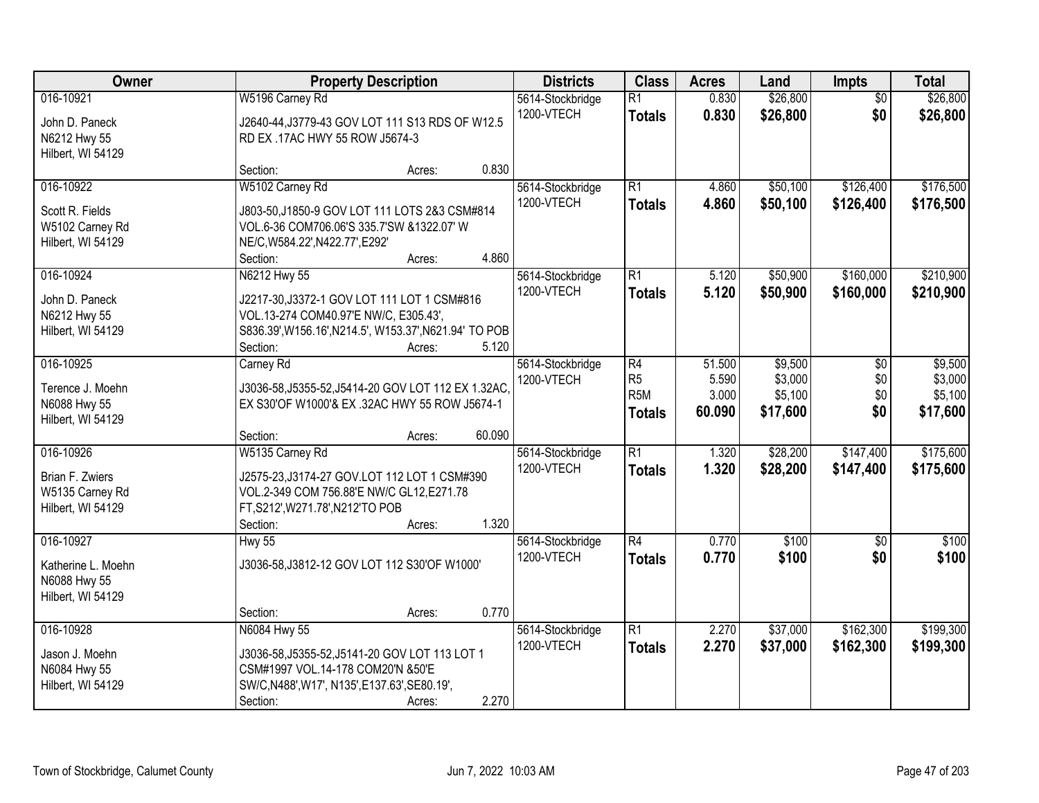| Owner | Property Description | Districts | Class | Acres | Land | Impts | Total |
|---|---|---|---|---|---|---|---|
| 016-10921<br>John D. Paneck<br>N6212 Hwy 55<br>Hilbert, WI 54129 | W5196 Carney Rd<br>J2640-44,J3779-43 GOV LOT 111 S13 RDS OF W12.5 RD EX .17AC HWY 55 ROW J5674-3<br>Section: Acres: 0.830 | 5614-Stockbridge<br>1200-VTECH | R1<br>**Totals** | 0.830<br>**0.830** | $26,800<br>**$26,800** | $0<br>**$0** | $26,800<br>**$26,800** |
| 016-10922<br>Scott R. Fields<br>W5102 Carney Rd<br>Hilbert, WI 54129 | W5102 Carney Rd<br>J803-50,J1850-9 GOV LOT 111 LOTS 2&3 CSM#814 VOL.6-36 COM706.06'S 335.7'SW &1322.07' W NE/C,W584.22',N422.77',E292'<br>Section: Acres: 4.860 | 5614-Stockbridge<br>1200-VTECH | R1<br>**Totals** | 4.860<br>**4.860** | $50,100<br>**$50,100** | $126,400<br>**$126,400** | $176,500<br>**$176,500** |
| 016-10924<br>John D. Paneck<br>N6212 Hwy 55<br>Hilbert, WI 54129 | N6212 Hwy 55<br>J2217-30,J3372-1 GOV LOT 111 LOT 1 CSM#816 VOL.13-274 COM40.97'E NW/C, E305.43', S836.39',W156.16',N214.5', W153.37',N621.94' TO POB<br>Section: Acres: 5.120 | 5614-Stockbridge<br>1200-VTECH | R1<br>**Totals** | 5.120<br>**5.120** | $50,900<br>**$50,900** | $160,000<br>**$160,000** | $210,900<br>**$210,900** |
| 016-10925<br>Terence J. Moehn<br>N6088 Hwy 55<br>Hilbert, WI 54129 | Carney Rd<br>J3036-58,J5355-52,J5414-20 GOV LOT 112 EX 1.32AC, EX S30'OF W1000'& EX .32AC HWY 55 ROW J5674-1<br>Section: Acres: 60.090 | 5614-Stockbridge<br>1200-VTECH | R4<br>R5<br>R5M<br>**Totals** | 51.500<br>5.590<br>3.000<br>**60.090** | $9,500<br>$3,000<br>$5,100<br>**$17,600** | $0<br>$0<br>$0<br>**$0** | $9,500<br>$3,000<br>$5,100<br>**$17,600** |
| 016-10926<br>Brian F. Zwiers<br>W5135 Carney Rd<br>Hilbert, WI 54129 | W5135 Carney Rd<br>J2575-23,J3174-27 GOV.LOT 112 LOT 1 CSM#390 VOL.2-349 COM 756.88'E NW/C GL12,E271.78 FT,S212',W271.78',N212'TO POB<br>Section: Acres: 1.320 | 5614-Stockbridge<br>1200-VTECH | R1<br>**Totals** | 1.320<br>**1.320** | $28,200<br>**$28,200** | $147,400<br>**$147,400** | $175,600<br>**$175,600** |
| 016-10927<br>Katherine L. Moehn<br>N6088 Hwy 55<br>Hilbert, WI 54129 | Hwy 55<br>J3036-58,J3812-12 GOV LOT 112 S30'OF W1000'<br>Section: Acres: 0.770 | 5614-Stockbridge<br>1200-VTECH | R4<br>**Totals** | 0.770<br>**0.770** | $100<br>**$100** | $0<br>**$0** | $100<br>**$100** |
| 016-10928<br>Jason J. Moehn<br>N6084 Hwy 55<br>Hilbert, WI 54129 | N6084 Hwy 55<br>J3036-58,J5355-52,J5141-20 GOV LOT 113 LOT 1 CSM#1997 VOL.14-178 COM20'N &50'E SW/C,N488',W17', N135',E137.63',SE80.19',<br>Section: Acres: 2.270 | 5614-Stockbridge<br>1200-VTECH | R1<br>**Totals** | 2.270<br>**2.270** | $37,000<br>**$37,000** | $162,300<br>**$162,300** | $199,300<br>**$199,300** |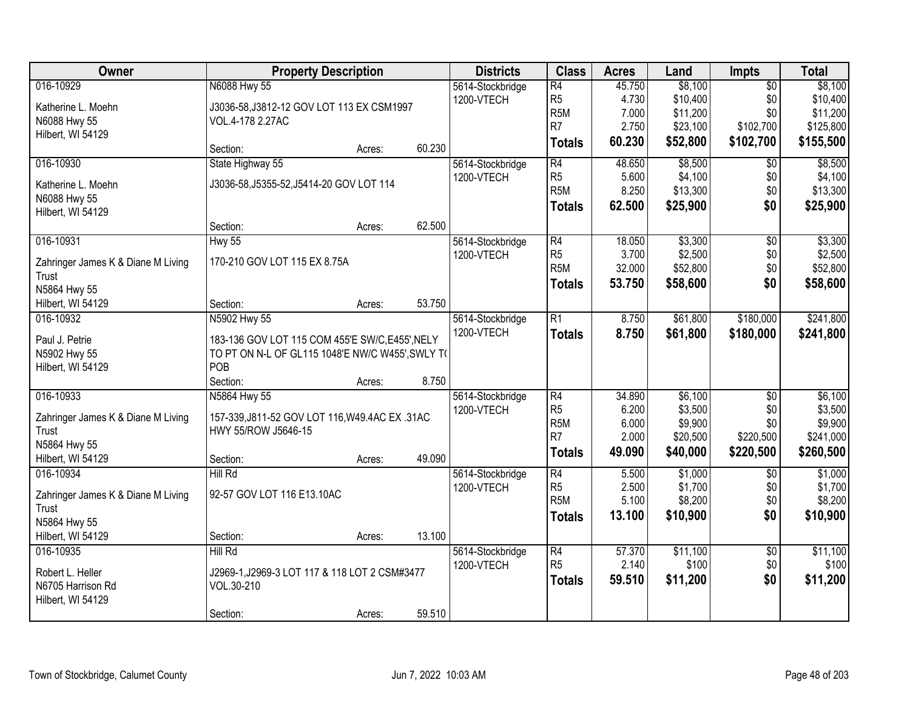| Owner | Property Description | Districts | Class | Acres | Land | Impts | Total |
|---|---|---|---|---|---|---|---|
| 016-10929<br>Katherine L. Moehn<br>N6088 Hwy 55<br>Hilbert, WI 54129 | N6088 Hwy 55<br>J3036-58,J3812-12 GOV LOT 113 EX CSM1997 VOL.4-178 2.27AC<br>Section: Acres: 60.230 | 5614-Stockbridge<br>1200-VTECH | R4<br>R5<br>R5M<br>R7<br>**Totals** | 45.750<br>4.730<br>7.000<br>2.750<br>**60.230** | $8,100<br>$10,400<br>$11,200<br>$23,100<br>**$52,800** | $0<br>$0<br>$0<br>$102,700<br>**$102,700** | $8,100<br>$10,400<br>$11,200<br>$125,800<br>**$155,500** |
| 016-10930<br>Katherine L. Moehn<br>N6088 Hwy 55<br>Hilbert, WI 54129 | State Highway 55<br>J3036-58,J5355-52,J5414-20 GOV LOT 114<br>Section: Acres: 62.500 | 5614-Stockbridge<br>1200-VTECH | R4<br>R5<br>R5M<br>**Totals** | 48.650<br>5.600<br>8.250<br>**62.500** | $8,500<br>$4,100<br>$13,300<br>**$25,900** | $0<br>$0<br>$0<br>**$0** | $8,500<br>$4,100<br>$13,300<br>**$25,900** |
| 016-10931<br>Zahringer James K & Diane M Living Trust<br>N5864 Hwy 55<br>Hilbert, WI 54129 | Hwy 55<br>170-210 GOV LOT 115 EX 8.75A<br>Section: Acres: 53.750 | 5614-Stockbridge<br>1200-VTECH | R4<br>R5<br>R5M<br>**Totals** | 18.050<br>3.700<br>32.000<br>**53.750** | $3,300<br>$2,500<br>$52,800<br>**$58,600** | $0<br>$0<br>$0<br>**$0** | $3,300<br>$2,500<br>$52,800<br>**$58,600** |
| 016-10932<br>Paul J. Petrie<br>N5902 Hwy 55<br>Hilbert, WI 54129 | N5902 Hwy 55<br>183-136 GOV LOT 115 COM 455'E SW/C,E455',NELY TO PT ON N-L OF GL115 1048'E NW/C W455',SWLY T( POB<br>Section: Acres: 8.750 | 5614-Stockbridge<br>1200-VTECH | R1<br>**Totals** | 8.750<br>**8.750** | $61,800<br>**$61,800** | $180,000<br>**$180,000** | $241,800<br>**$241,800** |
| 016-10933<br>Zahringer James K & Diane M Living Trust<br>N5864 Hwy 55<br>Hilbert, WI 54129 | N5864 Hwy 55<br>157-339,J811-52 GOV LOT 116,W49.4AC EX .31AC HWY 55/ROW J5646-15<br>Section: Acres: 49.090 | 5614-Stockbridge<br>1200-VTECH | R4<br>R5<br>R5M<br>R7<br>**Totals** | 34.890<br>6.200<br>6.000<br>2.000<br>**49.090** | $6,100<br>$3,500<br>$9,900<br>$20,500<br>**$40,000** | $0<br>$0<br>$0<br>$220,500<br>**$220,500** | $6,100<br>$3,500<br>$9,900<br>$241,000<br>**$260,500** |
| 016-10934<br>Zahringer James K & Diane M Living Trust<br>N5864 Hwy 55<br>Hilbert, WI 54129 | Hill Rd<br>92-57 GOV LOT 116 E13.10AC<br>Section: Acres: 13.100 | 5614-Stockbridge<br>1200-VTECH | R4<br>R5<br>R5M<br>**Totals** | 5.500<br>2.500<br>5.100<br>**13.100** | $1,000<br>$1,700<br>$8,200<br>**$10,900** | $0<br>$0<br>$0<br>**$0** | $1,000<br>$1,700<br>$8,200<br>**$10,900** |
| 016-10935<br>Robert L. Heller<br>N6705 Harrison Rd<br>Hilbert, WI 54129 | Hill Rd<br>J2969-1,J2969-3 LOT 117 & 118 LOT 2 CSM#3477 VOL.30-210<br>Section: Acres: 59.510 | 5614-Stockbridge<br>1200-VTECH | R4<br>R5<br>**Totals** | 57.370<br>2.140<br>**59.510** | $11,100<br>$100<br>**$11,200** | $0<br>$0<br>**$0** | $11,100<br>$100<br>**$11,200** |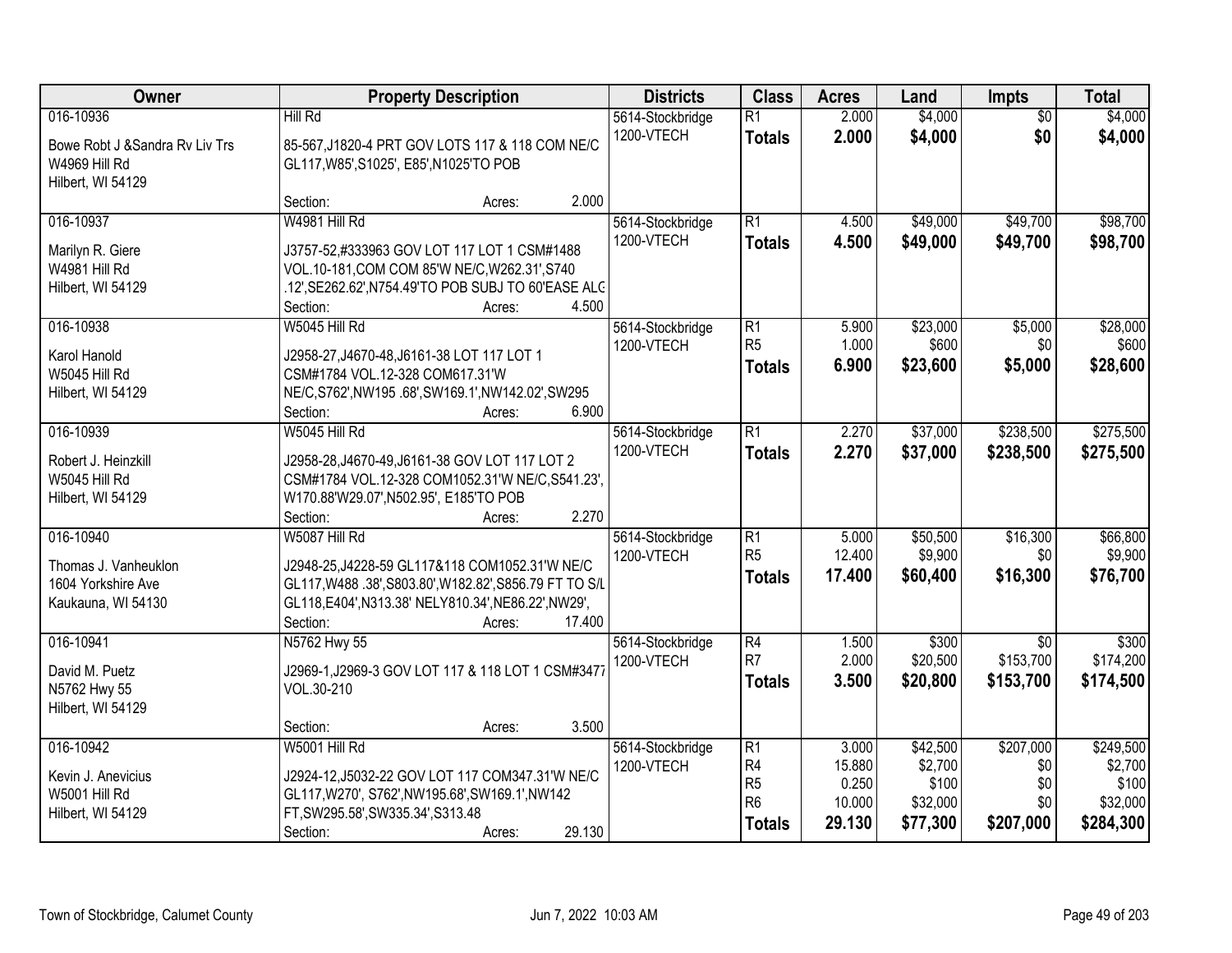| Owner | Property Description | Districts | Class | Acres | Land | Impts | Total |
|---|---|---|---|---|---|---|---|
| 016-10936<br>Bowe Robt J &Sandra Rv Liv Trs<br>W4969 Hill Rd<br>Hilbert, WI 54129 | Hill Rd<br>85-567,J1820-4 PRT GOV LOTS 117 & 118 COM NE/C GL117,W85',S1025', E85',N1025'TO POB<br>Section: Acres: 2.000 | 5614-Stockbridge<br>1200-VTECH | R1<br>**Totals** | 2.000<br>**2.000** | $4,000<br>**$4,000** | $0<br>**$0** | $4,000<br>**$4,000** |
| 016-10937<br>Marilyn R. Giere<br>W4981 Hill Rd<br>Hilbert, WI 54129 | W4981 Hill Rd<br>J3757-52,#333963 GOV LOT 117 LOT 1 CSM#1488 VOL.10-181,COM COM 85'W NE/C,W262.31',S740 .12',SE262.62',N754.49'TO POB SUBJ TO 60'EASE ALG<br>Section: Acres: 4.500 | 5614-Stockbridge<br>1200-VTECH | R1<br>**Totals** | 4.500<br>**4.500** | $49,000<br>**$49,000** | $49,700<br>**$49,700** | $98,700<br>**$98,700** |
| 016-10938<br>Karol Hanold<br>W5045 Hill Rd<br>Hilbert, WI 54129 | W5045 Hill Rd<br>J2958-27,J4670-48,J6161-38 LOT 117 LOT 1 CSM#1784 VOL.12-328 COM617.31'W NE/C,S762',NW195 .68',SW169.1',NW142.02',SW295<br>Section: Acres: 6.900 | 5614-Stockbridge<br>1200-VTECH | R1<br>R5<br>**Totals** | 5.900<br>1.000<br>**6.900** | $23,000<br>$600<br>**$23,600** | $5,000<br>$0<br>**$5,000** | $28,000<br>$600<br>**$28,600** |
| 016-10939<br>Robert J. Heinzkill<br>W5045 Hill Rd<br>Hilbert, WI 54129 | W5045 Hill Rd<br>J2958-28,J4670-49,J6161-38 GOV LOT 117 LOT 2 CSM#1784 VOL.12-328 COM1052.31'W NE/C,S541.23', W170.88'W29.07',N502.95', E185'TO POB<br>Section: Acres: 2.270 | 5614-Stockbridge<br>1200-VTECH | R1<br>**Totals** | 2.270<br>**2.270** | $37,000<br>**$37,000** | $238,500<br>**$238,500** | $275,500<br>**$275,500** |
| 016-10940<br>Thomas J. Vanheuklon<br>1604 Yorkshire Ave<br>Kaukauna, WI 54130 | W5087 Hill Rd<br>J2948-25,J4228-59 GL117&118 COM1052.31'W NE/C GL117,W488 .38',S803.80',W182.82',S856.79 FT TO S/L GL118,E404',N313.38' NELY810.34',NE86.22',NW29',<br>Section: Acres: 17.400 | 5614-Stockbridge<br>1200-VTECH | R1<br>R5<br>**Totals** | 5.000<br>12.400<br>**17.400** | $50,500<br>$9,900<br>**$60,400** | $16,300<br>$0<br>**$16,300** | $66,800<br>$9,900<br>**$76,700** |
| 016-10941<br>David M. Puetz<br>N5762 Hwy 55<br>Hilbert, WI 54129 | N5762 Hwy 55<br>J2969-1,J2969-3 GOV LOT 117 & 118 LOT 1 CSM#3477 VOL.30-210<br>Section: Acres: 3.500 | 5614-Stockbridge<br>1200-VTECH | R4<br>R7<br>**Totals** | 1.500<br>2.000<br>**3.500** | $300<br>$20,500<br>**$20,800** | $0<br>$153,700<br>**$153,700** | $300<br>$174,200<br>**$174,500** |
| 016-10942<br>Kevin J. Anevicius<br>W5001 Hill Rd<br>Hilbert, WI 54129 | W5001 Hill Rd<br>J2924-12,J5032-22 GOV LOT 117 COM347.31'W NE/C GL117,W270', S762',NW195.68',SW169.1',NW142 FT,SW295.58',SW335.34',S313.48<br>Section: Acres: 29.130 | 5614-Stockbridge<br>1200-VTECH | R1<br>R4<br>R5<br>R6<br>**Totals** | 3.000<br>15.880<br>0.250<br>10.000<br>**29.130** | $42,500<br>$2,700<br>$100<br>$32,000<br>**$77,300** | $207,000<br>$0<br>$0<br>$0<br>**$207,000** | $249,500<br>$2,700<br>$100<br>$32,000<br>**$284,300** |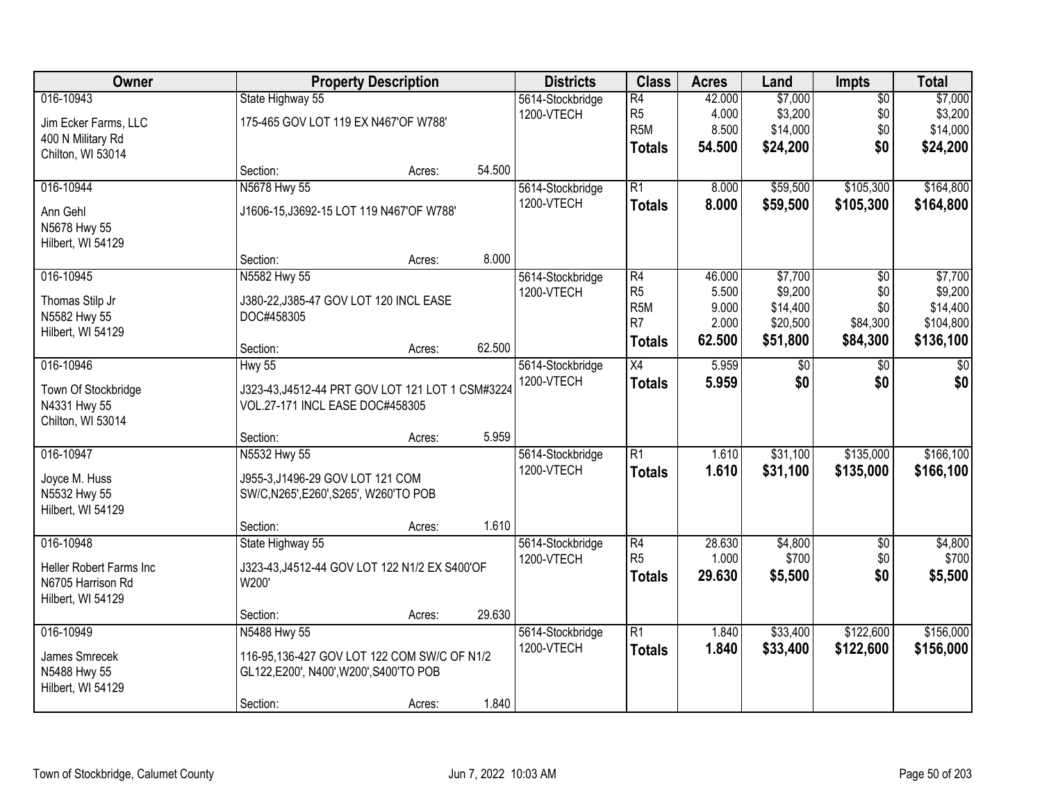| Owner | Property Description | | | Districts | Class | Acres | Land | Impts | Total |
|---|---|---|---|---|---|---|---|---|---|
| 016-10943<br>Jim Ecker Farms, LLC<br>400 N Military Rd<br>Chilton, WI 53014 | State Highway 55<br>175-465 GOV LOT 119 EX N467'OF W788' | | | 5614-Stockbridge<br>1200-VTECH | R4<br>R5<br>R5M<br>**Totals** | 42.000<br>4.000<br>8.500<br>**54.500** | $7,000<br>$3,200<br>$14,000<br>**$24,200** | $0<br>$0<br>$0<br>**$0** | $7,000<br>$3,200<br>$14,000<br>**$24,200** |
| | Section: | Acres: | 54.500 | | | | | | |
| 016-10944<br>Ann Gehl<br>N5678 Hwy 55<br>Hilbert, WI 54129 | N5678 Hwy 55<br>J1606-15,J3692-15 LOT 119 N467'OF W788' | | | 5614-Stockbridge<br>1200-VTECH | R1<br>**Totals** | 8.000<br>**8.000** | $59,500<br>**$59,500** | $105,300<br>**$105,300** | $164,800<br>**$164,800** |
| | Section: | Acres: | 8.000 | | | | | | |
| 016-10945<br>Thomas Stilp Jr<br>N5582 Hwy 55<br>Hilbert, WI 54129 | N5582 Hwy 55<br>J380-22,J385-47 GOV LOT 120 INCL EASE DOC#458305 | | | 5614-Stockbridge<br>1200-VTECH | R4<br>R5<br>R5M<br>R7<br>**Totals** | 46.000<br>5.500<br>9.000<br>2.000<br>**62.500** | $7,700<br>$9,200<br>$14,400<br>$20,500<br>**$51,800** | $0<br>$0<br>$0<br>$84,300<br>**$84,300** | $7,700<br>$9,200<br>$14,400<br>$104,800<br>**$136,100** |
| | Section: | Acres: | 62.500 | | | | | | |
| 016-10946<br>Town Of Stockbridge<br>N4331 Hwy 55<br>Chilton, WI 53014 | Hwy 55<br>J323-43,J4512-44 PRT GOV LOT 121 LOT 1 CSM#3224 VOL.27-171 INCL EASE DOC#458305 | | | 5614-Stockbridge<br>1200-VTECH | X4<br>**Totals** | 5.959<br>**5.959** | $0<br>**$0** | $0<br>**$0** | $0<br>**$0** |
| | Section: | Acres: | 5.959 | | | | | | |
| 016-10947<br>Joyce M. Huss<br>N5532 Hwy 55<br>Hilbert, WI 54129 | N5532 Hwy 55<br>J955-3,J1496-29 GOV LOT 121 COM SW/C,N265',E260',S265', W260'TO POB | | | 5614-Stockbridge<br>1200-VTECH | R1<br>**Totals** | 1.610<br>**1.610** | $31,100<br>**$31,100** | $135,000<br>**$135,000** | $166,100<br>**$166,100** |
| | Section: | Acres: | 1.610 | | | | | | |
| 016-10948<br>Heller Robert Farms Inc<br>N6705 Harrison Rd<br>Hilbert, WI 54129 | State Highway 55<br>J323-43,J4512-44 GOV LOT 122 N1/2 EX S400'OF W200' | | | 5614-Stockbridge<br>1200-VTECH | R4<br>R5<br>**Totals** | 28.630<br>1.000<br>**29.630** | $4,800<br>$700<br>**$5,500** | $0<br>$0<br>**$0** | $4,800<br>$700<br>**$5,500** |
| | Section: | Acres: | 29.630 | | | | | | |
| 016-10949<br>James Smrecek<br>N5488 Hwy 55<br>Hilbert, WI 54129 | N5488 Hwy 55<br>116-95,136-427 GOV LOT 122 COM SW/C OF N1/2 GL122,E200', N400',W200',S400'TO POB | | | 5614-Stockbridge<br>1200-VTECH | R1<br>**Totals** | 1.840<br>**1.840** | $33,400<br>**$33,400** | $122,600<br>**$122,600** | $156,000<br>**$156,000** |
| | Section: | Acres: | 1.840 | | | | | | |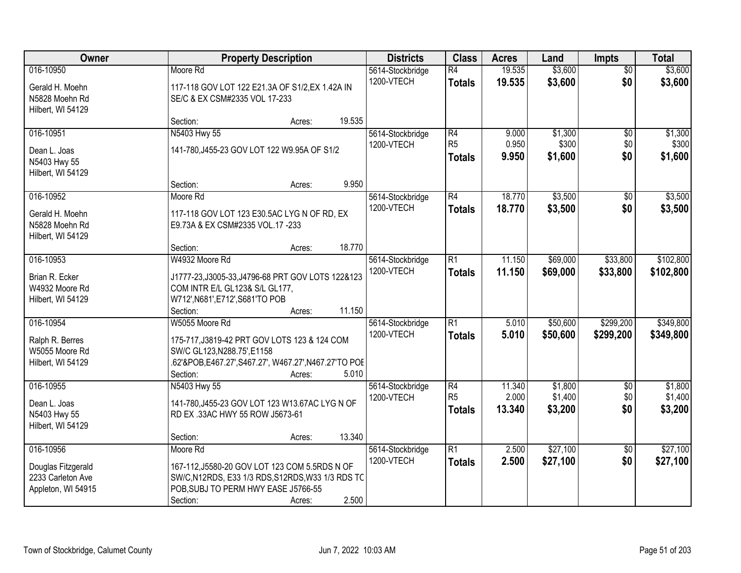| Owner | Property Description | Districts | Class | Acres | Land | Impts | Total |
|---|---|---|---|---|---|---|---|
| 016-10950<br>Gerald H. Moehn<br>N5828 Moehn Rd<br>Hilbert, WI 54129 | Moore Rd<br>117-118 GOV LOT 122 E21.3A OF S1/2,EX 1.42A IN SE/C & EX CSM#2335 VOL 17-233<br>Section: Acres: 19.535 | 5614-Stockbridge<br>1200-VTECH | R4<br>**Totals** | 19.535<br>**19.535** | $3,600<br>**$3,600** | $0<br>**$0** | $3,600<br>**$3,600** |
| 016-10951<br>Dean L. Joas<br>N5403 Hwy 55<br>Hilbert, WI 54129 | N5403 Hwy 55<br>141-780,J455-23 GOV LOT 122 W9.95A OF S1/2<br>Section: Acres: 9.950 | 5614-Stockbridge<br>1200-VTECH | R4<br>R5<br>**Totals** | 9.000<br>0.950<br>**9.950** | $1,300<br>$300<br>**$1,600** | $0<br>$0<br>**$0** | $1,300<br>$300<br>**$1,600** |
| 016-10952<br>Gerald H. Moehn<br>N5828 Moehn Rd<br>Hilbert, WI 54129 | Moore Rd<br>117-118 GOV LOT 123 E30.5AC LYG N OF RD, EX E9.73A & EX CSM#2335 VOL.17 -233<br>Section: Acres: 18.770 | 5614-Stockbridge<br>1200-VTECH | R4<br>**Totals** | 18.770<br>**18.770** | $3,500<br>**$3,500** | $0<br>**$0** | $3,500<br>**$3,500** |
| 016-10953<br>Brian R. Ecker<br>W4932 Moore Rd<br>Hilbert, WI 54129 | W4932 Moore Rd<br>J1777-23,J3005-33,J4796-68 PRT GOV LOTS 122&123 COM INTR E/L GL123& S/L GL177, W712',N681',E712',S681'TO POB<br>Section: Acres: 11.150 | 5614-Stockbridge<br>1200-VTECH | R1<br>**Totals** | 11.150<br>**11.150** | $69,000<br>**$69,000** | $33,800<br>**$33,800** | $102,800<br>**$102,800** |
| 016-10954<br>Ralph R. Berres<br>W5055 Moore Rd<br>Hilbert, WI 54129 | W5055 Moore Rd<br>175-717,J3819-42 PRT GOV LOTS 123 & 124 COM SW/C GL123,N288.75',E1158 .62'&POB,E467.27',S467.27', W467.27',N467.27'TO POB<br>Section: Acres: 5.010 | 5614-Stockbridge<br>1200-VTECH | R1<br>**Totals** | 5.010<br>**5.010** | $50,600<br>**$50,600** | $299,200<br>**$299,200** | $349,800<br>**$349,800** |
| 016-10955<br>Dean L. Joas<br>N5403 Hwy 55<br>Hilbert, WI 54129 | N5403 Hwy 55<br>141-780,J455-23 GOV LOT 123 W13.67AC LYG N OF RD EX .33AC HWY 55 ROW J5673-61<br>Section: Acres: 13.340 | 5614-Stockbridge<br>1200-VTECH | R4<br>R5<br>**Totals** | 11.340<br>2.000<br>**13.340** | $1,800<br>$1,400<br>**$3,200** | $0<br>$0<br>**$0** | $1,800<br>$1,400<br>**$3,200** |
| 016-10956<br>Douglas Fitzgerald<br>2233 Carleton Ave<br>Appleton, WI 54915 | Moore Rd<br>167-112,J5580-20 GOV LOT 123 COM 5.5RDS N OF SW/C,N12RDS, E33 1/3 RDS,S12RDS,W33 1/3 RDS TO POB,SUBJ TO PERM HWY EASE J5766-55<br>Section: Acres: 2.500 | 5614-Stockbridge<br>1200-VTECH | R1<br>**Totals** | 2.500<br>**2.500** | $27,100<br>**$27,100** | $0<br>**$0** | $27,100<br>**$27,100** |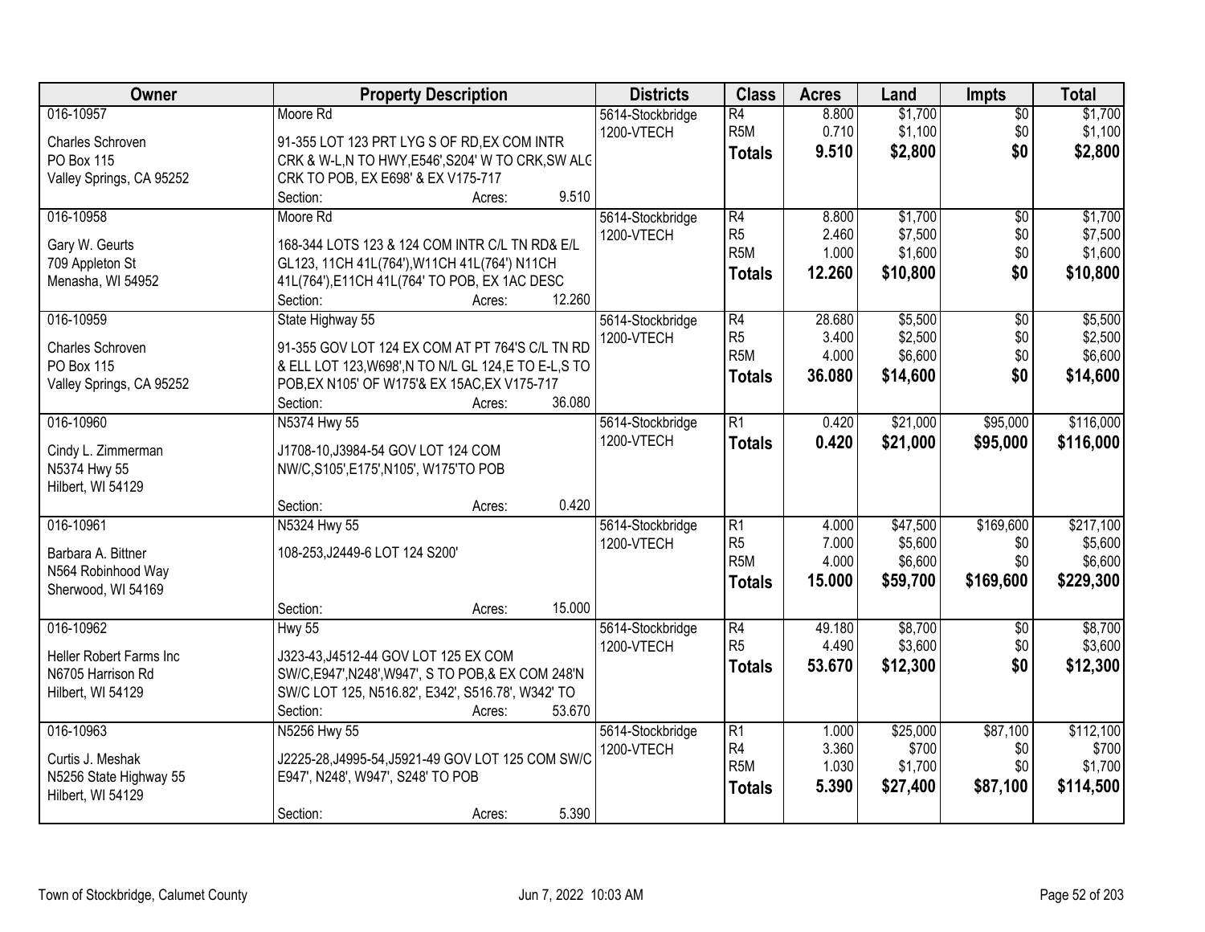| Owner | Property Description | Districts | Class | Acres | Land | Impts | Total |
|---|---|---|---|---|---|---|---|
| 016-10957<br>Charles Schroven<br>PO Box 115<br>Valley Springs, CA 95252 | Moore Rd<br>91-355 LOT 123 PRT LYG S OF RD,EX COM INTR CRK & W-L,N TO HWY,E546',S204' W TO CRK,SW ALG CRK TO POB, EX E698' & EX V175-717<br>Section: Acres: 9.510 | 5614-Stockbridge<br>1200-VTECH | R4<br>R5M<br>**Totals** | 8.800<br>0.710<br>**9.510** | $1,700<br>$1,100<br>**$2,800** | $0<br>$0<br>**$0** | $1,700<br>$1,100<br>**$2,800** |
| 016-10958<br>Gary W. Geurts<br>709 Appleton St<br>Menasha, WI 54952 | Moore Rd<br>168-344 LOTS 123 & 124 COM INTR C/L TN RD& E/L GL123, 11CH 41L(764'),W11CH 41L(764') N11CH 41L(764'),E11CH 41L(764' TO POB, EX 1AC DESC<br>Section: Acres: 12.260 | 5614-Stockbridge<br>1200-VTECH | R4<br>R5<br>R5M<br>**Totals** | 8.800<br>2.460<br>1.000<br>**12.260** | $1,700<br>$7,500<br>$1,600<br>**$10,800** | $0<br>$0<br>$0<br>**$0** | $1,700<br>$7,500<br>$1,600<br>**$10,800** |
| 016-10959<br>Charles Schroven<br>PO Box 115<br>Valley Springs, CA 95252 | State Highway 55<br>91-355 GOV LOT 124 EX COM AT PT 764'S C/L TN RD & ELL LOT 123,W698',N TO N/L GL 124,E TO E-L,S TO POB,EX N105' OF W175'& EX 15AC,EX V175-717<br>Section: Acres: 36.080 | 5614-Stockbridge<br>1200-VTECH | R4<br>R5<br>R5M<br>**Totals** | 28.680<br>3.400<br>4.000<br>**36.080** | $5,500<br>$2,500<br>$6,600<br>**$14,600** | $0<br>$0<br>$0<br>**$0** | $5,500<br>$2,500<br>$6,600<br>**$14,600** |
| 016-10960<br>Cindy L. Zimmerman<br>N5374 Hwy 55<br>Hilbert, WI 54129 | N5374 Hwy 55<br>J1708-10,J3984-54 GOV LOT 124 COM NW/C,S105',E175',N105', W175'TO POB<br>Section: Acres: 0.420 | 5614-Stockbridge<br>1200-VTECH | R1<br>**Totals** | 0.420<br>**0.420** | $21,000<br>**$21,000** | $95,000<br>**$95,000** | $116,000<br>**$116,000** |
| 016-10961<br>Barbara A. Bittner<br>N564 Robinhood Way<br>Sherwood, WI 54169 | N5324 Hwy 55<br>108-253,J2449-6 LOT 124 S200'<br>Section: Acres: 15.000 | 5614-Stockbridge<br>1200-VTECH | R1<br>R5<br>R5M<br>**Totals** | 4.000<br>7.000<br>4.000<br>**15.000** | $47,500<br>$5,600<br>$6,600<br>**$59,700** | $169,600<br>$0<br>$0<br>**$169,600** | $217,100<br>$5,600<br>$6,600<br>**$229,300** |
| 016-10962<br>Heller Robert Farms Inc<br>N6705 Harrison Rd<br>Hilbert, WI 54129 | Hwy 55<br>J323-43,J4512-44 GOV LOT 125 EX COM SW/C,E947',N248',W947', S TO POB,& EX COM 248'N SW/C LOT 125, N516.82', E342', S516.78', W342' TO<br>Section: Acres: 53.670 | 5614-Stockbridge<br>1200-VTECH | R4<br>R5<br>**Totals** | 49.180<br>4.490<br>**53.670** | $8,700<br>$3,600<br>**$12,300** | $0<br>$0<br>**$0** | $8,700<br>$3,600<br>**$12,300** |
| 016-10963<br>Curtis J. Meshak<br>N5256 State Highway 55<br>Hilbert, WI 54129 | N5256 Hwy 55<br>J2225-28,J4995-54,J5921-49 GOV LOT 125 COM SW/C E947', N248', W947', S248' TO POB<br>Section: Acres: 5.390 | 5614-Stockbridge<br>1200-VTECH | R1<br>R4<br>R5M<br>**Totals** | 1.000<br>3.360<br>1.030<br>**5.390** | $25,000<br>$700<br>$1,700<br>**$27,400** | $87,100<br>$0<br>$0<br>**$87,100** | $112,100<br>$700<br>$1,700<br>**$114,500** |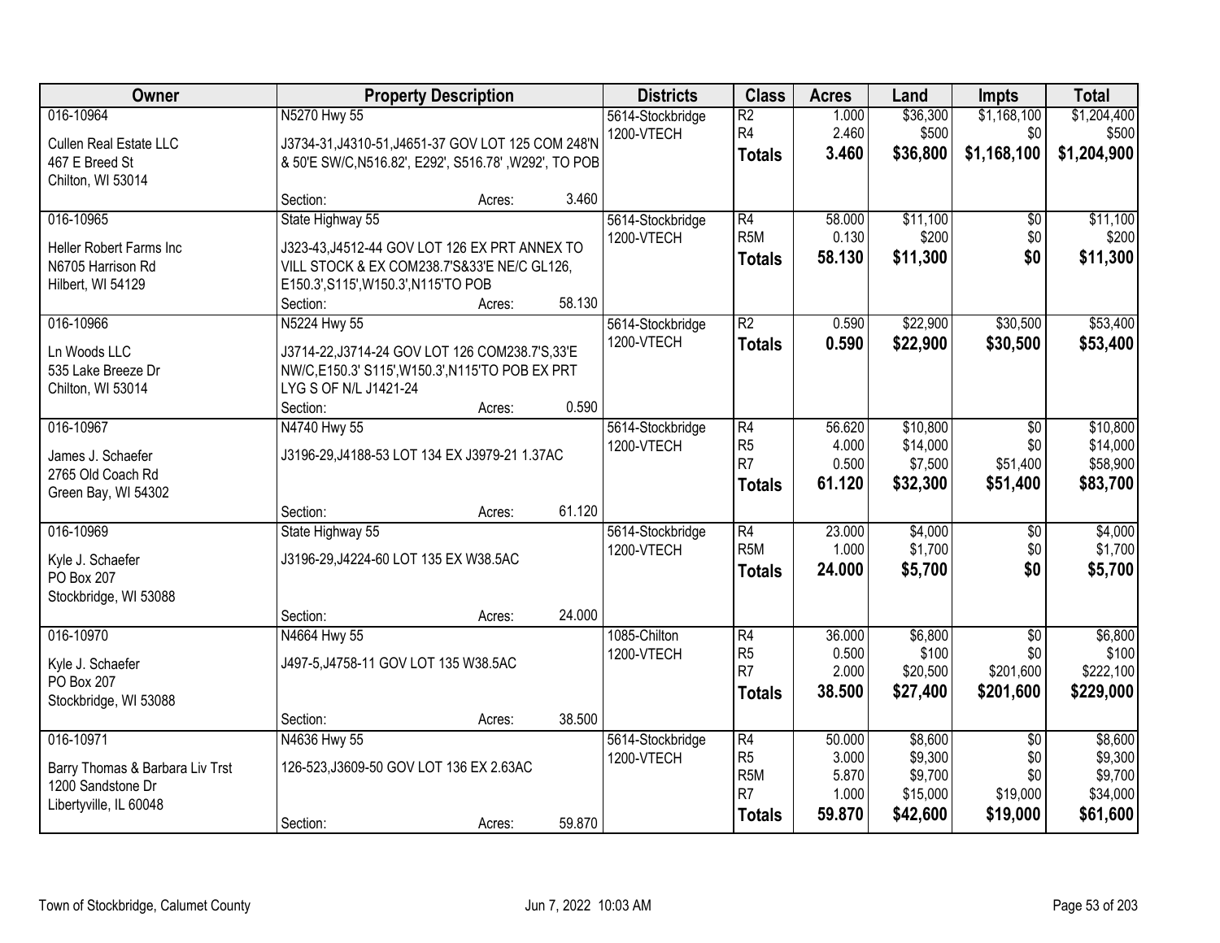| Owner | Property Description | | | Districts | Class | Acres | Land | Impts | Total |
|---|---|---|---|---|---|---|---|---|---|
| 016-10964 | N5270 Hwy 55 | | | 5614-Stockbridge | R2 | 1.000 | $36,300 | $1,168,100 | $1,204,400 |
| Cullen Real Estate LLC | J3734-31,J4310-51,J4651-37 GOV LOT 125 COM 248'N | | | 1200-VTECH | R4 | 2.460 | $500 | $0 | $500 |
| 467 E Breed St | & 50'E SW/C,N516.82', E292', S516.78' ,W292', TO POB | | | | **Totals** | **3.460** | **$36,800** | **$1,168,100** | **$1,204,900** |
| Chilton, WI 53014 | | | | | | | | | |
| | Section: | Acres: | 3.460 | | | | | | |
| 016-10965 | State Highway 55 | | | 5614-Stockbridge | R4 | 58.000 | $11,100 | $0 | $11,100 |
| Heller Robert Farms Inc | J323-43,J4512-44 GOV LOT 126 EX PRT ANNEX TO | | | 1200-VTECH | R5M | 0.130 | $200 | $0 | $200 |
| N6705 Harrison Rd | VILL STOCK & EX COM238.7'S&33'E NE/C GL126, | | | | **Totals** | **58.130** | **$11,300** | **$0** | **$11,300** |
| Hilbert, WI 54129 | E150.3',S115',W150.3',N115'TO POB | | | | | | | | |
| | Section: | Acres: | 58.130 | | | | | | |
| 016-10966 | N5224 Hwy 55 | | | 5614-Stockbridge | R2 | 0.590 | $22,900 | $30,500 | $53,400 |
| Ln Woods LLC | J3714-22,J3714-24 GOV LOT 126 COM238.7'S,33'E | | | 1200-VTECH | **Totals** | **0.590** | **$22,900** | **$30,500** | **$53,400** |
| 535 Lake Breeze Dr | NW/C,E150.3' S115',W150.3',N115'TO POB EX PRT | | | | | | | | |
| Chilton, WI 53014 | LYG S OF N/L J1421-24 | | | | | | | | |
| | Section: | Acres: | 0.590 | | | | | | |
| 016-10967 | N4740 Hwy 55 | | | 5614-Stockbridge | R4 | 56.620 | $10,800 | $0 | $10,800 |
| James J. Schaefer | J3196-29,J4188-53 LOT 134 EX J3979-21 1.37AC | | | 1200-VTECH | R5 | 4.000 | $14,000 | $0 | $14,000 |
| 2765 Old Coach Rd | | | | | R7 | 0.500 | $7,500 | $51,400 | $58,900 |
| Green Bay, WI 54302 | | | | | **Totals** | **61.120** | **$32,300** | **$51,400** | **$83,700** |
| | Section: | Acres: | 61.120 | | | | | | |
| 016-10969 | State Highway 55 | | | 5614-Stockbridge | R4 | 23.000 | $4,000 | $0 | $4,000 |
| Kyle J. Schaefer | J3196-29,J4224-60 LOT 135 EX W38.5AC | | | 1200-VTECH | R5M | 1.000 | $1,700 | $0 | $1,700 |
| PO Box 207 | | | | | **Totals** | **24.000** | **$5,700** | **$0** | **$5,700** |
| Stockbridge, WI 53088 | | | | | | | | | |
| | Section: | Acres: | 24.000 | | | | | | |
| 016-10970 | N4664 Hwy 55 | | | 1085-Chilton | R4 | 36.000 | $6,800 | $0 | $6,800 |
| Kyle J. Schaefer | J497-5,J4758-11 GOV LOT 135 W38.5AC | | | 1200-VTECH | R5 | 0.500 | $100 | $0 | $100 |
| PO Box 207 | | | | | R7 | 2.000 | $20,500 | $201,600 | $222,100 |
| Stockbridge, WI 53088 | | | | | **Totals** | **38.500** | **$27,400** | **$201,600** | **$229,000** |
| | Section: | Acres: | 38.500 | | | | | | |
| 016-10971 | N4636 Hwy 55 | | | 5614-Stockbridge | R4 | 50.000 | $8,600 | $0 | $8,600 |
| Barry Thomas & Barbara Liv Trst | 126-523,J3609-50 GOV LOT 136 EX 2.63AC | | | 1200-VTECH | R5 | 3.000 | $9,300 | $0 | $9,300 |
| 1200 Sandstone Dr | | | | | R5M | 5.870 | $9,700 | $0 | $9,700 |
| Libertyville, IL 60048 | | | | | R7 | 1.000 | $15,000 | $19,000 | $34,000 |
| | Section: | Acres: | 59.870 | | **Totals** | **59.870** | **$42,600** | **$19,000** | **$61,600** |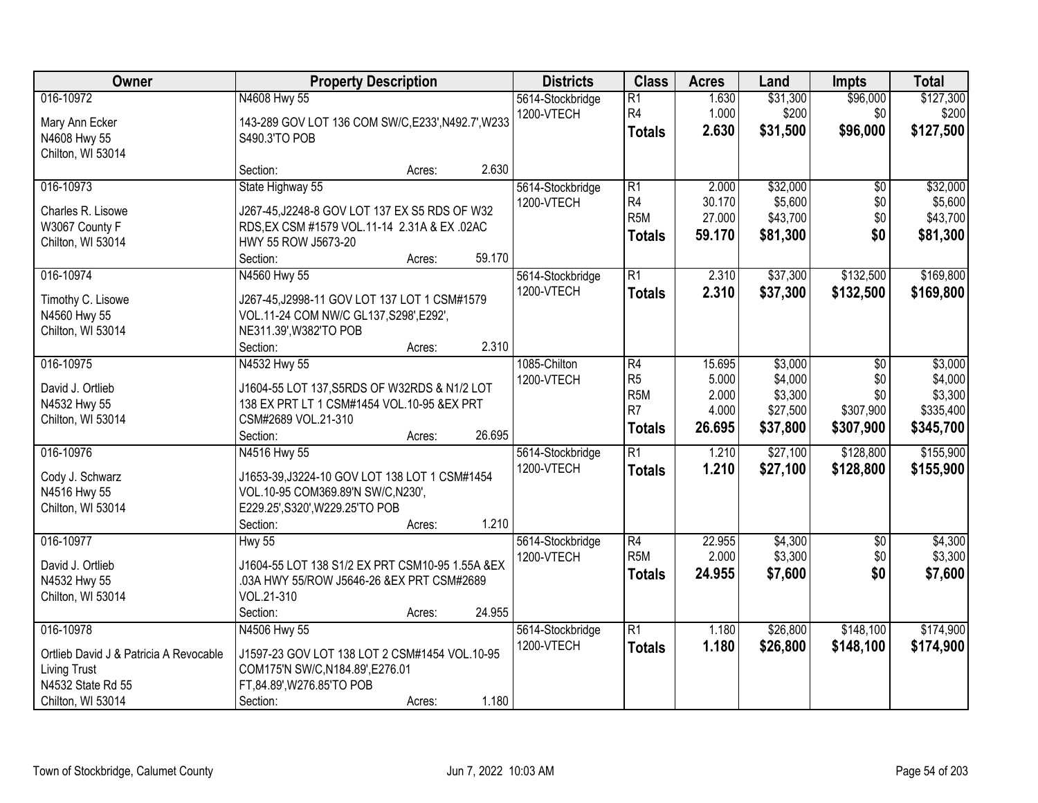| Owner | Property Description | Districts | Class | Acres | Land | Impts | Total |
|---|---|---|---|---|---|---|---|
| 016-10972<br>Mary Ann Ecker<br>N4608 Hwy 55<br>Chilton, WI 53014 | N4608 Hwy 55<br>143-289 GOV LOT 136 COM SW/C,E233',N492.7',W233 S490.3'TO POB<br>Section: Acres: 2.630 | 5614-Stockbridge<br>1200-VTECH | R1<br>R4<br>**Totals** | 1.630<br>1.000<br>**2.630** | $31,300<br>$200<br>**$31,500** | $96,000<br>$0<br>**$96,000** | $127,300<br>$200<br>**$127,500** |
| 016-10973<br>Charles R. Lisowe<br>W3067 County F<br>Chilton, WI 53014 | State Highway 55<br>J267-45,J2248-8 GOV LOT 137 EX S5 RDS OF W32 RDS,EX CSM #1579 VOL.11-14 2.31A & EX .02AC HWY 55 ROW J5673-20<br>Section: Acres: 59.170 | 5614-Stockbridge<br>1200-VTECH | R1<br>R4<br>R5M<br>**Totals** | 2.000<br>30.170<br>27.000<br>**59.170** | $32,000<br>$5,600<br>$43,700<br>**$81,300** | $0<br>$0<br>$0<br>**$0** | $32,000<br>$5,600<br>$43,700<br>**$81,300** |
| 016-10974<br>Timothy C. Lisowe<br>N4560 Hwy 55<br>Chilton, WI 53014 | N4560 Hwy 55<br>J267-45,J2998-11 GOV LOT 137 LOT 1 CSM#1579 VOL.11-24 COM NW/C GL137,S298',E292', NE311.39',W382'TO POB<br>Section: Acres: 2.310 | 5614-Stockbridge<br>1200-VTECH | R1<br>**Totals** | 2.310<br>**2.310** | $37,300<br>**$37,300** | $132,500<br>**$132,500** | $169,800<br>**$169,800** |
| 016-10975<br>David J. Ortlieb<br>N4532 Hwy 55<br>Chilton, WI 53014 | N4532 Hwy 55<br>J1604-55 LOT 137,S5RDS OF W32RDS & N1/2 LOT 138 EX PRT LT 1 CSM#1454 VOL.10-95 &EX PRT CSM#2689 VOL.21-310<br>Section: Acres: 26.695 | 1085-Chilton<br>1200-VTECH | R4<br>R5<br>R5M<br>R7<br>**Totals** | 15.695<br>5.000<br>2.000<br>4.000<br>**26.695** | $3,000<br>$4,000<br>$3,300<br>$27,500<br>**$37,800** | $0<br>$0<br>$0<br>$307,900<br>**$307,900** | $3,000<br>$4,000<br>$3,300<br>$335,400<br>**$345,700** |
| 016-10976<br>Cody J. Schwarz<br>N4516 Hwy 55<br>Chilton, WI 53014 | N4516 Hwy 55<br>J1653-39,J3224-10 GOV LOT 138 LOT 1 CSM#1454 VOL.10-95 COM369.89'N SW/C,N230', E229.25',S320',W229.25'TO POB<br>Section: Acres: 1.210 | 5614-Stockbridge<br>1200-VTECH | R1<br>**Totals** | 1.210<br>**1.210** | $27,100<br>**$27,100** | $128,800<br>**$128,800** | $155,900<br>**$155,900** |
| 016-10977<br>David J. Ortlieb<br>N4532 Hwy 55<br>Chilton, WI 53014 | Hwy 55<br>J1604-55 LOT 138 S1/2 EX PRT CSM10-95 1.55A &EX .03A HWY 55/ROW J5646-26 &EX PRT CSM#2689 VOL.21-310<br>Section: Acres: 24.955 | 5614-Stockbridge<br>1200-VTECH | R4<br>R5M<br>**Totals** | 22.955<br>2.000<br>**24.955** | $4,300<br>$3,300<br>**$7,600** | $0<br>$0<br>**$0** | $4,300<br>$3,300<br>**$7,600** |
| 016-10978<br>Ortlieb David J & Patricia A Revocable Living Trust<br>N4532 State Rd 55<br>Chilton, WI 53014 | N4506 Hwy 55<br>J1597-23 GOV LOT 138 LOT 2 CSM#1454 VOL.10-95 COM175'N SW/C,N184.89',E276.01 FT,84.89',W276.85'TO POB<br>Section: Acres: 1.180 | 5614-Stockbridge<br>1200-VTECH | R1<br>**Totals** | 1.180<br>**1.180** | $26,800<br>**$26,800** | $148,100<br>**$148,100** | $174,900<br>**$174,900** |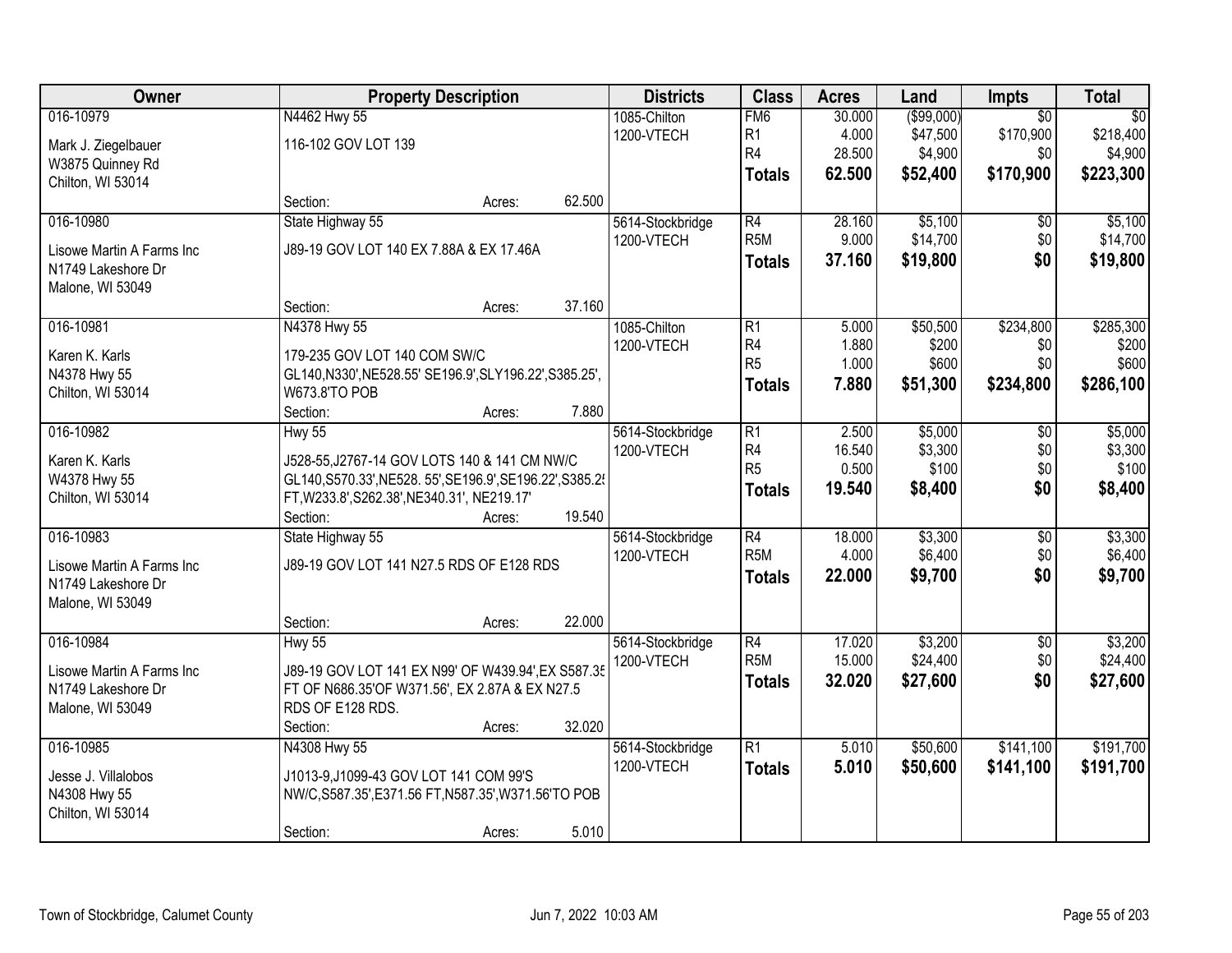| Owner | Property Description | Districts | Class | Acres | Land | Impts | Total |
|---|---|---|---|---|---|---|---|
| 016-10979<br>Mark J. Ziegelbauer<br>W3875 Quinney Rd<br>Chilton, WI 53014 | N4462 Hwy 55<br>116-102 GOV LOT 139<br>Section: Acres: 62.500 | 1085-Chilton<br>1200-VTECH | FM6<br>R1<br>R4<br>**Totals** | 30.000<br>4.000<br>28.500<br>**62.500** | ($99,000)<br>$47,500<br>$4,900<br>**$52,400** | $0<br>$170,900<br>$0<br>**$170,900** | $0<br>$218,400<br>$4,900<br>**$223,300** |
| 016-10980<br>Lisowe Martin A Farms Inc<br>N1749 Lakeshore Dr<br>Malone, WI 53049 | State Highway 55<br>J89-19 GOV LOT 140 EX 7.88A & EX 17.46A<br>Section: Acres: 37.160 | 5614-Stockbridge<br>1200-VTECH | R4<br>R5M<br>**Totals** | 28.160<br>9.000<br>**37.160** | $5,100<br>$14,700<br>**$19,800** | $0<br>$0<br>**$0** | $5,100<br>$14,700<br>**$19,800** |
| 016-10981<br>Karen K. Karls<br>N4378 Hwy 55<br>Chilton, WI 53014 | N4378 Hwy 55<br>179-235 GOV LOT 140 COM SW/C GL140,N330',NE528.55' SE196.9',SLY196.22',S385.25', W673.8'TO POB<br>Section: Acres: 7.880 | 1085-Chilton<br>1200-VTECH | R1<br>R4<br>R5<br>**Totals** | 5.000<br>1.880<br>1.000<br>**7.880** | $50,500<br>$200<br>$600<br>**$51,300** | $234,800<br>$0<br>$0<br>**$234,800** | $285,300<br>$200<br>$600<br>**$286,100** |
| 016-10982<br>Karen K. Karls<br>W4378 Hwy 55<br>Chilton, WI 53014 | Hwy 55<br>J528-55,J2767-14 GOV LOTS 140 & 141 CM NW/C GL140,S570.33',NE528. 55',SE196.9',SE196.22',S385.25 FT,W233.8',S262.38',NE340.31', NE219.17'<br>Section: Acres: 19.540 | 5614-Stockbridge<br>1200-VTECH | R1<br>R4<br>R5<br>**Totals** | 2.500<br>16.540<br>0.500<br>**19.540** | $5,000<br>$3,300<br>$100<br>**$8,400** | $0<br>$0<br>$0<br>**$0** | $5,000<br>$3,300<br>$100<br>**$8,400** |
| 016-10983<br>Lisowe Martin A Farms Inc<br>N1749 Lakeshore Dr<br>Malone, WI 53049 | State Highway 55<br>J89-19 GOV LOT 141 N27.5 RDS OF E128 RDS<br>Section: Acres: 22.000 | 5614-Stockbridge<br>1200-VTECH | R4<br>R5M<br>**Totals** | 18.000<br>4.000<br>**22.000** | $3,300<br>$6,400<br>**$9,700** | $0<br>$0<br>**$0** | $3,300<br>$6,400<br>**$9,700** |
| 016-10984<br>Lisowe Martin A Farms Inc<br>N1749 Lakeshore Dr<br>Malone, WI 53049 | Hwy 55<br>J89-19 GOV LOT 141 EX N99' OF W439.94',EX S587.35 FT OF N686.35'OF W371.56', EX 2.87A & EX N27.5 RDS OF E128 RDS.<br>Section: Acres: 32.020 | 5614-Stockbridge<br>1200-VTECH | R4<br>R5M<br>**Totals** | 17.020<br>15.000<br>**32.020** | $3,200<br>$24,400<br>**$27,600** | $0<br>$0<br>**$0** | $3,200<br>$24,400<br>**$27,600** |
| 016-10985<br>Jesse J. Villalobos<br>N4308 Hwy 55<br>Chilton, WI 53014 | N4308 Hwy 55<br>J1013-9,J1099-43 GOV LOT 141 COM 99'S NW/C,S587.35',E371.56 FT,N587.35',W371.56'TO POB<br>Section: Acres: 5.010 | 5614-Stockbridge<br>1200-VTECH | R1<br>**Totals** | 5.010<br>**5.010** | $50,600<br>**$50,600** | $141,100<br>**$141,100** | $191,700<br>**$191,700** |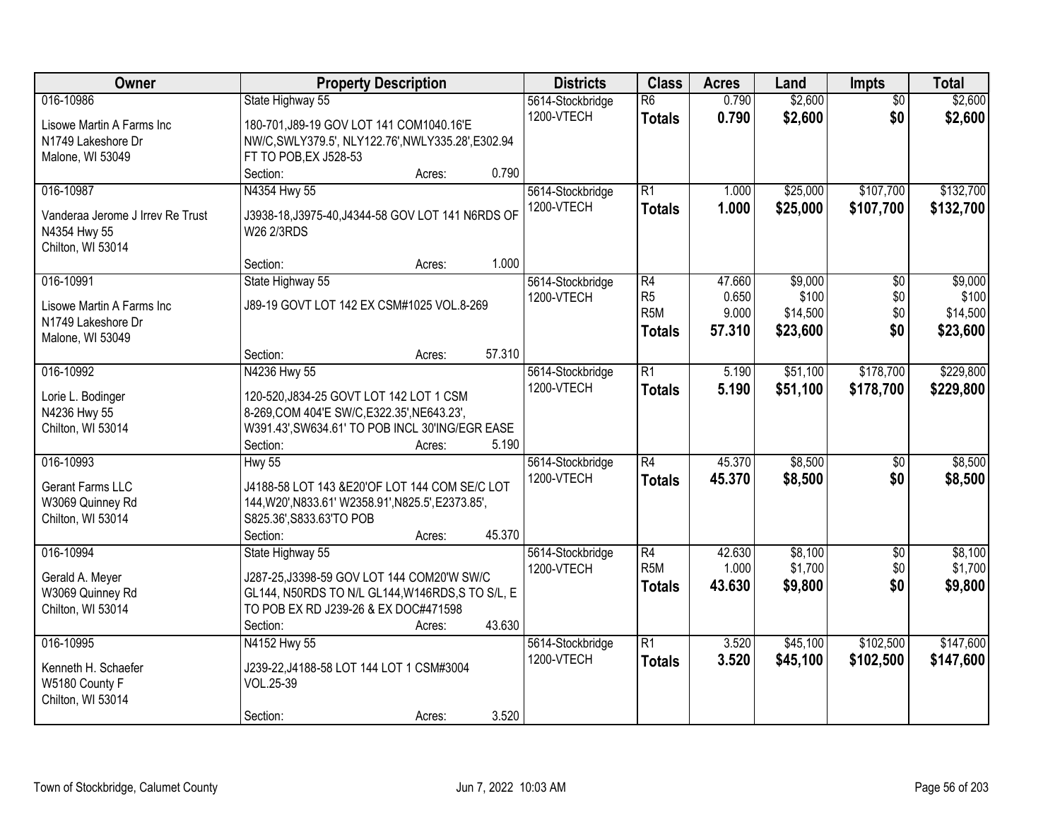| Owner | Property Description | Districts | Class | Acres | Land | Impts | Total |
|---|---|---|---|---|---|---|---|
| 016-10986<br><br>Lisowe Martin A Farms Inc<br>N1749 Lakeshore Dr<br>Malone, WI 53049 | State Highway 55<br><br>180-701,J89-19 GOV LOT 141 COM1040.16'E NW/C,SWLY379.5', NLY122.76',NWLY335.28',E302.94 FT TO POB,EX J528-53<br>Section: Acres: 0.790 | 5614-Stockbridge<br>1200-VTECH | R6<br>**Totals** | 0.790<br>**0.790** | $2,600<br>**$2,600** | $0<br>**$0** | $2,600<br>**$2,600** |
| 016-10987<br><br>Vanderaa Jerome J Irrev Re Trust<br>N4354 Hwy 55<br>Chilton, WI 53014 | N4354 Hwy 55<br><br>J3938-18,J3975-40,J4344-58 GOV LOT 141 N6RDS OF W26 2/3RDS<br><br>Section: Acres: 1.000 | 5614-Stockbridge<br>1200-VTECH | R1<br>**Totals** | 1.000<br>**1.000** | $25,000<br>**$25,000** | $107,700<br>**$107,700** | $132,700<br>**$132,700** |
| 016-10991<br><br>Lisowe Martin A Farms Inc<br>N1749 Lakeshore Dr<br>Malone, WI 53049 | State Highway 55<br><br>J89-19 GOVT LOT 142 EX CSM#1025 VOL.8-269<br><br>Section: Acres: 57.310 | 5614-Stockbridge<br>1200-VTECH | R4<br>R5<br>R5M<br>**Totals** | 47.660<br>0.650<br>9.000<br>**57.310** | $9,000<br>$100<br>$14,500<br>**$23,600** | $0<br>$0<br>$0<br>**$0** | $9,000<br>$100<br>$14,500<br>**$23,600** |
| 016-10992<br><br>Lorie L. Bodinger<br>N4236 Hwy 55<br>Chilton, WI 53014 | N4236 Hwy 55<br><br>120-520,J834-25 GOVT LOT 142 LOT 1 CSM 8-269,COM 404'E SW/C,E322.35',NE643.23', W391.43',SW634.61' TO POB INCL 30'ING/EGR EASE<br>Section: Acres: 5.190 | 5614-Stockbridge<br>1200-VTECH | R1<br>**Totals** | 5.190<br>**5.190** | $51,100<br>**$51,100** | $178,700<br>**$178,700** | $229,800<br>**$229,800** |
| 016-10993<br><br>Gerant Farms LLC<br>W3069 Quinney Rd<br>Chilton, WI 53014 | Hwy 55<br><br>J4188-58 LOT 143 &E20'OF LOT 144 COM SE/C LOT 144,W20',N833.61' W2358.91',N825.5',E2373.85', S825.36',S833.63'TO POB<br>Section: Acres: 45.370 | 5614-Stockbridge<br>1200-VTECH | R4<br>**Totals** | 45.370<br>**45.370** | $8,500<br>**$8,500** | $0<br>**$0** | $8,500<br>**$8,500** |
| 016-10994<br><br>Gerald A. Meyer<br>W3069 Quinney Rd<br>Chilton, WI 53014 | State Highway 55<br><br>J287-25,J3398-59 GOV LOT 144 COM20'W SW/C GL144, N50RDS TO N/L GL144,W146RDS,S TO S/L, E TO POB EX RD J239-26 & EX DOC#471598<br>Section: Acres: 43.630 | 5614-Stockbridge<br>1200-VTECH | R4<br>R5M<br>**Totals** | 42.630<br>1.000<br>**43.630** | $8,100<br>$1,700<br>**$9,800** | $0<br>$0<br>**$0** | $8,100<br>$1,700<br>**$9,800** |
| 016-10995<br><br>Kenneth H. Schaefer<br>W5180 County F<br>Chilton, WI 53014 | N4152 Hwy 55<br><br>J239-22,J4188-58 LOT 144 LOT 1 CSM#3004 VOL.25-39<br><br>Section: Acres: 3.520 | 5614-Stockbridge<br>1200-VTECH | R1<br>**Totals** | 3.520<br>**3.520** | $45,100<br>**$45,100** | $102,500<br>**$102,500** | $147,600<br>**$147,600** |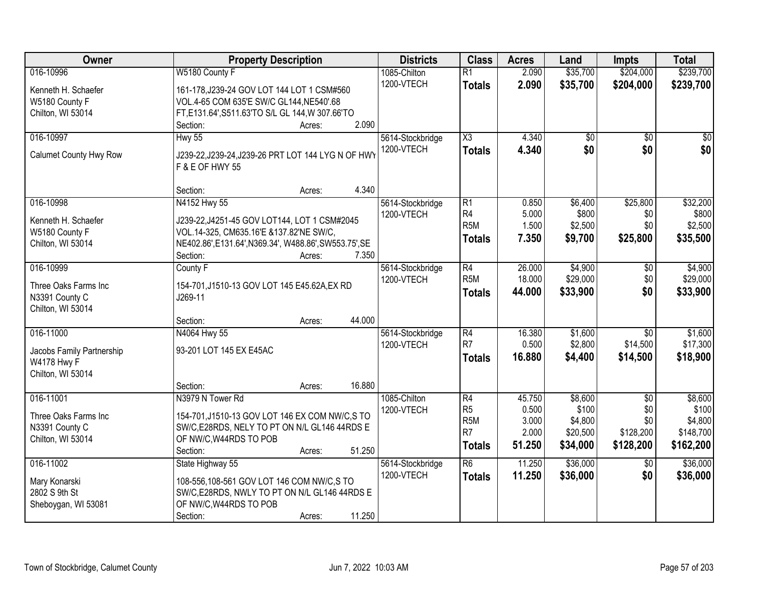| Owner | Property Description | Districts | Class | Acres | Land | Impts | Total |
|---|---|---|---|---|---|---|---|
| 016-10996<br>Kenneth H. Schaefer<br>W5180 County F<br>Chilton, WI 53014 | W5180 County F<br>161-178,J239-24 GOV LOT 144 LOT 1 CSM#560 VOL.4-65 COM 635'E SW/C GL144,NE540'.68 FT,E131.64',S511.63'TO S/L GL 144,W 307.66'TO<br>Section: Acres: 2.090 | 1085-Chilton<br>1200-VTECH | R1<br>**Totals** | 2.090<br>**2.090** | \$35,700<br>**\$35,700** | \$204,000<br>**\$204,000** | \$239,700<br>**\$239,700** |
| 016-10997<br>Calumet County Hwy Row | Hwy 55<br>J239-22,J239-24,J239-26 PRT LOT 144 LYG N OF HWY F & E OF HWY 55<br>Section: Acres: 4.340 | 5614-Stockbridge<br>1200-VTECH | X3<br>**Totals** | 4.340<br>**4.340** | \$0<br>**\$0** | \$0<br>**\$0** | \$0<br>**\$0** |
| 016-10998<br>Kenneth H. Schaefer<br>W5180 County F<br>Chilton, WI 53014 | N4152 Hwy 55<br>J239-22,J4251-45 GOV LOT144, LOT 1 CSM#2045 VOL.14-325, CM635.16'E &137.82'NE SW/C, NE402.86',E131.64',N369.34', W488.86',SW553.75',SE<br>Section: Acres: 7.350 | 5614-Stockbridge<br>1200-VTECH | R1<br>R4<br>R5M<br>**Totals** | 0.850<br>5.000<br>1.500<br>**7.350** | \$6,400<br>\$800<br>\$2,500<br>**\$9,700** | \$25,800<br>\$0<br>\$0<br>**\$25,800** | \$32,200<br>\$800<br>\$2,500<br>**\$35,500** |
| 016-10999<br>Three Oaks Farms Inc<br>N3391 County C<br>Chilton, WI 53014 | County F<br>154-701,J1510-13 GOV LOT 145 E45.62A,EX RD J269-11<br>Section: Acres: 44.000 | 5614-Stockbridge<br>1200-VTECH | R4<br>R5M<br>**Totals** | 26.000<br>18.000<br>**44.000** | \$4,900<br>\$29,000<br>**\$33,900** | \$0<br>\$0<br>**\$0** | \$4,900<br>\$29,000<br>**\$33,900** |
| 016-11000<br>Jacobs Family Partnership<br>W4178 Hwy F<br>Chilton, WI 53014 | N4064 Hwy 55<br>93-201 LOT 145 EX E45AC<br>Section: Acres: 16.880 | 5614-Stockbridge<br>1200-VTECH | R4<br>R7<br>**Totals** | 16.380<br>0.500<br>**16.880** | \$1,600<br>\$2,800<br>**\$4,400** | \$0<br>\$14,500<br>**\$14,500** | \$1,600<br>\$17,300<br>**\$18,900** |
| 016-11001<br>Three Oaks Farms Inc<br>N3391 County C<br>Chilton, WI 53014 | N3979 N Tower Rd<br>154-701,J1510-13 GOV LOT 146 EX COM NW/C,S TO SW/C,E28RDS, NELY TO PT ON N/L GL146 44RDS E OF NW/C,W44RDS TO POB<br>Section: Acres: 51.250 | 1085-Chilton<br>1200-VTECH | R4<br>R5<br>R5M<br>R7<br>**Totals** | 45.750<br>0.500<br>3.000<br>2.000<br>**51.250** | \$8,600<br>\$100<br>\$4,800<br>\$20,500<br>**\$34,000** | \$0<br>\$0<br>\$0<br>\$128,200<br>**\$128,200** | \$8,600<br>\$100<br>\$4,800<br>\$148,700<br>**\$162,200** |
| 016-11002<br>Mary Konarski<br>2802 S 9th St<br>Sheboygan, WI 53081 | State Highway 55<br>108-556,108-561 GOV LOT 146 COM NW/C,S TO SW/C,E28RDS, NWLY TO PT ON N/L GL146 44RDS E OF NW/C,W44RDS TO POB<br>Section: Acres: 11.250 | 5614-Stockbridge<br>1200-VTECH | R6<br>**Totals** | 11.250<br>**11.250** | \$36,000<br>**\$36,000** | \$0<br>**\$0** | \$36,000<br>**\$36,000** |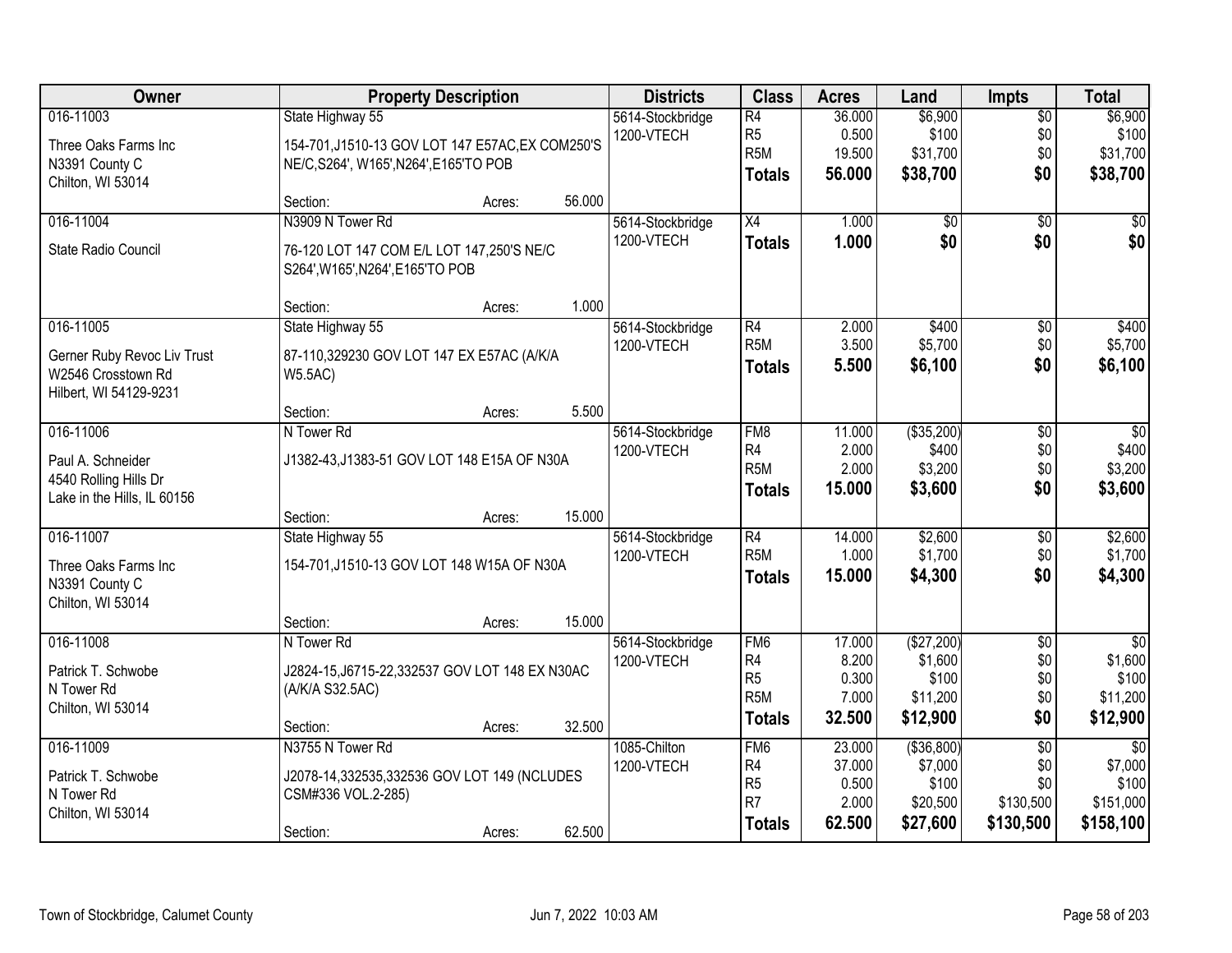| Owner | Property Description | Districts | Class | Acres | Land | Impts | Total |
|---|---|---|---|---|---|---|---|
| 016-11003<br>Three Oaks Farms Inc<br>N3391 County C<br>Chilton, WI 53014 | State Highway 55<br>154-701,J1510-13 GOV LOT 147 E57AC,EX COM250'S NE/C,S264', W165',N264',E165'TO POB<br>Section: Acres: 56.000 | 5614-Stockbridge<br>1200-VTECH | R4<br>R5<br>R5M<br>**Totals** | 36.000<br>0.500<br>19.500<br>**56.000** | $6,900<br>$100<br>$31,700<br>**$38,700** | $0<br>$0<br>$0<br>**$0** | $6,900<br>$100<br>$31,700<br>**$38,700** |
| 016-11004<br>State Radio Council | N3909 N Tower Rd<br>76-120 LOT 147 COM E/L LOT 147,250'S NE/C S264',W165',N264',E165'TO POB<br>Section: Acres: 1.000 | 5614-Stockbridge<br>1200-VTECH | X4<br>**Totals** | 1.000<br>**1.000** | $0<br>**$0** | $0<br>**$0** | $0<br>**$0** |
| 016-11005<br>Gerner Ruby Revoc Liv Trust<br>W2546 Crosstown Rd<br>Hilbert, WI 54129-9231 | State Highway 55<br>87-110,329230 GOV LOT 147 EX E57AC (A/K/A W5.5AC)<br>Section: Acres: 5.500 | 5614-Stockbridge<br>1200-VTECH | R4<br>R5M<br>**Totals** | 2.000<br>3.500<br>**5.500** | $400<br>$5,700<br>**$6,100** | $0<br>$0<br>**$0** | $400<br>$5,700<br>**$6,100** |
| 016-11006<br>Paul A. Schneider<br>4540 Rolling Hills Dr<br>Lake in the Hills, IL 60156 | N Tower Rd<br>J1382-43,J1383-51 GOV LOT 148 E15A OF N30A<br>Section: Acres: 15.000 | 5614-Stockbridge<br>1200-VTECH | FM8<br>R4<br>R5M<br>**Totals** | 11.000<br>2.000<br>2.000<br>**15.000** | ($35,200)<br>$400<br>$3,200<br>**$3,600** | $0<br>$0<br>$0<br>**$0** | $0<br>$400<br>$3,200<br>**$3,600** |
| 016-11007<br>Three Oaks Farms Inc<br>N3391 County C<br>Chilton, WI 53014 | State Highway 55<br>154-701,J1510-13 GOV LOT 148 W15A OF N30A<br>Section: Acres: 15.000 | 5614-Stockbridge<br>1200-VTECH | R4<br>R5M<br>**Totals** | 14.000<br>1.000<br>**15.000** | $2,600<br>$1,700<br>**$4,300** | $0<br>$0<br>**$0** | $2,600<br>$1,700<br>**$4,300** |
| 016-11008<br>Patrick T. Schwobe<br>N Tower Rd<br>Chilton, WI 53014 | N Tower Rd<br>J2824-15,J6715-22,332537 GOV LOT 148 EX N30AC (A/K/A S32.5AC)<br>Section: Acres: 32.500 | 5614-Stockbridge<br>1200-VTECH | FM6<br>R4<br>R5<br>R5M<br>**Totals** | 17.000<br>8.200<br>0.300<br>7.000<br>**32.500** | ($27,200)<br>$1,600<br>$100<br>$11,200<br>**$12,900** | $0<br>$0<br>$0<br>$0<br>**$0** | $0<br>$1,600<br>$100<br>$11,200<br>**$12,900** |
| 016-11009<br>Patrick T. Schwobe<br>N Tower Rd<br>Chilton, WI 53014 | N3755 N Tower Rd<br>J2078-14,332535,332536 GOV LOT 149 (NCLUDES CSM#336 VOL.2-285)<br>Section: Acres: 62.500 | 1085-Chilton<br>1200-VTECH | FM6<br>R4<br>R5<br>R7<br>**Totals** | 23.000<br>37.000<br>0.500<br>2.000<br>**62.500** | ($36,800)<br>$7,000<br>$100<br>$20,500<br>**$27,600** | $0<br>$0<br>$0<br>$130,500<br>**$130,500** | $0<br>$7,000<br>$100<br>$151,000<br>**$158,100** |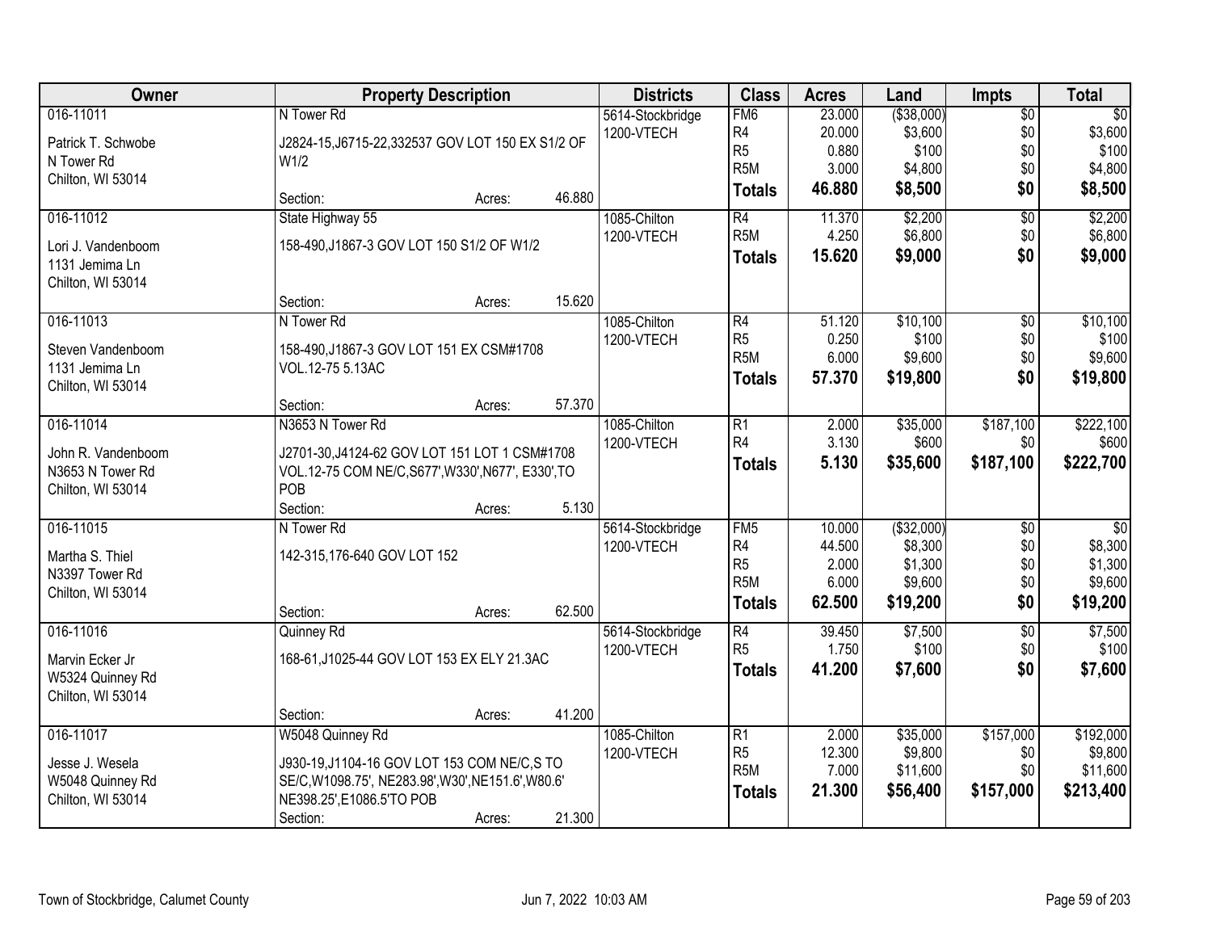| Owner | Property Description | Districts | Class | Acres | Land | Impts | Total |
|---|---|---|---|---|---|---|---|
| 016-11011<br>Patrick T. Schwobe<br>N Tower Rd<br>Chilton, WI 53014 | N Tower Rd<br>J2824-15,J6715-22,332537 GOV LOT 150 EX S1/2 OF W1/2<br>Section: Acres: 46.880 | 5614-Stockbridge<br>1200-VTECH | FM6<br>R4<br>R5<br>R5M<br>**Totals** | 23.000<br>20.000<br>0.880<br>3.000<br>**46.880** | ($38,000)<br>$3,600<br>$100<br>$4,800<br>**$8,500** | $0<br>$0<br>$0<br>$0<br>**$0** | $0<br>$3,600<br>$100<br>$4,800<br>**$8,500** |
| 016-11012<br>Lori J. Vandenboom<br>1131 Jemima Ln<br>Chilton, WI 53014 | State Highway 55<br>158-490,J1867-3 GOV LOT 150 S1/2 OF W1/2<br>Section: Acres: 15.620 | 1085-Chilton<br>1200-VTECH | R4<br>R5M<br>**Totals** | 11.370<br>4.250<br>**15.620** | $2,200<br>$6,800<br>**$9,000** | $0<br>$0<br>**$0** | $2,200<br>$6,800<br>**$9,000** |
| 016-11013<br>Steven Vandenboom<br>1131 Jemima Ln<br>Chilton, WI 53014 | N Tower Rd<br>158-490,J1867-3 GOV LOT 151 EX CSM#1708 VOL.12-75 5.13AC<br>Section: Acres: 57.370 | 1085-Chilton<br>1200-VTECH | R4<br>R5<br>R5M<br>**Totals** | 51.120<br>0.250<br>6.000<br>**57.370** | $10,100<br>$100<br>$9,600<br>**$19,800** | $0<br>$0<br>$0<br>**$0** | $10,100<br>$100<br>$9,600<br>**$19,800** |
| 016-11014<br>John R. Vandenboom<br>N3653 N Tower Rd<br>Chilton, WI 53014 | N3653 N Tower Rd<br>J2701-30,J4124-62 GOV LOT 151 LOT 1 CSM#1708 VOL.12-75 COM NE/C,S677',W330',N677', E330',TO POB<br>Section: Acres: 5.130 | 1085-Chilton<br>1200-VTECH | R1<br>R4<br>**Totals** | 2.000<br>3.130<br>**5.130** | $35,000<br>$600<br>**$35,600** | $187,100<br>$0<br>**$187,100** | $222,100<br>$600<br>**$222,700** |
| 016-11015<br>Martha S. Thiel<br>N3397 Tower Rd<br>Chilton, WI 53014 | N Tower Rd<br>142-315,176-640 GOV LOT 152<br>Section: Acres: 62.500 | 5614-Stockbridge<br>1200-VTECH | FM5<br>R4<br>R5<br>R5M<br>**Totals** | 10.000<br>44.500<br>2.000<br>6.000<br>**62.500** | ($32,000)<br>$8,300<br>$1,300<br>$9,600<br>**$19,200** | $0<br>$0<br>$0<br>$0<br>**$0** | $0<br>$8,300<br>$1,300<br>$9,600<br>**$19,200** |
| 016-11016<br>Marvin Ecker Jr<br>W5324 Quinney Rd<br>Chilton, WI 53014 | Quinney Rd<br>168-61,J1025-44 GOV LOT 153 EX ELY 21.3AC<br>Section: Acres: 41.200 | 5614-Stockbridge<br>1200-VTECH | R4<br>R5<br>**Totals** | 39.450<br>1.750<br>**41.200** | $7,500<br>$100<br>**$7,600** | $0<br>$0<br>**$0** | $7,500<br>$100<br>**$7,600** |
| 016-11017<br>Jesse J. Wesela<br>W5048 Quinney Rd<br>Chilton, WI 53014 | W5048 Quinney Rd<br>J930-19,J1104-16 GOV LOT 153 COM NE/C,S TO SE/C,W1098.75', NE283.98',W30',NE151.6',W80.6' NE398.25',E1086.5'TO POB<br>Section: Acres: 21.300 | 1085-Chilton<br>1200-VTECH | R1<br>R5<br>R5M<br>**Totals** | 2.000<br>12.300<br>7.000<br>**21.300** | $35,000<br>$9,800<br>$11,600<br>**$56,400** | $157,000<br>$0<br>$0<br>**$157,000** | $192,000<br>$9,800<br>$11,600<br>**$213,400** |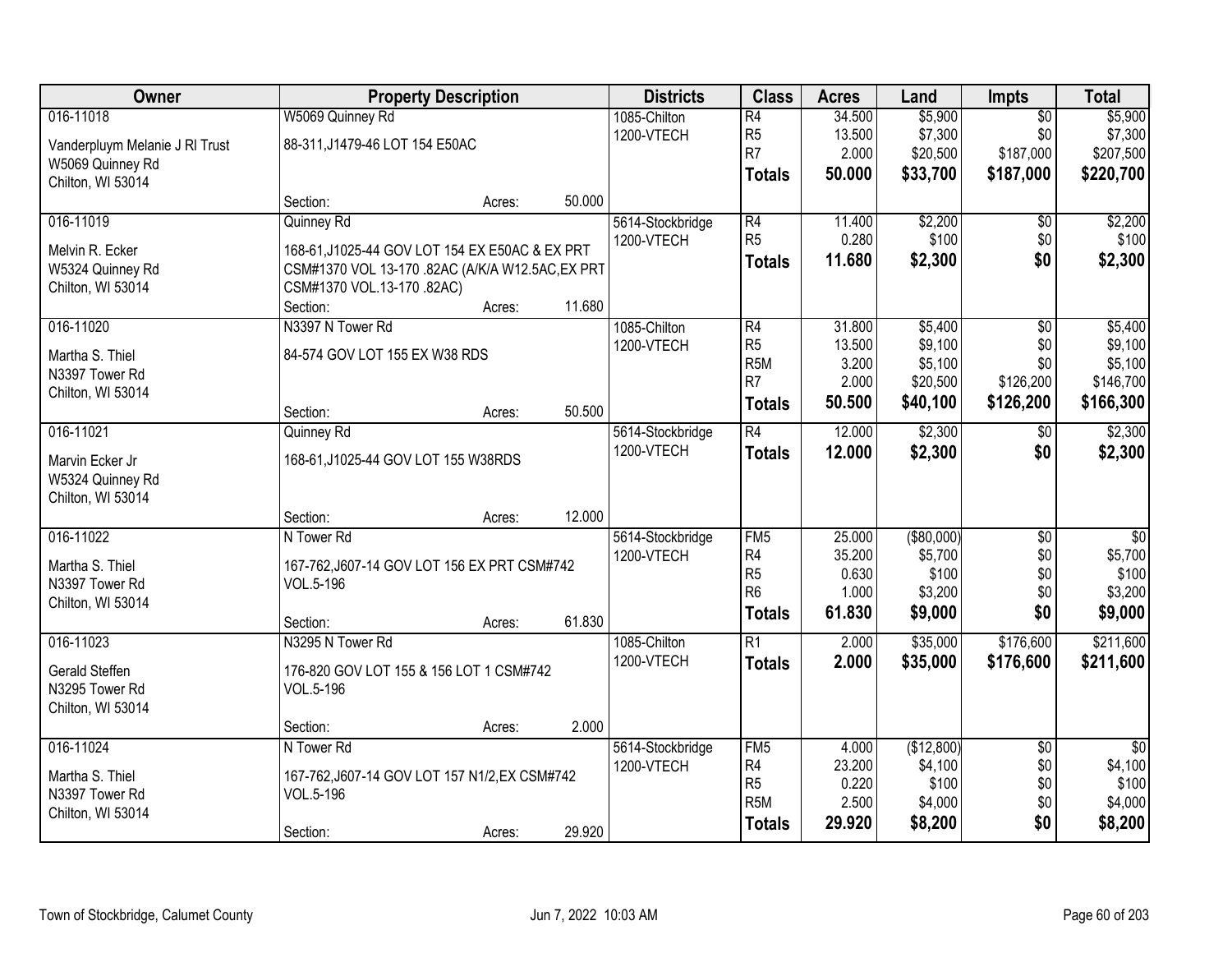| Owner | Property Description | Districts | Class | Acres | Land | Impts | Total |
|---|---|---|---|---|---|---|---|
| 016-11018<br>Vanderpluym Melanie J Rl Trust<br>W5069 Quinney Rd<br>Chilton, WI 53014 | W5069 Quinney Rd<br>88-311,J1479-46 LOT 154 E50AC<br>Section: Acres: 50.000 | 1085-Chilton<br>1200-VTECH | R4<br>R5<br>R7<br>**Totals** | 34.500<br>13.500<br>2.000<br>**50.000** | $5,900<br>$7,300<br>$20,500<br>**$33,700** | $0<br>$0<br>$187,000<br>**$187,000** | $5,900<br>$7,300<br>$207,500<br>**$220,700** |
| 016-11019<br>Melvin R. Ecker<br>W5324 Quinney Rd<br>Chilton, WI 53014 | Quinney Rd<br>168-61,J1025-44 GOV LOT 154 EX E50AC & EX PRT CSM#1370 VOL 13-170 .82AC (A/K/A W12.5AC,EX PRT CSM#1370 VOL.13-170 .82AC)<br>Section: Acres: 11.680 | 5614-Stockbridge<br>1200-VTECH | R4<br>R5<br>**Totals** | 11.400<br>0.280<br>**11.680** | $2,200<br>$100<br>**$2,300** | $0<br>$0<br>**$0** | $2,200<br>$100<br>**$2,300** |
| 016-11020<br>Martha S. Thiel<br>N3397 Tower Rd<br>Chilton, WI 53014 | N3397 N Tower Rd<br>84-574 GOV LOT 155 EX W38 RDS<br>Section: Acres: 50.500 | 1085-Chilton<br>1200-VTECH | R4<br>R5<br>R5M<br>R7<br>**Totals** | 31.800<br>13.500<br>3.200<br>2.000<br>**50.500** | $5,400<br>$9,100<br>$5,100<br>$20,500<br>**$40,100** | $0<br>$0<br>$0<br>$126,200<br>**$126,200** | $5,400<br>$9,100<br>$5,100<br>$146,700<br>**$166,300** |
| 016-11021<br>Marvin Ecker Jr<br>W5324 Quinney Rd<br>Chilton, WI 53014 | Quinney Rd<br>168-61,J1025-44 GOV LOT 155 W38RDS<br>Section: Acres: 12.000 | 5614-Stockbridge<br>1200-VTECH | R4<br>**Totals** | 12.000<br>**12.000** | $2,300<br>**$2,300** | $0<br>**$0** | $2,300<br>**$2,300** |
| 016-11022<br>Martha S. Thiel<br>N3397 Tower Rd<br>Chilton, WI 53014 | N Tower Rd<br>167-762,J607-14 GOV LOT 156 EX PRT CSM#742 VOL.5-196<br>Section: Acres: 61.830 | 5614-Stockbridge<br>1200-VTECH | FM5<br>R4<br>R5<br>R6<br>**Totals** | 25.000<br>35.200<br>0.630<br>1.000<br>**61.830** | ($80,000)<br>$5,700<br>$100<br>$3,200<br>**$9,000** | $0<br>$0<br>$0<br>$0<br>**$0** | $0<br>$5,700<br>$100<br>$3,200<br>**$9,000** |
| 016-11023<br>Gerald Steffen<br>N3295 Tower Rd<br>Chilton, WI 53014 | N3295 N Tower Rd<br>176-820 GOV LOT 155 & 156 LOT 1 CSM#742 VOL.5-196<br>Section: Acres: 2.000 | 1085-Chilton<br>1200-VTECH | R1<br>**Totals** | 2.000<br>**2.000** | $35,000<br>**$35,000** | $176,600<br>**$176,600** | $211,600<br>**$211,600** |
| 016-11024<br>Martha S. Thiel<br>N3397 Tower Rd<br>Chilton, WI 53014 | N Tower Rd<br>167-762,J607-14 GOV LOT 157 N1/2,EX CSM#742 VOL.5-196<br>Section: Acres: 29.920 | 5614-Stockbridge<br>1200-VTECH | FM5<br>R4<br>R5<br>R5M<br>**Totals** | 4.000<br>23.200<br>0.220<br>2.500<br>**29.920** | ($12,800)<br>$4,100<br>$100<br>$4,000<br>**$8,200** | $0<br>$0<br>$0<br>$0<br>**$0** | $0<br>$4,100<br>$100<br>$4,000<br>**$8,200** |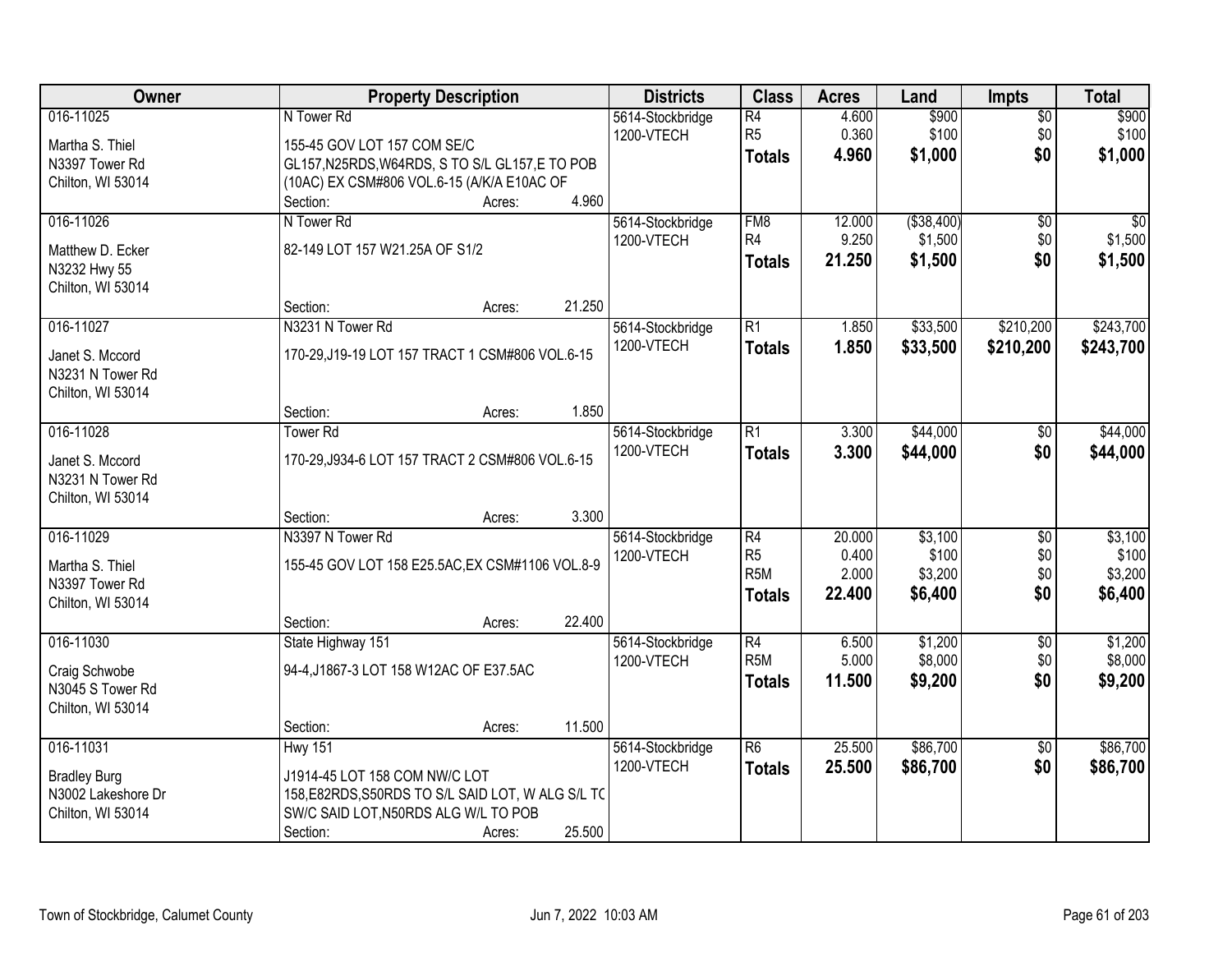| Owner | Property Description | Districts | Class | Acres | Land | Impts | Total |
|---|---|---|---|---|---|---|---|
| 016-11025<br>Martha S. Thiel<br>N3397 Tower Rd<br>Chilton, WI 53014 | N Tower Rd<br>155-45 GOV LOT 157 COM SE/C GL157,N25RDS,W64RDS, S TO S/L GL157,E TO POB (10AC) EX CSM#806 VOL.6-15 (A/K/A E10AC OF<br>Section: Acres: 4.960 | 5614-Stockbridge<br>1200-VTECH | R4<br>R5<br>**Totals** | 4.600<br>0.360<br>**4.960** | \$900<br>\$100<br>**\$1,000** | \$0<br>\$0<br>**\$0** | \$900<br>\$100<br>**\$1,000** |
| 016-11026<br>Matthew D. Ecker<br>N3232 Hwy 55<br>Chilton, WI 53014 | N Tower Rd<br>82-149 LOT 157 W21.25A OF S1/2<br>Section: Acres: 21.250 | 5614-Stockbridge<br>1200-VTECH | FM8<br>R4<br>**Totals** | 12.000<br>9.250<br>**21.250** | (\$38,400)<br>\$1,500<br>**\$1,500** | \$0<br>\$0<br>**\$0** | \$0<br>\$1,500<br>**\$1,500** |
| 016-11027<br>Janet S. Mccord<br>N3231 N Tower Rd<br>Chilton, WI 53014 | N3231 N Tower Rd<br>170-29,J19-19 LOT 157 TRACT 1 CSM#806 VOL.6-15<br>Section: Acres: 1.850 | 5614-Stockbridge<br>1200-VTECH | R1<br>**Totals** | 1.850<br>**1.850** | \$33,500<br>**\$33,500** | \$210,200<br>**\$210,200** | \$243,700<br>**\$243,700** |
| 016-11028<br>Janet S. Mccord<br>N3231 N Tower Rd<br>Chilton, WI 53014 | Tower Rd<br>170-29,J934-6 LOT 157 TRACT 2 CSM#806 VOL.6-15<br>Section: Acres: 3.300 | 5614-Stockbridge<br>1200-VTECH | R1<br>**Totals** | 3.300<br>**3.300** | \$44,000<br>**\$44,000** | \$0<br>**\$0** | \$44,000<br>**\$44,000** |
| 016-11029<br>Martha S. Thiel<br>N3397 Tower Rd<br>Chilton, WI 53014 | N3397 N Tower Rd<br>155-45 GOV LOT 158 E25.5AC,EX CSM#1106 VOL.8-9<br>Section: Acres: 22.400 | 5614-Stockbridge<br>1200-VTECH | R4<br>R5<br>R5M<br>**Totals** | 20.000<br>0.400<br>2.000<br>**22.400** | \$3,100<br>\$100<br>\$3,200<br>**\$6,400** | \$0<br>\$0<br>\$0<br>**\$0** | \$3,100<br>\$100<br>\$3,200<br>**\$6,400** |
| 016-11030<br>Craig Schwobe<br>N3045 S Tower Rd<br>Chilton, WI 53014 | State Highway 151<br>94-4,J1867-3 LOT 158 W12AC OF E37.5AC<br>Section: Acres: 11.500 | 5614-Stockbridge<br>1200-VTECH | R4<br>R5M<br>**Totals** | 6.500<br>5.000<br>**11.500** | \$1,200<br>\$8,000<br>**\$9,200** | \$0<br>\$0<br>**\$0** | \$1,200<br>\$8,000<br>**\$9,200** |
| 016-11031<br>Bradley Burg<br>N3002 Lakeshore Dr<br>Chilton, WI 53014 | Hwy 151<br>J1914-45 LOT 158 COM NW/C LOT 158,E82RDS,S50RDS TO S/L SAID LOT, W ALG S/L TO SW/C SAID LOT,N50RDS ALG W/L TO POB<br>Section: Acres: 25.500 | 5614-Stockbridge<br>1200-VTECH | R6<br>**Totals** | 25.500<br>**25.500** | \$86,700<br>**\$86,700** | \$0<br>**\$0** | \$86,700<br>**\$86,700** |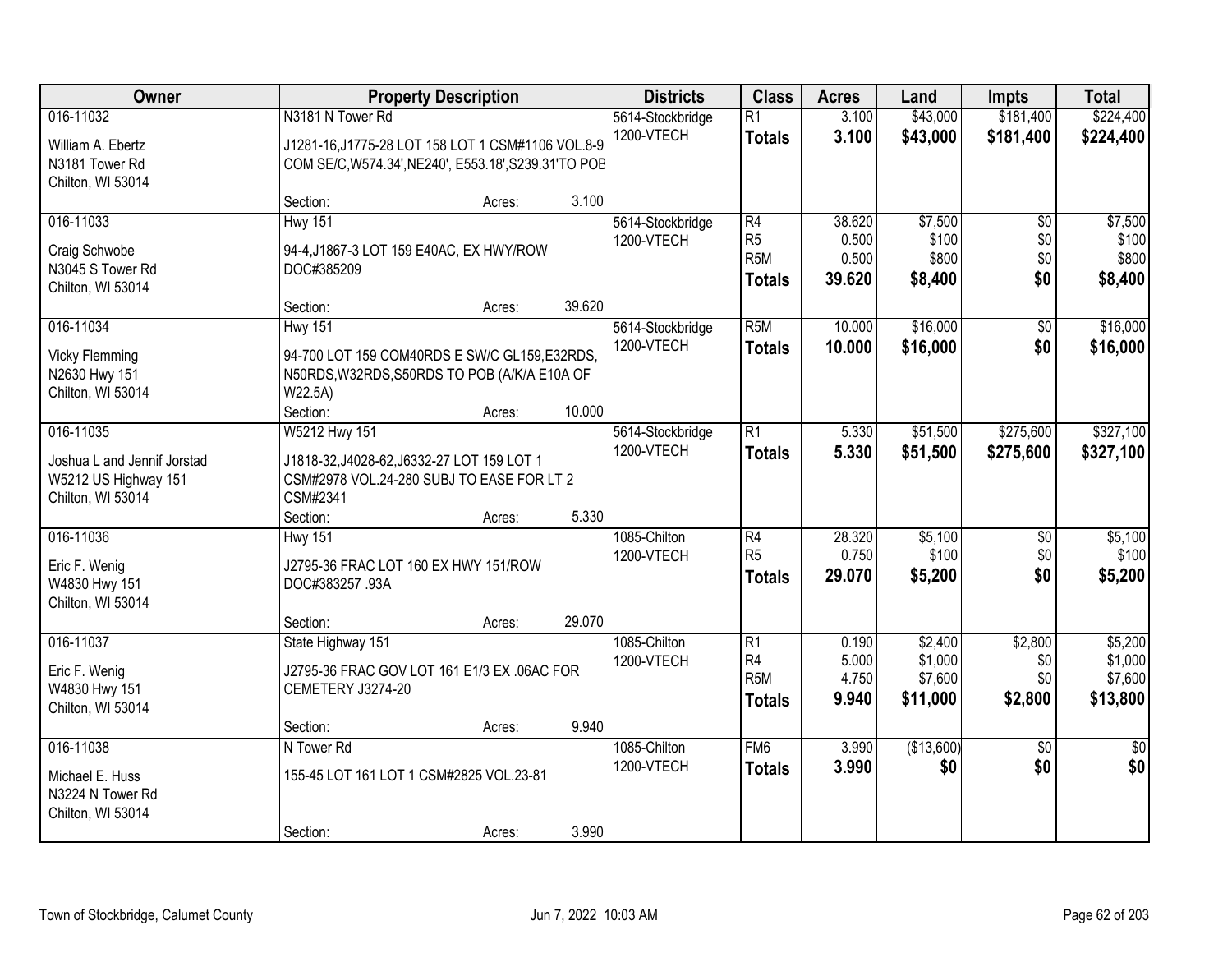| Owner | Property Description | Districts | Class | Acres | Land | Impts | Total |
|---|---|---|---|---|---|---|---|
| 016-11032<br>William A. Ebertz<br>N3181 Tower Rd<br>Chilton, WI 53014 | N3181 N Tower Rd<br>J1281-16,J1775-28 LOT 158 LOT 1 CSM#1106 VOL.8-9 COM SE/C,W574.34',NE240', E553.18',S239.31'TO POB<br>Section: Acres: 3.100 | 5614-Stockbridge<br>1200-VTECH | R1<br>**Totals** | 3.100<br>**3.100** | $43,000<br>**$43,000** | $181,400<br>**$181,400** | $224,400<br>**$224,400** |
| 016-11033<br>Craig Schwobe<br>N3045 S Tower Rd<br>Chilton, WI 53014 | Hwy 151<br>94-4,J1867-3 LOT 159 E40AC, EX HWY/ROW DOC#385209<br>Section: Acres: 39.620 | 5614-Stockbridge<br>1200-VTECH | R4<br>R5<br>R5M<br>**Totals** | 38.620<br>0.500<br>0.500<br>**39.620** | $7,500<br>$100<br>$800<br>**$8,400** | $0<br>$0<br>$0<br>**$0** | $7,500<br>$100<br>$800<br>**$8,400** |
| 016-11034<br>Vicky Flemming<br>N2630 Hwy 151<br>Chilton, WI 53014 | Hwy 151<br>94-700 LOT 159 COM40RDS E SW/C GL159,E32RDS, N50RDS,W32RDS,S50RDS TO POB (A/K/A E10A OF W22.5A)<br>Section: Acres: 10.000 | 5614-Stockbridge<br>1200-VTECH | R5M<br>**Totals** | 10.000<br>**10.000** | $16,000<br>**$16,000** | $0<br>**$0** | $16,000<br>**$16,000** |
| 016-11035<br>Joshua L and Jennif Jorstad<br>W5212 US Highway 151<br>Chilton, WI 53014 | W5212 Hwy 151<br>J1818-32,J4028-62,J6332-27 LOT 159 LOT 1 CSM#2978 VOL.24-280 SUBJ TO EASE FOR LT 2 CSM#2341<br>Section: Acres: 5.330 | 5614-Stockbridge<br>1200-VTECH | R1<br>**Totals** | 5.330<br>**5.330** | $51,500<br>**$51,500** | $275,600<br>**$275,600** | $327,100<br>**$327,100** |
| 016-11036<br>Eric F. Wenig<br>W4830 Hwy 151<br>Chilton, WI 53014 | Hwy 151<br>J2795-36 FRAC LOT 160 EX HWY 151/ROW DOC#383257 .93A<br>Section: Acres: 29.070 | 1085-Chilton<br>1200-VTECH | R4<br>R5<br>**Totals** | 28.320<br>0.750<br>**29.070** | $5,100<br>$100<br>**$5,200** | $0<br>$0<br>**$0** | $5,100<br>$100<br>**$5,200** |
| 016-11037<br>Eric F. Wenig<br>W4830 Hwy 151<br>Chilton, WI 53014 | State Highway 151<br>J2795-36 FRAC GOV LOT 161 E1/3 EX .06AC FOR CEMETERY J3274-20<br>Section: Acres: 9.940 | 1085-Chilton<br>1200-VTECH | R1<br>R4<br>R5M<br>**Totals** | 0.190<br>5.000<br>4.750<br>**9.940** | $2,400<br>$1,000<br>$7,600<br>**$11,000** | $2,800<br>$0<br>$0<br>**$2,800** | $5,200<br>$1,000<br>$7,600<br>**$13,800** |
| 016-11038<br>Michael E. Huss<br>N3224 N Tower Rd<br>Chilton, WI 53014 | N Tower Rd<br>155-45 LOT 161 LOT 1 CSM#2825 VOL.23-81<br>Section: Acres: 3.990 | 1085-Chilton<br>1200-VTECH | FM6<br>**Totals** | 3.990<br>**3.990** | ($13,600)<br>**$0** | $0<br>**$0** | $0<br>**$0** |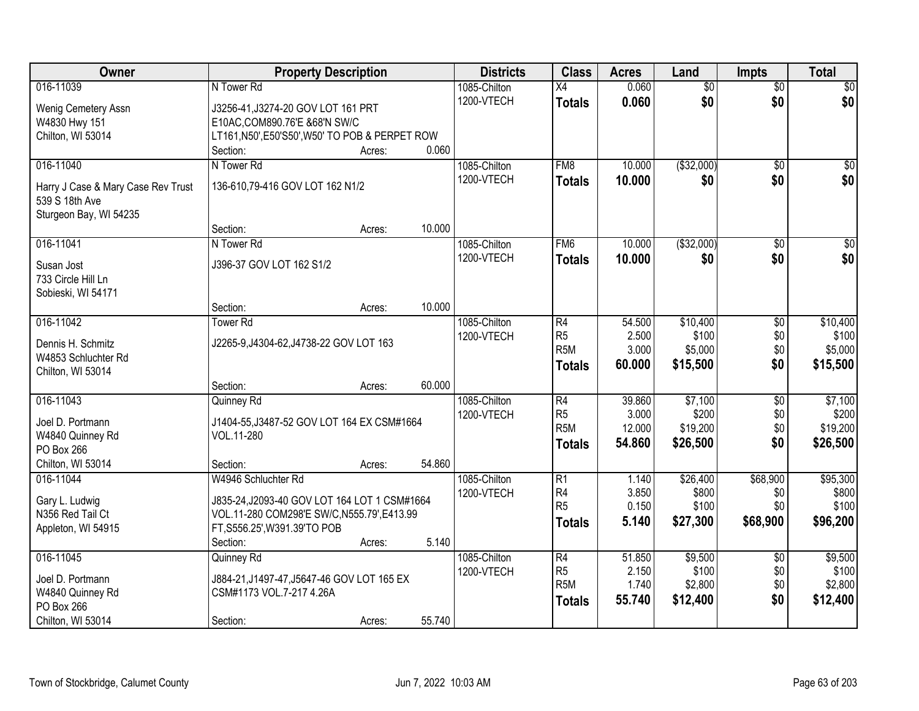| Owner | Property Description | Districts | Class | Acres | Land | Impts | Total |
|---|---|---|---|---|---|---|---|
| 016-11039<br>Wenig Cemetery Assn<br>W4830 Hwy 151<br>Chilton, WI 53014 | N Tower Rd<br>J3256-41,J3274-20 GOV LOT 161 PRT E10AC,COM890.76'E &68'N SW/C LT161,N50',E50'S50',W50' TO POB & PERPET ROW<br>Section: Acres: 0.060 | 1085-Chilton<br>1200-VTECH | X4<br>**Totals** | 0.060<br>**0.060** | $0<br>**$0** | $0<br>**$0** | $0<br>**$0** |
| 016-11040<br>Harry J Case & Mary Case Rev Trust<br>539 S 18th Ave<br>Sturgeon Bay, WI 54235 | N Tower Rd<br>136-610,79-416 GOV LOT 162 N1/2<br>Section: Acres: 10.000 | 1085-Chilton<br>1200-VTECH | FM8<br>**Totals** | 10.000<br>**10.000** | ($32,000)<br>**$0** | $0<br>**$0** | $0<br>**$0** |
| 016-11041<br>Susan Jost<br>733 Circle Hill Ln<br>Sobieski, WI 54171 | N Tower Rd<br>J396-37 GOV LOT 162 S1/2<br>Section: Acres: 10.000 | 1085-Chilton<br>1200-VTECH | FM6<br>**Totals** | 10.000<br>**10.000** | ($32,000)<br>**$0** | $0<br>**$0** | $0<br>**$0** |
| 016-11042<br>Dennis H. Schmitz<br>W4853 Schluchter Rd<br>Chilton, WI 53014 | Tower Rd<br>J2265-9,J4304-62,J4738-22 GOV LOT 163<br>Section: Acres: 60.000 | 1085-Chilton<br>1200-VTECH | R4<br>R5<br>R5M<br>**Totals** | 54.500<br>2.500<br>3.000<br>**60.000** | $10,400<br>$100<br>$5,000<br>**$15,500** | $0<br>$0<br>$0<br>**$0** | $10,400<br>$100<br>$5,000<br>**$15,500** |
| 016-11043<br>Joel D. Portmann<br>W4840 Quinney Rd<br>PO Box 266<br>Chilton, WI 53014 | Quinney Rd<br>J1404-55,J3487-52 GOV LOT 164 EX CSM#1664 VOL.11-280<br>Section: Acres: 54.860 | 1085-Chilton<br>1200-VTECH | R4<br>R5<br>R5M<br>**Totals** | 39.860<br>3.000<br>12.000<br>**54.860** | $7,100<br>$200<br>$19,200<br>**$26,500** | $0<br>$0<br>$0<br>**$0** | $7,100<br>$200<br>$19,200<br>**$26,500** |
| 016-11044<br>Gary L. Ludwig<br>N356 Red Tail Ct<br>Appleton, WI 54915 | W4946 Schluchter Rd<br>J835-24,J2093-40 GOV LOT 164 LOT 1 CSM#1664 VOL.11-280 COM298'E SW/C,N555.79',E413.99 FT,S556.25',W391.39'TO POB<br>Section: Acres: 5.140 | 1085-Chilton<br>1200-VTECH | R1<br>R4<br>R5<br>**Totals** | 1.140<br>3.850<br>0.150<br>**5.140** | $26,400<br>$800<br>$100<br>**$27,300** | $68,900<br>$0<br>$0<br>**$68,900** | $95,300<br>$800<br>$100<br>**$96,200** |
| 016-11045<br>Joel D. Portmann<br>W4840 Quinney Rd<br>PO Box 266<br>Chilton, WI 53014 | Quinney Rd<br>J884-21,J1497-47,J5647-46 GOV LOT 165 EX CSM#1173 VOL.7-217 4.26A<br>Section: Acres: 55.740 | 1085-Chilton<br>1200-VTECH | R4<br>R5<br>R5M<br>**Totals** | 51.850<br>2.150<br>1.740<br>**55.740** | $9,500<br>$100<br>$2,800<br>**$12,400** | $0<br>$0<br>$0<br>**$0** | $9,500<br>$100<br>$2,800<br>**$12,400** |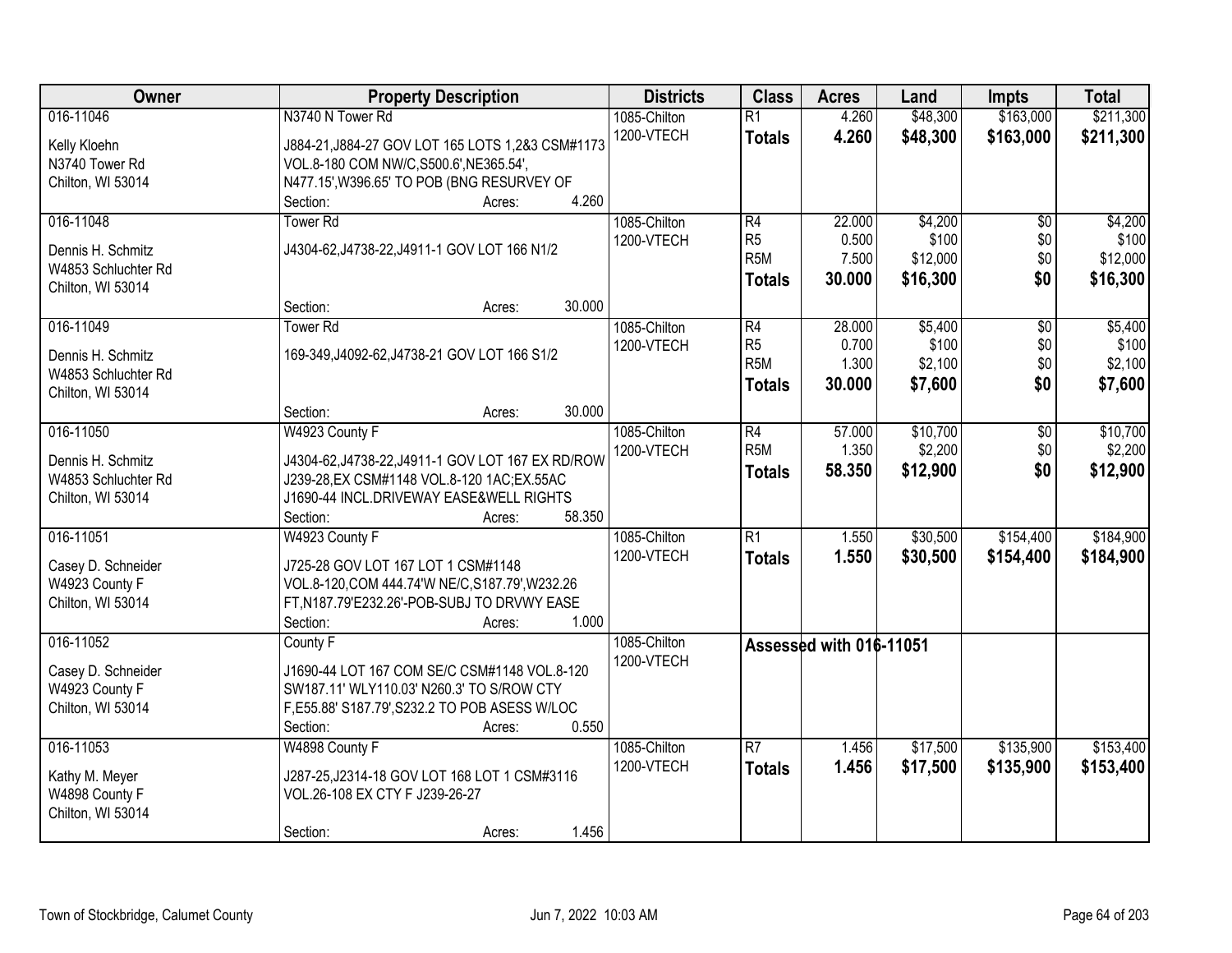| Owner | Property Description | Districts | Class | Acres | Land | Impts | Total |
|---|---|---|---|---|---|---|---|
| 016-11046<br><br>Kelly Kloehn<br>N3740 Tower Rd<br>Chilton, WI 53014 | N3740 N Tower Rd<br><br>J884-21,J884-27 GOV LOT 165 LOTS 1,2&3 CSM#1173 VOL.8-180 COM NW/C,S500.6',NE365.54', N477.15',W396.65' TO POB (BNG RESURVEY OF<br>Section: Acres: 4.260 | 1085-Chilton<br>1200-VTECH | R1<br>**Totals** | 4.260<br>**4.260** | $48,300<br>**$48,300** | $163,000<br>**$163,000** | $211,300<br>**$211,300** |
| 016-11048<br><br>Dennis H. Schmitz<br>W4853 Schluchter Rd<br>Chilton, WI 53014 | Tower Rd<br><br>J4304-62,J4738-22,J4911-1 GOV LOT 166 N1/2<br><br>Section: Acres: 30.000 | 1085-Chilton<br>1200-VTECH | R4<br>R5<br>R5M<br>**Totals** | 22.000<br>0.500<br>7.500<br>**30.000** | $4,200<br>$100<br>$12,000<br>**$16,300** | $0<br>$0<br>$0<br>**$0** | $4,200<br>$100<br>$12,000<br>**$16,300** |
| 016-11049<br><br>Dennis H. Schmitz<br>W4853 Schluchter Rd<br>Chilton, WI 53014 | Tower Rd<br><br>169-349,J4092-62,J4738-21 GOV LOT 166 S1/2<br><br>Section: Acres: 30.000 | 1085-Chilton<br>1200-VTECH | R4<br>R5<br>R5M<br>**Totals** | 28.000<br>0.700<br>1.300<br>**30.000** | $5,400<br>$100<br>$2,100<br>**$7,600** | $0<br>$0<br>$0<br>**$0** | $5,400<br>$100<br>$2,100<br>**$7,600** |
| 016-11050<br><br>Dennis H. Schmitz<br>W4853 Schluchter Rd<br>Chilton, WI 53014 | W4923 County F<br><br>J4304-62,J4738-22,J4911-1 GOV LOT 167 EX RD/ROW J239-28,EX CSM#1148 VOL.8-120 1AC;EX.55AC J1690-44 INCL.DRIVEWAY EASE&WELL RIGHTS<br>Section: Acres: 58.350 | 1085-Chilton<br>1200-VTECH | R4<br>R5M<br>**Totals** | 57.000<br>1.350<br>**58.350** | $10,700<br>$2,200<br>**$12,900** | $0<br>$0<br>**$0** | $10,700<br>$2,200<br>**$12,900** |
| 016-11051<br><br>Casey D. Schneider<br>W4923 County F<br>Chilton, WI 53014 | W4923 County F<br><br>J725-28 GOV LOT 167 LOT 1 CSM#1148 VOL.8-120,COM 444.74'W NE/C,S187.79',W232.26 FT,N187.79'E232.26'-POB-SUBJ TO DRVWY EASE<br>Section: Acres: 1.000 | 1085-Chilton<br>1200-VTECH | R1<br>**Totals** | 1.550<br>**1.550** | $30,500<br>**$30,500** | $154,400<br>**$154,400** | $184,900<br>**$184,900** |
| 016-11052<br><br>Casey D. Schneider<br>W4923 County F<br>Chilton, WI 53014 | County F<br><br>J1690-44 LOT 167 COM SE/C CSM#1148 VOL.8-120 SW187.11' WLY110.03' N260.3' TO S/ROW CTY F,E55.88' S187.79',S232.2 TO POB ASESS W/LOC<br>Section: Acres: 0.550 | 1085-Chilton<br>1200-VTECH | Assessed with 016-11051 | | | | |
| 016-11053<br><br>Kathy M. Meyer<br>W4898 County F<br>Chilton, WI 53014 | W4898 County F<br><br>J287-25,J2314-18 GOV LOT 168 LOT 1 CSM#3116 VOL.26-108 EX CTY F J239-26-27<br><br>Section: Acres: 1.456 | 1085-Chilton<br>1200-VTECH | R7<br>**Totals** | 1.456<br>**1.456** | $17,500<br>**$17,500** | $135,900<br>**$135,900** | $153,400<br>**$153,400** |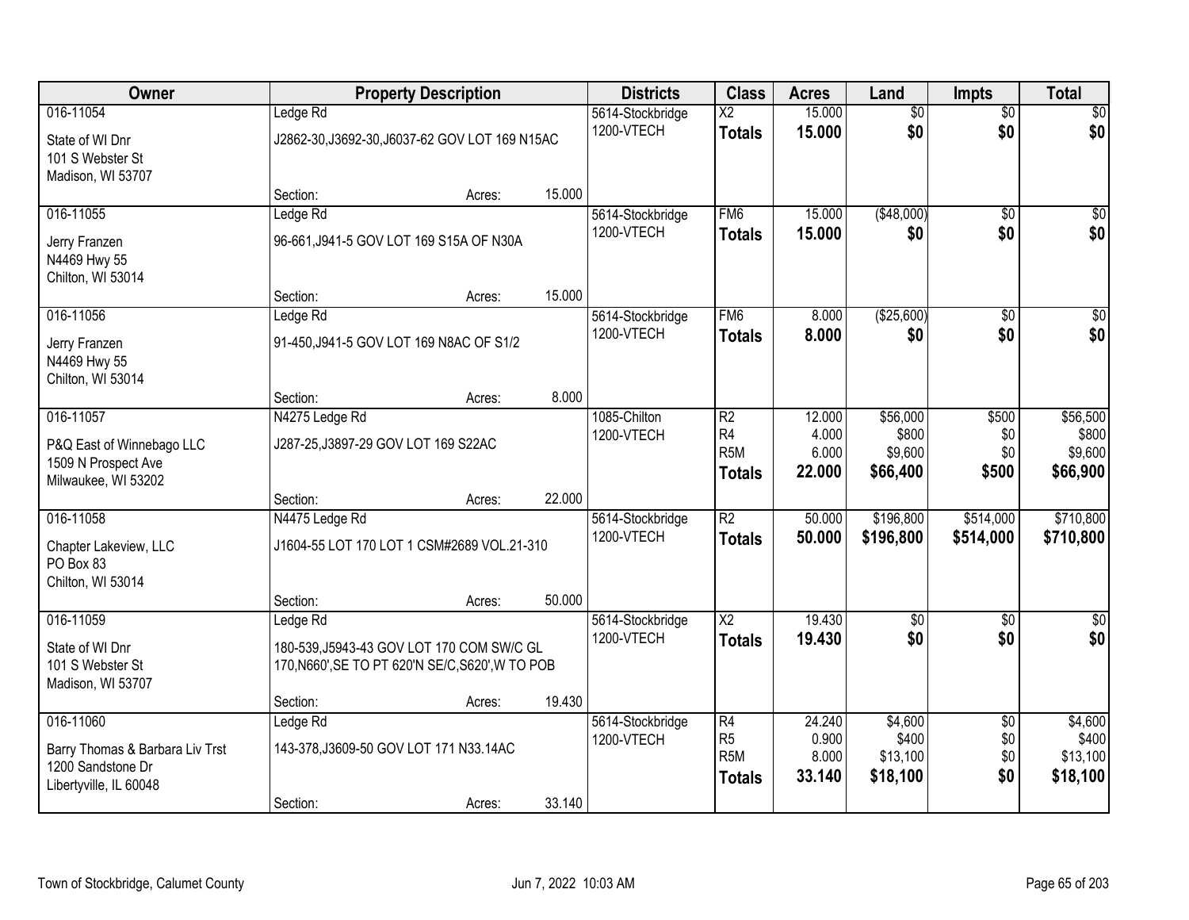| Owner | Property Description | | | Districts | Class | Acres | Land | Impts | Total |
|---|---|---|---|---|---|---|---|---|---|
| 016-11054 | Ledge Rd | | | 5614-Stockbridge | X2 | 15.000 | $0 | $0 | $0 |
| State of WI Dnr<br>101 S Webster St<br>Madison, WI 53707 | J2862-30,J3692-30,J6037-62 GOV LOT 169 N15AC | | | 1200-VTECH | **Totals** | **15.000** | **$0** | **$0** | **$0** |
| | Section: | Acres: | 15.000 | | | | | | |
| 016-11055 | Ledge Rd | | | 5614-Stockbridge | FM6 | 15.000 | ($48,000) | $0 | $0 |
| Jerry Franzen<br>N4469 Hwy 55<br>Chilton, WI 53014 | 96-661,J941-5 GOV LOT 169 S15A OF N30A | | | 1200-VTECH | **Totals** | **15.000** | **$0** | **$0** | **$0** |
| | Section: | Acres: | 15.000 | | | | | | |
| 016-11056 | Ledge Rd | | | 5614-Stockbridge | FM6 | 8.000 | ($25,600) | $0 | $0 |
| Jerry Franzen<br>N4469 Hwy 55<br>Chilton, WI 53014 | 91-450,J941-5 GOV LOT 169 N8AC OF S1/2 | | | 1200-VTECH | **Totals** | **8.000** | **$0** | **$0** | **$0** |
| | Section: | Acres: | 8.000 | | | | | | |
| 016-11057 | N4275 Ledge Rd | | | 1085-Chilton | R2 | 12.000 | $56,000 | $500 | $56,500 |
| P&Q East of Winnebago LLC<br>1509 N Prospect Ave<br>Milwaukee, WI 53202 | J287-25,J3897-29 GOV LOT 169 S22AC | | | 1200-VTECH | R4 | 4.000 | $800 | $0 | $800 |
| | | | | | R5M | 6.000 | $9,600 | $0 | $9,600 |
| | | | | | **Totals** | **22.000** | **$66,400** | **$500** | **$66,900** |
| | Section: | Acres: | 22.000 | | | | | | |
| 016-11058 | N4475 Ledge Rd | | | 5614-Stockbridge | R2 | 50.000 | $196,800 | $514,000 | $710,800 |
| Chapter Lakeview, LLC<br>PO Box 83<br>Chilton, WI 53014 | J1604-55 LOT 170 LOT 1 CSM#2689 VOL.21-310 | | | 1200-VTECH | **Totals** | **50.000** | **$196,800** | **$514,000** | **$710,800** |
| | Section: | Acres: | 50.000 | | | | | | |
| 016-11059 | Ledge Rd | | | 5614-Stockbridge | X2 | 19.430 | $0 | $0 | $0 |
| State of WI Dnr<br>101 S Webster St<br>Madison, WI 53707 | 180-539,J5943-43 GOV LOT 170 COM SW/C GL 170,N660',SE TO PT 620'N SE/C,S620',W TO POB | | | 1200-VTECH | **Totals** | **19.430** | **$0** | **$0** | **$0** |
| | Section: | Acres: | 19.430 | | | | | | |
| 016-11060 | Ledge Rd | | | 5614-Stockbridge | R4 | 24.240 | $4,600 | $0 | $4,600 |
| Barry Thomas & Barbara Liv Trst<br>1200 Sandstone Dr<br>Libertyville, IL 60048 | 143-378,J3609-50 GOV LOT 171 N33.14AC | | | 1200-VTECH | R5 | 0.900 | $400 | $0 | $400 |
| | | | | | R5M | 8.000 | $13,100 | $0 | $13,100 |
| | | | | | **Totals** | **33.140** | **$18,100** | **$0** | **$18,100** |
| | Section: | Acres: | 33.140 | | | | | | |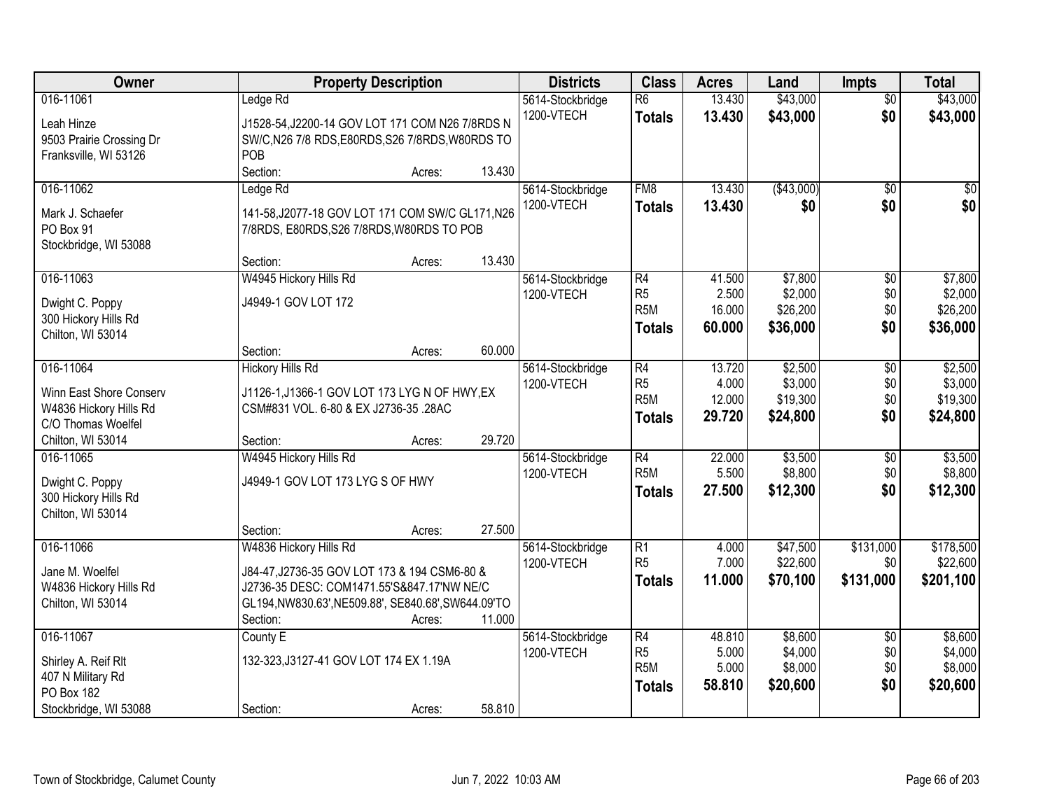| Owner | Property Description | | | Districts | Class | Acres | Land | Impts | Total |
|---|---|---|---|---|---|---|---|---|---|
| 016-11061<br>Leah Hinze<br>9503 Prairie Crossing Dr<br>Franksville, WI 53126 | Ledge Rd<br>J1528-54,J2200-14 GOV LOT 171 COM N26 7/8RDS N SW/C,N26 7/8 RDS,E80RDS,S26 7/8RDS,W80RDS TO POB<br>Section: | Acres: | 13.430 | 5614-Stockbridge<br>1200-VTECH | R6<br>**Totals** | 13.430<br>**13.430** | $43,000<br>**$43,000** | $0<br>**$0** | $43,000<br>**$43,000** |
| 016-11062<br>Mark J. Schaefer<br>PO Box 91<br>Stockbridge, WI 53088 | Ledge Rd<br>141-58,J2077-18 GOV LOT 171 COM SW/C GL171,N26 7/8RDS, E80RDS,S26 7/8RDS,W80RDS TO POB<br>Section: | Acres: | 13.430 | 5614-Stockbridge<br>1200-VTECH | FM8<br>**Totals** | 13.430<br>**13.430** | ($43,000)<br>**$0** | $0<br>**$0** | $0<br>**$0** |
| 016-11063<br>Dwight C. Poppy<br>300 Hickory Hills Rd<br>Chilton, WI 53014 | W4945 Hickory Hills Rd<br>J4949-1 GOV LOT 172<br>Section: | Acres: | 60.000 | 5614-Stockbridge<br>1200-VTECH | R4<br>R5<br>R5M<br>**Totals** | 41.500<br>2.500<br>16.000<br>**60.000** | $7,800<br>$2,000<br>$26,200<br>**$36,000** | $0<br>$0<br>$0<br>**$0** | $7,800<br>$2,000<br>$26,200<br>**$36,000** |
| 016-11064<br>Winn East Shore Conserv<br>W4836 Hickory Hills Rd<br>C/O Thomas Woelfel<br>Chilton, WI 53014 | Hickory Hills Rd<br>J1126-1,J1366-1 GOV LOT 173 LYG N OF HWY,EX CSM#831 VOL. 6-80 & EX J2736-35 .28AC<br>Section: | Acres: | 29.720 | 5614-Stockbridge<br>1200-VTECH | R4<br>R5<br>R5M<br>**Totals** | 13.720<br>4.000<br>12.000<br>**29.720** | $2,500<br>$3,000<br>$19,300<br>**$24,800** | $0<br>$0<br>$0<br>**$0** | $2,500<br>$3,000<br>$19,300<br>**$24,800** |
| 016-11065<br>Dwight C. Poppy<br>300 Hickory Hills Rd<br>Chilton, WI 53014 | W4945 Hickory Hills Rd<br>J4949-1 GOV LOT 173 LYG S OF HWY<br>Section: | Acres: | 27.500 | 5614-Stockbridge<br>1200-VTECH | R4<br>R5M<br>**Totals** | 22.000<br>5.500<br>**27.500** | $3,500<br>$8,800<br>**$12,300** | $0<br>$0<br>**$0** | $3,500<br>$8,800<br>**$12,300** |
| 016-11066<br>Jane M. Woelfel<br>W4836 Hickory Hills Rd<br>Chilton, WI 53014 | W4836 Hickory Hills Rd<br>J84-47,J2736-35 GOV LOT 173 & 194 CSM6-80 & J2736-35 DESC: COM1471.55'S&847.17'NW NE/C GL194,NW830.63',NE509.88', SE840.68',SW644.09'TO<br>Section: | Acres: | 11.000 | 5614-Stockbridge<br>1200-VTECH | R1<br>R5<br>**Totals** | 4.000<br>7.000<br>**11.000** | $47,500<br>$22,600<br>**$70,100** | $131,000<br>$0<br>**$131,000** | $178,500<br>$22,600<br>**$201,100** |
| 016-11067<br>Shirley A. Reif Rlt<br>407 N Military Rd<br>PO Box 182<br>Stockbridge, WI 53088 | County E<br>132-323,J3127-41 GOV LOT 174 EX 1.19A<br>Section: | Acres: | 58.810 | 5614-Stockbridge<br>1200-VTECH | R4<br>R5<br>R5M<br>**Totals** | 48.810<br>5.000<br>5.000<br>**58.810** | $8,600<br>$4,000<br>$8,000<br>**$20,600** | $0<br>$0<br>$0<br>**$0** | $8,600<br>$4,000<br>$8,000<br>**$20,600** |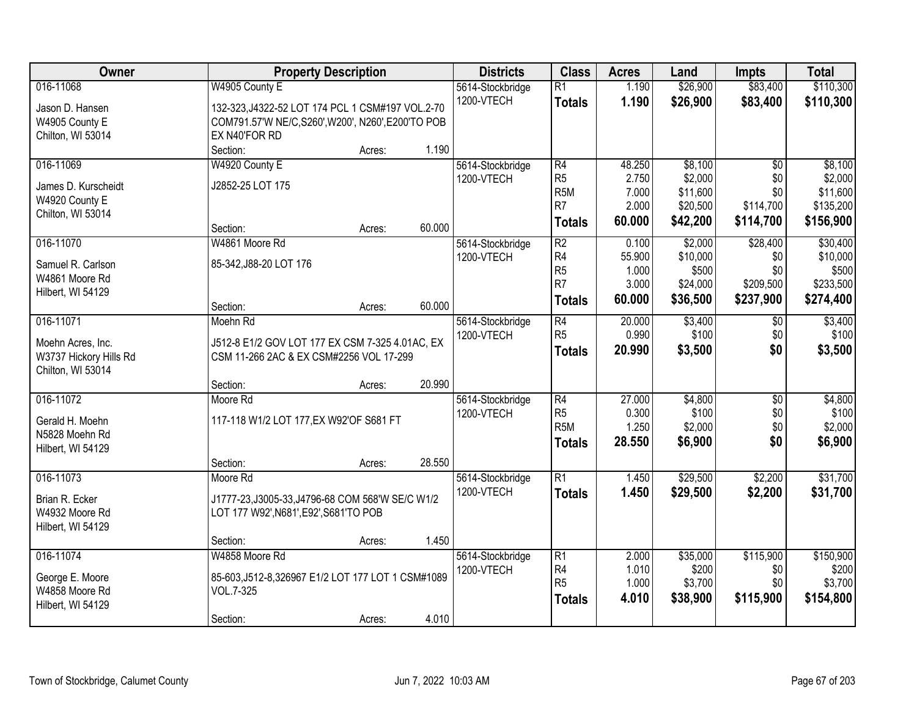| Owner | Property Description | | | Districts | Class | Acres | Land | Impts | Total |
|---|---|---|---|---|---|---|---|---|---|
| 016-11068 | W4905 County E | | | 5614-Stockbridge | R1 | 1.190 | $26,900 | $83,400 | $110,300 |
| Jason D. Hansen<br>W4905 County E<br>Chilton, WI 53014 | 132-323,J4322-52 LOT 174 PCL 1 CSM#197 VOL.2-70 COM791.57'W NE/C,S260',W200', N260',E200'TO POB EX N40'FOR RD | | | 1200-VTECH | **Totals** | **1.190** | **$26,900** | **$83,400** | **$110,300** |
| | Section: | Acres: | 1.190 | | | | | | |
| 016-11069 | W4920 County E | | | 5614-Stockbridge | R4 | 48.250 | $8,100 | $0 | $8,100 |
| James D. Kurscheidt<br>W4920 County E<br>Chilton, WI 53014 | J2852-25 LOT 175 | | | 1200-VTECH | R5 | 2.750 | $2,000 | $0 | $2,000 |
| | | | | | R5M | 7.000 | $11,600 | $0 | $11,600 |
| | | | | | R7 | 2.000 | $20,500 | $114,700 | $135,200 |
| | | | | | **Totals** | **60.000** | **$42,200** | **$114,700** | **$156,900** |
| | Section: | Acres: | 60.000 | | | | | | |
| 016-11070 | W4861 Moore Rd | | | 5614-Stockbridge | R2 | 0.100 | $2,000 | $28,400 | $30,400 |
| Samuel R. Carlson<br>W4861 Moore Rd<br>Hilbert, WI 54129 | 85-342,J88-20 LOT 176 | | | 1200-VTECH | R4 | 55.900 | $10,000 | $0 | $10,000 |
| | | | | | R5 | 1.000 | $500 | $0 | $500 |
| | | | | | R7 | 3.000 | $24,000 | $209,500 | $233,500 |
| | | | | | **Totals** | **60.000** | **$36,500** | **$237,900** | **$274,400** |
| | Section: | Acres: | 60.000 | | | | | | |
| 016-11071 | Moehn Rd | | | 5614-Stockbridge | R4 | 20.000 | $3,400 | $0 | $3,400 |
| Moehn Acres, Inc.<br>W3737 Hickory Hills Rd<br>Chilton, WI 53014 | J512-8 E1/2 GOV LOT 177 EX CSM 7-325 4.01AC, EX CSM 11-266 2AC & EX CSM#2256 VOL 17-299 | | | 1200-VTECH | R5 | 0.990 | $100 | $0 | $100 |
| | | | | | **Totals** | **20.990** | **$3,500** | **$0** | **$3,500** |
| | Section: | Acres: | 20.990 | | | | | | |
| 016-11072 | Moore Rd | | | 5614-Stockbridge | R4 | 27.000 | $4,800 | $0 | $4,800 |
| Gerald H. Moehn<br>N5828 Moehn Rd<br>Hilbert, WI 54129 | 117-118 W1/2 LOT 177,EX W92'OF S681 FT | | | 1200-VTECH | R5 | 0.300 | $100 | $0 | $100 |
| | | | | | R5M | 1.250 | $2,000 | $0 | $2,000 |
| | | | | | **Totals** | **28.550** | **$6,900** | **$0** | **$6,900** |
| | Section: | Acres: | 28.550 | | | | | | |
| 016-11073 | Moore Rd | | | 5614-Stockbridge | R1 | 1.450 | $29,500 | $2,200 | $31,700 |
| Brian R. Ecker<br>W4932 Moore Rd<br>Hilbert, WI 54129 | J1777-23,J3005-33,J4796-68 COM 568'W SE/C W1/2 LOT 177 W92',N681',E92',S681'TO POB | | | 1200-VTECH | **Totals** | **1.450** | **$29,500** | **$2,200** | **$31,700** |
| | Section: | Acres: | 1.450 | | | | | | |
| 016-11074 | W4858 Moore Rd | | | 5614-Stockbridge | R1 | 2.000 | $35,000 | $115,900 | $150,900 |
| George E. Moore<br>W4858 Moore Rd<br>Hilbert, WI 54129 | 85-603,J512-8,326967 E1/2 LOT 177 LOT 1 CSM#1089 VOL.7-325 | | | 1200-VTECH | R4 | 1.010 | $200 | $0 | $200 |
| | | | | | R5 | 1.000 | $3,700 | $0 | $3,700 |
| | | | | | **Totals** | **4.010** | **$38,900** | **$115,900** | **$154,800** |
| | Section: | Acres: | 4.010 | | | | | | |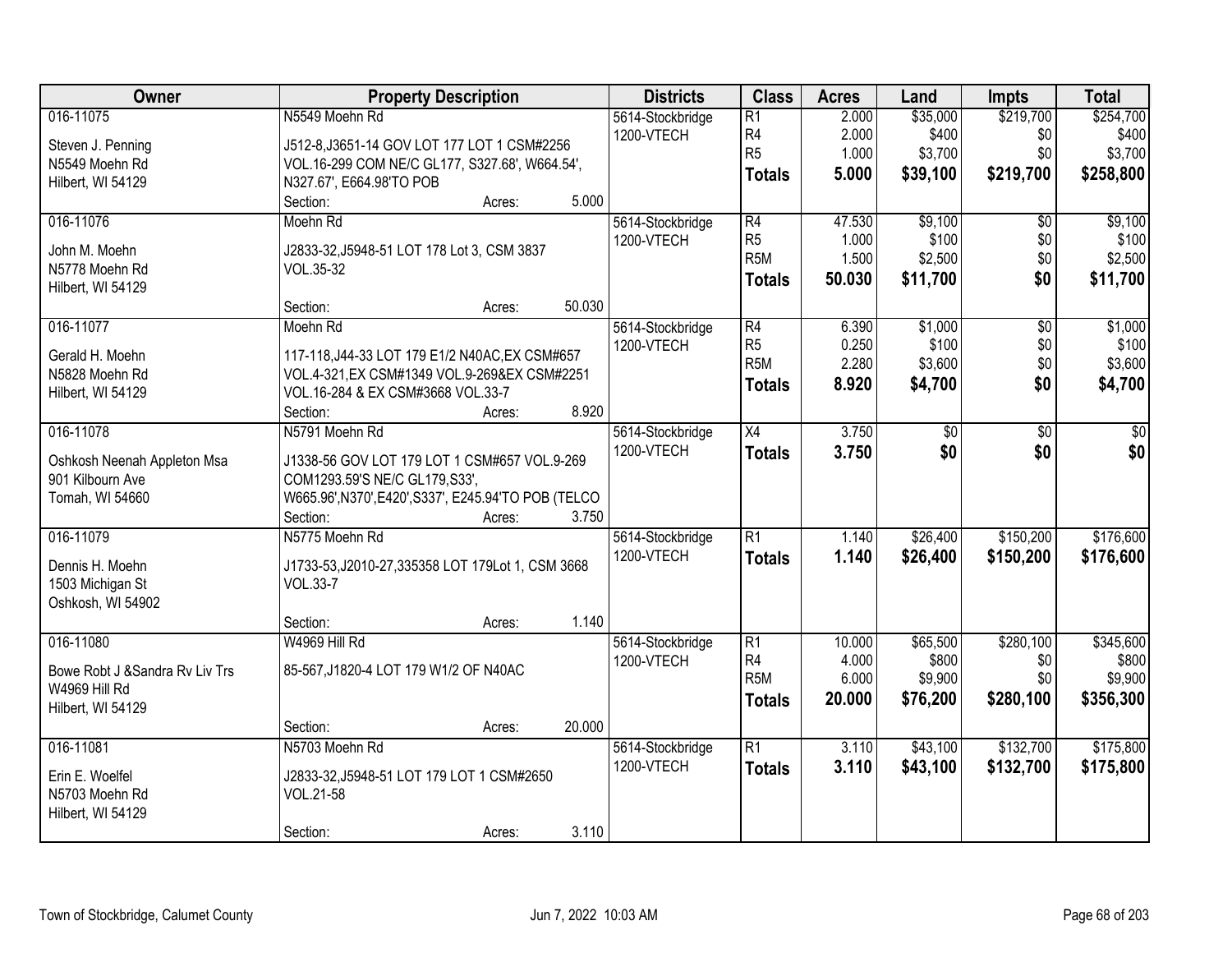| Owner | Property Description | Districts | Class | Acres | Land | Impts | Total |
|---|---|---|---|---|---|---|---|
| 016-11075<br>Steven J. Penning<br>N5549 Moehn Rd<br>Hilbert, WI 54129 | N5549 Moehn Rd<br>J512-8,J3651-14 GOV LOT 177 LOT 1 CSM#2256 VOL.16-299 COM NE/C GL177, S327.68', W664.54', N327.67', E664.98'TO POB<br>Section: Acres: 5.000 | 5614-Stockbridge<br>1200-VTECH | R1<br>R4<br>R5<br>**Totals** | 2.000<br>2.000<br>1.000<br>**5.000** | $35,000<br>$400<br>$3,700<br>**$39,100** | $219,700<br>$0<br>$0<br>**$219,700** | $254,700<br>$400<br>$3,700<br>**$258,800** |
| 016-11076<br>John M. Moehn<br>N5778 Moehn Rd<br>Hilbert, WI 54129 | Moehn Rd<br>J2833-32,J5948-51 LOT 178 Lot 3, CSM 3837 VOL.35-32<br>Section: Acres: 50.030 | 5614-Stockbridge<br>1200-VTECH | R4<br>R5<br>R5M<br>**Totals** | 47.530<br>1.000<br>1.500<br>**50.030** | $9,100<br>$100<br>$2,500<br>**$11,700** | $0<br>$0<br>$0<br>**$0** | $9,100<br>$100<br>$2,500<br>**$11,700** |
| 016-11077<br>Gerald H. Moehn<br>N5828 Moehn Rd<br>Hilbert, WI 54129 | Moehn Rd<br>117-118,J44-33 LOT 179 E1/2 N40AC,EX CSM#657 VOL.4-321,EX CSM#1349 VOL.9-269&EX CSM#2251 VOL.16-284 & EX CSM#3668 VOL.33-7<br>Section: Acres: 8.920 | 5614-Stockbridge<br>1200-VTECH | R4<br>R5<br>R5M<br>**Totals** | 6.390<br>0.250<br>2.280<br>**8.920** | $1,000<br>$100<br>$3,600<br>**$4,700** | $0<br>$0<br>$0<br>**$0** | $1,000<br>$100<br>$3,600<br>**$4,700** |
| 016-11078<br>Oshkosh Neenah Appleton Msa<br>901 Kilbourn Ave<br>Tomah, WI 54660 | N5791 Moehn Rd<br>J1338-56 GOV LOT 179 LOT 1 CSM#657 VOL.9-269 COM1293.59'S NE/C GL179,S33', W665.96',N370',E420',S337', E245.94'TO POB (TELCO<br>Section: Acres: 3.750 | 5614-Stockbridge<br>1200-VTECH | X4<br>**Totals** | 3.750<br>**3.750** | $0<br>**$0** | $0<br>**$0** | $0<br>**$0** |
| 016-11079<br>Dennis H. Moehn<br>1503 Michigan St<br>Oshkosh, WI 54902 | N5775 Moehn Rd<br>J1733-53,J2010-27,335358 LOT 179Lot 1, CSM 3668 VOL.33-7<br>Section: Acres: 1.140 | 5614-Stockbridge<br>1200-VTECH | R1<br>**Totals** | 1.140<br>**1.140** | $26,400<br>**$26,400** | $150,200<br>**$150,200** | $176,600<br>**$176,600** |
| 016-11080<br>Bowe Robt J &Sandra Rv Liv Trs<br>W4969 Hill Rd<br>Hilbert, WI 54129 | W4969 Hill Rd<br>85-567,J1820-4 LOT 179 W1/2 OF N40AC<br>Section: Acres: 20.000 | 5614-Stockbridge<br>1200-VTECH | R1<br>R4<br>R5M<br>**Totals** | 10.000<br>4.000<br>6.000<br>**20.000** | $65,500<br>$800<br>$9,900<br>**$76,200** | $280,100<br>$0<br>$0<br>**$280,100** | $345,600<br>$800<br>$9,900<br>**$356,300** |
| 016-11081<br>Erin E. Woelfel<br>N5703 Moehn Rd<br>Hilbert, WI 54129 | N5703 Moehn Rd<br>J2833-32,J5948-51 LOT 179 LOT 1 CSM#2650 VOL.21-58<br>Section: Acres: 3.110 | 5614-Stockbridge<br>1200-VTECH | R1<br>**Totals** | 3.110<br>**3.110** | $43,100<br>**$43,100** | $132,700<br>**$132,700** | $175,800<br>**$175,800** |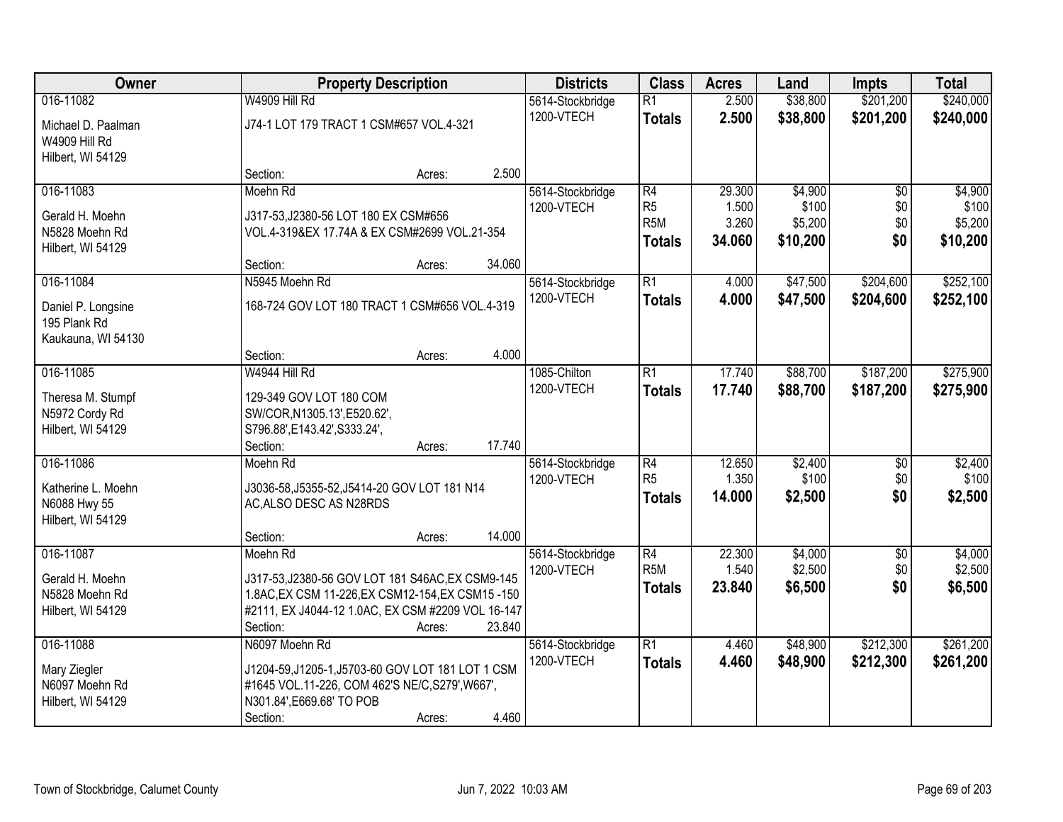| Owner | Property Description | Districts | Class | Acres | Land | Impts | Total |
|---|---|---|---|---|---|---|---|
| 016-11082<br>Michael D. Paalman<br>W4909 Hill Rd<br>Hilbert, WI 54129 | W4909 Hill Rd<br>J74-1 LOT 179 TRACT 1 CSM#657 VOL.4-321<br>Section: Acres: 2.500 | 5614-Stockbridge<br>1200-VTECH | R1<br>**Totals** | 2.500<br>**2.500** | $38,800<br>**$38,800** | $201,200<br>**$201,200** | $240,000<br>**$240,000** |
| 016-11083<br>Gerald H. Moehn<br>N5828 Moehn Rd<br>Hilbert, WI 54129 | Moehn Rd<br>J317-53,J2380-56 LOT 180 EX CSM#656 VOL.4-319&EX 17.74A & EX CSM#2699 VOL.21-354<br>Section: Acres: 34.060 | 5614-Stockbridge<br>1200-VTECH | R4<br>R5<br>R5M<br>**Totals** | 29.300<br>1.500<br>3.260<br>**34.060** | $4,900<br>$100<br>$5,200<br>**$10,200** | $0<br>$0<br>$0<br>**$0** | $4,900<br>$100<br>$5,200<br>**$10,200** |
| 016-11084<br>Daniel P. Longsine<br>195 Plank Rd<br>Kaukauna, WI 54130 | N5945 Moehn Rd<br>168-724 GOV LOT 180 TRACT 1 CSM#656 VOL.4-319<br>Section: Acres: 4.000 | 5614-Stockbridge<br>1200-VTECH | R1<br>**Totals** | 4.000<br>**4.000** | $47,500<br>**$47,500** | $204,600<br>**$204,600** | $252,100<br>**$252,100** |
| 016-11085<br>Theresa M. Stumpf<br>N5972 Cordy Rd<br>Hilbert, WI 54129 | W4944 Hill Rd<br>129-349 GOV LOT 180 COM SW/COR,N1305.13',E520.62', S796.88',E143.42',S333.24',<br>Section: Acres: 17.740 | 1085-Chilton<br>1200-VTECH | R1<br>**Totals** | 17.740<br>**17.740** | $88,700<br>**$88,700** | $187,200<br>**$187,200** | $275,900<br>**$275,900** |
| 016-11086<br>Katherine L. Moehn<br>N6088 Hwy 55<br>Hilbert, WI 54129 | Moehn Rd<br>J3036-58,J5355-52,J5414-20 GOV LOT 181 N14 AC,ALSO DESC AS N28RDS<br>Section: Acres: 14.000 | 5614-Stockbridge<br>1200-VTECH | R4<br>R5<br>**Totals** | 12.650<br>1.350<br>**14.000** | $2,400<br>$100<br>**$2,500** | $0<br>$0<br>**$0** | $2,400<br>$100<br>**$2,500** |
| 016-11087<br>Gerald H. Moehn<br>N5828 Moehn Rd<br>Hilbert, WI 54129 | Moehn Rd<br>J317-53,J2380-56 GOV LOT 181 S46AC,EX CSM9-145 1.8AC,EX CSM 11-226,EX CSM12-154,EX CSM15 -150 #2111, EX J4044-12 1.0AC, EX CSM #2209 VOL 16-147<br>Section: Acres: 23.840 | 5614-Stockbridge<br>1200-VTECH | R4<br>R5M<br>**Totals** | 22.300<br>1.540<br>**23.840** | $4,000<br>$2,500<br>**$6,500** | $0<br>$0<br>**$0** | $4,000<br>$2,500<br>**$6,500** |
| 016-11088<br>Mary Ziegler<br>N6097 Moehn Rd<br>Hilbert, WI 54129 | N6097 Moehn Rd<br>J1204-59,J1205-1,J5703-60 GOV LOT 181 LOT 1 CSM #1645 VOL.11-226, COM 462'S NE/C,S279',W667', N301.84',E669.68' TO POB<br>Section: Acres: 4.460 | 5614-Stockbridge<br>1200-VTECH | R1<br>**Totals** | 4.460<br>**4.460** | $48,900<br>**$48,900** | $212,300<br>**$212,300** | $261,200<br>**$261,200** |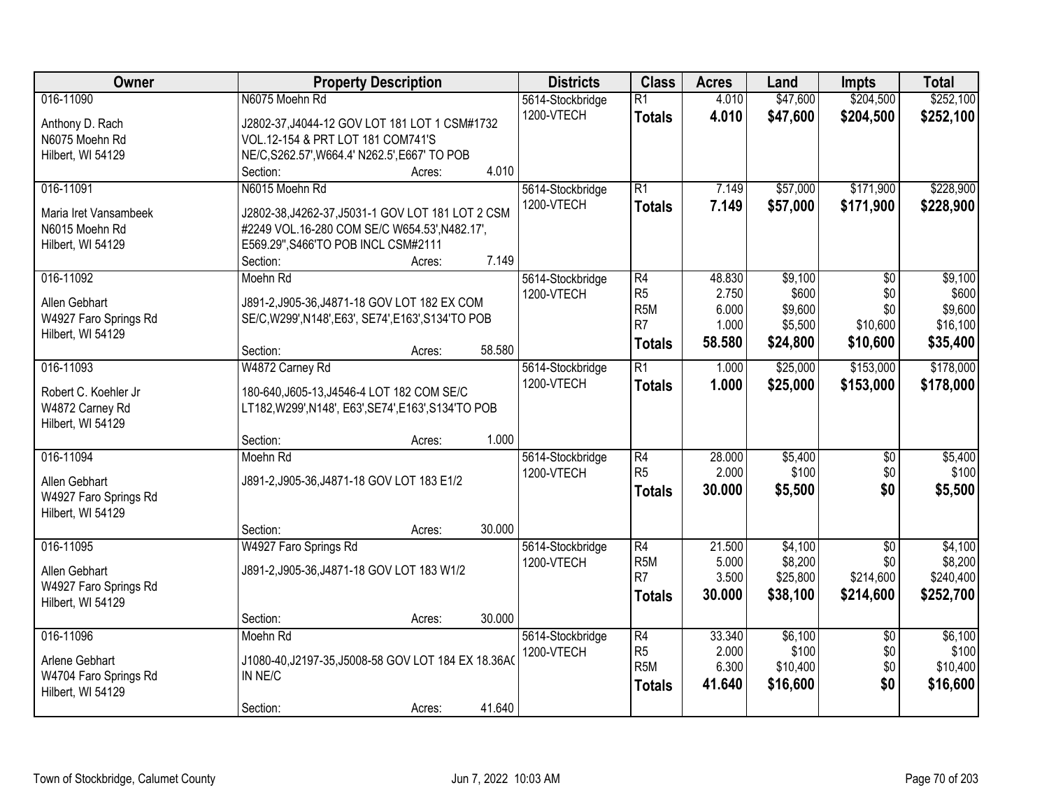| Owner | Property Description | Districts | Class | Acres | Land | Impts | Total |
|---|---|---|---|---|---|---|---|
| 016-11090<br>Anthony D. Rach<br>N6075 Moehn Rd<br>Hilbert, WI 54129 | N6075 Moehn Rd<br>J2802-37,J4044-12 GOV LOT 181 LOT 1 CSM#1732 VOL.12-154 & PRT LOT 181 COM741'S NE/C,S262.57',W664.4' N262.5',E667' TO POB<br>Section: Acres: 4.010 | 5614-Stockbridge<br>1200-VTECH | R1<br>**Totals** | 4.010<br>**4.010** | \$47,600<br>**\$47,600** | \$204,500<br>**\$204,500** | \$252,100<br>**\$252,100** |
| 016-11091<br>Maria Iret Vansambeek<br>N6015 Moehn Rd<br>Hilbert, WI 54129 | N6015 Moehn Rd<br>J2802-38,J4262-37,J5031-1 GOV LOT 181 LOT 2 CSM #2249 VOL.16-280 COM SE/C W654.53',N482.17', E569.29",S466'TO POB INCL CSM#2111<br>Section: Acres: 7.149 | 5614-Stockbridge<br>1200-VTECH | R1<br>**Totals** | 7.149<br>**7.149** | \$57,000<br>**\$57,000** | \$171,900<br>**\$171,900** | \$228,900<br>**\$228,900** |
| 016-11092<br>Allen Gebhart<br>W4927 Faro Springs Rd<br>Hilbert, WI 54129 | Moehn Rd<br>J891-2,J905-36,J4871-18 GOV LOT 182 EX COM SE/C,W299',N148',E63', SE74',E163',S134'TO POB<br>Section: Acres: 58.580 | 5614-Stockbridge<br>1200-VTECH | R4<br>R5<br>R5M<br>R7<br>**Totals** | 48.830<br>2.750<br>6.000<br>1.000<br>**58.580** | \$9,100<br>\$600<br>\$9,600<br>\$5,500<br>**\$24,800** | \$0<br>\$0<br>\$0<br>\$10,600<br>**\$10,600** | \$9,100<br>\$600<br>\$9,600<br>\$16,100<br>**\$35,400** |
| 016-11093<br>Robert C. Koehler Jr<br>W4872 Carney Rd<br>Hilbert, WI 54129 | W4872 Carney Rd<br>180-640,J605-13,J4546-4 LOT 182 COM SE/C LT182,W299',N148', E63',SE74',E163',S134'TO POB<br>Section: Acres: 1.000 | 5614-Stockbridge<br>1200-VTECH | R1<br>**Totals** | 1.000<br>**1.000** | \$25,000<br>**\$25,000** | \$153,000<br>**\$153,000** | \$178,000<br>**\$178,000** |
| 016-11094<br>Allen Gebhart<br>W4927 Faro Springs Rd<br>Hilbert, WI 54129 | Moehn Rd<br>J891-2,J905-36,J4871-18 GOV LOT 183 E1/2<br>Section: Acres: 30.000 | 5614-Stockbridge<br>1200-VTECH | R4<br>R5<br>**Totals** | 28.000<br>2.000<br>**30.000** | \$5,400<br>\$100<br>**\$5,500** | \$0<br>\$0<br>**\$0** | \$5,400<br>\$100<br>**\$5,500** |
| 016-11095<br>Allen Gebhart<br>W4927 Faro Springs Rd<br>Hilbert, WI 54129 | W4927 Faro Springs Rd<br>J891-2,J905-36,J4871-18 GOV LOT 183 W1/2<br>Section: Acres: 30.000 | 5614-Stockbridge<br>1200-VTECH | R4<br>R5M<br>R7<br>**Totals** | 21.500<br>5.000<br>3.500<br>**30.000** | \$4,100<br>\$8,200<br>\$25,800<br>**\$38,100** | \$0<br>\$0<br>\$214,600<br>**\$214,600** | \$4,100<br>\$8,200<br>\$240,400<br>**\$252,700** |
| 016-11096<br>Arlene Gebhart<br>W4704 Faro Springs Rd<br>Hilbert, WI 54129 | Moehn Rd<br>J1080-40,J2197-35,J5008-58 GOV LOT 184 EX 18.36AC IN NE/C<br>Section: Acres: 41.640 | 5614-Stockbridge<br>1200-VTECH | R4<br>R5<br>R5M<br>**Totals** | 33.340<br>2.000<br>6.300<br>**41.640** | \$6,100<br>\$100<br>\$10,400<br>**\$16,600** | \$0<br>\$0<br>\$0<br>**\$0** | \$6,100<br>\$100<br>\$10,400<br>**\$16,600** |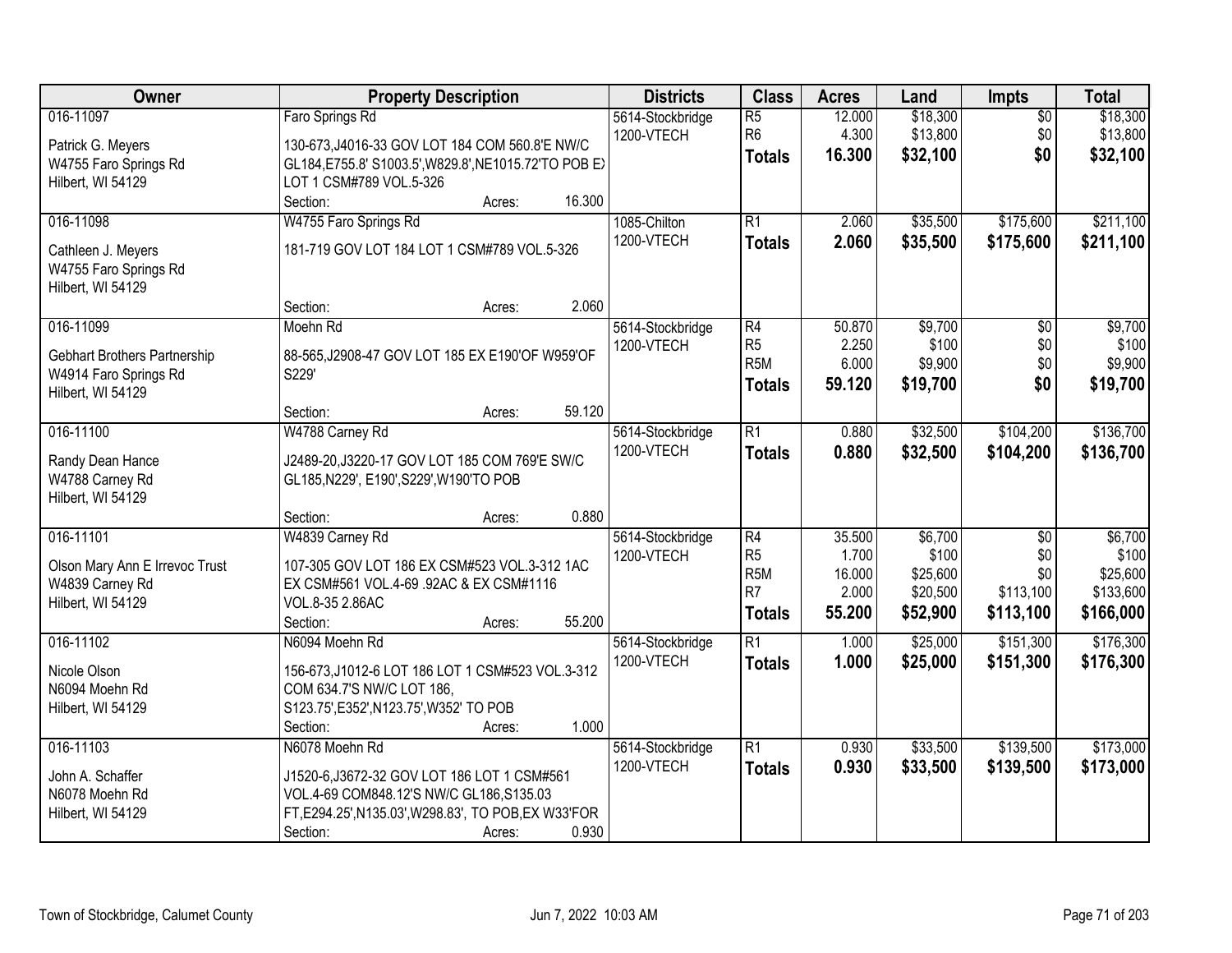| Owner | Property Description | Districts | Class | Acres | Land | Impts | Total |
|---|---|---|---|---|---|---|---|
| 016-11097<br><br>Patrick G. Meyers<br>W4755 Faro Springs Rd<br>Hilbert, WI 54129 | Faro Springs Rd<br><br>130-673,J4016-33 GOV LOT 184 COM 560.8'E NW/C GL184,E755.8' S1003.5',W829.8',NE1015.72'TO POB EX LOT 1 CSM#789 VOL.5-326<br>Section: Acres: 16.300 | 5614-Stockbridge<br>1200-VTECH | R5<br>R6<br>**Totals** | 12.000<br>4.300<br>**16.300** | $18,300<br>$13,800<br>**$32,100** | $0<br>$0<br>**$0** | $18,300<br>$13,800<br>**$32,100** |
| 016-11098<br><br>Cathleen J. Meyers<br>W4755 Faro Springs Rd<br>Hilbert, WI 54129 | W4755 Faro Springs Rd<br><br>181-719 GOV LOT 184 LOT 1 CSM#789 VOL.5-326<br>Section: Acres: 2.060 | 1085-Chilton<br>1200-VTECH | R1<br>**Totals** | 2.060<br>**2.060** | $35,500<br>**$35,500** | $175,600<br>**$175,600** | $211,100<br>**$211,100** |
| 016-11099<br><br>Gebhart Brothers Partnership<br>W4914 Faro Springs Rd<br>Hilbert, WI 54129 | Moehn Rd<br><br>88-565,J2908-47 GOV LOT 185 EX E190'OF W959'OF S229'<br>Section: Acres: 59.120 | 5614-Stockbridge<br>1200-VTECH | R4<br>R5<br>R5M<br>**Totals** | 50.870<br>2.250<br>6.000<br>**59.120** | $9,700<br>$100<br>$9,900<br>**$19,700** | $0<br>$0<br>$0<br>**$0** | $9,700<br>$100<br>$9,900<br>**$19,700** |
| 016-11100<br><br>Randy Dean Hance<br>W4788 Carney Rd<br>Hilbert, WI 54129 | W4788 Carney Rd<br><br>J2489-20,J3220-17 GOV LOT 185 COM 769'E SW/C GL185,N229', E190',S229',W190'TO POB<br>Section: Acres: 0.880 | 5614-Stockbridge<br>1200-VTECH | R1<br>**Totals** | 0.880<br>**0.880** | $32,500<br>**$32,500** | $104,200<br>**$104,200** | $136,700<br>**$136,700** |
| 016-11101<br><br>Olson Mary Ann E Irrevoc Trust<br>W4839 Carney Rd<br>Hilbert, WI 54129 | W4839 Carney Rd<br><br>107-305 GOV LOT 186 EX CSM#523 VOL.3-312 1AC EX CSM#561 VOL.4-69 .92AC & EX CSM#1116 VOL.8-35 2.86AC<br>Section: Acres: 55.200 | 5614-Stockbridge<br>1200-VTECH | R4<br>R5<br>R5M<br>R7<br>**Totals** | 35.500<br>1.700<br>16.000<br>2.000<br>**55.200** | $6,700<br>$100<br>$25,600<br>$20,500<br>**$52,900** | $0<br>$0<br>$0<br>$113,100<br>**$113,100** | $6,700<br>$100<br>$25,600<br>$133,600<br>**$166,000** |
| 016-11102<br><br>Nicole Olson<br>N6094 Moehn Rd<br>Hilbert, WI 54129 | N6094 Moehn Rd<br><br>156-673,J1012-6 LOT 186 LOT 1 CSM#523 VOL.3-312 COM 634.7'S NW/C LOT 186, S123.75',E352',N123.75',W352' TO POB<br>Section: Acres: 1.000 | 5614-Stockbridge<br>1200-VTECH | R1<br>**Totals** | 1.000<br>**1.000** | $25,000<br>**$25,000** | $151,300<br>**$151,300** | $176,300<br>**$176,300** |
| 016-11103<br><br>John A. Schaffer<br>N6078 Moehn Rd<br>Hilbert, WI 54129 | N6078 Moehn Rd<br><br>J1520-6,J3672-32 GOV LOT 186 LOT 1 CSM#561 VOL.4-69 COM848.12'S NW/C GL186,S135.03 FT,E294.25',N135.03',W298.83', TO POB,EX W33'FOR<br>Section: Acres: 0.930 | 5614-Stockbridge<br>1200-VTECH | R1<br>**Totals** | 0.930<br>**0.930** | $33,500<br>**$33,500** | $139,500<br>**$139,500** | $173,000<br>**$173,000** |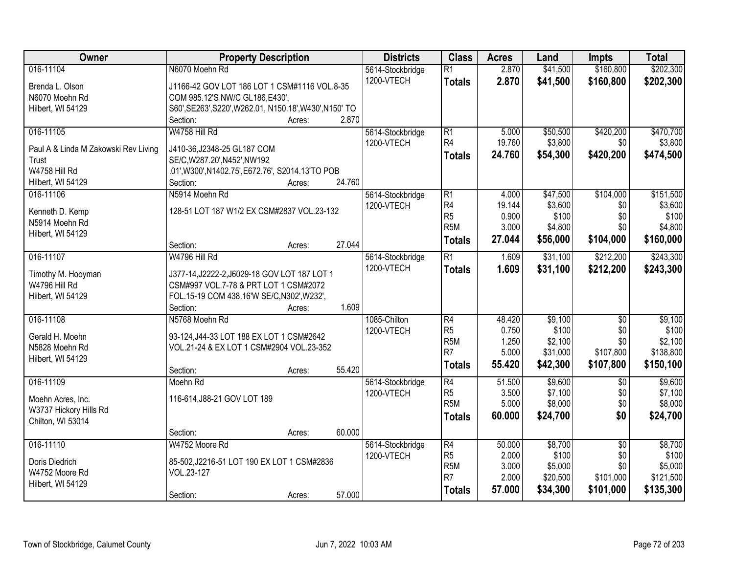| Owner | Property Description | Districts | Class | Acres | Land | Impts | Total |
|---|---|---|---|---|---|---|---|
| 016-11104<br>Brenda L. Olson<br>N6070 Moehn Rd<br>Hilbert, WI 54129 | N6070 Moehn Rd<br>J1166-42 GOV LOT 186 LOT 1 CSM#1116 VOL.8-35 COM 985.12'S NW/C GL186,E430', S60',SE263',S220',W262.01, N150.18',W430',N150' TO<br>Section: Acres: 2.870 | 5614-Stockbridge<br>1200-VTECH | R1<br>**Totals** | 2.870<br>**2.870** | $41,500<br>**$41,500** | $160,800<br>**$160,800** | $202,300<br>**$202,300** |
| 016-11105<br>Paul A & Linda M Zakowski Rev Living Trust<br>W4758 Hill Rd<br>Hilbert, WI 54129 | W4758 Hill Rd<br>J410-36,J2348-25 GL187 COM SE/C,W287.20',N452',NW192 .01',W300',N1402.75',E672.76', S2014.13'TO POB<br>Section: Acres: 24.760 | 5614-Stockbridge<br>1200-VTECH | R1<br>R4<br>**Totals** | 5.000<br>19.760<br>**24.760** | $50,500<br>$3,800<br>**$54,300** | $420,200<br>$0<br>**$420,200** | $470,700<br>$3,800<br>**$474,500** |
| 016-11106<br>Kenneth D. Kemp<br>N5914 Moehn Rd<br>Hilbert, WI 54129 | N5914 Moehn Rd<br>128-51 LOT 187 W1/2 EX CSM#2837 VOL.23-132<br>Section: Acres: 27.044 | 5614-Stockbridge<br>1200-VTECH | R1<br>R4<br>R5<br>R5M<br>**Totals** | 4.000<br>19.144<br>0.900<br>3.000<br>**27.044** | $47,500<br>$3,600<br>$100<br>$4,800<br>**$56,000** | $104,000<br>$0<br>$0<br>$0<br>**$104,000** | $151,500<br>$3,600<br>$100<br>$4,800<br>**$160,000** |
| 016-11107<br>Timothy M. Hooyman<br>W4796 Hill Rd<br>Hilbert, WI 54129 | W4796 Hill Rd<br>J377-14,J2222-2,J6029-18 GOV LOT 187 LOT 1 CSM#997 VOL.7-78 & PRT LOT 1 CSM#2072 FOL.15-19 COM 438.16'W SE/C,N302',W232',<br>Section: Acres: 1.609 | 5614-Stockbridge<br>1200-VTECH | R1<br>**Totals** | 1.609<br>**1.609** | $31,100<br>**$31,100** | $212,200<br>**$212,200** | $243,300<br>**$243,300** |
| 016-11108<br>Gerald H. Moehn<br>N5828 Moehn Rd<br>Hilbert, WI 54129 | N5768 Moehn Rd<br>93-124,J44-33 LOT 188 EX LOT 1 CSM#2642 VOL.21-24 & EX LOT 1 CSM#2904 VOL.23-352<br>Section: Acres: 55.420 | 1085-Chilton<br>1200-VTECH | R4<br>R5<br>R5M<br>R7<br>**Totals** | 48.420<br>0.750<br>1.250<br>5.000<br>**55.420** | $9,100<br>$100<br>$2,100<br>$31,000<br>**$42,300** | $0<br>$0<br>$0<br>$107,800<br>**$107,800** | $9,100<br>$100<br>$2,100<br>$138,800<br>**$150,100** |
| 016-11109<br>Moehn Acres, Inc.<br>W3737 Hickory Hills Rd<br>Chilton, WI 53014 | Moehn Rd<br>116-614,J88-21 GOV LOT 189<br>Section: Acres: 60.000 | 5614-Stockbridge<br>1200-VTECH | R4<br>R5<br>R5M<br>**Totals** | 51.500<br>3.500<br>5.000<br>**60.000** | $9,600<br>$7,100<br>$8,000<br>**$24,700** | $0<br>$0<br>$0<br>**$0** | $9,600<br>$7,100<br>$8,000<br>**$24,700** |
| 016-11110<br>Doris Diedrich<br>W4752 Moore Rd<br>Hilbert, WI 54129 | W4752 Moore Rd<br>85-502,J2216-51 LOT 190 EX LOT 1 CSM#2836 VOL.23-127<br>Section: Acres: 57.000 | 5614-Stockbridge<br>1200-VTECH | R4<br>R5<br>R5M<br>R7<br>**Totals** | 50.000<br>2.000<br>3.000<br>2.000<br>**57.000** | $8,700<br>$100<br>$5,000<br>$20,500<br>**$34,300** | $0<br>$0<br>$0<br>$101,000<br>**$101,000** | $8,700<br>$100<br>$5,000<br>$121,500<br>**$135,300** |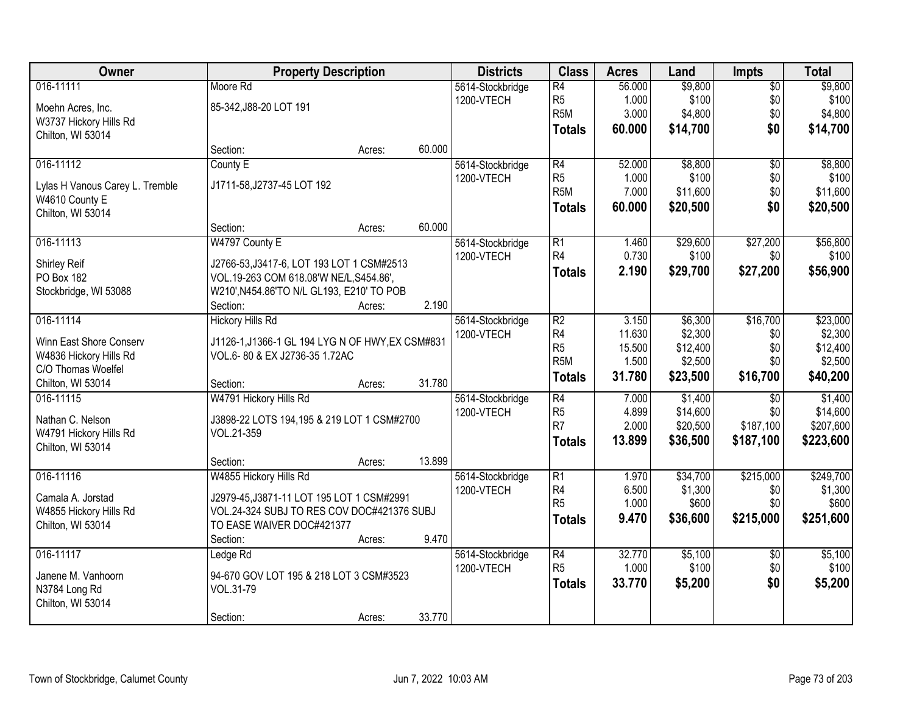| Owner | Property Description | Districts | Class | Acres | Land | Impts | Total |
|---|---|---|---|---|---|---|---|
| 016-11111<br>Moehn Acres, Inc.<br>W3737 Hickory Hills Rd<br>Chilton, WI 53014 | Moore Rd<br>85-342,J88-20 LOT 191<br>Section: Acres: 60.000 | 5614-Stockbridge<br>1200-VTECH | R4<br>R5<br>R5M<br>**Totals** | 56.000<br>1.000<br>3.000<br>**60.000** | $9,800<br>$100<br>$4,800<br>**$14,700** | $0<br>$0<br>$0<br>**$0** | $9,800<br>$100<br>$4,800<br>**$14,700** |
| 016-11112<br>Lylas H Vanous Carey L. Tremble<br>W4610 County E<br>Chilton, WI 53014 | County E<br>J1711-58,J2737-45 LOT 192<br>Section: Acres: 60.000 | 5614-Stockbridge<br>1200-VTECH | R4<br>R5<br>R5M<br>**Totals** | 52.000<br>1.000<br>7.000<br>**60.000** | $8,800<br>$100<br>$11,600<br>**$20,500** | $0<br>$0<br>$0<br>**$0** | $8,800<br>$100<br>$11,600<br>**$20,500** |
| 016-11113<br>Shirley Reif<br>PO Box 182<br>Stockbridge, WI 53088 | W4797 County E<br>J2766-53,J3417-6, LOT 193 LOT 1 CSM#2513 VOL.19-263 COM 618.08'W NE/L,S454.86', W210',N454.86'TO N/L GL193, E210' TO POB<br>Section: Acres: 2.190 | 5614-Stockbridge<br>1200-VTECH | R1<br>R4<br>**Totals** | 1.460<br>0.730<br>**2.190** | $29,600<br>$100<br>**$29,700** | $27,200<br>$0<br>**$27,200** | $56,800<br>$100<br>**$56,900** |
| 016-11114<br>Winn East Shore Conserv<br>W4836 Hickory Hills Rd<br>C/O Thomas Woelfel<br>Chilton, WI 53014 | Hickory Hills Rd<br>J1126-1,J1366-1 GL 194 LYG N OF HWY,EX CSM#831 VOL.6- 80 & EX J2736-35 1.72AC<br>Section: Acres: 31.780 | 5614-Stockbridge<br>1200-VTECH | R2<br>R4<br>R5<br>R5M<br>**Totals** | 3.150<br>11.630<br>15.500<br>1.500<br>**31.780** | $6,300<br>$2,300<br>$12,400<br>$2,500<br>**$23,500** | $16,700<br>$0<br>$0<br>$0<br>**$16,700** | $23,000<br>$2,300<br>$12,400<br>$2,500<br>**$40,200** |
| 016-11115<br>Nathan C. Nelson<br>W4791 Hickory Hills Rd<br>Chilton, WI 53014 | W4791 Hickory Hills Rd<br>J3898-22 LOTS 194,195 & 219 LOT 1 CSM#2700 VOL.21-359<br>Section: Acres: 13.899 | 5614-Stockbridge<br>1200-VTECH | R4<br>R5<br>R7<br>**Totals** | 7.000<br>4.899<br>2.000<br>**13.899** | $1,400<br>$14,600<br>$20,500<br>**$36,500** | $0<br>$0<br>$187,100<br>**$187,100** | $1,400<br>$14,600<br>$207,600<br>**$223,600** |
| 016-11116<br>Camala A. Jorstad<br>W4855 Hickory Hills Rd<br>Chilton, WI 53014 | W4855 Hickory Hills Rd<br>J2979-45,J3871-11 LOT 195 LOT 1 CSM#2991 VOL.24-324 SUBJ TO RES COV DOC#421376 SUBJ TO EASE WAIVER DOC#421377<br>Section: Acres: 9.470 | 5614-Stockbridge<br>1200-VTECH | R1<br>R4<br>R5<br>**Totals** | 1.970<br>6.500<br>1.000<br>**9.470** | $34,700<br>$1,300<br>$600<br>**$36,600** | $215,000<br>$0<br>$0<br>**$215,000** | $249,700<br>$1,300<br>$600<br>**$251,600** |
| 016-11117<br>Janene M. Vanhoorn<br>N3784 Long Rd<br>Chilton, WI 53014 | Ledge Rd<br>94-670 GOV LOT 195 & 218 LOT 3 CSM#3523 VOL.31-79<br>Section: Acres: 33.770 | 5614-Stockbridge<br>1200-VTECH | R4<br>R5<br>**Totals** | 32.770<br>1.000<br>**33.770** | $5,100<br>$100<br>**$5,200** | $0<br>$0<br>**$0** | $5,100<br>$100<br>**$5,200** |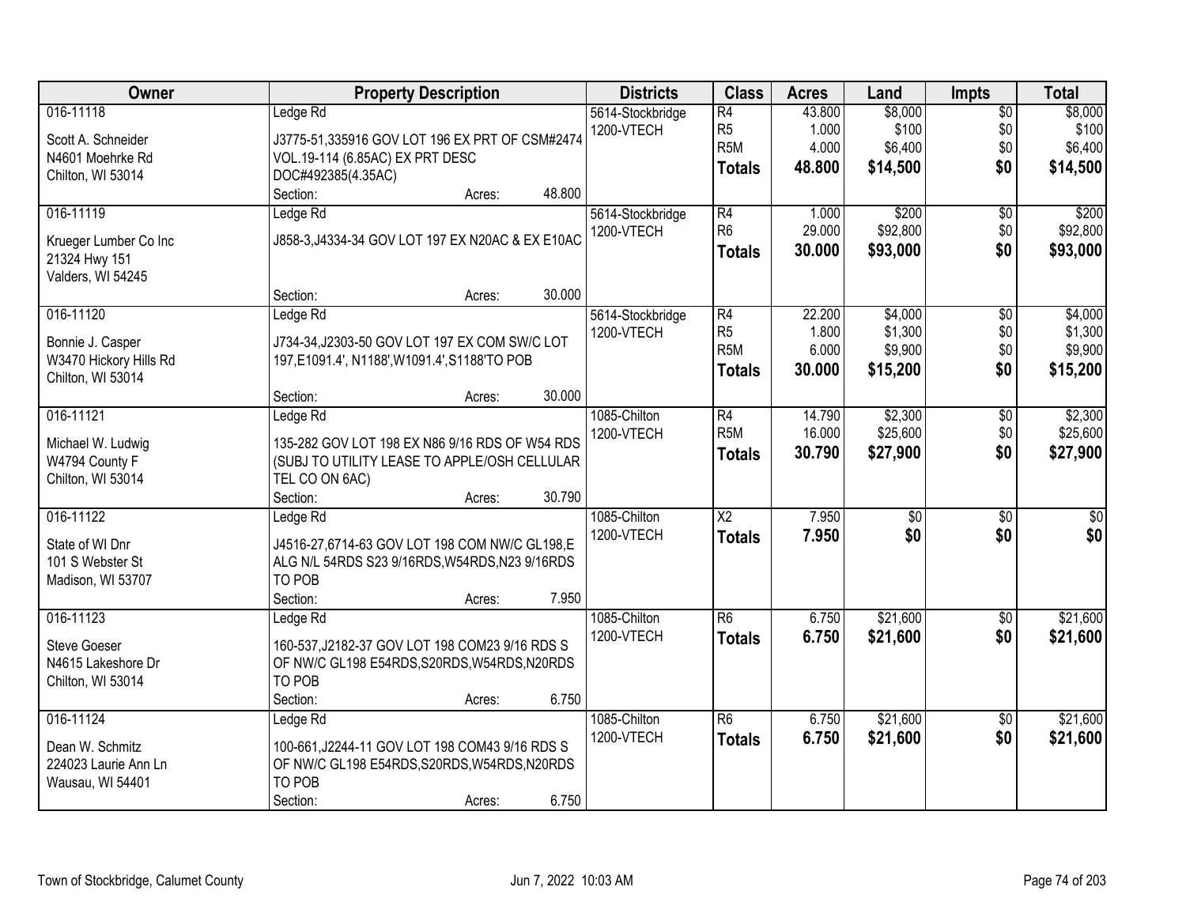| Owner | Property Description | Districts | Class | Acres | Land | Impts | Total |
|---|---|---|---|---|---|---|---|
| 016-11118<br>Scott A. Schneider<br>N4601 Moehrke Rd<br>Chilton, WI 53014 | Ledge Rd<br>J3775-51,335916 GOV LOT 196 EX PRT OF CSM#2474 VOL.19-114 (6.85AC) EX PRT DESC DOC#492385(4.35AC)<br>Section: Acres: 48.800 | 5614-Stockbridge<br>1200-VTECH | R4<br>R5<br>R5M<br>**Totals** | 43.800<br>1.000<br>4.000<br>**48.800** | $8,000<br>$100<br>$6,400<br>**$14,500** | $0<br>$0<br>$0<br>**$0** | $8,000<br>$100<br>$6,400<br>**$14,500** |
| 016-11119<br>Krueger Lumber Co Inc<br>21324 Hwy 151<br>Valders, WI 54245 | Ledge Rd<br>J858-3,J4334-34 GOV LOT 197 EX N20AC & EX E10AC<br>Section: Acres: 30.000 | 5614-Stockbridge<br>1200-VTECH | R4<br>R6<br>**Totals** | 1.000<br>29.000<br>**30.000** | $200<br>$92,800<br>**$93,000** | $0<br>$0<br>**$0** | $200<br>$92,800<br>**$93,000** |
| 016-11120<br>Bonnie J. Casper<br>W3470 Hickory Hills Rd<br>Chilton, WI 53014 | Ledge Rd<br>J734-34,J2303-50 GOV LOT 197 EX COM SW/C LOT 197,E1091.4', N1188',W1091.4',S1188'TO POB<br>Section: Acres: 30.000 | 5614-Stockbridge<br>1200-VTECH | R4<br>R5<br>R5M<br>**Totals** | 22.200<br>1.800<br>6.000<br>**30.000** | $4,000<br>$1,300<br>$9,900<br>**$15,200** | $0<br>$0<br>$0<br>**$0** | $4,000<br>$1,300<br>$9,900<br>**$15,200** |
| 016-11121<br>Michael W. Ludwig<br>W4794 County F<br>Chilton, WI 53014 | Ledge Rd<br>135-282 GOV LOT 198 EX N86 9/16 RDS OF W54 RDS (SUBJ TO UTILITY LEASE TO APPLE/OSH CELLULAR TEL CO ON 6AC)<br>Section: Acres: 30.790 | 1085-Chilton<br>1200-VTECH | R4<br>R5M<br>**Totals** | 14.790<br>16.000<br>**30.790** | $2,300<br>$25,600<br>**$27,900** | $0<br>$0<br>**$0** | $2,300<br>$25,600<br>**$27,900** |
| 016-11122<br>State of WI Dnr<br>101 S Webster St<br>Madison, WI 53707 | Ledge Rd<br>J4516-27,6714-63 GOV LOT 198 COM NW/C GL198,E ALG N/L 54RDS S23 9/16RDS,W54RDS,N23 9/16RDS TO POB<br>Section: Acres: 7.950 | 1085-Chilton<br>1200-VTECH | X2<br>**Totals** | 7.950<br>**7.950** | $0<br>**$0** | $0<br>**$0** | $0<br>**$0** |
| 016-11123<br>Steve Goeser<br>N4615 Lakeshore Dr<br>Chilton, WI 53014 | Ledge Rd<br>160-537,J2182-37 GOV LOT 198 COM23 9/16 RDS S OF NW/C GL198 E54RDS,S20RDS,W54RDS,N20RDS TO POB<br>Section: Acres: 6.750 | 1085-Chilton<br>1200-VTECH | R6<br>**Totals** | 6.750<br>**6.750** | $21,600<br>**$21,600** | $0<br>**$0** | $21,600<br>**$21,600** |
| 016-11124<br>Dean W. Schmitz<br>224023 Laurie Ann Ln<br>Wausau, WI 54401 | Ledge Rd<br>100-661,J2244-11 GOV LOT 198 COM43 9/16 RDS S OF NW/C GL198 E54RDS,S20RDS,W54RDS,N20RDS TO POB<br>Section: Acres: 6.750 | 1085-Chilton<br>1200-VTECH | R6<br>**Totals** | 6.750<br>**6.750** | $21,600<br>**$21,600** | $0<br>**$0** | $21,600<br>**$21,600** |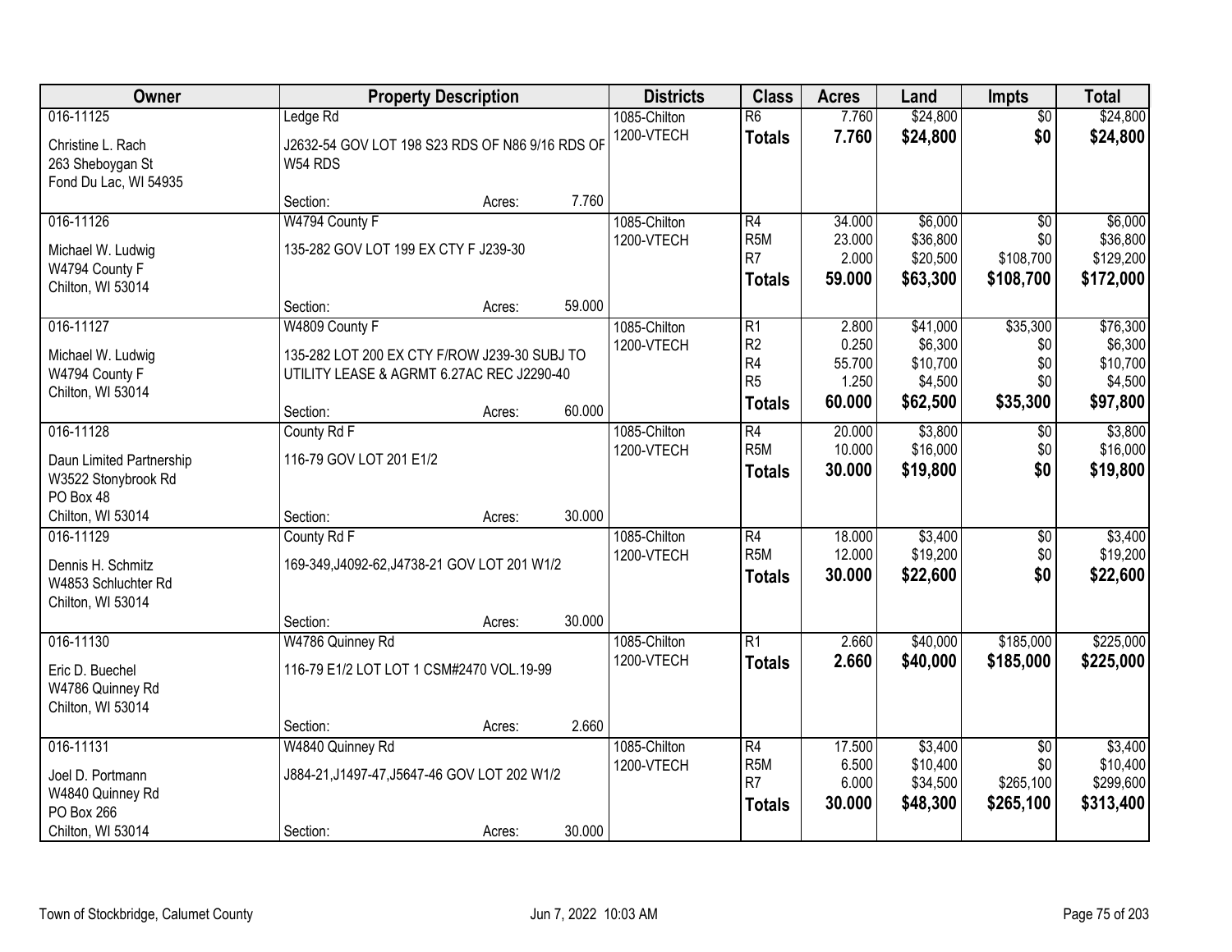| Owner | Property Description | Districts | Class | Acres | Land | Impts | Total |
|---|---|---|---|---|---|---|---|
| 016-11125<br>Christine L. Rach<br>263 Sheboygan St<br>Fond Du Lac, WI 54935 | Ledge Rd<br>J2632-54 GOV LOT 198 S23 RDS OF N86 9/16 RDS OF W54 RDS<br>Section: Acres: 7.760 | 1085-Chilton<br>1200-VTECH | R6<br>**Totals** | 7.760<br>**7.760** | \$24,800<br>**\$24,800** | \$0<br>**\$0** | \$24,800<br>**\$24,800** |
| 016-11126<br>Michael W. Ludwig<br>W4794 County F<br>Chilton, WI 53014 | W4794 County F<br>135-282 GOV LOT 199 EX CTY F J239-30<br>Section: Acres: 59.000 | 1085-Chilton<br>1200-VTECH | R4<br>R5M<br>R7<br>**Totals** | 34.000<br>23.000<br>2.000<br>**59.000** | \$6,000<br>\$36,800<br>\$20,500<br>**\$63,300** | \$0<br>\$0<br>\$108,700<br>**\$108,700** | \$6,000<br>\$36,800<br>\$129,200<br>**\$172,000** |
| 016-11127<br>Michael W. Ludwig<br>W4794 County F<br>Chilton, WI 53014 | W4809 County F<br>135-282 LOT 200 EX CTY F/ROW J239-30 SUBJ TO UTILITY LEASE & AGRMT 6.27AC REC J2290-40<br>Section: Acres: 60.000 | 1085-Chilton<br>1200-VTECH | R1<br>R2<br>R4<br>R5<br>**Totals** | 2.800<br>0.250<br>55.700<br>1.250<br>**60.000** | \$41,000<br>\$6,300<br>\$10,700<br>\$4,500<br>**\$62,500** | \$35,300<br>\$0<br>\$0<br>\$0<br>**\$35,300** | \$76,300<br>\$6,300<br>\$10,700<br>\$4,500<br>**\$97,800** |
| 016-11128<br>Daun Limited Partnership<br>W3522 Stonybrook Rd<br>PO Box 48<br>Chilton, WI 53014 | County Rd F<br>116-79 GOV LOT 201 E1/2<br>Section: Acres: 30.000 | 1085-Chilton<br>1200-VTECH | R4<br>R5M<br>**Totals** | 20.000<br>10.000<br>**30.000** | \$3,800<br>\$16,000<br>**\$19,800** | \$0<br>\$0<br>**\$0** | \$3,800<br>\$16,000<br>**\$19,800** |
| 016-11129<br>Dennis H. Schmitz<br>W4853 Schluchter Rd<br>Chilton, WI 53014 | County Rd F<br>169-349,J4092-62,J4738-21 GOV LOT 201 W1/2<br>Section: Acres: 30.000 | 1085-Chilton<br>1200-VTECH | R4<br>R5M<br>**Totals** | 18.000<br>12.000<br>**30.000** | \$3,400<br>\$19,200<br>**\$22,600** | \$0<br>\$0<br>**\$0** | \$3,400<br>\$19,200<br>**\$22,600** |
| 016-11130<br>Eric D. Buechel<br>W4786 Quinney Rd<br>Chilton, WI 53014 | W4786 Quinney Rd<br>116-79 E1/2 LOT LOT 1 CSM#2470 VOL.19-99<br>Section: Acres: 2.660 | 1085-Chilton<br>1200-VTECH | R1<br>**Totals** | 2.660<br>**2.660** | \$40,000<br>**\$40,000** | \$185,000<br>**\$185,000** | \$225,000<br>**\$225,000** |
| 016-11131<br>Joel D. Portmann<br>W4840 Quinney Rd<br>PO Box 266<br>Chilton, WI 53014 | W4840 Quinney Rd<br>J884-21,J1497-47,J5647-46 GOV LOT 202 W1/2<br>Section: Acres: 30.000 | 1085-Chilton<br>1200-VTECH | R4<br>R5M<br>R7<br>**Totals** | 17.500<br>6.500<br>6.000<br>**30.000** | \$3,400<br>\$10,400<br>\$34,500<br>**\$48,300** | \$0<br>\$0<br>\$265,100<br>**\$265,100** | \$3,400<br>\$10,400<br>\$299,600<br>**\$313,400** |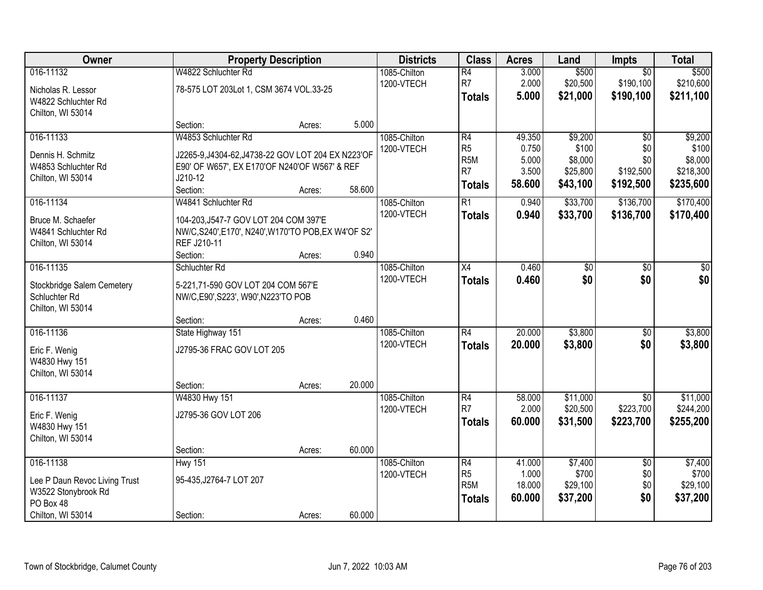| Owner | Property Description | Districts | Class | Acres | Land | Impts | Total |
|---|---|---|---|---|---|---|---|
| 016-11132<br>Nicholas R. Lessor<br>W4822 Schluchter Rd<br>Chilton, WI 53014 | W4822 Schluchter Rd<br>78-575 LOT 203Lot 1, CSM 3674 VOL.33-25<br>Section: Acres: 5.000 | 1085-Chilton<br>1200-VTECH | R4<br>R7<br>**Totals** | 3.000<br>2.000<br>**5.000** | $500<br>$20,500<br>**$21,000** | $0<br>$190,100<br>**$190,100** | $500<br>$210,600<br>**$211,100** |
| 016-11133<br>Dennis H. Schmitz<br>W4853 Schluchter Rd<br>Chilton, WI 53014 | W4853 Schluchter Rd<br>J2265-9,J4304-62,J4738-22 GOV LOT 204 EX N223'OF E90' OF W657', EX E170'OF N240'OF W567' & REF J210-12<br>Section: Acres: 58.600 | 1085-Chilton<br>1200-VTECH | R4<br>R5<br>R5M<br>R7<br>**Totals** | 49.350<br>0.750<br>5.000<br>3.500<br>**58.600** | $9,200<br>$100<br>$8,000<br>$25,800<br>**$43,100** | $0<br>$0<br>$0<br>$192,500<br>**$192,500** | $9,200<br>$100<br>$8,000<br>$218,300<br>**$235,600** |
| 016-11134<br>Bruce M. Schaefer<br>W4841 Schluchter Rd<br>Chilton, WI 53014 | W4841 Schluchter Rd<br>104-203,J547-7 GOV LOT 204 COM 397'E NW/C,S240',E170', N240',W170'TO POB,EX W4'OF S2' REF J210-11<br>Section: Acres: 0.940 | 1085-Chilton<br>1200-VTECH | R1<br>**Totals** | 0.940<br>**0.940** | $33,700<br>**$33,700** | $136,700<br>**$136,700** | $170,400<br>**$170,400** |
| 016-11135<br>Stockbridge Salem Cemetery<br>Schluchter Rd<br>Chilton, WI 53014 | Schluchter Rd<br>5-221,71-590 GOV LOT 204 COM 567'E NW/C,E90',S223', W90',N223'TO POB<br>Section: Acres: 0.460 | 1085-Chilton<br>1200-VTECH | X4<br>**Totals** | 0.460<br>**0.460** | $0<br>**$0** | $0<br>**$0** | $0<br>**$0** |
| 016-11136<br>Eric F. Wenig<br>W4830 Hwy 151<br>Chilton, WI 53014 | State Highway 151<br>J2795-36 FRAC GOV LOT 205<br>Section: Acres: 20.000 | 1085-Chilton<br>1200-VTECH | R4<br>**Totals** | 20.000<br>**20.000** | $3,800<br>**$3,800** | $0<br>**$0** | $3,800<br>**$3,800** |
| 016-11137<br>Eric F. Wenig<br>W4830 Hwy 151<br>Chilton, WI 53014 | W4830 Hwy 151<br>J2795-36 GOV LOT 206<br>Section: Acres: 60.000 | 1085-Chilton<br>1200-VTECH | R4<br>R7<br>**Totals** | 58.000<br>2.000<br>**60.000** | $11,000<br>$20,500<br>**$31,500** | $0<br>$223,700<br>**$223,700** | $11,000<br>$244,200<br>**$255,200** |
| 016-11138<br>Lee P Daun Revoc Living Trust<br>W3522 Stonybrook Rd<br>PO Box 48<br>Chilton, WI 53014 | Hwy 151<br>95-435,J2764-7 LOT 207<br>Section: Acres: 60.000 | 1085-Chilton<br>1200-VTECH | R4<br>R5<br>R5M<br>**Totals** | 41.000<br>1.000<br>18.000<br>**60.000** | $7,400<br>$700<br>$29,100<br>**$37,200** | $0<br>$0<br>$0<br>**$0** | $7,400<br>$700<br>$29,100<br>**$37,200** |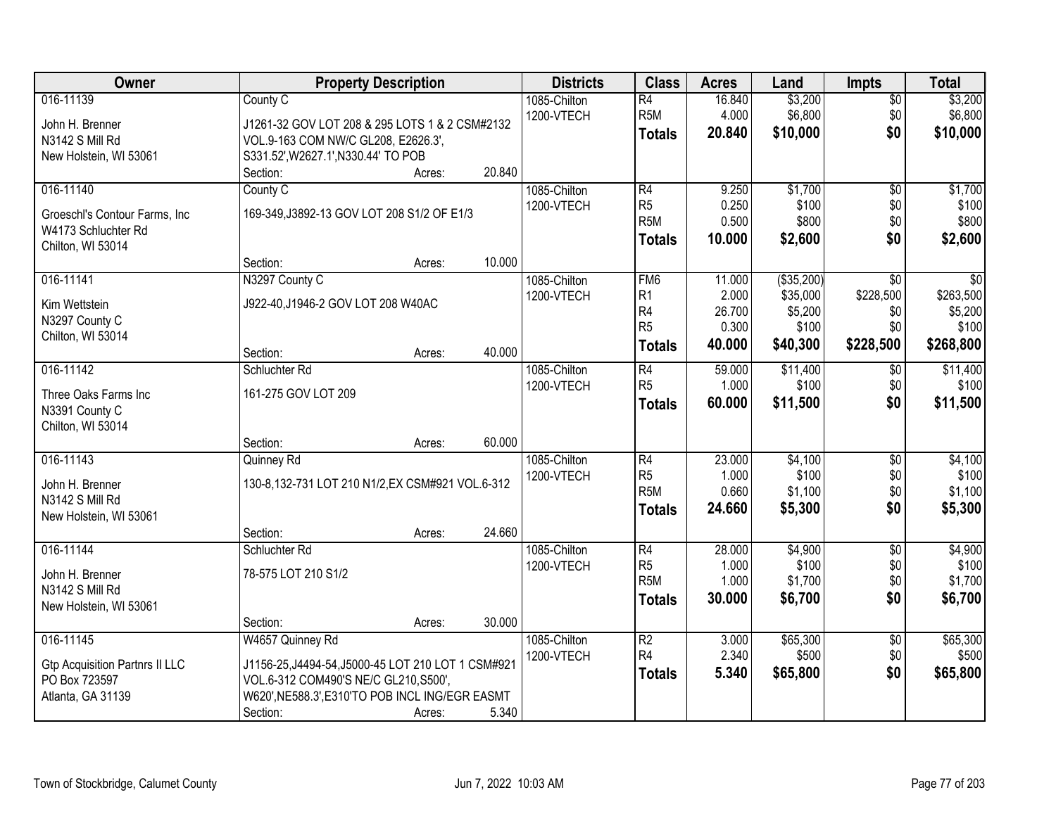| Owner | Property Description | Districts | Class | Acres | Land | Impts | Total |
|---|---|---|---|---|---|---|---|
| 016-11139<br><br>John H. Brenner<br>N3142 S Mill Rd<br>New Holstein, WI 53061 | County C<br><br>J1261-32 GOV LOT 208 & 295 LOTS 1 & 2 CSM#2132 VOL.9-163 COM NW/C GL208, E2626.3', S331.52',W2627.1',N330.44' TO POB<br>Section: Acres: 20.840 | 1085-Chilton<br>1200-VTECH | R4<br>R5M<br>**Totals** | 16.840<br>4.000<br>**20.840** | $3,200<br>$6,800<br>**$10,000** | $0<br>$0<br>**$0** | $3,200<br>$6,800<br>**$10,000** |
| 016-11140<br><br>Groeschl's Contour Farms, Inc<br>W4173 Schluchter Rd<br>Chilton, WI 53014 | County C<br><br>169-349,J3892-13 GOV LOT 208 S1/2 OF E1/3<br><br>Section: Acres: 10.000 | 1085-Chilton<br>1200-VTECH | R4<br>R5<br>R5M<br>**Totals** | 9.250<br>0.250<br>0.500<br>**10.000** | $1,700<br>$100<br>$800<br>**$2,600** | $0<br>$0<br>$0<br>**$0** | $1,700<br>$100<br>$800<br>**$2,600** |
| 016-11141<br><br>Kim Wettstein<br>N3297 County C<br>Chilton, WI 53014 | N3297 County C<br><br>J922-40,J1946-2 GOV LOT 208 W40AC<br><br>Section: Acres: 40.000 | 1085-Chilton<br>1200-VTECH | FM6<br>R1<br>R4<br>R5<br>**Totals** | 11.000<br>2.000<br>26.700<br>0.300<br>**40.000** | ($35,200)<br>$35,000<br>$5,200<br>$100<br>**$40,300** | $0<br>$228,500<br>$0<br>$0<br>**$228,500** | $0<br>$263,500<br>$5,200<br>$100<br>**$268,800** |
| 016-11142<br><br>Three Oaks Farms Inc<br>N3391 County C<br>Chilton, WI 53014 | Schluchter Rd<br><br>161-275 GOV LOT 209<br><br>Section: Acres: 60.000 | 1085-Chilton<br>1200-VTECH | R4<br>R5<br>**Totals** | 59.000<br>1.000<br>**60.000** | $11,400<br>$100<br>**$11,500** | $0<br>$0<br>**$0** | $11,400<br>$100<br>**$11,500** |
| 016-11143<br><br>John H. Brenner<br>N3142 S Mill Rd<br>New Holstein, WI 53061 | Quinney Rd<br><br>130-8,132-731 LOT 210 N1/2,EX CSM#921 VOL.6-312<br><br>Section: Acres: 24.660 | 1085-Chilton<br>1200-VTECH | R4<br>R5<br>R5M<br>**Totals** | 23.000<br>1.000<br>0.660<br>**24.660** | $4,100<br>$100<br>$1,100<br>**$5,300** | $0<br>$0<br>$0<br>**$0** | $4,100<br>$100<br>$1,100<br>**$5,300** |
| 016-11144<br><br>John H. Brenner<br>N3142 S Mill Rd<br>New Holstein, WI 53061 | Schluchter Rd<br><br>78-575 LOT 210 S1/2<br><br>Section: Acres: 30.000 | 1085-Chilton<br>1200-VTECH | R4<br>R5<br>R5M<br>**Totals** | 28.000<br>1.000<br>1.000<br>**30.000** | $4,900<br>$100<br>$1,700<br>**$6,700** | $0<br>$0<br>$0<br>**$0** | $4,900<br>$100<br>$1,700<br>**$6,700** |
| 016-11145<br><br>Gtp Acquisition Partnrs II LLC<br>PO Box 723597<br>Atlanta, GA 31139 | W4657 Quinney Rd<br><br>J1156-25,J4494-54,J5000-45 LOT 210 LOT 1 CSM#921 VOL.6-312 COM490'S NE/C GL210,S500', W620',NE588.3',E310'TO POB INCL ING/EGR EASMT<br>Section: Acres: 5.340 | 1085-Chilton<br>1200-VTECH | R2<br>R4<br>**Totals** | 3.000<br>2.340<br>**5.340** | $65,300<br>$500<br>**$65,800** | $0<br>$0<br>**$0** | $65,300<br>$500<br>**$65,800** |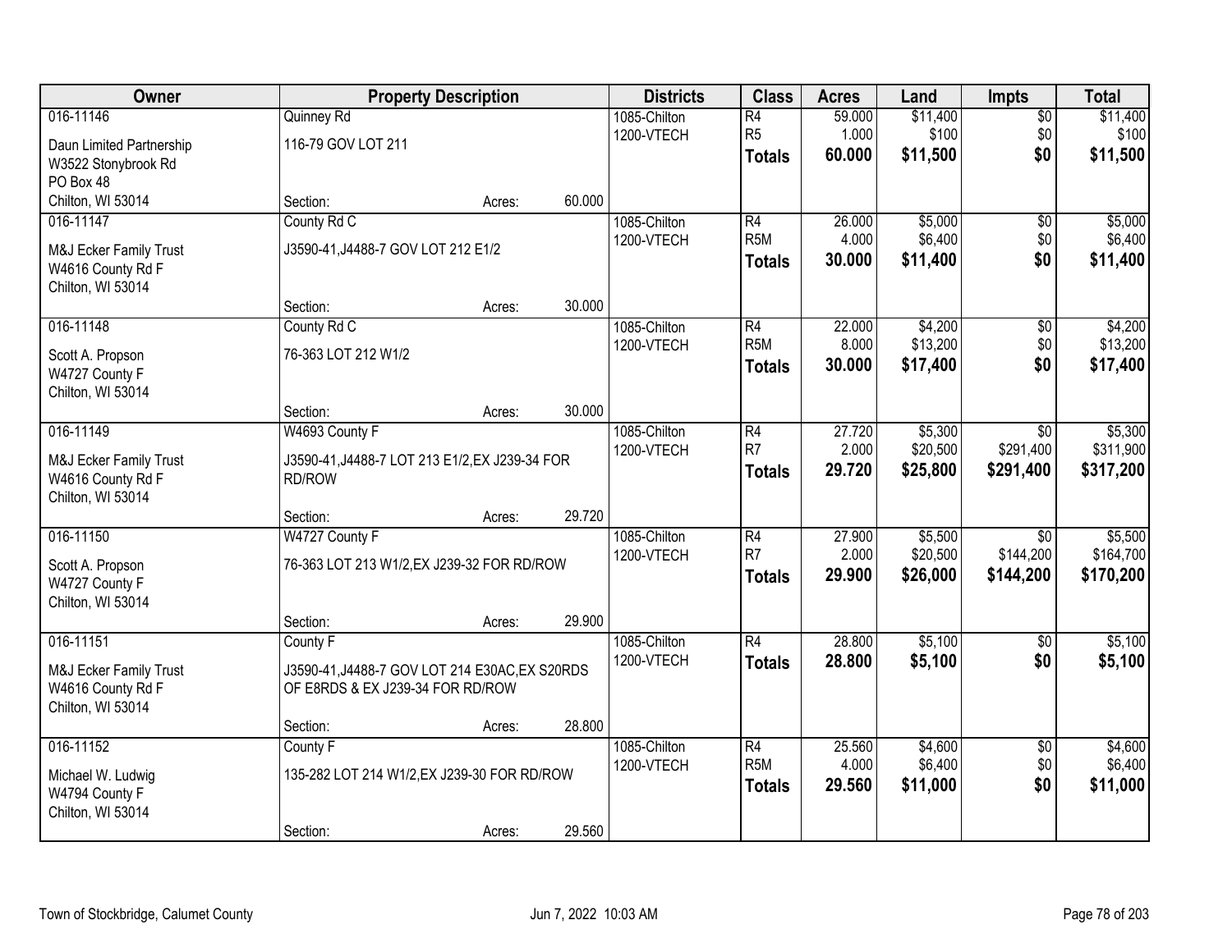| Owner | Property Description | Districts | Class | Acres | Land | Impts | Total |
|---|---|---|---|---|---|---|---|
| 016-11146<br>Daun Limited Partnership<br>W3522 Stonybrook Rd<br>PO Box 48<br>Chilton, WI 53014 | Quinney Rd<br>116-79 GOV LOT 211<br>Section: Acres: 60.000 | 1085-Chilton<br>1200-VTECH | R4<br>R5<br>**Totals** | 59.000<br>1.000<br>**60.000** | $11,400<br>$100<br>**$11,500** | $0<br>$0<br>**$0** | $11,400<br>$100<br>**$11,500** |
| 016-11147<br>M&J Ecker Family Trust<br>W4616 County Rd F<br>Chilton, WI 53014 | County Rd C<br>J3590-41,J4488-7 GOV LOT 212 E1/2<br>Section: Acres: 30.000 | 1085-Chilton<br>1200-VTECH | R4<br>R5M<br>**Totals** | 26.000<br>4.000<br>**30.000** | $5,000<br>$6,400<br>**$11,400** | $0<br>$0<br>**$0** | $5,000<br>$6,400<br>**$11,400** |
| 016-11148<br>Scott A. Propson<br>W4727 County F<br>Chilton, WI 53014 | County Rd C<br>76-363 LOT 212 W1/2<br>Section: Acres: 30.000 | 1085-Chilton<br>1200-VTECH | R4<br>R5M<br>**Totals** | 22.000<br>8.000<br>**30.000** | $4,200<br>$13,200<br>**$17,400** | $0<br>$0<br>**$0** | $4,200<br>$13,200<br>**$17,400** |
| 016-11149<br>M&J Ecker Family Trust<br>W4616 County Rd F<br>Chilton, WI 53014 | W4693 County F<br>J3590-41,J4488-7 LOT 213 E1/2,EX J239-34 FOR RD/ROW<br>Section: Acres: 29.720 | 1085-Chilton<br>1200-VTECH | R4<br>R7<br>**Totals** | 27.720<br>2.000<br>**29.720** | $5,300<br>$20,500<br>**$25,800** | $0<br>$291,400<br>**$291,400** | $5,300<br>$311,900<br>**$317,200** |
| 016-11150<br>Scott A. Propson<br>W4727 County F<br>Chilton, WI 53014 | W4727 County F<br>76-363 LOT 213 W1/2,EX J239-32 FOR RD/ROW<br>Section: Acres: 29.900 | 1085-Chilton<br>1200-VTECH | R4<br>R7<br>**Totals** | 27.900<br>2.000<br>**29.900** | $5,500<br>$20,500<br>**$26,000** | $0<br>$144,200<br>**$144,200** | $5,500<br>$164,700<br>**$170,200** |
| 016-11151<br>M&J Ecker Family Trust<br>W4616 County Rd F<br>Chilton, WI 53014 | County F<br>J3590-41,J4488-7 GOV LOT 214 E30AC,EX S20RDS OF E8RDS & EX J239-34 FOR RD/ROW<br>Section: Acres: 28.800 | 1085-Chilton<br>1200-VTECH | R4<br>**Totals** | 28.800<br>**28.800** | $5,100<br>**$5,100** | $0<br>**$0** | $5,100<br>**$5,100** |
| 016-11152<br>Michael W. Ludwig<br>W4794 County F<br>Chilton, WI 53014 | County F<br>135-282 LOT 214 W1/2,EX J239-30 FOR RD/ROW<br>Section: Acres: 29.560 | 1085-Chilton<br>1200-VTECH | R4<br>R5M<br>**Totals** | 25.560<br>4.000<br>**29.560** | $4,600<br>$6,400<br>**$11,000** | $0<br>$0<br>**$0** | $4,600<br>$6,400<br>**$11,000** |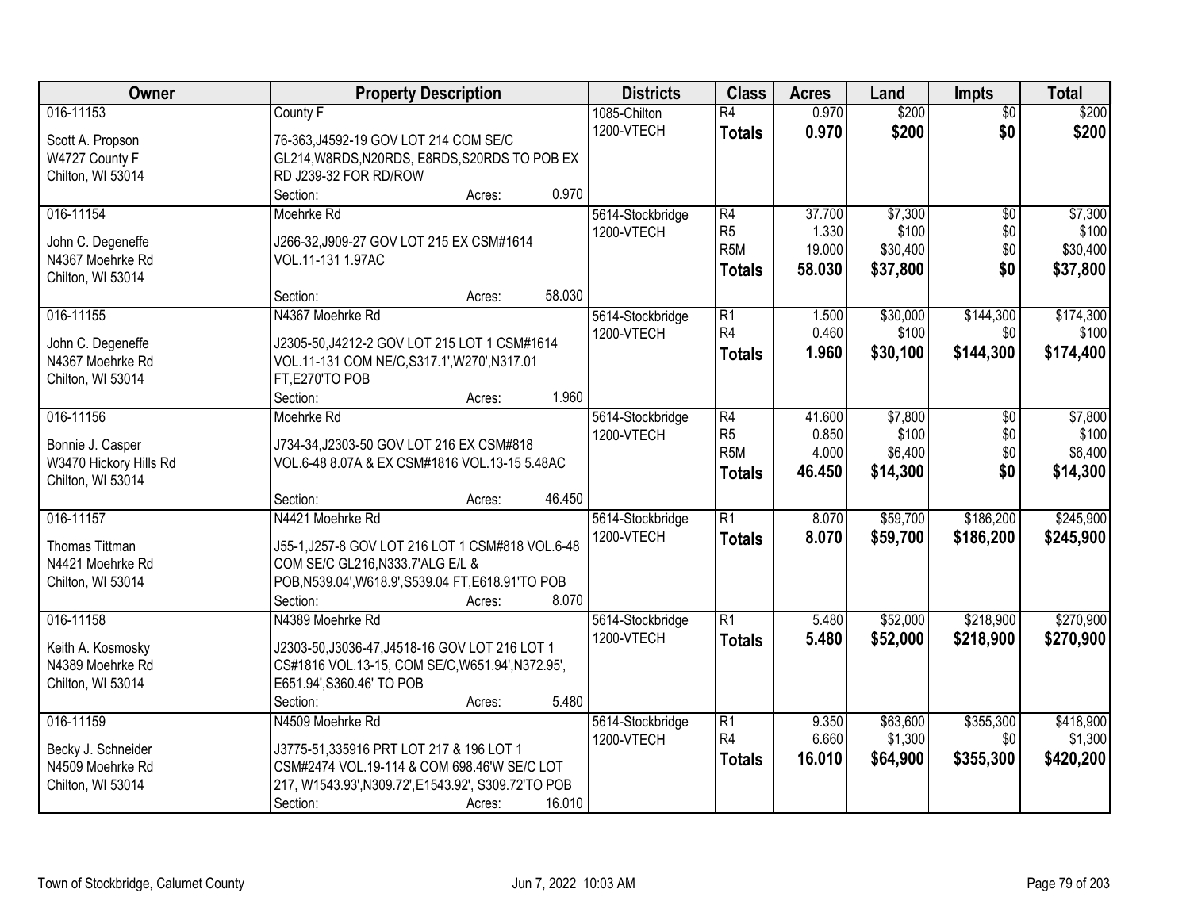| Owner | Property Description | Districts | Class | Acres | Land | Impts | Total |
|---|---|---|---|---|---|---|---|
| 016-11153<br>Scott A. Propson<br>W4727 County F<br>Chilton, WI 53014 | County F<br>76-363,J4592-19 GOV LOT 214 COM SE/C GL214,W8RDS,N20RDS, E8RDS,S20RDS TO POB EX RD J239-32 FOR RD/ROW<br>Section: Acres: 0.970 | 1085-Chilton<br>1200-VTECH | R4<br>**Totals** | 0.970<br>**0.970** | $200<br>**$200** | $0<br>**$0** | $200<br>**$200** |
| 016-11154<br>John C. Degeneffe<br>N4367 Moehrke Rd<br>Chilton, WI 53014 | Moehrke Rd<br>J266-32,J909-27 GOV LOT 215 EX CSM#1614 VOL.11-131 1.97AC<br>Section: Acres: 58.030 | 5614-Stockbridge<br>1200-VTECH | R4<br>R5<br>R5M<br>**Totals** | 37.700<br>1.330<br>19.000<br>**58.030** | $7,300<br>$100<br>$30,400<br>**$37,800** | $0<br>$0<br>$0<br>**$0** | $7,300<br>$100<br>$30,400<br>**$37,800** |
| 016-11155<br>John C. Degeneffe<br>N4367 Moehrke Rd<br>Chilton, WI 53014 | N4367 Moehrke Rd<br>J2305-50,J4212-2 GOV LOT 215 LOT 1 CSM#1614 VOL.11-131 COM NE/C,S317.1',W270',N317.01 FT,E270'TO POB<br>Section: Acres: 1.960 | 5614-Stockbridge<br>1200-VTECH | R1<br>R4<br>**Totals** | 1.500<br>0.460<br>**1.960** | $30,000<br>$100<br>**$30,100** | $144,300<br>$0<br>**$144,300** | $174,300<br>$100<br>**$174,400** |
| 016-11156<br>Bonnie J. Casper<br>W3470 Hickory Hills Rd<br>Chilton, WI 53014 | Moehrke Rd<br>J734-34,J2303-50 GOV LOT 216 EX CSM#818 VOL.6-48 8.07A & EX CSM#1816 VOL.13-15 5.48AC<br>Section: Acres: 46.450 | 5614-Stockbridge<br>1200-VTECH | R4<br>R5<br>R5M<br>**Totals** | 41.600<br>0.850<br>4.000<br>**46.450** | $7,800<br>$100<br>$6,400<br>**$14,300** | $0<br>$0<br>$0<br>**$0** | $7,800<br>$100<br>$6,400<br>**$14,300** |
| 016-11157<br>Thomas Tittman<br>N4421 Moehrke Rd<br>Chilton, WI 53014 | N4421 Moehrke Rd<br>J55-1,J257-8 GOV LOT 216 LOT 1 CSM#818 VOL.6-48 COM SE/C GL216,N333.7'ALG E/L & POB,N539.04',W618.9',S539.04 FT,E618.91'TO POB<br>Section: Acres: 8.070 | 5614-Stockbridge<br>1200-VTECH | R1<br>**Totals** | 8.070<br>**8.070** | $59,700<br>**$59,700** | $186,200<br>**$186,200** | $245,900<br>**$245,900** |
| 016-11158<br>Keith A. Kosmosky<br>N4389 Moehrke Rd<br>Chilton, WI 53014 | N4389 Moehrke Rd<br>J2303-50,J3036-47,J4518-16 GOV LOT 216 LOT 1 CS#1816 VOL.13-15, COM SE/C,W651.94',N372.95', E651.94',S360.46' TO POB<br>Section: Acres: 5.480 | 5614-Stockbridge<br>1200-VTECH | R1<br>**Totals** | 5.480<br>**5.480** | $52,000<br>**$52,000** | $218,900<br>**$218,900** | $270,900<br>**$270,900** |
| 016-11159<br>Becky J. Schneider<br>N4509 Moehrke Rd<br>Chilton, WI 53014 | N4509 Moehrke Rd<br>J3775-51,335916 PRT LOT 217 & 196 LOT 1 CSM#2474 VOL.19-114 & COM 698.46'W SE/C LOT 217, W1543.93',N309.72',E1543.92', S309.72'TO POB<br>Section: Acres: 16.010 | 5614-Stockbridge<br>1200-VTECH | R1<br>R4<br>**Totals** | 9.350<br>6.660<br>**16.010** | $63,600<br>$1,300<br>**$64,900** | $355,300<br>$0<br>**$355,300** | $418,900<br>$1,300<br>**$420,200** |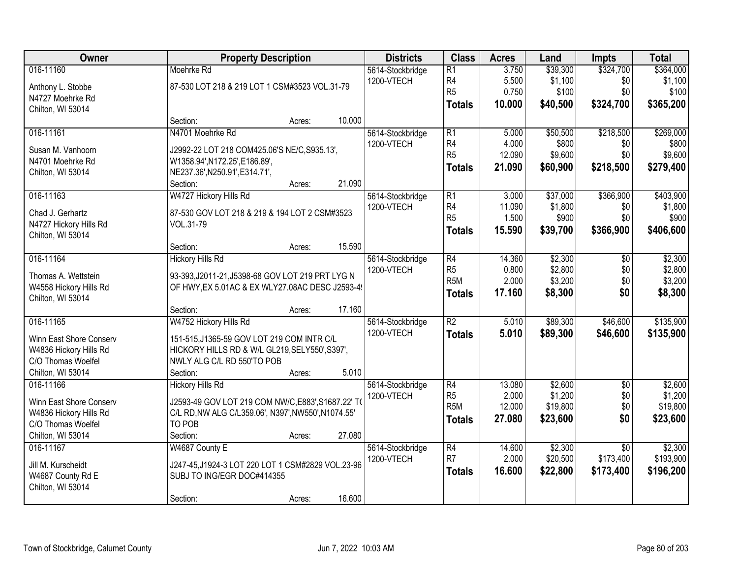| Owner | Property Description | Districts | Class | Acres | Land | Impts | Total |
|---|---|---|---|---|---|---|---|
| 016-11160<br>Anthony L. Stobbe<br>N4727 Moehrke Rd<br>Chilton, WI 53014 | Moehrke Rd<br>87-530 LOT 218 & 219 LOT 1 CSM#3523 VOL.31-79<br>Section: Acres: 10.000 | 5614-Stockbridge<br>1200-VTECH | R1<br>R4<br>R5<br>**Totals** | 3.750<br>5.500<br>0.750<br>**10.000** | $39,300<br>$1,100<br>$100<br>**$40,500** | $324,700<br>$0<br>$0<br>**$324,700** | $364,000<br>$1,100<br>$100<br>**$365,200** |
| 016-11161<br>Susan M. Vanhoorn<br>N4701 Moehrke Rd<br>Chilton, WI 53014 | N4701 Moehrke Rd<br>J2992-22 LOT 218 COM425.06'S NE/C,S935.13', W1358.94',N172.25',E186.89', NE237.36',N250.91',E314.71',<br>Section: Acres: 21.090 | 5614-Stockbridge<br>1200-VTECH | R1<br>R4<br>R5<br>**Totals** | 5.000<br>4.000<br>12.090<br>**21.090** | $50,500<br>$800<br>$9,600<br>**$60,900** | $218,500<br>$0<br>$0<br>**$218,500** | $269,000<br>$800<br>$9,600<br>**$279,400** |
| 016-11163<br>Chad J. Gerhartz<br>N4727 Hickory Hills Rd<br>Chilton, WI 53014 | W4727 Hickory Hills Rd<br>87-530 GOV LOT 218 & 219 & 194 LOT 2 CSM#3523 VOL.31-79<br>Section: Acres: 15.590 | 5614-Stockbridge<br>1200-VTECH | R1<br>R4<br>R5<br>**Totals** | 3.000<br>11.090<br>1.500<br>**15.590** | $37,000<br>$1,800<br>$900<br>**$39,700** | $366,900<br>$0<br>$0<br>**$366,900** | $403,900<br>$1,800<br>$900<br>**$406,600** |
| 016-11164<br>Thomas A. Wettstein<br>W4558 Hickory Hills Rd<br>Chilton, WI 53014 | Hickory Hills Rd<br>93-393,J2011-21,J5398-68 GOV LOT 219 PRT LYG N OF HWY,EX 5.01AC & EX WLY27.08AC DESC J2593-4<br>Section: Acres: 17.160 | 5614-Stockbridge<br>1200-VTECH | R4<br>R5<br>R5M<br>**Totals** | 14.360<br>0.800<br>2.000<br>**17.160** | $2,300<br>$2,800<br>$3,200<br>**$8,300** | $0<br>$0<br>$0<br>**$0** | $2,300<br>$2,800<br>$3,200<br>**$8,300** |
| 016-11165<br>Winn East Shore Conserv<br>W4836 Hickory Hills Rd<br>C/O Thomas Woelfel<br>Chilton, WI 53014 | W4752 Hickory Hills Rd<br>151-515,J1365-59 GOV LOT 219 COM INTR C/L HICKORY HILLS RD & W/L GL219,SELY550',S397', NWLY ALG C/L RD 550'TO POB<br>Section: Acres: 5.010 | 5614-Stockbridge<br>1200-VTECH | R2<br>**Totals** | 5.010<br>**5.010** | $89,300<br>**$89,300** | $46,600<br>**$46,600** | $135,900<br>**$135,900** |
| 016-11166<br>Winn East Shore Conserv<br>W4836 Hickory Hills Rd<br>C/O Thomas Woelfel<br>Chilton, WI 53014 | Hickory Hills Rd<br>J2593-49 GOV LOT 219 COM NW/C,E883',S1687.22' T( C/L RD,NW ALG C/L359.06', N397',NW550',N1074.55' TO POB<br>Section: Acres: 27.080 | 5614-Stockbridge<br>1200-VTECH | R4<br>R5<br>R5M<br>**Totals** | 13.080<br>2.000<br>12.000<br>**27.080** | $2,600<br>$1,200<br>$19,800<br>**$23,600** | $0<br>$0<br>$0<br>**$0** | $2,600<br>$1,200<br>$19,800<br>**$23,600** |
| 016-11167<br>Jill M. Kurscheidt<br>W4687 County Rd E<br>Chilton, WI 53014 | W4687 County E<br>J247-45,J1924-3 LOT 220 LOT 1 CSM#2829 VOL.23-96 SUBJ TO ING/EGR DOC#414355<br>Section: Acres: 16.600 | 5614-Stockbridge<br>1200-VTECH | R4<br>R7<br>**Totals** | 14.600<br>2.000<br>**16.600** | $2,300<br>$20,500<br>**$22,800** | $0<br>$173,400<br>**$173,400** | $2,300<br>$193,900<br>**$196,200** |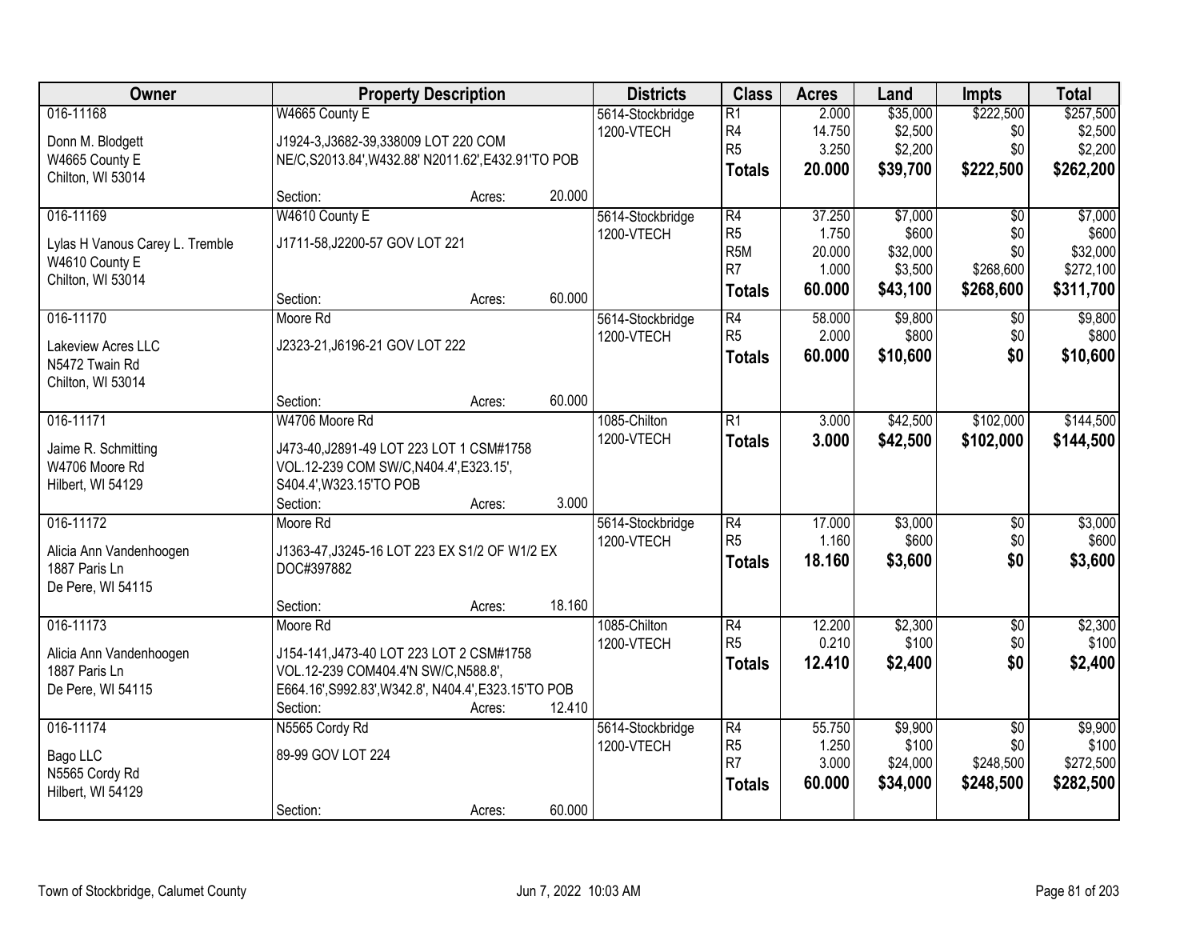| Owner | Property Description | | | Districts | Class | Acres | Land | Impts | Total |
|---|---|---|---|---|---|---|---|---|---|
| 016-11168<br>Donn M. Blodgett<br>W4665 County E<br>Chilton, WI 53014 | W4665 County E<br>J1924-3,J3682-39,338009 LOT 220 COM NE/C,S2013.84',W432.88' N2011.62',E432.91'TO POB<br>Section: | Acres: | 20.000 | 5614-Stockbridge<br>1200-VTECH | R1<br>R4<br>R5<br>**Totals** | 2.000<br>14.750<br>3.250<br>**20.000** | $35,000<br>$2,500<br>$2,200<br>**$39,700** | $222,500<br>$0<br>$0<br>**$222,500** | $257,500<br>$2,500<br>$2,200<br>**$262,200** |
| 016-11169<br>Lylas H Vanous Carey L. Tremble<br>W4610 County E<br>Chilton, WI 53014 | W4610 County E<br>J1711-58,J2200-57 GOV LOT 221<br>Section: | Acres: | 60.000 | 5614-Stockbridge<br>1200-VTECH | R4<br>R5<br>R5M<br>R7<br>**Totals** | 37.250<br>1.750<br>20.000<br>1.000<br>**60.000** | $7,000<br>$600<br>$32,000<br>$3,500<br>**$43,100** | $0<br>$0<br>$0<br>$268,600<br>**$268,600** | $7,000<br>$600<br>$32,000<br>$272,100<br>**$311,700** |
| 016-11170<br>Lakeview Acres LLC<br>N5472 Twain Rd<br>Chilton, WI 53014 | Moore Rd<br>J2323-21,J6196-21 GOV LOT 222<br>Section: | Acres: | 60.000 | 5614-Stockbridge<br>1200-VTECH | R4<br>R5<br>**Totals** | 58.000<br>2.000<br>**60.000** | $9,800<br>$800<br>**$10,600** | $0<br>$0<br>**$0** | $9,800<br>$800<br>**$10,600** |
| 016-11171<br>Jaime R. Schmitting<br>W4706 Moore Rd<br>Hilbert, WI 54129 | W4706 Moore Rd<br>J473-40,J2891-49 LOT 223 LOT 1 CSM#1758 VOL.12-239 COM SW/C,N404.4',E323.15', S404.4',W323.15'TO POB<br>Section: | Acres: | 3.000 | 1085-Chilton<br>1200-VTECH | R1<br>**Totals** | 3.000<br>**3.000** | $42,500<br>**$42,500** | $102,000<br>**$102,000** | $144,500<br>**$144,500** |
| 016-11172<br>Alicia Ann Vandenhoogen<br>1887 Paris Ln<br>De Pere, WI 54115 | Moore Rd<br>J1363-47,J3245-16 LOT 223 EX S1/2 OF W1/2 EX DOC#397882<br>Section: | Acres: | 18.160 | 5614-Stockbridge<br>1200-VTECH | R4<br>R5<br>**Totals** | 17.000<br>1.160<br>**18.160** | $3,000<br>$600<br>**$3,600** | $0<br>$0<br>**$0** | $3,000<br>$600<br>**$3,600** |
| 016-11173<br>Alicia Ann Vandenhoogen<br>1887 Paris Ln<br>De Pere, WI 54115 | Moore Rd<br>J154-141,J473-40 LOT 223 LOT 2 CSM#1758 VOL.12-239 COM404.4'N SW/C,N588.8', E664.16',S992.83',W342.8', N404.4',E323.15'TO POB<br>Section: | Acres: | 12.410 | 1085-Chilton<br>1200-VTECH | R4<br>R5<br>**Totals** | 12.200<br>0.210<br>**12.410** | $2,300<br>$100<br>**$2,400** | $0<br>$0<br>**$0** | $2,300<br>$100<br>**$2,400** |
| 016-11174<br>Bago LLC<br>N5565 Cordy Rd<br>Hilbert, WI 54129 | N5565 Cordy Rd<br>89-99 GOV LOT 224<br>Section: | Acres: | 60.000 | 5614-Stockbridge<br>1200-VTECH | R4<br>R5<br>R7<br>**Totals** | 55.750<br>1.250<br>3.000<br>**60.000** | $9,900<br>$100<br>$24,000<br>**$34,000** | $0<br>$0<br>$248,500<br>**$248,500** | $9,900<br>$100<br>$272,500<br>**$282,500** |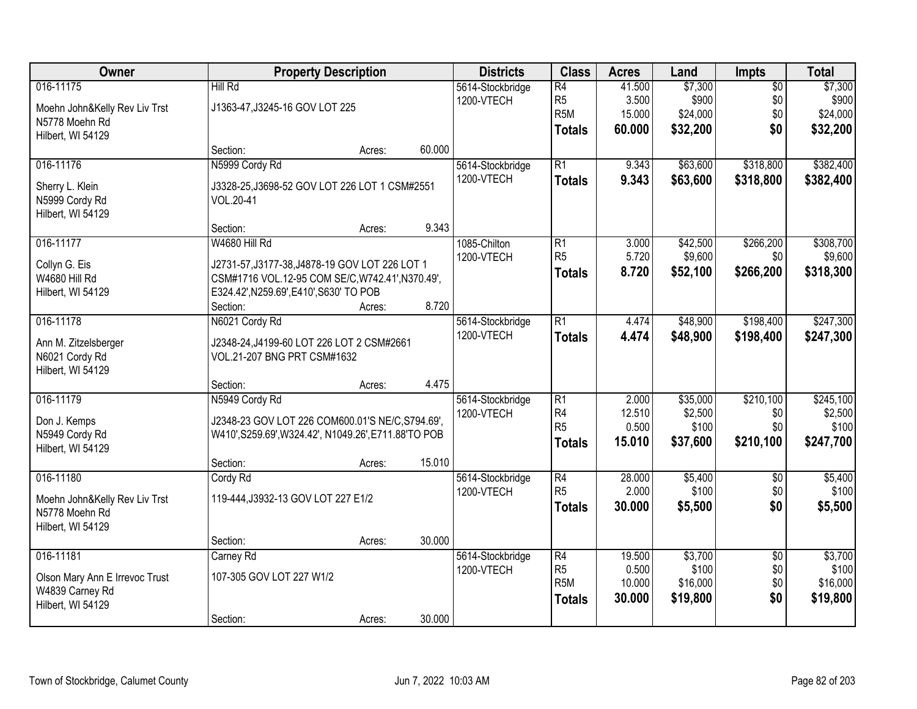| Owner | Property Description | Districts | Class | Acres | Land | Impts | Total |
|---|---|---|---|---|---|---|---|
| 016-11175<br>Moehn John&Kelly Rev Liv Trst<br>N5778 Moehn Rd<br>Hilbert, WI 54129 | Hill Rd<br>J1363-47,J3245-16 GOV LOT 225<br>Section: Acres: 60.000 | 5614-Stockbridge<br>1200-VTECH | R4<br>R5<br>R5M<br>**Totals** | 41.500<br>3.500<br>15.000<br>**60.000** | $7,300<br>$900<br>$24,000<br>**$32,200** | $0<br>$0<br>$0<br>**$0** | $7,300<br>$900<br>$24,000<br>**$32,200** |
| 016-11176<br>Sherry L. Klein<br>N5999 Cordy Rd<br>Hilbert, WI 54129 | N5999 Cordy Rd<br>J3328-25,J3698-52 GOV LOT 226 LOT 1 CSM#2551 VOL.20-41<br>Section: Acres: 9.343 | 5614-Stockbridge<br>1200-VTECH | R1<br>**Totals** | 9.343<br>**9.343** | $63,600<br>**$63,600** | $318,800<br>**$318,800** | $382,400<br>**$382,400** |
| 016-11177<br>Collyn G. Eis<br>W4680 Hill Rd<br>Hilbert, WI 54129 | W4680 Hill Rd<br>J2731-57,J3177-38,J4878-19 GOV LOT 226 LOT 1 CSM#1716 VOL.12-95 COM SE/C,W742.41',N370.49', E324.42',N259.69',E410',S630' TO POB<br>Section: Acres: 8.720 | 1085-Chilton<br>1200-VTECH | R1<br>R5<br>**Totals** | 3.000<br>5.720<br>**8.720** | $42,500<br>$9,600<br>**$52,100** | $266,200<br>$0<br>**$266,200** | $308,700<br>$9,600<br>**$318,300** |
| 016-11178<br>Ann M. Zitzelsberger<br>N6021 Cordy Rd<br>Hilbert, WI 54129 | N6021 Cordy Rd<br>J2348-24,J4199-60 LOT 226 LOT 2 CSM#2661 VOL.21-207 BNG PRT CSM#1632<br>Section: Acres: 4.475 | 5614-Stockbridge<br>1200-VTECH | R1<br>**Totals** | 4.474<br>**4.474** | $48,900<br>**$48,900** | $198,400<br>**$198,400** | $247,300<br>**$247,300** |
| 016-11179<br>Don J. Kemps<br>N5949 Cordy Rd<br>Hilbert, WI 54129 | N5949 Cordy Rd<br>J2348-23 GOV LOT 226 COM600.01'S NE/C,S794.69', W410',S259.69',W324.42', N1049.26',E711.88'TO POB<br>Section: Acres: 15.010 | 5614-Stockbridge<br>1200-VTECH | R1<br>R4<br>R5<br>**Totals** | 2.000<br>12.510<br>0.500<br>**15.010** | $35,000<br>$2,500<br>$100<br>**$37,600** | $210,100<br>$0<br>$0<br>**$210,100** | $245,100<br>$2,500<br>$100<br>**$247,700** |
| 016-11180<br>Moehn John&Kelly Rev Liv Trst<br>N5778 Moehn Rd<br>Hilbert, WI 54129 | Cordy Rd<br>119-444,J3932-13 GOV LOT 227 E1/2<br>Section: Acres: 30.000 | 5614-Stockbridge<br>1200-VTECH | R4<br>R5<br>**Totals** | 28.000<br>2.000<br>**30.000** | $5,400<br>$100<br>**$5,500** | $0<br>$0<br>**$0** | $5,400<br>$100<br>**$5,500** |
| 016-11181<br>Olson Mary Ann E Irrevoc Trust<br>W4839 Carney Rd<br>Hilbert, WI 54129 | Carney Rd<br>107-305 GOV LOT 227 W1/2<br>Section: Acres: 30.000 | 5614-Stockbridge<br>1200-VTECH | R4<br>R5<br>R5M<br>**Totals** | 19.500<br>0.500<br>10.000<br>**30.000** | $3,700<br>$100<br>$16,000<br>**$19,800** | $0<br>$0<br>$0<br>**$0** | $3,700<br>$100<br>$16,000<br>**$19,800** |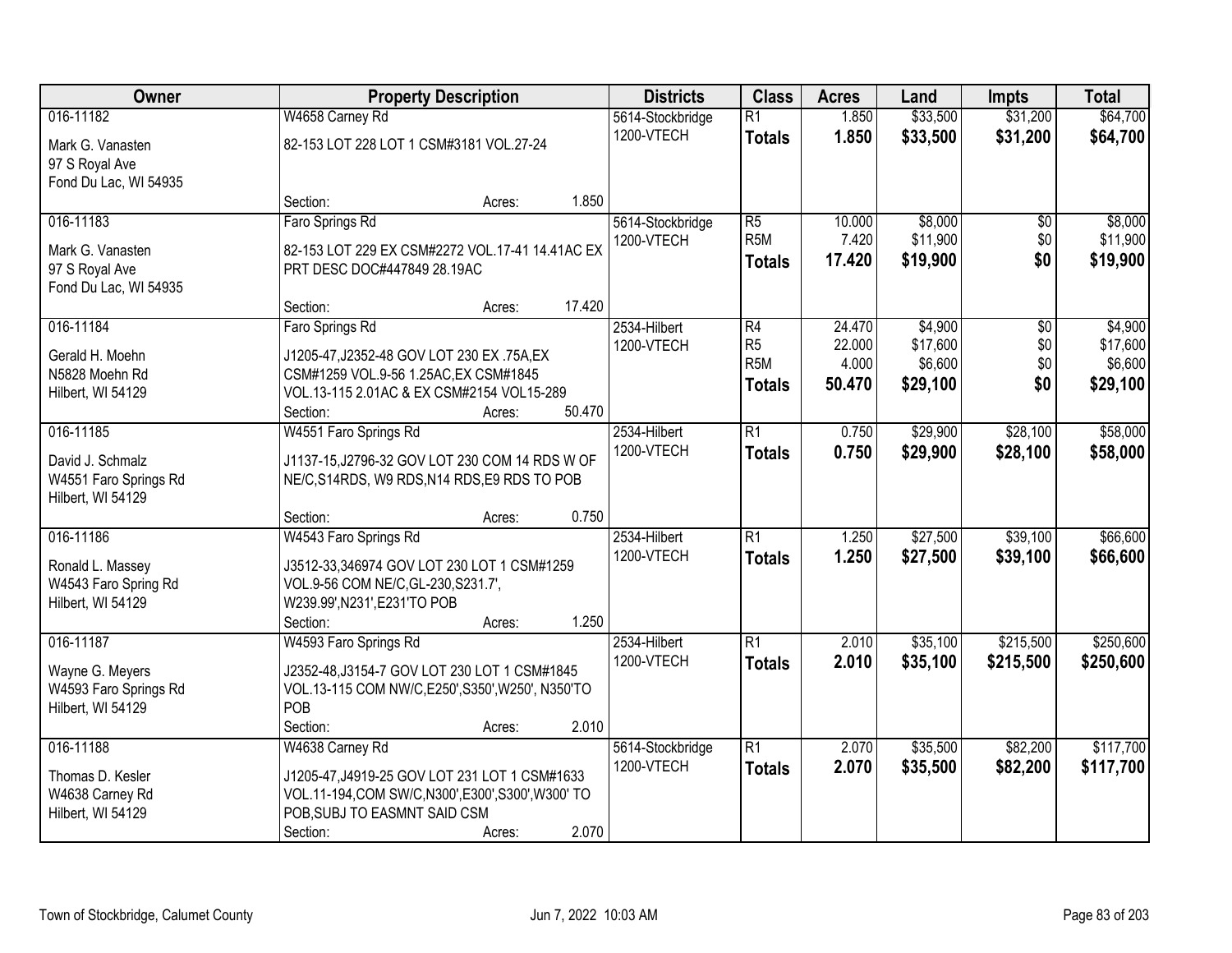| Owner | Property Description | Districts | Class | Acres | Land | Impts | Total |
|---|---|---|---|---|---|---|---|
| 016-11182<br>Mark G. Vanasten<br>97 S Royal Ave<br>Fond Du Lac, WI 54935 | W4658 Carney Rd<br>82-153 LOT 228 LOT 1 CSM#3181 VOL.27-24<br>Section: Acres: 1.850 | 5614-Stockbridge<br>1200-VTECH | R1<br>**Totals** | 1.850<br>**1.850** | $33,500<br>**$33,500** | $31,200<br>**$31,200** | $64,700<br>**$64,700** |
| 016-11183<br>Mark G. Vanasten<br>97 S Royal Ave<br>Fond Du Lac, WI 54935 | Faro Springs Rd<br>82-153 LOT 229 EX CSM#2272 VOL.17-41 14.41AC EX PRT DESC DOC#447849 28.19AC<br>Section: Acres: 17.420 | 5614-Stockbridge<br>1200-VTECH | R5<br>R5M<br>**Totals** | 10.000<br>7.420<br>**17.420** | $8,000<br>$11,900<br>**$19,900** | $0<br>$0<br>**$0** | $8,000<br>$11,900<br>**$19,900** |
| 016-11184<br>Gerald H. Moehn<br>N5828 Moehn Rd<br>Hilbert, WI 54129 | Faro Springs Rd<br>J1205-47,J2352-48 GOV LOT 230 EX .75A,EX CSM#1259 VOL.9-56 1.25AC,EX CSM#1845 VOL.13-115 2.01AC & EX CSM#2154 VOL15-289<br>Section: Acres: 50.470 | 2534-Hilbert<br>1200-VTECH | R4<br>R5<br>R5M<br>**Totals** | 24.470<br>22.000<br>4.000<br>**50.470** | $4,900<br>$17,600<br>$6,600<br>**$29,100** | $0<br>$0<br>$0<br>**$0** | $4,900<br>$17,600<br>$6,600<br>**$29,100** |
| 016-11185<br>David J. Schmalz<br>W4551 Faro Springs Rd<br>Hilbert, WI 54129 | W4551 Faro Springs Rd<br>J1137-15,J2796-32 GOV LOT 230 COM 14 RDS W OF NE/C,S14RDS, W9 RDS,N14 RDS,E9 RDS TO POB<br>Section: Acres: 0.750 | 2534-Hilbert<br>1200-VTECH | R1<br>**Totals** | 0.750<br>**0.750** | $29,900<br>**$29,900** | $28,100<br>**$28,100** | $58,000<br>**$58,000** |
| 016-11186<br>Ronald L. Massey<br>W4543 Faro Spring Rd<br>Hilbert, WI 54129 | W4543 Faro Springs Rd<br>J3512-33,346974 GOV LOT 230 LOT 1 CSM#1259 VOL.9-56 COM NE/C,GL-230,S231.7', W239.99',N231',E231'TO POB<br>Section: Acres: 1.250 | 2534-Hilbert<br>1200-VTECH | R1<br>**Totals** | 1.250<br>**1.250** | $27,500<br>**$27,500** | $39,100<br>**$39,100** | $66,600<br>**$66,600** |
| 016-11187<br>Wayne G. Meyers<br>W4593 Faro Springs Rd<br>Hilbert, WI 54129 | W4593 Faro Springs Rd<br>J2352-48,J3154-7 GOV LOT 230 LOT 1 CSM#1845 VOL.13-115 COM NW/C,E250',S350',W250', N350'TO POB<br>Section: Acres: 2.010 | 2534-Hilbert<br>1200-VTECH | R1<br>**Totals** | 2.010<br>**2.010** | $35,100<br>**$35,100** | $215,500<br>**$215,500** | $250,600<br>**$250,600** |
| 016-11188<br>Thomas D. Kesler<br>W4638 Carney Rd<br>Hilbert, WI 54129 | W4638 Carney Rd<br>J1205-47,J4919-25 GOV LOT 231 LOT 1 CSM#1633 VOL.11-194,COM SW/C,N300',E300',S300',W300' TO POB,SUBJ TO EASMNT SAID CSM<br>Section: Acres: 2.070 | 5614-Stockbridge<br>1200-VTECH | R1<br>**Totals** | 2.070<br>**2.070** | $35,500<br>**$35,500** | $82,200<br>**$82,200** | $117,700<br>**$117,700** |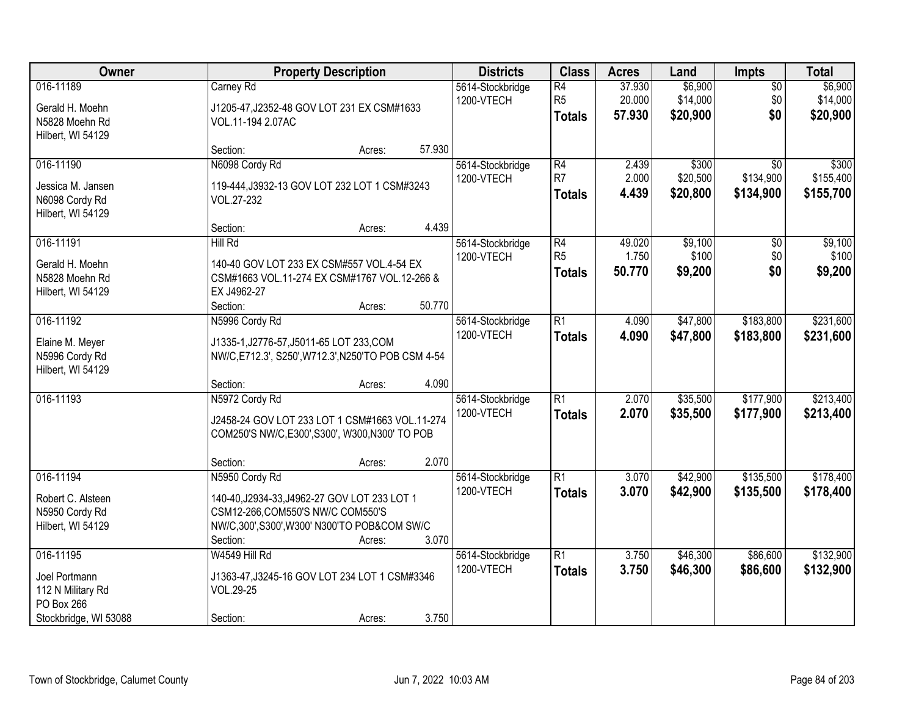| Owner | Property Description | Districts | Class | Acres | Land | Impts | Total |
|---|---|---|---|---|---|---|---|
| 016-11189<br><br>Gerald H. Moehn<br>N5828 Moehn Rd<br>Hilbert, WI 54129 | Carney Rd<br><br>J1205-47,J2352-48 GOV LOT 231 EX CSM#1633 VOL.11-194 2.07AC<br><br>Section: Acres: 57.930 | 5614-Stockbridge<br>1200-VTECH | R4<br>R5<br>**Totals** | 37.930<br>20.000<br>**57.930** | $6,900<br>$14,000<br>**$20,900** | $0<br>$0<br>**$0** | $6,900<br>$14,000<br>**$20,900** |
| 016-11190<br><br>Jessica M. Jansen<br>N6098 Cordy Rd<br>Hilbert, WI 54129 | N6098 Cordy Rd<br><br>119-444,J3932-13 GOV LOT 232 LOT 1 CSM#3243 VOL.27-232<br><br>Section: Acres: 4.439 | 5614-Stockbridge<br>1200-VTECH | R4<br>R7<br>**Totals** | 2.439<br>2.000<br>**4.439** | $300<br>$20,500<br>**$20,800** | $0<br>$134,900<br>**$134,900** | $300<br>$155,400<br>**$155,700** |
| 016-11191<br><br>Gerald H. Moehn<br>N5828 Moehn Rd<br>Hilbert, WI 54129 | Hill Rd<br><br>140-40 GOV LOT 233 EX CSM#557 VOL.4-54 EX CSM#1663 VOL.11-274 EX CSM#1767 VOL.12-266 & EX J4962-27<br>Section: Acres: 50.770 | 5614-Stockbridge<br>1200-VTECH | R4<br>R5<br>**Totals** | 49.020<br>1.750<br>**50.770** | $9,100<br>$100<br>**$9,200** | $0<br>$0<br>**$0** | $9,100<br>$100<br>**$9,200** |
| 016-11192<br><br>Elaine M. Meyer<br>N5996 Cordy Rd<br>Hilbert, WI 54129 | N5996 Cordy Rd<br><br>J1335-1,J2776-57,J5011-65 LOT 233,COM NW/C,E712.3', S250',W712.3',N250'TO POB CSM 4-54<br><br>Section: Acres: 4.090 | 5614-Stockbridge<br>1200-VTECH | R1<br>**Totals** | 4.090<br>**4.090** | $47,800<br>**$47,800** | $183,800<br>**$183,800** | $231,600<br>**$231,600** |
| 016-11193 | N5972 Cordy Rd<br><br>J2458-24 GOV LOT 233 LOT 1 CSM#1663 VOL.11-274 COM250'S NW/C,E300',S300', W300,N300' TO POB<br><br>Section: Acres: 2.070 | 5614-Stockbridge<br>1200-VTECH | R1<br>**Totals** | 2.070<br>**2.070** | $35,500<br>**$35,500** | $177,900<br>**$177,900** | $213,400<br>**$213,400** |
| 016-11194<br><br>Robert C. Alsteen<br>N5950 Cordy Rd<br>Hilbert, WI 54129 | N5950 Cordy Rd<br><br>140-40,J2934-33,J4962-27 GOV LOT 233 LOT 1 CSM12-266,COM550'S NW/C COM550'S NW/C,300',S300',W300' N300'TO POB&COM SW/C<br>Section: Acres: 3.070 | 5614-Stockbridge<br>1200-VTECH | R1<br>**Totals** | 3.070<br>**3.070** | $42,900<br>**$42,900** | $135,500<br>**$135,500** | $178,400<br>**$178,400** |
| 016-11195<br><br>Joel Portmann<br>112 N Military Rd<br>PO Box 266<br>Stockbridge, WI 53088 | W4549 Hill Rd<br><br>J1363-47,J3245-16 GOV LOT 234 LOT 1 CSM#3346 VOL.29-25<br><br>Section: Acres: 3.750 | 5614-Stockbridge<br>1200-VTECH | R1<br>**Totals** | 3.750<br>**3.750** | $46,300<br>**$46,300** | $86,600<br>**$86,600** | $132,900<br>**$132,900** |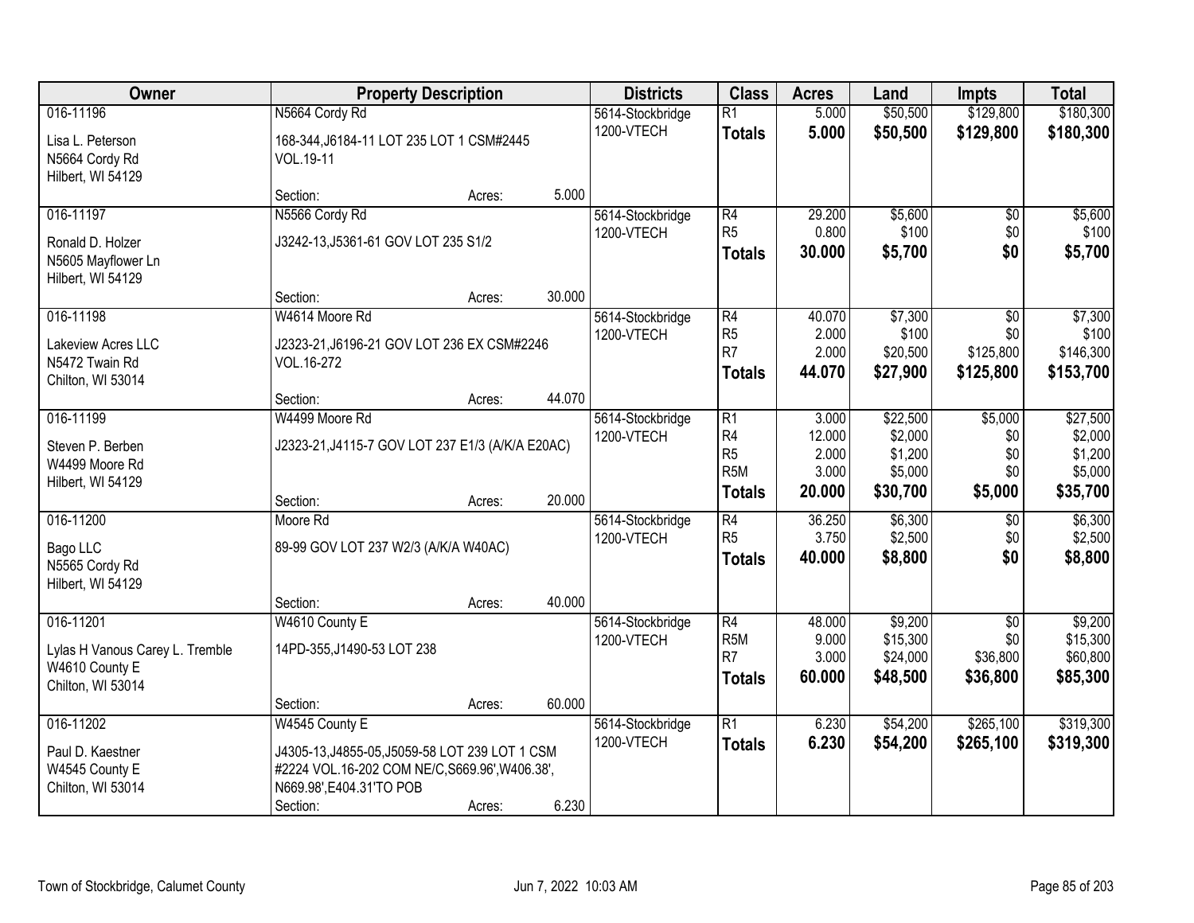| Owner | Property Description | | | Districts | Class | Acres | Land | Impts | Total |
|---|---|---|---|---|---|---|---|---|---|
| 016-11196 | N5664 Cordy Rd | | | 5614-Stockbridge | R1 | 5.000 | $50,500 | $129,800 | $180,300 |
| Lisa L. Peterson<br>N5664 Cordy Rd<br>Hilbert, WI 54129 | 168-344,J6184-11 LOT 235 LOT 1 CSM#2445 VOL.19-11 | | | 1200-VTECH | **Totals** | **5.000** | **$50,500** | **$129,800** | **$180,300** |
| | Section: | Acres: | 5.000 | | | | | | |
| 016-11197 | N5566 Cordy Rd | | | 5614-Stockbridge | R4 | 29.200 | $5,600 | $0 | $5,600 |
| Ronald D. Holzer<br>N5605 Mayflower Ln<br>Hilbert, WI 54129 | J3242-13,J5361-61 GOV LOT 235 S1/2 | | | 1200-VTECH | R5 | 0.800 | $100 | $0 | $100 |
| | | | | | **Totals** | **30.000** | **$5,700** | **$0** | **$5,700** |
| | Section: | Acres: | 30.000 | | | | | | |
| 016-11198 | W4614 Moore Rd | | | 5614-Stockbridge | R4 | 40.070 | $7,300 | $0 | $7,300 |
| Lakeview Acres LLC<br>N5472 Twain Rd<br>Chilton, WI 53014 | J2323-21,J6196-21 GOV LOT 236 EX CSM#2246 VOL.16-272 | | | 1200-VTECH | R5 | 2.000 | $100 | $0 | $100 |
| | | | | | R7 | 2.000 | $20,500 | $125,800 | $146,300 |
| | | | | | **Totals** | **44.070** | **$27,900** | **$125,800** | **$153,700** |
| | Section: | Acres: | 44.070 | | | | | | |
| 016-11199 | W4499 Moore Rd | | | 5614-Stockbridge | R1 | 3.000 | $22,500 | $5,000 | $27,500 |
| Steven P. Berben<br>W4499 Moore Rd<br>Hilbert, WI 54129 | J2323-21,J4115-7 GOV LOT 237 E1/3 (A/K/A E20AC) | | | 1200-VTECH | R4 | 12.000 | $2,000 | $0 | $2,000 |
| | | | | | R5 | 2.000 | $1,200 | $0 | $1,200 |
| | | | | | R5M | 3.000 | $5,000 | $0 | $5,000 |
| | | | | | **Totals** | **20.000** | **$30,700** | **$5,000** | **$35,700** |
| | Section: | Acres: | 20.000 | | | | | | |
| 016-11200 | Moore Rd | | | 5614-Stockbridge | R4 | 36.250 | $6,300 | $0 | $6,300 |
| Bago LLC<br>N5565 Cordy Rd<br>Hilbert, WI 54129 | 89-99 GOV LOT 237 W2/3 (A/K/A W40AC) | | | 1200-VTECH | R5 | 3.750 | $2,500 | $0 | $2,500 |
| | | | | | **Totals** | **40.000** | **$8,800** | **$0** | **$8,800** |
| | Section: | Acres: | 40.000 | | | | | | |
| 016-11201 | W4610 County E | | | 5614-Stockbridge | R4 | 48.000 | $9,200 | $0 | $9,200 |
| Lylas H Vanous Carey L. Tremble<br>W4610 County E<br>Chilton, WI 53014 | 14PD-355,J1490-53 LOT 238 | | | 1200-VTECH | R5M | 9.000 | $15,300 | $0 | $15,300 |
| | | | | | R7 | 3.000 | $24,000 | $36,800 | $60,800 |
| | | | | | **Totals** | **60.000** | **$48,500** | **$36,800** | **$85,300** |
| | Section: | Acres: | 60.000 | | | | | | |
| 016-11202 | W4545 County E | | | 5614-Stockbridge | R1 | 6.230 | $54,200 | $265,100 | $319,300 |
| Paul D. Kaestner<br>W4545 County E<br>Chilton, WI 53014 | J4305-13,J4855-05,J5059-58 LOT 239 LOT 1 CSM #2224 VOL.16-202 COM NE/C,S669.96',W406.38', N669.98',E404.31'TO POB | | | 1200-VTECH | **Totals** | **6.230** | **$54,200** | **$265,100** | **$319,300** |
| | Section: | Acres: | 6.230 | | | | | | |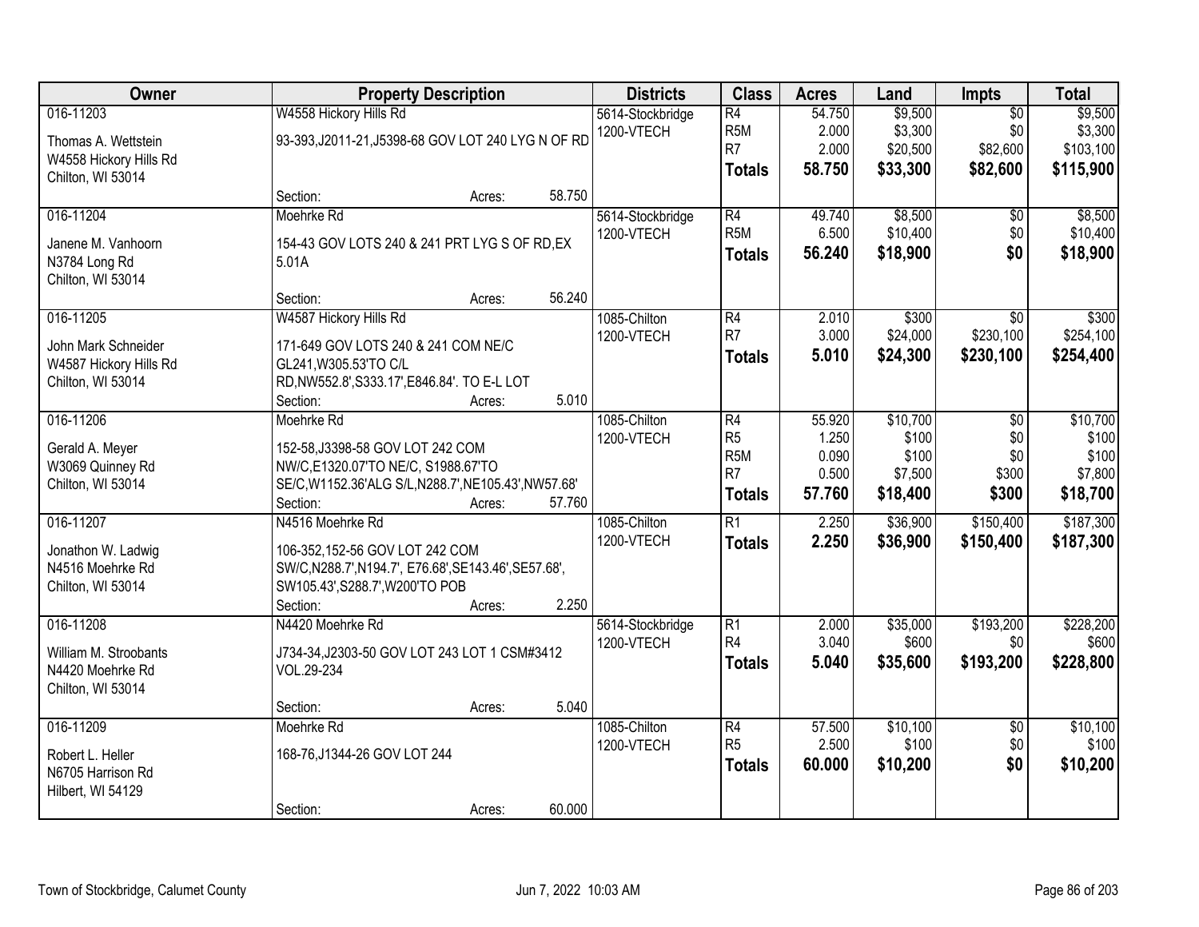| Owner | Property Description | Districts | Class | Acres | Land | Impts | Total |
|---|---|---|---|---|---|---|---|
| 016-11203<br>Thomas A. Wettstein<br>W4558 Hickory Hills Rd<br>Chilton, WI 53014 | W4558 Hickory Hills Rd<br>93-393,J2011-21,J5398-68 GOV LOT 240 LYG N OF RD<br>Section: Acres: 58.750 | 5614-Stockbridge<br>1200-VTECH | R4<br>R5M<br>R7<br>**Totals** | 54.750<br>2.000<br>2.000<br>**58.750** | $9,500<br>$3,300<br>$20,500<br>**$33,300** | $0<br>$0<br>$82,600<br>**$82,600** | $9,500<br>$3,300<br>$103,100<br>**$115,900** |
| 016-11204<br>Janene M. Vanhoorn<br>N3784 Long Rd<br>Chilton, WI 53014 | Moehrke Rd<br>154-43 GOV LOTS 240 & 241 PRT LYG S OF RD,EX 5.01A<br>Section: Acres: 56.240 | 5614-Stockbridge<br>1200-VTECH | R4<br>R5M<br>**Totals** | 49.740<br>6.500<br>**56.240** | $8,500<br>$10,400<br>**$18,900** | $0<br>$0<br>**$0** | $8,500<br>$10,400<br>**$18,900** |
| 016-11205<br>John Mark Schneider<br>W4587 Hickory Hills Rd<br>Chilton, WI 53014 | W4587 Hickory Hills Rd<br>171-649 GOV LOTS 240 & 241 COM NE/C GL241,W305.53'TO C/L RD,NW552.8',S333.17',E846.84'. TO E-L LOT<br>Section: Acres: 5.010 | 1085-Chilton<br>1200-VTECH | R4<br>R7<br>**Totals** | 2.010<br>3.000<br>**5.010** | $300<br>$24,000<br>**$24,300** | $0<br>$230,100<br>**$230,100** | $300<br>$254,100<br>**$254,400** |
| 016-11206<br>Gerald A. Meyer<br>W3069 Quinney Rd<br>Chilton, WI 53014 | Moehrke Rd<br>152-58,J3398-58 GOV LOT 242 COM NW/C,E1320.07'TO NE/C, S1988.67'TO SE/C,W1152.36'ALG S/L,N288.7',NE105.43',NW57.68'<br>Section: Acres: 57.760 | 1085-Chilton<br>1200-VTECH | R4<br>R5<br>R5M<br>R7<br>**Totals** | 55.920<br>1.250<br>0.090<br>0.500<br>**57.760** | $10,700<br>$100<br>$100<br>$7,500<br>**$18,400** | $0<br>$0<br>$0<br>$300<br>**$300** | $10,700<br>$100<br>$100<br>$7,800<br>**$18,700** |
| 016-11207<br>Jonathon W. Ladwig<br>N4516 Moehrke Rd<br>Chilton, WI 53014 | N4516 Moehrke Rd<br>106-352,152-56 GOV LOT 242 COM SW/C,N288.7',N194.7', E76.68',SE143.46',SE57.68', SW105.43',S288.7',W200'TO POB<br>Section: Acres: 2.250 | 1085-Chilton<br>1200-VTECH | R1<br>**Totals** | 2.250<br>**2.250** | $36,900<br>**$36,900** | $150,400<br>**$150,400** | $187,300<br>**$187,300** |
| 016-11208<br>William M. Stroobants<br>N4420 Moehrke Rd<br>Chilton, WI 53014 | N4420 Moehrke Rd<br>J734-34,J2303-50 GOV LOT 243 LOT 1 CSM#3412 VOL.29-234<br>Section: Acres: 5.040 | 5614-Stockbridge<br>1200-VTECH | R1<br>R4<br>**Totals** | 2.000<br>3.040<br>**5.040** | $35,000<br>$600<br>**$35,600** | $193,200<br>$0<br>**$193,200** | $228,200<br>$600<br>**$228,800** |
| 016-11209<br>Robert L. Heller<br>N6705 Harrison Rd<br>Hilbert, WI 54129 | Moehrke Rd<br>168-76,J1344-26 GOV LOT 244<br>Section: Acres: 60.000 | 1085-Chilton<br>1200-VTECH | R4<br>R5<br>**Totals** | 57.500<br>2.500<br>**60.000** | $10,100<br>$100<br>**$10,200** | $0<br>$0<br>**$0** | $10,100<br>$100<br>**$10,200** |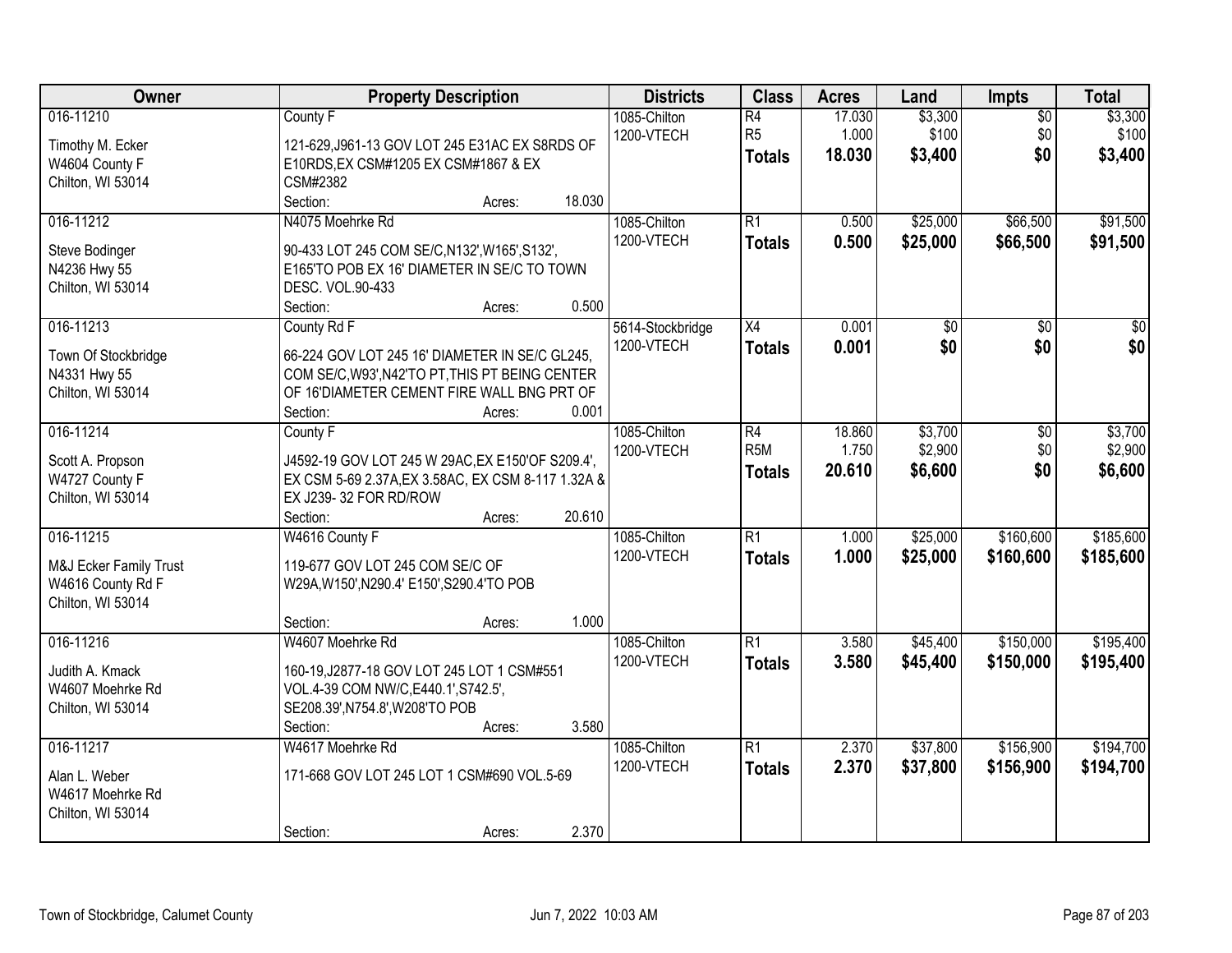| Owner | Property Description | Districts | Class | Acres | Land | Impts | Total |
|---|---|---|---|---|---|---|---|
| 016-11210<br><br>Timothy M. Ecker<br>W4604 County F<br>Chilton, WI 53014 | County F<br><br>121-629,J961-13 GOV LOT 245 E31AC EX S8RDS OF E10RDS,EX CSM#1205 EX CSM#1867 & EX CSM#2382<br>Section: Acres: 18.030 | 1085-Chilton<br>1200-VTECH | R4<br>R5<br>**Totals** | 17.030<br>1.000<br>**18.030** | $3,300<br>$100<br>**$3,400** | $0<br>$0<br>**$0** | $3,300<br>$100<br>**$3,400** |
| 016-11212<br><br>Steve Bodinger<br>N4236 Hwy 55<br>Chilton, WI 53014 | N4075 Moehrke Rd<br><br>90-433 LOT 245 COM SE/C,N132',W165',S132', E165'TO POB EX 16' DIAMETER IN SE/C TO TOWN DESC. VOL.90-433<br>Section: Acres: 0.500 | 1085-Chilton<br>1200-VTECH | R1<br>**Totals** | 0.500<br>**0.500** | $25,000<br>**$25,000** | $66,500<br>**$66,500** | $91,500<br>**$91,500** |
| 016-11213<br><br>Town Of Stockbridge<br>N4331 Hwy 55<br>Chilton, WI 53014 | County Rd F<br><br>66-224 GOV LOT 245 16' DIAMETER IN SE/C GL245, COM SE/C,W93',N42'TO PT,THIS PT BEING CENTER OF 16'DIAMETER CEMENT FIRE WALL BNG PRT OF<br>Section: Acres: 0.001 | 5614-Stockbridge<br>1200-VTECH | X4<br>**Totals** | 0.001<br>**0.001** | $0<br>**$0** | $0<br>**$0** | $0<br>**$0** |
| 016-11214<br><br>Scott A. Propson<br>W4727 County F<br>Chilton, WI 53014 | County F<br><br>J4592-19 GOV LOT 245 W 29AC,EX E150'OF S209.4', EX CSM 5-69 2.37A,EX 3.58AC, EX CSM 8-117 1.32A & EX J239- 32 FOR RD/ROW<br>Section: Acres: 20.610 | 1085-Chilton<br>1200-VTECH | R4<br>R5M<br>**Totals** | 18.860<br>1.750<br>**20.610** | $3,700<br>$2,900<br>**$6,600** | $0<br>$0<br>**$0** | $3,700<br>$2,900<br>**$6,600** |
| 016-11215<br><br>M&J Ecker Family Trust<br>W4616 County Rd F<br>Chilton, WI 53014 | W4616 County F<br><br>119-677 GOV LOT 245 COM SE/C OF W29A,W150',N290.4' E150',S290.4'TO POB<br><br>Section: Acres: 1.000 | 1085-Chilton<br>1200-VTECH | R1<br>**Totals** | 1.000<br>**1.000** | $25,000<br>**$25,000** | $160,600<br>**$160,600** | $185,600<br>**$185,600** |
| 016-11216<br><br>Judith A. Kmack<br>W4607 Moehrke Rd<br>Chilton, WI 53014 | W4607 Moehrke Rd<br><br>160-19,J2877-18 GOV LOT 245 LOT 1 CSM#551 VOL.4-39 COM NW/C,E440.1',S742.5', SE208.39',N754.8',W208'TO POB<br>Section: Acres: 3.580 | 1085-Chilton<br>1200-VTECH | R1<br>**Totals** | 3.580<br>**3.580** | $45,400<br>**$45,400** | $150,000<br>**$150,000** | $195,400<br>**$195,400** |
| 016-11217<br><br>Alan L. Weber<br>W4617 Moehrke Rd<br>Chilton, WI 53014 | W4617 Moehrke Rd<br><br>171-668 GOV LOT 245 LOT 1 CSM#690 VOL.5-69<br><br>Section: Acres: 2.370 | 1085-Chilton<br>1200-VTECH | R1<br>**Totals** | 2.370<br>**2.370** | $37,800<br>**$37,800** | $156,900<br>**$156,900** | $194,700<br>**$194,700** |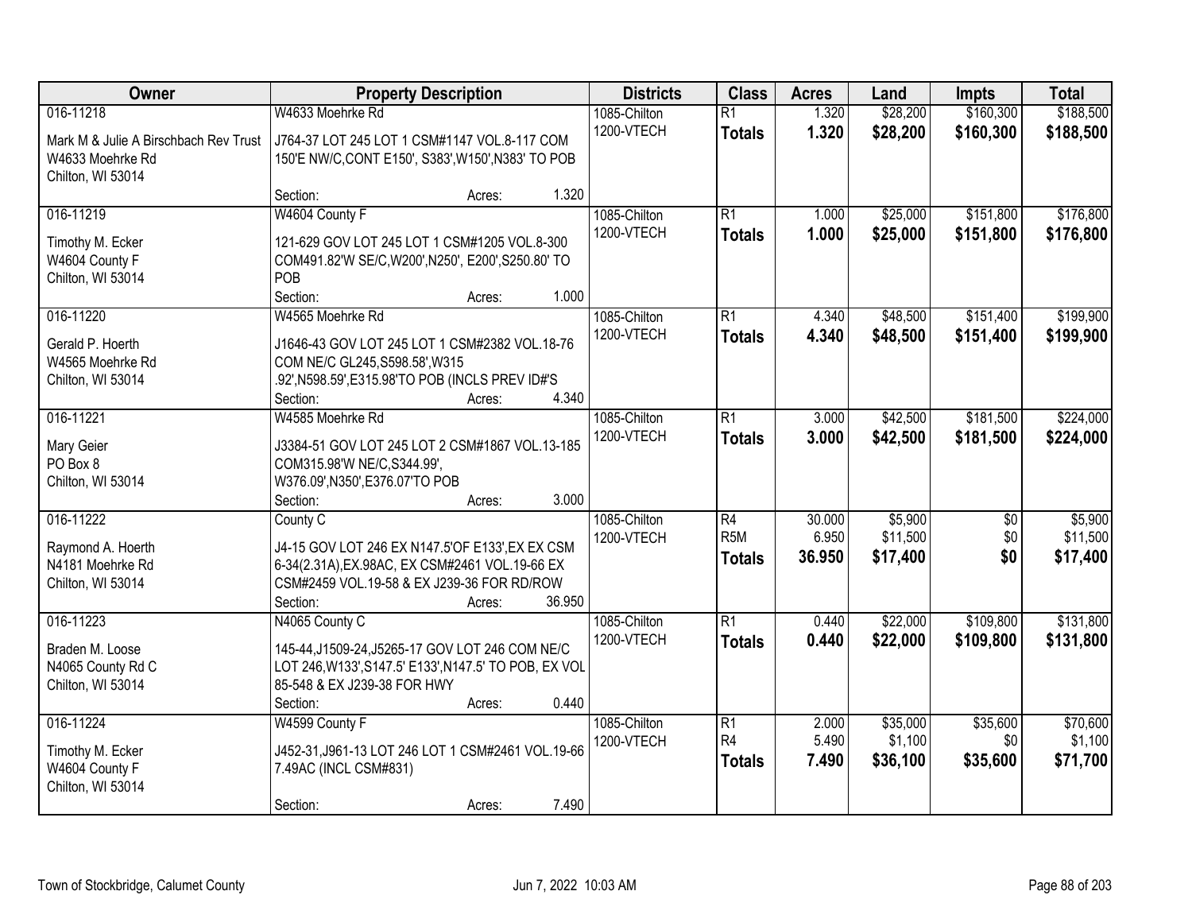| Owner | Property Description | Districts | Class | Acres | Land | Impts | Total |
|---|---|---|---|---|---|---|---|
| 016-11218<br>Mark M & Julie A Birschbach Rev Trust<br>W4633 Moehrke Rd<br>Chilton, WI 53014 | W4633 Moehrke Rd<br>J764-37 LOT 245 LOT 1 CSM#1147 VOL.8-117 COM 150'E NW/C,CONT E150', S383',W150',N383' TO POB<br>Section: Acres: 1.320 | 1085-Chilton<br>1200-VTECH | R1<br>**Totals** | 1.320<br>**1.320** | $28,200<br>**$28,200** | $160,300<br>**$160,300** | $188,500<br>**$188,500** |
| 016-11219<br>Timothy M. Ecker<br>W4604 County F<br>Chilton, WI 53014 | W4604 County F<br>121-629 GOV LOT 245 LOT 1 CSM#1205 VOL.8-300 COM491.82'W SE/C,W200',N250', E200',S250.80' TO POB<br>Section: Acres: 1.000 | 1085-Chilton<br>1200-VTECH | R1<br>**Totals** | 1.000<br>**1.000** | $25,000<br>**$25,000** | $151,800<br>**$151,800** | $176,800<br>**$176,800** |
| 016-11220<br>Gerald P. Hoerth<br>W4565 Moehrke Rd<br>Chilton, WI 53014 | W4565 Moehrke Rd<br>J1646-43 GOV LOT 245 LOT 1 CSM#2382 VOL.18-76 COM NE/C GL245,S598.58',W315 .92',N598.59',E315.98'TO POB (INCLS PREV ID#'S<br>Section: Acres: 4.340 | 1085-Chilton<br>1200-VTECH | R1<br>**Totals** | 4.340<br>**4.340** | $48,500<br>**$48,500** | $151,400<br>**$151,400** | $199,900<br>**$199,900** |
| 016-11221<br>Mary Geier<br>PO Box 8<br>Chilton, WI 53014 | W4585 Moehrke Rd<br>J3384-51 GOV LOT 245 LOT 2 CSM#1867 VOL.13-185 COM315.98'W NE/C,S344.99', W376.09',N350',E376.07'TO POB<br>Section: Acres: 3.000 | 1085-Chilton<br>1200-VTECH | R1<br>**Totals** | 3.000<br>**3.000** | $42,500<br>**$42,500** | $181,500<br>**$181,500** | $224,000<br>**$224,000** |
| 016-11222<br>Raymond A. Hoerth<br>N4181 Moehrke Rd<br>Chilton, WI 53014 | County C<br>J4-15 GOV LOT 246 EX N147.5'OF E133',EX EX CSM 6-34(2.31A),EX.98AC, EX CSM#2461 VOL.19-66 EX CSM#2459 VOL.19-58 & EX J239-36 FOR RD/ROW<br>Section: Acres: 36.950 | 1085-Chilton<br>1200-VTECH | R4<br>R5M<br>**Totals** | 30.000<br>6.950<br>**36.950** | $5,900<br>$11,500<br>**$17,400** | $0<br>$0<br>**$0** | $5,900<br>$11,500<br>**$17,400** |
| 016-11223<br>Braden M. Loose<br>N4065 County Rd C<br>Chilton, WI 53014 | N4065 County C<br>145-44,J1509-24,J5265-17 GOV LOT 246 COM NE/C LOT 246,W133',S147.5' E133',N147.5' TO POB, EX VOL 85-548 & EX J239-38 FOR HWY<br>Section: Acres: 0.440 | 1085-Chilton<br>1200-VTECH | R1<br>**Totals** | 0.440<br>**0.440** | $22,000<br>**$22,000** | $109,800<br>**$109,800** | $131,800<br>**$131,800** |
| 016-11224<br>Timothy M. Ecker<br>W4604 County F<br>Chilton, WI 53014 | W4599 County F<br>J452-31,J961-13 LOT 246 LOT 1 CSM#2461 VOL.19-66 7.49AC (INCL CSM#831)<br>Section: Acres: 7.490 | 1085-Chilton<br>1200-VTECH | R1<br>R4<br>**Totals** | 2.000<br>5.490<br>**7.490** | $35,000<br>$1,100<br>**$36,100** | $35,600<br>$0<br>**$35,600** | $70,600<br>$1,100<br>**$71,700** |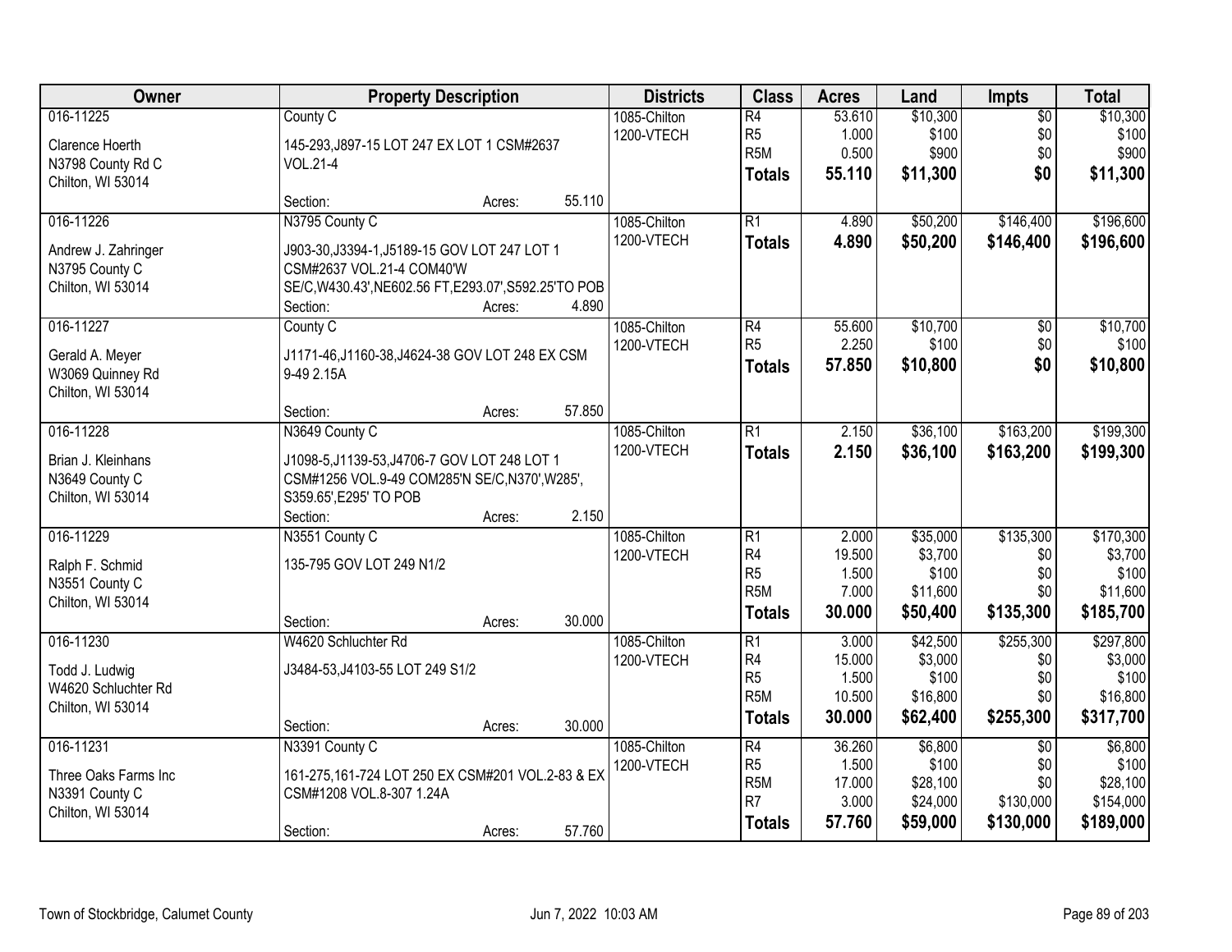| Owner | Property Description | Districts | Class | Acres | Land | Impts | Total |
|---|---|---|---|---|---|---|---|
| 016-11225<br>Clarence Hoerth<br>N3798 County Rd C<br>Chilton, WI 53014 | County C<br>145-293,J897-15 LOT 247 EX LOT 1 CSM#2637 VOL.21-4<br>Section: Acres: 55.110 | 1085-Chilton<br>1200-VTECH | R4<br>R5<br>R5M<br>**Totals** | 53.610<br>1.000<br>0.500<br>**55.110** | $10,300<br>$100<br>$900<br>**$11,300** | $0<br>$0<br>$0<br>**$0** | $10,300<br>$100<br>$900<br>**$11,300** |
| 016-11226<br>Andrew J. Zahringer<br>N3795 County C<br>Chilton, WI 53014 | N3795 County C<br>J903-30,J3394-1,J5189-15 GOV LOT 247 LOT 1 CSM#2637 VOL.21-4 COM40'W SE/C,W430.43',NE602.56 FT,E293.07',S592.25'TO POB<br>Section: Acres: 4.890 | 1085-Chilton<br>1200-VTECH | R1<br>**Totals** | 4.890<br>**4.890** | $50,200<br>**$50,200** | $146,400<br>**$146,400** | $196,600<br>**$196,600** |
| 016-11227<br>Gerald A. Meyer<br>W3069 Quinney Rd<br>Chilton, WI 53014 | County C<br>J1171-46,J1160-38,J4624-38 GOV LOT 248 EX CSM 9-49 2.15A<br>Section: Acres: 57.850 | 1085-Chilton<br>1200-VTECH | R4<br>R5<br>**Totals** | 55.600<br>2.250<br>**57.850** | $10,700<br>$100<br>**$10,800** | $0<br>$0<br>**$0** | $10,700<br>$100<br>**$10,800** |
| 016-11228<br>Brian J. Kleinhans<br>N3649 County C<br>Chilton, WI 53014 | N3649 County C<br>J1098-5,J1139-53,J4706-7 GOV LOT 248 LOT 1 CSM#1256 VOL.9-49 COM285'N SE/C,N370',W285', S359.65',E295' TO POB<br>Section: Acres: 2.150 | 1085-Chilton<br>1200-VTECH | R1<br>**Totals** | 2.150<br>**2.150** | $36,100<br>**$36,100** | $163,200<br>**$163,200** | $199,300<br>**$199,300** |
| 016-11229<br>Ralph F. Schmid<br>N3551 County C<br>Chilton, WI 53014 | N3551 County C<br>135-795 GOV LOT 249 N1/2<br>Section: Acres: 30.000 | 1085-Chilton<br>1200-VTECH | R1<br>R4<br>R5<br>R5M<br>**Totals** | 2.000<br>19.500<br>1.500<br>7.000<br>**30.000** | $35,000<br>$3,700<br>$100<br>$11,600<br>**$50,400** | $135,300<br>$0<br>$0<br>$0<br>**$135,300** | $170,300<br>$3,700<br>$100<br>$11,600<br>**$185,700** |
| 016-11230<br>Todd J. Ludwig<br>W4620 Schluchter Rd<br>Chilton, WI 53014 | W4620 Schluchter Rd<br>J3484-53,J4103-55 LOT 249 S1/2<br>Section: Acres: 30.000 | 1085-Chilton<br>1200-VTECH | R1<br>R4<br>R5<br>R5M<br>**Totals** | 3.000<br>15.000<br>1.500<br>10.500<br>**30.000** | $42,500<br>$3,000<br>$100<br>$16,800<br>**$62,400** | $255,300<br>$0<br>$0<br>$0<br>**$255,300** | $297,800<br>$3,000<br>$100<br>$16,800<br>**$317,700** |
| 016-11231<br>Three Oaks Farms Inc<br>N3391 County C<br>Chilton, WI 53014 | N3391 County C<br>161-275,161-724 LOT 250 EX CSM#201 VOL.2-83 & EX CSM#1208 VOL.8-307 1.24A<br>Section: Acres: 57.760 | 1085-Chilton<br>1200-VTECH | R4<br>R5<br>R5M<br>R7<br>**Totals** | 36.260<br>1.500<br>17.000<br>3.000<br>**57.760** | $6,800<br>$100<br>$28,100<br>$24,000<br>**$59,000** | $0<br>$0<br>$0<br>$130,000<br>**$130,000** | $6,800<br>$100<br>$28,100<br>$154,000<br>**$189,000** |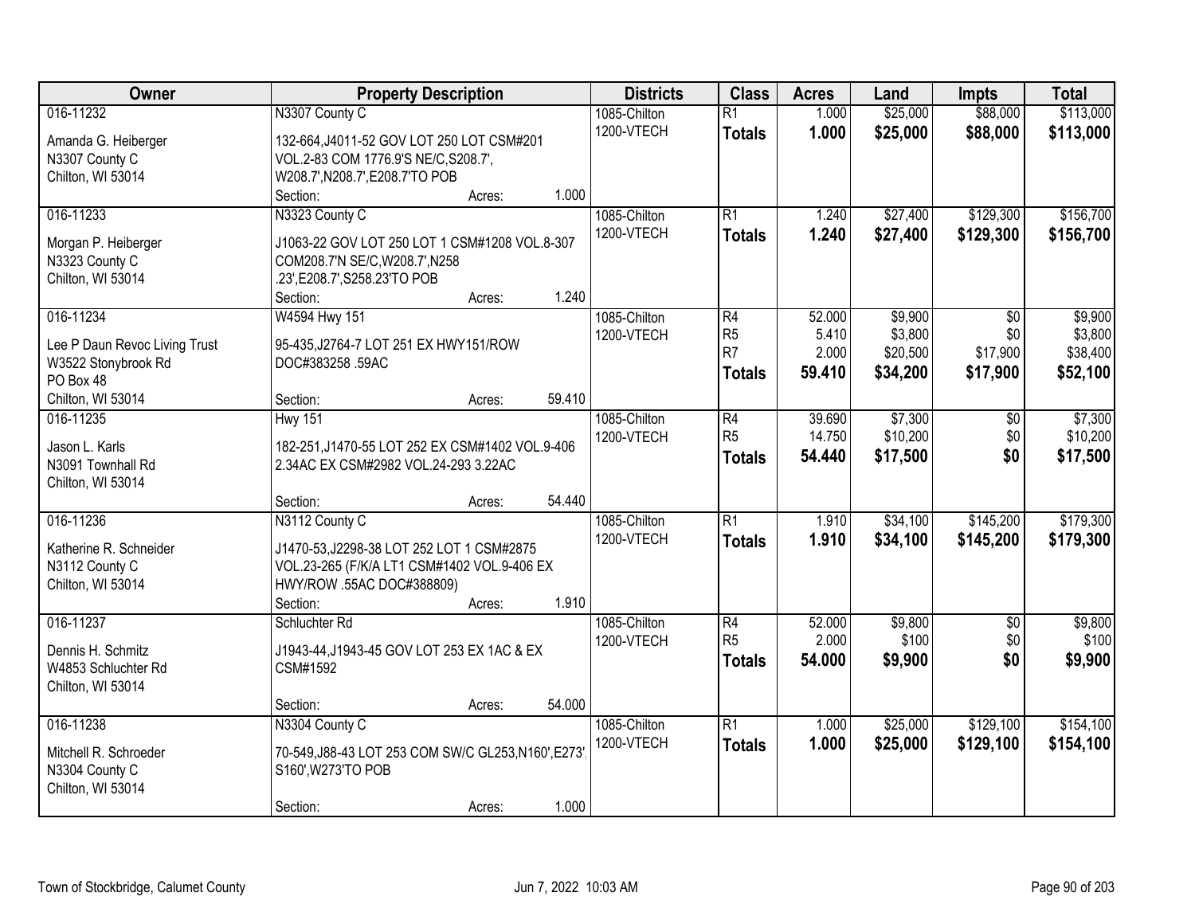| Owner | Property Description | Districts | Class | Acres | Land | Impts | Total |
|---|---|---|---|---|---|---|---|
| 016-11232<br>Amanda G. Heiberger<br>N3307 County C<br>Chilton, WI 53014 | N3307 County C<br>132-664,J4011-52 GOV LOT 250 LOT CSM#201 VOL.2-83 COM 1776.9'S NE/C,S208.7', W208.7',N208.7',E208.7'TO POB<br>Section: Acres: 1.000 | 1085-Chilton<br>1200-VTECH | R1<br>**Totals** | 1.000<br>**1.000** | \$25,000<br>**\$25,000** | \$88,000<br>**\$88,000** | \$113,000<br>**\$113,000** |
| 016-11233<br>Morgan P. Heiberger<br>N3323 County C<br>Chilton, WI 53014 | N3323 County C<br>J1063-22 GOV LOT 250 LOT 1 CSM#1208 VOL.8-307 COM208.7'N SE/C,W208.7',N258 .23',E208.7',S258.23'TO POB<br>Section: Acres: 1.240 | 1085-Chilton<br>1200-VTECH | R1<br>**Totals** | 1.240<br>**1.240** | \$27,400<br>**\$27,400** | \$129,300<br>**\$129,300** | \$156,700<br>**\$156,700** |
| 016-11234<br>Lee P Daun Revoc Living Trust<br>W3522 Stonybrook Rd<br>PO Box 48<br>Chilton, WI 53014 | W4594 Hwy 151<br>95-435,J2764-7 LOT 251 EX HWY151/ROW DOC#383258 .59AC<br>Section: Acres: 59.410 | 1085-Chilton<br>1200-VTECH | R4<br>R5<br>R7<br>**Totals** | 52.000<br>5.410<br>2.000<br>**59.410** | \$9,900<br>\$3,800<br>\$20,500<br>**\$34,200** | \$0<br>\$0<br>\$17,900<br>**\$17,900** | \$9,900<br>\$3,800<br>\$38,400<br>**\$52,100** |
| 016-11235<br>Jason L. Karls<br>N3091 Townhall Rd<br>Chilton, WI 53014 | Hwy 151<br>182-251,J1470-55 LOT 252 EX CSM#1402 VOL.9-406 2.34AC EX CSM#2982 VOL.24-293 3.22AC<br>Section: Acres: 54.440 | 1085-Chilton<br>1200-VTECH | R4<br>R5<br>**Totals** | 39.690<br>14.750<br>**54.440** | \$7,300<br>\$10,200<br>**\$17,500** | \$0<br>\$0<br>**\$0** | \$7,300<br>\$10,200<br>**\$17,500** |
| 016-11236<br>Katherine R. Schneider<br>N3112 County C<br>Chilton, WI 53014 | N3112 County C<br>J1470-53,J2298-38 LOT 252 LOT 1 CSM#2875 VOL.23-265 (F/K/A LT1 CSM#1402 VOL.9-406 EX HWY/ROW .55AC DOC#388809)<br>Section: Acres: 1.910 | 1085-Chilton<br>1200-VTECH | R1<br>**Totals** | 1.910<br>**1.910** | \$34,100<br>**\$34,100** | \$145,200<br>**\$145,200** | \$179,300<br>**\$179,300** |
| 016-11237<br>Dennis H. Schmitz<br>W4853 Schluchter Rd<br>Chilton, WI 53014 | Schluchter Rd<br>J1943-44,J1943-45 GOV LOT 253 EX 1AC & EX CSM#1592<br>Section: Acres: 54.000 | 1085-Chilton<br>1200-VTECH | R4<br>R5<br>**Totals** | 52.000<br>2.000<br>**54.000** | \$9,800<br>\$100<br>**\$9,900** | \$0<br>\$0<br>**\$0** | \$9,800<br>\$100<br>**\$9,900** |
| 016-11238<br>Mitchell R. Schroeder<br>N3304 County C<br>Chilton, WI 53014 | N3304 County C<br>70-549,J88-43 LOT 253 COM SW/C GL253,N160',E273', S160',W273'TO POB<br>Section: Acres: 1.000 | 1085-Chilton<br>1200-VTECH | R1<br>**Totals** | 1.000<br>**1.000** | \$25,000<br>**\$25,000** | \$129,100<br>**\$129,100** | \$154,100<br>**\$154,100** |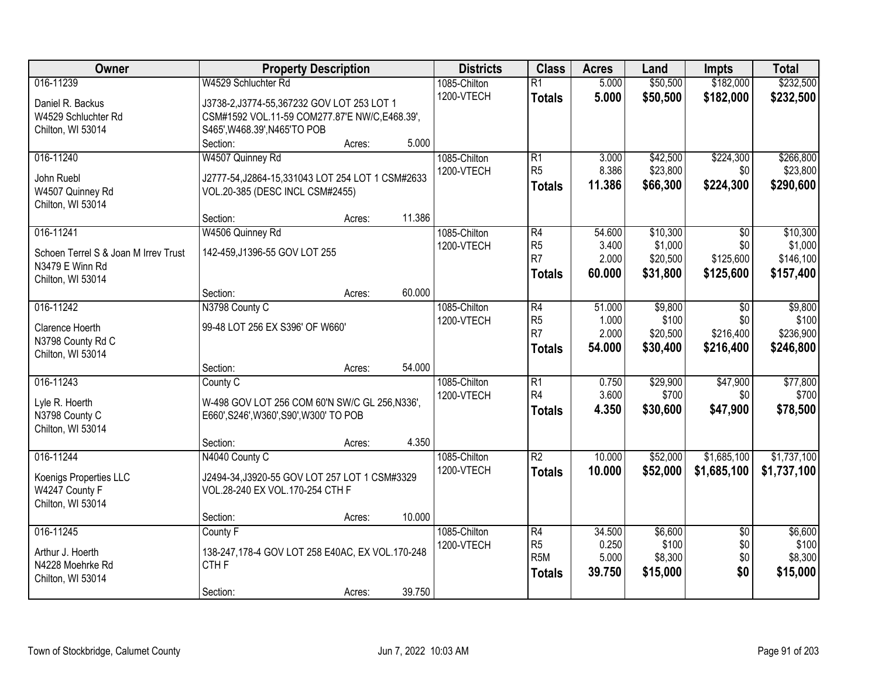| Owner | Property Description | Districts | Class | Acres | Land | Impts | Total |
|---|---|---|---|---|---|---|---|
| 016-11239<br>Daniel R. Backus<br>W4529 Schluchter Rd<br>Chilton, WI 53014 | W4529 Schluchter Rd<br>J3738-2,J3774-55,367232 GOV LOT 253 LOT 1 CSM#1592 VOL.11-59 COM277.87'E NW/C,E468.39', S465',W468.39',N465'TO POB<br>Section: Acres: 5.000 | 1085-Chilton<br>1200-VTECH | R1<br>**Totals** | 5.000<br>**5.000** | $50,500<br>**$50,500** | $182,000<br>**$182,000** | $232,500<br>**$232,500** |
| 016-11240<br>John Ruebl<br>W4507 Quinney Rd<br>Chilton, WI 53014 | W4507 Quinney Rd<br>J2777-54,J2864-15,331043 LOT 254 LOT 1 CSM#2633 VOL.20-385 (DESC INCL CSM#2455)<br>Section: Acres: 11.386 | 1085-Chilton<br>1200-VTECH | R1<br>R5<br>**Totals** | 3.000<br>8.386<br>**11.386** | $42,500<br>$23,800<br>**$66,300** | $224,300<br>$0<br>**$224,300** | $266,800<br>$23,800<br>**$290,600** |
| 016-11241<br>Schoen Terrel S & Joan M Irrev Trust<br>N3479 E Winn Rd<br>Chilton, WI 53014 | W4506 Quinney Rd<br>142-459,J1396-55 GOV LOT 255<br>Section: Acres: 60.000 | 1085-Chilton<br>1200-VTECH | R4<br>R5<br>R7<br>**Totals** | 54.600<br>3.400<br>2.000<br>**60.000** | $10,300<br>$1,000<br>$20,500<br>**$31,800** | $0<br>$0<br>$125,600<br>**$125,600** | $10,300<br>$1,000<br>$146,100<br>**$157,400** |
| 016-11242<br>Clarence Hoerth<br>N3798 County Rd C<br>Chilton, WI 53014 | N3798 County C<br>99-48 LOT 256 EX S396' OF W660'<br>Section: Acres: 54.000 | 1085-Chilton<br>1200-VTECH | R4<br>R5<br>R7<br>**Totals** | 51.000<br>1.000<br>2.000<br>**54.000** | $9,800<br>$100<br>$20,500<br>**$30,400** | $0<br>$0<br>$216,400<br>**$216,400** | $9,800<br>$100<br>$236,900<br>**$246,800** |
| 016-11243<br>Lyle R. Hoerth<br>N3798 County C<br>Chilton, WI 53014 | County C<br>W-498 GOV LOT 256 COM 60'N SW/C GL 256,N336', E660',S246',W360',S90',W300' TO POB<br>Section: Acres: 4.350 | 1085-Chilton<br>1200-VTECH | R1<br>R4<br>**Totals** | 0.750<br>3.600<br>**4.350** | $29,900<br>$700<br>**$30,600** | $47,900<br>$0<br>**$47,900** | $77,800<br>$700<br>**$78,500** |
| 016-11244<br>Koenigs Properties LLC<br>W4247 County F<br>Chilton, WI 53014 | N4040 County C<br>J2494-34,J3920-55 GOV LOT 257 LOT 1 CSM#3329 VOL.28-240 EX VOL.170-254 CTH F<br>Section: Acres: 10.000 | 1085-Chilton<br>1200-VTECH | R2<br>**Totals** | 10.000<br>**10.000** | $52,000<br>**$52,000** | $1,685,100<br>**$1,685,100** | $1,737,100<br>**$1,737,100** |
| 016-11245<br>Arthur J. Hoerth<br>N4228 Moehrke Rd<br>Chilton, WI 53014 | County F<br>138-247,178-4 GOV LOT 258 E40AC, EX VOL.170-248 CTH F<br>Section: Acres: 39.750 | 1085-Chilton<br>1200-VTECH | R4<br>R5<br>R5M<br>**Totals** | 34.500<br>0.250<br>5.000<br>**39.750** | $6,600<br>$100<br>$8,300<br>**$15,000** | $0<br>$0<br>$0<br>**$0** | $6,600<br>$100<br>$8,300<br>**$15,000** |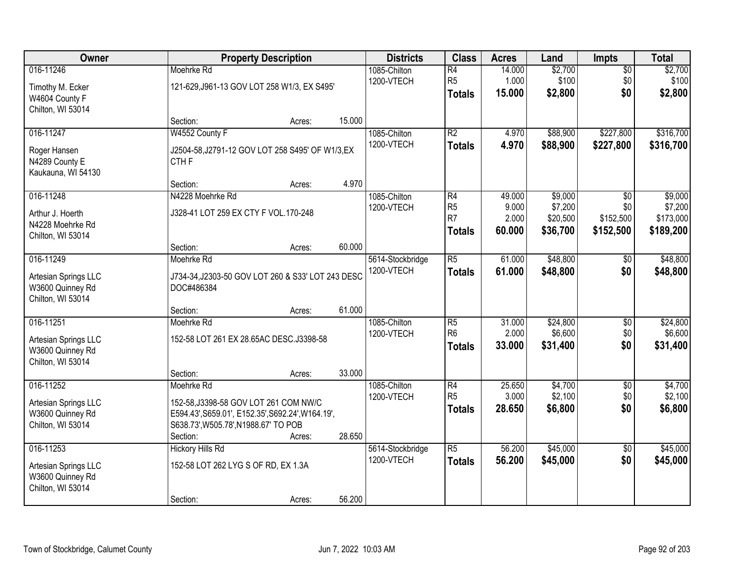| Owner | Property Description | Districts | Class | Acres | Land | Impts | Total |
|---|---|---|---|---|---|---|---|
| 016-11246<br>Timothy M. Ecker<br>W4604 County F<br>Chilton, WI 53014 | Moehrke Rd<br>121-629,J961-13 GOV LOT 258 W1/3, EX S495'<br>Section: Acres: 15.000 | 1085-Chilton<br>1200-VTECH | R4<br>R5<br>**Totals** | 14.000<br>1.000<br>**15.000** | $2,700<br>$100<br>**$2,800** | $0<br>$0<br>**$0** | $2,700<br>$100<br>**$2,800** |
| 016-11247<br>Roger Hansen<br>N4289 County E<br>Kaukauna, WI 54130 | W4552 County F<br>J2504-58,J2791-12 GOV LOT 258 S495' OF W1/3,EX CTH F<br>Section: Acres: 4.970 | 1085-Chilton<br>1200-VTECH | R2<br>**Totals** | 4.970<br>**4.970** | $88,900<br>**$88,900** | $227,800<br>**$227,800** | $316,700<br>**$316,700** |
| 016-11248<br>Arthur J. Hoerth<br>N4228 Moehrke Rd<br>Chilton, WI 53014 | N4228 Moehrke Rd<br>J328-41 LOT 259 EX CTY F VOL.170-248<br>Section: Acres: 60.000 | 1085-Chilton<br>1200-VTECH | R4<br>R5<br>R7<br>**Totals** | 49.000<br>9.000<br>2.000<br>**60.000** | $9,000<br>$7,200<br>$20,500<br>**$36,700** | $0<br>$0<br>$152,500<br>**$152,500** | $9,000<br>$7,200<br>$173,000<br>**$189,200** |
| 016-11249<br>Artesian Springs LLC<br>W3600 Quinney Rd<br>Chilton, WI 53014 | Moehrke Rd<br>J734-34,J2303-50 GOV LOT 260 & S33' LOT 243 DESC DOC#486384<br>Section: Acres: 61.000 | 5614-Stockbridge<br>1200-VTECH | R5<br>**Totals** | 61.000<br>**61.000** | $48,800<br>**$48,800** | $0<br>**$0** | $48,800<br>**$48,800** |
| 016-11251<br>Artesian Springs LLC<br>W3600 Quinney Rd<br>Chilton, WI 53014 | Moehrke Rd<br>152-58 LOT 261 EX 28.65AC DESC.J3398-58<br>Section: Acres: 33.000 | 1085-Chilton<br>1200-VTECH | R5<br>R6<br>**Totals** | 31.000<br>2.000<br>**33.000** | $24,800<br>$6,600<br>**$31,400** | $0<br>$0<br>**$0** | $24,800<br>$6,600<br>**$31,400** |
| 016-11252<br>Artesian Springs LLC<br>W3600 Quinney Rd<br>Chilton, WI 53014 | Moehrke Rd<br>152-58,J3398-58 GOV LOT 261 COM NW/C E594.43',S659.01', E152.35',S692.24',W164.19', S638.73',W505.78',N1988.67' TO POB<br>Section: Acres: 28.650 | 1085-Chilton<br>1200-VTECH | R4<br>R5<br>**Totals** | 25.650<br>3.000<br>**28.650** | $4,700<br>$2,100<br>**$6,800** | $0<br>$0<br>**$0** | $4,700<br>$2,100<br>**$6,800** |
| 016-11253<br>Artesian Springs LLC<br>W3600 Quinney Rd<br>Chilton, WI 53014 | Hickory Hills Rd<br>152-58 LOT 262 LYG S OF RD, EX 1.3A<br>Section: Acres: 56.200 | 5614-Stockbridge<br>1200-VTECH | R5<br>**Totals** | 56.200<br>**56.200** | $45,000<br>**$45,000** | $0<br>**$0** | $45,000<br>**$45,000** |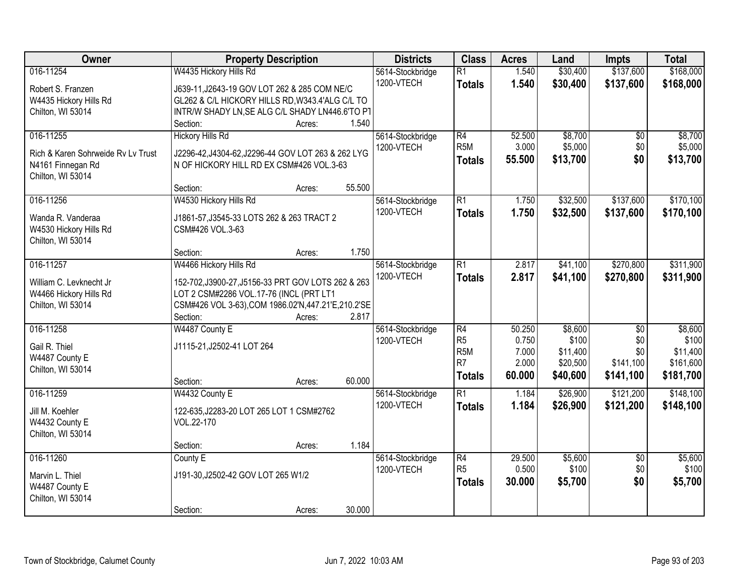| Owner | Property Description | Districts | Class | Acres | Land | Impts | Total |
|---|---|---|---|---|---|---|---|
| 016-11254<br>Robert S. Franzen<br>W4435 Hickory Hills Rd<br>Chilton, WI 53014 | W4435 Hickory Hills Rd<br>J639-11,J2643-19 GOV LOT 262 & 285 COM NE/C GL262 & C/L HICKORY HILLS RD,W343.4'ALG C/L TO INTR/W SHADY LN,SE ALG C/L SHADY LN446.6'TO PT<br>Section: Acres: 1.540 | 5614-Stockbridge<br>1200-VTECH | R1<br>**Totals** | 1.540<br>**1.540** | $30,400<br>**$30,400** | $137,600<br>**$137,600** | $168,000<br>**$168,000** |
| 016-11255<br>Rich & Karen Sohrweide Rv Lv Trust<br>N4161 Finnegan Rd<br>Chilton, WI 53014 | Hickory Hills Rd<br>J2296-42,J4304-62,J2296-44 GOV LOT 263 & 262 LYG N OF HICKORY HILL RD EX CSM#426 VOL.3-63<br>Section: Acres: 55.500 | 5614-Stockbridge<br>1200-VTECH | R4<br>R5M<br>**Totals** | 52.500<br>3.000<br>**55.500** | $8,700<br>$5,000<br>**$13,700** | $0<br>$0<br>**$0** | $8,700<br>$5,000<br>**$13,700** |
| 016-11256<br>Wanda R. Vanderaa<br>W4530 Hickory Hills Rd<br>Chilton, WI 53014 | W4530 Hickory Hills Rd<br>J1861-57,J3545-33 LOTS 262 & 263 TRACT 2 CSM#426 VOL.3-63<br>Section: Acres: 1.750 | 5614-Stockbridge<br>1200-VTECH | R1<br>**Totals** | 1.750<br>**1.750** | $32,500<br>**$32,500** | $137,600<br>**$137,600** | $170,100<br>**$170,100** |
| 016-11257<br>William C. Levknecht Jr<br>W4466 Hickory Hills Rd<br>Chilton, WI 53014 | W4466 Hickory Hills Rd<br>152-702,J3900-27,J5156-33 PRT GOV LOTS 262 & 263 LOT 2 CSM#2286 VOL.17-76 (INCL (PRT LT1 CSM#426 VOL 3-63),COM 1986.02'N,447.21'E,210.2'SE<br>Section: Acres: 2.817 | 5614-Stockbridge<br>1200-VTECH | R1<br>**Totals** | 2.817<br>**2.817** | $41,100<br>**$41,100** | $270,800<br>**$270,800** | $311,900<br>**$311,900** |
| 016-11258<br>Gail R. Thiel<br>W4487 County E<br>Chilton, WI 53014 | W4487 County E<br>J1115-21,J2502-41 LOT 264<br>Section: Acres: 60.000 | 5614-Stockbridge<br>1200-VTECH | R4<br>R5<br>R5M<br>R7<br>**Totals** | 50.250<br>0.750<br>7.000<br>2.000<br>**60.000** | $8,600<br>$100<br>$11,400<br>$20,500<br>**$40,600** | $0<br>$0<br>$0<br>$141,100<br>**$141,100** | $8,600<br>$100<br>$11,400<br>$161,600<br>**$181,700** |
| 016-11259<br>Jill M. Koehler<br>W4432 County E<br>Chilton, WI 53014 | W4432 County E<br>122-635,J2283-20 LOT 265 LOT 1 CSM#2762 VOL.22-170<br>Section: Acres: 1.184 | 5614-Stockbridge<br>1200-VTECH | R1<br>**Totals** | 1.184<br>**1.184** | $26,900<br>**$26,900** | $121,200<br>**$121,200** | $148,100<br>**$148,100** |
| 016-11260<br>Marvin L. Thiel<br>W4487 County E<br>Chilton, WI 53014 | County E<br>J191-30,J2502-42 GOV LOT 265 W1/2<br>Section: Acres: 30.000 | 5614-Stockbridge<br>1200-VTECH | R4<br>R5<br>**Totals** | 29.500<br>0.500<br>**30.000** | $5,600<br>$100<br>**$5,700** | $0<br>$0<br>**$0** | $5,600<br>$100<br>**$5,700** |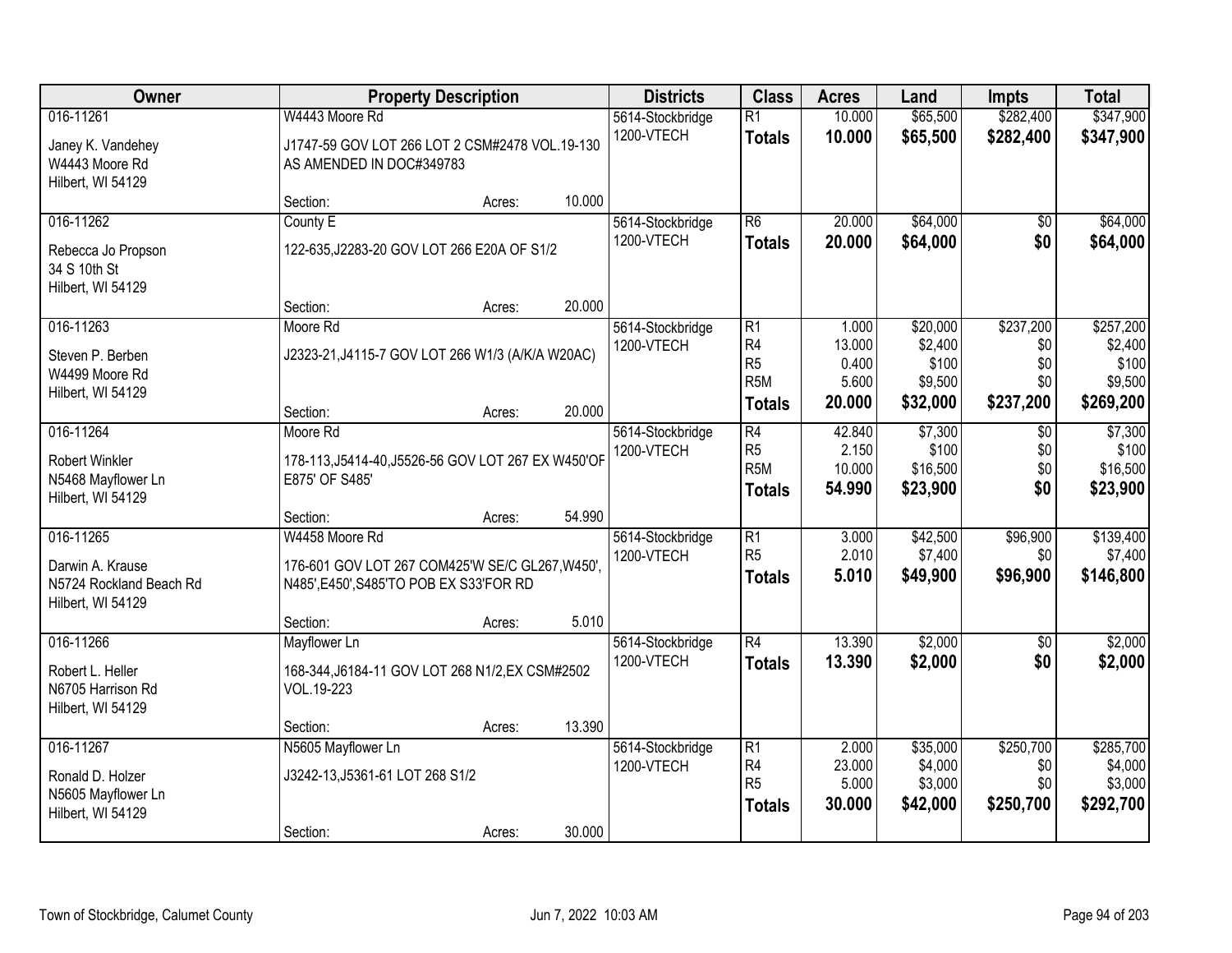| Owner | Property Description | Districts | Class | Acres | Land | Impts | Total |
|---|---|---|---|---|---|---|---|
| 016-11261<br>Janey K. Vandehey<br>W4443 Moore Rd<br>Hilbert, WI 54129 | W4443 Moore Rd<br>J1747-59 GOV LOT 266 LOT 2 CSM#2478 VOL.19-130 AS AMENDED IN DOC#349783<br>Section: Acres: 10.000 | 5614-Stockbridge<br>1200-VTECH | R1<br>**Totals** | 10.000<br>**10.000** | $65,500<br>**$65,500** | $282,400<br>**$282,400** | $347,900<br>**$347,900** |
| 016-11262<br>Rebecca Jo Propson<br>34 S 10th St<br>Hilbert, WI 54129 | County E<br>122-635,J2283-20 GOV LOT 266 E20A OF S1/2<br>Section: Acres: 20.000 | 5614-Stockbridge<br>1200-VTECH | R6<br>**Totals** | 20.000<br>**20.000** | $64,000<br>**$64,000** | $0<br>**$0** | $64,000<br>**$64,000** |
| 016-11263<br>Steven P. Berben<br>W4499 Moore Rd<br>Hilbert, WI 54129 | Moore Rd<br>J2323-21,J4115-7 GOV LOT 266 W1/3 (A/K/A W20AC)<br>Section: Acres: 20.000 | 5614-Stockbridge<br>1200-VTECH | R1<br>R4<br>R5<br>R5M<br>**Totals** | 1.000<br>13.000<br>0.400<br>5.600<br>**20.000** | $20,000<br>$2,400<br>$100<br>$9,500<br>**$32,000** | $237,200<br>$0<br>$0<br>$0<br>**$237,200** | $257,200<br>$2,400<br>$100<br>$9,500<br>**$269,200** |
| 016-11264<br>Robert Winkler<br>N5468 Mayflower Ln<br>Hilbert, WI 54129 | Moore Rd<br>178-113,J5414-40,J5526-56 GOV LOT 267 EX W450'OF E875' OF S485'<br>Section: Acres: 54.990 | 5614-Stockbridge<br>1200-VTECH | R4<br>R5<br>R5M<br>**Totals** | 42.840<br>2.150<br>10.000<br>**54.990** | $7,300<br>$100<br>$16,500<br>**$23,900** | $0<br>$0<br>$0<br>**$0** | $7,300<br>$100<br>$16,500<br>**$23,900** |
| 016-11265<br>Darwin A. Krause<br>N5724 Rockland Beach Rd<br>Hilbert, WI 54129 | W4458 Moore Rd<br>176-601 GOV LOT 267 COM425'W SE/C GL267,W450', N485',E450',S485'TO POB EX S33'FOR RD<br>Section: Acres: 5.010 | 5614-Stockbridge<br>1200-VTECH | R1<br>R5<br>**Totals** | 3.000<br>2.010<br>**5.010** | $42,500<br>$7,400<br>**$49,900** | $96,900<br>$0<br>**$96,900** | $139,400<br>$7,400<br>**$146,800** |
| 016-11266<br>Robert L. Heller<br>N6705 Harrison Rd<br>Hilbert, WI 54129 | Mayflower Ln<br>168-344,J6184-11 GOV LOT 268 N1/2,EX CSM#2502 VOL.19-223<br>Section: Acres: 13.390 | 5614-Stockbridge<br>1200-VTECH | R4<br>**Totals** | 13.390<br>**13.390** | $2,000<br>**$2,000** | $0<br>**$0** | $2,000<br>**$2,000** |
| 016-11267<br>Ronald D. Holzer<br>N5605 Mayflower Ln<br>Hilbert, WI 54129 | N5605 Mayflower Ln<br>J3242-13,J5361-61 LOT 268 S1/2<br>Section: Acres: 30.000 | 5614-Stockbridge<br>1200-VTECH | R1<br>R4<br>R5<br>**Totals** | 2.000<br>23.000<br>5.000<br>**30.000** | $35,000<br>$4,000<br>$3,000<br>**$42,000** | $250,700<br>$0<br>$0<br>**$250,700** | $285,700<br>$4,000<br>$3,000<br>**$292,700** |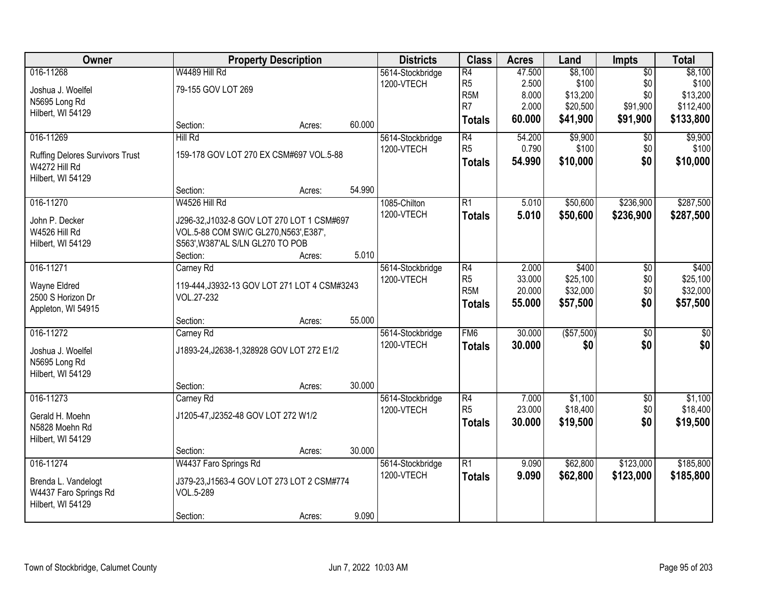| Owner | Property Description | | | Districts | Class | Acres | Land | Impts | Total |
|---|---|---|---|---|---|---|---|---|---|
| 016-11268<br>Joshua J. Woelfel<br>N5695 Long Rd<br>Hilbert, WI 54129 | W4489 Hill Rd<br>79-155 GOV LOT 269<br>Section: | Acres: | 60.000 | 5614-Stockbridge<br>1200-VTECH | R4<br>R5<br>R5M<br>R7<br>**Totals** | 47.500<br>2.500<br>8.000<br>2.000<br>**60.000** | $8,100<br>$100<br>$13,200<br>$20,500<br>**$41,900** | $0<br>$0<br>$0<br>$91,900<br>**$91,900** | $8,100<br>$100<br>$13,200<br>$112,400<br>**$133,800** |
| 016-11269<br>Ruffing Delores Survivors Trust<br>W4272 Hill Rd<br>Hilbert, WI 54129 | Hill Rd<br>159-178 GOV LOT 270 EX CSM#697 VOL.5-88<br>Section: | Acres: | 54.990 | 5614-Stockbridge<br>1200-VTECH | R4<br>R5<br>**Totals** | 54.200<br>0.790<br>**54.990** | $9,900<br>$100<br>**$10,000** | $0<br>$0<br>**$0** | $9,900<br>$100<br>**$10,000** |
| 016-11270<br>John P. Decker<br>W4526 Hill Rd<br>Hilbert, WI 54129 | W4526 Hill Rd<br>J296-32,J1032-8 GOV LOT 270 LOT 1 CSM#697 VOL.5-88 COM SW/C GL270,N563',E387', S563',W387'AL S/LN GL270 TO POB<br>Section: | Acres: | 5.010 | 1085-Chilton<br>1200-VTECH | R1<br>**Totals** | 5.010<br>**5.010** | $50,600<br>**$50,600** | $236,900<br>**$236,900** | $287,500<br>**$287,500** |
| 016-11271<br>Wayne Eldred<br>2500 S Horizon Dr<br>Appleton, WI 54915 | Carney Rd<br>119-444,J3932-13 GOV LOT 271 LOT 4 CSM#3243 VOL.27-232<br>Section: | Acres: | 55.000 | 5614-Stockbridge<br>1200-VTECH | R4<br>R5<br>R5M<br>**Totals** | 2.000<br>33.000<br>20.000<br>**55.000** | $400<br>$25,100<br>$32,000<br>**$57,500** | $0<br>$0<br>$0<br>**$0** | $400<br>$25,100<br>$32,000<br>**$57,500** |
| 016-11272<br>Joshua J. Woelfel<br>N5695 Long Rd<br>Hilbert, WI 54129 | Carney Rd<br>J1893-24,J2638-1,328928 GOV LOT 272 E1/2<br>Section: | Acres: | 30.000 | 5614-Stockbridge<br>1200-VTECH | FM6<br>**Totals** | 30.000<br>**30.000** | ($57,500)<br>**$0** | $0<br>**$0** | $0<br>**$0** |
| 016-11273<br>Gerald H. Moehn<br>N5828 Moehn Rd<br>Hilbert, WI 54129 | Carney Rd<br>J1205-47,J2352-48 GOV LOT 272 W1/2<br>Section: | Acres: | 30.000 | 5614-Stockbridge<br>1200-VTECH | R4<br>R5<br>**Totals** | 7.000<br>23.000<br>**30.000** | $1,100<br>$18,400<br>**$19,500** | $0<br>$0<br>**$0** | $1,100<br>$18,400<br>**$19,500** |
| 016-11274<br>Brenda L. Vandelogt<br>W4437 Faro Springs Rd<br>Hilbert, WI 54129 | W4437 Faro Springs Rd<br>J379-23,J1563-4 GOV LOT 273 LOT 2 CSM#774 VOL.5-289<br>Section: | Acres: | 9.090 | 5614-Stockbridge<br>1200-VTECH | R1<br>**Totals** | 9.090<br>**9.090** | $62,800<br>**$62,800** | $123,000<br>**$123,000** | $185,800<br>**$185,800** |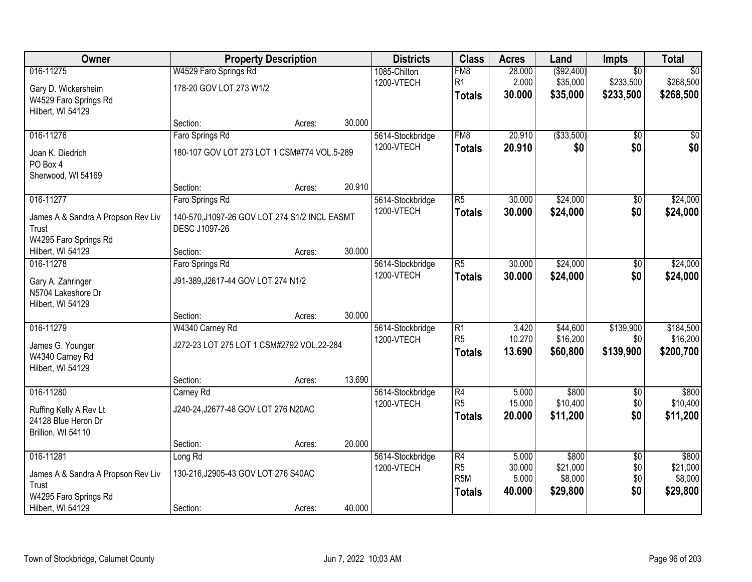| Owner | Property Description | | | Districts | Class | Acres | Land | Impts | Total |
|---|---|---|---|---|---|---|---|---|---|
| 016-11275<br><br>Gary D. Wickersheim<br>W4529 Faro Springs Rd<br>Hilbert, WI 54129 | W4529 Faro Springs Rd<br><br>178-20 GOV LOT 273 W1/2 | | | 1085-Chilton<br>1200-VTECH | FM8<br>R1<br>**Totals** | 28.000<br>2.000<br>**30.000** | ($92,400)<br>$35,000<br>**$35,000** | $0<br>$233,500<br>**$233,500** | $0<br>$268,500<br>**$268,500** |
| | Section: | Acres: | 30.000 | | | | | | |
| 016-11276<br><br>Joan K. Diedrich<br>PO Box 4<br>Sherwood, WI 54169 | Faro Springs Rd<br><br>180-107 GOV LOT 273 LOT 1 CSM#774 VOL.5-289 | | | 5614-Stockbridge<br>1200-VTECH | FM8<br>**Totals** | 20.910<br>**20.910** | ($33,500)<br>**$0** | $0<br>**$0** | $0<br>**$0** |
| | Section: | Acres: | 20.910 | | | | | | |
| 016-11277<br><br>James A & Sandra A Propson Rev Liv Trust<br>W4295 Faro Springs Rd<br>Hilbert, WI 54129 | Faro Springs Rd<br><br>140-570,J1097-26 GOV LOT 274 S1/2 INCL EASMT DESC J1097-26 | | | 5614-Stockbridge<br>1200-VTECH | R5<br>**Totals** | 30.000<br>**30.000** | $24,000<br>**$24,000** | $0<br>**$0** | $24,000<br>**$24,000** |
| | Section: | Acres: | 30.000 | | | | | | |
| 016-11278<br><br>Gary A. Zahringer<br>N5704 Lakeshore Dr<br>Hilbert, WI 54129 | Faro Springs Rd<br><br>J91-389,J2617-44 GOV LOT 274 N1/2 | | | 5614-Stockbridge<br>1200-VTECH | R5<br>**Totals** | 30.000<br>**30.000** | $24,000<br>**$24,000** | $0<br>**$0** | $24,000<br>**$24,000** |
| | Section: | Acres: | 30.000 | | | | | | |
| 016-11279<br><br>James G. Younger<br>W4340 Carney Rd<br>Hilbert, WI 54129 | W4340 Carney Rd<br><br>J272-23 LOT 275 LOT 1 CSM#2792 VOL.22-284 | | | 5614-Stockbridge<br>1200-VTECH | R1<br>R5<br>**Totals** | 3.420<br>10.270<br>**13.690** | $44,600<br>$16,200<br>**$60,800** | $139,900<br>$0<br>**$139,900** | $184,500<br>$16,200<br>**$200,700** |
| | Section: | Acres: | 13.690 | | | | | | |
| 016-11280<br><br>Ruffing Kelly A Rev Lt<br>24128 Blue Heron Dr<br>Brillion, WI 54110 | Carney Rd<br><br>J240-24,J2677-48 GOV LOT 276 N20AC | | | 5614-Stockbridge<br>1200-VTECH | R4<br>R5<br>**Totals** | 5.000<br>15.000<br>**20.000** | $800<br>$10,400<br>**$11,200** | $0<br>$0<br>**$0** | $800<br>$10,400<br>**$11,200** |
| | Section: | Acres: | 20.000 | | | | | | |
| 016-11281<br><br>James A & Sandra A Propson Rev Liv Trust<br>W4295 Faro Springs Rd<br>Hilbert, WI 54129 | Long Rd<br><br>130-216,J2905-43 GOV LOT 276 S40AC | | | 5614-Stockbridge<br>1200-VTECH | R4<br>R5<br>R5M<br>**Totals** | 5.000<br>30.000<br>5.000<br>**40.000** | $800<br>$21,000<br>$8,000<br>**$29,800** | $0<br>$0<br>$0<br>**$0** | $800<br>$21,000<br>$8,000<br>**$29,800** |
| | Section: | Acres: | 40.000 | | | | | | |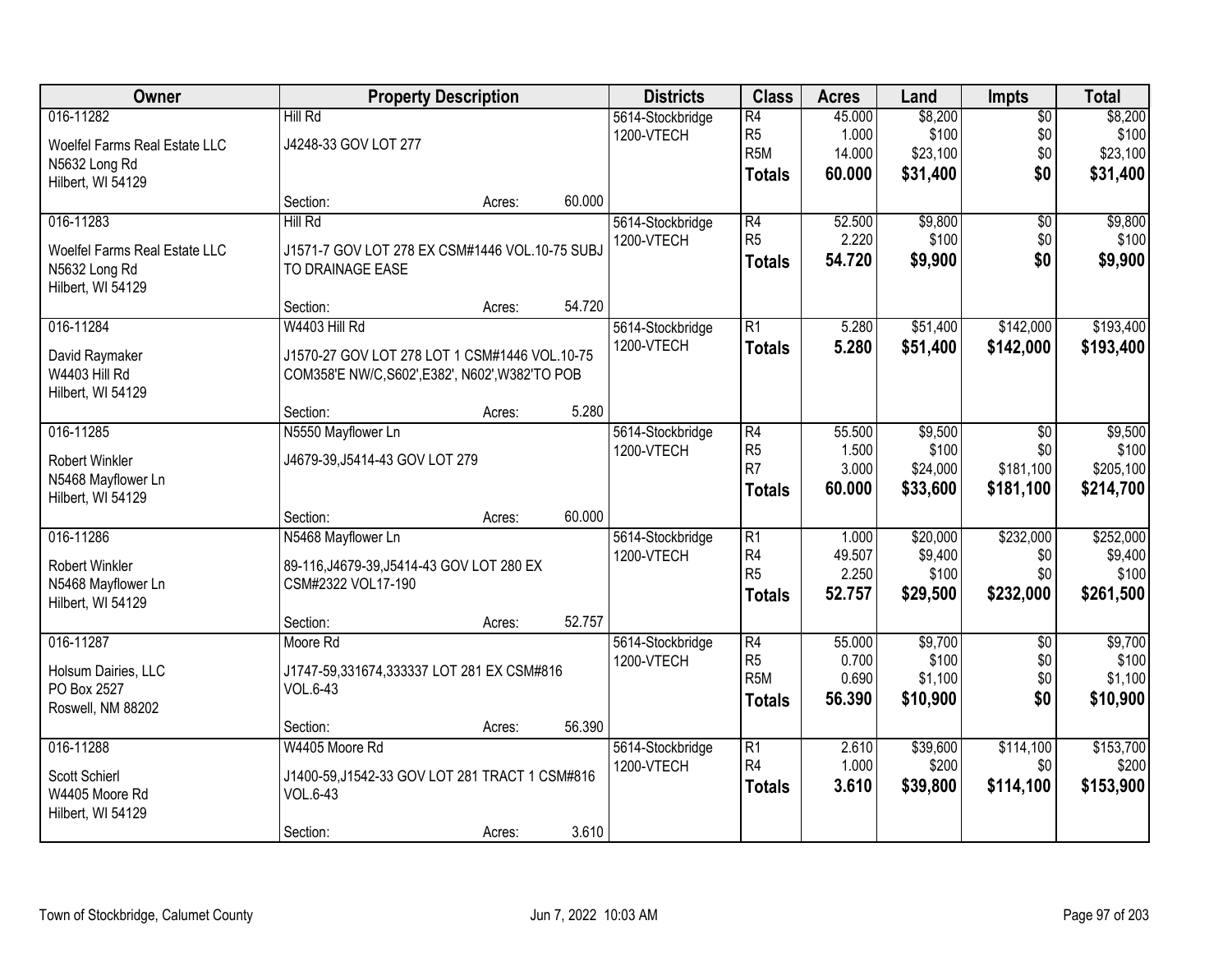| Owner | Property Description | Districts | Class | Acres | Land | Impts | Total |
|---|---|---|---|---|---|---|---|
| 016-11282<br>Woelfel Farms Real Estate LLC<br>N5632 Long Rd<br>Hilbert, WI 54129 | Hill Rd<br>J4248-33 GOV LOT 277<br>Section: Acres: 60.000 | 5614-Stockbridge<br>1200-VTECH | R4<br>R5<br>R5M<br>**Totals** | 45.000<br>1.000<br>14.000<br>**60.000** | $8,200<br>$100<br>$23,100<br>**$31,400** | $0<br>$0<br>$0<br>**$0** | $8,200<br>$100<br>$23,100<br>**$31,400** |
| 016-11283<br>Woelfel Farms Real Estate LLC<br>N5632 Long Rd<br>Hilbert, WI 54129 | Hill Rd<br>J1571-7 GOV LOT 278 EX CSM#1446 VOL.10-75 SUBJ TO DRAINAGE EASE<br>Section: Acres: 54.720 | 5614-Stockbridge<br>1200-VTECH | R4<br>R5<br>**Totals** | 52.500<br>2.220<br>**54.720** | $9,800<br>$100<br>**$9,900** | $0<br>$0<br>**$0** | $9,800<br>$100<br>**$9,900** |
| 016-11284<br>David Raymaker<br>W4403 Hill Rd<br>Hilbert, WI 54129 | W4403 Hill Rd<br>J1570-27 GOV LOT 278 LOT 1 CSM#1446 VOL.10-75 COM358'E NW/C,S602',E382', N602',W382'TO POB<br>Section: Acres: 5.280 | 5614-Stockbridge<br>1200-VTECH | R1<br>**Totals** | 5.280<br>**5.280** | $51,400<br>**$51,400** | $142,000<br>**$142,000** | $193,400<br>**$193,400** |
| 016-11285<br>Robert Winkler<br>N5468 Mayflower Ln<br>Hilbert, WI 54129 | N5550 Mayflower Ln<br>J4679-39,J5414-43 GOV LOT 279<br>Section: Acres: 60.000 | 5614-Stockbridge<br>1200-VTECH | R4<br>R5<br>R7<br>**Totals** | 55.500<br>1.500<br>3.000<br>**60.000** | $9,500<br>$100<br>$24,000<br>**$33,600** | $0<br>$0<br>$181,100<br>**$181,100** | $9,500<br>$100<br>$205,100<br>**$214,700** |
| 016-11286<br>Robert Winkler<br>N5468 Mayflower Ln<br>Hilbert, WI 54129 | N5468 Mayflower Ln<br>89-116,J4679-39,J5414-43 GOV LOT 280 EX CSM#2322 VOL17-190<br>Section: Acres: 52.757 | 5614-Stockbridge<br>1200-VTECH | R1<br>R4<br>R5<br>**Totals** | 1.000<br>49.507<br>2.250<br>**52.757** | $20,000<br>$9,400<br>$100<br>**$29,500** | $232,000<br>$0<br>$0<br>**$232,000** | $252,000<br>$9,400<br>$100<br>**$261,500** |
| 016-11287<br>Holsum Dairies, LLC<br>PO Box 2527<br>Roswell, NM 88202 | Moore Rd<br>J1747-59,331674,333337 LOT 281 EX CSM#816 VOL.6-43<br>Section: Acres: 56.390 | 5614-Stockbridge<br>1200-VTECH | R4<br>R5<br>R5M<br>**Totals** | 55.000<br>0.700<br>0.690<br>**56.390** | $9,700<br>$100<br>$1,100<br>**$10,900** | $0<br>$0<br>$0<br>**$0** | $9,700<br>$100<br>$1,100<br>**$10,900** |
| 016-11288<br>Scott Schierl<br>W4405 Moore Rd<br>Hilbert, WI 54129 | W4405 Moore Rd<br>J1400-59,J1542-33 GOV LOT 281 TRACT 1 CSM#816 VOL.6-43<br>Section: Acres: 3.610 | 5614-Stockbridge<br>1200-VTECH | R1<br>R4<br>**Totals** | 2.610<br>1.000<br>**3.610** | $39,600<br>$200<br>**$39,800** | $114,100<br>$0<br>**$114,100** | $153,700<br>$200<br>**$153,900** |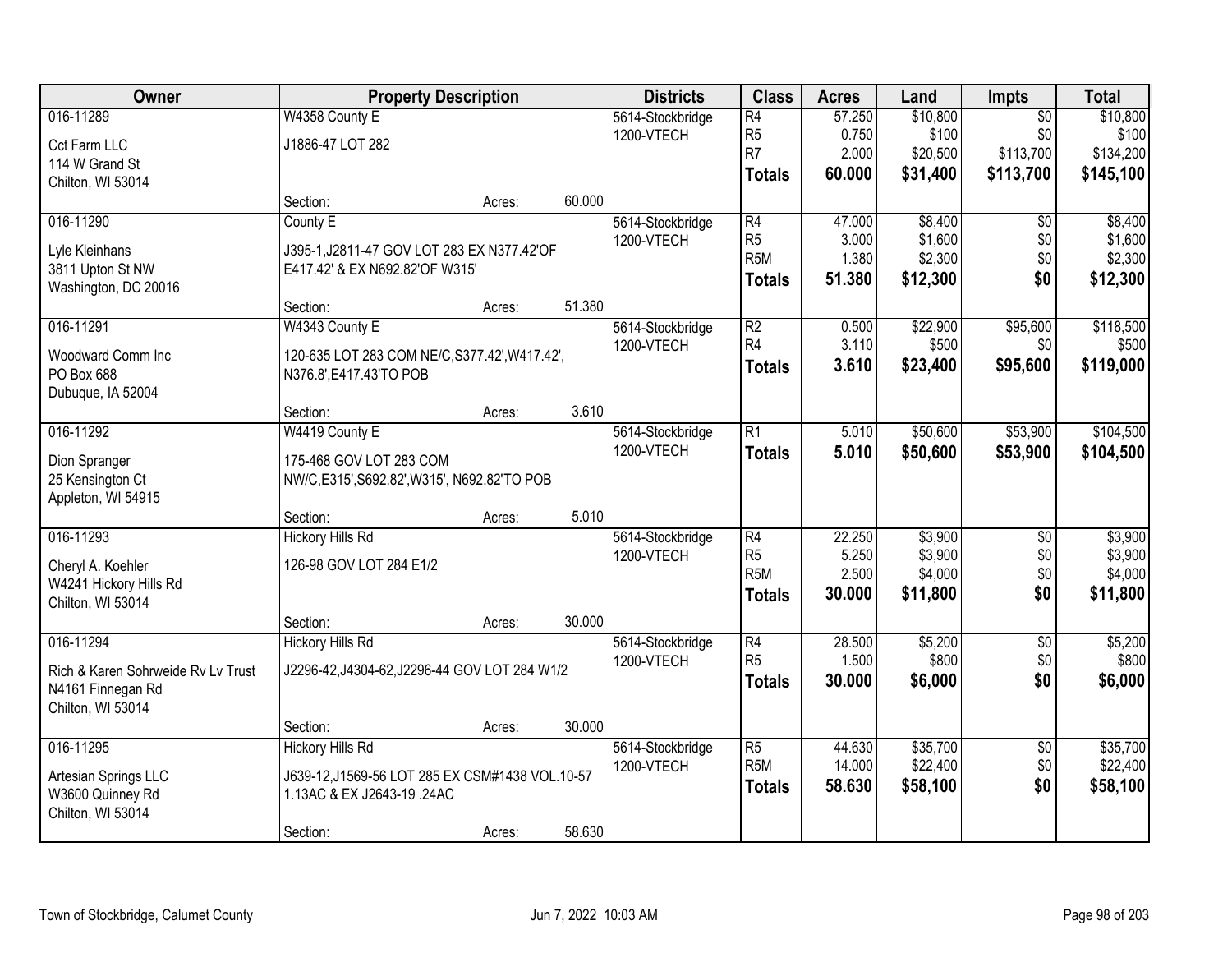| Owner | Property Description | Districts | Class | Acres | Land | Impts | Total |
|---|---|---|---|---|---|---|---|
| 016-11289<br>Cct Farm LLC<br>114 W Grand St<br>Chilton, WI 53014 | W4358 County E<br>J1886-47 LOT 282<br>Section: Acres: 60.000 | 5614-Stockbridge<br>1200-VTECH | R4<br>R5<br>R7<br>**Totals** | 57.250<br>0.750<br>2.000<br>**60.000** | $10,800<br>$100<br>$20,500<br>**$31,400** | $0<br>$0<br>$113,700<br>**$113,700** | $10,800<br>$100<br>$134,200<br>**$145,100** |
| 016-11290<br>Lyle Kleinhans<br>3811 Upton St NW<br>Washington, DC 20016 | County E<br>J395-1,J2811-47 GOV LOT 283 EX N377.42'OF E417.42' & EX N692.82'OF W315'<br>Section: Acres: 51.380 | 5614-Stockbridge<br>1200-VTECH | R4<br>R5<br>R5M<br>**Totals** | 47.000<br>3.000<br>1.380<br>**51.380** | $8,400<br>$1,600<br>$2,300<br>**$12,300** | $0<br>$0<br>$0<br>**$0** | $8,400<br>$1,600<br>$2,300<br>**$12,300** |
| 016-11291<br>Woodward Comm Inc<br>PO Box 688<br>Dubuque, IA 52004 | W4343 County E<br>120-635 LOT 283 COM NE/C,S377.42',W417.42', N376.8',E417.43'TO POB<br>Section: Acres: 3.610 | 5614-Stockbridge<br>1200-VTECH | R2<br>R4<br>**Totals** | 0.500<br>3.110<br>**3.610** | $22,900<br>$500<br>**$23,400** | $95,600<br>$0<br>**$95,600** | $118,500<br>$500<br>**$119,000** |
| 016-11292<br>Dion Spranger<br>25 Kensington Ct<br>Appleton, WI 54915 | W4419 County E<br>175-468 GOV LOT 283 COM NW/C,E315',S692.82',W315', N692.82'TO POB<br>Section: Acres: 5.010 | 5614-Stockbridge<br>1200-VTECH | R1<br>**Totals** | 5.010<br>**5.010** | $50,600<br>**$50,600** | $53,900<br>**$53,900** | $104,500<br>**$104,500** |
| 016-11293<br>Cheryl A. Koehler<br>W4241 Hickory Hills Rd<br>Chilton, WI 53014 | Hickory Hills Rd<br>126-98 GOV LOT 284 E1/2<br>Section: Acres: 30.000 | 5614-Stockbridge<br>1200-VTECH | R4<br>R5<br>R5M<br>**Totals** | 22.250<br>5.250<br>2.500<br>**30.000** | $3,900<br>$3,900<br>$4,000<br>**$11,800** | $0<br>$0<br>$0<br>**$0** | $3,900<br>$3,900<br>$4,000<br>**$11,800** |
| 016-11294<br>Rich & Karen Sohrweide Rv Lv Trust<br>N4161 Finnegan Rd<br>Chilton, WI 53014 | Hickory Hills Rd<br>J2296-42,J4304-62,J2296-44 GOV LOT 284 W1/2<br>Section: Acres: 30.000 | 5614-Stockbridge<br>1200-VTECH | R4<br>R5<br>**Totals** | 28.500<br>1.500<br>**30.000** | $5,200<br>$800<br>**$6,000** | $0<br>$0<br>**$0** | $5,200<br>$800<br>**$6,000** |
| 016-11295<br>Artesian Springs LLC<br>W3600 Quinney Rd<br>Chilton, WI 53014 | Hickory Hills Rd<br>J639-12,J1569-56 LOT 285 EX CSM#1438 VOL.10-57 1.13AC & EX J2643-19 .24AC<br>Section: Acres: 58.630 | 5614-Stockbridge<br>1200-VTECH | R5<br>R5M<br>**Totals** | 44.630<br>14.000<br>**58.630** | $35,700<br>$22,400<br>**$58,100** | $0<br>$0<br>**$0** | $35,700<br>$22,400<br>**$58,100** |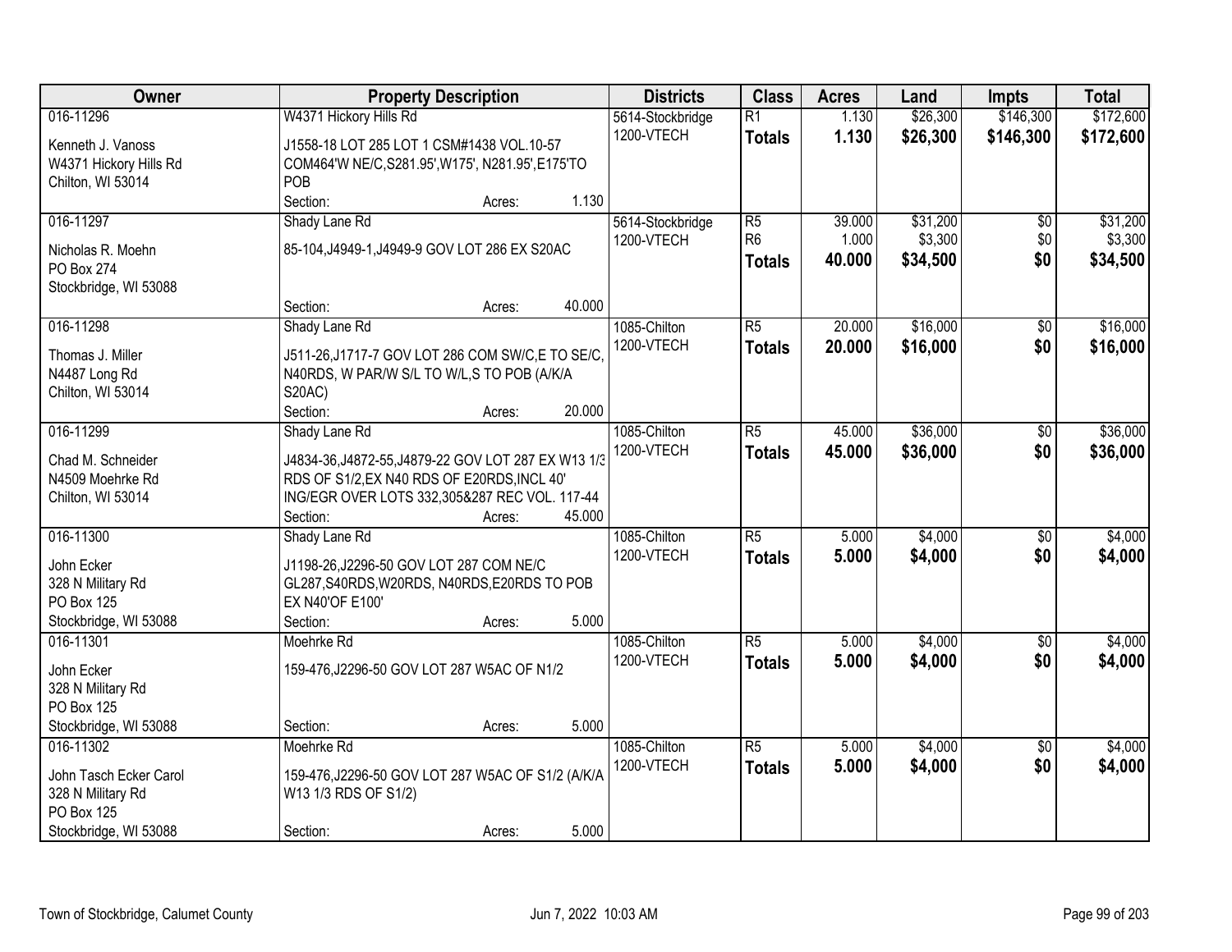| Owner | Property Description | Districts | Class | Acres | Land | Impts | Total |
|---|---|---|---|---|---|---|---|
| 016-11296<br>Kenneth J. Vanoss<br>W4371 Hickory Hills Rd<br>Chilton, WI 53014 | W4371 Hickory Hills Rd<br>J1558-18 LOT 285 LOT 1 CSM#1438 VOL.10-57 COM464'W NE/C,S281.95',W175', N281.95',E175'TO POB<br>Section: Acres: 1.130 | 5614-Stockbridge<br>1200-VTECH | R1<br>**Totals** | 1.130<br>**1.130** | $26,300<br>**$26,300** | $146,300<br>**$146,300** | $172,600<br>**$172,600** |
| 016-11297<br>Nicholas R. Moehn<br>PO Box 274<br>Stockbridge, WI 53088 | Shady Lane Rd<br>85-104,J4949-1,J4949-9 GOV LOT 286 EX S20AC<br>Section: Acres: 40.000 | 5614-Stockbridge<br>1200-VTECH | R5<br>R6<br>**Totals** | 39.000<br>1.000<br>**40.000** | $31,200<br>$3,300<br>**$34,500** | $0<br>$0<br>**$0** | $31,200<br>$3,300<br>**$34,500** |
| 016-11298<br>Thomas J. Miller<br>N4487 Long Rd<br>Chilton, WI 53014 | Shady Lane Rd<br>J511-26,J1717-7 GOV LOT 286 COM SW/C,E TO SE/C, N40RDS, W PAR/W S/L TO W/L,S TO POB (A/K/A S20AC)<br>Section: Acres: 20.000 | 1085-Chilton<br>1200-VTECH | R5<br>**Totals** | 20.000<br>**20.000** | $16,000<br>**$16,000** | $0<br>**$0** | $16,000<br>**$16,000** |
| 016-11299<br>Chad M. Schneider<br>N4509 Moehrke Rd<br>Chilton, WI 53014 | Shady Lane Rd<br>J4834-36,J4872-55,J4879-22 GOV LOT 287 EX W13 1/3 RDS OF S1/2,EX N40 RDS OF E20RDS,INCL 40' ING/EGR OVER LOTS 332,305&287 REC VOL. 117-44<br>Section: Acres: 45.000 | 1085-Chilton<br>1200-VTECH | R5<br>**Totals** | 45.000<br>**45.000** | $36,000<br>**$36,000** | $0<br>**$0** | $36,000<br>**$36,000** |
| 016-11300<br>John Ecker<br>328 N Military Rd<br>PO Box 125<br>Stockbridge, WI 53088 | Shady Lane Rd<br>J1198-26,J2296-50 GOV LOT 287 COM NE/C GL287,S40RDS,W20RDS, N40RDS,E20RDS TO POB EX N40'OF E100'<br>Section: Acres: 5.000 | 1085-Chilton<br>1200-VTECH | R5<br>**Totals** | 5.000<br>**5.000** | $4,000<br>**$4,000** | $0<br>**$0** | $4,000<br>**$4,000** |
| 016-11301<br>John Ecker<br>328 N Military Rd<br>PO Box 125<br>Stockbridge, WI 53088 | Moehrke Rd<br>159-476,J2296-50 GOV LOT 287 W5AC OF N1/2<br>Section: Acres: 5.000 | 1085-Chilton<br>1200-VTECH | R5<br>**Totals** | 5.000<br>**5.000** | $4,000<br>**$4,000** | $0<br>**$0** | $4,000<br>**$4,000** |
| 016-11302<br>John Tasch Ecker Carol<br>328 N Military Rd<br>PO Box 125<br>Stockbridge, WI 53088 | Moehrke Rd<br>159-476,J2296-50 GOV LOT 287 W5AC OF S1/2 (A/K/A W13 1/3 RDS OF S1/2)<br>Section: Acres: 5.000 | 1085-Chilton<br>1200-VTECH | R5<br>**Totals** | 5.000<br>**5.000** | $4,000<br>**$4,000** | $0<br>**$0** | $4,000<br>**$4,000** |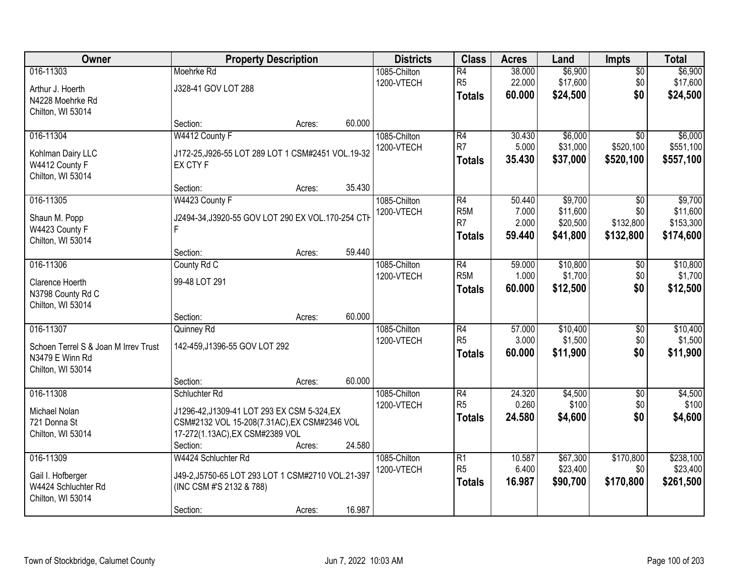| Owner | Property Description | Districts | Class | Acres | Land | Impts | Total |
|---|---|---|---|---|---|---|---|
| 016-11303<br>Arthur J. Hoerth<br>N4228 Moehrke Rd<br>Chilton, WI 53014 | Moehrke Rd<br>J328-41 GOV LOT 288<br>Section: Acres: 60.000 | 1085-Chilton<br>1200-VTECH | R4<br>R5<br>**Totals** | 38.000<br>22.000<br>**60.000** | $6,900<br>$17,600<br>**$24,500** | $0<br>$0<br>**$0** | $6,900<br>$17,600<br>**$24,500** |
| 016-11304<br>Kohlman Dairy LLC<br>W4412 County F<br>Chilton, WI 53014 | W4412 County F<br>J172-25,J926-55 LOT 289 LOT 1 CSM#2451 VOL.19-32 EX CTY F<br>Section: Acres: 35.430 | 1085-Chilton<br>1200-VTECH | R4<br>R7<br>**Totals** | 30.430<br>5.000<br>**35.430** | $6,000<br>$31,000<br>**$37,000** | $0<br>$520,100<br>**$520,100** | $6,000<br>$551,100<br>**$557,100** |
| 016-11305<br>Shaun M. Popp<br>W4423 County F<br>Chilton, WI 53014 | W4423 County F<br>J2494-34,J3920-55 GOV LOT 290 EX VOL.170-254 CTH F<br>Section: Acres: 59.440 | 1085-Chilton<br>1200-VTECH | R4<br>R5M<br>R7<br>**Totals** | 50.440<br>7.000<br>2.000<br>**59.440** | $9,700<br>$11,600<br>$20,500<br>**$41,800** | $0<br>$0<br>$132,800<br>**$132,800** | $9,700<br>$11,600<br>$153,300<br>**$174,600** |
| 016-11306<br>Clarence Hoerth<br>N3798 County Rd C<br>Chilton, WI 53014 | County Rd C<br>99-48 LOT 291<br>Section: Acres: 60.000 | 1085-Chilton<br>1200-VTECH | R4<br>R5M<br>**Totals** | 59.000<br>1.000<br>**60.000** | $10,800<br>$1,700<br>**$12,500** | $0<br>$0<br>**$0** | $10,800<br>$1,700<br>**$12,500** |
| 016-11307<br>Schoen Terrel S & Joan M Irrev Trust<br>N3479 E Winn Rd<br>Chilton, WI 53014 | Quinney Rd<br>142-459,J1396-55 GOV LOT 292<br>Section: Acres: 60.000 | 1085-Chilton<br>1200-VTECH | R4<br>R5<br>**Totals** | 57.000<br>3.000<br>**60.000** | $10,400<br>$1,500<br>**$11,900** | $0<br>$0<br>**$0** | $10,400<br>$1,500<br>**$11,900** |
| 016-11308<br>Michael Nolan<br>721 Donna St<br>Chilton, WI 53014 | Schluchter Rd<br>J1296-42,J1309-41 LOT 293 EX CSM 5-324,EX CSM#2132 VOL 15-208(7.31AC),EX CSM#2346 VOL 17-272(1.13AC),EX CSM#2389 VOL<br>Section: Acres: 24.580 | 1085-Chilton<br>1200-VTECH | R4<br>R5<br>**Totals** | 24.320<br>0.260<br>**24.580** | $4,500<br>$100<br>**$4,600** | $0<br>$0<br>**$0** | $4,500<br>$100<br>**$4,600** |
| 016-11309<br>Gail I. Hofberger<br>W4424 Schluchter Rd<br>Chilton, WI 53014 | W4424 Schluchter Rd<br>J49-2,J5750-65 LOT 293 LOT 1 CSM#2710 VOL.21-397 (INC CSM #'S 2132 & 788)<br>Section: Acres: 16.987 | 1085-Chilton<br>1200-VTECH | R1<br>R5<br>**Totals** | 10.587<br>6.400<br>**16.987** | $67,300<br>$23,400<br>**$90,700** | $170,800<br>$0<br>**$170,800** | $238,100<br>$23,400<br>**$261,500** |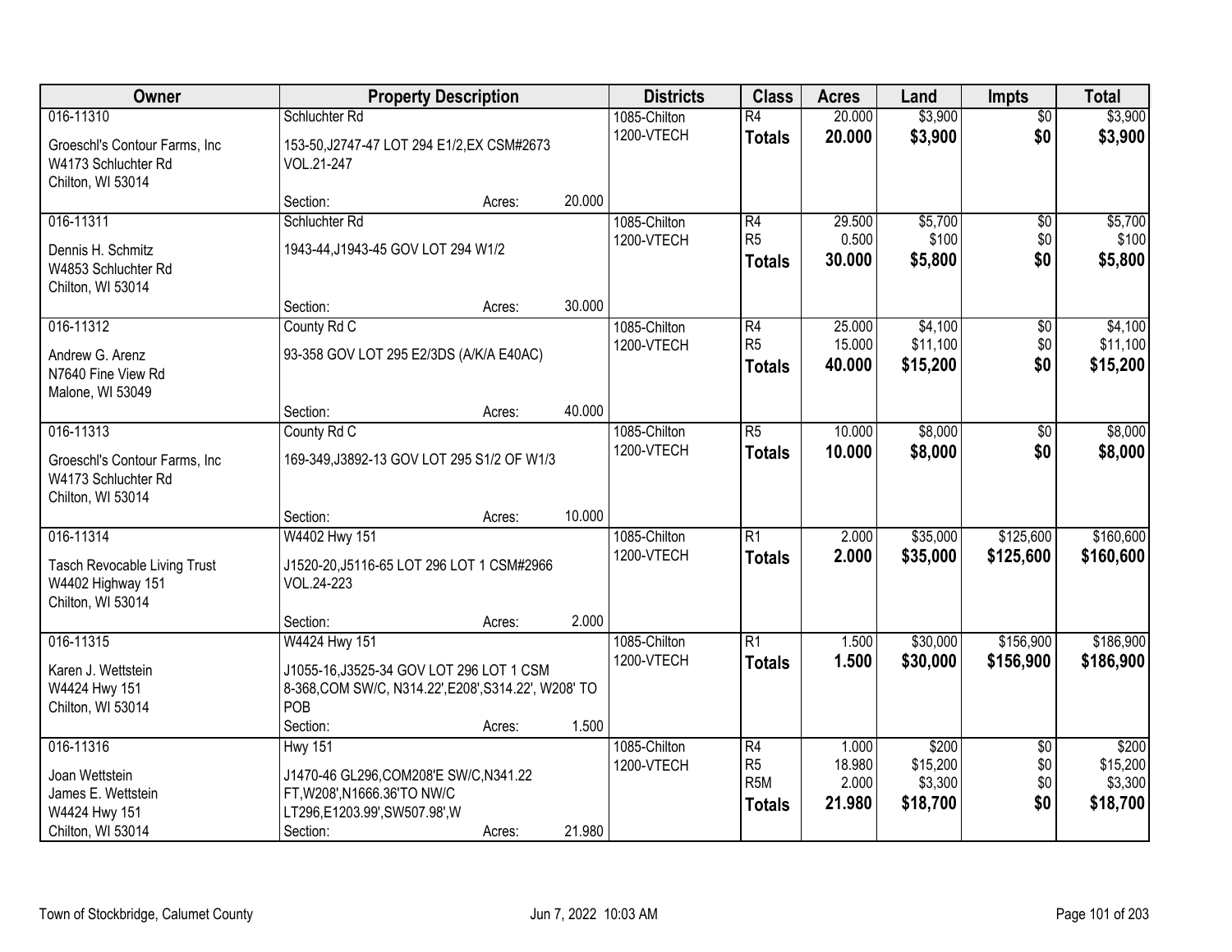| Owner | Property Description | Districts | Class | Acres | Land | Impts | Total |
|---|---|---|---|---|---|---|---|
| 016-11310<br><br>Groeschl's Contour Farms, Inc<br>W4173 Schluchter Rd<br>Chilton, WI 53014 | Schluchter Rd<br><br>153-50,J2747-47 LOT 294 E1/2,EX CSM#2673 VOL.21-247<br><br>Section: Acres: 20.000 | 1085-Chilton<br>1200-VTECH | R4<br>**Totals** | 20.000<br>**20.000** | \$3,900<br>**\$3,900** | \$0<br>**\$0** | \$3,900<br>**\$3,900** |
| 016-11311<br><br>Dennis H. Schmitz<br>W4853 Schluchter Rd<br>Chilton, WI 53014 | Schluchter Rd<br><br>1943-44,J1943-45 GOV LOT 294 W1/2<br><br>Section: Acres: 30.000 | 1085-Chilton<br>1200-VTECH | R4<br>R5<br>**Totals** | 29.500<br>0.500<br>**30.000** | \$5,700<br>\$100<br>**\$5,800** | \$0<br>\$0<br>**\$0** | \$5,700<br>\$100<br>**\$5,800** |
| 016-11312<br><br>Andrew G. Arenz<br>N7640 Fine View Rd<br>Malone, WI 53049 | County Rd C<br><br>93-358 GOV LOT 295 E2/3DS (A/K/A E40AC)<br><br>Section: Acres: 40.000 | 1085-Chilton<br>1200-VTECH | R4<br>R5<br>**Totals** | 25.000<br>15.000<br>**40.000** | \$4,100<br>\$11,100<br>**\$15,200** | \$0<br>\$0<br>**\$0** | \$4,100<br>\$11,100<br>**\$15,200** |
| 016-11313<br><br>Groeschl's Contour Farms, Inc<br>W4173 Schluchter Rd<br>Chilton, WI 53014 | County Rd C<br><br>169-349,J3892-13 GOV LOT 295 S1/2 OF W1/3<br><br>Section: Acres: 10.000 | 1085-Chilton<br>1200-VTECH | R5<br>**Totals** | 10.000<br>**10.000** | \$8,000<br>**\$8,000** | \$0<br>**\$0** | \$8,000<br>**\$8,000** |
| 016-11314<br><br>Tasch Revocable Living Trust<br>W4402 Highway 151<br>Chilton, WI 53014 | W4402 Hwy 151<br><br>J1520-20,J5116-65 LOT 296 LOT 1 CSM#2966 VOL.24-223<br><br>Section: Acres: 2.000 | 1085-Chilton<br>1200-VTECH | R1<br>**Totals** | 2.000<br>**2.000** | \$35,000<br>**\$35,000** | \$125,600<br>**\$125,600** | \$160,600<br>**\$160,600** |
| 016-11315<br><br>Karen J. Wettstein<br>W4424 Hwy 151<br>Chilton, WI 53014 | W4424 Hwy 151<br><br>J1055-16,J3525-34 GOV LOT 296 LOT 1 CSM 8-368,COM SW/C, N314.22',E208',S314.22', W208' TO POB<br><br>Section: Acres: 1.500 | 1085-Chilton<br>1200-VTECH | R1<br>**Totals** | 1.500<br>**1.500** | \$30,000<br>**\$30,000** | \$156,900<br>**\$156,900** | \$186,900<br>**\$186,900** |
| 016-11316<br><br>Joan Wettstein<br>James E. Wettstein<br>W4424 Hwy 151<br>Chilton, WI 53014 | Hwy 151<br><br>J1470-46 GL296,COM208'E SW/C,N341.22 FT,W208',N1666.36'TO NW/C LT296,E1203.99',SW507.98',W<br>Section: Acres: 21.980 | 1085-Chilton<br>1200-VTECH | R4<br>R5<br>R5M<br>**Totals** | 1.000<br>18.980<br>2.000<br>**21.980** | \$200<br>\$15,200<br>\$3,300<br>**\$18,700** | \$0<br>\$0<br>\$0<br>**\$0** | \$200<br>\$15,200<br>\$3,300<br>**\$18,700** |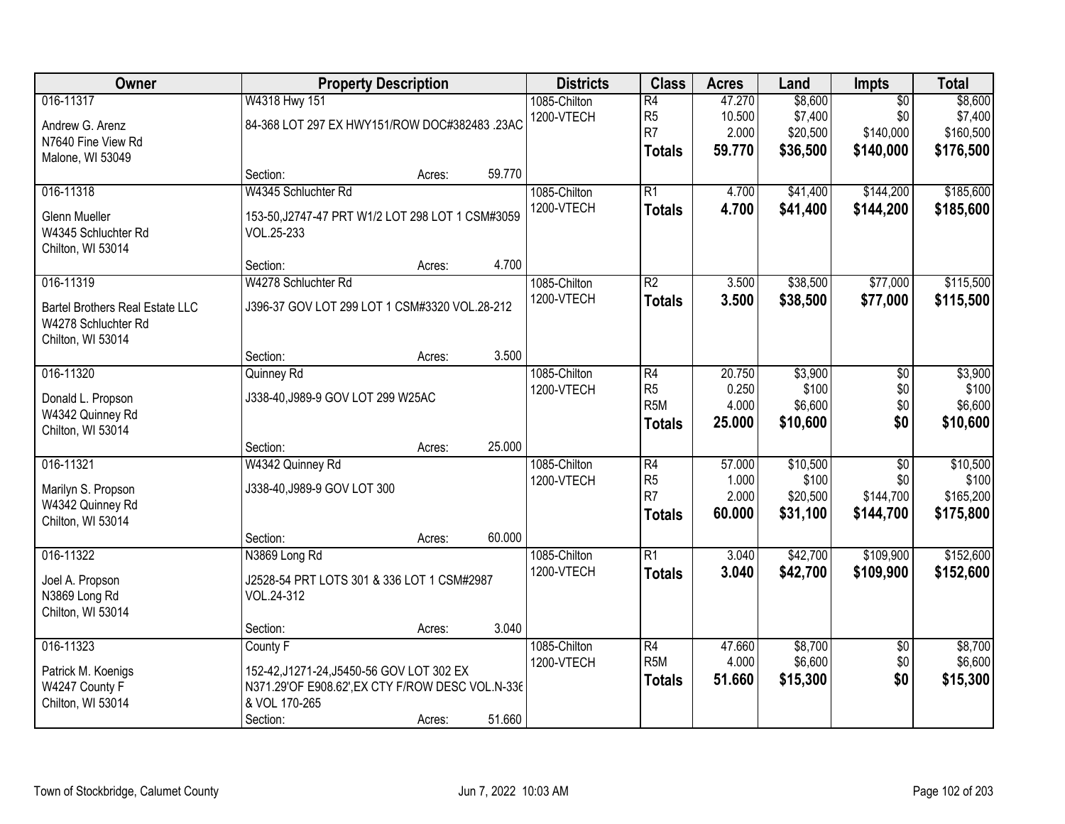| Owner | Property Description | Districts | Class | Acres | Land | Impts | Total |
|---|---|---|---|---|---|---|---|
| 016-11317<br>Andrew G. Arenz<br>N7640 Fine View Rd<br>Malone, WI 53049 | W4318 Hwy 151<br>84-368 LOT 297 EX HWY151/ROW DOC#382483 .23AC<br>Section: Acres: 59.770 | 1085-Chilton<br>1200-VTECH | R4<br>R5<br>R7<br>**Totals** | 47.270<br>10.500<br>2.000<br>**59.770** | $8,600<br>$7,400<br>$20,500<br>**$36,500** | $0<br>$0<br>$140,000<br>**$140,000** | $8,600<br>$7,400<br>$160,500<br>**$176,500** |
| 016-11318<br>Glenn Mueller<br>W4345 Schluchter Rd<br>Chilton, WI 53014 | W4345 Schluchter Rd<br>153-50,J2747-47 PRT W1/2 LOT 298 LOT 1 CSM#3059 VOL.25-233<br>Section: Acres: 4.700 | 1085-Chilton<br>1200-VTECH | R1<br>**Totals** | 4.700<br>**4.700** | $41,400<br>**$41,400** | $144,200<br>**$144,200** | $185,600<br>**$185,600** |
| 016-11319<br>Bartel Brothers Real Estate LLC<br>W4278 Schluchter Rd<br>Chilton, WI 53014 | W4278 Schluchter Rd<br>J396-37 GOV LOT 299 LOT 1 CSM#3320 VOL.28-212<br>Section: Acres: 3.500 | 1085-Chilton<br>1200-VTECH | R2<br>**Totals** | 3.500<br>**3.500** | $38,500<br>**$38,500** | $77,000<br>**$77,000** | $115,500<br>**$115,500** |
| 016-11320<br>Donald L. Propson<br>W4342 Quinney Rd<br>Chilton, WI 53014 | Quinney Rd<br>J338-40,J989-9 GOV LOT 299 W25AC<br>Section: Acres: 25.000 | 1085-Chilton<br>1200-VTECH | R4<br>R5<br>R5M<br>**Totals** | 20.750<br>0.250<br>4.000<br>**25.000** | $3,900<br>$100<br>$6,600<br>**$10,600** | $0<br>$0<br>$0<br>**$0** | $3,900<br>$100<br>$6,600<br>**$10,600** |
| 016-11321<br>Marilyn S. Propson<br>W4342 Quinney Rd<br>Chilton, WI 53014 | W4342 Quinney Rd<br>J338-40,J989-9 GOV LOT 300<br>Section: Acres: 60.000 | 1085-Chilton<br>1200-VTECH | R4<br>R5<br>R7<br>**Totals** | 57.000<br>1.000<br>2.000<br>**60.000** | $10,500<br>$100<br>$20,500<br>**$31,100** | $0<br>$0<br>$144,700<br>**$144,700** | $10,500<br>$100<br>$165,200<br>**$175,800** |
| 016-11322<br>Joel A. Propson<br>N3869 Long Rd<br>Chilton, WI 53014 | N3869 Long Rd<br>J2528-54 PRT LOTS 301 & 336 LOT 1 CSM#2987 VOL.24-312<br>Section: Acres: 3.040 | 1085-Chilton<br>1200-VTECH | R1<br>**Totals** | 3.040<br>**3.040** | $42,700<br>**$42,700** | $109,900<br>**$109,900** | $152,600<br>**$152,600** |
| 016-11323<br>Patrick M. Koenigs<br>W4247 County F<br>Chilton, WI 53014 | County F<br>152-42,J1271-24,J5450-56 GOV LOT 302 EX N371.29'OF E908.62',EX CTY F/ROW DESC VOL.N-336 & VOL 170-265<br>Section: Acres: 51.660 | 1085-Chilton<br>1200-VTECH | R4<br>R5M<br>**Totals** | 47.660<br>4.000<br>**51.660** | $8,700<br>$6,600<br>**$15,300** | $0<br>$0<br>**$0** | $8,700<br>$6,600<br>**$15,300** |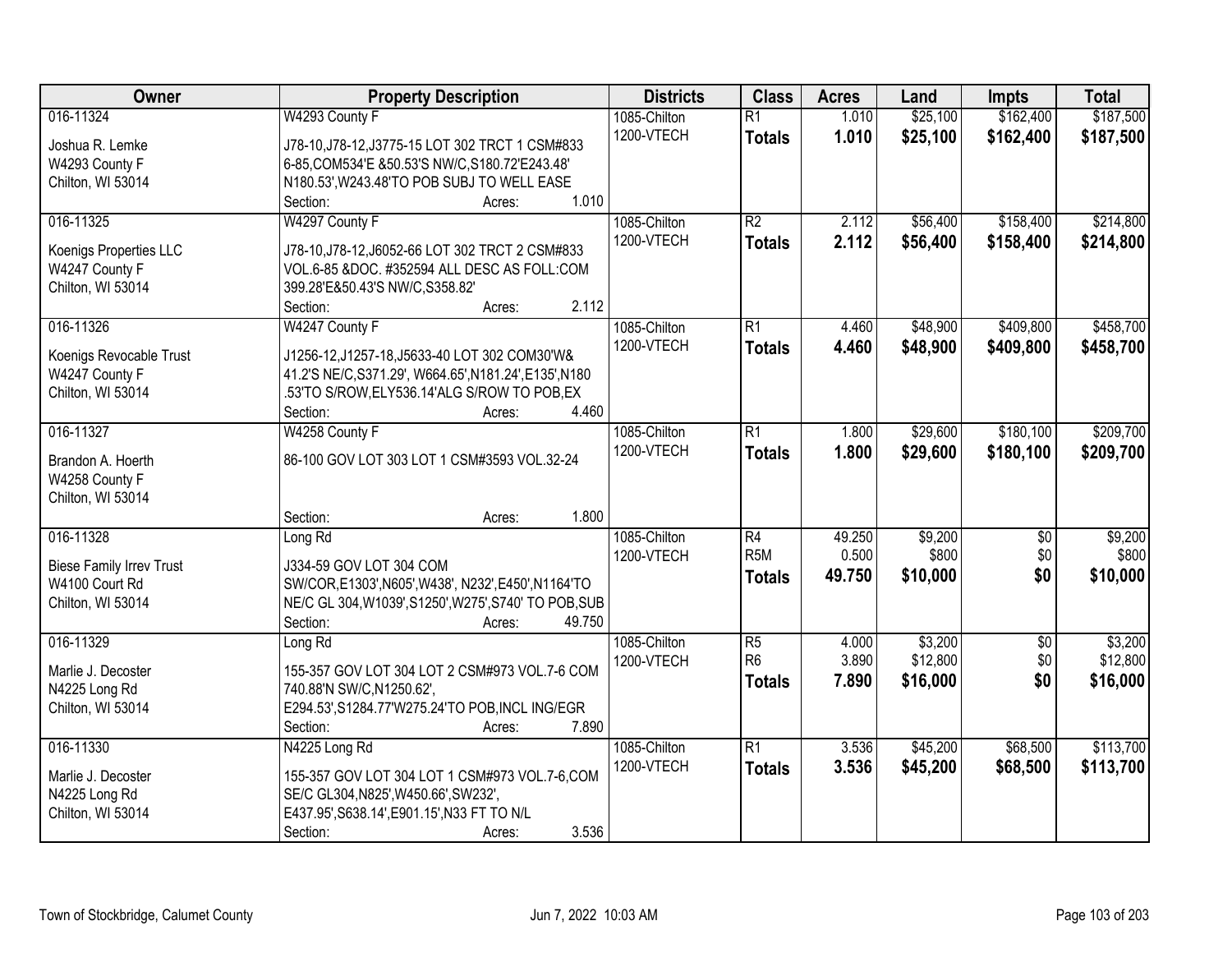| Owner | Property Description | Districts | Class | Acres | Land | Impts | Total |
|---|---|---|---|---|---|---|---|
| 016-11324<br><br>Joshua R. Lemke<br>W4293 County F<br>Chilton, WI 53014 | W4293 County F<br><br>J78-10,J78-12,J3775-15 LOT 302 TRCT 1 CSM#833 6-85,COM534'E &50.53'S NW/C,S180.72'E243.48' N180.53',W243.48'TO POB SUBJ TO WELL EASE<br>Section: Acres: 1.010 | 1085-Chilton<br>1200-VTECH | R1<br>**Totals** | 1.010<br>**1.010** | $25,100<br>**$25,100** | $162,400<br>**$162,400** | $187,500<br>**$187,500** |
| 016-11325<br><br>Koenigs Properties LLC<br>W4247 County F<br>Chilton, WI 53014 | W4297 County F<br><br>J78-10,J78-12,J6052-66 LOT 302 TRCT 2 CSM#833 VOL.6-85 &DOC. #352594 ALL DESC AS FOLL:COM 399.28'E&50.43'S NW/C,S358.82'<br>Section: Acres: 2.112 | 1085-Chilton<br>1200-VTECH | R2<br>**Totals** | 2.112<br>**2.112** | $56,400<br>**$56,400** | $158,400<br>**$158,400** | $214,800<br>**$214,800** |
| 016-11326<br><br>Koenigs Revocable Trust<br>W4247 County F<br>Chilton, WI 53014 | W4247 County F<br><br>J1256-12,J1257-18,J5633-40 LOT 302 COM30'W& 41.2'S NE/C,S371.29', W664.65',N181.24',E135',N180 .53'TO S/ROW,ELY536.14'ALG S/ROW TO POB,EX<br>Section: Acres: 4.460 | 1085-Chilton<br>1200-VTECH | R1<br>**Totals** | 4.460<br>**4.460** | $48,900<br>**$48,900** | $409,800<br>**$409,800** | $458,700<br>**$458,700** |
| 016-11327<br><br>Brandon A. Hoerth<br>W4258 County F<br>Chilton, WI 53014 | W4258 County F<br><br>86-100 GOV LOT 303 LOT 1 CSM#3593 VOL.32-24<br><br>Section: Acres: 1.800 | 1085-Chilton<br>1200-VTECH | R1<br>**Totals** | 1.800<br>**1.800** | $29,600<br>**$29,600** | $180,100<br>**$180,100** | $209,700<br>**$209,700** |
| 016-11328<br><br>Biese Family Irrev Trust<br>W4100 Court Rd<br>Chilton, WI 53014 | Long Rd<br><br>J334-59 GOV LOT 304 COM SW/COR,E1303',N605',W438', N232',E450',N1164'TO NE/C GL 304,W1039',S1250',W275',S740' TO POB,SUB<br>Section: Acres: 49.750 | 1085-Chilton<br>1200-VTECH | R4<br>R5M<br>**Totals** | 49.250<br>0.500<br>**49.750** | $9,200<br>$800<br>**$10,000** | $0<br>$0<br>**$0** | $9,200<br>$800<br>**$10,000** |
| 016-11329<br><br>Marlie J. Decoster<br>N4225 Long Rd<br>Chilton, WI 53014 | Long Rd<br><br>155-357 GOV LOT 304 LOT 2 CSM#973 VOL.7-6 COM 740.88'N SW/C,N1250.62', E294.53',S1284.77'W275.24'TO POB,INCL ING/EGR<br>Section: Acres: 7.890 | 1085-Chilton<br>1200-VTECH | R5<br>R6<br>**Totals** | 4.000<br>3.890<br>**7.890** | $3,200<br>$12,800<br>**$16,000** | $0<br>$0<br>**$0** | $3,200<br>$12,800<br>**$16,000** |
| 016-11330<br><br>Marlie J. Decoster<br>N4225 Long Rd<br>Chilton, WI 53014 | N4225 Long Rd<br><br>155-357 GOV LOT 304 LOT 1 CSM#973 VOL.7-6,COM SE/C GL304,N825',W450.66',SW232', E437.95',S638.14',E901.15',N33 FT TO N/L<br>Section: Acres: 3.536 | 1085-Chilton<br>1200-VTECH | R1<br>**Totals** | 3.536<br>**3.536** | $45,200<br>**$45,200** | $68,500<br>**$68,500** | $113,700<br>**$113,700** |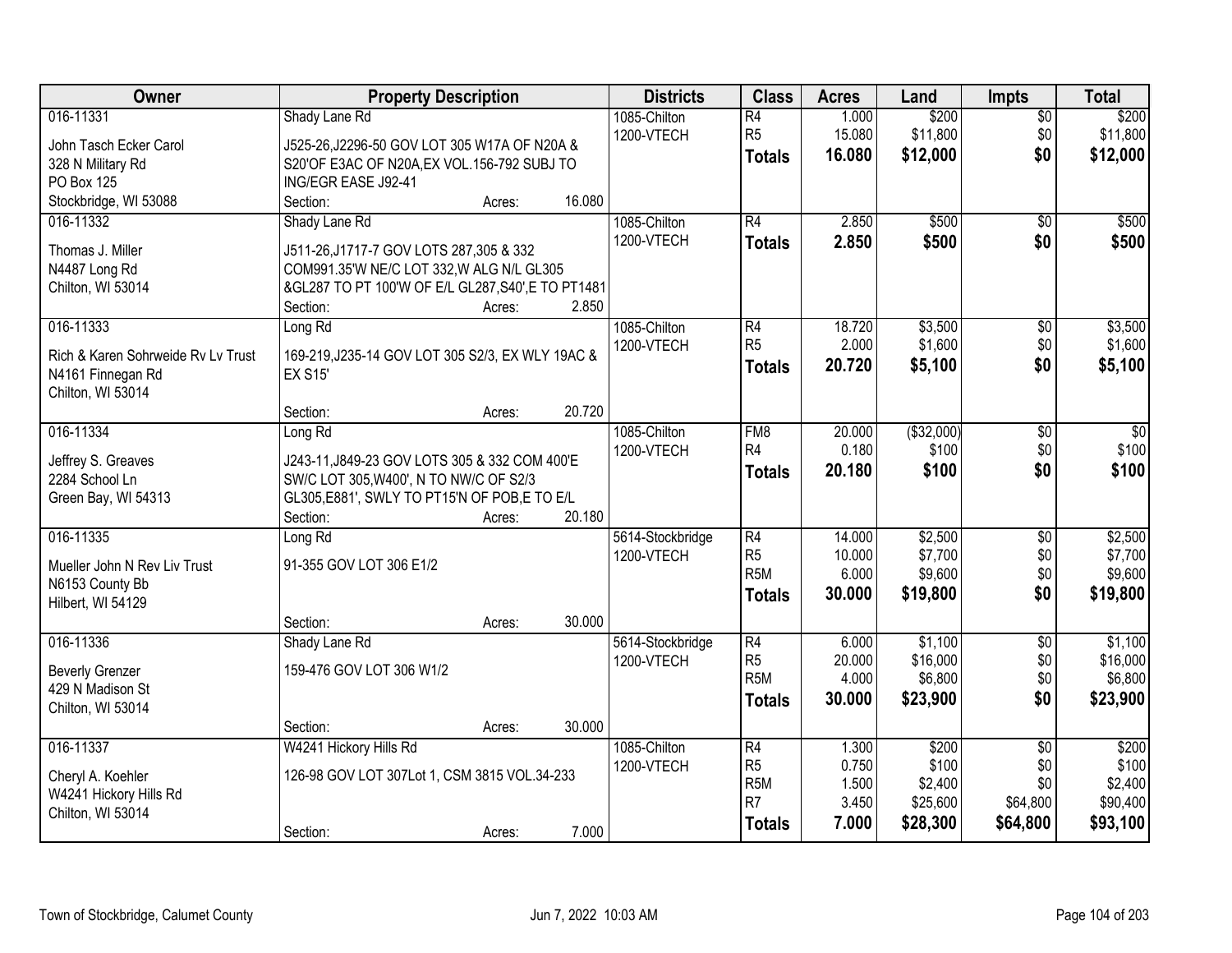| Owner | Property Description | Districts | Class | Acres | Land | Impts | Total |
|---|---|---|---|---|---|---|---|
| 016-11331<br>John Tasch Ecker Carol<br>328 N Military Rd<br>PO Box 125<br>Stockbridge, WI 53088 | Shady Lane Rd<br>J525-26,J2296-50 GOV LOT 305 W17A OF N20A & S20'OF E3AC OF N20A,EX VOL.156-792 SUBJ TO ING/EGR EASE J92-41<br>Section: Acres: 16.080 | 1085-Chilton<br>1200-VTECH | R4<br>R5<br>**Totals** | 1.000<br>15.080<br>**16.080** | $200<br>$11,800<br>**$12,000** | $0<br>$0<br>**$0** | $200<br>$11,800<br>**$12,000** |
| 016-11332<br>Thomas J. Miller<br>N4487 Long Rd<br>Chilton, WI 53014 | Shady Lane Rd<br>J511-26,J1717-7 GOV LOTS 287,305 & 332 COM991.35'W NE/C LOT 332,W ALG N/L GL305 &GL287 TO PT 100'W OF E/L GL287,S40',E TO PT1481<br>Section: Acres: 2.850 | 1085-Chilton<br>1200-VTECH | R4<br>**Totals** | 2.850<br>**2.850** | $500<br>**$500** | $0<br>**$0** | $500<br>**$500** |
| 016-11333<br>Rich & Karen Sohrweide Rv Lv Trust<br>N4161 Finnegan Rd<br>Chilton, WI 53014 | Long Rd<br>169-219,J235-14 GOV LOT 305 S2/3, EX WLY 19AC & EX S15'<br>Section: Acres: 20.720 | 1085-Chilton<br>1200-VTECH | R4<br>R5<br>**Totals** | 18.720<br>2.000<br>**20.720** | $3,500<br>$1,600<br>**$5,100** | $0<br>$0<br>**$0** | $3,500<br>$1,600<br>**$5,100** |
| 016-11334<br>Jeffrey S. Greaves<br>2284 School Ln<br>Green Bay, WI 54313 | Long Rd<br>J243-11,J849-23 GOV LOTS 305 & 332 COM 400'E SW/C LOT 305,W400', N TO NW/C OF S2/3 GL305,E881', SWLY TO PT15'N OF POB,E TO E/L<br>Section: Acres: 20.180 | 1085-Chilton<br>1200-VTECH | FM8<br>R4<br>**Totals** | 20.000<br>0.180<br>**20.180** | ($32,000)<br>$100<br>**$100** | $0<br>$0<br>**$0** | $0<br>$100<br>**$100** |
| 016-11335<br>Mueller John N Rev Liv Trust<br>N6153 County Bb<br>Hilbert, WI 54129 | Long Rd<br>91-355 GOV LOT 306 E1/2<br>Section: Acres: 30.000 | 5614-Stockbridge<br>1200-VTECH | R4<br>R5<br>R5M<br>**Totals** | 14.000<br>10.000<br>6.000<br>**30.000** | $2,500<br>$7,700<br>$9,600<br>**$19,800** | $0<br>$0<br>$0<br>**$0** | $2,500<br>$7,700<br>$9,600<br>**$19,800** |
| 016-11336<br>Beverly Grenzer<br>429 N Madison St<br>Chilton, WI 53014 | Shady Lane Rd<br>159-476 GOV LOT 306 W1/2<br>Section: Acres: 30.000 | 5614-Stockbridge<br>1200-VTECH | R4<br>R5<br>R5M<br>**Totals** | 6.000<br>20.000<br>4.000<br>**30.000** | $1,100<br>$16,000<br>$6,800<br>**$23,900** | $0<br>$0<br>$0<br>**$0** | $1,100<br>$16,000<br>$6,800<br>**$23,900** |
| 016-11337<br>Cheryl A. Koehler<br>W4241 Hickory Hills Rd<br>Chilton, WI 53014 | W4241 Hickory Hills Rd<br>126-98 GOV LOT 307Lot 1, CSM 3815 VOL.34-233<br>Section: Acres: 7.000 | 1085-Chilton<br>1200-VTECH | R4<br>R5<br>R5M<br>R7<br>**Totals** | 1.300<br>0.750<br>1.500<br>3.450<br>**7.000** | $200<br>$100<br>$2,400<br>$25,600<br>**$28,300** | $0<br>$0<br>$0<br>$64,800<br>**$64,800** | $200<br>$100<br>$2,400<br>$90,400<br>**$93,100** |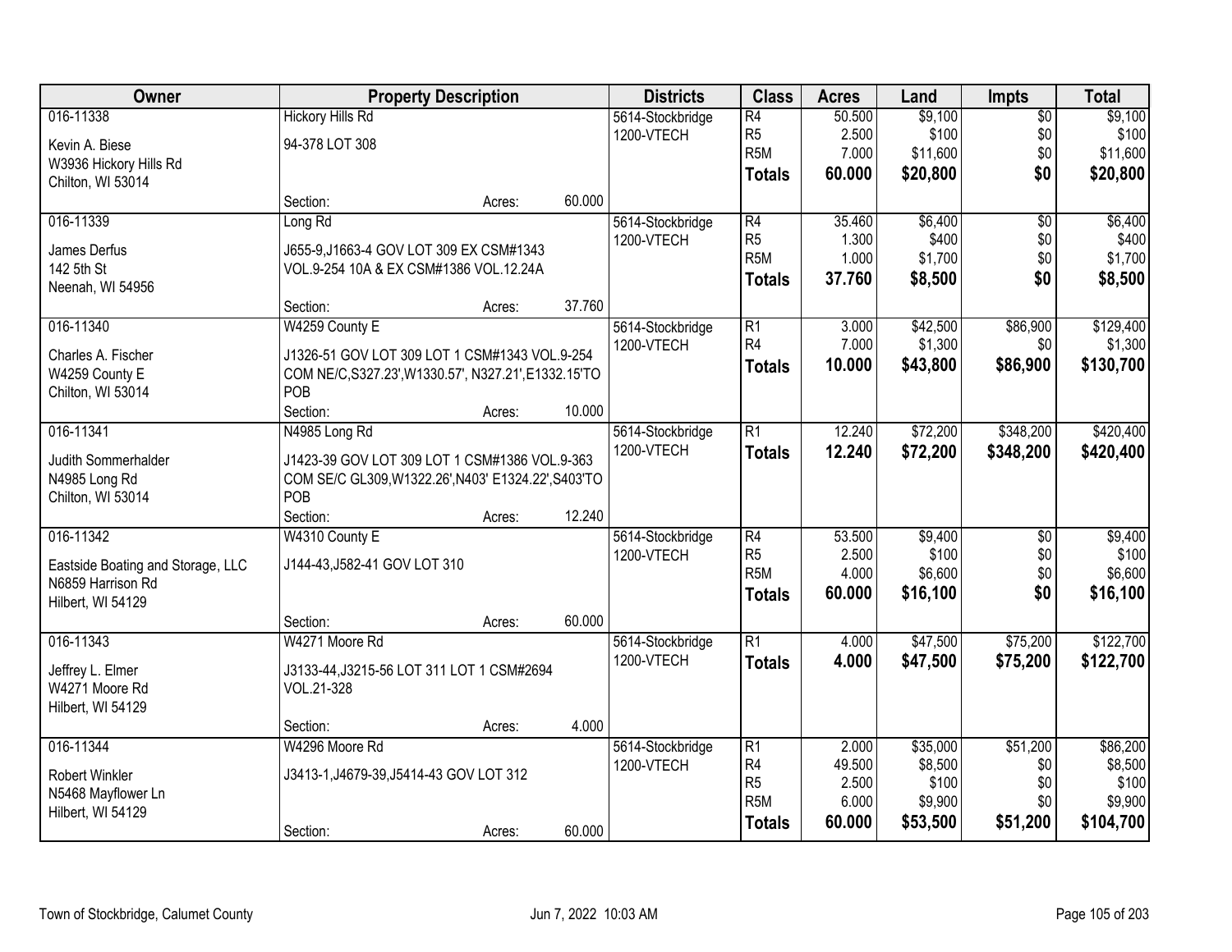| Owner | Property Description | Districts | Class | Acres | Land | Impts | Total |
|---|---|---|---|---|---|---|---|
| 016-11338<br>Kevin A. Biese<br>W3936 Hickory Hills Rd<br>Chilton, WI 53014 | Hickory Hills Rd<br>94-378 LOT 308<br>Section: Acres: 60.000 | 5614-Stockbridge<br>1200-VTECH | R4<br>R5<br>R5M<br>**Totals** | 50.500<br>2.500<br>7.000<br>**60.000** | $9,100<br>$100<br>$11,600<br>**$20,800** | $0<br>$0<br>$0<br>**$0** | $9,100<br>$100<br>$11,600<br>**$20,800** |
| 016-11339<br>James Derfus<br>142 5th St<br>Neenah, WI 54956 | Long Rd<br>J655-9,J1663-4 GOV LOT 309 EX CSM#1343 VOL.9-254 10A & EX CSM#1386 VOL.12.24A<br>Section: Acres: 37.760 | 5614-Stockbridge<br>1200-VTECH | R4<br>R5<br>R5M<br>**Totals** | 35.460<br>1.300<br>1.000<br>**37.760** | $6,400<br>$400<br>$1,700<br>**$8,500** | $0<br>$0<br>$0<br>**$0** | $6,400<br>$400<br>$1,700<br>**$8,500** |
| 016-11340<br>Charles A. Fischer<br>W4259 County E<br>Chilton, WI 53014 | W4259 County E<br>J1326-51 GOV LOT 309 LOT 1 CSM#1343 VOL.9-254 COM NE/C,S327.23',W1330.57', N327.21',E1332.15'TO POB<br>Section: Acres: 10.000 | 5614-Stockbridge<br>1200-VTECH | R1<br>R4<br>**Totals** | 3.000<br>7.000<br>**10.000** | $42,500<br>$1,300<br>**$43,800** | $86,900<br>$0<br>**$86,900** | $129,400<br>$1,300<br>**$130,700** |
| 016-11341<br>Judith Sommerhalder<br>N4985 Long Rd<br>Chilton, WI 53014 | N4985 Long Rd<br>J1423-39 GOV LOT 309 LOT 1 CSM#1386 VOL.9-363 COM SE/C GL309,W1322.26',N403' E1324.22',S403'TO POB<br>Section: Acres: 12.240 | 5614-Stockbridge<br>1200-VTECH | R1<br>**Totals** | 12.240<br>**12.240** | $72,200<br>**$72,200** | $348,200<br>**$348,200** | $420,400<br>**$420,400** |
| 016-11342<br>Eastside Boating and Storage, LLC<br>N6859 Harrison Rd<br>Hilbert, WI 54129 | W4310 County E<br>J144-43,J582-41 GOV LOT 310<br>Section: Acres: 60.000 | 5614-Stockbridge<br>1200-VTECH | R4<br>R5<br>R5M<br>**Totals** | 53.500<br>2.500<br>4.000<br>**60.000** | $9,400<br>$100<br>$6,600<br>**$16,100** | $0<br>$0<br>$0<br>**$0** | $9,400<br>$100<br>$6,600<br>**$16,100** |
| 016-11343<br>Jeffrey L. Elmer<br>W4271 Moore Rd<br>Hilbert, WI 54129 | W4271 Moore Rd<br>J3133-44,J3215-56 LOT 311 LOT 1 CSM#2694 VOL.21-328<br>Section: Acres: 4.000 | 5614-Stockbridge<br>1200-VTECH | R1<br>**Totals** | 4.000<br>**4.000** | $47,500<br>**$47,500** | $75,200<br>**$75,200** | $122,700<br>**$122,700** |
| 016-11344<br>Robert Winkler<br>N5468 Mayflower Ln<br>Hilbert, WI 54129 | W4296 Moore Rd<br>J3413-1,J4679-39,J5414-43 GOV LOT 312<br>Section: Acres: 60.000 | 5614-Stockbridge<br>1200-VTECH | R1<br>R4<br>R5<br>R5M<br>**Totals** | 2.000<br>49.500<br>2.500<br>6.000<br>**60.000** | $35,000<br>$8,500<br>$100<br>$9,900<br>**$53,500** | $51,200<br>$0<br>$0<br>$0<br>**$51,200** | $86,200<br>$8,500<br>$100<br>$9,900<br>**$104,700** |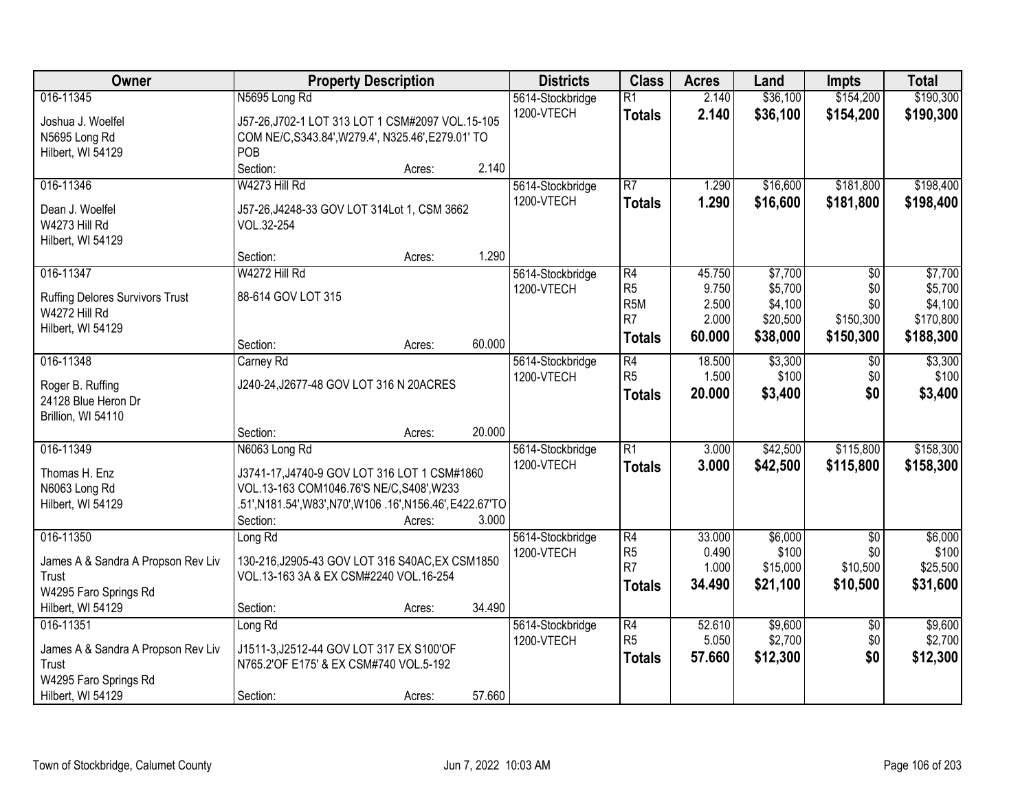| Owner | Property Description | | | Districts | Class | Acres | Land | Impts | Total |
|---|---|---|---|---|---|---|---|---|---|
| 016-11345 | N5695 Long Rd | | | 5614-Stockbridge | R1 | 2.140 | $36,100 | $154,200 | $190,300 |
| Joshua J. Woelfel<br>N5695 Long Rd<br>Hilbert, WI 54129 | J57-26,J702-1 LOT 313 LOT 1 CSM#2097 VOL.15-105 COM NE/C,S343.84',W279.4', N325.46',E279.01' TO POB | | | 1200-VTECH | **Totals** | **2.140** | **$36,100** | **$154,200** | **$190,300** |
| | Section: | Acres: | 2.140 | | | | | | |
| 016-11346 | W4273 Hill Rd | | | 5614-Stockbridge | R7 | 1.290 | $16,600 | $181,800 | $198,400 |
| Dean J. Woelfel<br>W4273 Hill Rd<br>Hilbert, WI 54129 | J57-26,J4248-33 GOV LOT 314Lot 1, CSM 3662 VOL.32-254 | | | 1200-VTECH | **Totals** | **1.290** | **$16,600** | **$181,800** | **$198,400** |
| | Section: | Acres: | 1.290 | | | | | | |
| 016-11347 | W4272 Hill Rd | | | 5614-Stockbridge | R4 | 45.750 | $7,700 | $0 | $7,700 |
| Ruffing Delores Survivors Trust<br>W4272 Hill Rd<br>Hilbert, WI 54129 | 88-614 GOV LOT 315 | | | 1200-VTECH | R5 | 9.750 | $5,700 | $0 | $5,700 |
| | | | | | R5M | 2.500 | $4,100 | $0 | $4,100 |
| | | | | | R7 | 2.000 | $20,500 | $150,300 | $170,800 |
| | | | | | **Totals** | **60.000** | **$38,000** | **$150,300** | **$188,300** |
| | Section: | Acres: | 60.000 | | | | | | |
| 016-11348 | Carney Rd | | | 5614-Stockbridge | R4 | 18.500 | $3,300 | $0 | $3,300 |
| Roger B. Ruffing<br>24128 Blue Heron Dr<br>Brillion, WI 54110 | J240-24,J2677-48 GOV LOT 316 N 20ACRES | | | 1200-VTECH | R5 | 1.500 | $100 | $0 | $100 |
| | | | | | **Totals** | **20.000** | **$3,400** | **$0** | **$3,400** |
| | Section: | Acres: | 20.000 | | | | | | |
| 016-11349 | N6063 Long Rd | | | 5614-Stockbridge | R1 | 3.000 | $42,500 | $115,800 | $158,300 |
| Thomas H. Enz<br>N6063 Long Rd<br>Hilbert, WI 54129 | J3741-17,J4740-9 GOV LOT 316 LOT 1 CSM#1860 VOL.13-163 COM1046.76'S NE/C,S408',W233 .51',N181.54',W83',N70',W106 .16',N156.46',E422.67'TO | | | 1200-VTECH | **Totals** | **3.000** | **$42,500** | **$115,800** | **$158,300** |
| | Section: | Acres: | 3.000 | | | | | | |
| 016-11350 | Long Rd | | | 5614-Stockbridge | R4 | 33.000 | $6,000 | $0 | $6,000 |
| James A & Sandra A Propson Rev Liv Trust<br>W4295 Faro Springs Rd<br>Hilbert, WI 54129 | 130-216,J2905-43 GOV LOT 316 S40AC,EX CSM1850 VOL.13-163 3A & EX CSM#2240 VOL.16-254 | | | 1200-VTECH | R5 | 0.490 | $100 | $0 | $100 |
| | | | | | R7 | 1.000 | $15,000 | $10,500 | $25,500 |
| | | | | | **Totals** | **34.490** | **$21,100** | **$10,500** | **$31,600** |
| | Section: | Acres: | 34.490 | | | | | | |
| 016-11351 | Long Rd | | | 5614-Stockbridge | R4 | 52.610 | $9,600 | $0 | $9,600 |
| James A & Sandra A Propson Rev Liv Trust<br>W4295 Faro Springs Rd<br>Hilbert, WI 54129 | J1511-3,J2512-44 GOV LOT 317 EX S100'OF N765.2'OF E175' & EX CSM#740 VOL.5-192 | | | 1200-VTECH | R5 | 5.050 | $2,700 | $0 | $2,700 |
| | | | | | **Totals** | **57.660** | **$12,300** | **$0** | **$12,300** |
| | Section: | Acres: | 57.660 | | | | | | |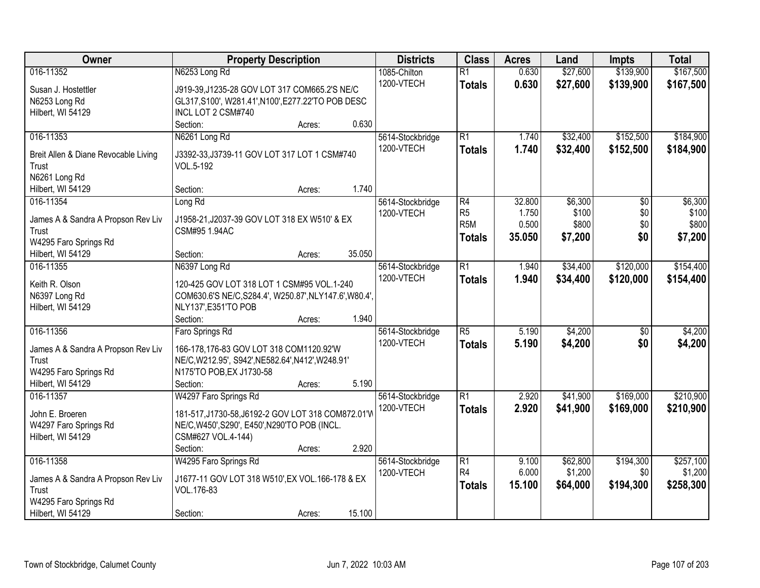| Owner | Property Description | | | Districts | Class | Acres | Land | Impts | Total |
|---|---|---|---|---|---|---|---|---|---|
| 016-11352 | N6253 Long Rd | | | 1085-Chilton | R1 | 0.630 | $27,600 | $139,900 | $167,500 |
| Susan J. Hostettler<br>N6253 Long Rd<br>Hilbert, WI 54129 | J919-39,J1235-28 GOV LOT 317 COM665.2'S NE/C GL317,S100', W281.41',N100',E277.22'TO POB DESC INCL LOT 2 CSM#740 | | | 1200-VTECH | **Totals** | **0.630** | **$27,600** | **$139,900** | **$167,500** |
| | Section: | Acres: | 0.630 | | | | | | |
| 016-11353 | N6261 Long Rd | | | 5614-Stockbridge | R1 | 1.740 | $32,400 | $152,500 | $184,900 |
| Breit Allen & Diane Revocable Living Trust<br>N6261 Long Rd<br>Hilbert, WI 54129 | J3392-33,J3739-11 GOV LOT 317 LOT 1 CSM#740 VOL.5-192 | | | 1200-VTECH | **Totals** | **1.740** | **$32,400** | **$152,500** | **$184,900** |
| | Section: | Acres: | 1.740 | | | | | | |
| 016-11354 | Long Rd | | | 5614-Stockbridge | R4 | 32.800 | $6,300 | $0 | $6,300 |
| James A & Sandra A Propson Rev Liv Trust<br>W4295 Faro Springs Rd<br>Hilbert, WI 54129 | J1958-21,J2037-39 GOV LOT 318 EX W510' & EX CSM#95 1.94AC | | | 1200-VTECH | R5 | 1.750 | $100 | $0 | $100 |
| | | | | | R5M | 0.500 | $800 | $0 | $800 |
| | | | | | **Totals** | **35.050** | **$7,200** | **$0** | **$7,200** |
| | Section: | Acres: | 35.050 | | | | | | |
| 016-11355 | N6397 Long Rd | | | 5614-Stockbridge | R1 | 1.940 | $34,400 | $120,000 | $154,400 |
| Keith R. Olson<br>N6397 Long Rd<br>Hilbert, WI 54129 | 120-425 GOV LOT 318 LOT 1 CSM#95 VOL.1-240 COM630.6'S NE/C,S284.4', W250.87',NLY147.6',W80.4', NLY137',E351'TO POB | | | 1200-VTECH | **Totals** | **1.940** | **$34,400** | **$120,000** | **$154,400** |
| | Section: | Acres: | 1.940 | | | | | | |
| 016-11356 | Faro Springs Rd | | | 5614-Stockbridge | R5 | 5.190 | $4,200 | $0 | $4,200 |
| James A & Sandra A Propson Rev Liv Trust<br>W4295 Faro Springs Rd<br>Hilbert, WI 54129 | 166-178,176-83 GOV LOT 318 COM1120.92'W NE/C,W212.95', S942',NE582.64',N412',W248.91' N175'TO POB,EX J1730-58 | | | 1200-VTECH | **Totals** | **5.190** | **$4,200** | **$0** | **$4,200** |
| | Section: | Acres: | 5.190 | | | | | | |
| 016-11357 | W4297 Faro Springs Rd | | | 5614-Stockbridge | R1 | 2.920 | $41,900 | $169,000 | $210,900 |
| John E. Broeren<br>W4297 Faro Springs Rd<br>Hilbert, WI 54129 | 181-517,J1730-58,J6192-2 GOV LOT 318 COM872.01'W NE/C,W450',S290', E450',N290'TO POB (INCL. CSM#627 VOL.4-144) | | | 1200-VTECH | **Totals** | **2.920** | **$41,900** | **$169,000** | **$210,900** |
| | Section: | Acres: | 2.920 | | | | | | |
| 016-11358 | W4295 Faro Springs Rd | | | 5614-Stockbridge | R1 | 9.100 | $62,800 | $194,300 | $257,100 |
| James A & Sandra A Propson Rev Liv Trust<br>W4295 Faro Springs Rd<br>Hilbert, WI 54129 | J1677-11 GOV LOT 318 W510',EX VOL.166-178 & EX VOL.176-83 | | | 1200-VTECH | R4 | 6.000 | $1,200 | $0 | $1,200 |
| | | | | | **Totals** | **15.100** | **$64,000** | **$194,300** | **$258,300** |
| | Section: | Acres: | 15.100 | | | | | | |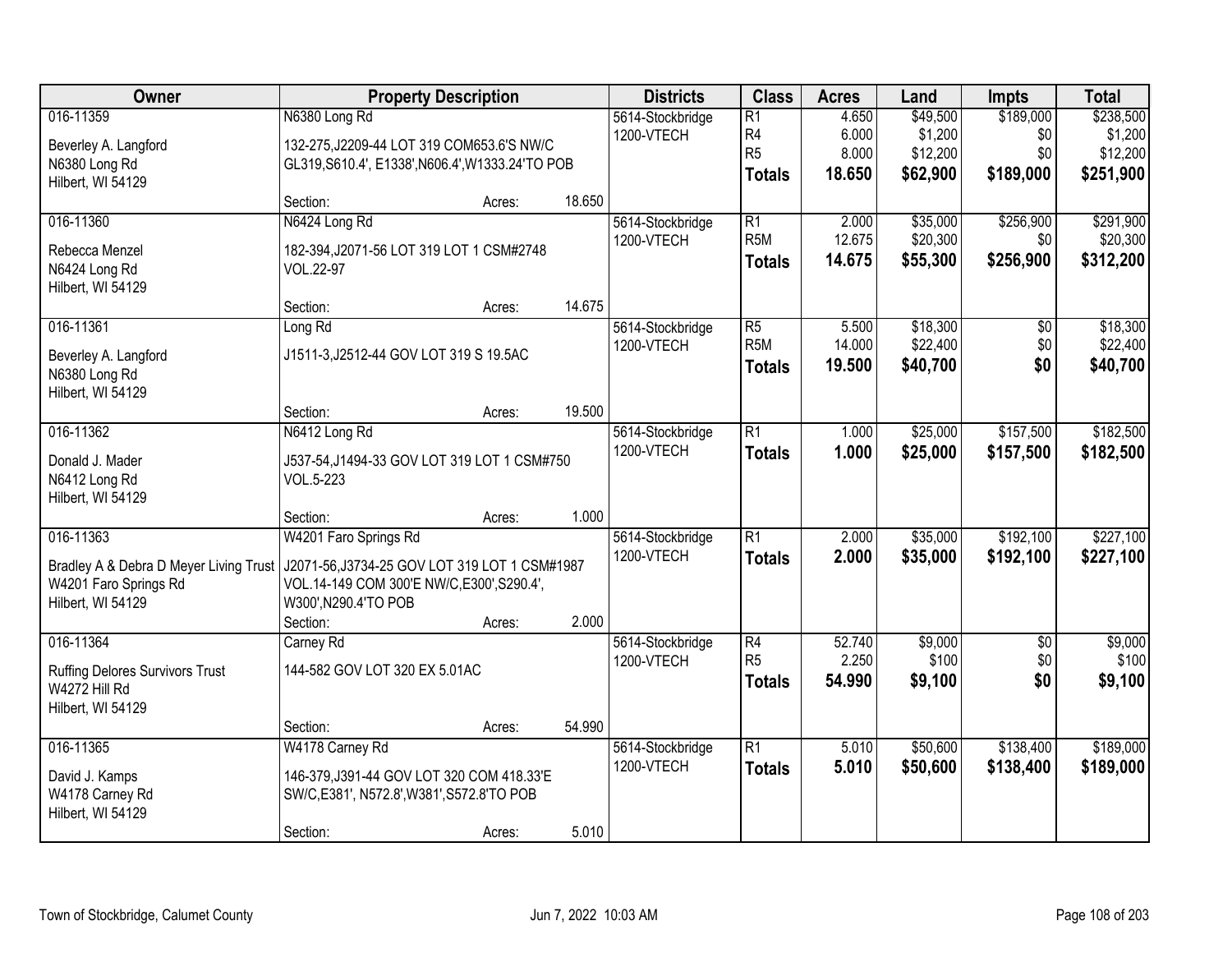| Owner | Property Description | | | Districts | Class | Acres | Land | Impts | Total |
|---|---|---|---|---|---|---|---|---|---|
| 016-11359 | N6380 Long Rd | | | 5614-Stockbridge | R1 | 4.650 | $49,500 | $189,000 | $238,500 |
| Beverley A. Langford | 132-275,J2209-44 LOT 319 COM653.6'S NW/C | | | 1200-VTECH | R4 | 6.000 | $1,200 | $0 | $1,200 |
| N6380 Long Rd | GL319,S610.4', E1338',N606.4',W1333.24'TO POB | | | | R5 | 8.000 | $12,200 | $0 | $12,200 |
| Hilbert, WI 54129 | | | | | **Totals** | **18.650** | **$62,900** | **$189,000** | **$251,900** |
| | Section: | Acres: | 18.650 | | | | | | |
| 016-11360 | N6424 Long Rd | | | 5614-Stockbridge | R1 | 2.000 | $35,000 | $256,900 | $291,900 |
| Rebecca Menzel | 182-394,J2071-56 LOT 319 LOT 1 CSM#2748 | | | 1200-VTECH | R5M | 12.675 | $20,300 | $0 | $20,300 |
| N6424 Long Rd | VOL.22-97 | | | | **Totals** | **14.675** | **$55,300** | **$256,900** | **$312,200** |
| Hilbert, WI 54129 | | | | | | | | | |
| | Section: | Acres: | 14.675 | | | | | | |
| 016-11361 | Long Rd | | | 5614-Stockbridge | R5 | 5.500 | $18,300 | $0 | $18,300 |
| Beverley A. Langford | J1511-3,J2512-44 GOV LOT 319 S 19.5AC | | | 1200-VTECH | R5M | 14.000 | $22,400 | $0 | $22,400 |
| N6380 Long Rd | | | | | **Totals** | **19.500** | **$40,700** | **$0** | **$40,700** |
| Hilbert, WI 54129 | | | | | | | | | |
| | Section: | Acres: | 19.500 | | | | | | |
| 016-11362 | N6412 Long Rd | | | 5614-Stockbridge | R1 | 1.000 | $25,000 | $157,500 | $182,500 |
| Donald J. Mader | J537-54,J1494-33 GOV LOT 319 LOT 1 CSM#750 | | | 1200-VTECH | **Totals** | **1.000** | **$25,000** | **$157,500** | **$182,500** |
| N6412 Long Rd | VOL.5-223 | | | | | | | | |
| Hilbert, WI 54129 | | | | | | | | | |
| | Section: | Acres: | 1.000 | | | | | | |
| 016-11363 | W4201 Faro Springs Rd | | | 5614-Stockbridge | R1 | 2.000 | $35,000 | $192,100 | $227,100 |
| Bradley A & Debra D Meyer Living Trust | J2071-56,J3734-25 GOV LOT 319 LOT 1 CSM#1987 | | | 1200-VTECH | **Totals** | **2.000** | **$35,000** | **$192,100** | **$227,100** |
| W4201 Faro Springs Rd | VOL.14-149 COM 300'E NW/C,E300',S290.4', | | | | | | | | |
| Hilbert, WI 54129 | W300',N290.4'TO POB | | | | | | | | |
| | Section: | Acres: | 2.000 | | | | | | |
| 016-11364 | Carney Rd | | | 5614-Stockbridge | R4 | 52.740 | $9,000 | $0 | $9,000 |
| Ruffing Delores Survivors Trust | 144-582 GOV LOT 320 EX 5.01AC | | | 1200-VTECH | R5 | 2.250 | $100 | $0 | $100 |
| W4272 Hill Rd | | | | | **Totals** | **54.990** | **$9,100** | **$0** | **$9,100** |
| Hilbert, WI 54129 | | | | | | | | | |
| | Section: | Acres: | 54.990 | | | | | | |
| 016-11365 | W4178 Carney Rd | | | 5614-Stockbridge | R1 | 5.010 | $50,600 | $138,400 | $189,000 |
| David J. Kamps | 146-379,J391-44 GOV LOT 320 COM 418.33'E | | | 1200-VTECH | **Totals** | **5.010** | **$50,600** | **$138,400** | **$189,000** |
| W4178 Carney Rd | SW/C,E381', N572.8',W381',S572.8'TO POB | | | | | | | | |
| Hilbert, WI 54129 | | | | | | | | | |
| | Section: | Acres: | 5.010 | | | | | | |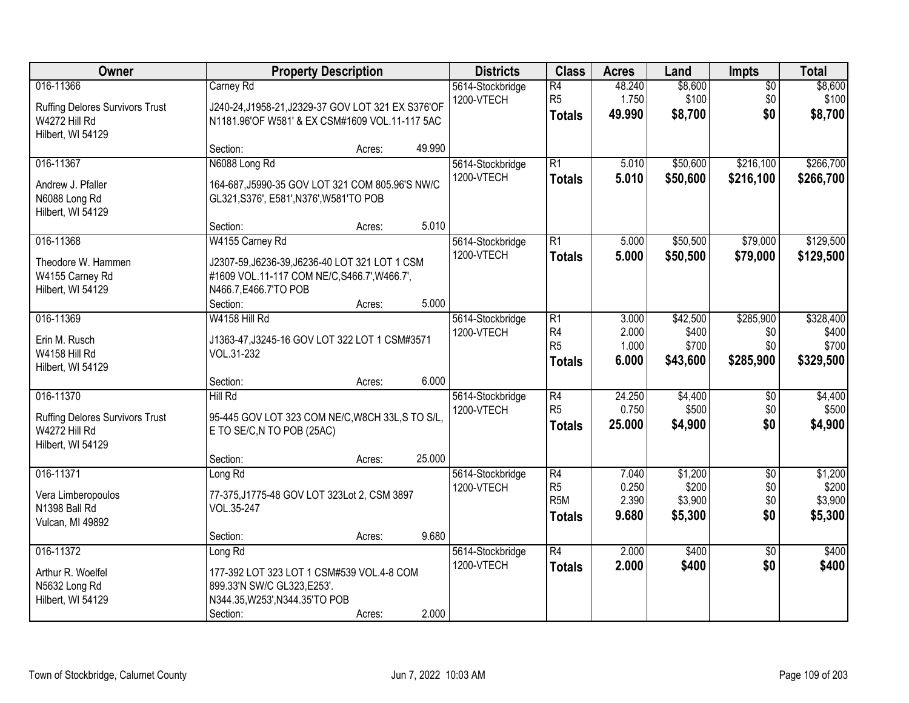| Owner | Property Description | Districts | Class | Acres | Land | Impts | Total |
|---|---|---|---|---|---|---|---|
| 016-11366<br>Ruffing Delores Survivors Trust<br>W4272 Hill Rd<br>Hilbert, WI 54129 | Carney Rd<br>J240-24,J1958-21,J2329-37 GOV LOT 321 EX S376'OF N1181.96'OF W581' & EX CSM#1609 VOL.11-117 5AC<br>Section: Acres: 49.990 | 5614-Stockbridge<br>1200-VTECH | R4<br>R5<br>**Totals** | 48.240<br>1.750<br>**49.990** | $8,600<br>$100<br>**$8,700** | $0<br>$0<br>**$0** | $8,600<br>$100<br>**$8,700** |
| 016-11367<br>Andrew J. Pfaller<br>N6088 Long Rd<br>Hilbert, WI 54129 | N6088 Long Rd<br>164-687,J5990-35 GOV LOT 321 COM 805.96'S NW/C GL321,S376', E581',N376',W581'TO POB<br>Section: Acres: 5.010 | 5614-Stockbridge<br>1200-VTECH | R1<br>**Totals** | 5.010<br>**5.010** | $50,600<br>**$50,600** | $216,100<br>**$216,100** | $266,700<br>**$266,700** |
| 016-11368<br>Theodore W. Hammen<br>W4155 Carney Rd<br>Hilbert, WI 54129 | W4155 Carney Rd<br>J2307-59,J6236-39,J6236-40 LOT 321 LOT 1 CSM #1609 VOL.11-117 COM NE/C,S466.7',W466.7', N466.7,E466.7'TO POB<br>Section: Acres: 5.000 | 5614-Stockbridge<br>1200-VTECH | R1<br>**Totals** | 5.000<br>**5.000** | $50,500<br>**$50,500** | $79,000<br>**$79,000** | $129,500<br>**$129,500** |
| 016-11369<br>Erin M. Rusch<br>W4158 Hill Rd<br>Hilbert, WI 54129 | W4158 Hill Rd<br>J1363-47,J3245-16 GOV LOT 322 LOT 1 CSM#3571 VOL.31-232<br>Section: Acres: 6.000 | 5614-Stockbridge<br>1200-VTECH | R1<br>R4<br>R5<br>**Totals** | 3.000<br>2.000<br>1.000<br>**6.000** | $42,500<br>$400<br>$700<br>**$43,600** | $285,900<br>$0<br>$0<br>**$285,900** | $328,400<br>$400<br>$700<br>**$329,500** |
| 016-11370<br>Ruffing Delores Survivors Trust<br>W4272 Hill Rd<br>Hilbert, WI 54129 | Hill Rd<br>95-445 GOV LOT 323 COM NE/C,W8CH 33L,S TO S/L, E TO SE/C,N TO POB (25AC)<br>Section: Acres: 25.000 | 5614-Stockbridge<br>1200-VTECH | R4<br>R5<br>**Totals** | 24.250<br>0.750<br>**25.000** | $4,400<br>$500<br>**$4,900** | $0<br>$0<br>**$0** | $4,400<br>$500<br>**$4,900** |
| 016-11371<br>Vera Limberopoulos<br>N1398 Ball Rd<br>Vulcan, MI 49892 | Long Rd<br>77-375,J1775-48 GOV LOT 323Lot 2, CSM 3897 VOL.35-247<br>Section: Acres: 9.680 | 5614-Stockbridge<br>1200-VTECH | R4<br>R5<br>R5M<br>**Totals** | 7.040<br>0.250<br>2.390<br>**9.680** | $1,200<br>$200<br>$3,900<br>**$5,300** | $0<br>$0<br>$0<br>**$0** | $1,200<br>$200<br>$3,900<br>**$5,300** |
| 016-11372<br>Arthur R. Woelfel<br>N5632 Long Rd<br>Hilbert, WI 54129 | Long Rd<br>177-392 LOT 323 LOT 1 CSM#539 VOL.4-8 COM 899.33'N SW/C GL323,E253'. N344.35,W253',N344.35'TO POB<br>Section: Acres: 2.000 | 5614-Stockbridge<br>1200-VTECH | R4<br>**Totals** | 2.000<br>**2.000** | $400<br>**$400** | $0<br>**$0** | $400<br>**$400** |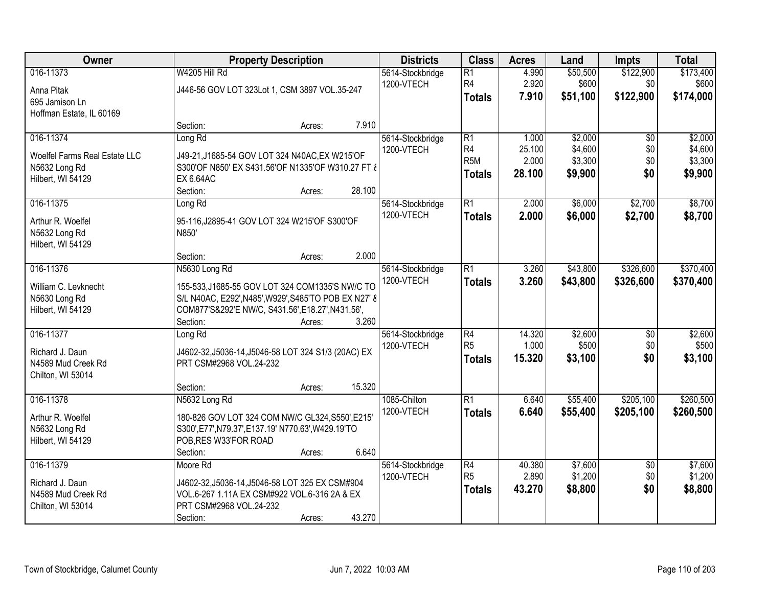| Owner | Property Description | Districts | Class | Acres | Land | Impts | Total |
|---|---|---|---|---|---|---|---|
| 016-11373<br>Anna Pitak<br>695 Jamison Ln<br>Hoffman Estate, IL 60169 | W4205 Hill Rd<br>J446-56 GOV LOT 323Lot 1, CSM 3897 VOL.35-247<br>Section: Acres: 7.910 | 5614-Stockbridge<br>1200-VTECH | R1<br>R4<br>**Totals** | 4.990<br>2.920<br>**7.910** | $50,500<br>$600<br>**$51,100** | $122,900<br>$0<br>**$122,900** | $173,400<br>$600<br>**$174,000** |
| 016-11374<br>Woelfel Farms Real Estate LLC<br>N5632 Long Rd<br>Hilbert, WI 54129 | Long Rd<br>J49-21,J1685-54 GOV LOT 324 N40AC,EX W215'OF S300'OF N850' EX S431.56'OF N1335'OF W310.27 FT & EX 6.64AC<br>Section: Acres: 28.100 | 5614-Stockbridge<br>1200-VTECH | R1<br>R4<br>R5M<br>**Totals** | 1.000<br>25.100<br>2.000<br>**28.100** | $2,000<br>$4,600<br>$3,300<br>**$9,900** | $0<br>$0<br>$0<br>**$0** | $2,000<br>$4,600<br>$3,300<br>**$9,900** |
| 016-11375<br>Arthur R. Woelfel<br>N5632 Long Rd<br>Hilbert, WI 54129 | Long Rd<br>95-116,J2895-41 GOV LOT 324 W215'OF S300'OF N850'<br>Section: Acres: 2.000 | 5614-Stockbridge<br>1200-VTECH | R1<br>**Totals** | 2.000<br>**2.000** | $6,000<br>**$6,000** | $2,700<br>**$2,700** | $8,700<br>**$8,700** |
| 016-11376<br>William C. Levknecht<br>N5630 Long Rd<br>Hilbert, WI 54129 | N5630 Long Rd<br>155-533,J1685-55 GOV LOT 324 COM1335'S NW/C TO S/L N40AC, E292',N485',W929',S485'TO POB EX N27' & COM877'S&292'E NW/C, S431.56',E18.27',N431.56',<br>Section: Acres: 3.260 | 5614-Stockbridge<br>1200-VTECH | R1<br>**Totals** | 3.260<br>**3.260** | $43,800<br>**$43,800** | $326,600<br>**$326,600** | $370,400<br>**$370,400** |
| 016-11377<br>Richard J. Daun<br>N4589 Mud Creek Rd<br>Chilton, WI 53014 | Long Rd<br>J4602-32,J5036-14,J5046-58 LOT 324 S1/3 (20AC) EX PRT CSM#2968 VOL.24-232<br>Section: Acres: 15.320 | 5614-Stockbridge<br>1200-VTECH | R4<br>R5<br>**Totals** | 14.320<br>1.000<br>**15.320** | $2,600<br>$500<br>**$3,100** | $0<br>$0<br>**$0** | $2,600<br>$500<br>**$3,100** |
| 016-11378<br>Arthur R. Woelfel<br>N5632 Long Rd<br>Hilbert, WI 54129 | N5632 Long Rd<br>180-826 GOV LOT 324 COM NW/C GL324,S550',E215' S300',E77',N79.37',E137.19' N770.63',W429.19'TO POB,RES W33'FOR ROAD<br>Section: Acres: 6.640 | 1085-Chilton<br>1200-VTECH | R1<br>**Totals** | 6.640<br>**6.640** | $55,400<br>**$55,400** | $205,100<br>**$205,100** | $260,500<br>**$260,500** |
| 016-11379<br>Richard J. Daun<br>N4589 Mud Creek Rd<br>Chilton, WI 53014 | Moore Rd<br>J4602-32,J5036-14,J5046-58 LOT 325 EX CSM#904 VOL.6-267 1.11A EX CSM#922 VOL.6-316 2A & EX PRT CSM#2968 VOL.24-232<br>Section: Acres: 43.270 | 5614-Stockbridge<br>1200-VTECH | R4<br>R5<br>**Totals** | 40.380<br>2.890<br>**43.270** | $7,600<br>$1,200<br>**$8,800** | $0<br>$0<br>**$0** | $7,600<br>$1,200<br>**$8,800** |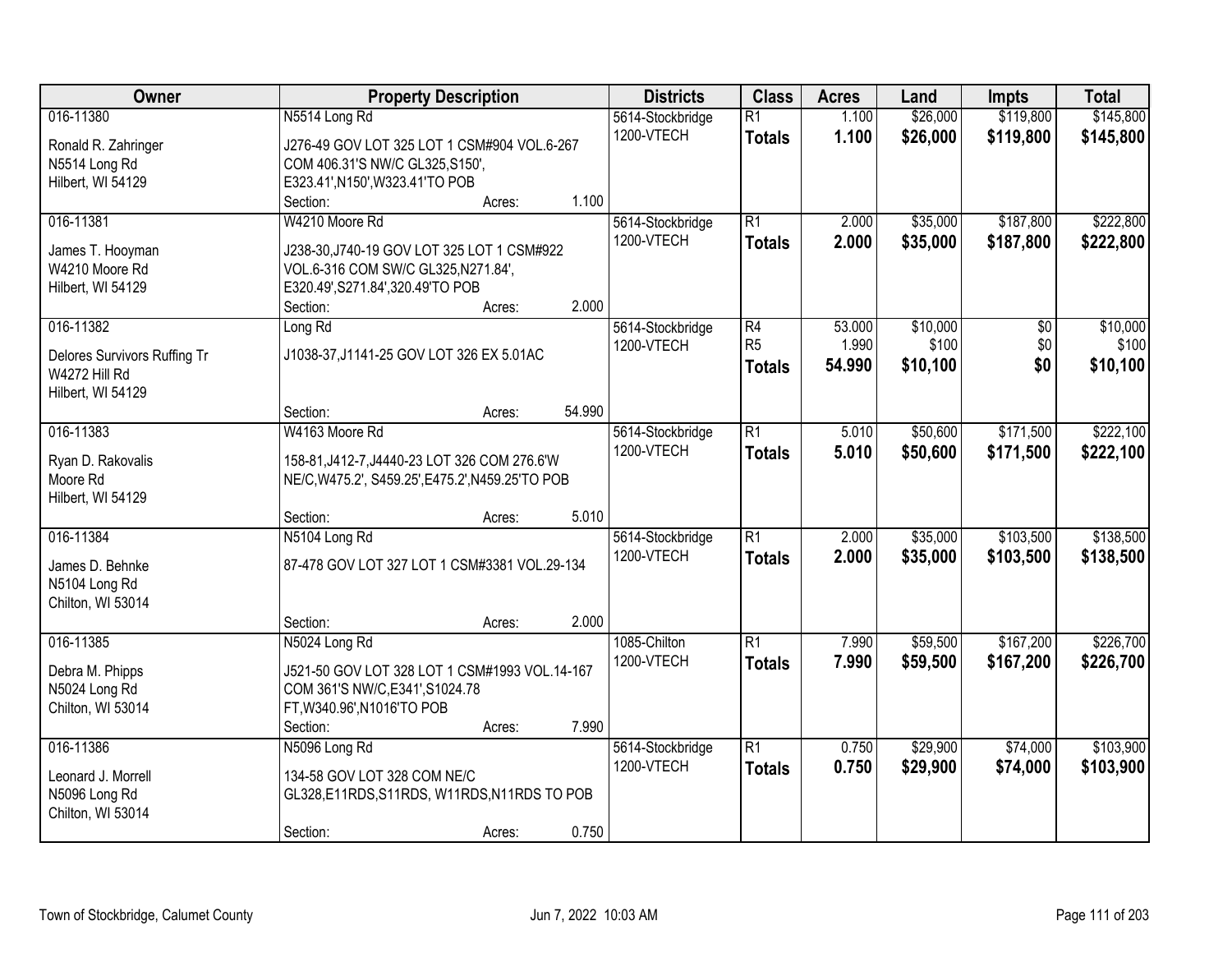| Owner | Property Description | Districts | Class | Acres | Land | Impts | Total |
|---|---|---|---|---|---|---|---|
| 016-11380<br>Ronald R. Zahringer<br>N5514 Long Rd<br>Hilbert, WI 54129 | N5514 Long Rd<br>J276-49 GOV LOT 325 LOT 1 CSM#904 VOL.6-267 COM 406.31'S NW/C GL325,S150', E323.41',N150',W323.41'TO POB<br>Section: Acres: 1.100 | 5614-Stockbridge<br>1200-VTECH | R1<br>**Totals** | 1.100<br>**1.100** | $26,000<br>**$26,000** | $119,800<br>**$119,800** | $145,800<br>**$145,800** |
| 016-11381<br>James T. Hooyman<br>W4210 Moore Rd<br>Hilbert, WI 54129 | W4210 Moore Rd<br>J238-30,J740-19 GOV LOT 325 LOT 1 CSM#922 VOL.6-316 COM SW/C GL325,N271.84', E320.49',S271.84',320.49'TO POB<br>Section: Acres: 2.000 | 5614-Stockbridge<br>1200-VTECH | R1<br>**Totals** | 2.000<br>**2.000** | $35,000<br>**$35,000** | $187,800<br>**$187,800** | $222,800<br>**$222,800** |
| 016-11382<br>Delores Survivors Ruffing Tr<br>W4272 Hill Rd<br>Hilbert, WI 54129 | Long Rd<br>J1038-37,J1141-25 GOV LOT 326 EX 5.01AC<br>Section: Acres: 54.990 | 5614-Stockbridge<br>1200-VTECH | R4<br>R5<br>**Totals** | 53.000<br>1.990<br>**54.990** | $10,000<br>$100<br>**$10,100** | $0<br>$0<br>**$0** | $10,000<br>$100<br>**$10,100** |
| 016-11383<br>Ryan D. Rakovalis<br>Moore Rd<br>Hilbert, WI 54129 | W4163 Moore Rd<br>158-81,J412-7,J4440-23 LOT 326 COM 276.6'W NE/C,W475.2', S459.25',E475.2',N459.25'TO POB<br>Section: Acres: 5.010 | 5614-Stockbridge<br>1200-VTECH | R1<br>**Totals** | 5.010<br>**5.010** | $50,600<br>**$50,600** | $171,500<br>**$171,500** | $222,100<br>**$222,100** |
| 016-11384<br>James D. Behnke<br>N5104 Long Rd<br>Chilton, WI 53014 | N5104 Long Rd<br>87-478 GOV LOT 327 LOT 1 CSM#3381 VOL.29-134<br>Section: Acres: 2.000 | 5614-Stockbridge<br>1200-VTECH | R1<br>**Totals** | 2.000<br>**2.000** | $35,000<br>**$35,000** | $103,500<br>**$103,500** | $138,500<br>**$138,500** |
| 016-11385<br>Debra M. Phipps<br>N5024 Long Rd<br>Chilton, WI 53014 | N5024 Long Rd<br>J521-50 GOV LOT 328 LOT 1 CSM#1993 VOL.14-167 COM 361'S NW/C,E341',S1024.78 FT,W340.96',N1016'TO POB<br>Section: Acres: 7.990 | 1085-Chilton<br>1200-VTECH | R1<br>**Totals** | 7.990<br>**7.990** | $59,500<br>**$59,500** | $167,200<br>**$167,200** | $226,700<br>**$226,700** |
| 016-11386<br>Leonard J. Morrell<br>N5096 Long Rd<br>Chilton, WI 53014 | N5096 Long Rd<br>134-58 GOV LOT 328 COM NE/C GL328,E11RDS,S11RDS, W11RDS,N11RDS TO POB<br>Section: Acres: 0.750 | 5614-Stockbridge<br>1200-VTECH | R1<br>**Totals** | 0.750<br>**0.750** | $29,900<br>**$29,900** | $74,000<br>**$74,000** | $103,900<br>**$103,900** |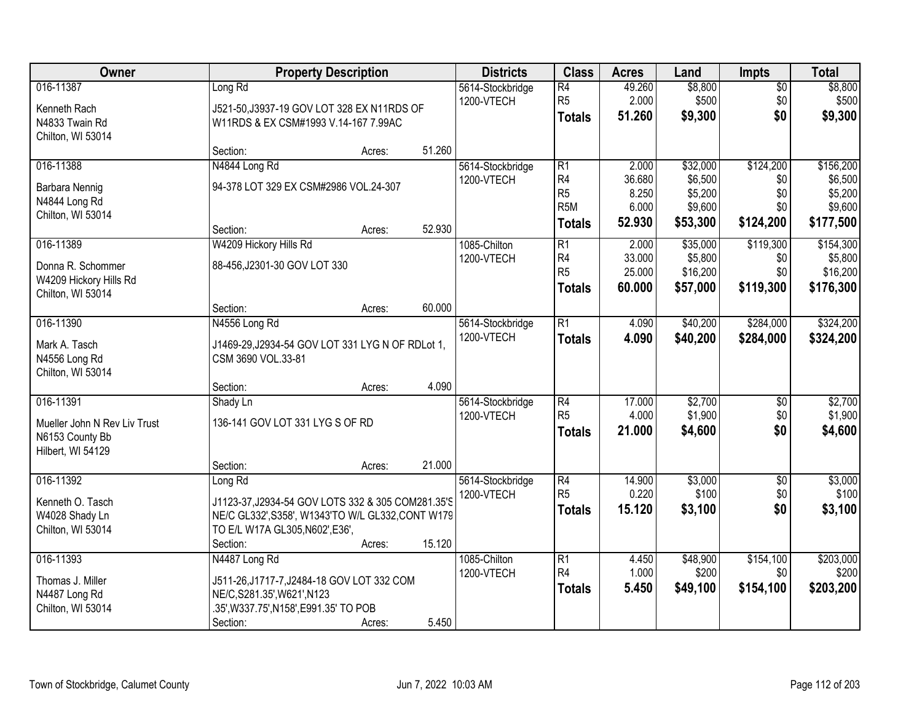| Owner | Property Description | Districts | Class | Acres | Land | Impts | Total |
|---|---|---|---|---|---|---|---|
| 016-11387<br>Kenneth Rach<br>N4833 Twain Rd<br>Chilton, WI 53014 | Long Rd<br>J521-50,J3937-19 GOV LOT 328 EX N11RDS OF W11RDS & EX CSM#1993 V.14-167 7.99AC<br>Section: Acres: 51.260 | 5614-Stockbridge<br>1200-VTECH | R4<br>R5<br>**Totals** | 49.260<br>2.000<br>**51.260** | $8,800<br>$500<br>**$9,300** | $0<br>$0<br>**$0** | $8,800<br>$500<br>**$9,300** |
| 016-11388<br>Barbara Nennig<br>N4844 Long Rd<br>Chilton, WI 53014 | N4844 Long Rd<br>94-378 LOT 329 EX CSM#2986 VOL.24-307<br>Section: Acres: 52.930 | 5614-Stockbridge<br>1200-VTECH | R1<br>R4<br>R5<br>R5M<br>**Totals** | 2.000<br>36.680<br>8.250<br>6.000<br>**52.930** | $32,000<br>$6,500<br>$5,200<br>$9,600<br>**$53,300** | $124,200<br>$0<br>$0<br>$0<br>**$124,200** | $156,200<br>$6,500<br>$5,200<br>$9,600<br>**$177,500** |
| 016-11389<br>Donna R. Schommer<br>W4209 Hickory Hills Rd<br>Chilton, WI 53014 | W4209 Hickory Hills Rd<br>88-456,J2301-30 GOV LOT 330<br>Section: Acres: 60.000 | 1085-Chilton<br>1200-VTECH | R1<br>R4<br>R5<br>**Totals** | 2.000<br>33.000<br>25.000<br>**60.000** | $35,000<br>$5,800<br>$16,200<br>**$57,000** | $119,300<br>$0<br>$0<br>**$119,300** | $154,300<br>$5,800<br>$16,200<br>**$176,300** |
| 016-11390<br>Mark A. Tasch<br>N4556 Long Rd<br>Chilton, WI 53014 | N4556 Long Rd<br>J1469-29,J2934-54 GOV LOT 331 LYG N OF RDLot 1, CSM 3690 VOL.33-81<br>Section: Acres: 4.090 | 5614-Stockbridge<br>1200-VTECH | R1<br>**Totals** | 4.090<br>**4.090** | $40,200<br>**$40,200** | $284,000<br>**$284,000** | $324,200<br>**$324,200** |
| 016-11391<br>Mueller John N Rev Liv Trust<br>N6153 County Bb<br>Hilbert, WI 54129 | Shady Ln<br>136-141 GOV LOT 331 LYG S OF RD<br>Section: Acres: 21.000 | 5614-Stockbridge<br>1200-VTECH | R4<br>R5<br>**Totals** | 17.000<br>4.000<br>**21.000** | $2,700<br>$1,900<br>**$4,600** | $0<br>$0<br>**$0** | $2,700<br>$1,900<br>**$4,600** |
| 016-11392<br>Kenneth O. Tasch<br>W4028 Shady Ln<br>Chilton, WI 53014 | Long Rd<br>J1123-37,J2934-54 GOV LOTS 332 & 305 COM281.35'S NE/C GL332',S358', W1343'TO W/L GL332,CONT W179 TO E/L W17A GL305,N602',E36',<br>Section: Acres: 15.120 | 5614-Stockbridge<br>1200-VTECH | R4<br>R5<br>**Totals** | 14.900<br>0.220<br>**15.120** | $3,000<br>$100<br>**$3,100** | $0<br>$0<br>**$0** | $3,000<br>$100<br>**$3,100** |
| 016-11393<br>Thomas J. Miller<br>N4487 Long Rd<br>Chilton, WI 53014 | N4487 Long Rd<br>J511-26,J1717-7,J2484-18 GOV LOT 332 COM NE/C,S281.35',W621',N123 .35',W337.75',N158',E991.35' TO POB<br>Section: Acres: 5.450 | 1085-Chilton<br>1200-VTECH | R1<br>R4<br>**Totals** | 4.450<br>1.000<br>**5.450** | $48,900<br>$200<br>**$49,100** | $154,100<br>$0<br>**$154,100** | $203,000<br>$200<br>**$203,200** |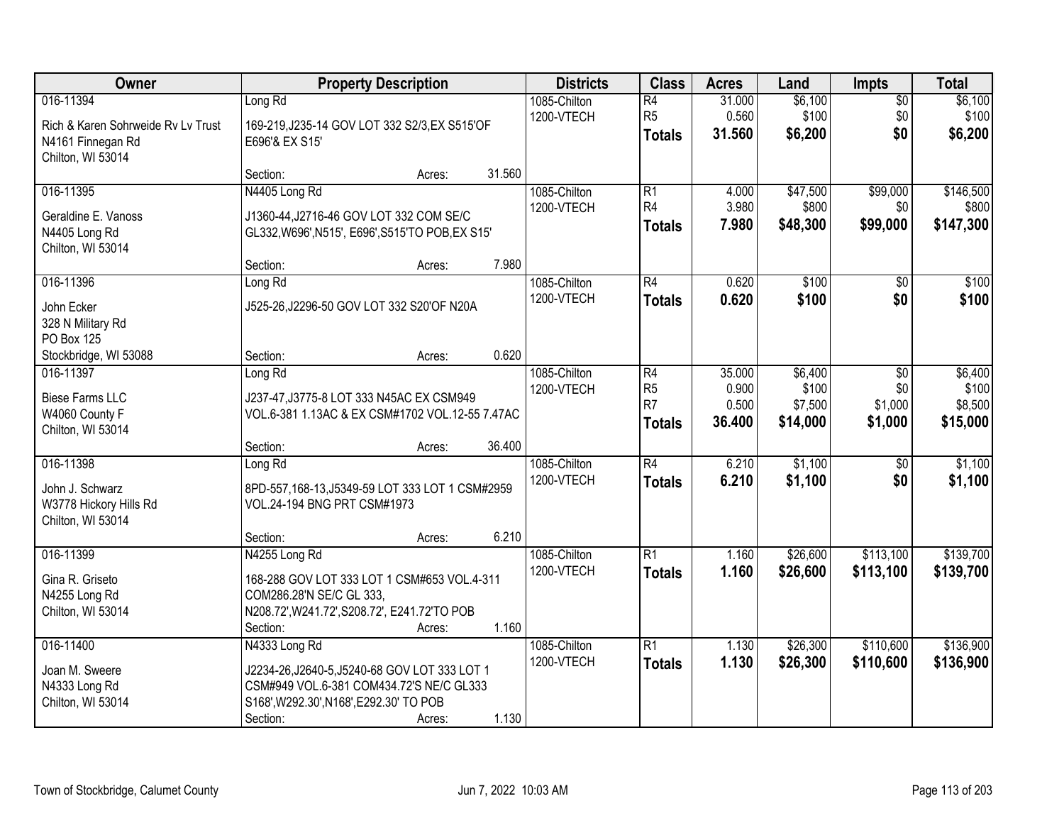| Owner | Property Description | Districts | Class | Acres | Land | Impts | Total |
|---|---|---|---|---|---|---|---|
| 016-11394<br>Rich & Karen Sohrweide Rv Lv Trust<br>N4161 Finnegan Rd<br>Chilton, WI 53014 | Long Rd<br>169-219,J235-14 GOV LOT 332 S2/3,EX S515'OF E696'& EX S15'<br>Section: Acres: 31.560 | 1085-Chilton<br>1200-VTECH | R4<br>R5<br>**Totals** | 31.000<br>0.560<br>**31.560** | $6,100<br>$100<br>**$6,200** | $0<br>$0<br>**$0** | $6,100<br>$100<br>**$6,200** |
| 016-11395<br>Geraldine E. Vanoss<br>N4405 Long Rd<br>Chilton, WI 53014 | N4405 Long Rd<br>J1360-44,J2716-46 GOV LOT 332 COM SE/C GL332,W696',N515', E696',S515'TO POB,EX S15'<br>Section: Acres: 7.980 | 1085-Chilton<br>1200-VTECH | R1<br>R4<br>**Totals** | 4.000<br>3.980<br>**7.980** | $47,500<br>$800<br>**$48,300** | $99,000<br>$0<br>**$99,000** | $146,500<br>$800<br>**$147,300** |
| 016-11396<br>John Ecker<br>328 N Military Rd<br>PO Box 125<br>Stockbridge, WI 53088 | Long Rd<br>J525-26,J2296-50 GOV LOT 332 S20'OF N20A<br>Section: Acres: 0.620 | 1085-Chilton<br>1200-VTECH | R4<br>**Totals** | 0.620<br>**0.620** | $100<br>**$100** | $0<br>**$0** | $100<br>**$100** |
| 016-11397<br>Biese Farms LLC<br>W4060 County F<br>Chilton, WI 53014 | Long Rd<br>J237-47,J3775-8 LOT 333 N45AC EX CSM949 VOL.6-381 1.13AC & EX CSM#1702 VOL.12-55 7.47AC<br>Section: Acres: 36.400 | 1085-Chilton<br>1200-VTECH | R4<br>R5<br>R7<br>**Totals** | 35.000<br>0.900<br>0.500<br>**36.400** | $6,400<br>$100<br>$7,500<br>**$14,000** | $0<br>$0<br>$1,000<br>**$1,000** | $6,400<br>$100<br>$8,500<br>**$15,000** |
| 016-11398<br>John J. Schwarz<br>W3778 Hickory Hills Rd<br>Chilton, WI 53014 | Long Rd<br>8PD-557,168-13,J5349-59 LOT 333 LOT 1 CSM#2959 VOL.24-194 BNG PRT CSM#1973<br>Section: Acres: 6.210 | 1085-Chilton<br>1200-VTECH | R4<br>**Totals** | 6.210<br>**6.210** | $1,100<br>**$1,100** | $0<br>**$0** | $1,100<br>**$1,100** |
| 016-11399<br>Gina R. Griseto<br>N4255 Long Rd<br>Chilton, WI 53014 | N4255 Long Rd<br>168-288 GOV LOT 333 LOT 1 CSM#653 VOL.4-311 COM286.28'N SE/C GL 333, N208.72',W241.72',S208.72', E241.72'TO POB<br>Section: Acres: 1.160 | 1085-Chilton<br>1200-VTECH | R1<br>**Totals** | 1.160<br>**1.160** | $26,600<br>**$26,600** | $113,100<br>**$113,100** | $139,700<br>**$139,700** |
| 016-11400<br>Joan M. Sweere<br>N4333 Long Rd<br>Chilton, WI 53014 | N4333 Long Rd<br>J2234-26,J2640-5,J5240-68 GOV LOT 333 LOT 1 CSM#949 VOL.6-381 COM434.72'S NE/C GL333 S168',W292.30',N168',E292.30' TO POB<br>Section: Acres: 1.130 | 1085-Chilton<br>1200-VTECH | R1<br>**Totals** | 1.130<br>**1.130** | $26,300<br>**$26,300** | $110,600<br>**$110,600** | $136,900<br>**$136,900** |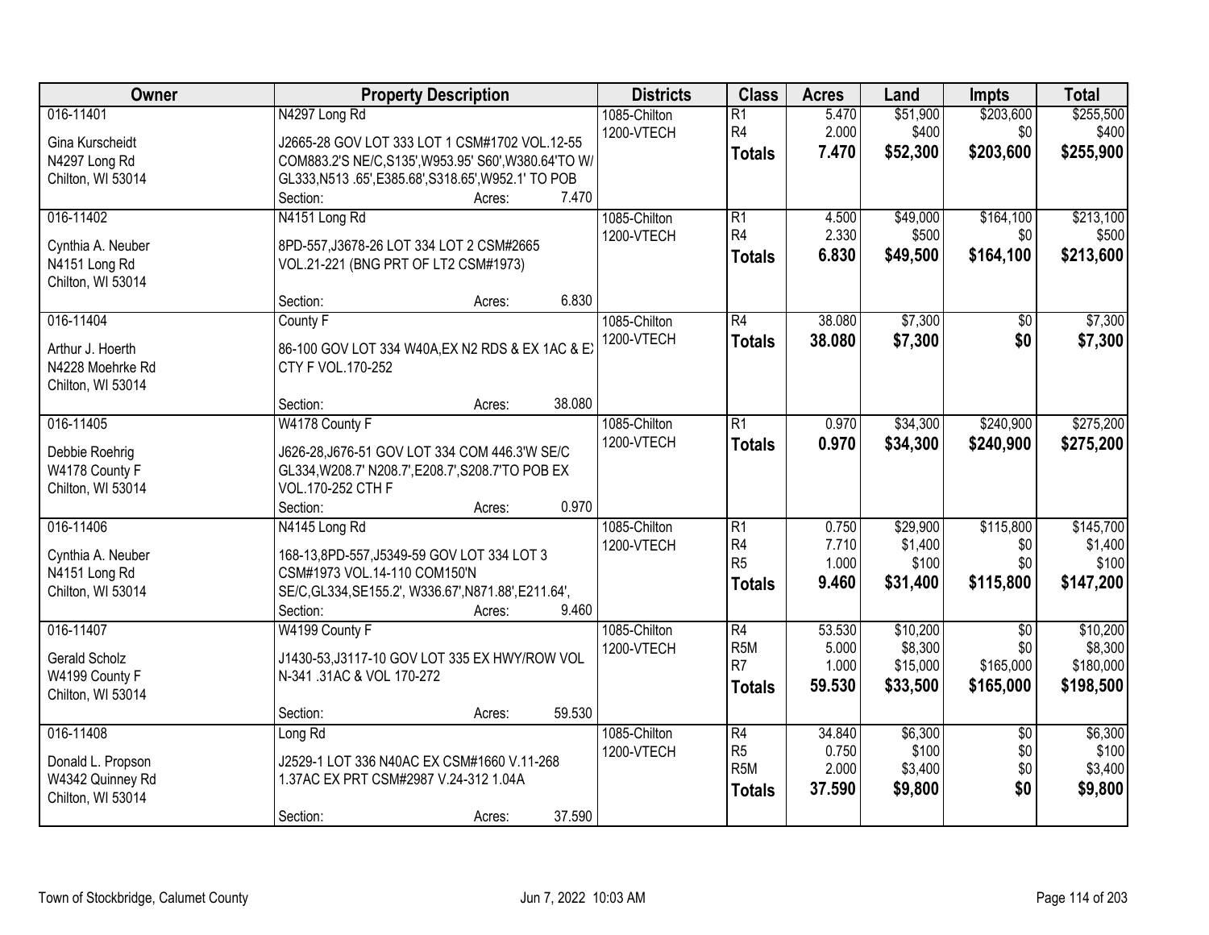| Owner | Property Description | Districts | Class | Acres | Land | Impts | Total |
|---|---|---|---|---|---|---|---|
| 016-11401<br><br>Gina Kurscheidt<br>N4297 Long Rd<br>Chilton, WI 53014 | N4297 Long Rd<br><br>J2665-28 GOV LOT 333 LOT 1 CSM#1702 VOL.12-55 COM883.2'S NE/C,S135',W953.95' S60',W380.64'TO W/ GL333,N513 .65',E385.68',S318.65',W952.1' TO POB<br>Section: Acres: 7.470 | 1085-Chilton<br>1200-VTECH | R1<br>R4<br>**Totals** | 5.470<br>2.000<br>**7.470** | $51,900<br>$400<br>**$52,300** | $203,600<br>$0<br>**$203,600** | $255,500<br>$400<br>**$255,900** |
| 016-11402<br><br>Cynthia A. Neuber<br>N4151 Long Rd<br>Chilton, WI 53014 | N4151 Long Rd<br><br>8PD-557,J3678-26 LOT 334 LOT 2 CSM#2665 VOL.21-221 (BNG PRT OF LT2 CSM#1973)<br><br>Section: Acres: 6.830 | 1085-Chilton<br>1200-VTECH | R1<br>R4<br>**Totals** | 4.500<br>2.330<br>**6.830** | $49,000<br>$500<br>**$49,500** | $164,100<br>$0<br>**$164,100** | $213,100<br>$500<br>**$213,600** |
| 016-11404<br><br>Arthur J. Hoerth<br>N4228 Moehrke Rd<br>Chilton, WI 53014 | County F<br><br>86-100 GOV LOT 334 W40A,EX N2 RDS & EX 1AC & EX CTY F VOL.170-252<br><br>Section: Acres: 38.080 | 1085-Chilton<br>1200-VTECH | R4<br>**Totals** | 38.080<br>**38.080** | $7,300<br>**$7,300** | $0<br>**$0** | $7,300<br>**$7,300** |
| 016-11405<br><br>Debbie Roehrig<br>W4178 County F<br>Chilton, WI 53014 | W4178 County F<br><br>J626-28,J676-51 GOV LOT 334 COM 446.3'W SE/C GL334,W208.7' N208.7',E208.7',S208.7'TO POB EX VOL.170-252 CTH F<br>Section: Acres: 0.970 | 1085-Chilton<br>1200-VTECH | R1<br>**Totals** | 0.970<br>**0.970** | $34,300<br>**$34,300** | $240,900<br>**$240,900** | $275,200<br>**$275,200** |
| 016-11406<br><br>Cynthia A. Neuber<br>N4151 Long Rd<br>Chilton, WI 53014 | N4145 Long Rd<br><br>168-13,8PD-557,J5349-59 GOV LOT 334 LOT 3 CSM#1973 VOL.14-110 COM150'N SE/C,GL334,SE155.2', W336.67',N871.88',E211.64',<br>Section: Acres: 9.460 | 1085-Chilton<br>1200-VTECH | R1<br>R4<br>R5<br>**Totals** | 0.750<br>7.710<br>1.000<br>**9.460** | $29,900<br>$1,400<br>$100<br>**$31,400** | $115,800<br>$0<br>$0<br>**$115,800** | $145,700<br>$1,400<br>$100<br>**$147,200** |
| 016-11407<br><br>Gerald Scholz<br>W4199 County F<br>Chilton, WI 53014 | W4199 County F<br><br>J1430-53,J3117-10 GOV LOT 335 EX HWY/ROW VOL N-341 .31AC & VOL 170-272<br><br>Section: Acres: 59.530 | 1085-Chilton<br>1200-VTECH | R4<br>R5M<br>R7<br>**Totals** | 53.530<br>5.000<br>1.000<br>**59.530** | $10,200<br>$8,300<br>$15,000<br>**$33,500** | $0<br>$0<br>$165,000<br>**$165,000** | $10,200<br>$8,300<br>$180,000<br>**$198,500** |
| 016-11408<br><br>Donald L. Propson<br>W4342 Quinney Rd<br>Chilton, WI 53014 | Long Rd<br><br>J2529-1 LOT 336 N40AC EX CSM#1660 V.11-268 1.37AC EX PRT CSM#2987 V.24-312 1.04A<br><br>Section: Acres: 37.590 | 1085-Chilton<br>1200-VTECH | R4<br>R5<br>R5M<br>**Totals** | 34.840<br>0.750<br>2.000<br>**37.590** | $6,300<br>$100<br>$3,400<br>**$9,800** | $0<br>$0<br>$0<br>**$0** | $6,300<br>$100<br>$3,400<br>**$9,800** |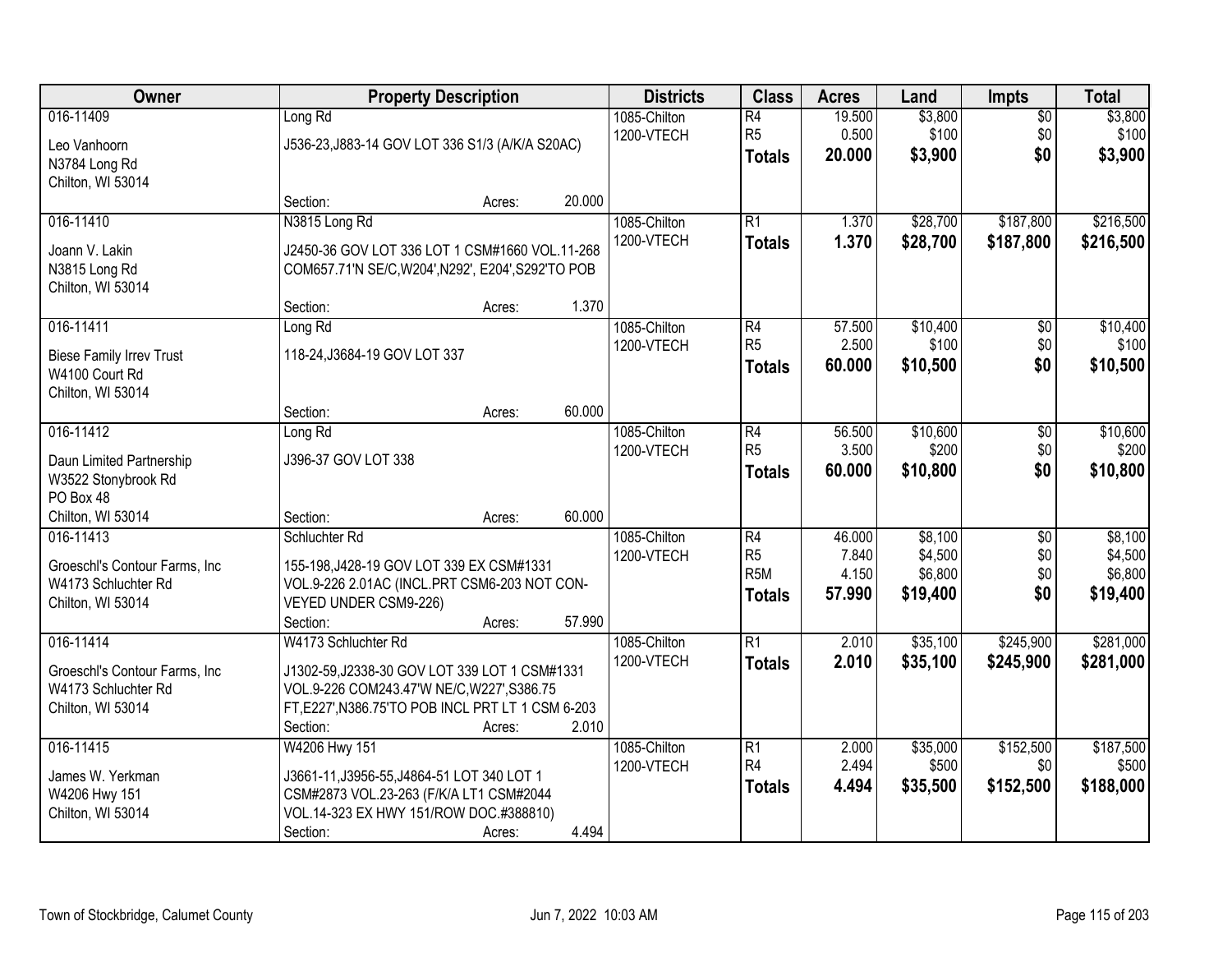| Owner | Property Description | Districts | Class | Acres | Land | Impts | Total |
|---|---|---|---|---|---|---|---|
| 016-11409<br>Leo Vanhoorn<br>N3784 Long Rd<br>Chilton, WI 53014 | Long Rd<br>J536-23,J883-14 GOV LOT 336 S1/3 (A/K/A S20AC)<br>Section: Acres: 20.000 | 1085-Chilton<br>1200-VTECH | R4<br>R5<br>**Totals** | 19.500<br>0.500<br>**20.000** | $3,800<br>$100<br>**$3,900** | $0<br>$0<br>**$0** | $3,800<br>$100<br>**$3,900** |
| 016-11410<br>Joann V. Lakin<br>N3815 Long Rd<br>Chilton, WI 53014 | N3815 Long Rd<br>J2450-36 GOV LOT 336 LOT 1 CSM#1660 VOL.11-268 COM657.71'N SE/C,W204',N292', E204',S292'TO POB<br>Section: Acres: 1.370 | 1085-Chilton<br>1200-VTECH | R1<br>**Totals** | 1.370<br>**1.370** | $28,700<br>**$28,700** | $187,800<br>**$187,800** | $216,500<br>**$216,500** |
| 016-11411<br>Biese Family Irrev Trust<br>W4100 Court Rd<br>Chilton, WI 53014 | Long Rd<br>118-24,J3684-19 GOV LOT 337<br>Section: Acres: 60.000 | 1085-Chilton<br>1200-VTECH | R4<br>R5<br>**Totals** | 57.500<br>2.500<br>**60.000** | $10,400<br>$100<br>**$10,500** | $0<br>$0<br>**$0** | $10,400<br>$100<br>**$10,500** |
| 016-11412<br>Daun Limited Partnership<br>W3522 Stonybrook Rd<br>PO Box 48<br>Chilton, WI 53014 | Long Rd<br>J396-37 GOV LOT 338<br>Section: Acres: 60.000 | 1085-Chilton<br>1200-VTECH | R4<br>R5<br>**Totals** | 56.500<br>3.500<br>**60.000** | $10,600<br>$200<br>**$10,800** | $0<br>$0<br>**$0** | $10,600<br>$200<br>**$10,800** |
| 016-11413<br>Groeschl's Contour Farms, Inc<br>W4173 Schluchter Rd<br>Chilton, WI 53014 | Schluchter Rd<br>155-198,J428-19 GOV LOT 339 EX CSM#1331 VOL.9-226 2.01AC (INCL.PRT CSM6-203 NOT CON-VEYED UNDER CSM9-226)<br>Section: Acres: 57.990 | 1085-Chilton<br>1200-VTECH | R4<br>R5<br>R5M<br>**Totals** | 46.000<br>7.840<br>4.150<br>**57.990** | $8,100<br>$4,500<br>$6,800<br>**$19,400** | $0<br>$0<br>$0<br>**$0** | $8,100<br>$4,500<br>$6,800<br>**$19,400** |
| 016-11414<br>Groeschl's Contour Farms, Inc<br>W4173 Schluchter Rd<br>Chilton, WI 53014 | W4173 Schluchter Rd<br>J1302-59,J2338-30 GOV LOT 339 LOT 1 CSM#1331 VOL.9-226 COM243.47'W NE/C,W227',S386.75 FT,E227',N386.75'TO POB INCL PRT LT 1 CSM 6-203<br>Section: Acres: 2.010 | 1085-Chilton<br>1200-VTECH | R1<br>**Totals** | 2.010<br>**2.010** | $35,100<br>**$35,100** | $245,900<br>**$245,900** | $281,000<br>**$281,000** |
| 016-11415<br>James W. Yerkman<br>W4206 Hwy 151<br>Chilton, WI 53014 | W4206 Hwy 151<br>J3661-11,J3956-55,J4864-51 LOT 340 LOT 1 CSM#2873 VOL.23-263 (F/K/A LT1 CSM#2044 VOL.14-323 EX HWY 151/ROW DOC.#388810)<br>Section: Acres: 4.494 | 1085-Chilton<br>1200-VTECH | R1<br>R4<br>**Totals** | 2.000<br>2.494<br>**4.494** | $35,000<br>$500<br>**$35,500** | $152,500<br>$0<br>**$152,500** | $187,500<br>$500<br>**$188,000** |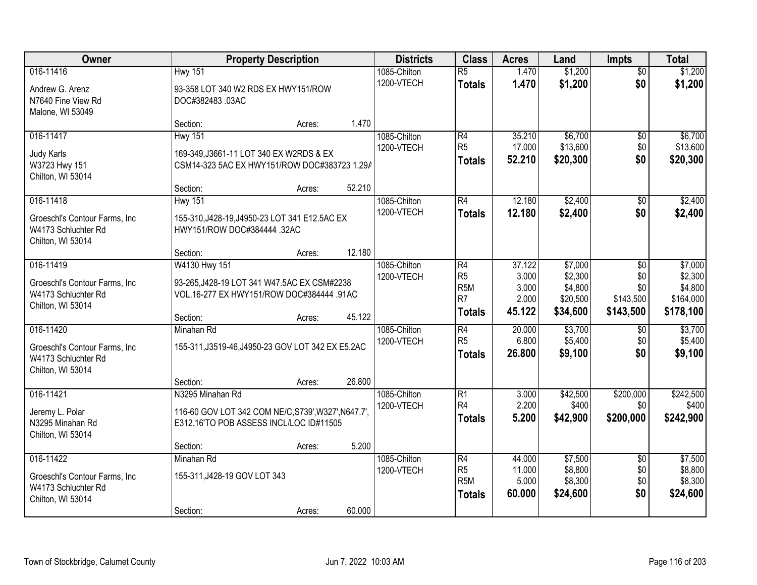| Owner | Property Description | | | Districts | Class | Acres | Land | Impts | Total |
|---|---|---|---|---|---|---|---|---|---|
| 016-11416 | Hwy 151 | | | 1085-Chilton | R5 | 1.470 | $1,200 | $0 | $1,200 |
| Andrew G. Arenz<br>N7640 Fine View Rd<br>Malone, WI 53049 | 93-358 LOT 340 W2 RDS EX HWY151/ROW DOC#382483 .03AC | | | 1200-VTECH | **Totals** | **1.470** | **$1,200** | **$0** | **$1,200** |
| | Section: | Acres: | 1.470 | | | | | | |
| 016-11417 | Hwy 151 | | | 1085-Chilton | R4 | 35.210 | $6,700 | $0 | $6,700 |
| Judy Karls<br>W3723 Hwy 151<br>Chilton, WI 53014 | 169-349,J3661-11 LOT 340 EX W2RDS & EX CSM14-323 5AC EX HWY151/ROW DOC#383723 1.29A | | | 1200-VTECH | R5 | 17.000 | $13,600 | $0 | $13,600 |
| | | | | | **Totals** | **52.210** | **$20,300** | **$0** | **$20,300** |
| | Section: | Acres: | 52.210 | | | | | | |
| 016-11418 | Hwy 151 | | | 1085-Chilton | R4 | 12.180 | $2,400 | $0 | $2,400 |
| Groeschl's Contour Farms, Inc<br>W4173 Schluchter Rd<br>Chilton, WI 53014 | 155-310,J428-19,J4950-23 LOT 341 E12.5AC EX HWY151/ROW DOC#384444 .32AC | | | 1200-VTECH | **Totals** | **12.180** | **$2,400** | **$0** | **$2,400** |
| | Section: | Acres: | 12.180 | | | | | | |
| 016-11419 | W4130 Hwy 151 | | | 1085-Chilton | R4 | 37.122 | $7,000 | $0 | $7,000 |
| Groeschl's Contour Farms, Inc<br>W4173 Schluchter Rd<br>Chilton, WI 53014 | 93-265,J428-19 LOT 341 W47.5AC EX CSM#2238 VOL.16-277 EX HWY151/ROW DOC#384444 .91AC | | | 1200-VTECH | R5 | 3.000 | $2,300 | $0 | $2,300 |
| | | | | | R5M | 3.000 | $4,800 | $0 | $4,800 |
| | | | | | R7 | 2.000 | $20,500 | $143,500 | $164,000 |
| | | | | | **Totals** | **45.122** | **$34,600** | **$143,500** | **$178,100** |
| | Section: | Acres: | 45.122 | | | | | | |
| 016-11420 | Minahan Rd | | | 1085-Chilton | R4 | 20.000 | $3,700 | $0 | $3,700 |
| Groeschl's Contour Farms, Inc<br>W4173 Schluchter Rd<br>Chilton, WI 53014 | 155-311,J3519-46,J4950-23 GOV LOT 342 EX E5.2AC | | | 1200-VTECH | R5 | 6.800 | $5,400 | $0 | $5,400 |
| | | | | | **Totals** | **26.800** | **$9,100** | **$0** | **$9,100** |
| | Section: | Acres: | 26.800 | | | | | | |
| 016-11421 | N3295 Minahan Rd | | | 1085-Chilton | R1 | 3.000 | $42,500 | $200,000 | $242,500 |
| Jeremy L. Polar<br>N3295 Minahan Rd<br>Chilton, WI 53014 | 116-60 GOV LOT 342 COM NE/C,S739',W327',N647.7', E312.16'TO POB ASSESS INCL/LOC ID#11505 | | | 1200-VTECH | R4 | 2.200 | $400 | $0 | $400 |
| | | | | | **Totals** | **5.200** | **$42,900** | **$200,000** | **$242,900** |
| | Section: | Acres: | 5.200 | | | | | | |
| 016-11422 | Minahan Rd | | | 1085-Chilton | R4 | 44.000 | $7,500 | $0 | $7,500 |
| Groeschl's Contour Farms, Inc<br>W4173 Schluchter Rd<br>Chilton, WI 53014 | 155-311,J428-19 GOV LOT 343 | | | 1200-VTECH | R5 | 11.000 | $8,800 | $0 | $8,800 |
| | | | | | R5M | 5.000 | $8,300 | $0 | $8,300 |
| | | | | | **Totals** | **60.000** | **$24,600** | **$0** | **$24,600** |
| | Section: | Acres: | 60.000 | | | | | | |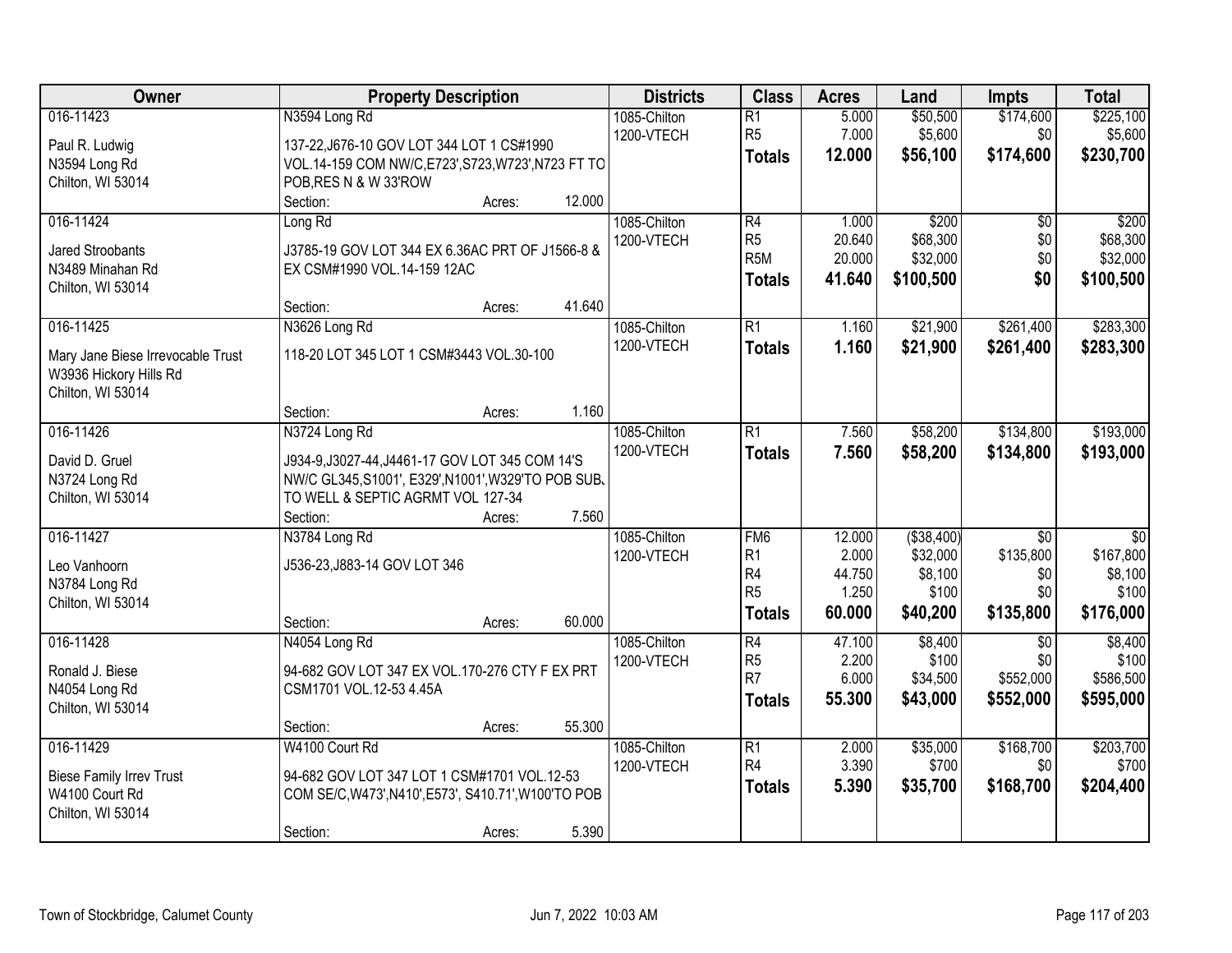| Owner | Property Description | Districts | Class | Acres | Land | Impts | Total |
|---|---|---|---|---|---|---|---|
| 016-11423<br>Paul R. Ludwig<br>N3594 Long Rd<br>Chilton, WI 53014 | N3594 Long Rd<br>137-22,J676-10 GOV LOT 344 LOT 1 CS#1990 VOL.14-159 COM NW/C,E723',S723,W723',N723 FT TO POB,RES N & W 33'ROW<br>Section: Acres: 12.000 | 1085-Chilton<br>1200-VTECH | R1<br>R5<br>**Totals** | 5.000<br>7.000<br>**12.000** | $50,500<br>$5,600<br>**$56,100** | $174,600<br>$0<br>**$174,600** | $225,100<br>$5,600<br>**$230,700** |
| 016-11424<br>Jared Stroobants<br>N3489 Minahan Rd<br>Chilton, WI 53014 | Long Rd<br>J3785-19 GOV LOT 344 EX 6.36AC PRT OF J1566-8 & EX CSM#1990 VOL.14-159 12AC<br>Section: Acres: 41.640 | 1085-Chilton<br>1200-VTECH | R4<br>R5<br>R5M<br>**Totals** | 1.000<br>20.640<br>20.000<br>**41.640** | $200<br>$68,300<br>$32,000<br>**$100,500** | $0<br>$0<br>$0<br>**$0** | $200<br>$68,300<br>$32,000<br>**$100,500** |
| 016-11425<br>Mary Jane Biese Irrevocable Trust<br>W3936 Hickory Hills Rd<br>Chilton, WI 53014 | N3626 Long Rd<br>118-20 LOT 345 LOT 1 CSM#3443 VOL.30-100<br>Section: Acres: 1.160 | 1085-Chilton<br>1200-VTECH | R1<br>**Totals** | 1.160<br>**1.160** | $21,900<br>**$21,900** | $261,400<br>**$261,400** | $283,300<br>**$283,300** |
| 016-11426<br>David D. Gruel<br>N3724 Long Rd<br>Chilton, WI 53014 | N3724 Long Rd<br>J934-9,J3027-44,J4461-17 GOV LOT 345 COM 14'S NW/C GL345,S1001', E329',N1001',W329'TO POB SUBJ TO WELL & SEPTIC AGRMT VOL 127-34<br>Section: Acres: 7.560 | 1085-Chilton<br>1200-VTECH | R1<br>**Totals** | 7.560<br>**7.560** | $58,200<br>**$58,200** | $134,800<br>**$134,800** | $193,000<br>**$193,000** |
| 016-11427<br>Leo Vanhoorn<br>N3784 Long Rd<br>Chilton, WI 53014 | N3784 Long Rd<br>J536-23,J883-14 GOV LOT 346<br>Section: Acres: 60.000 | 1085-Chilton<br>1200-VTECH | FM6<br>R1<br>R4<br>R5<br>**Totals** | 12.000<br>2.000<br>44.750<br>1.250<br>**60.000** | ($38,400)<br>$32,000<br>$8,100<br>$100<br>**$40,200** | $0<br>$135,800<br>$0<br>$0<br>**$135,800** | $0<br>$167,800<br>$8,100<br>$100<br>**$176,000** |
| 016-11428<br>Ronald J. Biese<br>N4054 Long Rd<br>Chilton, WI 53014 | N4054 Long Rd<br>94-682 GOV LOT 347 EX VOL.170-276 CTY F EX PRT CSM1701 VOL.12-53 4.45A<br>Section: Acres: 55.300 | 1085-Chilton<br>1200-VTECH | R4<br>R5<br>R7<br>**Totals** | 47.100<br>2.200<br>6.000<br>**55.300** | $8,400<br>$100<br>$34,500<br>**$43,000** | $0<br>$0<br>$552,000<br>**$552,000** | $8,400<br>$100<br>$586,500<br>**$595,000** |
| 016-11429<br>Biese Family Irrev Trust<br>W4100 Court Rd<br>Chilton, WI 53014 | W4100 Court Rd<br>94-682 GOV LOT 347 LOT 1 CSM#1701 VOL.12-53 COM SE/C,W473',N410',E573', S410.71',W100'TO POB<br>Section: Acres: 5.390 | 1085-Chilton<br>1200-VTECH | R1<br>R4<br>**Totals** | 2.000<br>3.390<br>**5.390** | $35,000<br>$700<br>**$35,700** | $168,700<br>$0<br>**$168,700** | $203,700<br>$700<br>**$204,400** |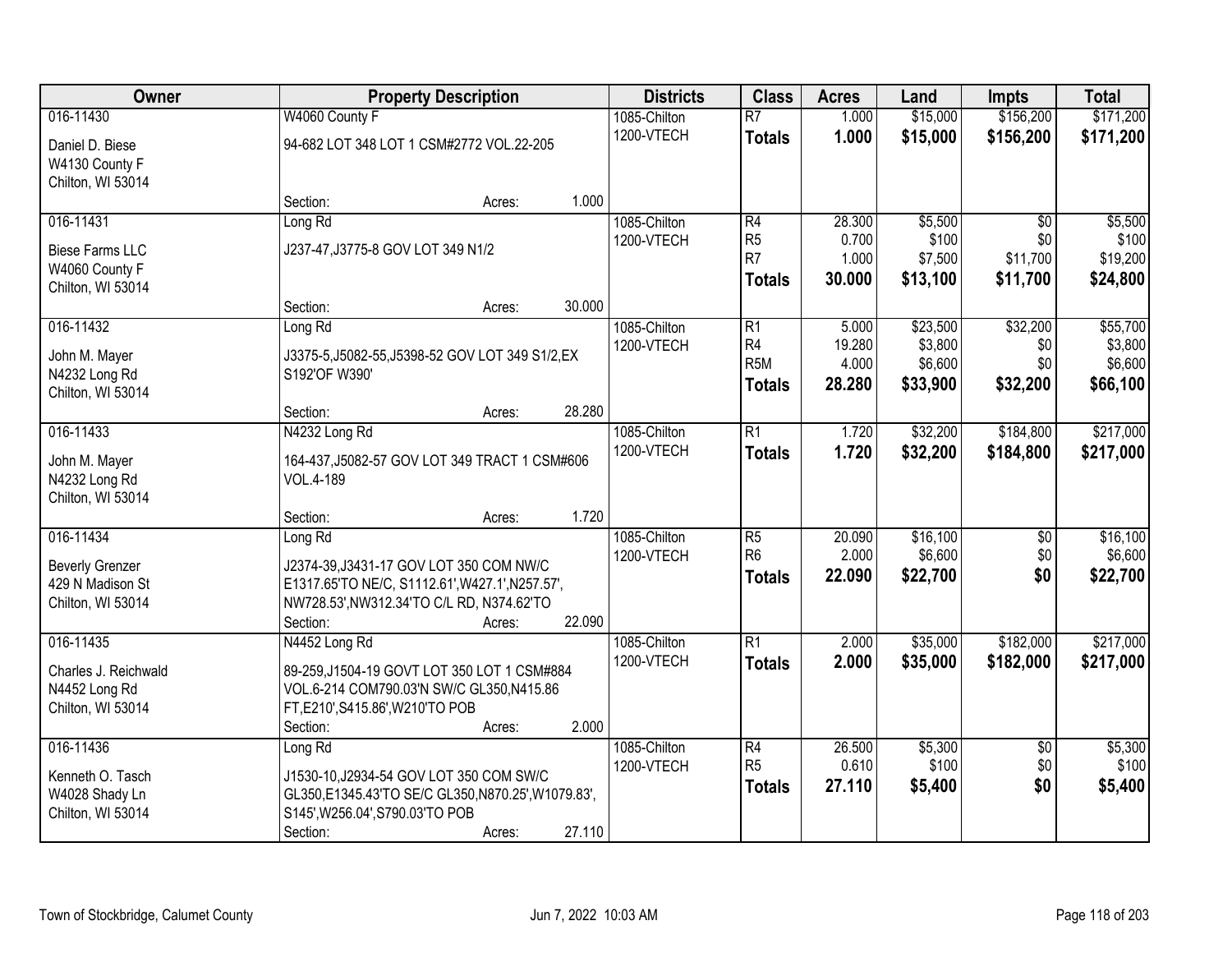| Owner | Property Description | Districts | Class | Acres | Land | Impts | Total |
|---|---|---|---|---|---|---|---|
| 016-11430<br>Daniel D. Biese<br>W4130 County F<br>Chilton, WI 53014 | W4060 County F<br>94-682 LOT 348 LOT 1 CSM#2772 VOL.22-205<br>Section: Acres: 1.000 | 1085-Chilton<br>1200-VTECH | R7<br>**Totals** | 1.000<br>**1.000** | $15,000<br>**$15,000** | $156,200<br>**$156,200** | $171,200<br>**$171,200** |
| 016-11431<br>Biese Farms LLC<br>W4060 County F<br>Chilton, WI 53014 | Long Rd<br>J237-47,J3775-8 GOV LOT 349 N1/2<br>Section: Acres: 30.000 | 1085-Chilton<br>1200-VTECH | R4<br>R5<br>R7<br>**Totals** | 28.300<br>0.700<br>1.000<br>**30.000** | $5,500<br>$100<br>$7,500<br>**$13,100** | $0<br>$0<br>$11,700<br>**$11,700** | $5,500<br>$100<br>$19,200<br>**$24,800** |
| 016-11432<br>John M. Mayer<br>N4232 Long Rd<br>Chilton, WI 53014 | Long Rd<br>J3375-5,J5082-55,J5398-52 GOV LOT 349 S1/2,EX S192'OF W390'<br>Section: Acres: 28.280 | 1085-Chilton<br>1200-VTECH | R1<br>R4<br>R5M<br>**Totals** | 5.000<br>19.280<br>4.000<br>**28.280** | $23,500<br>$3,800<br>$6,600<br>**$33,900** | $32,200<br>$0<br>$0<br>**$32,200** | $55,700<br>$3,800<br>$6,600<br>**$66,100** |
| 016-11433<br>John M. Mayer<br>N4232 Long Rd<br>Chilton, WI 53014 | N4232 Long Rd<br>164-437,J5082-57 GOV LOT 349 TRACT 1 CSM#606 VOL.4-189<br>Section: Acres: 1.720 | 1085-Chilton<br>1200-VTECH | R1<br>**Totals** | 1.720<br>**1.720** | $32,200<br>**$32,200** | $184,800<br>**$184,800** | $217,000<br>**$217,000** |
| 016-11434<br>Beverly Grenzer<br>429 N Madison St<br>Chilton, WI 53014 | Long Rd<br>J2374-39,J3431-17 GOV LOT 350 COM NW/C E1317.65'TO NE/C, S1112.61',W427.1',N257.57', NW728.53',NW312.34'TO C/L RD, N374.62'TO<br>Section: Acres: 22.090 | 1085-Chilton<br>1200-VTECH | R5<br>R6<br>**Totals** | 20.090<br>2.000<br>**22.090** | $16,100<br>$6,600<br>**$22,700** | $0<br>$0<br>**$0** | $16,100<br>$6,600<br>**$22,700** |
| 016-11435<br>Charles J. Reichwald<br>N4452 Long Rd<br>Chilton, WI 53014 | N4452 Long Rd<br>89-259,J1504-19 GOVT LOT 350 LOT 1 CSM#884 VOL.6-214 COM790.03'N SW/C GL350,N415.86 FT,E210',S415.86',W210'TO POB<br>Section: Acres: 2.000 | 1085-Chilton<br>1200-VTECH | R1<br>**Totals** | 2.000<br>**2.000** | $35,000<br>**$35,000** | $182,000<br>**$182,000** | $217,000<br>**$217,000** |
| 016-11436<br>Kenneth O. Tasch<br>W4028 Shady Ln<br>Chilton, WI 53014 | Long Rd<br>J1530-10,J2934-54 GOV LOT 350 COM SW/C GL350,E1345.43'TO SE/C GL350,N870.25',W1079.83', S145',W256.04',S790.03'TO POB<br>Section: Acres: 27.110 | 1085-Chilton<br>1200-VTECH | R4<br>R5<br>**Totals** | 26.500<br>0.610<br>**27.110** | $5,300<br>$100<br>**$5,400** | $0<br>$0<br>**$0** | $5,300<br>$100<br>**$5,400** |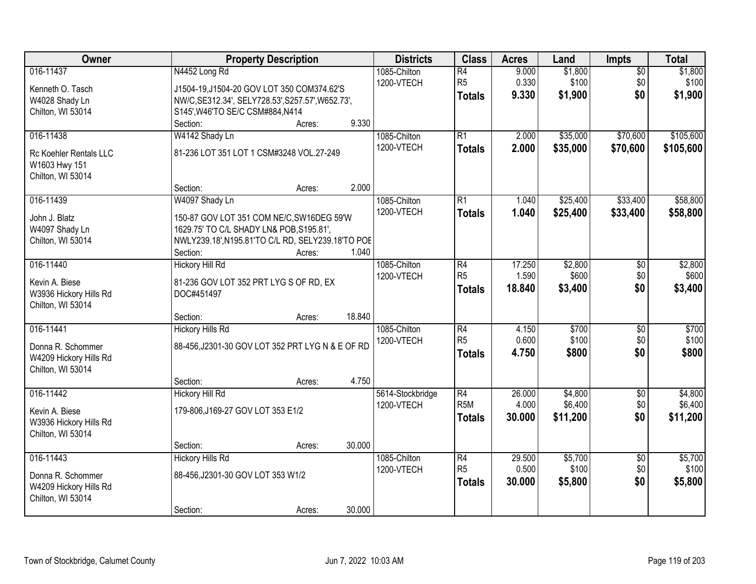| Owner | Property Description | Districts | Class | Acres | Land | Impts | Total |
|---|---|---|---|---|---|---|---|
| 016-11437<br>Kenneth O. Tasch<br>W4028 Shady Ln<br>Chilton, WI 53014 | N4452 Long Rd<br>J1504-19,J1504-20 GOV LOT 350 COM374.62'S NW/C,SE312.34', SELY728.53',S257.57',W652.73', S145',W46'TO SE/C CSM#884,N414<br>Section: Acres: 9.330 | 1085-Chilton<br>1200-VTECH | R4<br>R5<br>**Totals** | 9.000<br>0.330<br>**9.330** | $1,800<br>$100<br>**$1,900** | $0<br>$0<br>**$0** | $1,800<br>$100<br>**$1,900** |
| 016-11438<br>Rc Koehler Rentals LLC<br>W1603 Hwy 151<br>Chilton, WI 53014 | W4142 Shady Ln<br>81-236 LOT 351 LOT 1 CSM#3248 VOL.27-249<br>Section: Acres: 2.000 | 1085-Chilton<br>1200-VTECH | R1<br>**Totals** | 2.000<br>**2.000** | $35,000<br>**$35,000** | $70,600<br>**$70,600** | $105,600<br>**$105,600** |
| 016-11439<br>John J. Blatz<br>W4097 Shady Ln<br>Chilton, WI 53014 | W4097 Shady Ln<br>150-87 GOV LOT 351 COM NE/C,SW16DEG 59'W 1629.75' TO C/L SHADY LN& POB,S195.81', NWLY239.18',N195.81'TO C/L RD, SELY239.18'TO POE<br>Section: Acres: 1.040 | 1085-Chilton<br>1200-VTECH | R1<br>**Totals** | 1.040<br>**1.040** | $25,400<br>**$25,400** | $33,400<br>**$33,400** | $58,800<br>**$58,800** |
| 016-11440<br>Kevin A. Biese<br>W3936 Hickory Hills Rd<br>Chilton, WI 53014 | Hickory Hill Rd<br>81-236 GOV LOT 352 PRT LYG S OF RD, EX DOC#451497<br>Section: Acres: 18.840 | 1085-Chilton<br>1200-VTECH | R4<br>R5<br>**Totals** | 17.250<br>1.590<br>**18.840** | $2,800<br>$600<br>**$3,400** | $0<br>$0<br>**$0** | $2,800<br>$600<br>**$3,400** |
| 016-11441<br>Donna R. Schommer<br>W4209 Hickory Hills Rd<br>Chilton, WI 53014 | Hickory Hills Rd<br>88-456,J2301-30 GOV LOT 352 PRT LYG N & E OF RD<br>Section: Acres: 4.750 | 1085-Chilton<br>1200-VTECH | R4<br>R5<br>**Totals** | 4.150<br>0.600<br>**4.750** | $700<br>$100<br>**$800** | $0<br>$0<br>**$0** | $700<br>$100<br>**$800** |
| 016-11442<br>Kevin A. Biese<br>W3936 Hickory Hills Rd<br>Chilton, WI 53014 | Hickory Hill Rd<br>179-806,J169-27 GOV LOT 353 E1/2<br>Section: Acres: 30.000 | 5614-Stockbridge<br>1200-VTECH | R4<br>R5M<br>**Totals** | 26.000<br>4.000<br>**30.000** | $4,800<br>$6,400<br>**$11,200** | $0<br>$0<br>**$0** | $4,800<br>$6,400<br>**$11,200** |
| 016-11443<br>Donna R. Schommer<br>W4209 Hickory Hills Rd<br>Chilton, WI 53014 | Hickory Hills Rd<br>88-456,J2301-30 GOV LOT 353 W1/2<br>Section: Acres: 30.000 | 1085-Chilton<br>1200-VTECH | R4<br>R5<br>**Totals** | 29.500<br>0.500<br>**30.000** | $5,700<br>$100<br>**$5,800** | $0<br>$0<br>**$0** | $5,700<br>$100<br>**$5,800** |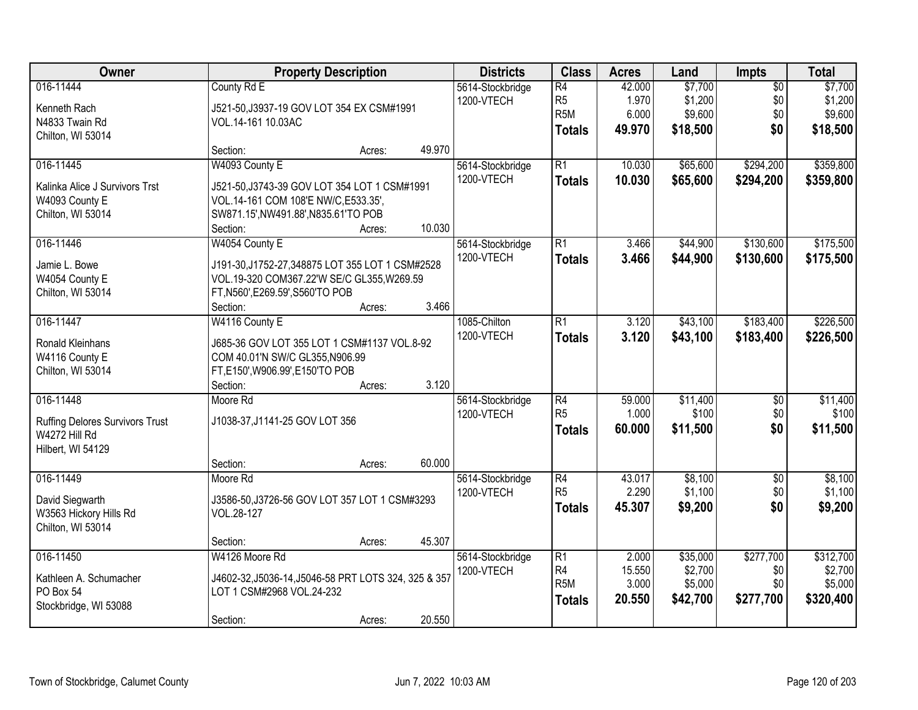| Owner | Property Description | Districts | Class | Acres | Land | Impts | Total |
|---|---|---|---|---|---|---|---|
| 016-11444<br>Kenneth Rach<br>N4833 Twain Rd<br>Chilton, WI 53014 | County Rd E<br>J521-50,J3937-19 GOV LOT 354 EX CSM#1991 VOL.14-161 10.03AC<br>Section: Acres: 49.970 | 5614-Stockbridge<br>1200-VTECH | R4<br>R5<br>R5M<br>**Totals** | 42.000<br>1.970<br>6.000<br>**49.970** | $7,700<br>$1,200<br>$9,600<br>**$18,500** | $0<br>$0<br>$0<br>**$0** | $7,700<br>$1,200<br>$9,600<br>**$18,500** |
| 016-11445<br>Kalinka Alice J Survivors Trst<br>W4093 County E<br>Chilton, WI 53014 | W4093 County E<br>J521-50,J3743-39 GOV LOT 354 LOT 1 CSM#1991 VOL.14-161 COM 108'E NW/C,E533.35', SW871.15',NW491.88',N835.61'TO POB<br>Section: Acres: 10.030 | 5614-Stockbridge<br>1200-VTECH | R1<br>**Totals** | 10.030<br>**10.030** | $65,600<br>**$65,600** | $294,200<br>**$294,200** | $359,800<br>**$359,800** |
| 016-11446<br>Jamie L. Bowe<br>W4054 County E<br>Chilton, WI 53014 | W4054 County E<br>J191-30,J1752-27,348875 LOT 355 LOT 1 CSM#2528 VOL.19-320 COM367.22'W SE/C GL355,W269.59 FT,N560',E269.59',S560'TO POB<br>Section: Acres: 3.466 | 5614-Stockbridge<br>1200-VTECH | R1<br>**Totals** | 3.466<br>**3.466** | $44,900<br>**$44,900** | $130,600<br>**$130,600** | $175,500<br>**$175,500** |
| 016-11447<br>Ronald Kleinhans<br>W4116 County E<br>Chilton, WI 53014 | W4116 County E<br>J685-36 GOV LOT 355 LOT 1 CSM#1137 VOL.8-92 COM 40.01'N SW/C GL355,N906.99 FT,E150',W906.99',E150'TO POB<br>Section: Acres: 3.120 | 1085-Chilton<br>1200-VTECH | R1<br>**Totals** | 3.120<br>**3.120** | $43,100<br>**$43,100** | $183,400<br>**$183,400** | $226,500<br>**$226,500** |
| 016-11448<br>Ruffing Delores Survivors Trust<br>W4272 Hill Rd<br>Hilbert, WI 54129 | Moore Rd<br>J1038-37,J1141-25 GOV LOT 356<br>Section: Acres: 60.000 | 5614-Stockbridge<br>1200-VTECH | R4<br>R5<br>**Totals** | 59.000<br>1.000<br>**60.000** | $11,400<br>$100<br>**$11,500** | $0<br>$0<br>**$0** | $11,400<br>$100<br>**$11,500** |
| 016-11449<br>David Siegwarth<br>W3563 Hickory Hills Rd<br>Chilton, WI 53014 | Moore Rd<br>J3586-50,J3726-56 GOV LOT 357 LOT 1 CSM#3293 VOL.28-127<br>Section: Acres: 45.307 | 5614-Stockbridge<br>1200-VTECH | R4<br>R5<br>**Totals** | 43.017<br>2.290<br>**45.307** | $8,100<br>$1,100<br>**$9,200** | $0<br>$0<br>**$0** | $8,100<br>$1,100<br>**$9,200** |
| 016-11450<br>Kathleen A. Schumacher<br>PO Box 54<br>Stockbridge, WI 53088 | W4126 Moore Rd<br>J4602-32,J5036-14,J5046-58 PRT LOTS 324, 325 & 357 LOT 1 CSM#2968 VOL.24-232<br>Section: Acres: 20.550 | 5614-Stockbridge<br>1200-VTECH | R1<br>R4<br>R5M<br>**Totals** | 2.000<br>15.550<br>3.000<br>**20.550** | $35,000<br>$2,700<br>$5,000<br>**$42,700** | $277,700<br>$0<br>$0<br>**$277,700** | $312,700<br>$2,700<br>$5,000<br>**$320,400** |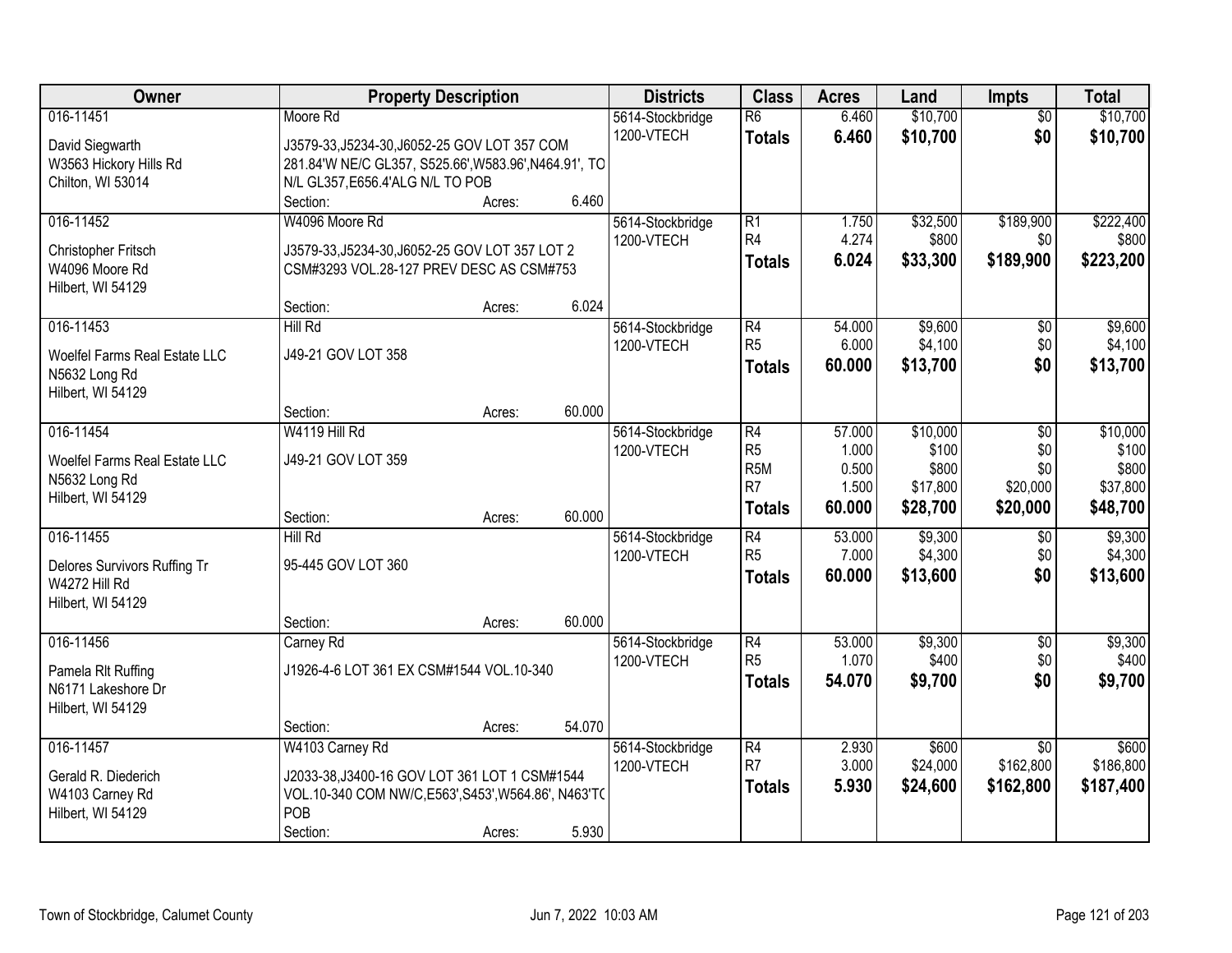| Owner | Property Description | Districts | Class | Acres | Land | Impts | Total |
|---|---|---|---|---|---|---|---|
| 016-11451<br>David Siegwarth<br>W3563 Hickory Hills Rd<br>Chilton, WI 53014 | Moore Rd<br>J3579-33,J5234-30,J6052-25 GOV LOT 357 COM 281.84'W NE/C GL357, S525.66',W583.96',N464.91', TO N/L GL357,E656.4'ALG N/L TO POB<br>Section: Acres: 6.460 | 5614-Stockbridge<br>1200-VTECH | R6<br>**Totals** | 6.460<br>**6.460** | $10,700<br>**$10,700** | $0<br>**$0** | $10,700<br>**$10,700** |
| 016-11452<br>Christopher Fritsch<br>W4096 Moore Rd<br>Hilbert, WI 54129 | W4096 Moore Rd<br>J3579-33,J5234-30,J6052-25 GOV LOT 357 LOT 2 CSM#3293 VOL.28-127 PREV DESC AS CSM#753<br>Section: Acres: 6.024 | 5614-Stockbridge<br>1200-VTECH | R1<br>R4<br>**Totals** | 1.750<br>4.274<br>**6.024** | $32,500<br>$800<br>**$33,300** | $189,900<br>$0<br>**$189,900** | $222,400<br>$800<br>**$223,200** |
| 016-11453<br>Woelfel Farms Real Estate LLC<br>N5632 Long Rd<br>Hilbert, WI 54129 | Hill Rd<br>J49-21 GOV LOT 358<br>Section: Acres: 60.000 | 5614-Stockbridge<br>1200-VTECH | R4<br>R5<br>**Totals** | 54.000<br>6.000<br>**60.000** | $9,600<br>$4,100<br>**$13,700** | $0<br>$0<br>**$0** | $9,600<br>$4,100<br>**$13,700** |
| 016-11454<br>Woelfel Farms Real Estate LLC<br>N5632 Long Rd<br>Hilbert, WI 54129 | W4119 Hill Rd<br>J49-21 GOV LOT 359<br>Section: Acres: 60.000 | 5614-Stockbridge<br>1200-VTECH | R4<br>R5<br>R5M<br>R7<br>**Totals** | 57.000<br>1.000<br>0.500<br>1.500<br>**60.000** | $10,000<br>$100<br>$800<br>$17,800<br>**$28,700** | $0<br>$0<br>$0<br>$20,000<br>**$20,000** | $10,000<br>$100<br>$800<br>$37,800<br>**$48,700** |
| 016-11455<br>Delores Survivors Ruffing Tr<br>W4272 Hill Rd<br>Hilbert, WI 54129 | Hill Rd<br>95-445 GOV LOT 360<br>Section: Acres: 60.000 | 5614-Stockbridge<br>1200-VTECH | R4<br>R5<br>**Totals** | 53.000<br>7.000<br>**60.000** | $9,300<br>$4,300<br>**$13,600** | $0<br>$0<br>**$0** | $9,300<br>$4,300<br>**$13,600** |
| 016-11456<br>Pamela Rlt Ruffing<br>N6171 Lakeshore Dr<br>Hilbert, WI 54129 | Carney Rd<br>J1926-4-6 LOT 361 EX CSM#1544 VOL.10-340<br>Section: Acres: 54.070 | 5614-Stockbridge<br>1200-VTECH | R4<br>R5<br>**Totals** | 53.000<br>1.070<br>**54.070** | $9,300<br>$400<br>**$9,700** | $0<br>$0<br>**$0** | $9,300<br>$400<br>**$9,700** |
| 016-11457<br>Gerald R. Diederich<br>W4103 Carney Rd<br>Hilbert, WI 54129 | W4103 Carney Rd<br>J2033-38,J3400-16 GOV LOT 361 LOT 1 CSM#1544 VOL.10-340 COM NW/C,E563',S453',W564.86', N463'TO POB<br>Section: Acres: 5.930 | 5614-Stockbridge<br>1200-VTECH | R4<br>R7<br>**Totals** | 2.930<br>3.000<br>**5.930** | $600<br>$24,000<br>**$24,600** | $0<br>$162,800<br>**$162,800** | $600<br>$186,800<br>**$187,400** |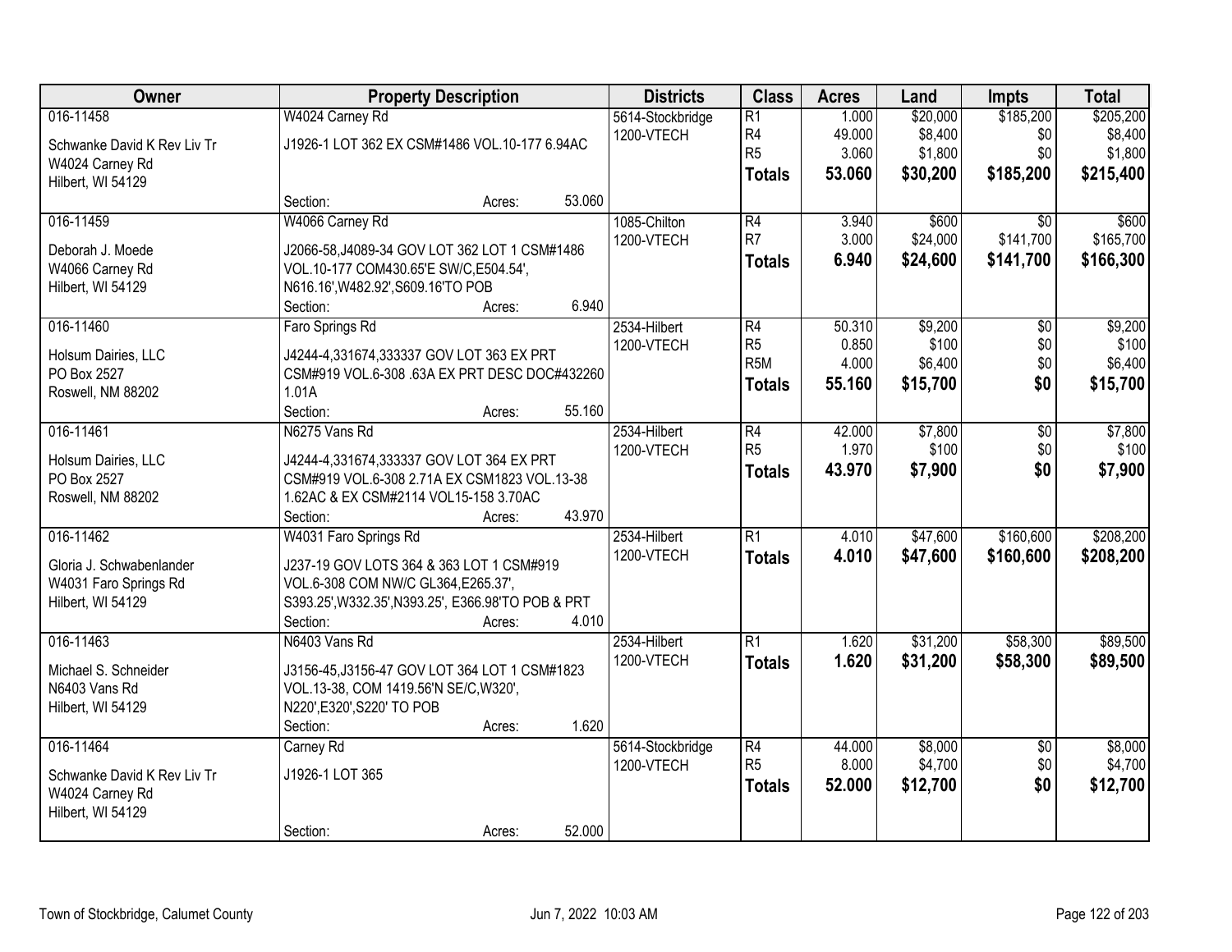| Owner | Property Description | Districts | Class | Acres | Land | Impts | Total |
|---|---|---|---|---|---|---|---|
| 016-11458<br>Schwanke David K Rev Liv Tr<br>W4024 Carney Rd<br>Hilbert, WI 54129 | W4024 Carney Rd<br>J1926-1 LOT 362 EX CSM#1486 VOL.10-177 6.94AC<br>Section: Acres: 53.060 | 5614-Stockbridge<br>1200-VTECH | R1<br>R4<br>R5<br>**Totals** | 1.000<br>49.000<br>3.060<br>**53.060** | $20,000<br>$8,400<br>$1,800<br>**$30,200** | $185,200<br>$0<br>$0<br>**$185,200** | $205,200<br>$8,400<br>$1,800<br>**$215,400** |
| 016-11459<br>Deborah J. Moede<br>W4066 Carney Rd<br>Hilbert, WI 54129 | W4066 Carney Rd<br>J2066-58,J4089-34 GOV LOT 362 LOT 1 CSM#1486 VOL.10-177 COM430.65'E SW/C,E504.54', N616.16',W482.92',S609.16'TO POB<br>Section: Acres: 6.940 | 1085-Chilton<br>1200-VTECH | R4<br>R7<br>**Totals** | 3.940<br>3.000<br>**6.940** | $600<br>$24,000<br>**$24,600** | $0<br>$141,700<br>**$141,700** | $600<br>$165,700<br>**$166,300** |
| 016-11460<br>Holsum Dairies, LLC<br>PO Box 2527<br>Roswell, NM 88202 | Faro Springs Rd<br>J4244-4,331674,333337 GOV LOT 363 EX PRT CSM#919 VOL.6-308 .63A EX PRT DESC DOC#432260 1.01A<br>Section: Acres: 55.160 | 2534-Hilbert<br>1200-VTECH | R4<br>R5<br>R5M<br>**Totals** | 50.310<br>0.850<br>4.000<br>**55.160** | $9,200<br>$100<br>$6,400<br>**$15,700** | $0<br>$0<br>$0<br>**$0** | $9,200<br>$100<br>$6,400<br>**$15,700** |
| 016-11461<br>Holsum Dairies, LLC<br>PO Box 2527<br>Roswell, NM 88202 | N6275 Vans Rd<br>J4244-4,331674,333337 GOV LOT 364 EX PRT CSM#919 VOL.6-308 2.71A EX CSM1823 VOL.13-38 1.62AC & EX CSM#2114 VOL15-158 3.70AC<br>Section: Acres: 43.970 | 2534-Hilbert<br>1200-VTECH | R4<br>R5<br>**Totals** | 42.000<br>1.970<br>**43.970** | $7,800<br>$100<br>**$7,900** | $0<br>$0<br>**$0** | $7,800<br>$100<br>**$7,900** |
| 016-11462<br>Gloria J. Schwabenlander<br>W4031 Faro Springs Rd<br>Hilbert, WI 54129 | W4031 Faro Springs Rd<br>J237-19 GOV LOTS 364 & 363 LOT 1 CSM#919 VOL.6-308 COM NW/C GL364,E265.37', S393.25',W332.35',N393.25', E366.98'TO POB & PRT<br>Section: Acres: 4.010 | 2534-Hilbert<br>1200-VTECH | R1<br>**Totals** | 4.010<br>**4.010** | $47,600<br>**$47,600** | $160,600<br>**$160,600** | $208,200<br>**$208,200** |
| 016-11463<br>Michael S. Schneider<br>N6403 Vans Rd<br>Hilbert, WI 54129 | N6403 Vans Rd<br>J3156-45,J3156-47 GOV LOT 364 LOT 1 CSM#1823 VOL.13-38, COM 1419.56'N SE/C,W320', N220',E320',S220' TO POB<br>Section: Acres: 1.620 | 2534-Hilbert<br>1200-VTECH | R1<br>**Totals** | 1.620<br>**1.620** | $31,200<br>**$31,200** | $58,300<br>**$58,300** | $89,500<br>**$89,500** |
| 016-11464<br>Schwanke David K Rev Liv Tr<br>W4024 Carney Rd<br>Hilbert, WI 54129 | Carney Rd<br>J1926-1 LOT 365<br>Section: Acres: 52.000 | 5614-Stockbridge<br>1200-VTECH | R4<br>R5<br>**Totals** | 44.000<br>8.000<br>**52.000** | $8,000<br>$4,700<br>**$12,700** | $0<br>$0<br>**$0** | $8,000<br>$4,700<br>**$12,700** |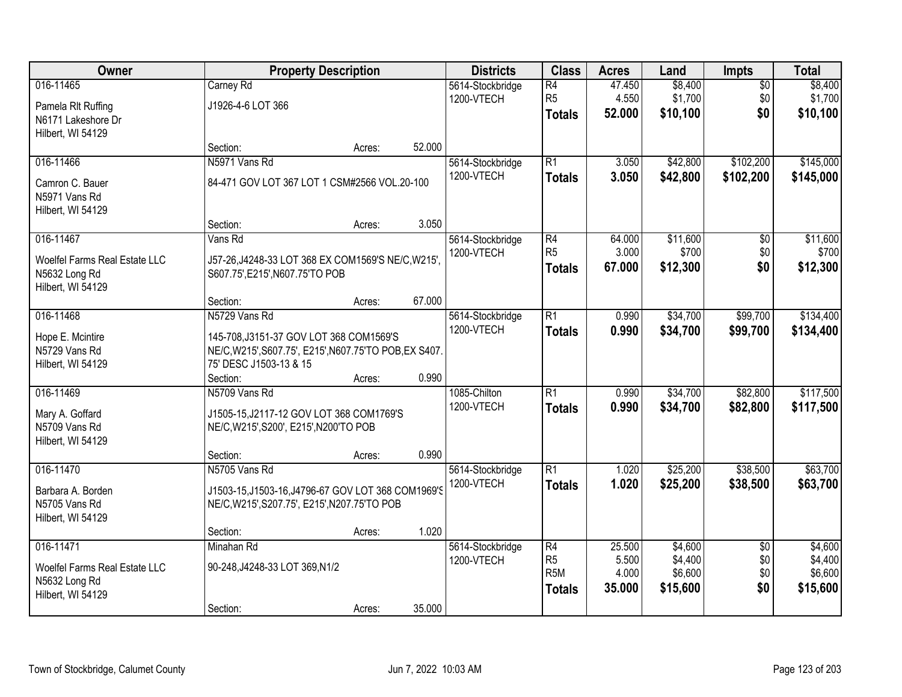| Owner | Property Description | Districts | Class | Acres | Land | Impts | Total |
|---|---|---|---|---|---|---|---|
| 016-11465<br>Pamela Rlt Ruffing<br>N6171 Lakeshore Dr<br>Hilbert, WI 54129 | Carney Rd<br>J1926-4-6 LOT 366<br>Section: Acres: 52.000 | 5614-Stockbridge<br>1200-VTECH | R4<br>R5<br>**Totals** | 47.450<br>4.550<br>**52.000** | $8,400<br>$1,700<br>**$10,100** | $0<br>$0<br>**$0** | $8,400<br>$1,700<br>**$10,100** |
| 016-11466<br>Camron C. Bauer<br>N5971 Vans Rd<br>Hilbert, WI 54129 | N5971 Vans Rd<br>84-471 GOV LOT 367 LOT 1 CSM#2566 VOL.20-100<br>Section: Acres: 3.050 | 5614-Stockbridge<br>1200-VTECH | R1<br>**Totals** | 3.050<br>**3.050** | $42,800<br>**$42,800** | $102,200<br>**$102,200** | $145,000<br>**$145,000** |
| 016-11467<br>Woelfel Farms Real Estate LLC<br>N5632 Long Rd<br>Hilbert, WI 54129 | Vans Rd<br>J57-26,J4248-33 LOT 368 EX COM1569'S NE/C,W215', S607.75',E215',N607.75'TO POB<br>Section: Acres: 67.000 | 5614-Stockbridge<br>1200-VTECH | R4<br>R5<br>**Totals** | 64.000<br>3.000<br>**67.000** | $11,600<br>$700<br>**$12,300** | $0<br>$0<br>**$0** | $11,600<br>$700<br>**$12,300** |
| 016-11468<br>Hope E. Mcintire<br>N5729 Vans Rd<br>Hilbert, WI 54129 | N5729 Vans Rd<br>145-708,J3151-37 GOV LOT 368 COM1569'S NE/C,W215',S607.75', E215',N607.75'TO POB,EX S407.75' DESC J1503-13 & 15<br>Section: Acres: 0.990 | 5614-Stockbridge<br>1200-VTECH | R1<br>**Totals** | 0.990<br>**0.990** | $34,700<br>**$34,700** | $99,700<br>**$99,700** | $134,400<br>**$134,400** |
| 016-11469<br>Mary A. Goffard<br>N5709 Vans Rd<br>Hilbert, WI 54129 | N5709 Vans Rd<br>J1505-15,J2117-12 GOV LOT 368 COM1769'S NE/C,W215',S200', E215',N200'TO POB<br>Section: Acres: 0.990 | 1085-Chilton<br>1200-VTECH | R1<br>**Totals** | 0.990<br>**0.990** | $34,700<br>**$34,700** | $82,800<br>**$82,800** | $117,500<br>**$117,500** |
| 016-11470<br>Barbara A. Borden<br>N5705 Vans Rd<br>Hilbert, WI 54129 | N5705 Vans Rd<br>J1503-15,J1503-16,J4796-67 GOV LOT 368 COM1969'S NE/C,W215',S207.75', E215',N207.75'TO POB<br>Section: Acres: 1.020 | 5614-Stockbridge<br>1200-VTECH | R1<br>**Totals** | 1.020<br>**1.020** | $25,200<br>**$25,200** | $38,500<br>**$38,500** | $63,700<br>**$63,700** |
| 016-11471<br>Woelfel Farms Real Estate LLC<br>N5632 Long Rd<br>Hilbert, WI 54129 | Minahan Rd<br>90-248,J4248-33 LOT 369,N1/2<br>Section: Acres: 35.000 | 5614-Stockbridge<br>1200-VTECH | R4<br>R5<br>R5M<br>**Totals** | 25.500<br>5.500<br>4.000<br>**35.000** | $4,600<br>$4,400<br>$6,600<br>**$15,600** | $0<br>$0<br>$0<br>**$0** | $4,600<br>$4,400<br>$6,600<br>**$15,600** |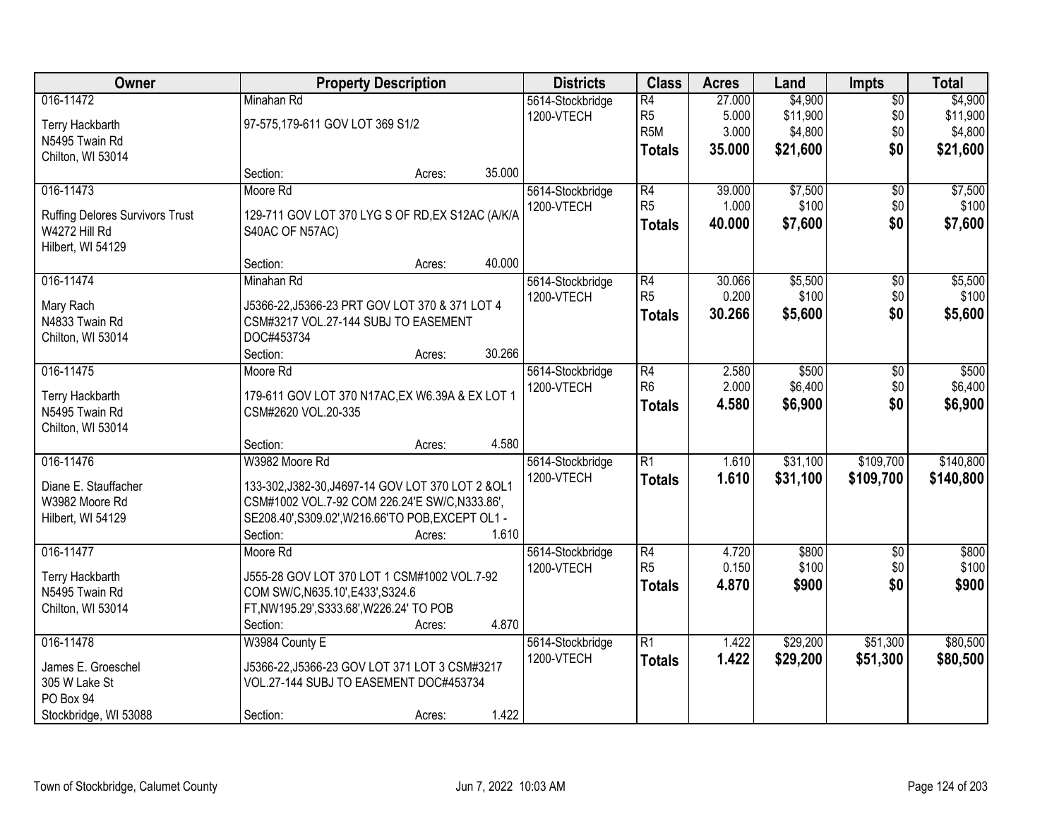| Owner | Property Description | Districts | Class | Acres | Land | Impts | Total |
|---|---|---|---|---|---|---|---|
| 016-11472<br>Terry Hackbarth<br>N5495 Twain Rd<br>Chilton, WI 53014 | Minahan Rd<br>97-575,179-611 GOV LOT 369 S1/2<br>Section: Acres: 35.000 | 5614-Stockbridge<br>1200-VTECH | R4<br>R5<br>R5M<br>**Totals** | 27.000<br>5.000<br>3.000<br>**35.000** | $4,900<br>$11,900<br>$4,800<br>**$21,600** | $0<br>$0<br>$0<br>**$0** | $4,900<br>$11,900<br>$4,800<br>**$21,600** |
| 016-11473<br>Ruffing Delores Survivors Trust<br>W4272 Hill Rd<br>Hilbert, WI 54129 | Moore Rd<br>129-711 GOV LOT 370 LYG S OF RD,EX S12AC (A/K/A S40AC OF N57AC)<br>Section: Acres: 40.000 | 5614-Stockbridge<br>1200-VTECH | R4<br>R5<br>**Totals** | 39.000<br>1.000<br>**40.000** | $7,500<br>$100<br>**$7,600** | $0<br>$0<br>**$0** | $7,500<br>$100<br>**$7,600** |
| 016-11474<br>Mary Rach<br>N4833 Twain Rd<br>Chilton, WI 53014 | Minahan Rd<br>J5366-22,J5366-23 PRT GOV LOT 370 & 371 LOT 4 CSM#3217 VOL.27-144 SUBJ TO EASEMENT DOC#453734<br>Section: Acres: 30.266 | 5614-Stockbridge<br>1200-VTECH | R4<br>R5<br>**Totals** | 30.066<br>0.200<br>**30.266** | $5,500<br>$100<br>**$5,600** | $0<br>$0<br>**$0** | $5,500<br>$100<br>**$5,600** |
| 016-11475<br>Terry Hackbarth<br>N5495 Twain Rd<br>Chilton, WI 53014 | Moore Rd<br>179-611 GOV LOT 370 N17AC,EX W6.39A & EX LOT 1 CSM#2620 VOL.20-335<br>Section: Acres: 4.580 | 5614-Stockbridge<br>1200-VTECH | R4<br>R6<br>**Totals** | 2.580<br>2.000<br>**4.580** | $500<br>$6,400<br>**$6,900** | $0<br>$0<br>**$0** | $500<br>$6,400<br>**$6,900** |
| 016-11476<br>Diane E. Stauffacher<br>W3982 Moore Rd<br>Hilbert, WI 54129 | W3982 Moore Rd<br>133-302,J382-30,J4697-14 GOV LOT 370 LOT 2 &OL1 CSM#1002 VOL.7-92 COM 226.24'E SW/C,N333.86', SE208.40',S309.02',W216.66'TO POB,EXCEPT OL1 -<br>Section: Acres: 1.610 | 5614-Stockbridge<br>1200-VTECH | R1<br>**Totals** | 1.610<br>**1.610** | $31,100<br>**$31,100** | $109,700<br>**$109,700** | $140,800<br>**$140,800** |
| 016-11477<br>Terry Hackbarth<br>N5495 Twain Rd<br>Chilton, WI 53014 | Moore Rd<br>J555-28 GOV LOT 370 LOT 1 CSM#1002 VOL.7-92 COM SW/C,N635.10',E433',S324.6 FT,NW195.29',S333.68',W226.24' TO POB<br>Section: Acres: 4.870 | 5614-Stockbridge<br>1200-VTECH | R4<br>R5<br>**Totals** | 4.720<br>0.150<br>**4.870** | $800<br>$100<br>**$900** | $0<br>$0<br>**$0** | $800<br>$100<br>**$900** |
| 016-11478<br>James E. Groeschel<br>305 W Lake St<br>PO Box 94<br>Stockbridge, WI 53088 | W3984 County E<br>J5366-22,J5366-23 GOV LOT 371 LOT 3 CSM#3217 VOL.27-144 SUBJ TO EASEMENT DOC#453734<br>Section: Acres: 1.422 | 5614-Stockbridge<br>1200-VTECH | R1<br>**Totals** | 1.422<br>**1.422** | $29,200<br>**$29,200** | $51,300<br>**$51,300** | $80,500<br>**$80,500** |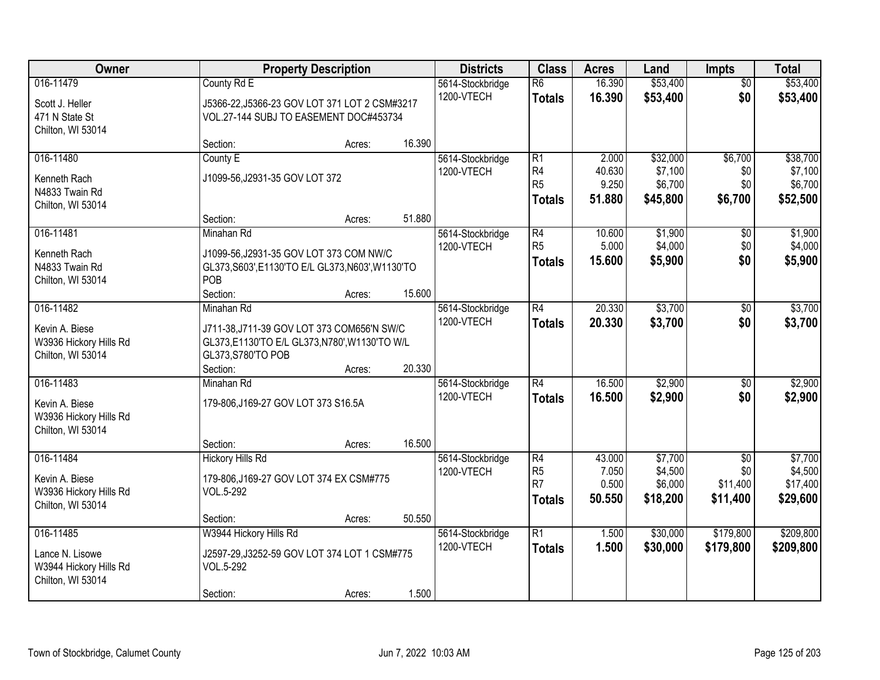| Owner | Property Description | Districts | Class | Acres | Land | Impts | Total |
|---|---|---|---|---|---|---|---|
| 016-11479<br>Scott J. Heller<br>471 N State St<br>Chilton, WI 53014 | County Rd E<br>J5366-22,J5366-23 GOV LOT 371 LOT 2 CSM#3217 VOL.27-144 SUBJ TO EASEMENT DOC#453734<br>Section: Acres: 16.390 | 5614-Stockbridge<br>1200-VTECH | R6<br>**Totals** | 16.390<br>**16.390** | $53,400<br>**$53,400** | $0<br>**$0** | $53,400<br>**$53,400** |
| 016-11480<br>Kenneth Rach<br>N4833 Twain Rd<br>Chilton, WI 53014 | County E<br>J1099-56,J2931-35 GOV LOT 372<br>Section: Acres: 51.880 | 5614-Stockbridge<br>1200-VTECH | R1<br>R4<br>R5<br>**Totals** | 2.000<br>40.630<br>9.250<br>**51.880** | $32,000<br>$7,100<br>$6,700<br>**$45,800** | $6,700<br>$0<br>$0<br>**$6,700** | $38,700<br>$7,100<br>$6,700<br>**$52,500** |
| 016-11481<br>Kenneth Rach<br>N4833 Twain Rd<br>Chilton, WI 53014 | Minahan Rd<br>J1099-56,J2931-35 GOV LOT 373 COM NW/C GL373,S603',E1130'TO E/L GL373,N603',W1130'TO POB<br>Section: Acres: 15.600 | 5614-Stockbridge<br>1200-VTECH | R4<br>R5<br>**Totals** | 10.600<br>5.000<br>**15.600** | $1,900<br>$4,000<br>**$5,900** | $0<br>$0<br>**$0** | $1,900<br>$4,000<br>**$5,900** |
| 016-11482<br>Kevin A. Biese<br>W3936 Hickory Hills Rd<br>Chilton, WI 53014 | Minahan Rd<br>J711-38,J711-39 GOV LOT 373 COM656'N SW/C GL373,E1130'TO E/L GL373,N780',W1130'TO W/L GL373,S780'TO POB<br>Section: Acres: 20.330 | 5614-Stockbridge<br>1200-VTECH | R4<br>**Totals** | 20.330<br>**20.330** | $3,700<br>**$3,700** | $0<br>**$0** | $3,700<br>**$3,700** |
| 016-11483<br>Kevin A. Biese<br>W3936 Hickory Hills Rd<br>Chilton, WI 53014 | Minahan Rd<br>179-806,J169-27 GOV LOT 373 S16.5A<br>Section: Acres: 16.500 | 5614-Stockbridge<br>1200-VTECH | R4<br>**Totals** | 16.500<br>**16.500** | $2,900<br>**$2,900** | $0<br>**$0** | $2,900<br>**$2,900** |
| 016-11484<br>Kevin A. Biese<br>W3936 Hickory Hills Rd<br>Chilton, WI 53014 | Hickory Hills Rd<br>179-806,J169-27 GOV LOT 374 EX CSM#775 VOL.5-292<br>Section: Acres: 50.550 | 5614-Stockbridge<br>1200-VTECH | R4<br>R5<br>R7<br>**Totals** | 43.000<br>7.050<br>0.500<br>**50.550** | $7,700<br>$4,500<br>$6,000<br>**$18,200** | $0<br>$0<br>$11,400<br>**$11,400** | $7,700<br>$4,500<br>$17,400<br>**$29,600** |
| 016-11485<br>Lance N. Lisowe<br>W3944 Hickory Hills Rd<br>Chilton, WI 53014 | W3944 Hickory Hills Rd<br>J2597-29,J3252-59 GOV LOT 374 LOT 1 CSM#775 VOL.5-292<br>Section: Acres: 1.500 | 5614-Stockbridge<br>1200-VTECH | R1<br>**Totals** | 1.500<br>**1.500** | $30,000<br>**$30,000** | $179,800<br>**$179,800** | $209,800<br>**$209,800** |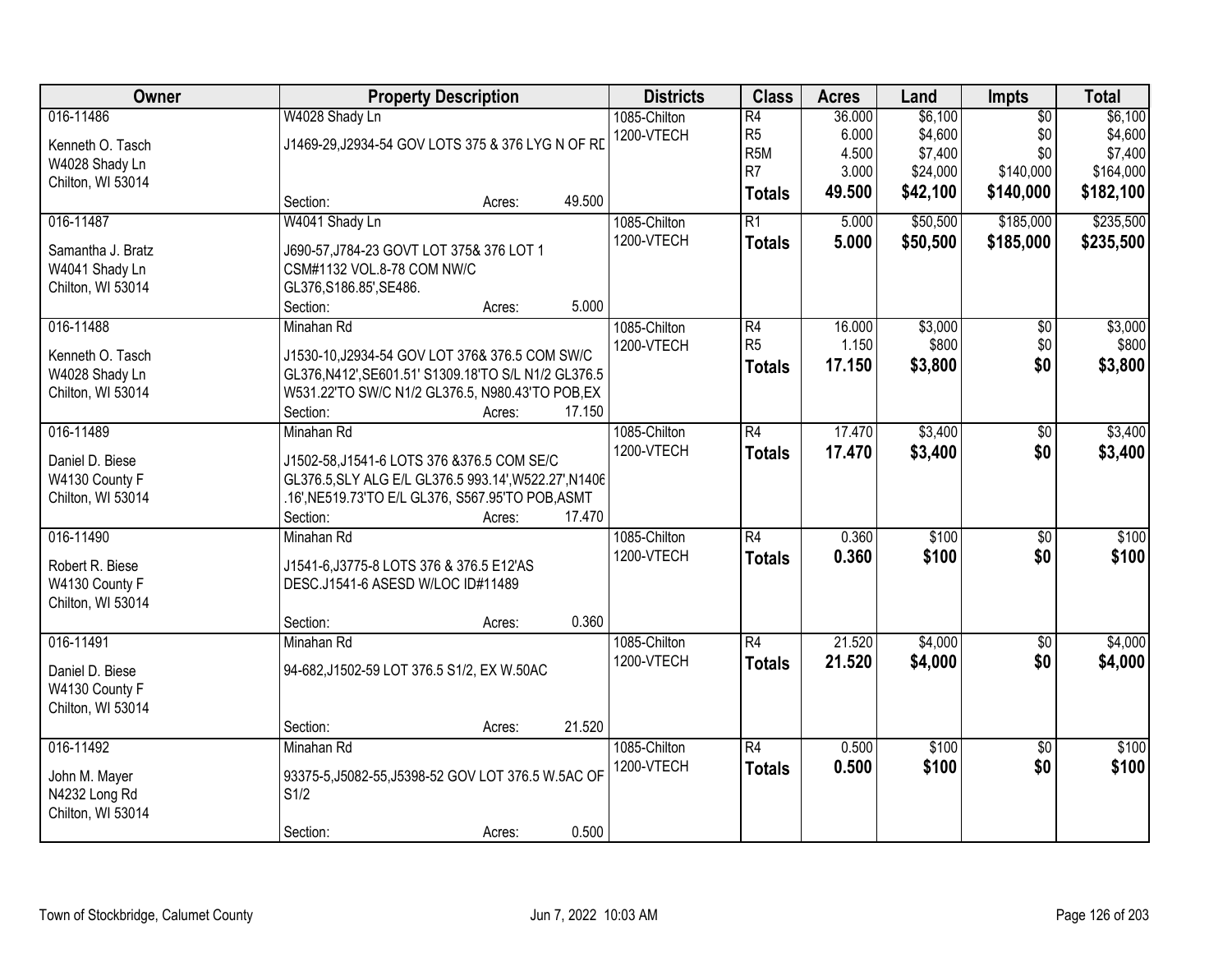| Owner | Property Description | Districts | Class | Acres | Land | Impts | Total |
|---|---|---|---|---|---|---|---|
| 016-11486<br><br>Kenneth O. Tasch<br>W4028 Shady Ln<br>Chilton, WI 53014 | W4028 Shady Ln<br><br>J1469-29,J2934-54 GOV LOTS 375 & 376 LYG N OF RD<br><br>Section: Acres: 49.500 | 1085-Chilton<br>1200-VTECH | R4<br>R5<br>R5M<br>R7<br>**Totals** | 36.000<br>6.000<br>4.500<br>3.000<br>**49.500** | $6,100<br>$4,600<br>$7,400<br>$24,000<br>**$42,100** | $0<br>$0<br>$0<br>$140,000<br>**$140,000** | $6,100<br>$4,600<br>$7,400<br>$164,000<br>**$182,100** |
| 016-11487<br><br>Samantha J. Bratz<br>W4041 Shady Ln<br>Chilton, WI 53014 | W4041 Shady Ln<br><br>J690-57,J784-23 GOVT LOT 375& 376 LOT 1 CSM#1132 VOL.8-78 COM NW/C GL376,S186.85',SE486.<br>Section: Acres: 5.000 | 1085-Chilton<br>1200-VTECH | R1<br>**Totals** | 5.000<br>**5.000** | $50,500<br>**$50,500** | $185,000<br>**$185,000** | $235,500<br>**$235,500** |
| 016-11488<br><br>Kenneth O. Tasch<br>W4028 Shady Ln<br>Chilton, WI 53014 | Minahan Rd<br><br>J1530-10,J2934-54 GOV LOT 376& 376.5 COM SW/C GL376,N412',SE601.51' S1309.18'TO S/L N1/2 GL376.5 W531.22'TO SW/C N1/2 GL376.5, N980.43'TO POB,EX<br>Section: Acres: 17.150 | 1085-Chilton<br>1200-VTECH | R4<br>R5<br>**Totals** | 16.000<br>1.150<br>**17.150** | $3,000<br>$800<br>**$3,800** | $0<br>$0<br>**$0** | $3,000<br>$800<br>**$3,800** |
| 016-11489<br><br>Daniel D. Biese<br>W4130 County F<br>Chilton, WI 53014 | Minahan Rd<br><br>J1502-58,J1541-6 LOTS 376 &376.5 COM SE/C GL376.5,SLY ALG E/L GL376.5 993.14',W522.27',N1406.16',NE519.73'TO E/L GL376, S567.95'TO POB,ASMT<br>Section: Acres: 17.470 | 1085-Chilton<br>1200-VTECH | R4<br>**Totals** | 17.470<br>**17.470** | $3,400<br>**$3,400** | $0<br>**$0** | $3,400<br>**$3,400** |
| 016-11490<br><br>Robert R. Biese<br>W4130 County F<br>Chilton, WI 53014 | Minahan Rd<br><br>J1541-6,J3775-8 LOTS 376 & 376.5 E12'AS DESC.J1541-6 ASESD W/LOC ID#11489<br><br>Section: Acres: 0.360 | 1085-Chilton<br>1200-VTECH | R4<br>**Totals** | 0.360<br>**0.360** | $100<br>**$100** | $0<br>**$0** | $100<br>**$100** |
| 016-11491<br><br>Daniel D. Biese<br>W4130 County F<br>Chilton, WI 53014 | Minahan Rd<br><br>94-682,J1502-59 LOT 376.5 S1/2, EX W.50AC<br><br>Section: Acres: 21.520 | 1085-Chilton<br>1200-VTECH | R4<br>**Totals** | 21.520<br>**21.520** | $4,000<br>**$4,000** | $0<br>**$0** | $4,000<br>**$4,000** |
| 016-11492<br><br>John M. Mayer<br>N4232 Long Rd<br>Chilton, WI 53014 | Minahan Rd<br><br>93375-5,J5082-55,J5398-52 GOV LOT 376.5 W.5AC OF S1/2<br><br>Section: Acres: 0.500 | 1085-Chilton<br>1200-VTECH | R4<br>**Totals** | 0.500<br>**0.500** | $100<br>**$100** | $0<br>**$0** | $100<br>**$100** |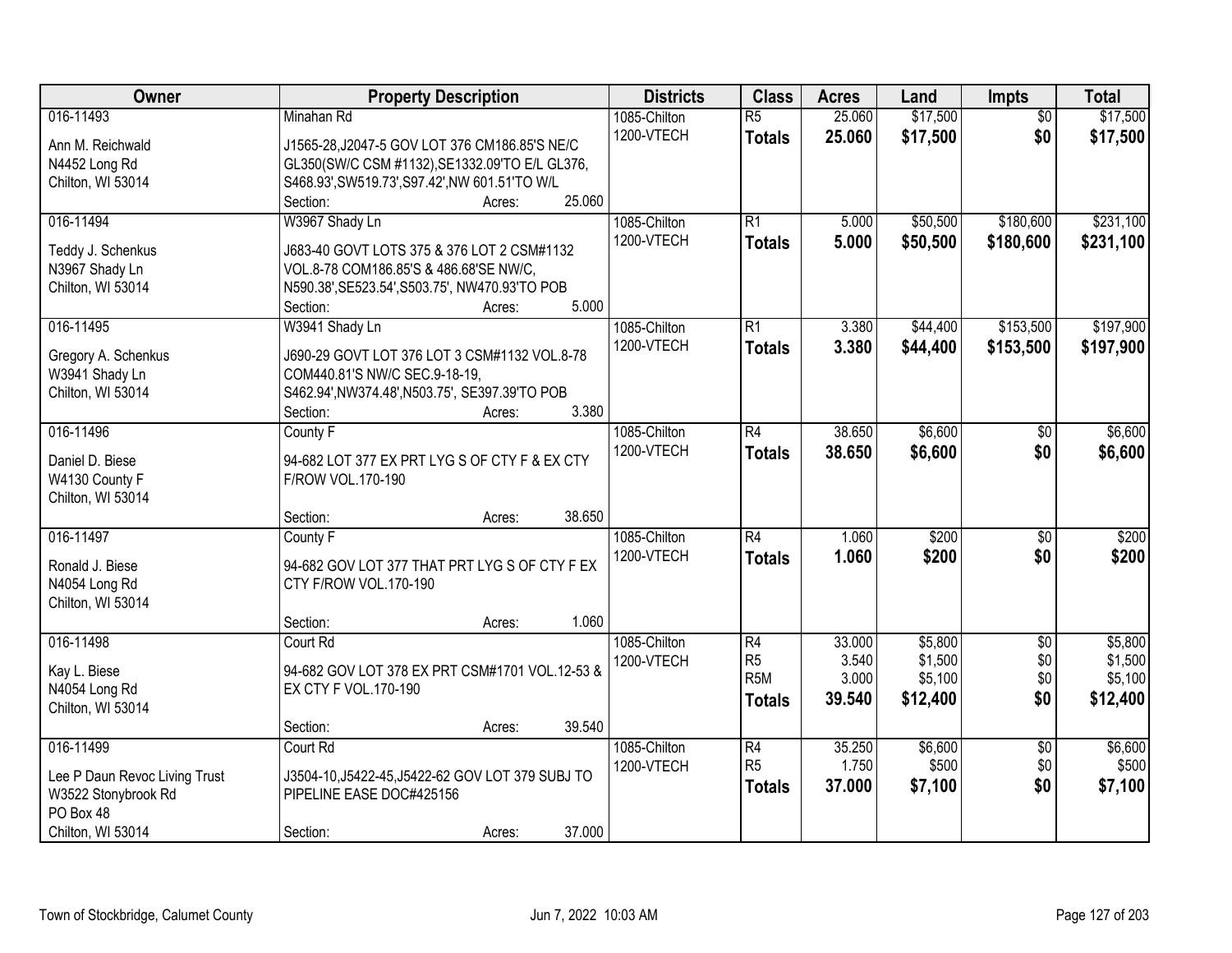| Owner | Property Description | Districts | Class | Acres | Land | Impts | Total |
|---|---|---|---|---|---|---|---|
| 016-11493<br>Ann M. Reichwald<br>N4452 Long Rd<br>Chilton, WI 53014 | Minahan Rd<br>J1565-28,J2047-5 GOV LOT 376 CM186.85'S NE/C GL350(SW/C CSM #1132),SE1332.09'TO E/L GL376, S468.93',SW519.73',S97.42',NW 601.51'TO W/L<br>Section: Acres: 25.060 | 1085-Chilton<br>1200-VTECH | R5<br>**Totals** | 25.060<br>**25.060** | \$17,500<br>**\$17,500** | \$0<br>**\$0** | \$17,500<br>**\$17,500** |
| 016-11494<br>Teddy J. Schenkus<br>N3967 Shady Ln<br>Chilton, WI 53014 | W3967 Shady Ln<br>J683-40 GOVT LOTS 375 & 376 LOT 2 CSM#1132 VOL.8-78 COM186.85'S & 486.68'SE NW/C, N590.38',SE523.54',S503.75', NW470.93'TO POB<br>Section: Acres: 5.000 | 1085-Chilton<br>1200-VTECH | R1<br>**Totals** | 5.000<br>**5.000** | \$50,500<br>**\$50,500** | \$180,600<br>**\$180,600** | \$231,100<br>**\$231,100** |
| 016-11495<br>Gregory A. Schenkus<br>W3941 Shady Ln<br>Chilton, WI 53014 | W3941 Shady Ln<br>J690-29 GOVT LOT 376 LOT 3 CSM#1132 VOL.8-78 COM440.81'S NW/C SEC.9-18-19, S462.94',NW374.48',N503.75', SE397.39'TO POB<br>Section: Acres: 3.380 | 1085-Chilton<br>1200-VTECH | R1<br>**Totals** | 3.380<br>**3.380** | \$44,400<br>**\$44,400** | \$153,500<br>**\$153,500** | \$197,900<br>**\$197,900** |
| 016-11496<br>Daniel D. Biese<br>W4130 County F<br>Chilton, WI 53014 | County F<br>94-682 LOT 377 EX PRT LYG S OF CTY F & EX CTY F/ROW VOL.170-190<br>Section: Acres: 38.650 | 1085-Chilton<br>1200-VTECH | R4<br>**Totals** | 38.650<br>**38.650** | \$6,600<br>**\$6,600** | \$0<br>**\$0** | \$6,600<br>**\$6,600** |
| 016-11497<br>Ronald J. Biese<br>N4054 Long Rd<br>Chilton, WI 53014 | County F<br>94-682 GOV LOT 377 THAT PRT LYG S OF CTY F EX CTY F/ROW VOL.170-190<br>Section: Acres: 1.060 | 1085-Chilton<br>1200-VTECH | R4<br>**Totals** | 1.060<br>**1.060** | \$200<br>**\$200** | \$0<br>**\$0** | \$200<br>**\$200** |
| 016-11498<br>Kay L. Biese<br>N4054 Long Rd<br>Chilton, WI 53014 | Court Rd<br>94-682 GOV LOT 378 EX PRT CSM#1701 VOL.12-53 & EX CTY F VOL.170-190<br>Section: Acres: 39.540 | 1085-Chilton<br>1200-VTECH | R4<br>R5<br>R5M<br>**Totals** | 33.000<br>3.540<br>3.000<br>**39.540** | \$5,800<br>\$1,500<br>\$5,100<br>**\$12,400** | \$0<br>\$0<br>\$0<br>**\$0** | \$5,800<br>\$1,500<br>\$5,100<br>**\$12,400** |
| 016-11499<br>Lee P Daun Revoc Living Trust<br>W3522 Stonybrook Rd<br>PO Box 48<br>Chilton, WI 53014 | Court Rd<br>J3504-10,J5422-45,J5422-62 GOV LOT 379 SUBJ TO PIPELINE EASE DOC#425156<br>Section: Acres: 37.000 | 1085-Chilton<br>1200-VTECH | R4<br>R5<br>**Totals** | 35.250<br>1.750<br>**37.000** | \$6,600<br>\$500<br>**\$7,100** | \$0<br>\$0<br>**\$0** | \$6,600<br>\$500<br>**\$7,100** |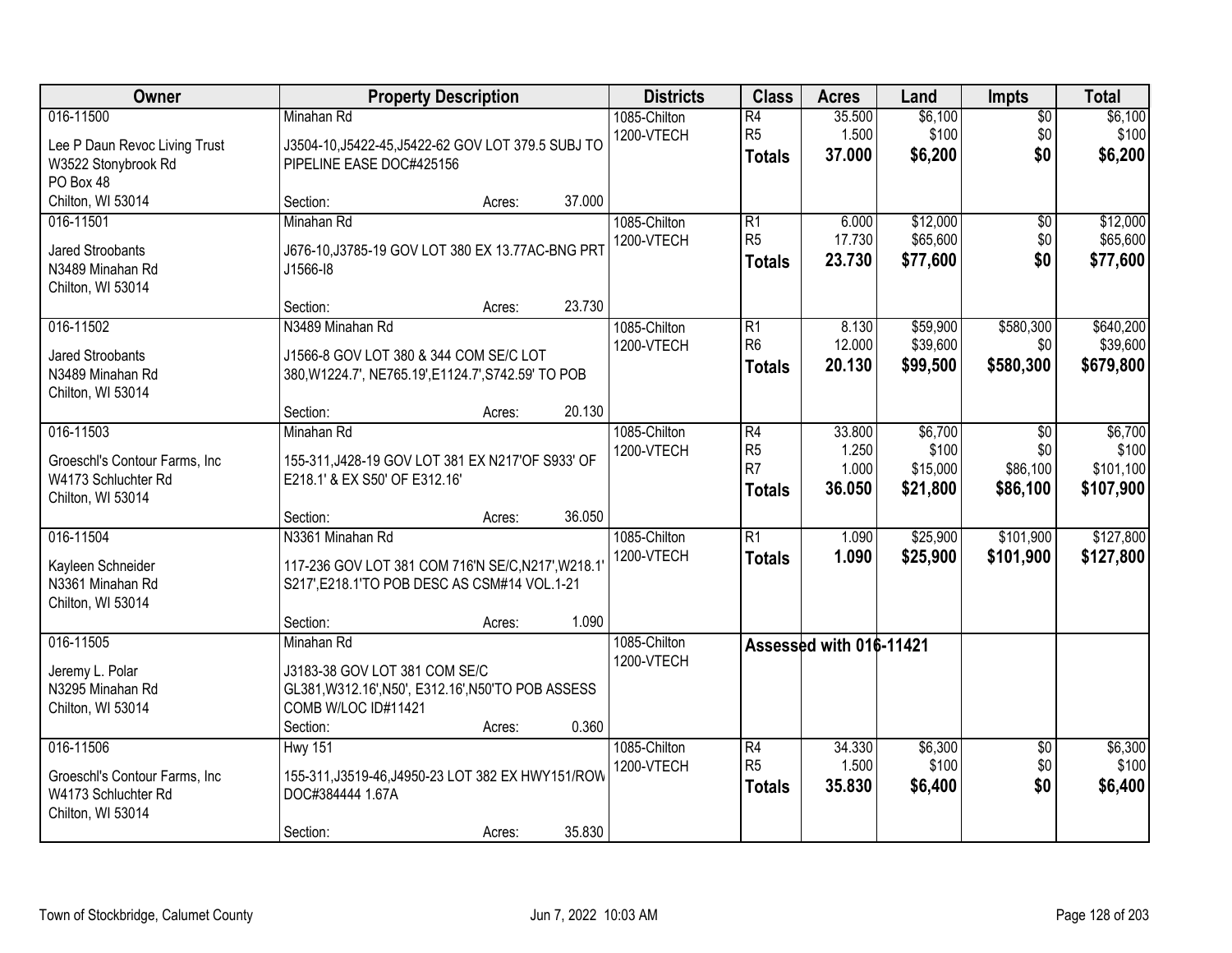| Owner | Property Description | Districts | Class | Acres | Land | Impts | Total |
|---|---|---|---|---|---|---|---|
| 016-11500<br><br>Lee P Daun Revoc Living Trust<br>W3522 Stonybrook Rd<br>PO Box 48<br>Chilton, WI 53014 | Minahan Rd<br><br>J3504-10,J5422-45,J5422-62 GOV LOT 379.5 SUBJ TO PIPELINE EASE DOC#425156<br><br>Section: Acres: 37.000 | 1085-Chilton<br>1200-VTECH | R4<br>R5<br>**Totals** | 35.500<br>1.500<br>**37.000** | $6,100<br>$100<br>**$6,200** | $0<br>$0<br>**$0** | $6,100<br>$100<br>**$6,200** |
| 016-11501<br><br>Jared Stroobants<br>N3489 Minahan Rd<br>Chilton, WI 53014 | Minahan Rd<br><br>J676-10,J3785-19 GOV LOT 380 EX 13.77AC-BNG PRT J1566-I8<br><br>Section: Acres: 23.730 | 1085-Chilton<br>1200-VTECH | R1<br>R5<br>**Totals** | 6.000<br>17.730<br>**23.730** | $12,000<br>$65,600<br>**$77,600** | $0<br>$0<br>**$0** | $12,000<br>$65,600<br>**$77,600** |
| 016-11502<br><br>Jared Stroobants<br>N3489 Minahan Rd<br>Chilton, WI 53014 | N3489 Minahan Rd<br><br>J1566-8 GOV LOT 380 & 344 COM SE/C LOT 380,W1224.7', NE765.19',E1124.7',S742.59' TO POB<br><br>Section: Acres: 20.130 | 1085-Chilton<br>1200-VTECH | R1<br>R6<br>**Totals** | 8.130<br>12.000<br>**20.130** | $59,900<br>$39,600<br>**$99,500** | $580,300<br>$0<br>**$580,300** | $640,200<br>$39,600<br>**$679,800** |
| 016-11503<br><br>Groeschl's Contour Farms, Inc<br>W4173 Schluchter Rd<br>Chilton, WI 53014 | Minahan Rd<br><br>155-311,J428-19 GOV LOT 381 EX N217'OF S933' OF E218.1' & EX S50' OF E312.16'<br><br>Section: Acres: 36.050 | 1085-Chilton<br>1200-VTECH | R4<br>R5<br>R7<br>**Totals** | 33.800<br>1.250<br>1.000<br>**36.050** | $6,700<br>$100<br>$15,000<br>**$21,800** | $0<br>$0<br>$86,100<br>**$86,100** | $6,700<br>$100<br>$101,100<br>**$107,900** |
| 016-11504<br><br>Kayleen Schneider<br>N3361 Minahan Rd<br>Chilton, WI 53014 | N3361 Minahan Rd<br><br>117-236 GOV LOT 381 COM 716'N SE/C,N217',W218.1' S217',E218.1'TO POB DESC AS CSM#14 VOL.1-21<br><br>Section: Acres: 1.090 | 1085-Chilton<br>1200-VTECH | R1<br>**Totals** | 1.090<br>**1.090** | $25,900<br>**$25,900** | $101,900<br>**$101,900** | $127,800<br>**$127,800** |
| 016-11505<br><br>Jeremy L. Polar<br>N3295 Minahan Rd<br>Chilton, WI 53014 | Minahan Rd<br><br>J3183-38 GOV LOT 381 COM SE/C GL381,W312.16',N50', E312.16',N50'TO POB ASSESS COMB W/LOC ID#11421<br><br>Section: Acres: 0.360 | 1085-Chilton<br>1200-VTECH | **Assessed with 016-11421** | | | | |
| 016-11506<br><br>Groeschl's Contour Farms, Inc<br>W4173 Schluchter Rd<br>Chilton, WI 53014 | Hwy 151<br><br>155-311,J3519-46,J4950-23 LOT 382 EX HWY151/ROW DOC#384444 1.67A<br><br>Section: Acres: 35.830 | 1085-Chilton<br>1200-VTECH | R4<br>R5<br>**Totals** | 34.330<br>1.500<br>**35.830** | $6,300<br>$100<br>**$6,400** | $0<br>$0<br>**$0** | $6,300<br>$100<br>**$6,400** |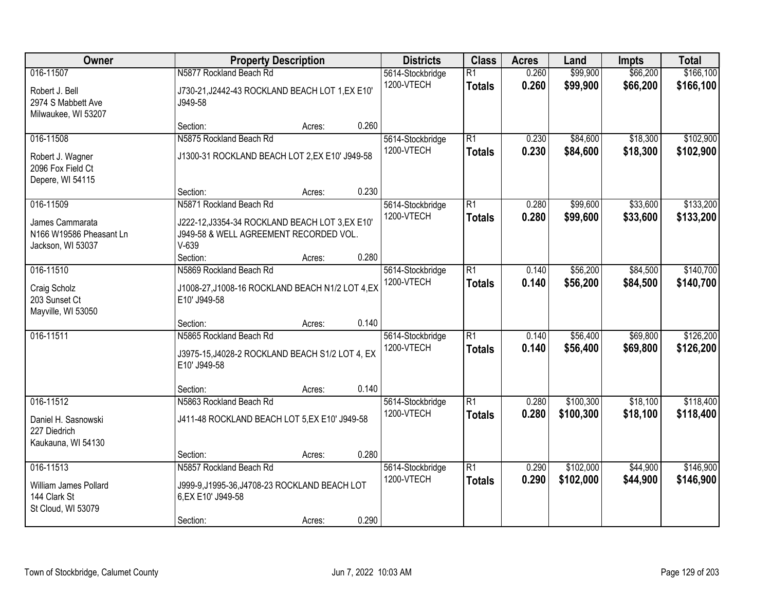| Owner | Property Description | | | Districts | Class | Acres | Land | Impts | Total |
|---|---|---|---|---|---|---|---|---|---|
| 016-11507<br><br>Robert J. Bell<br>2974 S Mabbett Ave<br>Milwaukee, WI 53207 | N5877 Rockland Beach Rd<br><br>J730-21,J2442-43 ROCKLAND BEACH LOT 1,EX E10' J949-58<br><br>Section: | Acres: | 0.260 | 5614-Stockbridge<br>1200-VTECH | R1<br>**Totals** | 0.260<br>**0.260** | $99,900<br>**$99,900** | $66,200<br>**$66,200** | $166,100<br>**$166,100** |
| 016-11508<br><br>Robert J. Wagner<br>2096 Fox Field Ct<br>Depere, WI 54115 | N5875 Rockland Beach Rd<br><br>J1300-31 ROCKLAND BEACH LOT 2,EX E10' J949-58<br><br>Section: | Acres: | 0.230 | 5614-Stockbridge<br>1200-VTECH | R1<br>**Totals** | 0.230<br>**0.230** | $84,600<br>**$84,600** | $18,300<br>**$18,300** | $102,900<br>**$102,900** |
| 016-11509<br><br>James Cammarata<br>N166 W19586 Pheasant Ln<br>Jackson, WI 53037 | N5871 Rockland Beach Rd<br><br>J222-12,J3354-34 ROCKLAND BEACH LOT 3,EX E10' J949-58 & WELL AGREEMENT RECORDED VOL. V-639<br>Section: | Acres: | 0.280 | 5614-Stockbridge<br>1200-VTECH | R1<br>**Totals** | 0.280<br>**0.280** | $99,600<br>**$99,600** | $33,600<br>**$33,600** | $133,200<br>**$133,200** |
| 016-11510<br><br>Craig Scholz<br>203 Sunset Ct<br>Mayville, WI 53050 | N5869 Rockland Beach Rd<br><br>J1008-27,J1008-16 ROCKLAND BEACH N1/2 LOT 4,EX E10' J949-58<br><br>Section: | Acres: | 0.140 | 5614-Stockbridge<br>1200-VTECH | R1<br>**Totals** | 0.140<br>**0.140** | $56,200<br>**$56,200** | $84,500<br>**$84,500** | $140,700<br>**$140,700** |
| 016-11511 | N5865 Rockland Beach Rd<br><br>J3975-15,J4028-2 ROCKLAND BEACH S1/2 LOT 4, EX E10' J949-58<br><br>Section: | Acres: | 0.140 | 5614-Stockbridge<br>1200-VTECH | R1<br>**Totals** | 0.140<br>**0.140** | $56,400<br>**$56,400** | $69,800<br>**$69,800** | $126,200<br>**$126,200** |
| 016-11512<br><br>Daniel H. Sasnowski<br>227 Diedrich<br>Kaukauna, WI 54130 | N5863 Rockland Beach Rd<br><br>J411-48 ROCKLAND BEACH LOT 5,EX E10' J949-58<br><br>Section: | Acres: | 0.280 | 5614-Stockbridge<br>1200-VTECH | R1<br>**Totals** | 0.280<br>**0.280** | $100,300<br>**$100,300** | $18,100<br>**$18,100** | $118,400<br>**$118,400** |
| 016-11513<br><br>William James Pollard<br>144 Clark St<br>St Cloud, WI 53079 | N5857 Rockland Beach Rd<br><br>J999-9,J1995-36,J4708-23 ROCKLAND BEACH LOT 6,EX E10' J949-58<br><br>Section: | Acres: | 0.290 | 5614-Stockbridge<br>1200-VTECH | R1<br>**Totals** | 0.290<br>**0.290** | $102,000<br>**$102,000** | $44,900<br>**$44,900** | $146,900<br>**$146,900** |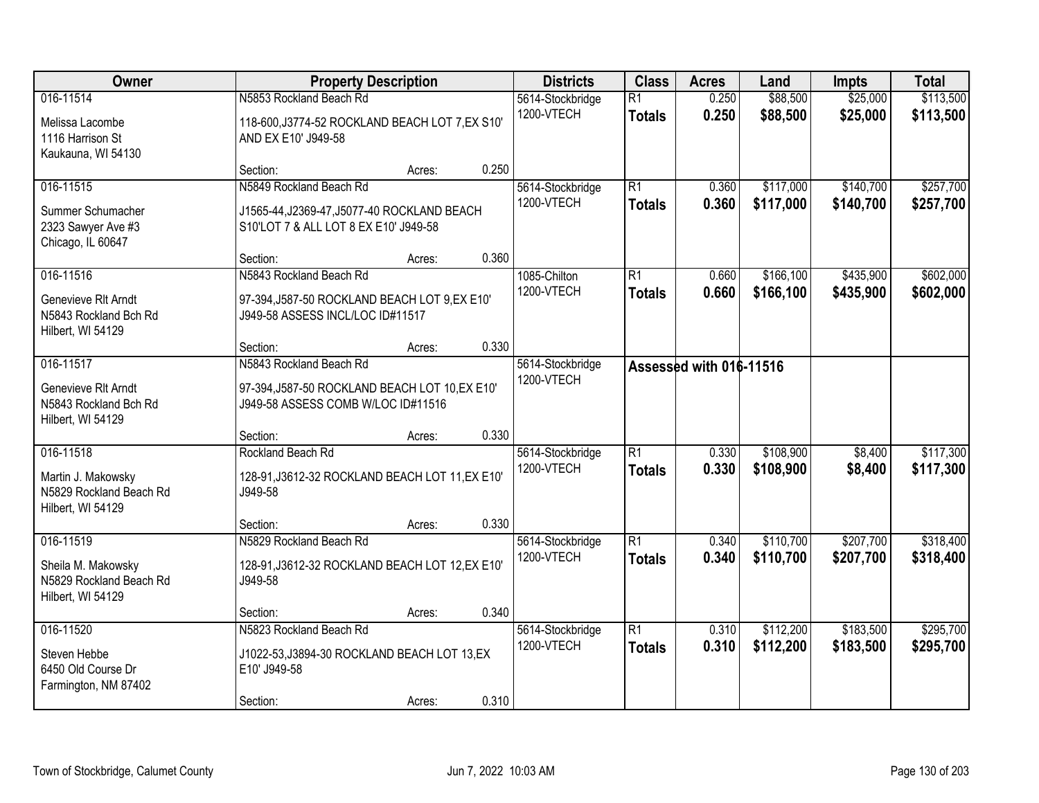| Owner | Property Description | | | Districts | Class | Acres | Land | Impts | Total |
|---|---|---|---|---|---|---|---|---|---|
| 016-11514 | N5853 Rockland Beach Rd | | | 5614-Stockbridge | R1 | 0.250 | $88,500 | $25,000 | $113,500 |
| Melissa Lacombe<br>1116 Harrison St<br>Kaukauna, WI 54130 | 118-600,J3774-52 ROCKLAND BEACH LOT 7,EX S10' AND EX E10' J949-58 | | | 1200-VTECH | **Totals** | **0.250** | **$88,500** | **$25,000** | **$113,500** |
| | Section: | Acres: | 0.250 | | | | | | |
| 016-11515 | N5849 Rockland Beach Rd | | | 5614-Stockbridge | R1 | 0.360 | $117,000 | $140,700 | $257,700 |
| Summer Schumacher<br>2323 Sawyer Ave #3<br>Chicago, IL 60647 | J1565-44,J2369-47,J5077-40 ROCKLAND BEACH S10'LOT 7 & ALL LOT 8 EX E10' J949-58 | | | 1200-VTECH | **Totals** | **0.360** | **$117,000** | **$140,700** | **$257,700** |
| | Section: | Acres: | 0.360 | | | | | | |
| 016-11516 | N5843 Rockland Beach Rd | | | 1085-Chilton | R1 | 0.660 | $166,100 | $435,900 | $602,000 |
| Genevieve Rlt Arndt<br>N5843 Rockland Bch Rd<br>Hilbert, WI 54129 | 97-394,J587-50 ROCKLAND BEACH LOT 9,EX E10' J949-58 ASSESS INCL/LOC ID#11517 | | | 1200-VTECH | **Totals** | **0.660** | **$166,100** | **$435,900** | **$602,000** |
| | Section: | Acres: | 0.330 | | | | | | |
| 016-11517 | N5843 Rockland Beach Rd | | | 5614-Stockbridge | **Assessed with 016-11516** | | | | |
| Genevieve Rlt Arndt<br>N5843 Rockland Bch Rd<br>Hilbert, WI 54129 | 97-394,J587-50 ROCKLAND BEACH LOT 10,EX E10' J949-58 ASSESS COMB W/LOC ID#11516 | | | 1200-VTECH | | | | | |
| | Section: | Acres: | 0.330 | | | | | | |
| 016-11518 | Rockland Beach Rd | | | 5614-Stockbridge | R1 | 0.330 | $108,900 | $8,400 | $117,300 |
| Martin J. Makowsky<br>N5829 Rockland Beach Rd<br>Hilbert, WI 54129 | 128-91,J3612-32 ROCKLAND BEACH LOT 11,EX E10' J949-58 | | | 1200-VTECH | **Totals** | **0.330** | **$108,900** | **$8,400** | **$117,300** |
| | Section: | Acres: | 0.330 | | | | | | |
| 016-11519 | N5829 Rockland Beach Rd | | | 5614-Stockbridge | R1 | 0.340 | $110,700 | $207,700 | $318,400 |
| Sheila M. Makowsky<br>N5829 Rockland Beach Rd<br>Hilbert, WI 54129 | 128-91,J3612-32 ROCKLAND BEACH LOT 12,EX E10' J949-58 | | | 1200-VTECH | **Totals** | **0.340** | **$110,700** | **$207,700** | **$318,400** |
| | Section: | Acres: | 0.340 | | | | | | |
| 016-11520 | N5823 Rockland Beach Rd | | | 5614-Stockbridge | R1 | 0.310 | $112,200 | $183,500 | $295,700 |
| Steven Hebbe<br>6450 Old Course Dr<br>Farmington, NM 87402 | J1022-53,J3894-30 ROCKLAND BEACH LOT 13,EX E10' J949-58 | | | 1200-VTECH | **Totals** | **0.310** | **$112,200** | **$183,500** | **$295,700** |
| | Section: | Acres: | 0.310 | | | | | | |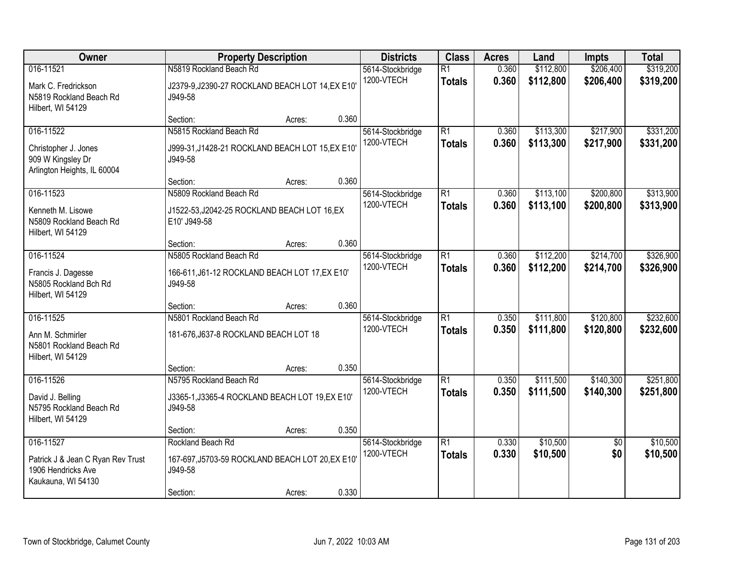| Owner | Property Description | | | Districts | Class | Acres | Land | Impts | Total |
|---|---|---|---|---|---|---|---|---|---|
| 016-11521 | N5819 Rockland Beach Rd | | | 5614-Stockbridge | R1 | 0.360 | $112,800 | $206,400 | $319,200 |
| Mark C. Fredrickson<br>N5819 Rockland Beach Rd<br>Hilbert, WI 54129 | J2379-9,J2390-27 ROCKLAND BEACH LOT 14,EX E10' J949-58 | | | 1200-VTECH | **Totals** | **0.360** | **$112,800** | **$206,400** | **$319,200** |
| | Section: | Acres: | 0.360 | | | | | | |
| 016-11522 | N5815 Rockland Beach Rd | | | 5614-Stockbridge | R1 | 0.360 | $113,300 | $217,900 | $331,200 |
| Christopher J. Jones<br>909 W Kingsley Dr<br>Arlington Heights, IL 60004 | J999-31,J1428-21 ROCKLAND BEACH LOT 15,EX E10' J949-58 | | | 1200-VTECH | **Totals** | **0.360** | **$113,300** | **$217,900** | **$331,200** |
| | Section: | Acres: | 0.360 | | | | | | |
| 016-11523 | N5809 Rockland Beach Rd | | | 5614-Stockbridge | R1 | 0.360 | $113,100 | $200,800 | $313,900 |
| Kenneth M. Lisowe<br>N5809 Rockland Beach Rd<br>Hilbert, WI 54129 | J1522-53,J2042-25 ROCKLAND BEACH LOT 16,EX E10' J949-58 | | | 1200-VTECH | **Totals** | **0.360** | **$113,100** | **$200,800** | **$313,900** |
| | Section: | Acres: | 0.360 | | | | | | |
| 016-11524 | N5805 Rockland Beach Rd | | | 5614-Stockbridge | R1 | 0.360 | $112,200 | $214,700 | $326,900 |
| Francis J. Dagesse<br>N5805 Rockland Bch Rd<br>Hilbert, WI 54129 | 166-611,J61-12 ROCKLAND BEACH LOT 17,EX E10' J949-58 | | | 1200-VTECH | **Totals** | **0.360** | **$112,200** | **$214,700** | **$326,900** |
| | Section: | Acres: | 0.360 | | | | | | |
| 016-11525 | N5801 Rockland Beach Rd | | | 5614-Stockbridge | R1 | 0.350 | $111,800 | $120,800 | $232,600 |
| Ann M. Schmirler<br>N5801 Rockland Beach Rd<br>Hilbert, WI 54129 | 181-676,J637-8 ROCKLAND BEACH LOT 18 | | | 1200-VTECH | **Totals** | **0.350** | **$111,800** | **$120,800** | **$232,600** |
| | Section: | Acres: | 0.350 | | | | | | |
| 016-11526 | N5795 Rockland Beach Rd | | | 5614-Stockbridge | R1 | 0.350 | $111,500 | $140,300 | $251,800 |
| David J. Belling<br>N5795 Rockland Beach Rd<br>Hilbert, WI 54129 | J3365-1,J3365-4 ROCKLAND BEACH LOT 19,EX E10' J949-58 | | | 1200-VTECH | **Totals** | **0.350** | **$111,500** | **$140,300** | **$251,800** |
| | Section: | Acres: | 0.350 | | | | | | |
| 016-11527 | Rockland Beach Rd | | | 5614-Stockbridge | R1 | 0.330 | $10,500 | $0 | $10,500 |
| Patrick J & Jean C Ryan Rev Trust<br>1906 Hendricks Ave<br>Kaukauna, WI 54130 | 167-697,J5703-59 ROCKLAND BEACH LOT 20,EX E10' J949-58 | | | 1200-VTECH | **Totals** | **0.330** | **$10,500** | **$0** | **$10,500** |
| | Section: | Acres: | 0.330 | | | | | | |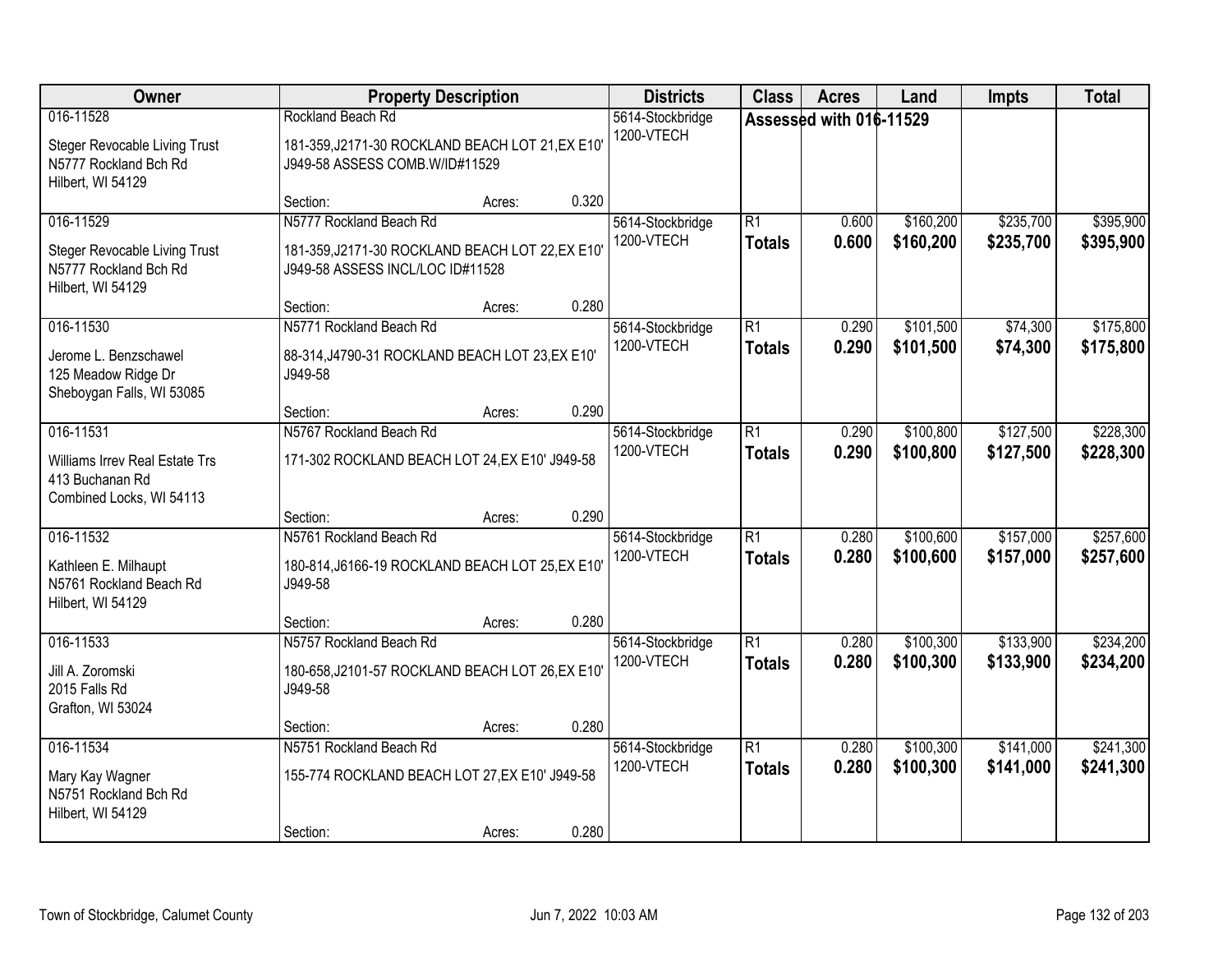| Owner | Property Description | Districts | Class | Acres | Land | Impts | Total |
|---|---|---|---|---|---|---|---|
| 016-11528<br>Steger Revocable Living Trust<br>N5777 Rockland Bch Rd<br>Hilbert, WI 54129 | Rockland Beach Rd<br>181-359,J2171-30 ROCKLAND BEACH LOT 21,EX E10' J949-58 ASSESS COMB.W/ID#11529<br>Section: Acres: 0.320 | 5614-Stockbridge<br>1200-VTECH | Assessed with 016-11529 | | | | |
| 016-11529<br>Steger Revocable Living Trust<br>N5777 Rockland Bch Rd<br>Hilbert, WI 54129 | N5777 Rockland Beach Rd<br>181-359,J2171-30 ROCKLAND BEACH LOT 22,EX E10' J949-58 ASSESS INCL/LOC ID#11528<br>Section: Acres: 0.280 | 5614-Stockbridge<br>1200-VTECH | R1<br>**Totals** | 0.600<br>**0.600** | $160,200<br>**$160,200** | $235,700<br>**$235,700** | $395,900<br>**$395,900** |
| 016-11530<br>Jerome L. Benzschawel<br>125 Meadow Ridge Dr<br>Sheboygan Falls, WI 53085 | N5771 Rockland Beach Rd<br>88-314,J4790-31 ROCKLAND BEACH LOT 23,EX E10' J949-58<br>Section: Acres: 0.290 | 5614-Stockbridge<br>1200-VTECH | R1<br>**Totals** | 0.290<br>**0.290** | $101,500<br>**$101,500** | $74,300<br>**$74,300** | $175,800<br>**$175,800** |
| 016-11531<br>Williams Irrev Real Estate Trs<br>413 Buchanan Rd<br>Combined Locks, WI 54113 | N5767 Rockland Beach Rd<br>171-302 ROCKLAND BEACH LOT 24,EX E10' J949-58<br>Section: Acres: 0.290 | 5614-Stockbridge<br>1200-VTECH | R1<br>**Totals** | 0.290<br>**0.290** | $100,800<br>**$100,800** | $127,500<br>**$127,500** | $228,300<br>**$228,300** |
| 016-11532<br>Kathleen E. Milhaupt<br>N5761 Rockland Beach Rd<br>Hilbert, WI 54129 | N5761 Rockland Beach Rd<br>180-814,J6166-19 ROCKLAND BEACH LOT 25,EX E10' J949-58<br>Section: Acres: 0.280 | 5614-Stockbridge<br>1200-VTECH | R1<br>**Totals** | 0.280<br>**0.280** | $100,600<br>**$100,600** | $157,000<br>**$157,000** | $257,600<br>**$257,600** |
| 016-11533<br>Jill A. Zoromski<br>2015 Falls Rd<br>Grafton, WI 53024 | N5757 Rockland Beach Rd<br>180-658,J2101-57 ROCKLAND BEACH LOT 26,EX E10' J949-58<br>Section: Acres: 0.280 | 5614-Stockbridge<br>1200-VTECH | R1<br>**Totals** | 0.280<br>**0.280** | $100,300<br>**$100,300** | $133,900<br>**$133,900** | $234,200<br>**$234,200** |
| 016-11534<br>Mary Kay Wagner<br>N5751 Rockland Bch Rd<br>Hilbert, WI 54129 | N5751 Rockland Beach Rd<br>155-774 ROCKLAND BEACH LOT 27,EX E10' J949-58<br>Section: Acres: 0.280 | 5614-Stockbridge<br>1200-VTECH | R1<br>**Totals** | 0.280<br>**0.280** | $100,300<br>**$100,300** | $141,000<br>**$141,000** | $241,300<br>**$241,300** |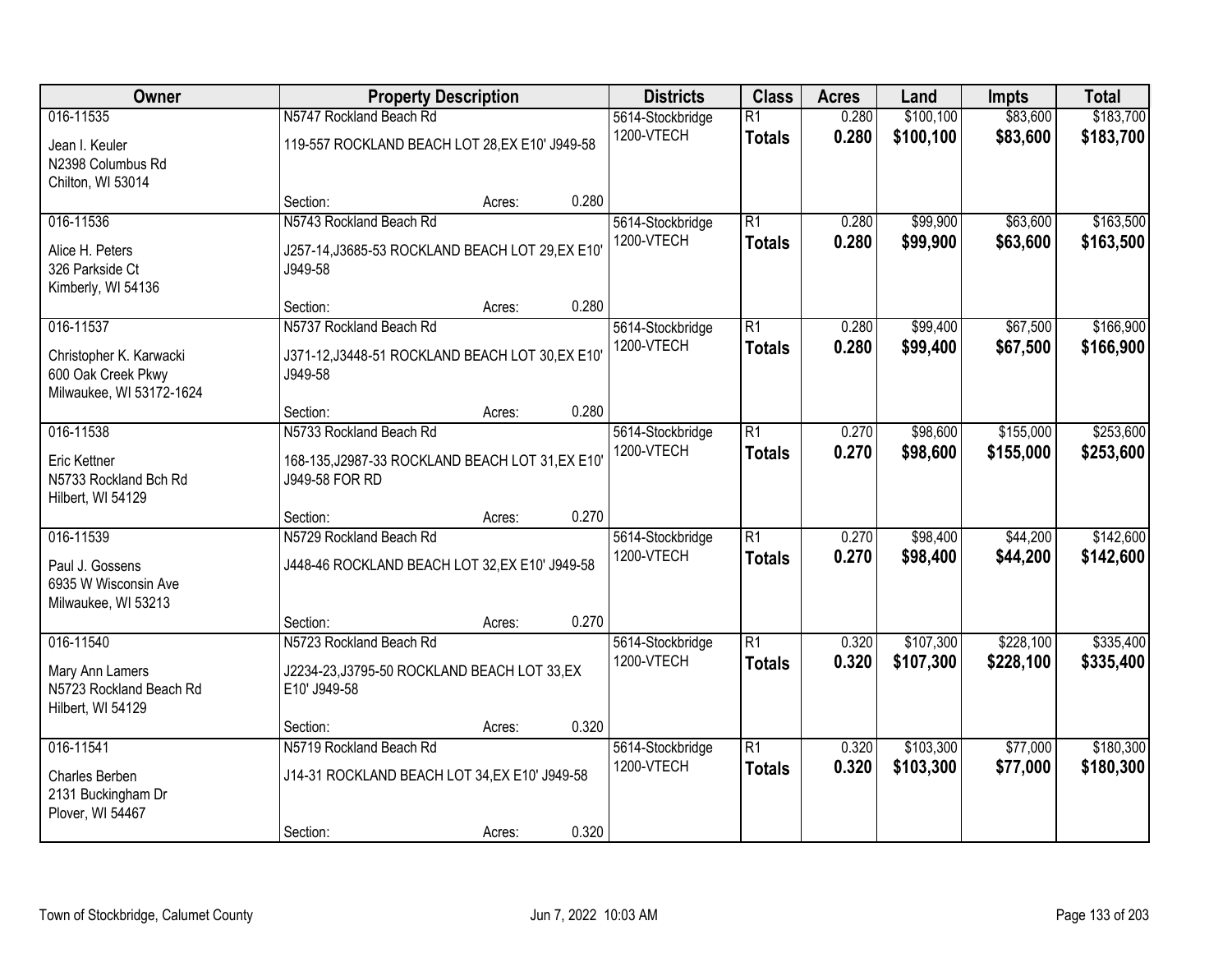| Owner | Property Description | | | Districts | Class | Acres | Land | Impts | Total |
|---|---|---|---|---|---|---|---|---|---|
| 016-11535 | N5747 Rockland Beach Rd | | | 5614-Stockbridge | R1 | 0.280 | $100,100 | $83,600 | $183,700 |
| Jean I. Keuler<br>N2398 Columbus Rd<br>Chilton, WI 53014 | 119-557 ROCKLAND BEACH LOT 28,EX E10' J949-58 | | | 1200-VTECH | **Totals** | **0.280** | **$100,100** | **$83,600** | **$183,700** |
| | Section: | Acres: | 0.280 | | | | | | |
| 016-11536 | N5743 Rockland Beach Rd | | | 5614-Stockbridge | R1 | 0.280 | $99,900 | $63,600 | $163,500 |
| Alice H. Peters<br>326 Parkside Ct<br>Kimberly, WI 54136 | J257-14,J3685-53 ROCKLAND BEACH LOT 29,EX E10' J949-58 | | | 1200-VTECH | **Totals** | **0.280** | **$99,900** | **$63,600** | **$163,500** |
| | Section: | Acres: | 0.280 | | | | | | |
| 016-11537 | N5737 Rockland Beach Rd | | | 5614-Stockbridge | R1 | 0.280 | $99,400 | $67,500 | $166,900 |
| Christopher K. Karwacki<br>600 Oak Creek Pkwy<br>Milwaukee, WI 53172-1624 | J371-12,J3448-51 ROCKLAND BEACH LOT 30,EX E10' J949-58 | | | 1200-VTECH | **Totals** | **0.280** | **$99,400** | **$67,500** | **$166,900** |
| | Section: | Acres: | 0.280 | | | | | | |
| 016-11538 | N5733 Rockland Beach Rd | | | 5614-Stockbridge | R1 | 0.270 | $98,600 | $155,000 | $253,600 |
| Eric Kettner<br>N5733 Rockland Bch Rd<br>Hilbert, WI 54129 | 168-135,J2987-33 ROCKLAND BEACH LOT 31,EX E10' J949-58 FOR RD | | | 1200-VTECH | **Totals** | **0.270** | **$98,600** | **$155,000** | **$253,600** |
| | Section: | Acres: | 0.270 | | | | | | |
| 016-11539 | N5729 Rockland Beach Rd | | | 5614-Stockbridge | R1 | 0.270 | $98,400 | $44,200 | $142,600 |
| Paul J. Gossens<br>6935 W Wisconsin Ave<br>Milwaukee, WI 53213 | J448-46 ROCKLAND BEACH LOT 32,EX E10' J949-58 | | | 1200-VTECH | **Totals** | **0.270** | **$98,400** | **$44,200** | **$142,600** |
| | Section: | Acres: | 0.270 | | | | | | |
| 016-11540 | N5723 Rockland Beach Rd | | | 5614-Stockbridge | R1 | 0.320 | $107,300 | $228,100 | $335,400 |
| Mary Ann Lamers<br>N5723 Rockland Beach Rd<br>Hilbert, WI 54129 | J2234-23,J3795-50 ROCKLAND BEACH LOT 33,EX E10' J949-58 | | | 1200-VTECH | **Totals** | **0.320** | **$107,300** | **$228,100** | **$335,400** |
| | Section: | Acres: | 0.320 | | | | | | |
| 016-11541 | N5719 Rockland Beach Rd | | | 5614-Stockbridge | R1 | 0.320 | $103,300 | $77,000 | $180,300 |
| Charles Berben<br>2131 Buckingham Dr<br>Plover, WI 54467 | J14-31 ROCKLAND BEACH LOT 34,EX E10' J949-58 | | | 1200-VTECH | **Totals** | **0.320** | **$103,300** | **$77,000** | **$180,300** |
| | Section: | Acres: | 0.320 | | | | | | |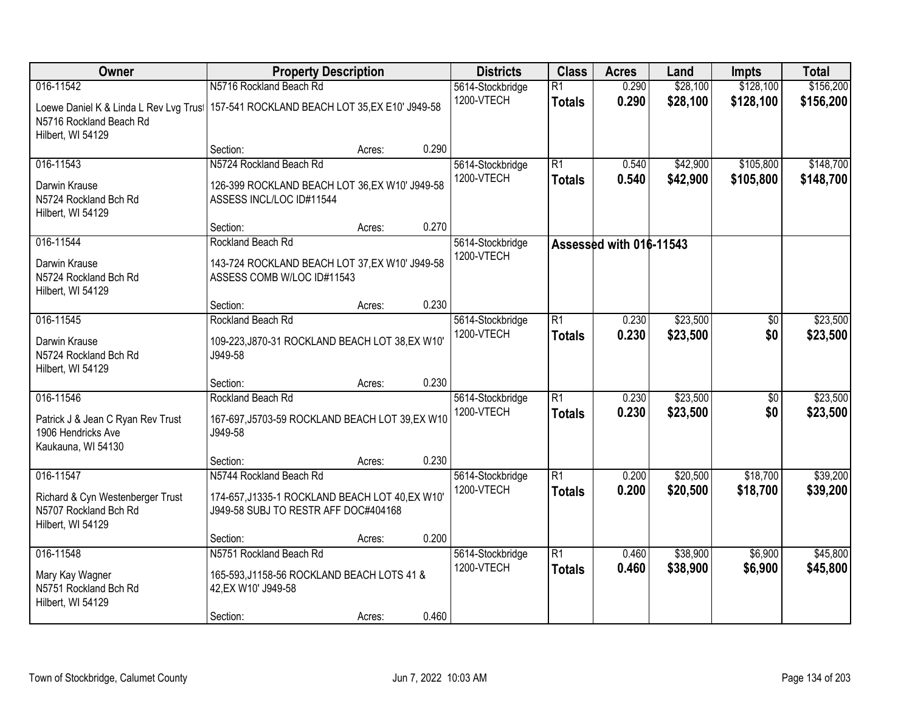| Owner | Property Description | | | Districts | Class | Acres | Land | Impts | Total |
|---|---|---|---|---|---|---|---|---|---|
| 016-11542 | N5716 Rockland Beach Rd | | | 5614-Stockbridge | R1 | 0.290 | $28,100 | $128,100 | $156,200 |
| Loewe Daniel K & Linda L Rev Lvg Trust<br>N5716 Rockland Beach Rd<br>Hilbert, WI 54129 | 157-541 ROCKLAND BEACH LOT 35,EX E10' J949-58 | | | 1200-VTECH | **Totals** | **0.290** | **$28,100** | **$128,100** | **$156,200** |
| | Section: | Acres: | 0.290 | | | | | | |
| 016-11543 | N5724 Rockland Beach Rd | | | 5614-Stockbridge | R1 | 0.540 | $42,900 | $105,800 | $148,700 |
| Darwin Krause<br>N5724 Rockland Bch Rd<br>Hilbert, WI 54129 | 126-399 ROCKLAND BEACH LOT 36,EX W10' J949-58 ASSESS INCL/LOC ID#11544 | | | 1200-VTECH | **Totals** | **0.540** | **$42,900** | **$105,800** | **$148,700** |
| | Section: | Acres: | 0.270 | | | | | | |
| 016-11544 | Rockland Beach Rd | | | 5614-Stockbridge | **Assessed with 016-11543** | | | | |
| Darwin Krause<br>N5724 Rockland Bch Rd<br>Hilbert, WI 54129 | 143-724 ROCKLAND BEACH LOT 37,EX W10' J949-58 ASSESS COMB W/LOC ID#11543 | | | 1200-VTECH | | | | | |
| | Section: | Acres: | 0.230 | | | | | | |
| 016-11545 | Rockland Beach Rd | | | 5614-Stockbridge | R1 | 0.230 | $23,500 | $0 | $23,500 |
| Darwin Krause<br>N5724 Rockland Bch Rd<br>Hilbert, WI 54129 | 109-223,J870-31 ROCKLAND BEACH LOT 38,EX W10' J949-58 | | | 1200-VTECH | **Totals** | **0.230** | **$23,500** | **$0** | **$23,500** |
| | Section: | Acres: | 0.230 | | | | | | |
| 016-11546 | Rockland Beach Rd | | | 5614-Stockbridge | R1 | 0.230 | $23,500 | $0 | $23,500 |
| Patrick J & Jean C Ryan Rev Trust<br>1906 Hendricks Ave<br>Kaukauna, WI 54130 | 167-697,J5703-59 ROCKLAND BEACH LOT 39,EX W10 J949-58 | | | 1200-VTECH | **Totals** | **0.230** | **$23,500** | **$0** | **$23,500** |
| | Section: | Acres: | 0.230 | | | | | | |
| 016-11547 | N5744 Rockland Beach Rd | | | 5614-Stockbridge | R1 | 0.200 | $20,500 | $18,700 | $39,200 |
| Richard & Cyn Westenberger Trust<br>N5707 Rockland Bch Rd<br>Hilbert, WI 54129 | 174-657,J1335-1 ROCKLAND BEACH LOT 40,EX W10' J949-58 SUBJ TO RESTR AFF DOC#404168 | | | 1200-VTECH | **Totals** | **0.200** | **$20,500** | **$18,700** | **$39,200** |
| | Section: | Acres: | 0.200 | | | | | | |
| 016-11548 | N5751 Rockland Beach Rd | | | 5614-Stockbridge | R1 | 0.460 | $38,900 | $6,900 | $45,800 |
| Mary Kay Wagner<br>N5751 Rockland Bch Rd<br>Hilbert, WI 54129 | 165-593,J1158-56 ROCKLAND BEACH LOTS 41 & 42,EX W10' J949-58 | | | 1200-VTECH | **Totals** | **0.460** | **$38,900** | **$6,900** | **$45,800** |
| | Section: | Acres: | 0.460 | | | | | | |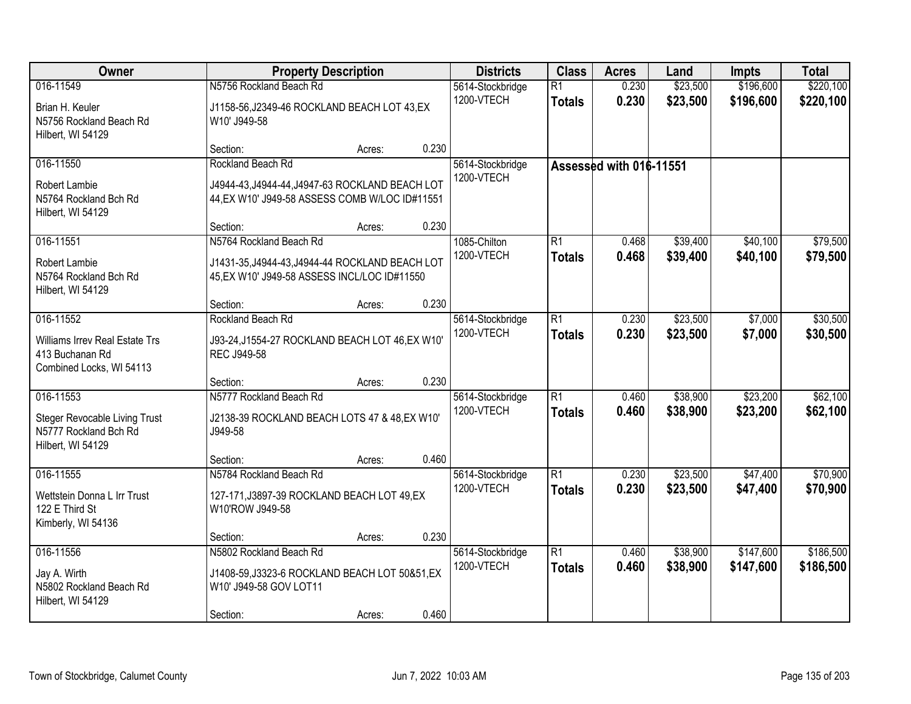| Owner | Property Description | Districts | Class | Acres | Land | Impts | Total |
|---|---|---|---|---|---|---|---|
| 016-11549<br>Brian H. Keuler<br>N5756 Rockland Beach Rd<br>Hilbert, WI 54129 | N5756 Rockland Beach Rd<br>J1158-56,J2349-46 ROCKLAND BEACH LOT 43,EX W10' J949-58<br>Section: Acres: 0.230 | 5614-Stockbridge<br>1200-VTECH | R1<br>**Totals** | 0.230<br>**0.230** | $23,500<br>**$23,500** | $196,600<br>**$196,600** | $220,100<br>**$220,100** |
| 016-11550<br>Robert Lambie<br>N5764 Rockland Bch Rd<br>Hilbert, WI 54129 | Rockland Beach Rd<br>J4944-43,J4944-44,J4947-63 ROCKLAND BEACH LOT 44,EX W10' J949-58 ASSESS COMB W/LOC ID#11551<br>Section: Acres: 0.230 | 5614-Stockbridge<br>1200-VTECH | **Assessed with 016-11551** | | | | |
| 016-11551<br>Robert Lambie<br>N5764 Rockland Bch Rd<br>Hilbert, WI 54129 | N5764 Rockland Beach Rd<br>J1431-35,J4944-43,J4944-44 ROCKLAND BEACH LOT 45,EX W10' J949-58 ASSESS INCL/LOC ID#11550<br>Section: Acres: 0.230 | 1085-Chilton<br>1200-VTECH | R1<br>**Totals** | 0.468<br>**0.468** | $39,400<br>**$39,400** | $40,100<br>**$40,100** | $79,500<br>**$79,500** |
| 016-11552<br>Williams Irrev Real Estate Trs<br>413 Buchanan Rd<br>Combined Locks, WI 54113 | Rockland Beach Rd<br>J93-24,J1554-27 ROCKLAND BEACH LOT 46,EX W10' REC J949-58<br>Section: Acres: 0.230 | 5614-Stockbridge<br>1200-VTECH | R1<br>**Totals** | 0.230<br>**0.230** | $23,500<br>**$23,500** | $7,000<br>**$7,000** | $30,500<br>**$30,500** |
| 016-11553<br>Steger Revocable Living Trust<br>N5777 Rockland Bch Rd<br>Hilbert, WI 54129 | N5777 Rockland Beach Rd<br>J2138-39 ROCKLAND BEACH LOTS 47 & 48,EX W10' J949-58<br>Section: Acres: 0.460 | 5614-Stockbridge<br>1200-VTECH | R1<br>**Totals** | 0.460<br>**0.460** | $38,900<br>**$38,900** | $23,200<br>**$23,200** | $62,100<br>**$62,100** |
| 016-11555<br>Wettstein Donna L Irr Trust<br>122 E Third St<br>Kimberly, WI 54136 | N5784 Rockland Beach Rd<br>127-171,J3897-39 ROCKLAND BEACH LOT 49,EX W10'ROW J949-58<br>Section: Acres: 0.230 | 5614-Stockbridge<br>1200-VTECH | R1<br>**Totals** | 0.230<br>**0.230** | $23,500<br>**$23,500** | $47,400<br>**$47,400** | $70,900<br>**$70,900** |
| 016-11556<br>Jay A. Wirth<br>N5802 Rockland Beach Rd<br>Hilbert, WI 54129 | N5802 Rockland Beach Rd<br>J1408-59,J3323-6 ROCKLAND BEACH LOT 50&51,EX W10' J949-58 GOV LOT11<br>Section: Acres: 0.460 | 5614-Stockbridge<br>1200-VTECH | R1<br>**Totals** | 0.460<br>**0.460** | $38,900<br>**$38,900** | $147,600<br>**$147,600** | $186,500<br>**$186,500** |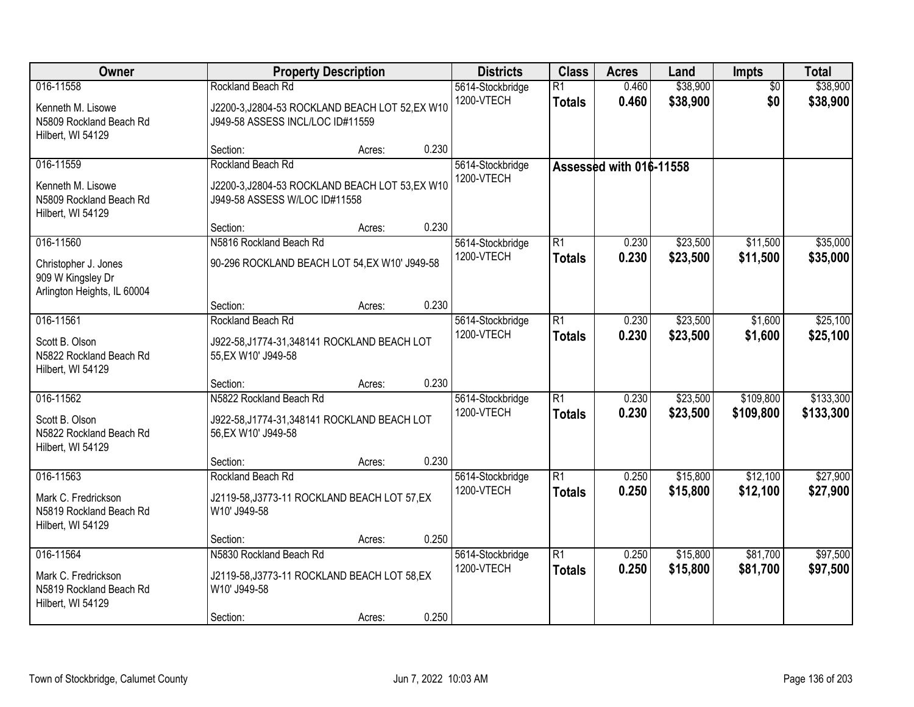| Owner | Property Description | | | Districts | Class | Acres | Land | Impts | Total |
|---|---|---|---|---|---|---|---|---|---|
| 016-11558<br>Kenneth M. Lisowe<br>N5809 Rockland Beach Rd<br>Hilbert, WI 54129 | Rockland Beach Rd<br>J2200-3,J2804-53 ROCKLAND BEACH LOT 52,EX W10 J949-58 ASSESS INCL/LOC ID#11559<br>Section: | Acres: | 0.230 | 5614-Stockbridge<br>1200-VTECH | R1<br>**Totals** | 0.460<br>**0.460** | $38,900<br>**$38,900** | $0<br>**$0** | $38,900<br>**$38,900** |
| 016-11559<br>Kenneth M. Lisowe<br>N5809 Rockland Beach Rd<br>Hilbert, WI 54129 | Rockland Beach Rd<br>J2200-3,J2804-53 ROCKLAND BEACH LOT 53,EX W10 J949-58 ASSESS W/LOC ID#11558<br>Section: | Acres: | 0.230 | 5614-Stockbridge<br>1200-VTECH | **Assessed with 016-11558** | | | | |
| 016-11560<br>Christopher J. Jones<br>909 W Kingsley Dr<br>Arlington Heights, IL 60004 | N5816 Rockland Beach Rd<br>90-296 ROCKLAND BEACH LOT 54,EX W10' J949-58<br>Section: | Acres: | 0.230 | 5614-Stockbridge<br>1200-VTECH | R1<br>**Totals** | 0.230<br>**0.230** | $23,500<br>**$23,500** | $11,500<br>**$11,500** | $35,000<br>**$35,000** |
| 016-11561<br>Scott B. Olson<br>N5822 Rockland Beach Rd<br>Hilbert, WI 54129 | Rockland Beach Rd<br>J922-58,J1774-31,348141 ROCKLAND BEACH LOT 55,EX W10' J949-58<br>Section: | Acres: | 0.230 | 5614-Stockbridge<br>1200-VTECH | R1<br>**Totals** | 0.230<br>**0.230** | $23,500<br>**$23,500** | $1,600<br>**$1,600** | $25,100<br>**$25,100** |
| 016-11562<br>Scott B. Olson<br>N5822 Rockland Beach Rd<br>Hilbert, WI 54129 | N5822 Rockland Beach Rd<br>J922-58,J1774-31,348141 ROCKLAND BEACH LOT 56,EX W10' J949-58<br>Section: | Acres: | 0.230 | 5614-Stockbridge<br>1200-VTECH | R1<br>**Totals** | 0.230<br>**0.230** | $23,500<br>**$23,500** | $109,800<br>**$109,800** | $133,300<br>**$133,300** |
| 016-11563<br>Mark C. Fredrickson<br>N5819 Rockland Beach Rd<br>Hilbert, WI 54129 | Rockland Beach Rd<br>J2119-58,J3773-11 ROCKLAND BEACH LOT 57,EX W10' J949-58<br>Section: | Acres: | 0.250 | 5614-Stockbridge<br>1200-VTECH | R1<br>**Totals** | 0.250<br>**0.250** | $15,800<br>**$15,800** | $12,100<br>**$12,100** | $27,900<br>**$27,900** |
| 016-11564<br>Mark C. Fredrickson<br>N5819 Rockland Beach Rd<br>Hilbert, WI 54129 | N5830 Rockland Beach Rd<br>J2119-58,J3773-11 ROCKLAND BEACH LOT 58,EX W10' J949-58<br>Section: | Acres: | 0.250 | 5614-Stockbridge<br>1200-VTECH | R1<br>**Totals** | 0.250<br>**0.250** | $15,800<br>**$15,800** | $81,700<br>**$81,700** | $97,500<br>**$97,500** |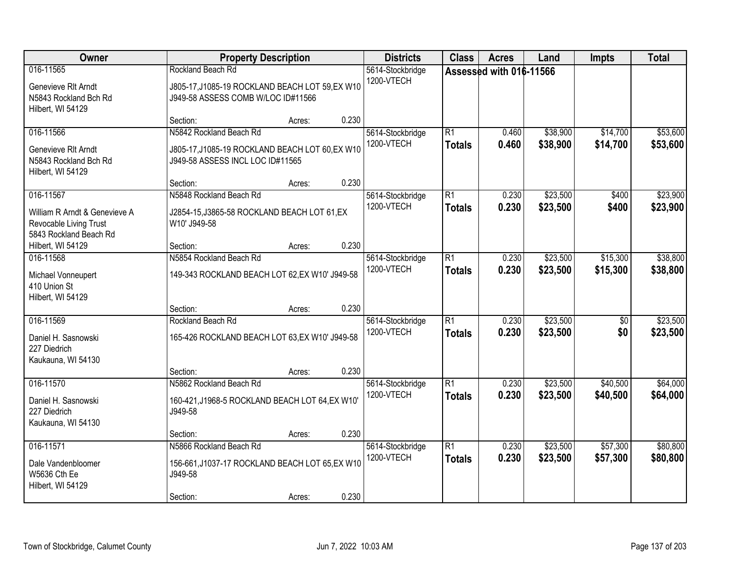| Owner | Property Description | Districts | Class | Acres | Land | Impts | Total |
|---|---|---|---|---|---|---|---|
| 016-11565<br>Genevieve Rlt Arndt<br>N5843 Rockland Bch Rd<br>Hilbert, WI 54129 | Rockland Beach Rd<br>J805-17,J1085-19 ROCKLAND BEACH LOT 59,EX W10 J949-58 ASSESS COMB W/LOC ID#11566<br>Section: Acres: 0.230 | 5614-Stockbridge<br>1200-VTECH | Assessed with 016-11566 | | | | |
| 016-11566<br>Genevieve Rlt Arndt<br>N5843 Rockland Bch Rd<br>Hilbert, WI 54129 | N5842 Rockland Beach Rd<br>J805-17,J1085-19 ROCKLAND BEACH LOT 60,EX W10 J949-58 ASSESS INCL LOC ID#11565<br>Section: Acres: 0.230 | 5614-Stockbridge<br>1200-VTECH | R1<br>**Totals** | 0.460<br>**0.460** | $38,900<br>**$38,900** | $14,700<br>**$14,700** | $53,600<br>**$53,600** |
| 016-11567<br>William R Arndt & Genevieve A Revocable Living Trust<br>5843 Rockland Beach Rd<br>Hilbert, WI 54129 | N5848 Rockland Beach Rd<br>J2854-15,J3865-58 ROCKLAND BEACH LOT 61,EX W10' J949-58<br>Section: Acres: 0.230 | 5614-Stockbridge<br>1200-VTECH | R1<br>**Totals** | 0.230<br>**0.230** | $23,500<br>**$23,500** | $400<br>**$400** | $23,900<br>**$23,900** |
| 016-11568<br>Michael Vonneupert<br>410 Union St<br>Hilbert, WI 54129 | N5854 Rockland Beach Rd<br>149-343 ROCKLAND BEACH LOT 62,EX W10' J949-58<br>Section: Acres: 0.230 | 5614-Stockbridge<br>1200-VTECH | R1<br>**Totals** | 0.230<br>**0.230** | $23,500<br>**$23,500** | $15,300<br>**$15,300** | $38,800<br>**$38,800** |
| 016-11569<br>Daniel H. Sasnowski<br>227 Diedrich<br>Kaukauna, WI 54130 | Rockland Beach Rd<br>165-426 ROCKLAND BEACH LOT 63,EX W10' J949-58<br>Section: Acres: 0.230 | 5614-Stockbridge<br>1200-VTECH | R1<br>**Totals** | 0.230<br>**0.230** | $23,500<br>**$23,500** | $0<br>**$0** | $23,500<br>**$23,500** |
| 016-11570<br>Daniel H. Sasnowski<br>227 Diedrich<br>Kaukauna, WI 54130 | N5862 Rockland Beach Rd<br>160-421,J1968-5 ROCKLAND BEACH LOT 64,EX W10' J949-58<br>Section: Acres: 0.230 | 5614-Stockbridge<br>1200-VTECH | R1<br>**Totals** | 0.230<br>**0.230** | $23,500<br>**$23,500** | $40,500<br>**$40,500** | $64,000<br>**$64,000** |
| 016-11571<br>Dale Vandenbloomer<br>W5636 Cth Ee<br>Hilbert, WI 54129 | N5866 Rockland Beach Rd<br>156-661,J1037-17 ROCKLAND BEACH LOT 65,EX W10 J949-58<br>Section: Acres: 0.230 | 5614-Stockbridge<br>1200-VTECH | R1<br>**Totals** | 0.230<br>**0.230** | $23,500<br>**$23,500** | $57,300<br>**$57,300** | $80,800<br>**$80,800** |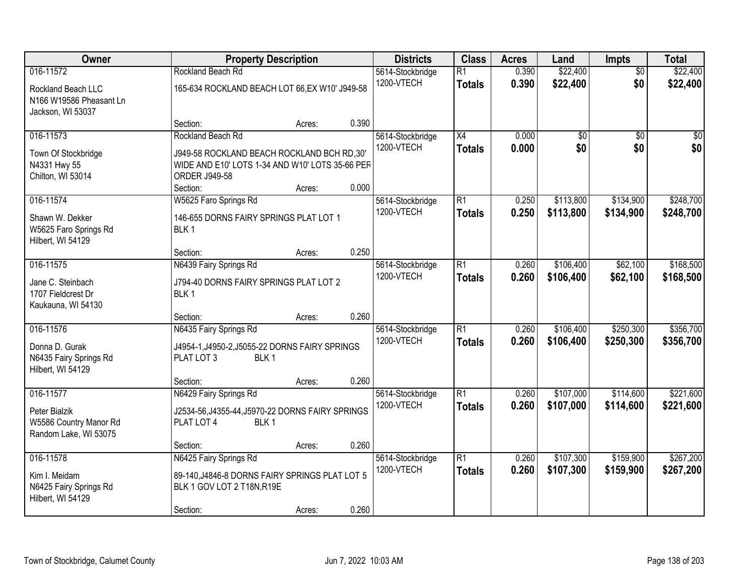| Owner | Property Description | | | Districts | Class | Acres | Land | Impts | Total |
|---|---|---|---|---|---|---|---|---|---|
| 016-11572<br><br>Rockland Beach LLC<br>N166 W19586 Pheasant Ln<br>Jackson, WI 53037 | Rockland Beach Rd<br><br>165-634 ROCKLAND BEACH LOT 66,EX W10' J949-58<br><br>Section: | Acres: | 0.390 | 5614-Stockbridge<br>1200-VTECH | R1<br>**Totals** | 0.390<br>**0.390** | \$22,400<br>**\$22,400** | \$0<br>**\$0** | \$22,400<br>**\$22,400** |
| 016-11573<br><br>Town Of Stockbridge<br>N4331 Hwy 55<br>Chilton, WI 53014 | Rockland Beach Rd<br><br>J949-58 ROCKLAND BEACH ROCKLAND BCH RD,30' WIDE AND E10' LOTS 1-34 AND W10' LOTS 35-66 PER ORDER J949-58<br>Section: | Acres: | 0.000 | 5614-Stockbridge<br>1200-VTECH | X4<br>**Totals** | 0.000<br>**0.000** | \$0<br>**\$0** | \$0<br>**\$0** | \$0<br>**\$0** |
| 016-11574<br><br>Shawn W. Dekker<br>W5625 Faro Springs Rd<br>Hilbert, WI 54129 | W5625 Faro Springs Rd<br><br>146-655 DORNS FAIRY SPRINGS PLAT LOT 1 BLK 1<br><br>Section: | Acres: | 0.250 | 5614-Stockbridge<br>1200-VTECH | R1<br>**Totals** | 0.250<br>**0.250** | \$113,800<br>**\$113,800** | \$134,900<br>**\$134,900** | \$248,700<br>**\$248,700** |
| 016-11575<br><br>Jane C. Steinbach<br>1707 Fieldcrest Dr<br>Kaukauna, WI 54130 | N6439 Fairy Springs Rd<br><br>J794-40 DORNS FAIRY SPRINGS PLAT LOT 2 BLK 1<br><br>Section: | Acres: | 0.260 | 5614-Stockbridge<br>1200-VTECH | R1<br>**Totals** | 0.260<br>**0.260** | \$106,400<br>**\$106,400** | \$62,100<br>**\$62,100** | \$168,500<br>**\$168,500** |
| 016-11576<br><br>Donna D. Gurak<br>N6435 Fairy Springs Rd<br>Hilbert, WI 54129 | N6435 Fairy Springs Rd<br><br>J4954-1,J4950-2,J5055-22 DORNS FAIRY SPRINGS PLAT LOT 3 BLK 1<br><br>Section: | Acres: | 0.260 | 5614-Stockbridge<br>1200-VTECH | R1<br>**Totals** | 0.260<br>**0.260** | \$106,400<br>**\$106,400** | \$250,300<br>**\$250,300** | \$356,700<br>**\$356,700** |
| 016-11577<br><br>Peter Bialzik<br>W5586 Country Manor Rd<br>Random Lake, WI 53075 | N6429 Fairy Springs Rd<br><br>J2534-56,J4355-44,J5970-22 DORNS FAIRY SPRINGS PLAT LOT 4 BLK 1<br><br>Section: | Acres: | 0.260 | 5614-Stockbridge<br>1200-VTECH | R1<br>**Totals** | 0.260<br>**0.260** | \$107,000<br>**\$107,000** | \$114,600<br>**\$114,600** | \$221,600<br>**\$221,600** |
| 016-11578<br><br>Kim I. Meidam<br>N6425 Fairy Springs Rd<br>Hilbert, WI 54129 | N6425 Fairy Springs Rd<br><br>89-140,J4846-8 DORNS FAIRY SPRINGS PLAT LOT 5 BLK 1 GOV LOT 2 T18N,R19E<br><br>Section: | Acres: | 0.260 | 5614-Stockbridge<br>1200-VTECH | R1<br>**Totals** | 0.260<br>**0.260** | \$107,300<br>**\$107,300** | \$159,900<br>**\$159,900** | \$267,200<br>**\$267,200** |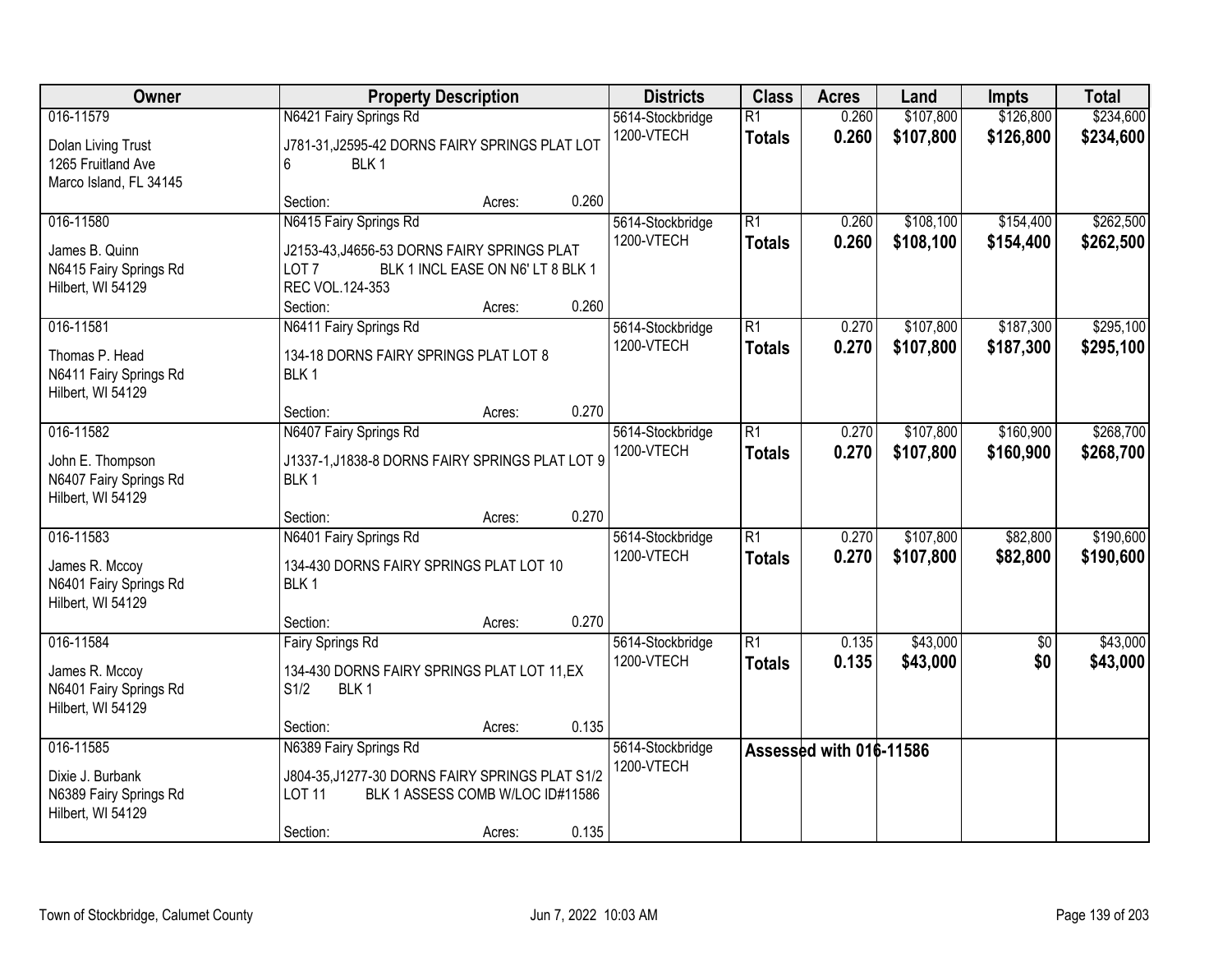| Owner | Property Description | Districts | Class | Acres | Land | Impts | Total |
|---|---|---|---|---|---|---|---|
| 016-11579<br>Dolan Living Trust<br>1265 Fruitland Ave<br>Marco Island, FL 34145 | N6421 Fairy Springs Rd<br>J781-31,J2595-42 DORNS FAIRY SPRINGS PLAT LOT 6 BLK 1<br>Section: Acres: 0.260 | 5614-Stockbridge<br>1200-VTECH | R1<br>**Totals** | 0.260<br>**0.260** | $107,800<br>**$107,800** | $126,800<br>**$126,800** | $234,600<br>**$234,600** |
| 016-11580<br>James B. Quinn<br>N6415 Fairy Springs Rd<br>Hilbert, WI 54129 | N6415 Fairy Springs Rd<br>J2153-43,J4656-53 DORNS FAIRY SPRINGS PLAT LOT 7 BLK 1 INCL EASE ON N6' LT 8 BLK 1 REC VOL.124-353<br>Section: Acres: 0.260 | 5614-Stockbridge<br>1200-VTECH | R1<br>**Totals** | 0.260<br>**0.260** | $108,100<br>**$108,100** | $154,400<br>**$154,400** | $262,500<br>**$262,500** |
| 016-11581<br>Thomas P. Head<br>N6411 Fairy Springs Rd<br>Hilbert, WI 54129 | N6411 Fairy Springs Rd<br>134-18 DORNS FAIRY SPRINGS PLAT LOT 8 BLK 1<br>Section: Acres: 0.270 | 5614-Stockbridge<br>1200-VTECH | R1<br>**Totals** | 0.270<br>**0.270** | $107,800<br>**$107,800** | $187,300<br>**$187,300** | $295,100<br>**$295,100** |
| 016-11582<br>John E. Thompson<br>N6407 Fairy Springs Rd<br>Hilbert, WI 54129 | N6407 Fairy Springs Rd<br>J1337-1,J1838-8 DORNS FAIRY SPRINGS PLAT LOT 9 BLK 1<br>Section: Acres: 0.270 | 5614-Stockbridge<br>1200-VTECH | R1<br>**Totals** | 0.270<br>**0.270** | $107,800<br>**$107,800** | $160,900<br>**$160,900** | $268,700<br>**$268,700** |
| 016-11583<br>James R. Mccoy<br>N6401 Fairy Springs Rd<br>Hilbert, WI 54129 | N6401 Fairy Springs Rd<br>134-430 DORNS FAIRY SPRINGS PLAT LOT 10 BLK 1<br>Section: Acres: 0.270 | 5614-Stockbridge<br>1200-VTECH | R1<br>**Totals** | 0.270<br>**0.270** | $107,800<br>**$107,800** | $82,800<br>**$82,800** | $190,600<br>**$190,600** |
| 016-11584<br>James R. Mccoy<br>N6401 Fairy Springs Rd<br>Hilbert, WI 54129 | Fairy Springs Rd<br>134-430 DORNS FAIRY SPRINGS PLAT LOT 11,EX S1/2 BLK 1<br>Section: Acres: 0.135 | 5614-Stockbridge<br>1200-VTECH | R1<br>**Totals** | 0.135<br>**0.135** | $43,000<br>**$43,000** | $0<br>**$0** | $43,000<br>**$43,000** |
| 016-11585<br>Dixie J. Burbank<br>N6389 Fairy Springs Rd<br>Hilbert, WI 54129 | N6389 Fairy Springs Rd<br>J804-35,J1277-30 DORNS FAIRY SPRINGS PLAT S1/2 LOT 11 BLK 1 ASSESS COMB W/LOC ID#11586<br>Section: Acres: 0.135 | 5614-Stockbridge<br>1200-VTECH | Assessed with 016-11586 | | | | |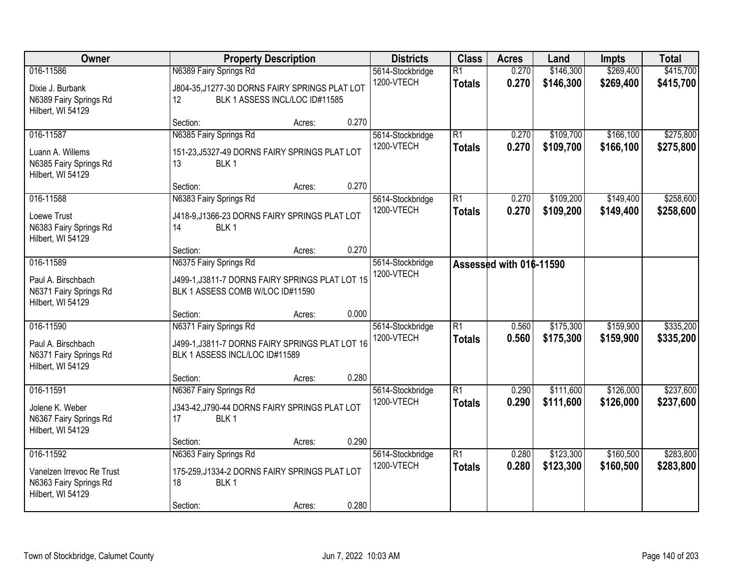| Owner | Property Description | Districts | Class | Acres | Land | Impts | Total |
|---|---|---|---|---|---|---|---|
| 016-11586<br>Dixie J. Burbank<br>N6389 Fairy Springs Rd<br>Hilbert, WI 54129 | N6389 Fairy Springs Rd<br>J804-35,J1277-30 DORNS FAIRY SPRINGS PLAT LOT 12 BLK 1 ASSESS INCL/LOC ID#11585<br>Section: Acres: 0.270 | 5614-Stockbridge<br>1200-VTECH | R1<br>**Totals** | 0.270<br>**0.270** | $146,300<br>**$146,300** | $269,400<br>**$269,400** | $415,700<br>**$415,700** |
| 016-11587<br>Luann A. Willems<br>N6385 Fairy Springs Rd<br>Hilbert, WI 54129 | N6385 Fairy Springs Rd<br>151-23,J5327-49 DORNS FAIRY SPRINGS PLAT LOT 13 BLK 1<br>Section: Acres: 0.270 | 5614-Stockbridge<br>1200-VTECH | R1<br>**Totals** | 0.270<br>**0.270** | $109,700<br>**$109,700** | $166,100<br>**$166,100** | $275,800<br>**$275,800** |
| 016-11588<br>Loewe Trust<br>N6383 Fairy Springs Rd<br>Hilbert, WI 54129 | N6383 Fairy Springs Rd<br>J418-9,J1366-23 DORNS FAIRY SPRINGS PLAT LOT 14 BLK 1<br>Section: Acres: 0.270 | 5614-Stockbridge<br>1200-VTECH | R1<br>**Totals** | 0.270<br>**0.270** | $109,200<br>**$109,200** | $149,400<br>**$149,400** | $258,600<br>**$258,600** |
| 016-11589<br>Paul A. Birschbach<br>N6371 Fairy Springs Rd<br>Hilbert, WI 54129 | N6375 Fairy Springs Rd<br>J499-1,J3811-7 DORNS FAIRY SPRINGS PLAT LOT 15 BLK 1 ASSESS COMB W/LOC ID#11590<br>Section: Acres: 0.000 | 5614-Stockbridge<br>1200-VTECH | **Assessed with 016-11590** | | | | |
| 016-11590<br>Paul A. Birschbach<br>N6371 Fairy Springs Rd<br>Hilbert, WI 54129 | N6371 Fairy Springs Rd<br>J499-1,J3811-7 DORNS FAIRY SPRINGS PLAT LOT 16 BLK 1 ASSESS INCL/LOC ID#11589<br>Section: Acres: 0.280 | 5614-Stockbridge<br>1200-VTECH | R1<br>**Totals** | 0.560<br>**0.560** | $175,300<br>**$175,300** | $159,900<br>**$159,900** | $335,200<br>**$335,200** |
| 016-11591<br>Jolene K. Weber<br>N6367 Fairy Springs Rd<br>Hilbert, WI 54129 | N6367 Fairy Springs Rd<br>J343-42,J790-44 DORNS FAIRY SPRINGS PLAT LOT 17 BLK 1<br>Section: Acres: 0.290 | 5614-Stockbridge<br>1200-VTECH | R1<br>**Totals** | 0.290<br>**0.290** | $111,600<br>**$111,600** | $126,000<br>**$126,000** | $237,600<br>**$237,600** |
| 016-11592<br>Vanelzen Irrevoc Re Trust<br>N6363 Fairy Springs Rd<br>Hilbert, WI 54129 | N6363 Fairy Springs Rd<br>175-259,J1334-2 DORNS FAIRY SPRINGS PLAT LOT 18 BLK 1<br>Section: Acres: 0.280 | 5614-Stockbridge<br>1200-VTECH | R1<br>**Totals** | 0.280<br>**0.280** | $123,300<br>**$123,300** | $160,500<br>**$160,500** | $283,800<br>**$283,800** |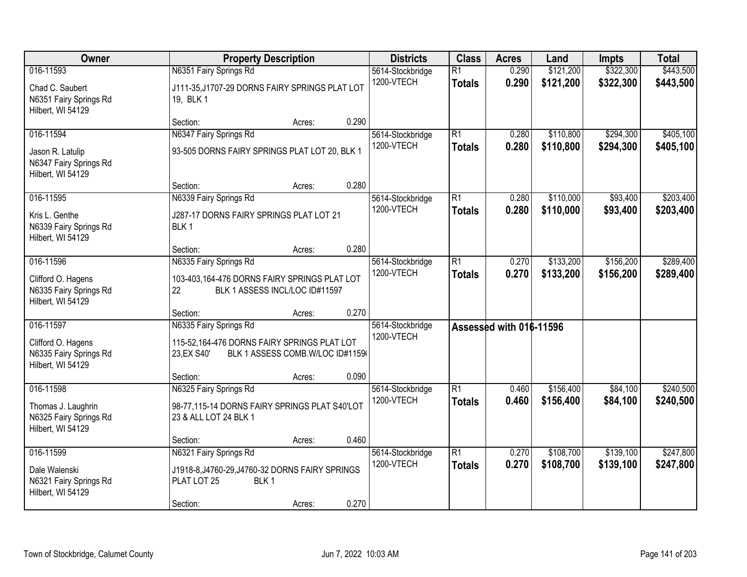| Owner | Property Description | | | Districts | Class | Acres | Land | Impts | Total |
|---|---|---|---|---|---|---|---|---|---|
| 016-11593 | N6351 Fairy Springs Rd | | | 5614-Stockbridge | R1 | 0.290 | $121,200 | $322,300 | $443,500 |
| Chad C. Saubert<br>N6351 Fairy Springs Rd<br>Hilbert, WI 54129 | J111-35,J1707-29 DORNS FAIRY SPRINGS PLAT LOT 19, BLK 1 | | | 1200-VTECH | **Totals** | **0.290** | **$121,200** | **$322,300** | **$443,500** |
| | Section: | Acres: | 0.290 | | | | | | |
| 016-11594 | N6347 Fairy Springs Rd | | | 5614-Stockbridge | R1 | 0.280 | $110,800 | $294,300 | $405,100 |
| Jason R. Latulip<br>N6347 Fairy Springs Rd<br>Hilbert, WI 54129 | 93-505 DORNS FAIRY SPRINGS PLAT LOT 20, BLK 1 | | | 1200-VTECH | **Totals** | **0.280** | **$110,800** | **$294,300** | **$405,100** |
| | Section: | Acres: | 0.280 | | | | | | |
| 016-11595 | N6339 Fairy Springs Rd | | | 5614-Stockbridge | R1 | 0.280 | $110,000 | $93,400 | $203,400 |
| Kris L. Genthe<br>N6339 Fairy Springs Rd<br>Hilbert, WI 54129 | J287-17 DORNS FAIRY SPRINGS PLAT LOT 21 BLK 1 | | | 1200-VTECH | **Totals** | **0.280** | **$110,000** | **$93,400** | **$203,400** |
| | Section: | Acres: | 0.280 | | | | | | |
| 016-11596 | N6335 Fairy Springs Rd | | | 5614-Stockbridge | R1 | 0.270 | $133,200 | $156,200 | $289,400 |
| Clifford O. Hagens<br>N6335 Fairy Springs Rd<br>Hilbert, WI 54129 | 103-403,164-476 DORNS FAIRY SPRINGS PLAT LOT 22 BLK 1 ASSESS INCL/LOC ID#11597 | | | 1200-VTECH | **Totals** | **0.270** | **$133,200** | **$156,200** | **$289,400** |
| | Section: | Acres: | 0.270 | | | | | | |
| 016-11597 | N6335 Fairy Springs Rd | | | 5614-Stockbridge | **Assessed with 016-11596** | | | | |
| Clifford O. Hagens<br>N6335 Fairy Springs Rd<br>Hilbert, WI 54129 | 115-52,164-476 DORNS FAIRY SPRINGS PLAT LOT 23,EX S40' BLK 1 ASSESS COMB.W/LOC ID#1159( | | | 1200-VTECH | | | | | |
| | Section: | Acres: | 0.090 | | | | | | |
| 016-11598 | N6325 Fairy Springs Rd | | | 5614-Stockbridge | R1 | 0.460 | $156,400 | $84,100 | $240,500 |
| Thomas J. Laughrin<br>N6325 Fairy Springs Rd<br>Hilbert, WI 54129 | 98-77,115-14 DORNS FAIRY SPRINGS PLAT S40'LOT 23 & ALL LOT 24 BLK 1 | | | 1200-VTECH | **Totals** | **0.460** | **$156,400** | **$84,100** | **$240,500** |
| | Section: | Acres: | 0.460 | | | | | | |
| 016-11599 | N6321 Fairy Springs Rd | | | 5614-Stockbridge | R1 | 0.270 | $108,700 | $139,100 | $247,800 |
| Dale Walenski<br>N6321 Fairy Springs Rd<br>Hilbert, WI 54129 | J1918-8,J4760-29,J4760-32 DORNS FAIRY SPRINGS PLAT LOT 25 BLK 1 | | | 1200-VTECH | **Totals** | **0.270** | **$108,700** | **$139,100** | **$247,800** |
| | Section: | Acres: | 0.270 | | | | | | |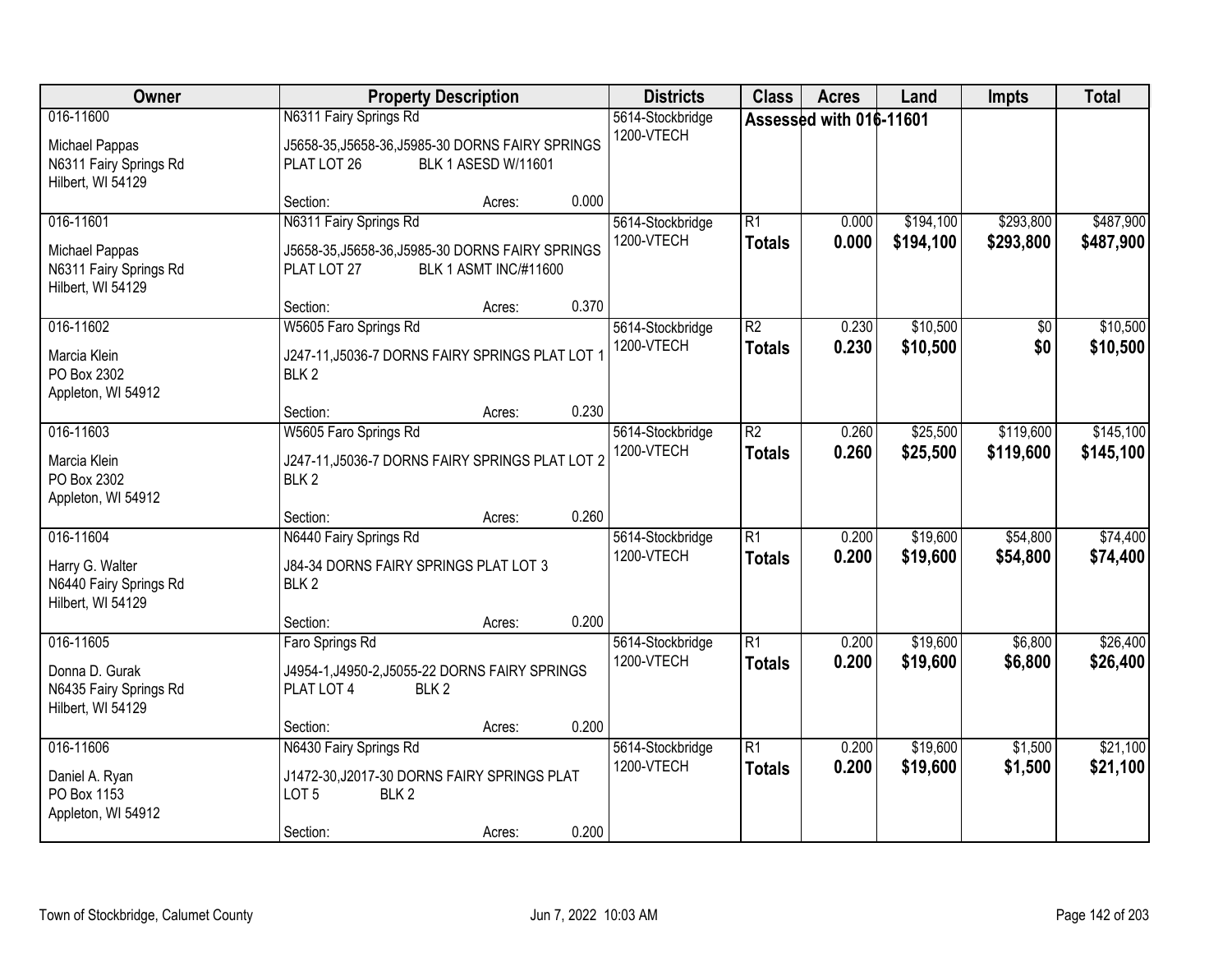| Owner | Property Description | Districts | Class | Acres | Land | Impts | Total |
|---|---|---|---|---|---|---|---|
| 016-11600<br><br>Michael Pappas<br>N6311 Fairy Springs Rd<br>Hilbert, WI 54129 | N6311 Fairy Springs Rd<br><br>J5658-35,J5658-36,J5985-30 DORNS FAIRY SPRINGS PLAT LOT 26 BLK 1 ASESD W/11601<br><br>Section: Acres: 0.000 | 5614-Stockbridge<br>1200-VTECH | Assessed with 016-11601 | | | | |
| 016-11601<br><br>Michael Pappas<br>N6311 Fairy Springs Rd<br>Hilbert, WI 54129 | N6311 Fairy Springs Rd<br><br>J5658-35,J5658-36,J5985-30 DORNS FAIRY SPRINGS PLAT LOT 27 BLK 1 ASMT INC/#11600<br><br>Section: Acres: 0.370 | 5614-Stockbridge<br>1200-VTECH | R1<br>**Totals** | 0.000<br>**0.000** | $194,100<br>**$194,100** | $293,800<br>**$293,800** | $487,900<br>**$487,900** |
| 016-11602<br><br>Marcia Klein<br>PO Box 2302<br>Appleton, WI 54912 | W5605 Faro Springs Rd<br><br>J247-11,J5036-7 DORNS FAIRY SPRINGS PLAT LOT 1 BLK 2<br><br>Section: Acres: 0.230 | 5614-Stockbridge<br>1200-VTECH | R2<br>**Totals** | 0.230<br>**0.230** | $10,500<br>**$10,500** | $0<br>**$0** | $10,500<br>**$10,500** |
| 016-11603<br><br>Marcia Klein<br>PO Box 2302<br>Appleton, WI 54912 | W5605 Faro Springs Rd<br><br>J247-11,J5036-7 DORNS FAIRY SPRINGS PLAT LOT 2 BLK 2<br><br>Section: Acres: 0.260 | 5614-Stockbridge<br>1200-VTECH | R2<br>**Totals** | 0.260<br>**0.260** | $25,500<br>**$25,500** | $119,600<br>**$119,600** | $145,100<br>**$145,100** |
| 016-11604<br><br>Harry G. Walter<br>N6440 Fairy Springs Rd<br>Hilbert, WI 54129 | N6440 Fairy Springs Rd<br><br>J84-34 DORNS FAIRY SPRINGS PLAT LOT 3 BLK 2<br><br>Section: Acres: 0.200 | 5614-Stockbridge<br>1200-VTECH | R1<br>**Totals** | 0.200<br>**0.200** | $19,600<br>**$19,600** | $54,800<br>**$54,800** | $74,400<br>**$74,400** |
| 016-11605<br><br>Donna D. Gurak<br>N6435 Fairy Springs Rd<br>Hilbert, WI 54129 | Faro Springs Rd<br><br>J4954-1,J4950-2,J5055-22 DORNS FAIRY SPRINGS PLAT LOT 4 BLK 2<br><br>Section: Acres: 0.200 | 5614-Stockbridge<br>1200-VTECH | R1<br>**Totals** | 0.200<br>**0.200** | $19,600<br>**$19,600** | $6,800<br>**$6,800** | $26,400<br>**$26,400** |
| 016-11606<br><br>Daniel A. Ryan<br>PO Box 1153<br>Appleton, WI 54912 | N6430 Fairy Springs Rd<br><br>J1472-30,J2017-30 DORNS FAIRY SPRINGS PLAT LOT 5 BLK 2<br><br>Section: Acres: 0.200 | 5614-Stockbridge<br>1200-VTECH | R1<br>**Totals** | 0.200<br>**0.200** | $19,600<br>**$19,600** | $1,500<br>**$1,500** | $21,100<br>**$21,100** |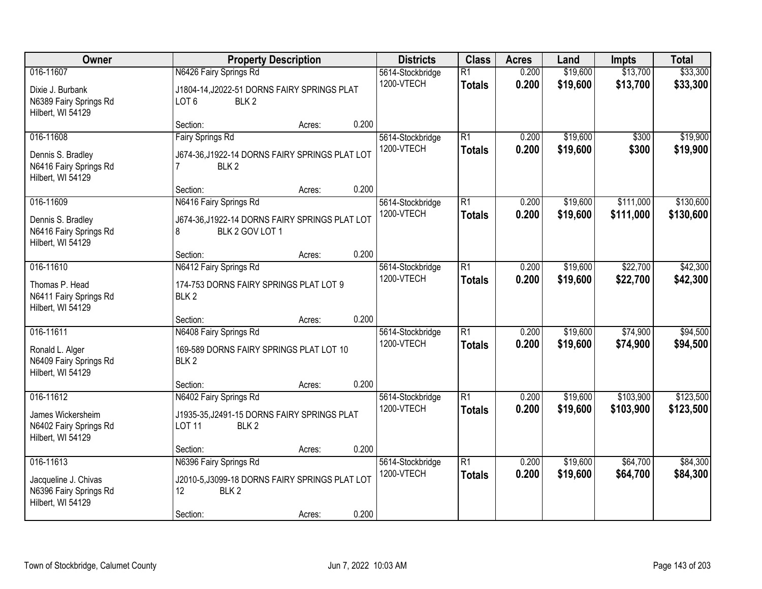| Owner | Property Description | | | Districts | Class | Acres | Land | Impts | Total |
|---|---|---|---|---|---|---|---|---|---|
| 016-11607 | N6426 Fairy Springs Rd | | | 5614-Stockbridge | R1 | 0.200 | $19,600 | $13,700 | $33,300 |
| Dixie J. Burbank<br>N6389 Fairy Springs Rd<br>Hilbert, WI 54129 | J1804-14,J2022-51 DORNS FAIRY SPRINGS PLAT LOT 6 BLK 2 | | | 1200-VTECH | **Totals** | **0.200** | **$19,600** | **$13,700** | **$33,300** |
| | Section: | Acres: | 0.200 | | | | | | |
| 016-11608 | Fairy Springs Rd | | | 5614-Stockbridge | R1 | 0.200 | $19,600 | $300 | $19,900 |
| Dennis S. Bradley<br>N6416 Fairy Springs Rd<br>Hilbert, WI 54129 | J674-36,J1922-14 DORNS FAIRY SPRINGS PLAT LOT 7 BLK 2 | | | 1200-VTECH | **Totals** | **0.200** | **$19,600** | **$300** | **$19,900** |
| | Section: | Acres: | 0.200 | | | | | | |
| 016-11609 | N6416 Fairy Springs Rd | | | 5614-Stockbridge | R1 | 0.200 | $19,600 | $111,000 | $130,600 |
| Dennis S. Bradley<br>N6416 Fairy Springs Rd<br>Hilbert, WI 54129 | J674-36,J1922-14 DORNS FAIRY SPRINGS PLAT LOT 8 BLK 2 GOV LOT 1 | | | 1200-VTECH | **Totals** | **0.200** | **$19,600** | **$111,000** | **$130,600** |
| | Section: | Acres: | 0.200 | | | | | | |
| 016-11610 | N6412 Fairy Springs Rd | | | 5614-Stockbridge | R1 | 0.200 | $19,600 | $22,700 | $42,300 |
| Thomas P. Head<br>N6411 Fairy Springs Rd<br>Hilbert, WI 54129 | 174-753 DORNS FAIRY SPRINGS PLAT LOT 9 BLK 2 | | | 1200-VTECH | **Totals** | **0.200** | **$19,600** | **$22,700** | **$42,300** |
| | Section: | Acres: | 0.200 | | | | | | |
| 016-11611 | N6408 Fairy Springs Rd | | | 5614-Stockbridge | R1 | 0.200 | $19,600 | $74,900 | $94,500 |
| Ronald L. Alger<br>N6409 Fairy Springs Rd<br>Hilbert, WI 54129 | 169-589 DORNS FAIRY SPRINGS PLAT LOT 10 BLK 2 | | | 1200-VTECH | **Totals** | **0.200** | **$19,600** | **$74,900** | **$94,500** |
| | Section: | Acres: | 0.200 | | | | | | |
| 016-11612 | N6402 Fairy Springs Rd | | | 5614-Stockbridge | R1 | 0.200 | $19,600 | $103,900 | $123,500 |
| James Wickersheim<br>N6402 Fairy Springs Rd<br>Hilbert, WI 54129 | J1935-35,J2491-15 DORNS FAIRY SPRINGS PLAT LOT 11 BLK 2 | | | 1200-VTECH | **Totals** | **0.200** | **$19,600** | **$103,900** | **$123,500** |
| | Section: | Acres: | 0.200 | | | | | | |
| 016-11613 | N6396 Fairy Springs Rd | | | 5614-Stockbridge | R1 | 0.200 | $19,600 | $64,700 | $84,300 |
| Jacqueline J. Chivas<br>N6396 Fairy Springs Rd<br>Hilbert, WI 54129 | J2010-5,J3099-18 DORNS FAIRY SPRINGS PLAT LOT 12 BLK 2 | | | 1200-VTECH | **Totals** | **0.200** | **$19,600** | **$64,700** | **$84,300** |
| | Section: | Acres: | 0.200 | | | | | | |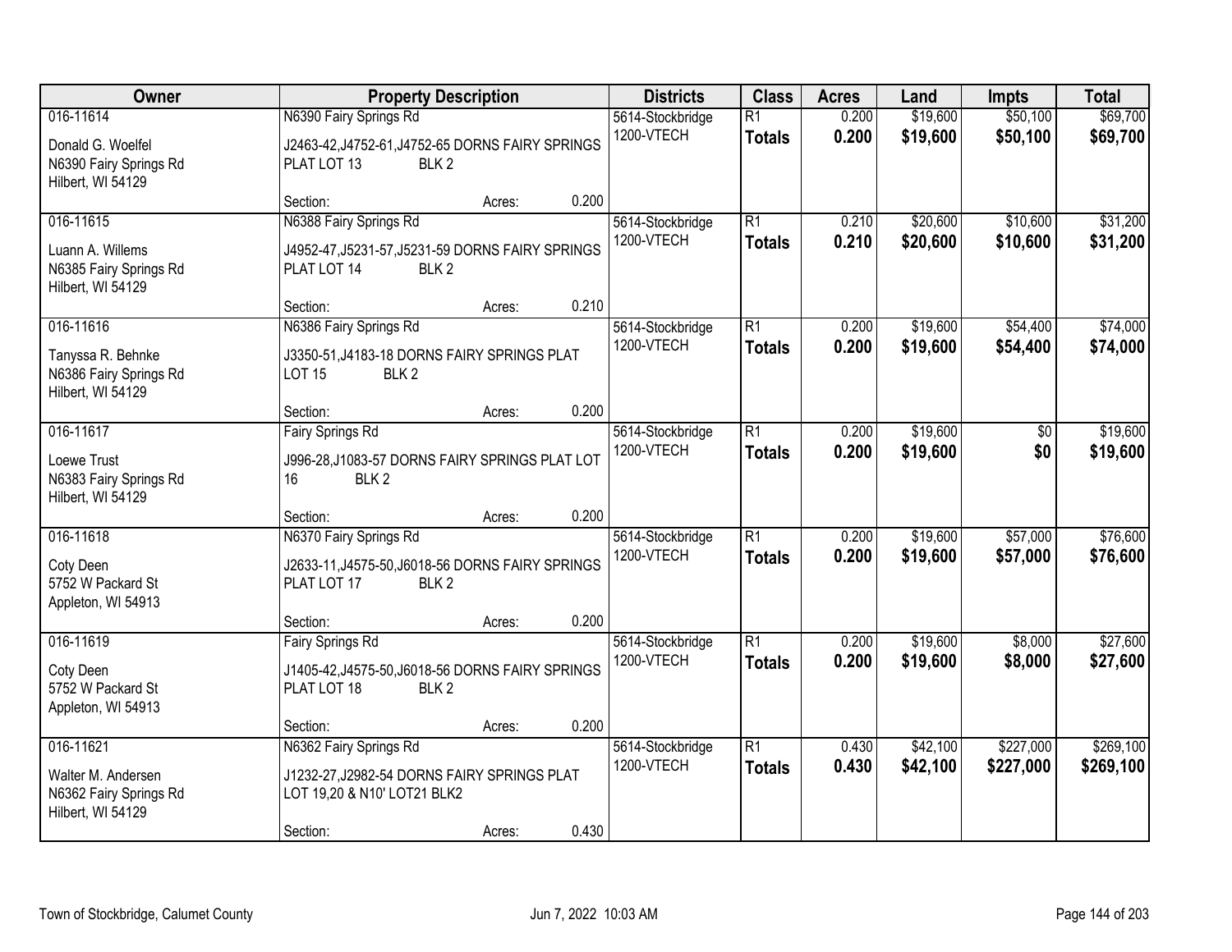| Owner | Property Description | Districts | Class | Acres | Land | Impts | Total |
|---|---|---|---|---|---|---|---|
| 016-11614<br>Donald G. Woelfel<br>N6390 Fairy Springs Rd<br>Hilbert, WI 54129 | N6390 Fairy Springs Rd<br>J2463-42,J4752-61,J4752-65 DORNS FAIRY SPRINGS PLAT LOT 13 BLK 2<br>Section: Acres: 0.200 | 5614-Stockbridge<br>1200-VTECH | R1<br>**Totals** | 0.200<br>**0.200** | $19,600<br>**$19,600** | $50,100<br>**$50,100** | $69,700<br>**$69,700** |
| 016-11615<br>Luann A. Willems<br>N6385 Fairy Springs Rd<br>Hilbert, WI 54129 | N6388 Fairy Springs Rd<br>J4952-47,J5231-57,J5231-59 DORNS FAIRY SPRINGS PLAT LOT 14 BLK 2<br>Section: Acres: 0.210 | 5614-Stockbridge<br>1200-VTECH | R1<br>**Totals** | 0.210<br>**0.210** | $20,600<br>**$20,600** | $10,600<br>**$10,600** | $31,200<br>**$31,200** |
| 016-11616<br>Tanyssa R. Behnke<br>N6386 Fairy Springs Rd<br>Hilbert, WI 54129 | N6386 Fairy Springs Rd<br>J3350-51,J4183-18 DORNS FAIRY SPRINGS PLAT LOT 15 BLK 2<br>Section: Acres: 0.200 | 5614-Stockbridge<br>1200-VTECH | R1<br>**Totals** | 0.200<br>**0.200** | $19,600<br>**$19,600** | $54,400<br>**$54,400** | $74,000<br>**$74,000** |
| 016-11617<br>Loewe Trust<br>N6383 Fairy Springs Rd<br>Hilbert, WI 54129 | Fairy Springs Rd<br>J996-28,J1083-57 DORNS FAIRY SPRINGS PLAT LOT 16 BLK 2<br>Section: Acres: 0.200 | 5614-Stockbridge<br>1200-VTECH | R1<br>**Totals** | 0.200<br>**0.200** | $19,600<br>**$19,600** | $0<br>**$0** | $19,600<br>**$19,600** |
| 016-11618<br>Coty Deen<br>5752 W Packard St<br>Appleton, WI 54913 | N6370 Fairy Springs Rd<br>J2633-11,J4575-50,J6018-56 DORNS FAIRY SPRINGS PLAT LOT 17 BLK 2<br>Section: Acres: 0.200 | 5614-Stockbridge<br>1200-VTECH | R1<br>**Totals** | 0.200<br>**0.200** | $19,600<br>**$19,600** | $57,000<br>**$57,000** | $76,600<br>**$76,600** |
| 016-11619<br>Coty Deen<br>5752 W Packard St<br>Appleton, WI 54913 | Fairy Springs Rd<br>J1405-42,J4575-50,J6018-56 DORNS FAIRY SPRINGS PLAT LOT 18 BLK 2<br>Section: Acres: 0.200 | 5614-Stockbridge<br>1200-VTECH | R1<br>**Totals** | 0.200<br>**0.200** | $19,600<br>**$19,600** | $8,000<br>**$8,000** | $27,600<br>**$27,600** |
| 016-11621<br>Walter M. Andersen<br>N6362 Fairy Springs Rd<br>Hilbert, WI 54129 | N6362 Fairy Springs Rd<br>J1232-27,J2982-54 DORNS FAIRY SPRINGS PLAT LOT 19,20 & N10' LOT21 BLK2<br>Section: Acres: 0.430 | 5614-Stockbridge<br>1200-VTECH | R1<br>**Totals** | 0.430<br>**0.430** | $42,100<br>**$42,100** | $227,000<br>**$227,000** | $269,100<br>**$269,100** |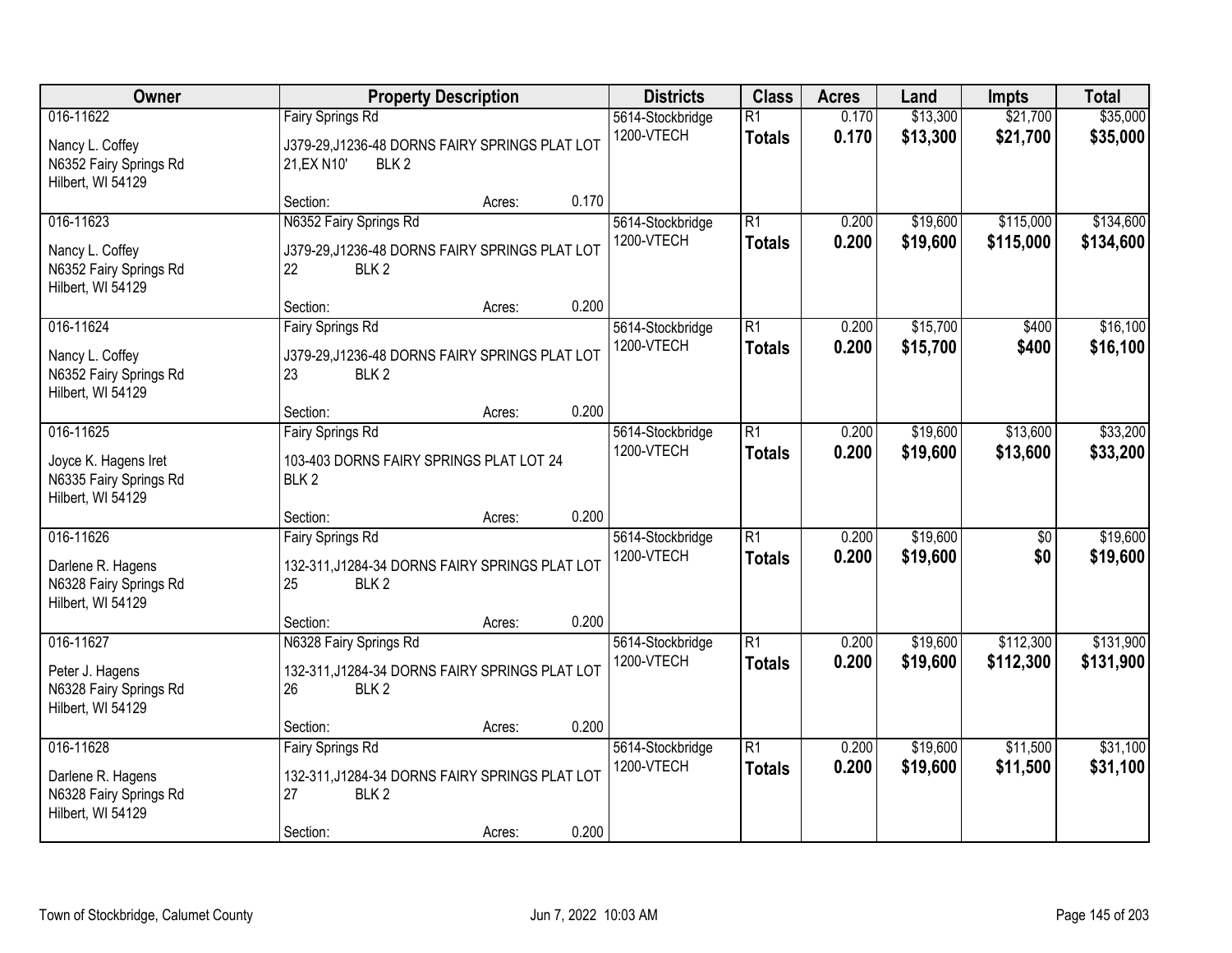| Owner | Property Description | Districts | Class | Acres | Land | Impts | Total |
|---|---|---|---|---|---|---|---|
| 016-11622<br>Nancy L. Coffey<br>N6352 Fairy Springs Rd<br>Hilbert, WI 54129 | Fairy Springs Rd<br>J379-29,J1236-48 DORNS FAIRY SPRINGS PLAT LOT 21,EX N10' BLK 2<br>Section: Acres: 0.170 | 5614-Stockbridge<br>1200-VTECH | R1<br>**Totals** | 0.170<br>**0.170** | $13,300<br>**$13,300** | $21,700<br>**$21,700** | $35,000<br>**$35,000** |
| 016-11623<br>Nancy L. Coffey<br>N6352 Fairy Springs Rd<br>Hilbert, WI 54129 | N6352 Fairy Springs Rd<br>J379-29,J1236-48 DORNS FAIRY SPRINGS PLAT LOT 22 BLK 2<br>Section: Acres: 0.200 | 5614-Stockbridge<br>1200-VTECH | R1<br>**Totals** | 0.200<br>**0.200** | $19,600<br>**$19,600** | $115,000<br>**$115,000** | $134,600<br>**$134,600** |
| 016-11624<br>Nancy L. Coffey<br>N6352 Fairy Springs Rd<br>Hilbert, WI 54129 | Fairy Springs Rd<br>J379-29,J1236-48 DORNS FAIRY SPRINGS PLAT LOT 23 BLK 2<br>Section: Acres: 0.200 | 5614-Stockbridge<br>1200-VTECH | R1<br>**Totals** | 0.200<br>**0.200** | $15,700<br>**$15,700** | $400<br>**$400** | $16,100<br>**$16,100** |
| 016-11625<br>Joyce K. Hagens Iret<br>N6335 Fairy Springs Rd<br>Hilbert, WI 54129 | Fairy Springs Rd<br>103-403 DORNS FAIRY SPRINGS PLAT LOT 24 BLK 2<br>Section: Acres: 0.200 | 5614-Stockbridge<br>1200-VTECH | R1<br>**Totals** | 0.200<br>**0.200** | $19,600<br>**$19,600** | $13,600<br>**$13,600** | $33,200<br>**$33,200** |
| 016-11626<br>Darlene R. Hagens<br>N6328 Fairy Springs Rd<br>Hilbert, WI 54129 | Fairy Springs Rd<br>132-311,J1284-34 DORNS FAIRY SPRINGS PLAT LOT 25 BLK 2<br>Section: Acres: 0.200 | 5614-Stockbridge<br>1200-VTECH | R1<br>**Totals** | 0.200<br>**0.200** | $19,600<br>**$19,600** | $0<br>**$0** | $19,600<br>**$19,600** |
| 016-11627<br>Peter J. Hagens<br>N6328 Fairy Springs Rd<br>Hilbert, WI 54129 | N6328 Fairy Springs Rd<br>132-311,J1284-34 DORNS FAIRY SPRINGS PLAT LOT 26 BLK 2<br>Section: Acres: 0.200 | 5614-Stockbridge<br>1200-VTECH | R1<br>**Totals** | 0.200<br>**0.200** | $19,600<br>**$19,600** | $112,300<br>**$112,300** | $131,900<br>**$131,900** |
| 016-11628<br>Darlene R. Hagens<br>N6328 Fairy Springs Rd<br>Hilbert, WI 54129 | Fairy Springs Rd<br>132-311,J1284-34 DORNS FAIRY SPRINGS PLAT LOT 27 BLK 2<br>Section: Acres: 0.200 | 5614-Stockbridge<br>1200-VTECH | R1<br>**Totals** | 0.200<br>**0.200** | $19,600<br>**$19,600** | $11,500<br>**$11,500** | $31,100<br>**$31,100** |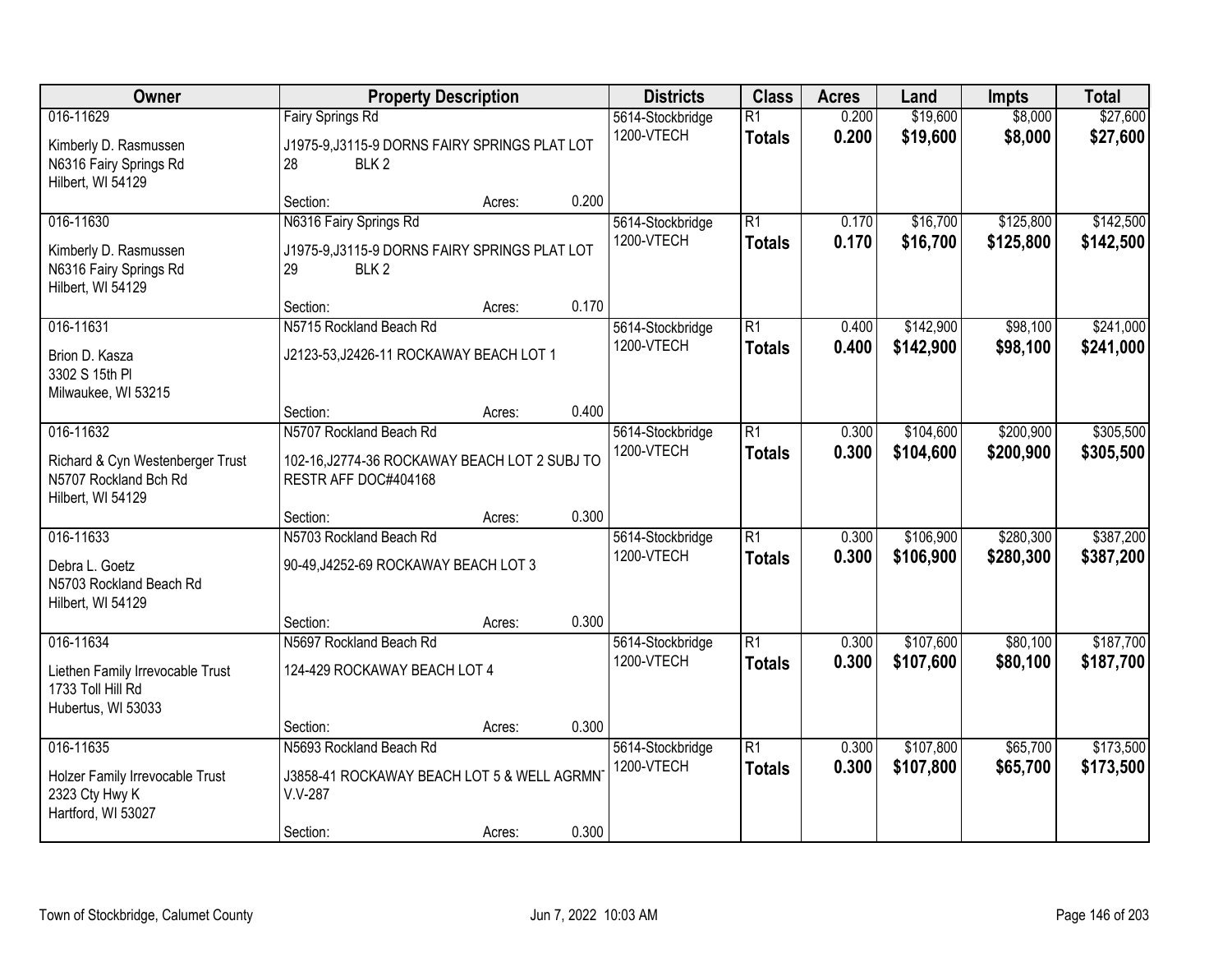| Owner | Property Description | Districts | Class | Acres | Land | Impts | Total |
|---|---|---|---|---|---|---|---|
| 016-11629<br>Kimberly D. Rasmussen<br>N6316 Fairy Springs Rd<br>Hilbert, WI 54129 | Fairy Springs Rd<br>J1975-9,J3115-9 DORNS FAIRY SPRINGS PLAT LOT 28 BLK 2<br>Section: Acres: 0.200 | 5614-Stockbridge<br>1200-VTECH | R1<br>**Totals** | 0.200<br>**0.200** | $19,600<br>**$19,600** | $8,000<br>**$8,000** | $27,600<br>**$27,600** |
| 016-11630<br>Kimberly D. Rasmussen<br>N6316 Fairy Springs Rd<br>Hilbert, WI 54129 | N6316 Fairy Springs Rd<br>J1975-9,J3115-9 DORNS FAIRY SPRINGS PLAT LOT 29 BLK 2<br>Section: Acres: 0.170 | 5614-Stockbridge<br>1200-VTECH | R1<br>**Totals** | 0.170<br>**0.170** | $16,700<br>**$16,700** | $125,800<br>**$125,800** | $142,500<br>**$142,500** |
| 016-11631<br>Brion D. Kasza<br>3302 S 15th Pl<br>Milwaukee, WI 53215 | N5715 Rockland Beach Rd<br>J2123-53,J2426-11 ROCKAWAY BEACH LOT 1<br>Section: Acres: 0.400 | 5614-Stockbridge<br>1200-VTECH | R1<br>**Totals** | 0.400<br>**0.400** | $142,900<br>**$142,900** | $98,100<br>**$98,100** | $241,000<br>**$241,000** |
| 016-11632<br>Richard & Cyn Westenberger Trust<br>N5707 Rockland Bch Rd<br>Hilbert, WI 54129 | N5707 Rockland Beach Rd<br>102-16,J2774-36 ROCKAWAY BEACH LOT 2 SUBJ TO RESTR AFF DOC#404168<br>Section: Acres: 0.300 | 5614-Stockbridge<br>1200-VTECH | R1<br>**Totals** | 0.300<br>**0.300** | $104,600<br>**$104,600** | $200,900<br>**$200,900** | $305,500<br>**$305,500** |
| 016-11633<br>Debra L. Goetz<br>N5703 Rockland Beach Rd<br>Hilbert, WI 54129 | N5703 Rockland Beach Rd<br>90-49,J4252-69 ROCKAWAY BEACH LOT 3<br>Section: Acres: 0.300 | 5614-Stockbridge<br>1200-VTECH | R1<br>**Totals** | 0.300<br>**0.300** | $106,900<br>**$106,900** | $280,300<br>**$280,300** | $387,200<br>**$387,200** |
| 016-11634<br>Liethen Family Irrevocable Trust<br>1733 Toll Hill Rd<br>Hubertus, WI 53033 | N5697 Rockland Beach Rd<br>124-429 ROCKAWAY BEACH LOT 4<br>Section: Acres: 0.300 | 5614-Stockbridge<br>1200-VTECH | R1<br>**Totals** | 0.300<br>**0.300** | $107,600<br>**$107,600** | $80,100<br>**$80,100** | $187,700<br>**$187,700** |
| 016-11635<br>Holzer Family Irrevocable Trust<br>2323 Cty Hwy K<br>Hartford, WI 53027 | N5693 Rockland Beach Rd<br>J3858-41 ROCKAWAY BEACH LOT 5 & WELL AGRMNT V.V-287<br>Section: Acres: 0.300 | 5614-Stockbridge<br>1200-VTECH | R1<br>**Totals** | 0.300<br>**0.300** | $107,800<br>**$107,800** | $65,700<br>**$65,700** | $173,500<br>**$173,500** |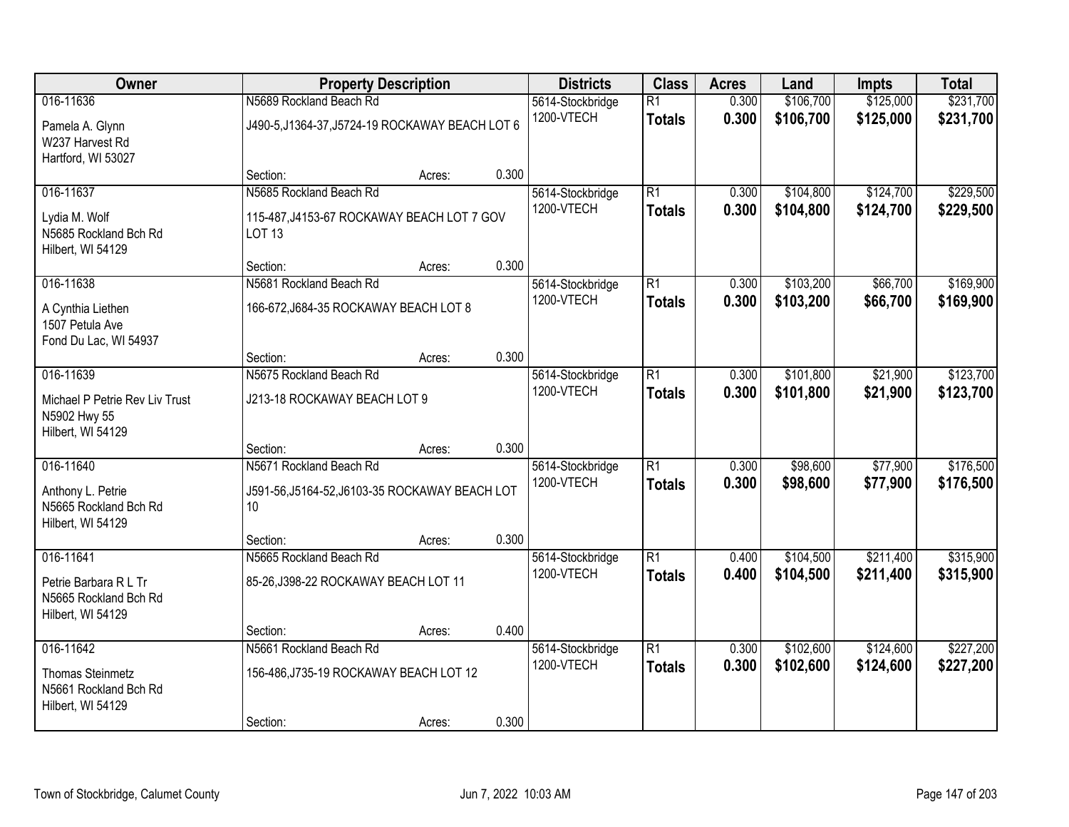| Owner | Property Description | | | Districts | Class | Acres | Land | Impts | Total |
|---|---|---|---|---|---|---|---|---|---|
| 016-11636 | N5689 Rockland Beach Rd | | | 5614-Stockbridge | R1 | 0.300 | $106,700 | $125,000 | $231,700 |
| Pamela A. Glynn<br>W237 Harvest Rd<br>Hartford, WI 53027 | J490-5,J1364-37,J5724-19 ROCKAWAY BEACH LOT 6 | | | 1200-VTECH | **Totals** | **0.300** | **$106,700** | **$125,000** | **$231,700** |
| | Section: | Acres: | 0.300 | | | | | | |
| 016-11637 | N5685 Rockland Beach Rd | | | 5614-Stockbridge | R1 | 0.300 | $104,800 | $124,700 | $229,500 |
| Lydia M. Wolf<br>N5685 Rockland Bch Rd<br>Hilbert, WI 54129 | 115-487,J4153-67 ROCKAWAY BEACH LOT 7 GOV LOT 13 | | | 1200-VTECH | **Totals** | **0.300** | **$104,800** | **$124,700** | **$229,500** |
| | Section: | Acres: | 0.300 | | | | | | |
| 016-11638 | N5681 Rockland Beach Rd | | | 5614-Stockbridge | R1 | 0.300 | $103,200 | $66,700 | $169,900 |
| A Cynthia Liethen<br>1507 Petula Ave<br>Fond Du Lac, WI 54937 | 166-672,J684-35 ROCKAWAY BEACH LOT 8 | | | 1200-VTECH | **Totals** | **0.300** | **$103,200** | **$66,700** | **$169,900** |
| | Section: | Acres: | 0.300 | | | | | | |
| 016-11639 | N5675 Rockland Beach Rd | | | 5614-Stockbridge | R1 | 0.300 | $101,800 | $21,900 | $123,700 |
| Michael P Petrie Rev Liv Trust<br>N5902 Hwy 55<br>Hilbert, WI 54129 | J213-18 ROCKAWAY BEACH LOT 9 | | | 1200-VTECH | **Totals** | **0.300** | **$101,800** | **$21,900** | **$123,700** |
| | Section: | Acres: | 0.300 | | | | | | |
| 016-11640 | N5671 Rockland Beach Rd | | | 5614-Stockbridge | R1 | 0.300 | $98,600 | $77,900 | $176,500 |
| Anthony L. Petrie<br>N5665 Rockland Bch Rd<br>Hilbert, WI 54129 | J591-56,J5164-52,J6103-35 ROCKAWAY BEACH LOT 10 | | | 1200-VTECH | **Totals** | **0.300** | **$98,600** | **$77,900** | **$176,500** |
| | Section: | Acres: | 0.300 | | | | | | |
| 016-11641 | N5665 Rockland Beach Rd | | | 5614-Stockbridge | R1 | 0.400 | $104,500 | $211,400 | $315,900 |
| Petrie Barbara R L Tr<br>N5665 Rockland Bch Rd<br>Hilbert, WI 54129 | 85-26,J398-22 ROCKAWAY BEACH LOT 11 | | | 1200-VTECH | **Totals** | **0.400** | **$104,500** | **$211,400** | **$315,900** |
| | Section: | Acres: | 0.400 | | | | | | |
| 016-11642 | N5661 Rockland Beach Rd | | | 5614-Stockbridge | R1 | 0.300 | $102,600 | $124,600 | $227,200 |
| Thomas Steinmetz<br>N5661 Rockland Bch Rd<br>Hilbert, WI 54129 | 156-486,J735-19 ROCKAWAY BEACH LOT 12 | | | 1200-VTECH | **Totals** | **0.300** | **$102,600** | **$124,600** | **$227,200** |
| | Section: | Acres: | 0.300 | | | | | | |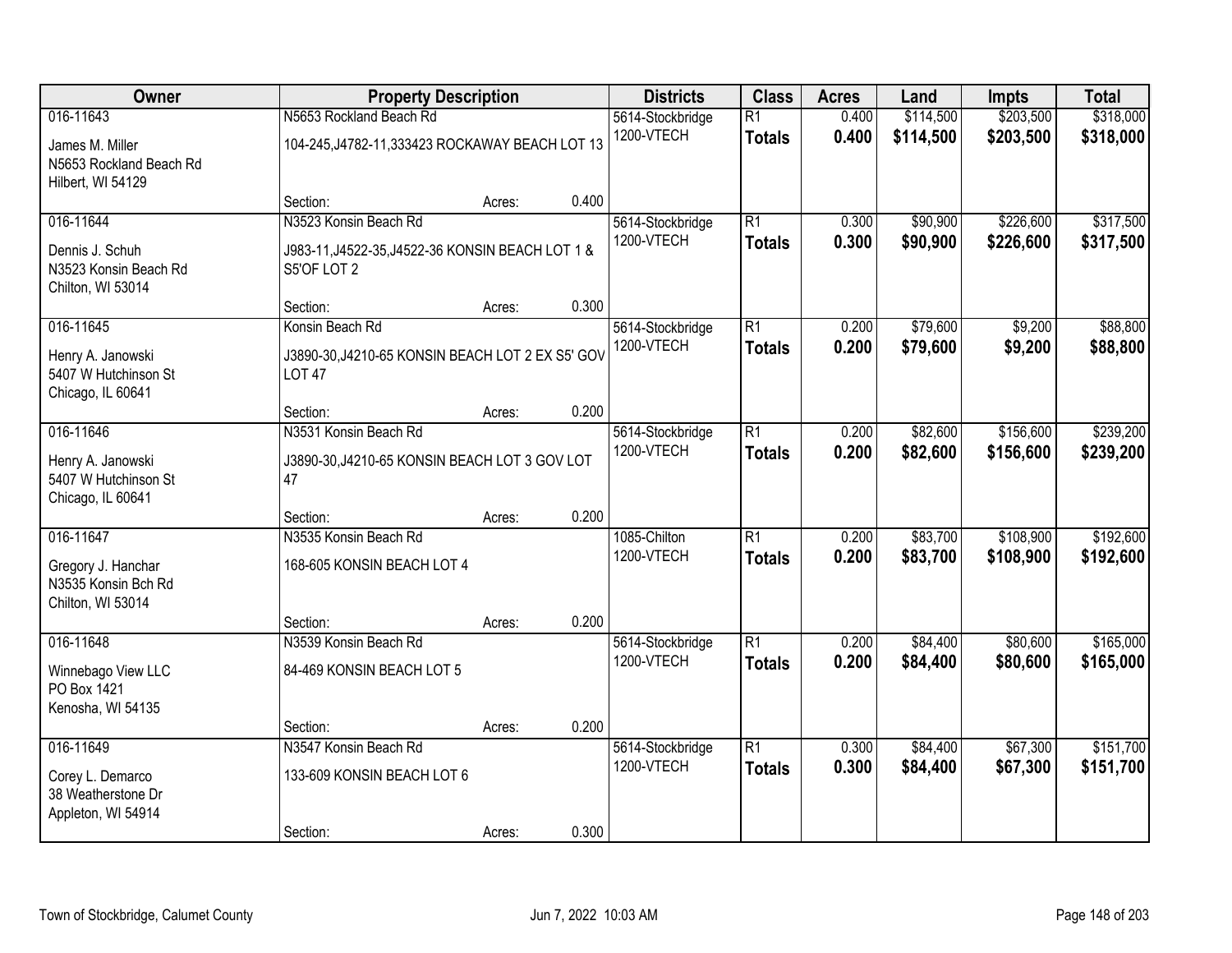| Owner | Property Description | | | Districts | Class | Acres | Land | Impts | Total |
|---|---|---|---|---|---|---|---|---|---|
| 016-11643 | N5653 Rockland Beach Rd | | | 5614-Stockbridge | R1 | 0.400 | $114,500 | $203,500 | $318,000 |
| James M. Miller<br>N5653 Rockland Beach Rd<br>Hilbert, WI 54129 | 104-245,J4782-11,333423 ROCKAWAY BEACH LOT 13 | | | 1200-VTECH | **Totals** | **0.400** | **$114,500** | **$203,500** | **$318,000** |
| | Section: | Acres: | 0.400 | | | | | | |
| 016-11644 | N3523 Konsin Beach Rd | | | 5614-Stockbridge | R1 | 0.300 | $90,900 | $226,600 | $317,500 |
| Dennis J. Schuh<br>N3523 Konsin Beach Rd<br>Chilton, WI 53014 | J983-11,J4522-35,J4522-36 KONSIN BEACH LOT 1 & S5'OF LOT 2 | | | 1200-VTECH | **Totals** | **0.300** | **$90,900** | **$226,600** | **$317,500** |
| | Section: | Acres: | 0.300 | | | | | | |
| 016-11645 | Konsin Beach Rd | | | 5614-Stockbridge | R1 | 0.200 | $79,600 | $9,200 | $88,800 |
| Henry A. Janowski<br>5407 W Hutchinson St<br>Chicago, IL 60641 | J3890-30,J4210-65 KONSIN BEACH LOT 2 EX S5' GOV LOT 47 | | | 1200-VTECH | **Totals** | **0.200** | **$79,600** | **$9,200** | **$88,800** |
| | Section: | Acres: | 0.200 | | | | | | |
| 016-11646 | N3531 Konsin Beach Rd | | | 5614-Stockbridge | R1 | 0.200 | $82,600 | $156,600 | $239,200 |
| Henry A. Janowski<br>5407 W Hutchinson St<br>Chicago, IL 60641 | J3890-30,J4210-65 KONSIN BEACH LOT 3 GOV LOT 47 | | | 1200-VTECH | **Totals** | **0.200** | **$82,600** | **$156,600** | **$239,200** |
| | Section: | Acres: | 0.200 | | | | | | |
| 016-11647 | N3535 Konsin Beach Rd | | | 1085-Chilton | R1 | 0.200 | $83,700 | $108,900 | $192,600 |
| Gregory J. Hanchar<br>N3535 Konsin Bch Rd<br>Chilton, WI 53014 | 168-605 KONSIN BEACH LOT 4 | | | 1200-VTECH | **Totals** | **0.200** | **$83,700** | **$108,900** | **$192,600** |
| | Section: | Acres: | 0.200 | | | | | | |
| 016-11648 | N3539 Konsin Beach Rd | | | 5614-Stockbridge | R1 | 0.200 | $84,400 | $80,600 | $165,000 |
| Winnebago View LLC<br>PO Box 1421<br>Kenosha, WI 54135 | 84-469 KONSIN BEACH LOT 5 | | | 1200-VTECH | **Totals** | **0.200** | **$84,400** | **$80,600** | **$165,000** |
| | Section: | Acres: | 0.200 | | | | | | |
| 016-11649 | N3547 Konsin Beach Rd | | | 5614-Stockbridge | R1 | 0.300 | $84,400 | $67,300 | $151,700 |
| Corey L. Demarco<br>38 Weatherstone Dr<br>Appleton, WI 54914 | 133-609 KONSIN BEACH LOT 6 | | | 1200-VTECH | **Totals** | **0.300** | **$84,400** | **$67,300** | **$151,700** |
| | Section: | Acres: | 0.300 | | | | | | |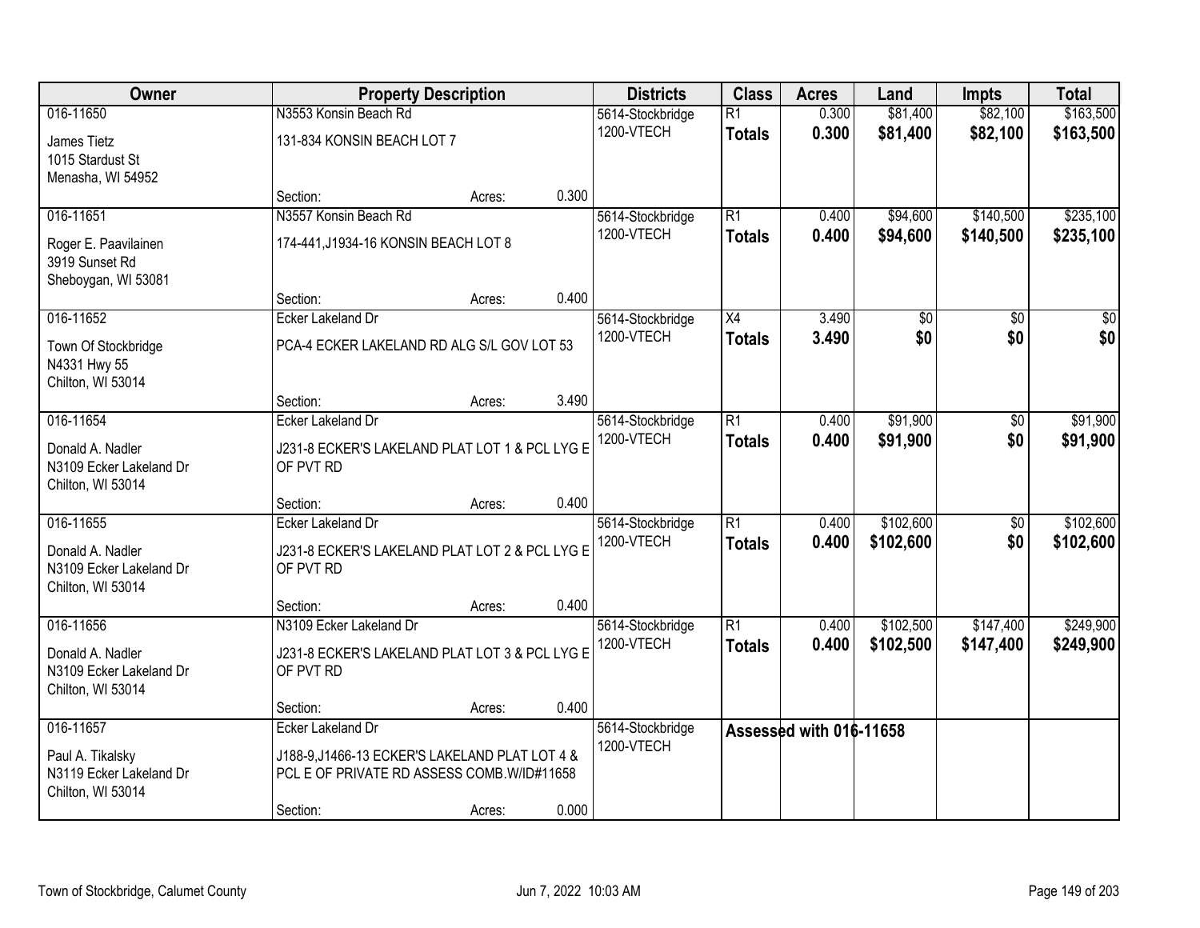| Owner | Property Description | | | Districts | Class | Acres | Land | Impts | Total |
|---|---|---|---|---|---|---|---|---|---|
| 016-11650 | N3553 Konsin Beach Rd | | | 5614-Stockbridge | R1 | 0.300 | $81,400 | $82,100 | $163,500 |
| James Tietz<br>1015 Stardust St<br>Menasha, WI 54952 | 131-834 KONSIN BEACH LOT 7 | | | 1200-VTECH | **Totals** | **0.300** | **$81,400** | **$82,100** | **$163,500** |
| | Section: | Acres: | 0.300 | | | | | | |
| 016-11651 | N3557 Konsin Beach Rd | | | 5614-Stockbridge | R1 | 0.400 | $94,600 | $140,500 | $235,100 |
| Roger E. Paavilainen<br>3919 Sunset Rd<br>Sheboygan, WI 53081 | 174-441,J1934-16 KONSIN BEACH LOT 8 | | | 1200-VTECH | **Totals** | **0.400** | **$94,600** | **$140,500** | **$235,100** |
| | Section: | Acres: | 0.400 | | | | | | |
| 016-11652 | Ecker Lakeland Dr | | | 5614-Stockbridge | X4 | 3.490 | $0 | $0 | $0 |
| Town Of Stockbridge<br>N4331 Hwy 55<br>Chilton, WI 53014 | PCA-4 ECKER LAKELAND RD ALG S/L GOV LOT 53 | | | 1200-VTECH | **Totals** | **3.490** | **$0** | **$0** | **$0** |
| | Section: | Acres: | 3.490 | | | | | | |
| 016-11654 | Ecker Lakeland Dr | | | 5614-Stockbridge | R1 | 0.400 | $91,900 | $0 | $91,900 |
| Donald A. Nadler<br>N3109 Ecker Lakeland Dr<br>Chilton, WI 53014 | J231-8 ECKER'S LAKELAND PLAT LOT 1 & PCL LYG E OF PVT RD | | | 1200-VTECH | **Totals** | **0.400** | **$91,900** | **$0** | **$91,900** |
| | Section: | Acres: | 0.400 | | | | | | |
| 016-11655 | Ecker Lakeland Dr | | | 5614-Stockbridge | R1 | 0.400 | $102,600 | $0 | $102,600 |
| Donald A. Nadler<br>N3109 Ecker Lakeland Dr<br>Chilton, WI 53014 | J231-8 ECKER'S LAKELAND PLAT LOT 2 & PCL LYG E OF PVT RD | | | 1200-VTECH | **Totals** | **0.400** | **$102,600** | **$0** | **$102,600** |
| | Section: | Acres: | 0.400 | | | | | | |
| 016-11656 | N3109 Ecker Lakeland Dr | | | 5614-Stockbridge | R1 | 0.400 | $102,500 | $147,400 | $249,900 |
| Donald A. Nadler<br>N3109 Ecker Lakeland Dr<br>Chilton, WI 53014 | J231-8 ECKER'S LAKELAND PLAT LOT 3 & PCL LYG E OF PVT RD | | | 1200-VTECH | **Totals** | **0.400** | **$102,500** | **$147,400** | **$249,900** |
| | Section: | Acres: | 0.400 | | | | | | |
| 016-11657 | Ecker Lakeland Dr | | | 5614-Stockbridge | **Assessed with 016-11658** | | | | |
| Paul A. Tikalsky<br>N3119 Ecker Lakeland Dr<br>Chilton, WI 53014 | J188-9,J1466-13 ECKER'S LAKELAND PLAT LOT 4 & PCL E OF PRIVATE RD ASSESS COMB.W/ID#11658 | | | 1200-VTECH | | | | | |
| | Section: | Acres: | 0.000 | | | | | | |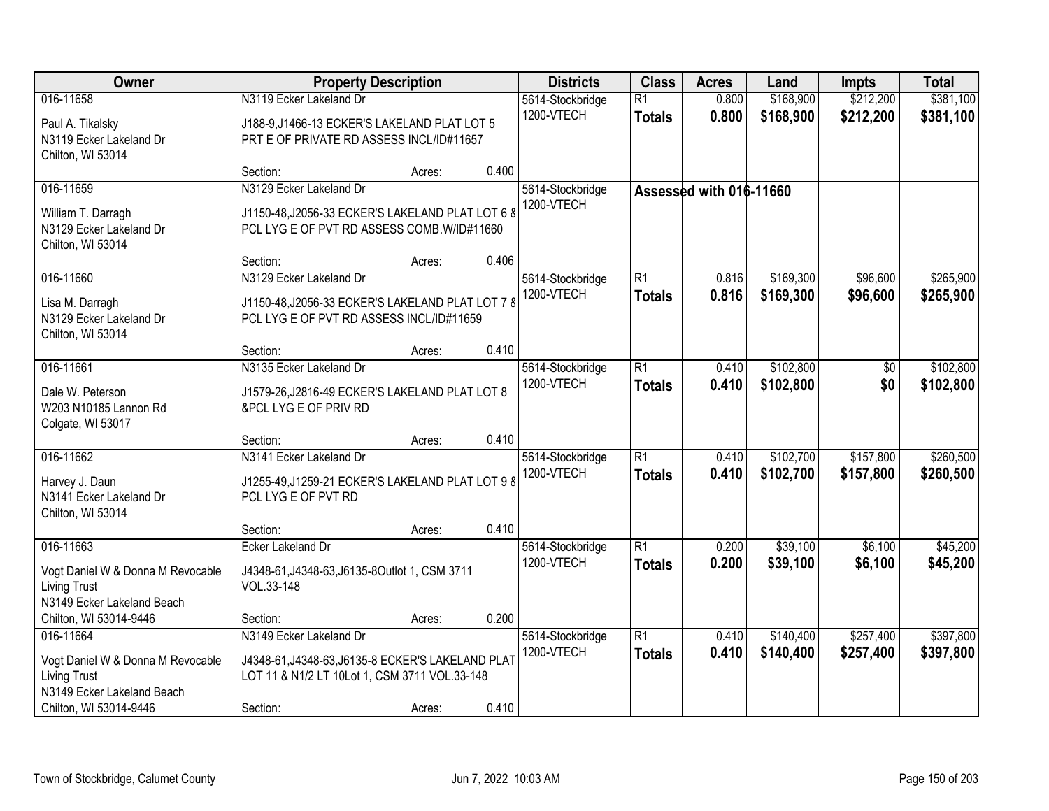| Owner | Property Description | Districts | Class | Acres | Land | Impts | Total |
|---|---|---|---|---|---|---|---|
| 016-11658<br>Paul A. Tikalsky<br>N3119 Ecker Lakeland Dr<br>Chilton, WI 53014 | N3119 Ecker Lakeland Dr<br>J188-9,J1466-13 ECKER'S LAKELAND PLAT LOT 5 PRT E OF PRIVATE RD ASSESS INCL/ID#11657<br>Section: Acres: 0.400 | 5614-Stockbridge<br>1200-VTECH | R1<br>**Totals** | 0.800<br>**0.800** | $168,900<br>**$168,900** | $212,200<br>**$212,200** | $381,100<br>**$381,100** |
| 016-11659<br>William T. Darragh<br>N3129 Ecker Lakeland Dr<br>Chilton, WI 53014 | N3129 Ecker Lakeland Dr<br>J1150-48,J2056-33 ECKER'S LAKELAND PLAT LOT 6 & PCL LYG E OF PVT RD ASSESS COMB.W/ID#11660<br>Section: Acres: 0.406 | 5614-Stockbridge<br>1200-VTECH | **Assessed with 016-11660** | | | | |
| 016-11660<br>Lisa M. Darragh<br>N3129 Ecker Lakeland Dr<br>Chilton, WI 53014 | N3129 Ecker Lakeland Dr<br>J1150-48,J2056-33 ECKER'S LAKELAND PLAT LOT 7 & PCL LYG E OF PVT RD ASSESS INCL/ID#11659<br>Section: Acres: 0.410 | 5614-Stockbridge<br>1200-VTECH | R1<br>**Totals** | 0.816<br>**0.816** | $169,300<br>**$169,300** | $96,600<br>**$96,600** | $265,900<br>**$265,900** |
| 016-11661<br>Dale W. Peterson<br>W203 N10185 Lannon Rd<br>Colgate, WI 53017 | N3135 Ecker Lakeland Dr<br>J1579-26,J2816-49 ECKER'S LAKELAND PLAT LOT 8 &PCL LYG E OF PRIV RD<br>Section: Acres: 0.410 | 5614-Stockbridge<br>1200-VTECH | R1<br>**Totals** | 0.410<br>**0.410** | $102,800<br>**$102,800** | $0<br>**$0** | $102,800<br>**$102,800** |
| 016-11662<br>Harvey J. Daun<br>N3141 Ecker Lakeland Dr<br>Chilton, WI 53014 | N3141 Ecker Lakeland Dr<br>J1255-49,J1259-21 ECKER'S LAKELAND PLAT LOT 9 & PCL LYG E OF PVT RD<br>Section: Acres: 0.410 | 5614-Stockbridge<br>1200-VTECH | R1<br>**Totals** | 0.410<br>**0.410** | $102,700<br>**$102,700** | $157,800<br>**$157,800** | $260,500<br>**$260,500** |
| 016-11663<br>Vogt Daniel W & Donna M Revocable Living Trust<br>N3149 Ecker Lakeland Beach<br>Chilton, WI 53014-9446 | Ecker Lakeland Dr<br>J4348-61,J4348-63,J6135-8Outlot 1, CSM 3711 VOL.33-148<br>Section: Acres: 0.200 | 5614-Stockbridge<br>1200-VTECH | R1<br>**Totals** | 0.200<br>**0.200** | $39,100<br>**$39,100** | $6,100<br>**$6,100** | $45,200<br>**$45,200** |
| 016-11664<br>Vogt Daniel W & Donna M Revocable Living Trust<br>N3149 Ecker Lakeland Beach<br>Chilton, WI 53014-9446 | N3149 Ecker Lakeland Dr<br>J4348-61,J4348-63,J6135-8 ECKER'S LAKELAND PLAT LOT 11 & N1/2 LT 10Lot 1, CSM 3711 VOL.33-148<br>Section: Acres: 0.410 | 5614-Stockbridge<br>1200-VTECH | R1<br>**Totals** | 0.410<br>**0.410** | $140,400<br>**$140,400** | $257,400<br>**$257,400** | $397,800<br>**$397,800** |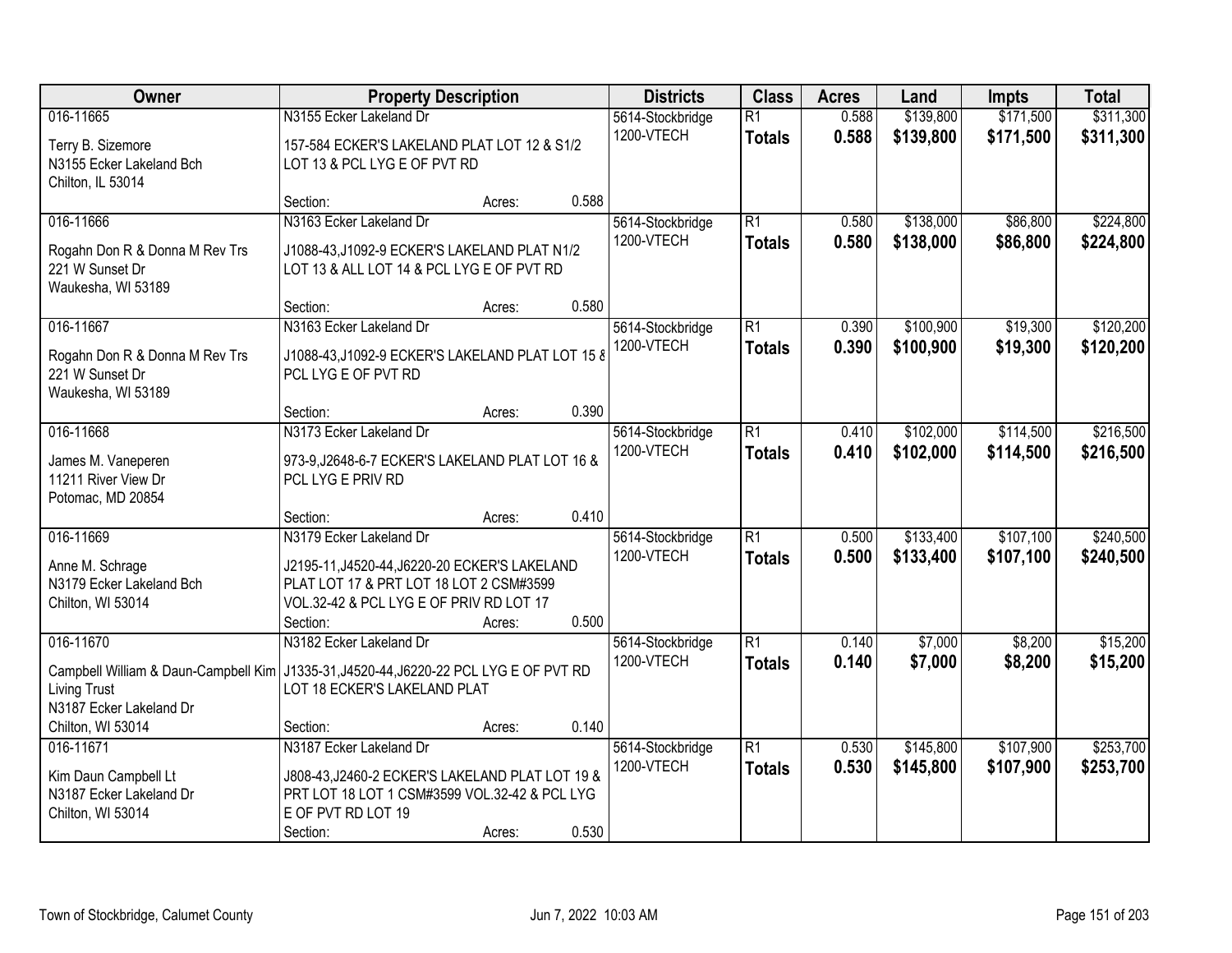| Owner | Property Description | Districts | Class | Acres | Land | Impts | Total |
|---|---|---|---|---|---|---|---|
| 016-11665<br>Terry B. Sizemore<br>N3155 Ecker Lakeland Bch<br>Chilton, IL 53014 | N3155 Ecker Lakeland Dr<br>157-584 ECKER'S LAKELAND PLAT LOT 12 & S1/2 LOT 13 & PCL LYG E OF PVT RD<br>Section: Acres: 0.588 | 5614-Stockbridge<br>1200-VTECH | R1<br>**Totals** | 0.588<br>**0.588** | $139,800<br>**$139,800** | $171,500<br>**$171,500** | $311,300<br>**$311,300** |
| 016-11666<br>Rogahn Don R & Donna M Rev Trs<br>221 W Sunset Dr<br>Waukesha, WI 53189 | N3163 Ecker Lakeland Dr<br>J1088-43,J1092-9 ECKER'S LAKELAND PLAT N1/2 LOT 13 & ALL LOT 14 & PCL LYG E OF PVT RD<br>Section: Acres: 0.580 | 5614-Stockbridge<br>1200-VTECH | R1<br>**Totals** | 0.580<br>**0.580** | $138,000<br>**$138,000** | $86,800<br>**$86,800** | $224,800<br>**$224,800** |
| 016-11667<br>Rogahn Don R & Donna M Rev Trs<br>221 W Sunset Dr<br>Waukesha, WI 53189 | N3163 Ecker Lakeland Dr<br>J1088-43,J1092-9 ECKER'S LAKELAND PLAT LOT 15 & PCL LYG E OF PVT RD<br>Section: Acres: 0.390 | 5614-Stockbridge<br>1200-VTECH | R1<br>**Totals** | 0.390<br>**0.390** | $100,900<br>**$100,900** | $19,300<br>**$19,300** | $120,200<br>**$120,200** |
| 016-11668<br>James M. Vaneperen<br>11211 River View Dr<br>Potomac, MD 20854 | N3173 Ecker Lakeland Dr<br>973-9,J2648-6-7 ECKER'S LAKELAND PLAT LOT 16 & PCL LYG E PRIV RD<br>Section: Acres: 0.410 | 5614-Stockbridge<br>1200-VTECH | R1<br>**Totals** | 0.410<br>**0.410** | $102,000<br>**$102,000** | $114,500<br>**$114,500** | $216,500<br>**$216,500** |
| 016-11669<br>Anne M. Schrage<br>N3179 Ecker Lakeland Bch<br>Chilton, WI 53014 | N3179 Ecker Lakeland Dr<br>J2195-11,J4520-44,J6220-20 ECKER'S LAKELAND PLAT LOT 17 & PRT LOT 18 LOT 2 CSM#3599 VOL.32-42 & PCL LYG E OF PRIV RD LOT 17<br>Section: Acres: 0.500 | 5614-Stockbridge<br>1200-VTECH | R1<br>**Totals** | 0.500<br>**0.500** | $133,400<br>**$133,400** | $107,100<br>**$107,100** | $240,500<br>**$240,500** |
| 016-11670<br>Campbell William & Daun-Campbell Kim Living Trust<br>N3187 Ecker Lakeland Dr<br>Chilton, WI 53014 | N3182 Ecker Lakeland Dr<br>J1335-31,J4520-44,J6220-22 PCL LYG E OF PVT RD LOT 18 ECKER'S LAKELAND PLAT<br>Section: Acres: 0.140 | 5614-Stockbridge<br>1200-VTECH | R1<br>**Totals** | 0.140<br>**0.140** | $7,000<br>**$7,000** | $8,200<br>**$8,200** | $15,200<br>**$15,200** |
| 016-11671<br>Kim Daun Campbell Lt<br>N3187 Ecker Lakeland Dr<br>Chilton, WI 53014 | N3187 Ecker Lakeland Dr<br>J808-43,J2460-2 ECKER'S LAKELAND PLAT LOT 19 & PRT LOT 18 LOT 1 CSM#3599 VOL.32-42 & PCL LYG E OF PVT RD LOT 19<br>Section: Acres: 0.530 | 5614-Stockbridge<br>1200-VTECH | R1<br>**Totals** | 0.530<br>**0.530** | $145,800<br>**$145,800** | $107,900<br>**$107,900** | $253,700<br>**$253,700** |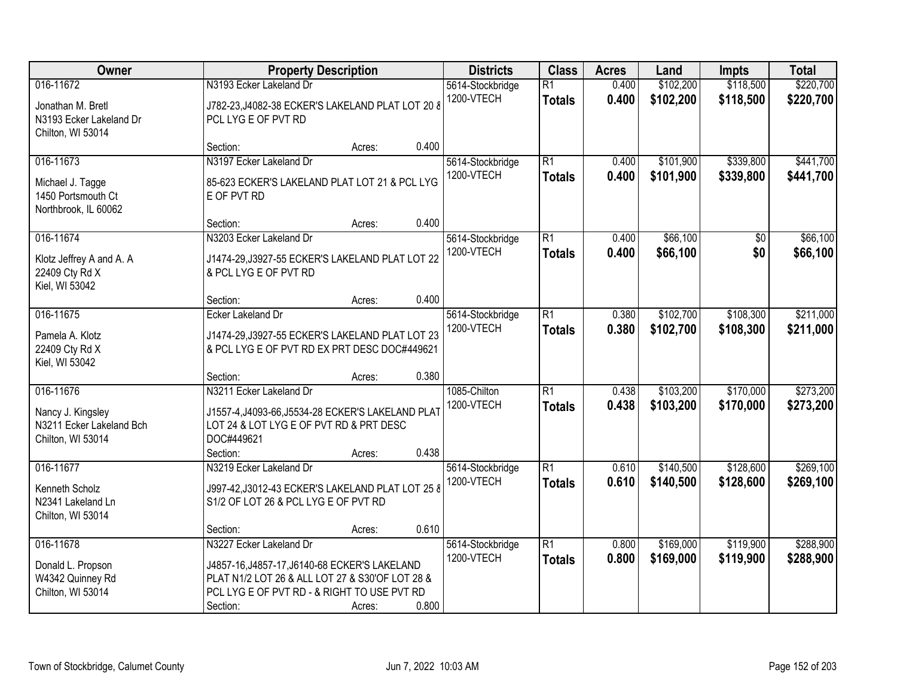| Owner | Property Description | Districts | Class | Acres | Land | Impts | Total |
|---|---|---|---|---|---|---|---|
| 016-11672<br>Jonathan M. Bretl<br>N3193 Ecker Lakeland Dr<br>Chilton, WI 53014 | N3193 Ecker Lakeland Dr<br>J782-23,J4082-38 ECKER'S LAKELAND PLAT LOT 20 & PCL LYG E OF PVT RD<br>Section: Acres: 0.400 | 5614-Stockbridge<br>1200-VTECH | R1<br>**Totals** | 0.400<br>**0.400** | $102,200<br>**$102,200** | $118,500<br>**$118,500** | $220,700<br>**$220,700** |
| 016-11673<br>Michael J. Tagge<br>1450 Portsmouth Ct<br>Northbrook, IL 60062 | N3197 Ecker Lakeland Dr<br>85-623 ECKER'S LAKELAND PLAT LOT 21 & PCL LYG E OF PVT RD<br>Section: Acres: 0.400 | 5614-Stockbridge<br>1200-VTECH | R1<br>**Totals** | 0.400<br>**0.400** | $101,900<br>**$101,900** | $339,800<br>**$339,800** | $441,700<br>**$441,700** |
| 016-11674<br>Klotz Jeffrey A and A. A<br>22409 Cty Rd X<br>Kiel, WI 53042 | N3203 Ecker Lakeland Dr<br>J1474-29,J3927-55 ECKER'S LAKELAND PLAT LOT 22 & PCL LYG E OF PVT RD<br>Section: Acres: 0.400 | 5614-Stockbridge<br>1200-VTECH | R1<br>**Totals** | 0.400<br>**0.400** | $66,100<br>**$66,100** | $0<br>**$0** | $66,100<br>**$66,100** |
| 016-11675<br>Pamela A. Klotz<br>22409 Cty Rd X<br>Kiel, WI 53042 | Ecker Lakeland Dr<br>J1474-29,J3927-55 ECKER'S LAKELAND PLAT LOT 23 & PCL LYG E OF PVT RD EX PRT DESC DOC#449621<br>Section: Acres: 0.380 | 5614-Stockbridge<br>1200-VTECH | R1<br>**Totals** | 0.380<br>**0.380** | $102,700<br>**$102,700** | $108,300<br>**$108,300** | $211,000<br>**$211,000** |
| 016-11676<br>Nancy J. Kingsley<br>N3211 Ecker Lakeland Bch<br>Chilton, WI 53014 | N3211 Ecker Lakeland Dr<br>J1557-4,J4093-66,J5534-28 ECKER'S LAKELAND PLAT LOT 24 & LOT LYG E OF PVT RD & PRT DESC DOC#449621<br>Section: Acres: 0.438 | 1085-Chilton<br>1200-VTECH | R1<br>**Totals** | 0.438<br>**0.438** | $103,200<br>**$103,200** | $170,000<br>**$170,000** | $273,200<br>**$273,200** |
| 016-11677<br>Kenneth Scholz<br>N2341 Lakeland Ln<br>Chilton, WI 53014 | N3219 Ecker Lakeland Dr<br>J997-42,J3012-43 ECKER'S LAKELAND PLAT LOT 25 & S1/2 OF LOT 26 & PCL LYG E OF PVT RD<br>Section: Acres: 0.610 | 5614-Stockbridge<br>1200-VTECH | R1<br>**Totals** | 0.610<br>**0.610** | $140,500<br>**$140,500** | $128,600<br>**$128,600** | $269,100<br>**$269,100** |
| 016-11678<br>Donald L. Propson<br>W4342 Quinney Rd<br>Chilton, WI 53014 | N3227 Ecker Lakeland Dr<br>J4857-16,J4857-17,J6140-68 ECKER'S LAKELAND PLAT N1/2 LOT 26 & ALL LOT 27 & S30'OF LOT 28 & PCL LYG E OF PVT RD - & RIGHT TO USE PVT RD<br>Section: Acres: 0.800 | 5614-Stockbridge<br>1200-VTECH | R1<br>**Totals** | 0.800<br>**0.800** | $169,000<br>**$169,000** | $119,900<br>**$119,900** | $288,900<br>**$288,900** |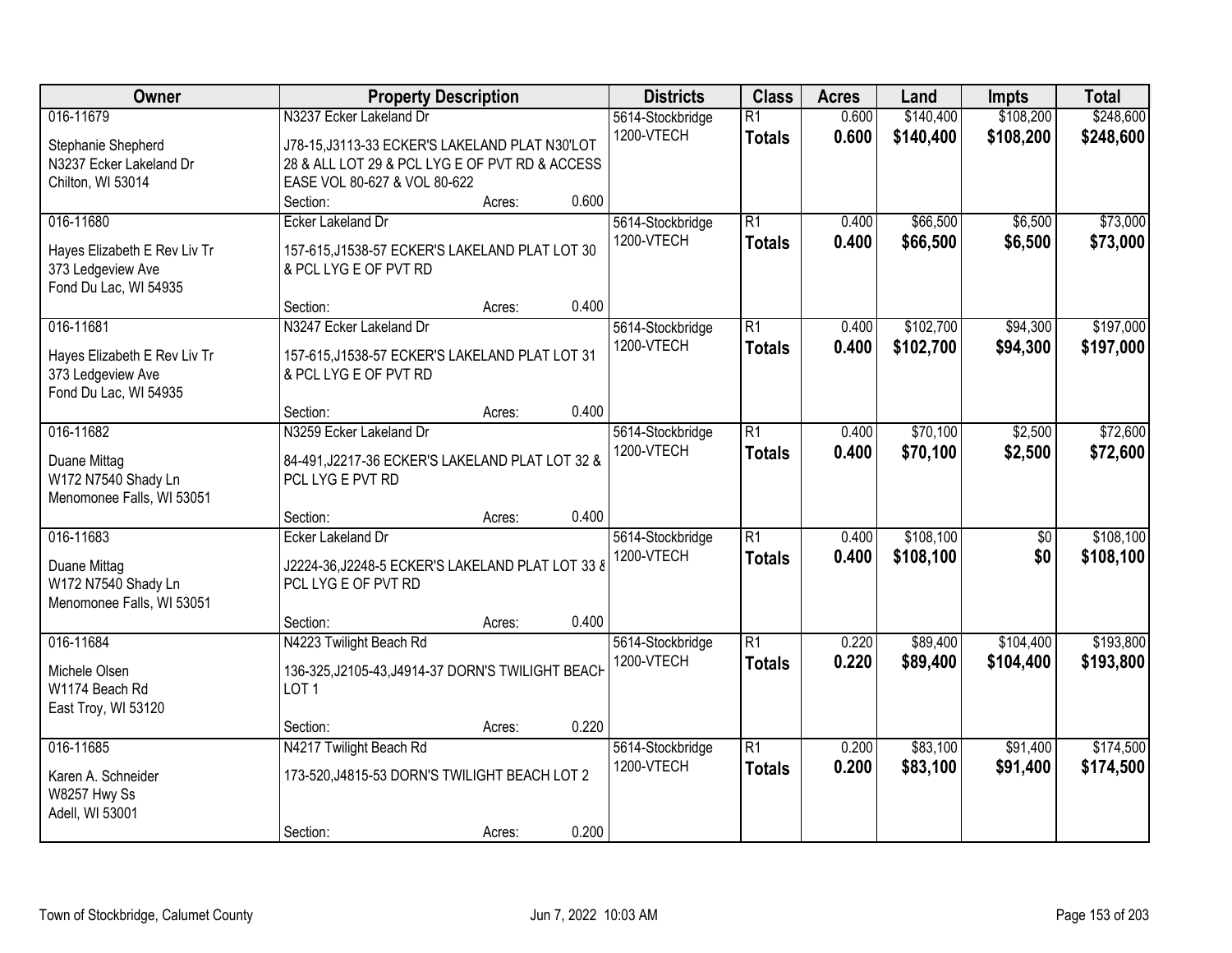| Owner | Property Description | Districts | Class | Acres | Land | Impts | Total |
|---|---|---|---|---|---|---|---|
| 016-11679<br><br>Stephanie Shepherd<br>N3237 Ecker Lakeland Dr<br>Chilton, WI 53014 | N3237 Ecker Lakeland Dr<br><br>J78-15,J3113-33 ECKER'S LAKELAND PLAT N30'LOT 28 & ALL LOT 29 & PCL LYG E OF PVT RD & ACCESS EASE VOL 80-627 & VOL 80-622<br>Section: Acres: 0.600 | 5614-Stockbridge<br>1200-VTECH | R1<br>**Totals** | 0.600<br>**0.600** | $140,400<br>**$140,400** | $108,200<br>**$108,200** | $248,600<br>**$248,600** |
| 016-11680<br><br>Hayes Elizabeth E Rev Liv Tr<br>373 Ledgeview Ave<br>Fond Du Lac, WI 54935 | Ecker Lakeland Dr<br><br>157-615,J1538-57 ECKER'S LAKELAND PLAT LOT 30 & PCL LYG E OF PVT RD<br>Section: Acres: 0.400 | 5614-Stockbridge<br>1200-VTECH | R1<br>**Totals** | 0.400<br>**0.400** | $66,500<br>**$66,500** | $6,500<br>**$6,500** | $73,000<br>**$73,000** |
| 016-11681<br><br>Hayes Elizabeth E Rev Liv Tr<br>373 Ledgeview Ave<br>Fond Du Lac, WI 54935 | N3247 Ecker Lakeland Dr<br><br>157-615,J1538-57 ECKER'S LAKELAND PLAT LOT 31 & PCL LYG E OF PVT RD<br>Section: Acres: 0.400 | 5614-Stockbridge<br>1200-VTECH | R1<br>**Totals** | 0.400<br>**0.400** | $102,700<br>**$102,700** | $94,300<br>**$94,300** | $197,000<br>**$197,000** |
| 016-11682<br><br>Duane Mittag<br>W172 N7540 Shady Ln<br>Menomonee Falls, WI 53051 | N3259 Ecker Lakeland Dr<br><br>84-491,J2217-36 ECKER'S LAKELAND PLAT LOT 32 & PCL LYG E PVT RD<br>Section: Acres: 0.400 | 5614-Stockbridge<br>1200-VTECH | R1<br>**Totals** | 0.400<br>**0.400** | $70,100<br>**$70,100** | $2,500<br>**$2,500** | $72,600<br>**$72,600** |
| 016-11683<br><br>Duane Mittag<br>W172 N7540 Shady Ln<br>Menomonee Falls, WI 53051 | Ecker Lakeland Dr<br><br>J2224-36,J2248-5 ECKER'S LAKELAND PLAT LOT 33 & PCL LYG E OF PVT RD<br>Section: Acres: 0.400 | 5614-Stockbridge<br>1200-VTECH | R1<br>**Totals** | 0.400<br>**0.400** | $108,100<br>**$108,100** | $0<br>**$0** | $108,100<br>**$108,100** |
| 016-11684<br><br>Michele Olsen<br>W1174 Beach Rd<br>East Troy, WI 53120 | N4223 Twilight Beach Rd<br><br>136-325,J2105-43,J4914-37 DORN'S TWILIGHT BEACH LOT 1<br>Section: Acres: 0.220 | 5614-Stockbridge<br>1200-VTECH | R1<br>**Totals** | 0.220<br>**0.220** | $89,400<br>**$89,400** | $104,400<br>**$104,400** | $193,800<br>**$193,800** |
| 016-11685<br><br>Karen A. Schneider<br>W8257 Hwy Ss<br>Adell, WI 53001 | N4217 Twilight Beach Rd<br><br>173-520,J4815-53 DORN'S TWILIGHT BEACH LOT 2<br>Section: Acres: 0.200 | 5614-Stockbridge<br>1200-VTECH | R1<br>**Totals** | 0.200<br>**0.200** | $83,100<br>**$83,100** | $91,400<br>**$91,400** | $174,500<br>**$174,500** |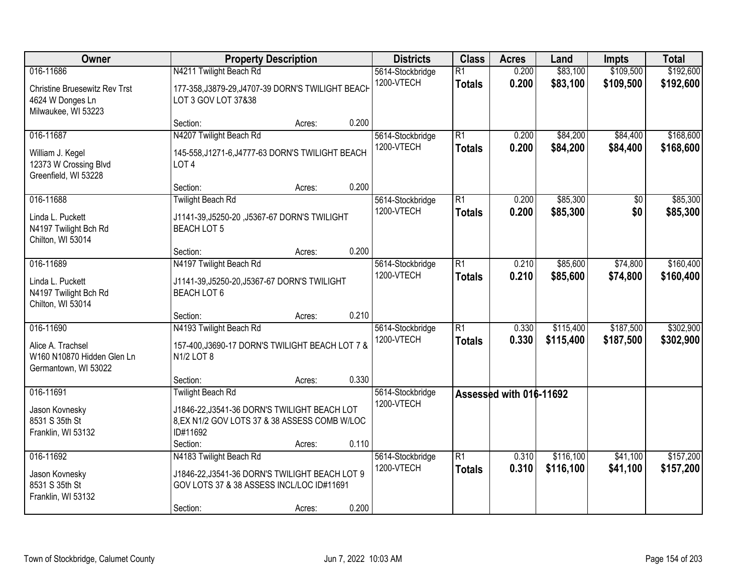| Owner | Property Description | Districts | Class | Acres | Land | Impts | Total |
|---|---|---|---|---|---|---|---|
| 016-11686<br>Christine Bruesewitz Rev Trst<br>4624 W Donges Ln<br>Milwaukee, WI 53223 | N4211 Twilight Beach Rd<br>177-358,J3879-29,J4707-39 DORN'S TWILIGHT BEACH LOT 3 GOV LOT 37&38<br>Section: Acres: 0.200 | 5614-Stockbridge<br>1200-VTECH | R1<br>**Totals** | 0.200<br>**0.200** | $83,100<br>**$83,100** | $109,500<br>**$109,500** | $192,600<br>**$192,600** |
| 016-11687<br>William J. Kegel<br>12373 W Crossing Blvd<br>Greenfield, WI 53228 | N4207 Twilight Beach Rd<br>145-558,J1271-6,J4777-63 DORN'S TWILIGHT BEACH LOT 4<br>Section: Acres: 0.200 | 5614-Stockbridge<br>1200-VTECH | R1<br>**Totals** | 0.200<br>**0.200** | $84,200<br>**$84,200** | $84,400<br>**$84,400** | $168,600<br>**$168,600** |
| 016-11688<br>Linda L. Puckett<br>N4197 Twilight Bch Rd<br>Chilton, WI 53014 | Twilight Beach Rd<br>J1141-39,J5250-20 ,J5367-67 DORN'S TWILIGHT BEACH LOT 5<br>Section: Acres: 0.200 | 5614-Stockbridge<br>1200-VTECH | R1<br>**Totals** | 0.200<br>**0.200** | $85,300<br>**$85,300** | $0<br>**$0** | $85,300<br>**$85,300** |
| 016-11689<br>Linda L. Puckett<br>N4197 Twilight Bch Rd<br>Chilton, WI 53014 | N4197 Twilight Beach Rd<br>J1141-39,J5250-20,J5367-67 DORN'S TWILIGHT BEACH LOT 6<br>Section: Acres: 0.210 | 5614-Stockbridge<br>1200-VTECH | R1<br>**Totals** | 0.210<br>**0.210** | $85,600<br>**$85,600** | $74,800<br>**$74,800** | $160,400<br>**$160,400** |
| 016-11690<br>Alice A. Trachsel<br>W160 N10870 Hidden Glen Ln<br>Germantown, WI 53022 | N4193 Twilight Beach Rd<br>157-400,J3690-17 DORN'S TWILIGHT BEACH LOT 7 & N1/2 LOT 8<br>Section: Acres: 0.330 | 5614-Stockbridge<br>1200-VTECH | R1<br>**Totals** | 0.330<br>**0.330** | $115,400<br>**$115,400** | $187,500<br>**$187,500** | $302,900<br>**$302,900** |
| 016-11691<br>Jason Kovnesky<br>8531 S 35th St<br>Franklin, WI 53132 | Twilight Beach Rd<br>J1846-22,J3541-36 DORN'S TWILIGHT BEACH LOT 8,EX N1/2 GOV LOTS 37 & 38 ASSESS COMB W/LOC ID#11692<br>Section: Acres: 0.110 | 5614-Stockbridge<br>1200-VTECH | **Assessed with 016-11692** | | | | |
| 016-11692<br>Jason Kovnesky<br>8531 S 35th St<br>Franklin, WI 53132 | N4183 Twilight Beach Rd<br>J1846-22,J3541-36 DORN'S TWILIGHT BEACH LOT 9 GOV LOTS 37 & 38 ASSESS INCL/LOC ID#11691<br>Section: Acres: 0.200 | 5614-Stockbridge<br>1200-VTECH | R1<br>**Totals** | 0.310<br>**0.310** | $116,100<br>**$116,100** | $41,100<br>**$41,100** | $157,200<br>**$157,200** |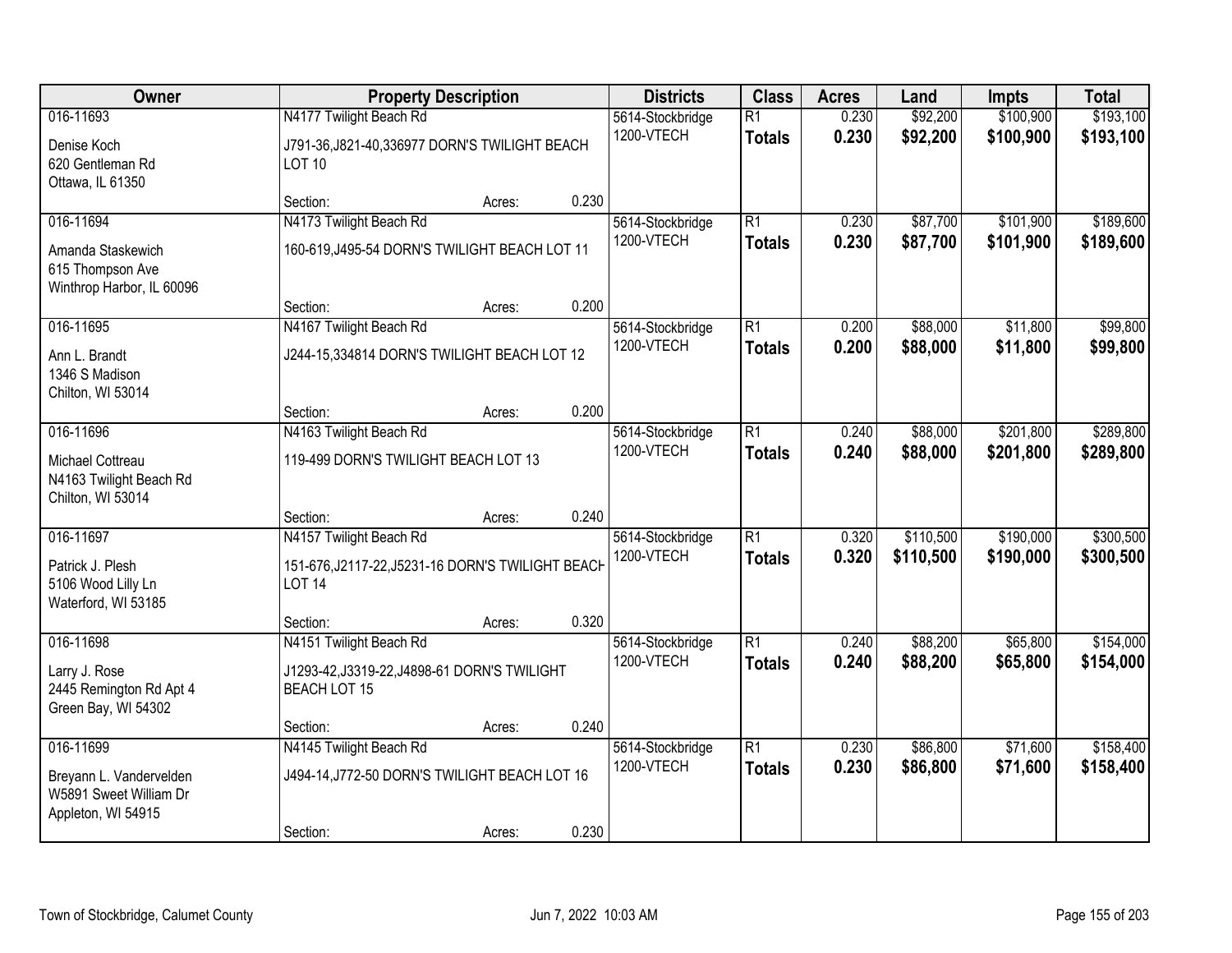| Owner | Property Description | | | Districts | Class | Acres | Land | Impts | Total |
|---|---|---|---|---|---|---|---|---|---|
| 016-11693 | N4177 Twilight Beach Rd | | | 5614-Stockbridge | R1 | 0.230 | $92,200 | $100,900 | $193,100 |
| Denise Koch<br>620 Gentleman Rd<br>Ottawa, IL 61350 | J791-36,J821-40,336977 DORN'S TWILIGHT BEACH LOT 10 | | | 1200-VTECH | **Totals** | **0.230** | **$92,200** | **$100,900** | **$193,100** |
| | Section: | Acres: | 0.230 | | | | | | |
| 016-11694 | N4173 Twilight Beach Rd | | | 5614-Stockbridge | R1 | 0.230 | $87,700 | $101,900 | $189,600 |
| Amanda Staskewich<br>615 Thompson Ave<br>Winthrop Harbor, IL 60096 | 160-619,J495-54 DORN'S TWILIGHT BEACH LOT 11 | | | 1200-VTECH | **Totals** | **0.230** | **$87,700** | **$101,900** | **$189,600** |
| | Section: | Acres: | 0.200 | | | | | | |
| 016-11695 | N4167 Twilight Beach Rd | | | 5614-Stockbridge | R1 | 0.200 | $88,000 | $11,800 | $99,800 |
| Ann L. Brandt<br>1346 S Madison<br>Chilton, WI 53014 | J244-15,334814 DORN'S TWILIGHT BEACH LOT 12 | | | 1200-VTECH | **Totals** | **0.200** | **$88,000** | **$11,800** | **$99,800** |
| | Section: | Acres: | 0.200 | | | | | | |
| 016-11696 | N4163 Twilight Beach Rd | | | 5614-Stockbridge | R1 | 0.240 | $88,000 | $201,800 | $289,800 |
| Michael Cottreau<br>N4163 Twilight Beach Rd<br>Chilton, WI 53014 | 119-499 DORN'S TWILIGHT BEACH LOT 13 | | | 1200-VTECH | **Totals** | **0.240** | **$88,000** | **$201,800** | **$289,800** |
| | Section: | Acres: | 0.240 | | | | | | |
| 016-11697 | N4157 Twilight Beach Rd | | | 5614-Stockbridge | R1 | 0.320 | $110,500 | $190,000 | $300,500 |
| Patrick J. Plesh<br>5106 Wood Lilly Ln<br>Waterford, WI 53185 | 151-676,J2117-22,J5231-16 DORN'S TWILIGHT BEACH LOT 14 | | | 1200-VTECH | **Totals** | **0.320** | **$110,500** | **$190,000** | **$300,500** |
| | Section: | Acres: | 0.320 | | | | | | |
| 016-11698 | N4151 Twilight Beach Rd | | | 5614-Stockbridge | R1 | 0.240 | $88,200 | $65,800 | $154,000 |
| Larry J. Rose<br>2445 Remington Rd Apt 4<br>Green Bay, WI 54302 | J1293-42,J3319-22,J4898-61 DORN'S TWILIGHT BEACH LOT 15 | | | 1200-VTECH | **Totals** | **0.240** | **$88,200** | **$65,800** | **$154,000** |
| | Section: | Acres: | 0.240 | | | | | | |
| 016-11699 | N4145 Twilight Beach Rd | | | 5614-Stockbridge | R1 | 0.230 | $86,800 | $71,600 | $158,400 |
| Breyann L. Vandervelden<br>W5891 Sweet William Dr<br>Appleton, WI 54915 | J494-14,J772-50 DORN'S TWILIGHT BEACH LOT 16 | | | 1200-VTECH | **Totals** | **0.230** | **$86,800** | **$71,600** | **$158,400** |
| | Section: | Acres: | 0.230 | | | | | | |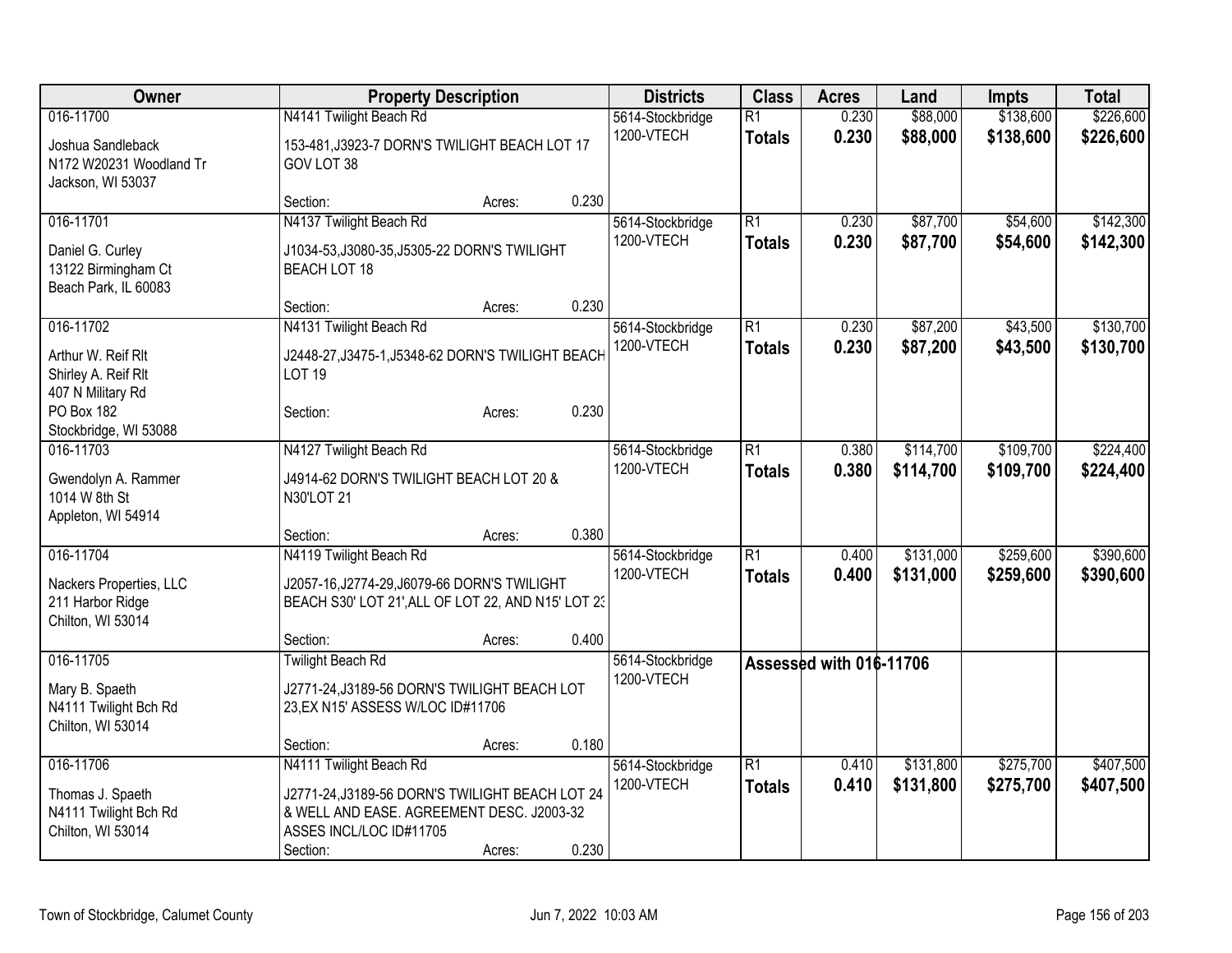| Owner | Property Description | | | Districts | Class | Acres | Land | Impts | Total |
|---|---|---|---|---|---|---|---|---|---|
| 016-11700<br><br>Joshua Sandleback<br>N172 W20231 Woodland Tr<br>Jackson, WI 53037 | N4141 Twilight Beach Rd<br><br>153-481,J3923-7 DORN'S TWILIGHT BEACH LOT 17 GOV LOT 38<br><br>Section: | Acres: | 0.230 | 5614-Stockbridge<br>1200-VTECH | R1<br>**Totals** | 0.230<br>**0.230** | $88,000<br>**$88,000** | $138,600<br>**$138,600** | $226,600<br>**$226,600** |
| 016-11701<br><br>Daniel G. Curley<br>13122 Birmingham Ct<br>Beach Park, IL 60083 | N4137 Twilight Beach Rd<br><br>J1034-53,J3080-35,J5305-22 DORN'S TWILIGHT BEACH LOT 18<br><br>Section: | Acres: | 0.230 | 5614-Stockbridge<br>1200-VTECH | R1<br>**Totals** | 0.230<br>**0.230** | $87,700<br>**$87,700** | $54,600<br>**$54,600** | $142,300<br>**$142,300** |
| 016-11702<br><br>Arthur W. Reif Rlt<br>Shirley A. Reif Rlt<br>407 N Military Rd<br>PO Box 182<br>Stockbridge, WI 53088 | N4131 Twilight Beach Rd<br><br>J2448-27,J3475-1,J5348-62 DORN'S TWILIGHT BEACH LOT 19<br><br>Section: | Acres: | 0.230 | 5614-Stockbridge<br>1200-VTECH | R1<br>**Totals** | 0.230<br>**0.230** | $87,200<br>**$87,200** | $43,500<br>**$43,500** | $130,700<br>**$130,700** |
| 016-11703<br><br>Gwendolyn A. Rammer<br>1014 W 8th St<br>Appleton, WI 54914 | N4127 Twilight Beach Rd<br><br>J4914-62 DORN'S TWILIGHT BEACH LOT 20 & N30'LOT 21<br><br>Section: | Acres: | 0.380 | 5614-Stockbridge<br>1200-VTECH | R1<br>**Totals** | 0.380<br>**0.380** | $114,700<br>**$114,700** | $109,700<br>**$109,700** | $224,400<br>**$224,400** |
| 016-11704<br><br>Nackers Properties, LLC<br>211 Harbor Ridge<br>Chilton, WI 53014 | N4119 Twilight Beach Rd<br><br>J2057-16,J2774-29,J6079-66 DORN'S TWILIGHT BEACH S30' LOT 21',ALL OF LOT 22, AND N15' LOT 23<br><br>Section: | Acres: | 0.400 | 5614-Stockbridge<br>1200-VTECH | R1<br>**Totals** | 0.400<br>**0.400** | $131,000<br>**$131,000** | $259,600<br>**$259,600** | $390,600<br>**$390,600** |
| 016-11705<br><br>Mary B. Spaeth<br>N4111 Twilight Bch Rd<br>Chilton, WI 53014 | Twilight Beach Rd<br><br>J2771-24,J3189-56 DORN'S TWILIGHT BEACH LOT 23,EX N15' ASSESS W/LOC ID#11706<br><br>Section: | Acres: | 0.180 | 5614-Stockbridge<br>1200-VTECH | **Assessed with 016-11706** | | | | |
| 016-11706<br><br>Thomas J. Spaeth<br>N4111 Twilight Bch Rd<br>Chilton, WI 53014 | N4111 Twilight Beach Rd<br><br>J2771-24,J3189-56 DORN'S TWILIGHT BEACH LOT 24 & WELL AND EASE. AGREEMENT DESC. J2003-32 ASSES INCL/LOC ID#11705<br>Section: | Acres: | 0.230 | 5614-Stockbridge<br>1200-VTECH | R1<br>**Totals** | 0.410<br>**0.410** | $131,800<br>**$131,800** | $275,700<br>**$275,700** | $407,500<br>**$407,500** |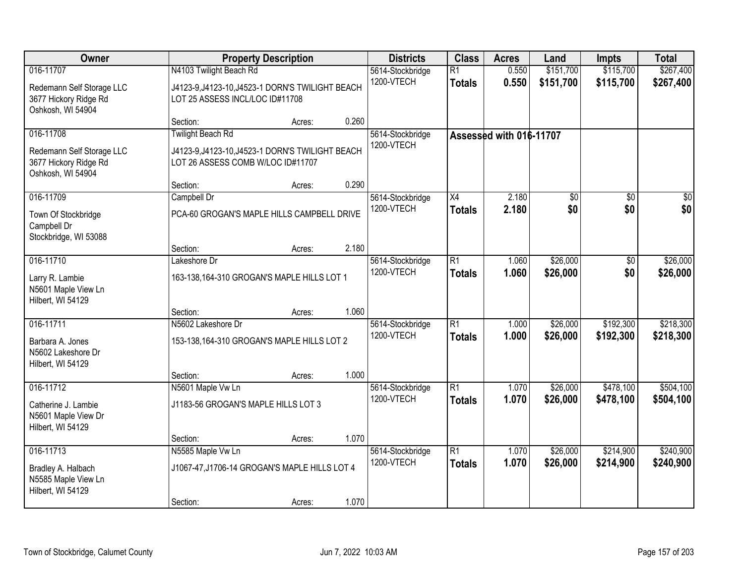| Owner | Property Description | | | Districts | Class | Acres | Land | Impts | Total |
|---|---|---|---|---|---|---|---|---|---|
| 016-11707 | N4103 Twilight Beach Rd | | | 5614-Stockbridge | R1 | 0.550 | $151,700 | $115,700 | $267,400 |
| Redemann Self Storage LLC<br>3677 Hickory Ridge Rd<br>Oshkosh, WI 54904 | J4123-9,J4123-10,J4523-1 DORN'S TWILIGHT BEACH LOT 25 ASSESS INCL/LOC ID#11708 | | | 1200-VTECH | **Totals** | **0.550** | **$151,700** | **$115,700** | **$267,400** |
| | Section: | Acres: | 0.260 | | | | | | |
| 016-11708 | Twilight Beach Rd | | | 5614-Stockbridge | Assessed with 016-11707 | | | | |
| Redemann Self Storage LLC<br>3677 Hickory Ridge Rd<br>Oshkosh, WI 54904 | J4123-9,J4123-10,J4523-1 DORN'S TWILIGHT BEACH LOT 26 ASSESS COMB W/LOC ID#11707 | | | 1200-VTECH | | | | | |
| | Section: | Acres: | 0.290 | | | | | | |
| 016-11709 | Campbell Dr | | | 5614-Stockbridge | X4 | 2.180 | $0 | $0 | $0 |
| Town Of Stockbridge<br>Campbell Dr<br>Stockbridge, WI 53088 | PCA-60 GROGAN'S MAPLE HILLS CAMPBELL DRIVE | | | 1200-VTECH | **Totals** | **2.180** | **$0** | **$0** | **$0** |
| | Section: | Acres: | 2.180 | | | | | | |
| 016-11710 | Lakeshore Dr | | | 5614-Stockbridge | R1 | 1.060 | $26,000 | $0 | $26,000 |
| Larry R. Lambie<br>N5601 Maple View Ln<br>Hilbert, WI 54129 | 163-138,164-310 GROGAN'S MAPLE HILLS LOT 1 | | | 1200-VTECH | **Totals** | **1.060** | **$26,000** | **$0** | **$26,000** |
| | Section: | Acres: | 1.060 | | | | | | |
| 016-11711 | N5602 Lakeshore Dr | | | 5614-Stockbridge | R1 | 1.000 | $26,000 | $192,300 | $218,300 |
| Barbara A. Jones<br>N5602 Lakeshore Dr<br>Hilbert, WI 54129 | 153-138,164-310 GROGAN'S MAPLE HILLS LOT 2 | | | 1200-VTECH | **Totals** | **1.000** | **$26,000** | **$192,300** | **$218,300** |
| | Section: | Acres: | 1.000 | | | | | | |
| 016-11712 | N5601 Maple Vw Ln | | | 5614-Stockbridge | R1 | 1.070 | $26,000 | $478,100 | $504,100 |
| Catherine J. Lambie<br>N5601 Maple View Dr<br>Hilbert, WI 54129 | J1183-56 GROGAN'S MAPLE HILLS LOT 3 | | | 1200-VTECH | **Totals** | **1.070** | **$26,000** | **$478,100** | **$504,100** |
| | Section: | Acres: | 1.070 | | | | | | |
| 016-11713 | N5585 Maple Vw Ln | | | 5614-Stockbridge | R1 | 1.070 | $26,000 | $214,900 | $240,900 |
| Bradley A. Halbach<br>N5585 Maple View Ln<br>Hilbert, WI 54129 | J1067-47,J1706-14 GROGAN'S MAPLE HILLS LOT 4 | | | 1200-VTECH | **Totals** | **1.070** | **$26,000** | **$214,900** | **$240,900** |
| | Section: | Acres: | 1.070 | | | | | | |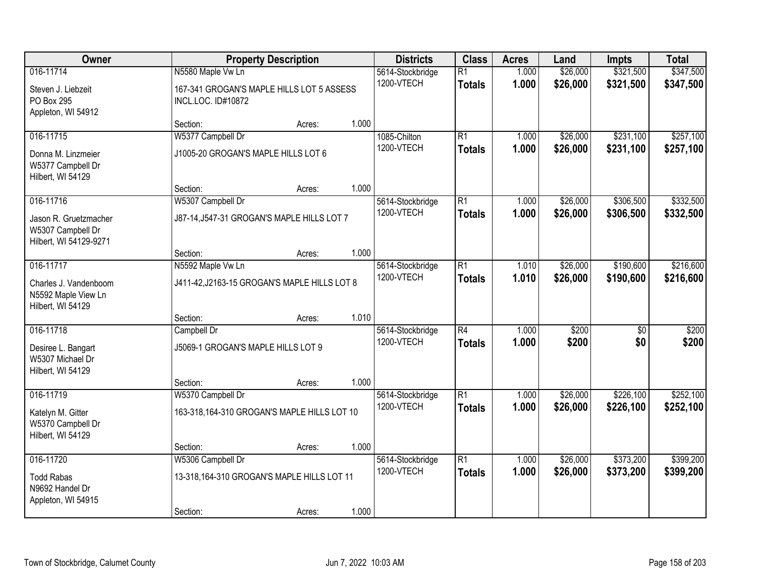| Owner | Property Description | | | Districts | Class | Acres | Land | Impts | Total |
|---|---|---|---|---|---|---|---|---|---|
| 016-11714 | N5580 Maple Vw Ln | | | 5614-Stockbridge | R1 | 1.000 | $26,000 | $321,500 | $347,500 |
| Steven J. Liebzeit<br>PO Box 295<br>Appleton, WI 54912 | 167-341 GROGAN'S MAPLE HILLS LOT 5 ASSESS INCL.LOC. ID#10872 | | | 1200-VTECH | **Totals** | **1.000** | **$26,000** | **$321,500** | **$347,500** |
| | Section: | Acres: | 1.000 | | | | | | |
| 016-11715 | W5377 Campbell Dr | | | 1085-Chilton | R1 | 1.000 | $26,000 | $231,100 | $257,100 |
| Donna M. Linzmeier<br>W5377 Campbell Dr<br>Hilbert, WI 54129 | J1005-20 GROGAN'S MAPLE HILLS LOT 6 | | | 1200-VTECH | **Totals** | **1.000** | **$26,000** | **$231,100** | **$257,100** |
| | Section: | Acres: | 1.000 | | | | | | |
| 016-11716 | W5307 Campbell Dr | | | 5614-Stockbridge | R1 | 1.000 | $26,000 | $306,500 | $332,500 |
| Jason R. Gruetzmacher<br>W5307 Campbell Dr<br>Hilbert, WI 54129-9271 | J87-14,J547-31 GROGAN'S MAPLE HILLS LOT 7 | | | 1200-VTECH | **Totals** | **1.000** | **$26,000** | **$306,500** | **$332,500** |
| | Section: | Acres: | 1.000 | | | | | | |
| 016-11717 | N5592 Maple Vw Ln | | | 5614-Stockbridge | R1 | 1.010 | $26,000 | $190,600 | $216,600 |
| Charles J. Vandenboom<br>N5592 Maple View Ln<br>Hilbert, WI 54129 | J411-42,J2163-15 GROGAN'S MAPLE HILLS LOT 8 | | | 1200-VTECH | **Totals** | **1.010** | **$26,000** | **$190,600** | **$216,600** |
| | Section: | Acres: | 1.010 | | | | | | |
| 016-11718 | Campbell Dr | | | 5614-Stockbridge | R4 | 1.000 | $200 | $0 | $200 |
| Desiree L. Bangart<br>W5307 Michael Dr<br>Hilbert, WI 54129 | J5069-1 GROGAN'S MAPLE HILLS LOT 9 | | | 1200-VTECH | **Totals** | **1.000** | **$200** | **$0** | **$200** |
| | Section: | Acres: | 1.000 | | | | | | |
| 016-11719 | W5370 Campbell Dr | | | 5614-Stockbridge | R1 | 1.000 | $26,000 | $226,100 | $252,100 |
| Katelyn M. Gitter<br>W5370 Campbell Dr<br>Hilbert, WI 54129 | 163-318,164-310 GROGAN'S MAPLE HILLS LOT 10 | | | 1200-VTECH | **Totals** | **1.000** | **$26,000** | **$226,100** | **$252,100** |
| | Section: | Acres: | 1.000 | | | | | | |
| 016-11720 | W5306 Campbell Dr | | | 5614-Stockbridge | R1 | 1.000 | $26,000 | $373,200 | $399,200 |
| Todd Rabas<br>N9692 Handel Dr<br>Appleton, WI 54915 | 13-318,164-310 GROGAN'S MAPLE HILLS LOT 11 | | | 1200-VTECH | **Totals** | **1.000** | **$26,000** | **$373,200** | **$399,200** |
| | Section: | Acres: | 1.000 | | | | | | |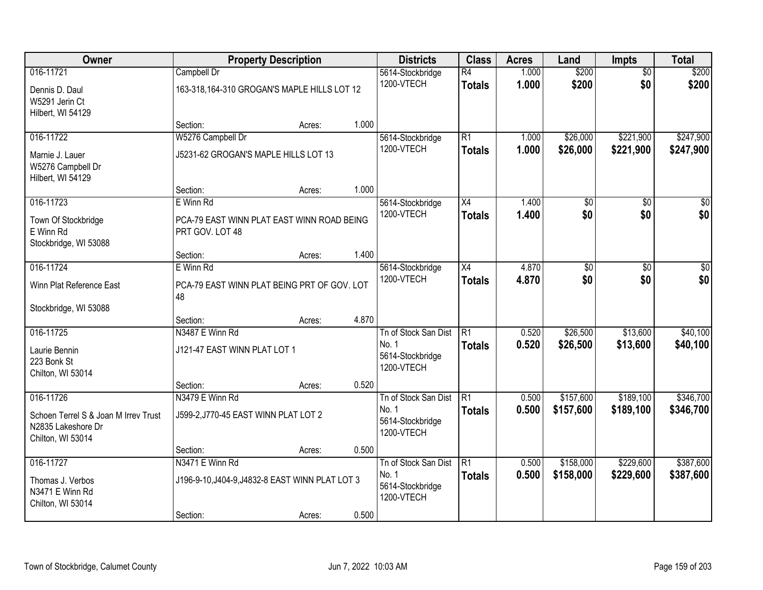| Owner | Property Description | | | Districts | Class | Acres | Land | Impts | Total |
|---|---|---|---|---|---|---|---|---|---|
| 016-11721<br>Dennis D. Daul<br>W5291 Jerin Ct<br>Hilbert, WI 54129 | Campbell Dr<br>163-318,164-310 GROGAN'S MAPLE HILLS LOT 12<br>Section: | Acres: | 1.000 | 5614-Stockbridge<br>1200-VTECH | R4<br>**Totals** | 1.000<br>**1.000** | $200<br>**$200** | $0<br>**$0** | $200<br>**$200** |
| 016-11722<br>Marnie J. Lauer<br>W5276 Campbell Dr<br>Hilbert, WI 54129 | W5276 Campbell Dr<br>J5231-62 GROGAN'S MAPLE HILLS LOT 13<br>Section: | Acres: | 1.000 | 5614-Stockbridge<br>1200-VTECH | R1<br>**Totals** | 1.000<br>**1.000** | $26,000<br>**$26,000** | $221,900<br>**$221,900** | $247,900<br>**$247,900** |
| 016-11723<br>Town Of Stockbridge<br>E Winn Rd<br>Stockbridge, WI 53088 | E Winn Rd<br>PCA-79 EAST WINN PLAT EAST WINN ROAD BEING PRT GOV. LOT 48<br>Section: | Acres: | 1.400 | 5614-Stockbridge<br>1200-VTECH | X4<br>**Totals** | 1.400<br>**1.400** | $0<br>**$0** | $0<br>**$0** | $0<br>**$0** |
| 016-11724<br>Winn Plat Reference East<br><br>Stockbridge, WI 53088 | E Winn Rd<br>PCA-79 EAST WINN PLAT BEING PRT OF GOV. LOT 48<br>Section: | Acres: | 4.870 | 5614-Stockbridge<br>1200-VTECH | X4<br>**Totals** | 4.870<br>**4.870** | $0<br>**$0** | $0<br>**$0** | $0<br>**$0** |
| 016-11725<br>Laurie Bennin<br>223 Bonk St<br>Chilton, WI 53014 | N3487 E Winn Rd<br>J121-47 EAST WINN PLAT LOT 1<br>Section: | Acres: | 0.520 | Tn of Stock San Dist No. 1<br>5614-Stockbridge<br>1200-VTECH | R1<br>**Totals** | 0.520<br>**0.520** | $26,500<br>**$26,500** | $13,600<br>**$13,600** | $40,100<br>**$40,100** |
| 016-11726<br>Schoen Terrel S & Joan M Irrev Trust<br>N2835 Lakeshore Dr<br>Chilton, WI 53014 | N3479 E Winn Rd<br>J599-2,J770-45 EAST WINN PLAT LOT 2<br>Section: | Acres: | 0.500 | Tn of Stock San Dist No. 1<br>5614-Stockbridge<br>1200-VTECH | R1<br>**Totals** | 0.500<br>**0.500** | $157,600<br>**$157,600** | $189,100<br>**$189,100** | $346,700<br>**$346,700** |
| 016-11727<br>Thomas J. Verbos<br>N3471 E Winn Rd<br>Chilton, WI 53014 | N3471 E Winn Rd<br>J196-9-10,J404-9,J4832-8 EAST WINN PLAT LOT 3<br>Section: | Acres: | 0.500 | Tn of Stock San Dist No. 1<br>5614-Stockbridge<br>1200-VTECH | R1<br>**Totals** | 0.500<br>**0.500** | $158,000<br>**$158,000** | $229,600<br>**$229,600** | $387,600<br>**$387,600** |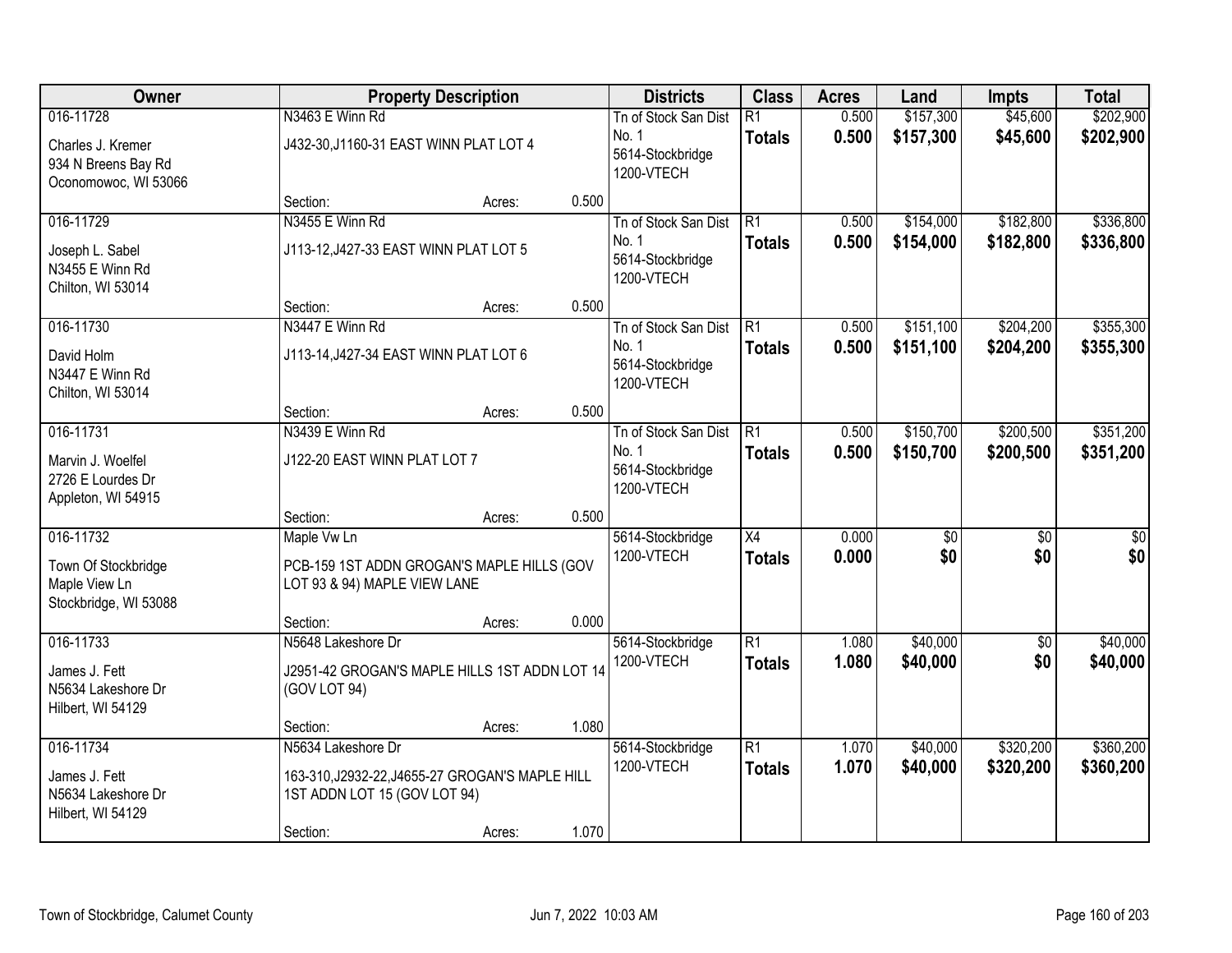| Owner | Property Description | Districts | Class | Acres | Land | Impts | Total |
|---|---|---|---|---|---|---|---|
| 016-11728<br>Charles J. Kremer<br>934 N Breens Bay Rd<br>Oconomowoc, WI 53066 | N3463 E Winn Rd<br>J432-30,J1160-31 EAST WINN PLAT LOT 4<br>Section: Acres: 0.500 | Tn of Stock San Dist No. 1<br>5614-Stockbridge<br>1200-VTECH | R1<br>**Totals** | 0.500<br>**0.500** | $157,300<br>**$157,300** | $45,600<br>**$45,600** | $202,900<br>**$202,900** |
| 016-11729<br>Joseph L. Sabel<br>N3455 E Winn Rd<br>Chilton, WI 53014 | N3455 E Winn Rd<br>J113-12,J427-33 EAST WINN PLAT LOT 5<br>Section: Acres: 0.500 | Tn of Stock San Dist No. 1<br>5614-Stockbridge<br>1200-VTECH | R1<br>**Totals** | 0.500<br>**0.500** | $154,000<br>**$154,000** | $182,800<br>**$182,800** | $336,800<br>**$336,800** |
| 016-11730<br>David Holm<br>N3447 E Winn Rd<br>Chilton, WI 53014 | N3447 E Winn Rd<br>J113-14,J427-34 EAST WINN PLAT LOT 6<br>Section: Acres: 0.500 | Tn of Stock San Dist No. 1<br>5614-Stockbridge<br>1200-VTECH | R1<br>**Totals** | 0.500<br>**0.500** | $151,100<br>**$151,100** | $204,200<br>**$204,200** | $355,300<br>**$355,300** |
| 016-11731<br>Marvin J. Woelfel<br>2726 E Lourdes Dr<br>Appleton, WI 54915 | N3439 E Winn Rd<br>J122-20 EAST WINN PLAT LOT 7<br>Section: Acres: 0.500 | Tn of Stock San Dist No. 1<br>5614-Stockbridge<br>1200-VTECH | R1<br>**Totals** | 0.500<br>**0.500** | $150,700<br>**$150,700** | $200,500<br>**$200,500** | $351,200<br>**$351,200** |
| 016-11732<br>Town Of Stockbridge<br>Maple View Ln<br>Stockbridge, WI 53088 | Maple Vw Ln<br>PCB-159 1ST ADDN GROGAN'S MAPLE HILLS (GOV LOT 93 & 94) MAPLE VIEW LANE<br>Section: Acres: 0.000 | 5614-Stockbridge<br>1200-VTECH | X4<br>**Totals** | 0.000<br>**0.000** | $0<br>**$0** | $0<br>**$0** | $0<br>**$0** |
| 016-11733<br>James J. Fett<br>N5634 Lakeshore Dr<br>Hilbert, WI 54129 | N5648 Lakeshore Dr<br>J2951-42 GROGAN'S MAPLE HILLS 1ST ADDN LOT 14 (GOV LOT 94)<br>Section: Acres: 1.080 | 5614-Stockbridge<br>1200-VTECH | R1<br>**Totals** | 1.080<br>**1.080** | $40,000<br>**$40,000** | $0<br>**$0** | $40,000<br>**$40,000** |
| 016-11734<br>James J. Fett<br>N5634 Lakeshore Dr<br>Hilbert, WI 54129 | N5634 Lakeshore Dr<br>163-310,J2932-22,J4655-27 GROGAN'S MAPLE HILL 1ST ADDN LOT 15 (GOV LOT 94)<br>Section: Acres: 1.070 | 5614-Stockbridge<br>1200-VTECH | R1<br>**Totals** | 1.070<br>**1.070** | $40,000<br>**$40,000** | $320,200<br>**$320,200** | $360,200<br>**$360,200** |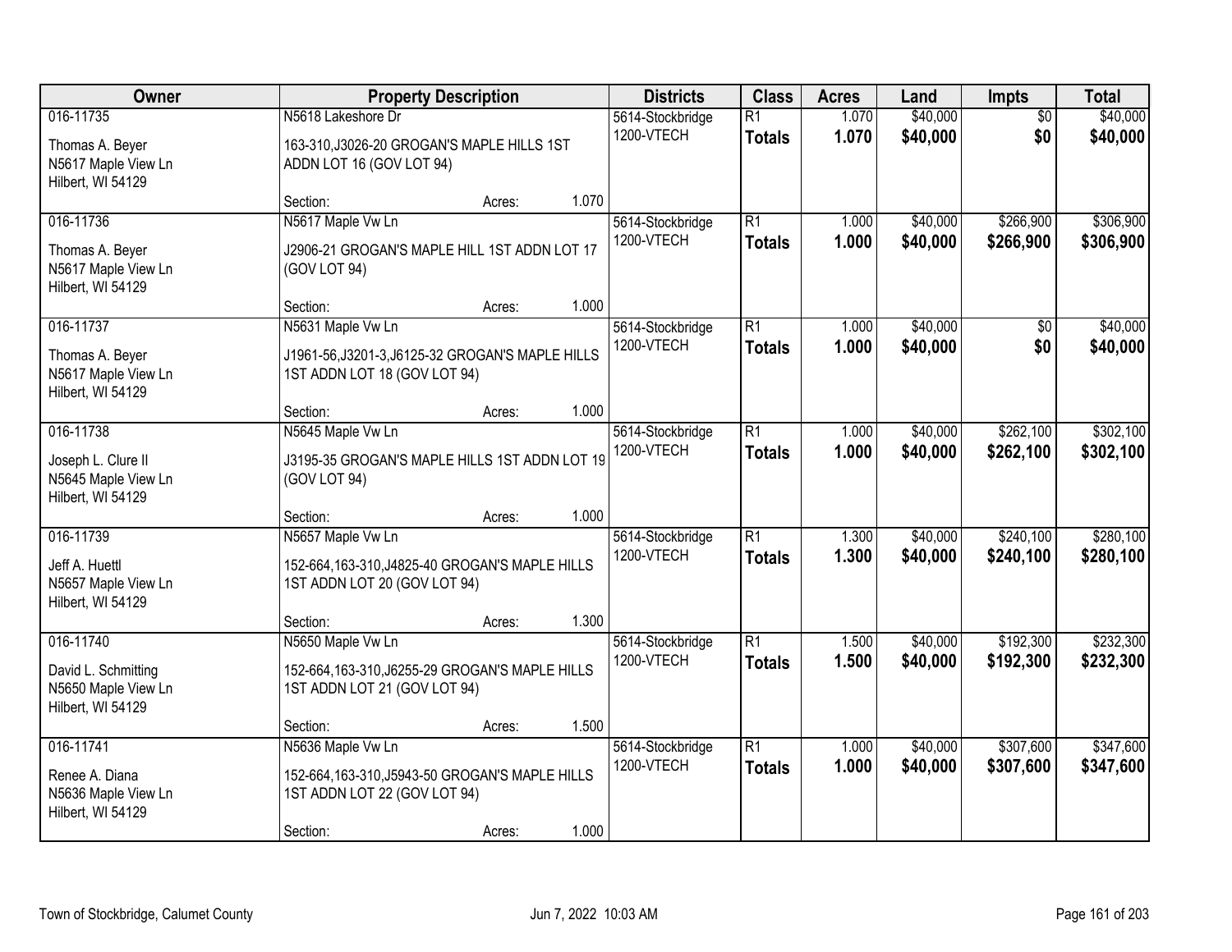| Owner | Property Description | Districts | Class | Acres | Land | Impts | Total |
|---|---|---|---|---|---|---|---|
| 016-11735<br>Thomas A. Beyer<br>N5617 Maple View Ln<br>Hilbert, WI 54129 | N5618 Lakeshore Dr<br>163-310,J3026-20 GROGAN'S MAPLE HILLS 1ST ADDN LOT 16 (GOV LOT 94)<br>Section: Acres: 1.070 | 5614-Stockbridge<br>1200-VTECH | R1<br>**Totals** | 1.070<br>**1.070** | $40,000<br>**$40,000** | $0<br>**$0** | $40,000<br>**$40,000** |
| 016-11736<br>Thomas A. Beyer<br>N5617 Maple View Ln<br>Hilbert, WI 54129 | N5617 Maple Vw Ln<br>J2906-21 GROGAN'S MAPLE HILL 1ST ADDN LOT 17 (GOV LOT 94)<br>Section: Acres: 1.000 | 5614-Stockbridge<br>1200-VTECH | R1<br>**Totals** | 1.000<br>**1.000** | $40,000<br>**$40,000** | $266,900<br>**$266,900** | $306,900<br>**$306,900** |
| 016-11737<br>Thomas A. Beyer<br>N5617 Maple View Ln<br>Hilbert, WI 54129 | N5631 Maple Vw Ln<br>J1961-56,J3201-3,J6125-32 GROGAN'S MAPLE HILLS 1ST ADDN LOT 18 (GOV LOT 94)<br>Section: Acres: 1.000 | 5614-Stockbridge<br>1200-VTECH | R1<br>**Totals** | 1.000<br>**1.000** | $40,000<br>**$40,000** | $0<br>**$0** | $40,000<br>**$40,000** |
| 016-11738<br>Joseph L. Clure II<br>N5645 Maple View Ln<br>Hilbert, WI 54129 | N5645 Maple Vw Ln<br>J3195-35 GROGAN'S MAPLE HILLS 1ST ADDN LOT 19 (GOV LOT 94)<br>Section: Acres: 1.000 | 5614-Stockbridge<br>1200-VTECH | R1<br>**Totals** | 1.000<br>**1.000** | $40,000<br>**$40,000** | $262,100<br>**$262,100** | $302,100<br>**$302,100** |
| 016-11739<br>Jeff A. Huettl<br>N5657 Maple View Ln<br>Hilbert, WI 54129 | N5657 Maple Vw Ln<br>152-664,163-310,J4825-40 GROGAN'S MAPLE HILLS 1ST ADDN LOT 20 (GOV LOT 94)<br>Section: Acres: 1.300 | 5614-Stockbridge<br>1200-VTECH | R1<br>**Totals** | 1.300<br>**1.300** | $40,000<br>**$40,000** | $240,100<br>**$240,100** | $280,100<br>**$280,100** |
| 016-11740<br>David L. Schmitting<br>N5650 Maple View Ln<br>Hilbert, WI 54129 | N5650 Maple Vw Ln<br>152-664,163-310,J6255-29 GROGAN'S MAPLE HILLS 1ST ADDN LOT 21 (GOV LOT 94)<br>Section: Acres: 1.500 | 5614-Stockbridge<br>1200-VTECH | R1<br>**Totals** | 1.500<br>**1.500** | $40,000<br>**$40,000** | $192,300<br>**$192,300** | $232,300<br>**$232,300** |
| 016-11741<br>Renee A. Diana<br>N5636 Maple View Ln<br>Hilbert, WI 54129 | N5636 Maple Vw Ln<br>152-664,163-310,J5943-50 GROGAN'S MAPLE HILLS 1ST ADDN LOT 22 (GOV LOT 94)<br>Section: Acres: 1.000 | 5614-Stockbridge<br>1200-VTECH | R1<br>**Totals** | 1.000<br>**1.000** | $40,000<br>**$40,000** | $307,600<br>**$307,600** | $347,600<br>**$347,600** |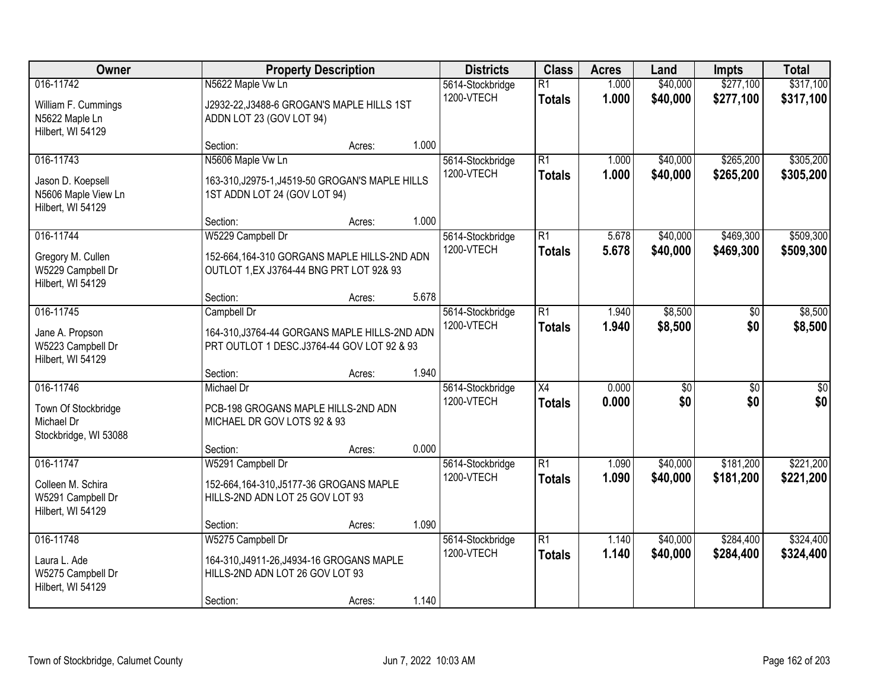| Owner | Property Description | Districts | Class | Acres | Land | Impts | Total |
|---|---|---|---|---|---|---|---|
| 016-11742<br>William F. Cummings<br>N5622 Maple Ln<br>Hilbert, WI 54129 | N5622 Maple Vw Ln<br>J2932-22,J3488-6 GROGAN'S MAPLE HILLS 1ST ADDN LOT 23 (GOV LOT 94)<br>Section: Acres: 1.000 | 5614-Stockbridge<br>1200-VTECH | R1<br>**Totals** | 1.000<br>**1.000** | $40,000<br>**$40,000** | $277,100<br>**$277,100** | $317,100<br>**$317,100** |
| 016-11743<br>Jason D. Koepsell<br>N5606 Maple View Ln<br>Hilbert, WI 54129 | N5606 Maple Vw Ln<br>163-310,J2975-1,J4519-50 GROGAN'S MAPLE HILLS 1ST ADDN LOT 24 (GOV LOT 94)<br>Section: Acres: 1.000 | 5614-Stockbridge<br>1200-VTECH | R1<br>**Totals** | 1.000<br>**1.000** | $40,000<br>**$40,000** | $265,200<br>**$265,200** | $305,200<br>**$305,200** |
| 016-11744<br>Gregory M. Cullen<br>W5229 Campbell Dr<br>Hilbert, WI 54129 | W5229 Campbell Dr<br>152-664,164-310 GORGANS MAPLE HILLS-2ND ADN OUTLOT 1,EX J3764-44 BNG PRT LOT 92& 93<br>Section: Acres: 5.678 | 5614-Stockbridge<br>1200-VTECH | R1<br>**Totals** | 5.678<br>**5.678** | $40,000<br>**$40,000** | $469,300<br>**$469,300** | $509,300<br>**$509,300** |
| 016-11745<br>Jane A. Propson<br>W5223 Campbell Dr<br>Hilbert, WI 54129 | Campbell Dr<br>164-310,J3764-44 GORGANS MAPLE HILLS-2ND ADN PRT OUTLOT 1 DESC.J3764-44 GOV LOT 92 & 93<br>Section: Acres: 1.940 | 5614-Stockbridge<br>1200-VTECH | R1<br>**Totals** | 1.940<br>**1.940** | $8,500<br>**$8,500** | $0<br>**$0** | $8,500<br>**$8,500** |
| 016-11746<br>Town Of Stockbridge<br>Michael Dr<br>Stockbridge, WI 53088 | Michael Dr<br>PCB-198 GROGANS MAPLE HILLS-2ND ADN MICHAEL DR GOV LOTS 92 & 93<br>Section: Acres: 0.000 | 5614-Stockbridge<br>1200-VTECH | X4<br>**Totals** | 0.000<br>**0.000** | $0<br>**$0** | $0<br>**$0** | $0<br>**$0** |
| 016-11747<br>Colleen M. Schira<br>W5291 Campbell Dr<br>Hilbert, WI 54129 | W5291 Campbell Dr<br>152-664,164-310,J5177-36 GROGANS MAPLE HILLS-2ND ADN LOT 25 GOV LOT 93<br>Section: Acres: 1.090 | 5614-Stockbridge<br>1200-VTECH | R1<br>**Totals** | 1.090<br>**1.090** | $40,000<br>**$40,000** | $181,200<br>**$181,200** | $221,200<br>**$221,200** |
| 016-11748<br>Laura L. Ade<br>W5275 Campbell Dr<br>Hilbert, WI 54129 | W5275 Campbell Dr<br>164-310,J4911-26,J4934-16 GROGANS MAPLE HILLS-2ND ADN LOT 26 GOV LOT 93<br>Section: Acres: 1.140 | 5614-Stockbridge<br>1200-VTECH | R1<br>**Totals** | 1.140<br>**1.140** | $40,000<br>**$40,000** | $284,400<br>**$284,400** | $324,400<br>**$324,400** |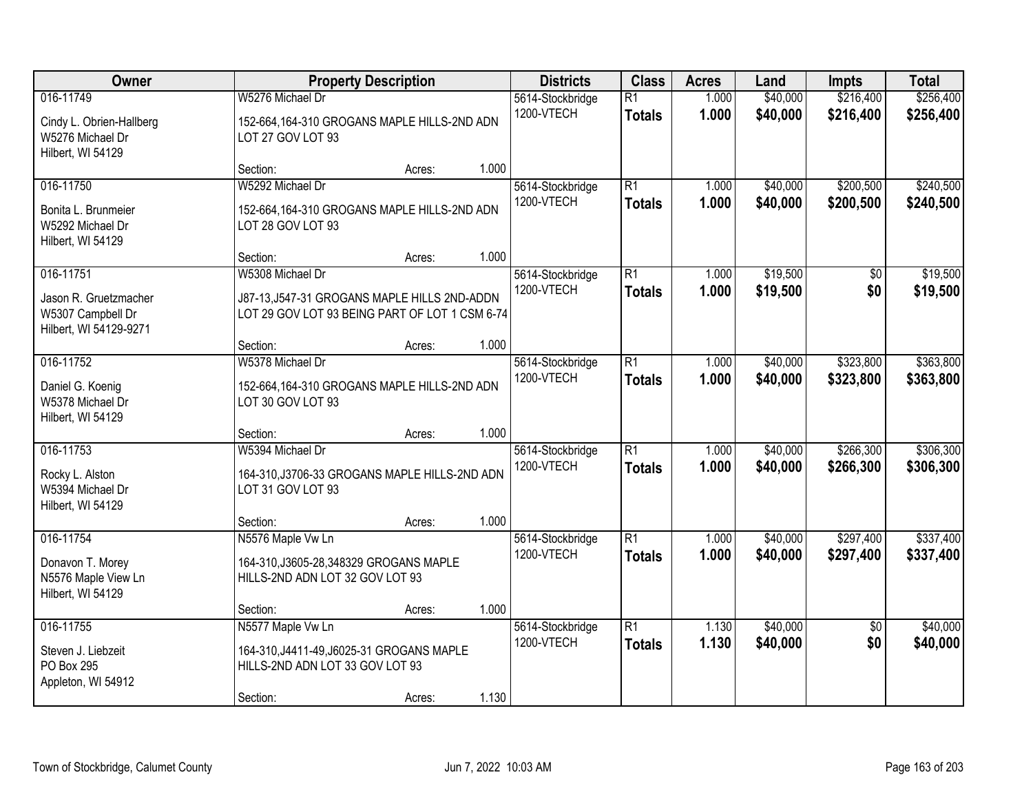| Owner | Property Description | Districts | Class | Acres | Land | Impts | Total |
|---|---|---|---|---|---|---|---|
| 016-11749<br><br>Cindy L. Obrien-Hallberg<br>W5276 Michael Dr<br>Hilbert, WI 54129 | W5276 Michael Dr<br><br>152-664,164-310 GROGANS MAPLE HILLS-2ND ADN LOT 27 GOV LOT 93<br><br>Section: Acres: 1.000 | 5614-Stockbridge<br>1200-VTECH | R1<br>**Totals** | 1.000<br>**1.000** | $40,000<br>**$40,000** | $216,400<br>**$216,400** | $256,400<br>**$256,400** |
| 016-11750<br><br>Bonita L. Brunmeier<br>W5292 Michael Dr<br>Hilbert, WI 54129 | W5292 Michael Dr<br><br>152-664,164-310 GROGANS MAPLE HILLS-2ND ADN LOT 28 GOV LOT 93<br><br>Section: Acres: 1.000 | 5614-Stockbridge<br>1200-VTECH | R1<br>**Totals** | 1.000<br>**1.000** | $40,000<br>**$40,000** | $200,500<br>**$200,500** | $240,500<br>**$240,500** |
| 016-11751<br><br>Jason R. Gruetzmacher<br>W5307 Campbell Dr<br>Hilbert, WI 54129-9271 | W5308 Michael Dr<br><br>J87-13,J547-31 GROGANS MAPLE HILLS 2ND-ADDN LOT 29 GOV LOT 93 BEING PART OF LOT 1 CSM 6-74<br><br>Section: Acres: 1.000 | 5614-Stockbridge<br>1200-VTECH | R1<br>**Totals** | 1.000<br>**1.000** | $19,500<br>**$19,500** | $0<br>**$0** | $19,500<br>**$19,500** |
| 016-11752<br><br>Daniel G. Koenig<br>W5378 Michael Dr<br>Hilbert, WI 54129 | W5378 Michael Dr<br><br>152-664,164-310 GROGANS MAPLE HILLS-2ND ADN LOT 30 GOV LOT 93<br><br>Section: Acres: 1.000 | 5614-Stockbridge<br>1200-VTECH | R1<br>**Totals** | 1.000<br>**1.000** | $40,000<br>**$40,000** | $323,800<br>**$323,800** | $363,800<br>**$363,800** |
| 016-11753<br><br>Rocky L. Alston<br>W5394 Michael Dr<br>Hilbert, WI 54129 | W5394 Michael Dr<br><br>164-310,J3706-33 GROGANS MAPLE HILLS-2ND ADN LOT 31 GOV LOT 93<br><br>Section: Acres: 1.000 | 5614-Stockbridge<br>1200-VTECH | R1<br>**Totals** | 1.000<br>**1.000** | $40,000<br>**$40,000** | $266,300<br>**$266,300** | $306,300<br>**$306,300** |
| 016-11754<br><br>Donavon T. Morey<br>N5576 Maple View Ln<br>Hilbert, WI 54129 | N5576 Maple Vw Ln<br><br>164-310,J3605-28,348329 GROGANS MAPLE HILLS-2ND ADN LOT 32 GOV LOT 93<br><br>Section: Acres: 1.000 | 5614-Stockbridge<br>1200-VTECH | R1<br>**Totals** | 1.000<br>**1.000** | $40,000<br>**$40,000** | $297,400<br>**$297,400** | $337,400<br>**$337,400** |
| 016-11755<br><br>Steven J. Liebzeit<br>PO Box 295<br>Appleton, WI 54912 | N5577 Maple Vw Ln<br><br>164-310,J4411-49,J6025-31 GROGANS MAPLE HILLS-2ND ADN LOT 33 GOV LOT 93<br><br>Section: Acres: 1.130 | 5614-Stockbridge<br>1200-VTECH | R1<br>**Totals** | 1.130<br>**1.130** | $40,000<br>**$40,000** | $0<br>**$0** | $40,000<br>**$40,000** |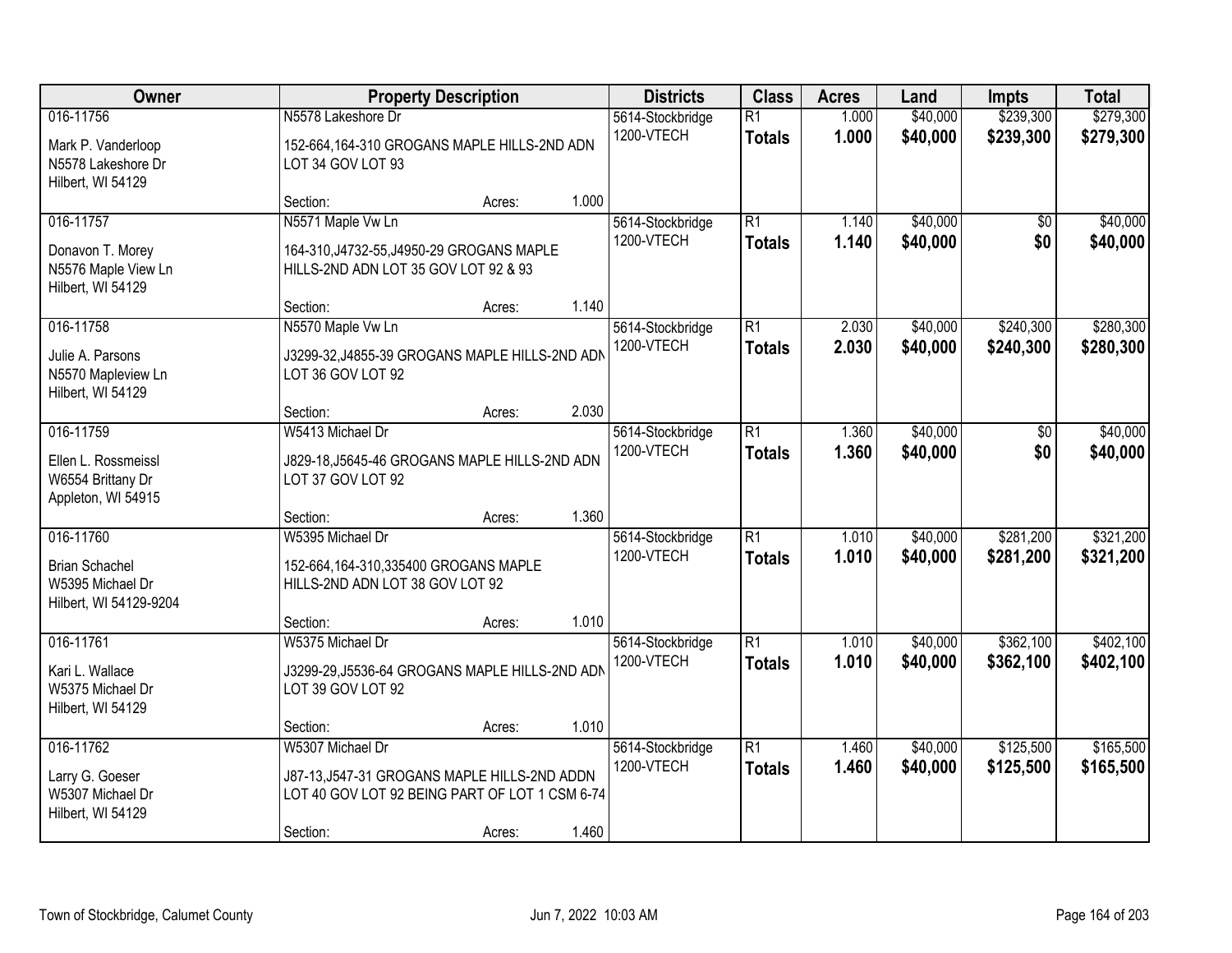| Owner | Property Description | Districts | Class | Acres | Land | Impts | Total |
|---|---|---|---|---|---|---|---|
| 016-11756<br>Mark P. Vanderloop<br>N5578 Lakeshore Dr<br>Hilbert, WI 54129 | N5578 Lakeshore Dr<br>152-664,164-310 GROGANS MAPLE HILLS-2ND ADN LOT 34 GOV LOT 93<br>Section: Acres: 1.000 | 5614-Stockbridge<br>1200-VTECH | R1<br>**Totals** | 1.000<br>**1.000** | $40,000<br>**$40,000** | $239,300<br>**$239,300** | $279,300<br>**$279,300** |
| 016-11757<br>Donavon T. Morey<br>N5576 Maple View Ln<br>Hilbert, WI 54129 | N5571 Maple Vw Ln<br>164-310,J4732-55,J4950-29 GROGANS MAPLE HILLS-2ND ADN LOT 35 GOV LOT 92 & 93<br>Section: Acres: 1.140 | 5614-Stockbridge<br>1200-VTECH | R1<br>**Totals** | 1.140<br>**1.140** | $40,000<br>**$40,000** | $0<br>**$0** | $40,000<br>**$40,000** |
| 016-11758<br>Julie A. Parsons<br>N5570 Mapleview Ln<br>Hilbert, WI 54129 | N5570 Maple Vw Ln<br>J3299-32,J4855-39 GROGANS MAPLE HILLS-2ND ADN LOT 36 GOV LOT 92<br>Section: Acres: 2.030 | 5614-Stockbridge<br>1200-VTECH | R1<br>**Totals** | 2.030<br>**2.030** | $40,000<br>**$40,000** | $240,300<br>**$240,300** | $280,300<br>**$280,300** |
| 016-11759<br>Ellen L. Rossmeissl<br>W6554 Brittany Dr<br>Appleton, WI 54915 | W5413 Michael Dr<br>J829-18,J5645-46 GROGANS MAPLE HILLS-2ND ADN LOT 37 GOV LOT 92<br>Section: Acres: 1.360 | 5614-Stockbridge<br>1200-VTECH | R1<br>**Totals** | 1.360<br>**1.360** | $40,000<br>**$40,000** | $0<br>**$0** | $40,000<br>**$40,000** |
| 016-11760<br>Brian Schachel<br>W5395 Michael Dr<br>Hilbert, WI 54129-9204 | W5395 Michael Dr<br>152-664,164-310,335400 GROGANS MAPLE HILLS-2ND ADN LOT 38 GOV LOT 92<br>Section: Acres: 1.010 | 5614-Stockbridge<br>1200-VTECH | R1<br>**Totals** | 1.010<br>**1.010** | $40,000<br>**$40,000** | $281,200<br>**$281,200** | $321,200<br>**$321,200** |
| 016-11761<br>Kari L. Wallace<br>W5375 Michael Dr<br>Hilbert, WI 54129 | W5375 Michael Dr<br>J3299-29,J5536-64 GROGANS MAPLE HILLS-2ND ADN LOT 39 GOV LOT 92<br>Section: Acres: 1.010 | 5614-Stockbridge<br>1200-VTECH | R1<br>**Totals** | 1.010<br>**1.010** | $40,000<br>**$40,000** | $362,100<br>**$362,100** | $402,100<br>**$402,100** |
| 016-11762<br>Larry G. Goeser<br>W5307 Michael Dr<br>Hilbert, WI 54129 | W5307 Michael Dr<br>J87-13,J547-31 GROGANS MAPLE HILLS-2ND ADDN LOT 40 GOV LOT 92 BEING PART OF LOT 1 CSM 6-74<br>Section: Acres: 1.460 | 5614-Stockbridge<br>1200-VTECH | R1<br>**Totals** | 1.460<br>**1.460** | $40,000<br>**$40,000** | $125,500<br>**$125,500** | $165,500<br>**$165,500** |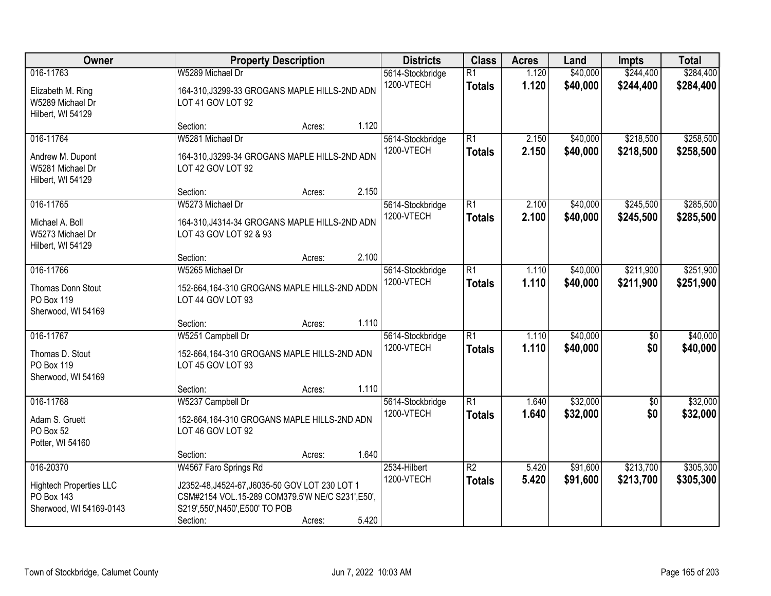| Owner | Property Description | Districts | Class | Acres | Land | Impts | Total |
|---|---|---|---|---|---|---|---|
| 016-11763<br>Elizabeth M. Ring<br>W5289 Michael Dr<br>Hilbert, WI 54129 | W5289 Michael Dr<br>164-310,J3299-33 GROGANS MAPLE HILLS-2ND ADN LOT 41 GOV LOT 92<br>Section: Acres: 1.120 | 5614-Stockbridge<br>1200-VTECH | R1<br>**Totals** | 1.120<br>**1.120** | $40,000<br>**$40,000** | $244,400<br>**$244,400** | $284,400<br>**$284,400** |
| 016-11764<br>Andrew M. Dupont<br>W5281 Michael Dr<br>Hilbert, WI 54129 | W5281 Michael Dr<br>164-310,J3299-34 GROGANS MAPLE HILLS-2ND ADN LOT 42 GOV LOT 92<br>Section: Acres: 2.150 | 5614-Stockbridge<br>1200-VTECH | R1<br>**Totals** | 2.150<br>**2.150** | $40,000<br>**$40,000** | $218,500<br>**$218,500** | $258,500<br>**$258,500** |
| 016-11765<br>Michael A. Boll<br>W5273 Michael Dr<br>Hilbert, WI 54129 | W5273 Michael Dr<br>164-310,J4314-34 GROGANS MAPLE HILLS-2ND ADN LOT 43 GOV LOT 92 & 93<br>Section: Acres: 2.100 | 5614-Stockbridge<br>1200-VTECH | R1<br>**Totals** | 2.100<br>**2.100** | $40,000<br>**$40,000** | $245,500<br>**$245,500** | $285,500<br>**$285,500** |
| 016-11766<br>Thomas Donn Stout<br>PO Box 119<br>Sherwood, WI 54169 | W5265 Michael Dr<br>152-664,164-310 GROGANS MAPLE HILLS-2ND ADDN LOT 44 GOV LOT 93<br>Section: Acres: 1.110 | 5614-Stockbridge<br>1200-VTECH | R1<br>**Totals** | 1.110<br>**1.110** | $40,000<br>**$40,000** | $211,900<br>**$211,900** | $251,900<br>**$251,900** |
| 016-11767<br>Thomas D. Stout<br>PO Box 119<br>Sherwood, WI 54169 | W5251 Campbell Dr<br>152-664,164-310 GROGANS MAPLE HILLS-2ND ADN LOT 45 GOV LOT 93<br>Section: Acres: 1.110 | 5614-Stockbridge<br>1200-VTECH | R1<br>**Totals** | 1.110<br>**1.110** | $40,000<br>**$40,000** | $0<br>**$0** | $40,000<br>**$40,000** |
| 016-11768<br>Adam S. Gruett<br>PO Box 52<br>Potter, WI 54160 | W5237 Campbell Dr<br>152-664,164-310 GROGANS MAPLE HILLS-2ND ADN LOT 46 GOV LOT 92<br>Section: Acres: 1.640 | 5614-Stockbridge<br>1200-VTECH | R1<br>**Totals** | 1.640<br>**1.640** | $32,000<br>**$32,000** | $0<br>**$0** | $32,000<br>**$32,000** |
| 016-20370<br>Hightech Properties LLC<br>PO Box 143<br>Sherwood, WI 54169-0143 | W4567 Faro Springs Rd<br>J2352-48,J4524-67,J6035-50 GOV LOT 230 LOT 1 CSM#2154 VOL.15-289 COM379.5'W NE/C S231',E50', S219',550',N450',E500' TO POB<br>Section: Acres: 5.420 | 2534-Hilbert<br>1200-VTECH | R2<br>**Totals** | 5.420<br>**5.420** | $91,600<br>**$91,600** | $213,700<br>**$213,700** | $305,300<br>**$305,300** |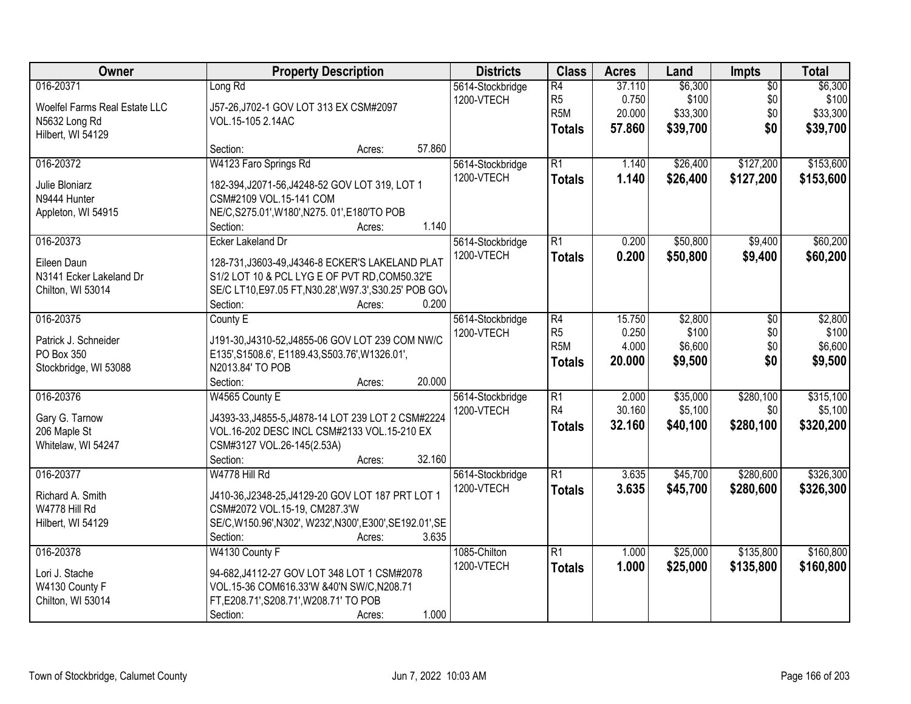| Owner | Property Description | Districts | Class | Acres | Land | Impts | Total |
|---|---|---|---|---|---|---|---|
| 016-20371<br>Woelfel Farms Real Estate LLC<br>N5632 Long Rd<br>Hilbert, WI 54129 | Long Rd<br>J57-26,J702-1 GOV LOT 313 EX CSM#2097 VOL.15-105 2.14AC<br>Section: Acres: 57.860 | 5614-Stockbridge<br>1200-VTECH | R4<br>R5<br>R5M<br>**Totals** | 37.110<br>0.750<br>20.000<br>**57.860** | $6,300<br>$100<br>$33,300<br>**$39,700** | $0<br>$0<br>$0<br>**$0** | $6,300<br>$100<br>$33,300<br>**$39,700** |
| 016-20372<br>Julie Bloniarz<br>N9444 Hunter<br>Appleton, WI 54915 | W4123 Faro Springs Rd<br>182-394,J2071-56,J4248-52 GOV LOT 319, LOT 1 CSM#2109 VOL.15-141 COM NE/C,S275.01',W180',N275. 01',E180'TO POB<br>Section: Acres: 1.140 | 5614-Stockbridge<br>1200-VTECH | R1<br>**Totals** | 1.140<br>**1.140** | $26,400<br>**$26,400** | $127,200<br>**$127,200** | $153,600<br>**$153,600** |
| 016-20373<br>Eileen Daun<br>N3141 Ecker Lakeland Dr<br>Chilton, WI 53014 | Ecker Lakeland Dr<br>128-731,J3603-49,J4346-8 ECKER'S LAKELAND PLAT S1/2 LOT 10 & PCL LYG E OF PVT RD,COM50.32'E SE/C LT10,E97.05 FT,N30.28',W97.3',S30.25' POB GOV<br>Section: Acres: 0.200 | 5614-Stockbridge<br>1200-VTECH | R1<br>**Totals** | 0.200<br>**0.200** | $50,800<br>**$50,800** | $9,400<br>**$9,400** | $60,200<br>**$60,200** |
| 016-20375<br>Patrick J. Schneider<br>PO Box 350<br>Stockbridge, WI 53088 | County E<br>J191-30,J4310-52,J4855-06 GOV LOT 239 COM NW/C E135',S1508.6', E1189.43,S503.76',W1326.01', N2013.84' TO POB<br>Section: Acres: 20.000 | 5614-Stockbridge<br>1200-VTECH | R4<br>R5<br>R5M<br>**Totals** | 15.750<br>0.250<br>4.000<br>**20.000** | $2,800<br>$100<br>$6,600<br>**$9,500** | $0<br>$0<br>$0<br>**$0** | $2,800<br>$100<br>$6,600<br>**$9,500** |
| 016-20376<br>Gary G. Tarnow<br>206 Maple St<br>Whitelaw, WI 54247 | W4565 County E<br>J4393-33,J4855-5,J4878-14 LOT 239 LOT 2 CSM#2224 VOL.16-202 DESC INCL CSM#2133 VOL.15-210 EX CSM#3127 VOL.26-145(2.53A)<br>Section: Acres: 32.160 | 5614-Stockbridge<br>1200-VTECH | R1<br>R4<br>**Totals** | 2.000<br>30.160<br>**32.160** | $35,000<br>$5,100<br>**$40,100** | $280,100<br>$0<br>**$280,100** | $315,100<br>$5,100<br>**$320,200** |
| 016-20377<br>Richard A. Smith<br>W4778 Hill Rd<br>Hilbert, WI 54129 | W4778 Hill Rd<br>J410-36,J2348-25,J4129-20 GOV LOT 187 PRT LOT 1 CSM#2072 VOL.15-19, CM287.3'W SE/C,W150.96',N302', W232',N300',E300',SE192.01',SE<br>Section: Acres: 3.635 | 5614-Stockbridge<br>1200-VTECH | R1<br>**Totals** | 3.635<br>**3.635** | $45,700<br>**$45,700** | $280,600<br>**$280,600** | $326,300<br>**$326,300** |
| 016-20378<br>Lori J. Stache<br>W4130 County F<br>Chilton, WI 53014 | W4130 County F<br>94-682,J4112-27 GOV LOT 348 LOT 1 CSM#2078 VOL.15-36 COM616.33'W &40'N SW/C,N208.71 FT,E208.71',S208.71',W208.71' TO POB<br>Section: Acres: 1.000 | 1085-Chilton<br>1200-VTECH | R1<br>**Totals** | 1.000<br>**1.000** | $25,000<br>**$25,000** | $135,800<br>**$135,800** | $160,800<br>**$160,800** |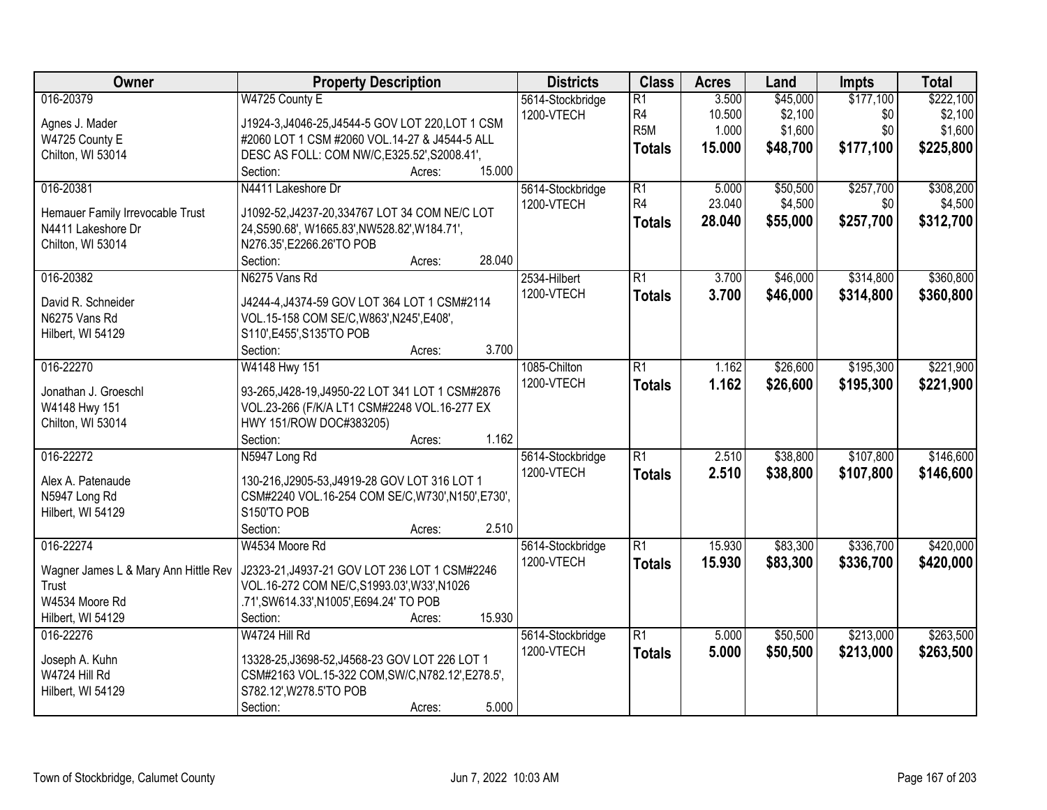| Owner | Property Description | Districts | Class | Acres | Land | Impts | Total |
|---|---|---|---|---|---|---|---|
| 016-20379<br>Agnes J. Mader<br>W4725 County E<br>Chilton, WI 53014 | W4725 County E<br>J1924-3,J4046-25,J4544-5 GOV LOT 220,LOT 1 CSM #2060 LOT 1 CSM #2060 VOL.14-27 & J4544-5 ALL DESC AS FOLL: COM NW/C,E325.52',S2008.41',<br>Section: Acres: 15.000 | 5614-Stockbridge<br>1200-VTECH | R1<br>R4<br>R5M<br>**Totals** | 3.500<br>10.500<br>1.000<br>**15.000** | $45,000<br>$2,100<br>$1,600<br>**$48,700** | $177,100<br>$0<br>$0<br>**$177,100** | $222,100<br>$2,100<br>$1,600<br>**$225,800** |
| 016-20381<br>Hemauer Family Irrevocable Trust<br>N4411 Lakeshore Dr<br>Chilton, WI 53014 | N4411 Lakeshore Dr<br>J1092-52,J4237-20,334767 LOT 34 COM NE/C LOT 24,S590.68', W1665.83',NW528.82',W184.71', N276.35',E2266.26'TO POB<br>Section: Acres: 28.040 | 5614-Stockbridge<br>1200-VTECH | R1<br>R4<br>**Totals** | 5.000<br>23.040<br>**28.040** | $50,500<br>$4,500<br>**$55,000** | $257,700<br>$0<br>**$257,700** | $308,200<br>$4,500<br>**$312,700** |
| 016-20382<br>David R. Schneider<br>N6275 Vans Rd<br>Hilbert, WI 54129 | N6275 Vans Rd<br>J4244-4,J4374-59 GOV LOT 364 LOT 1 CSM#2114 VOL.15-158 COM SE/C,W863',N245',E408', S110',E455',S135'TO POB<br>Section: Acres: 3.700 | 2534-Hilbert<br>1200-VTECH | R1<br>**Totals** | 3.700<br>**3.700** | $46,000<br>**$46,000** | $314,800<br>**$314,800** | $360,800<br>**$360,800** |
| 016-22270<br>Jonathan J. Groeschl<br>W4148 Hwy 151<br>Chilton, WI 53014 | W4148 Hwy 151<br>93-265,J428-19,J4950-22 LOT 341 LOT 1 CSM#2876 VOL.23-266 (F/K/A LT1 CSM#2248 VOL.16-277 EX HWY 151/ROW DOC#383205)<br>Section: Acres: 1.162 | 1085-Chilton<br>1200-VTECH | R1<br>**Totals** | 1.162<br>**1.162** | $26,600<br>**$26,600** | $195,300<br>**$195,300** | $221,900<br>**$221,900** |
| 016-22272<br>Alex A. Patenaude<br>N5947 Long Rd<br>Hilbert, WI 54129 | N5947 Long Rd<br>130-216,J2905-53,J4919-28 GOV LOT 316 LOT 1 CSM#2240 VOL.16-254 COM SE/C,W730',N150',E730', S150'TO POB<br>Section: Acres: 2.510 | 5614-Stockbridge<br>1200-VTECH | R1<br>**Totals** | 2.510<br>**2.510** | $38,800<br>**$38,800** | $107,800<br>**$107,800** | $146,600<br>**$146,600** |
| 016-22274<br>Wagner James L & Mary Ann Hittle Rev Trust<br>W4534 Moore Rd<br>Hilbert, WI 54129 | W4534 Moore Rd<br>J2323-21,J4937-21 GOV LOT 236 LOT 1 CSM#2246 VOL.16-272 COM NE/C,S1993.03',W33',N1026 .71',SW614.33',N1005',E694.24' TO POB<br>Section: Acres: 15.930 | 5614-Stockbridge<br>1200-VTECH | R1<br>**Totals** | 15.930<br>**15.930** | $83,300<br>**$83,300** | $336,700<br>**$336,700** | $420,000<br>**$420,000** |
| 016-22276<br>Joseph A. Kuhn<br>W4724 Hill Rd<br>Hilbert, WI 54129 | W4724 Hill Rd<br>13328-25,J3698-52,J4568-23 GOV LOT 226 LOT 1 CSM#2163 VOL.15-322 COM,SW/C,N782.12',E278.5', S782.12',W278.5'TO POB<br>Section: Acres: 5.000 | 5614-Stockbridge<br>1200-VTECH | R1<br>**Totals** | 5.000<br>**5.000** | $50,500<br>**$50,500** | $213,000<br>**$213,000** | $263,500<br>**$263,500** |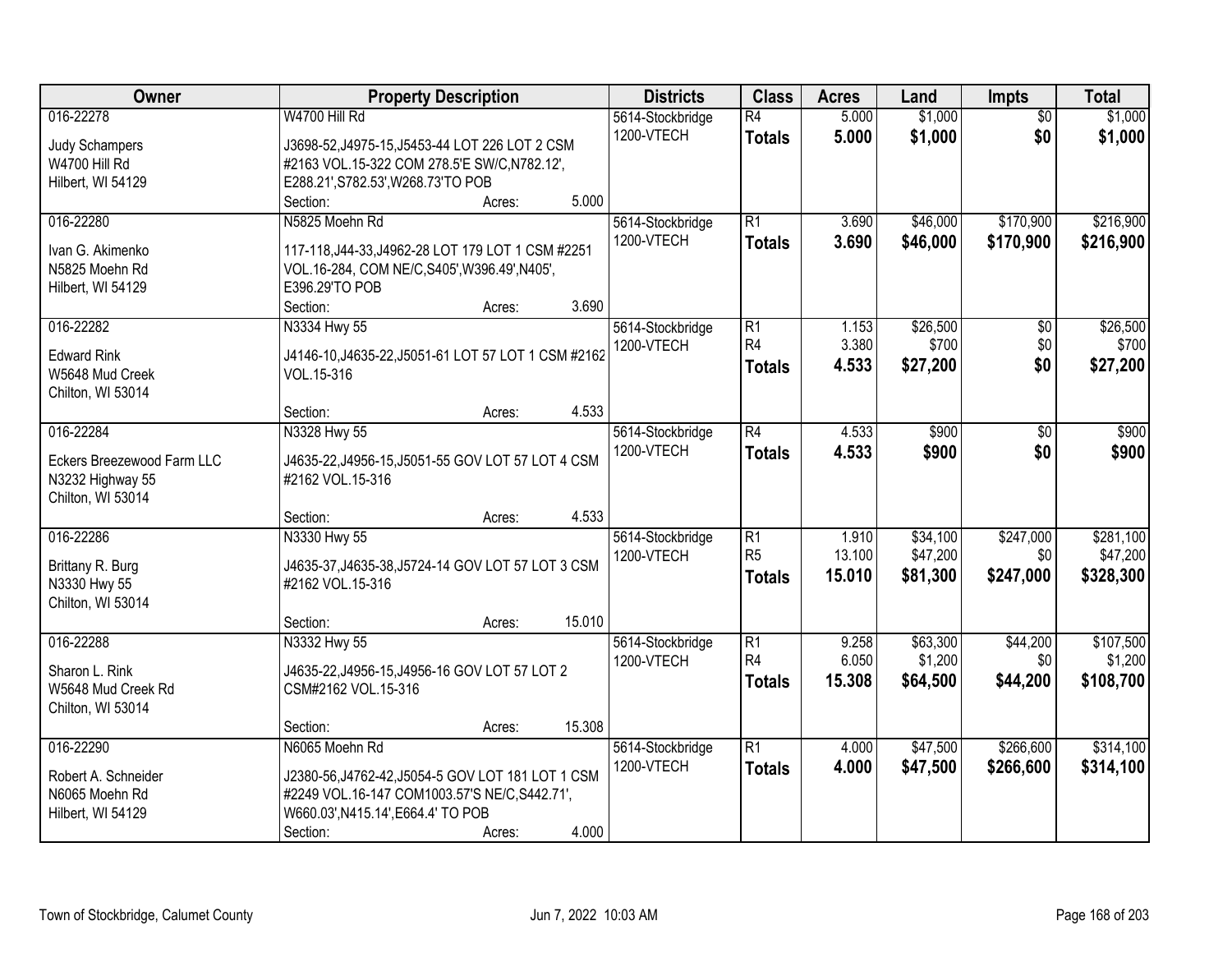| Owner | Property Description | Districts | Class | Acres | Land | Impts | Total |
|---|---|---|---|---|---|---|---|
| 016-22278<br>Judy Schampers<br>W4700 Hill Rd<br>Hilbert, WI 54129 | W4700 Hill Rd<br>J3698-52,J4975-15,J5453-44 LOT 226 LOT 2 CSM #2163 VOL.15-322 COM 278.5'E SW/C,N782.12', E288.21',S782.53',W268.73'TO POB<br>Section: Acres: 5.000 | 5614-Stockbridge<br>1200-VTECH | R4<br>**Totals** | 5.000<br>**5.000** | $1,000<br>**$1,000** | $0<br>**$0** | $1,000<br>**$1,000** |
| 016-22280<br>Ivan G. Akimenko<br>N5825 Moehn Rd<br>Hilbert, WI 54129 | N5825 Moehn Rd<br>117-118,J44-33,J4962-28 LOT 179 LOT 1 CSM #2251 VOL.16-284, COM NE/C,S405',W396.49',N405', E396.29'TO POB<br>Section: Acres: 3.690 | 5614-Stockbridge<br>1200-VTECH | R1<br>**Totals** | 3.690<br>**3.690** | $46,000<br>**$46,000** | $170,900<br>**$170,900** | $216,900<br>**$216,900** |
| 016-22282<br>Edward Rink<br>W5648 Mud Creek<br>Chilton, WI 53014 | N3334 Hwy 55<br>J4146-10,J4635-22,J5051-61 LOT 57 LOT 1 CSM #2162 VOL.15-316<br>Section: Acres: 4.533 | 5614-Stockbridge<br>1200-VTECH | R1<br>R4<br>**Totals** | 1.153<br>3.380<br>**4.533** | $26,500<br>$700<br>**$27,200** | $0<br>$0<br>**$0** | $26,500<br>$700<br>**$27,200** |
| 016-22284<br>Eckers Breezewood Farm LLC<br>N3232 Highway 55<br>Chilton, WI 53014 | N3328 Hwy 55<br>J4635-22,J4956-15,J5051-55 GOV LOT 57 LOT 4 CSM #2162 VOL.15-316<br>Section: Acres: 4.533 | 5614-Stockbridge<br>1200-VTECH | R4<br>**Totals** | 4.533<br>**4.533** | $900<br>**$900** | $0<br>**$0** | $900<br>**$900** |
| 016-22286<br>Brittany R. Burg<br>N3330 Hwy 55<br>Chilton, WI 53014 | N3330 Hwy 55<br>J4635-37,J4635-38,J5724-14 GOV LOT 57 LOT 3 CSM #2162 VOL.15-316<br>Section: Acres: 15.010 | 5614-Stockbridge<br>1200-VTECH | R1<br>R5<br>**Totals** | 1.910<br>13.100<br>**15.010** | $34,100<br>$47,200<br>**$81,300** | $247,000<br>$0<br>**$247,000** | $281,100<br>$47,200<br>**$328,300** |
| 016-22288<br>Sharon L. Rink<br>W5648 Mud Creek Rd<br>Chilton, WI 53014 | N3332 Hwy 55<br>J4635-22,J4956-15,J4956-16 GOV LOT 57 LOT 2 CSM#2162 VOL.15-316<br>Section: Acres: 15.308 | 5614-Stockbridge<br>1200-VTECH | R1<br>R4<br>**Totals** | 9.258<br>6.050<br>**15.308** | $63,300<br>$1,200<br>**$64,500** | $44,200<br>$0<br>**$44,200** | $107,500<br>$1,200<br>**$108,700** |
| 016-22290<br>Robert A. Schneider<br>N6065 Moehn Rd<br>Hilbert, WI 54129 | N6065 Moehn Rd<br>J2380-56,J4762-42,J5054-5 GOV LOT 181 LOT 1 CSM #2249 VOL.16-147 COM1003.57'S NE/C,S442.71', W660.03',N415.14',E664.4' TO POB<br>Section: Acres: 4.000 | 5614-Stockbridge<br>1200-VTECH | R1<br>**Totals** | 4.000<br>**4.000** | $47,500<br>**$47,500** | $266,600<br>**$266,600** | $314,100<br>**$314,100** |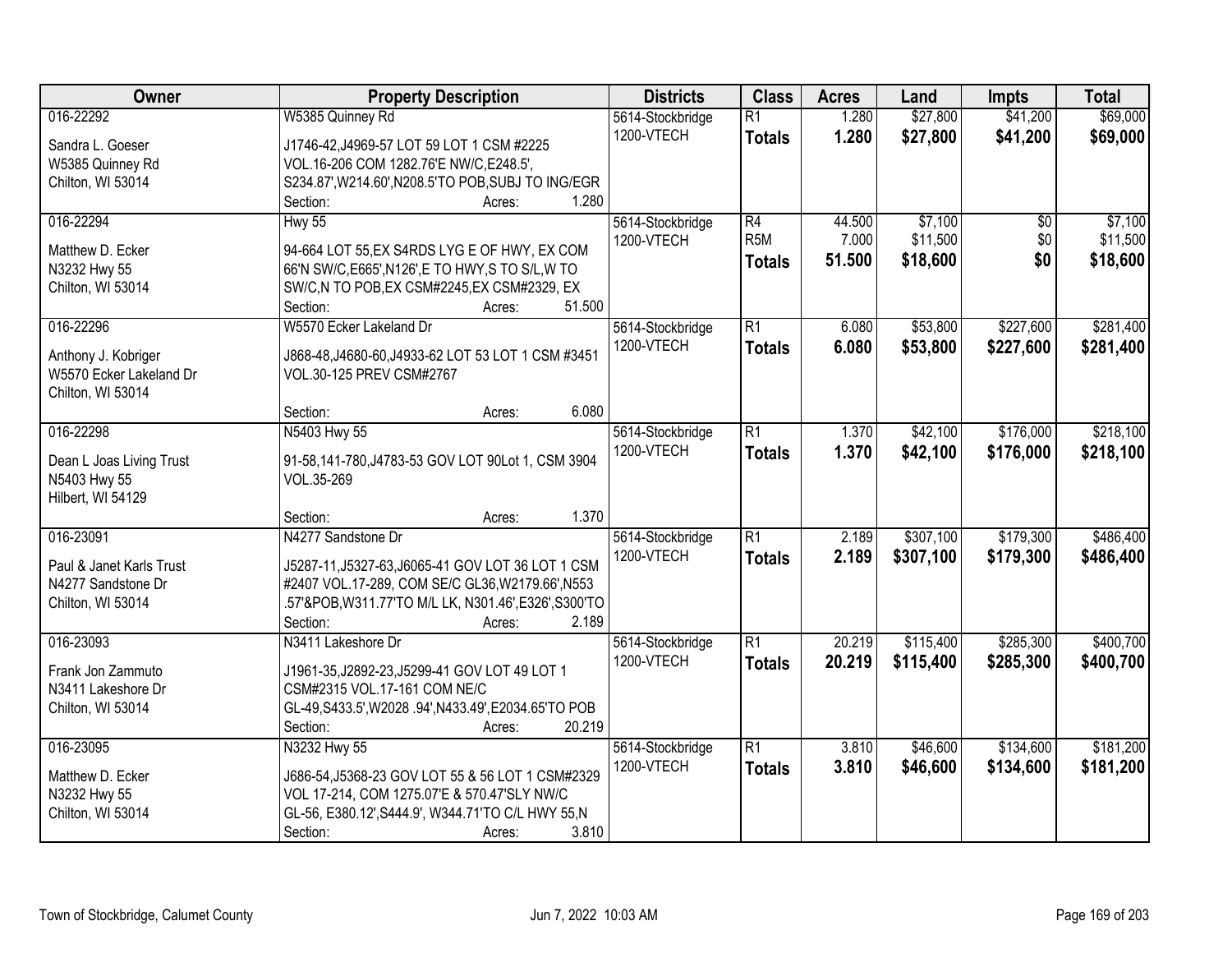| Owner | Property Description | Districts | Class | Acres | Land | Impts | Total |
|---|---|---|---|---|---|---|---|
| 016-22292<br>Sandra L. Goeser<br>W5385 Quinney Rd<br>Chilton, WI 53014 | W5385 Quinney Rd<br>J1746-42,J4969-57 LOT 59 LOT 1 CSM #2225 VOL.16-206 COM 1282.76'E NW/C,E248.5', S234.87',W214.60',N208.5'TO POB,SUBJ TO ING/EGR<br>Section: Acres: 1.280 | 5614-Stockbridge<br>1200-VTECH | R1<br>**Totals** | 1.280<br>**1.280** | $27,800<br>**$27,800** | $41,200<br>**$41,200** | $69,000<br>**$69,000** |
| 016-22294<br>Matthew D. Ecker<br>N3232 Hwy 55<br>Chilton, WI 53014 | Hwy 55<br>94-664 LOT 55,EX S4RDS LYG E OF HWY, EX COM 66'N SW/C,E665',N126',E TO HWY,S TO S/L,W TO SW/C,N TO POB,EX CSM#2245,EX CSM#2329, EX<br>Section: Acres: 51.500 | 5614-Stockbridge<br>1200-VTECH | R4<br>R5M<br>**Totals** | 44.500<br>7.000<br>**51.500** | $7,100<br>$11,500<br>**$18,600** | $0<br>$0<br>**$0** | $7,100<br>$11,500<br>**$18,600** |
| 016-22296<br>Anthony J. Kobriger<br>W5570 Ecker Lakeland Dr<br>Chilton, WI 53014 | W5570 Ecker Lakeland Dr<br>J868-48,J4680-60,J4933-62 LOT 53 LOT 1 CSM #3451 VOL.30-125 PREV CSM#2767<br>Section: Acres: 6.080 | 5614-Stockbridge<br>1200-VTECH | R1<br>**Totals** | 6.080<br>**6.080** | $53,800<br>**$53,800** | $227,600<br>**$227,600** | $281,400<br>**$281,400** |
| 016-22298<br>Dean L Joas Living Trust<br>N5403 Hwy 55<br>Hilbert, WI 54129 | N5403 Hwy 55<br>91-58,141-780,J4783-53 GOV LOT 90Lot 1, CSM 3904 VOL.35-269<br>Section: Acres: 1.370 | 5614-Stockbridge<br>1200-VTECH | R1<br>**Totals** | 1.370<br>**1.370** | $42,100<br>**$42,100** | $176,000<br>**$176,000** | $218,100<br>**$218,100** |
| 016-23091<br>Paul & Janet Karls Trust<br>N4277 Sandstone Dr<br>Chilton, WI 53014 | N4277 Sandstone Dr<br>J5287-11,J5327-63,J6065-41 GOV LOT 36 LOT 1 CSM #2407 VOL.17-289, COM SE/C GL36,W2179.66',N553 .57'&POB,W311.77'TO M/L LK, N301.46',E326',S300'TO<br>Section: Acres: 2.189 | 5614-Stockbridge<br>1200-VTECH | R1<br>**Totals** | 2.189<br>**2.189** | $307,100<br>**$307,100** | $179,300<br>**$179,300** | $486,400<br>**$486,400** |
| 016-23093<br>Frank Jon Zammuto<br>N3411 Lakeshore Dr<br>Chilton, WI 53014 | N3411 Lakeshore Dr<br>J1961-35,J2892-23,J5299-41 GOV LOT 49 LOT 1 CSM#2315 VOL.17-161 COM NE/C GL-49,S433.5',W2028 .94',N433.49',E2034.65'TO POB<br>Section: Acres: 20.219 | 5614-Stockbridge<br>1200-VTECH | R1<br>**Totals** | 20.219<br>**20.219** | $115,400<br>**$115,400** | $285,300<br>**$285,300** | $400,700<br>**$400,700** |
| 016-23095<br>Matthew D. Ecker<br>N3232 Hwy 55<br>Chilton, WI 53014 | N3232 Hwy 55<br>J686-54,J5368-23 GOV LOT 55 & 56 LOT 1 CSM#2329 VOL 17-214, COM 1275.07'E & 570.47'SLY NW/C GL-56, E380.12',S444.9', W344.71'TO C/L HWY 55,N<br>Section: Acres: 3.810 | 5614-Stockbridge<br>1200-VTECH | R1<br>**Totals** | 3.810<br>**3.810** | $46,600<br>**$46,600** | $134,600<br>**$134,600** | $181,200<br>**$181,200** |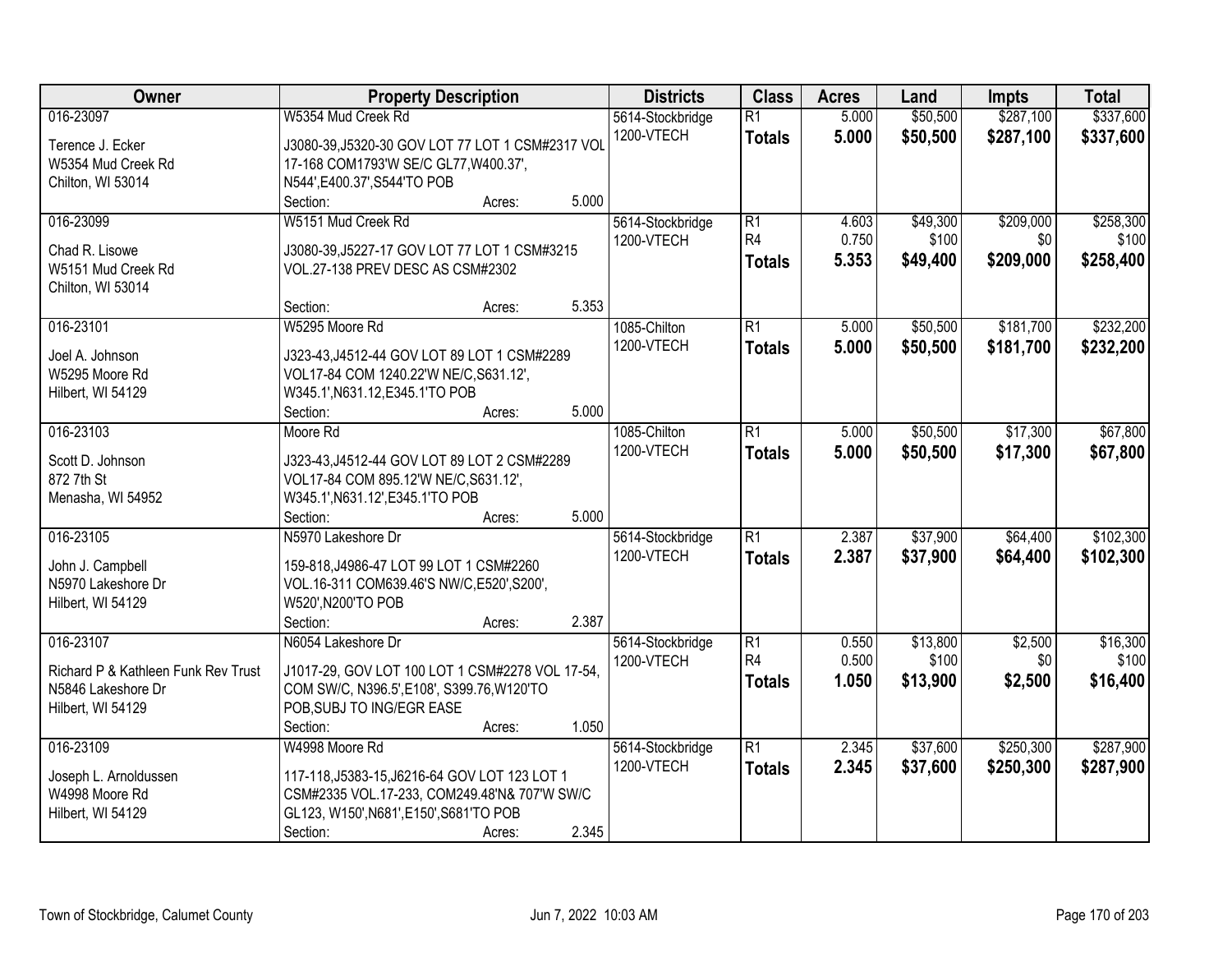| Owner | Property Description | Districts | Class | Acres | Land | Impts | Total |
|---|---|---|---|---|---|---|---|
| 016-23097<br>Terence J. Ecker<br>W5354 Mud Creek Rd<br>Chilton, WI 53014 | W5354 Mud Creek Rd<br>J3080-39,J5320-30 GOV LOT 77 LOT 1 CSM#2317 VOL 17-168 COM1793'W SE/C GL77,W400.37', N544',E400.37',S544'TO POB<br>Section: Acres: 5.000 | 5614-Stockbridge<br>1200-VTECH | R1<br>**Totals** | 5.000<br>**5.000** | $50,500<br>**$50,500** | $287,100<br>**$287,100** | $337,600<br>**$337,600** |
| 016-23099<br>Chad R. Lisowe<br>W5151 Mud Creek Rd<br>Chilton, WI 53014 | W5151 Mud Creek Rd<br>J3080-39,J5227-17 GOV LOT 77 LOT 1 CSM#3215 VOL.27-138 PREV DESC AS CSM#2302<br>Section: Acres: 5.353 | 5614-Stockbridge<br>1200-VTECH | R1<br>R4<br>**Totals** | 4.603<br>0.750<br>**5.353** | $49,300<br>$100<br>**$49,400** | $209,000<br>$0<br>**$209,000** | $258,300<br>$100<br>**$258,400** |
| 016-23101<br>Joel A. Johnson<br>W5295 Moore Rd<br>Hilbert, WI 54129 | W5295 Moore Rd<br>J323-43,J4512-44 GOV LOT 89 LOT 1 CSM#2289 VOL17-84 COM 1240.22'W NE/C,S631.12', W345.1',N631.12,E345.1'TO POB<br>Section: Acres: 5.000 | 1085-Chilton<br>1200-VTECH | R1<br>**Totals** | 5.000<br>**5.000** | $50,500<br>**$50,500** | $181,700<br>**$181,700** | $232,200<br>**$232,200** |
| 016-23103<br>Scott D. Johnson<br>872 7th St<br>Menasha, WI 54952 | Moore Rd<br>J323-43,J4512-44 GOV LOT 89 LOT 2 CSM#2289 VOL17-84 COM 895.12'W NE/C,S631.12', W345.1',N631.12',E345.1'TO POB<br>Section: Acres: 5.000 | 1085-Chilton<br>1200-VTECH | R1<br>**Totals** | 5.000<br>**5.000** | $50,500<br>**$50,500** | $17,300<br>**$17,300** | $67,800<br>**$67,800** |
| 016-23105<br>John J. Campbell<br>N5970 Lakeshore Dr<br>Hilbert, WI 54129 | N5970 Lakeshore Dr<br>159-818,J4986-47 LOT 99 LOT 1 CSM#2260 VOL.16-311 COM639.46'S NW/C,E520',S200', W520',N200'TO POB<br>Section: Acres: 2.387 | 5614-Stockbridge<br>1200-VTECH | R1<br>**Totals** | 2.387<br>**2.387** | $37,900<br>**$37,900** | $64,400<br>**$64,400** | $102,300<br>**$102,300** |
| 016-23107<br>Richard P & Kathleen Funk Rev Trust<br>N5846 Lakeshore Dr<br>Hilbert, WI 54129 | N6054 Lakeshore Dr<br>J1017-29, GOV LOT 100 LOT 1 CSM#2278 VOL 17-54, COM SW/C, N396.5',E108', S399.76,W120'TO POB,SUBJ TO ING/EGR EASE<br>Section: Acres: 1.050 | 5614-Stockbridge<br>1200-VTECH | R1<br>R4<br>**Totals** | 0.550<br>0.500<br>**1.050** | $13,800<br>$100<br>**$13,900** | $2,500<br>$0<br>**$2,500** | $16,300<br>$100<br>**$16,400** |
| 016-23109<br>Joseph L. Arnoldussen<br>W4998 Moore Rd<br>Hilbert, WI 54129 | W4998 Moore Rd<br>117-118,J5383-15,J6216-64 GOV LOT 123 LOT 1 CSM#2335 VOL.17-233, COM249.48'N& 707'W SW/C GL123, W150',N681',E150',S681'TO POB<br>Section: Acres: 2.345 | 5614-Stockbridge<br>1200-VTECH | R1<br>**Totals** | 2.345<br>**2.345** | $37,600<br>**$37,600** | $250,300<br>**$250,300** | $287,900<br>**$287,900** |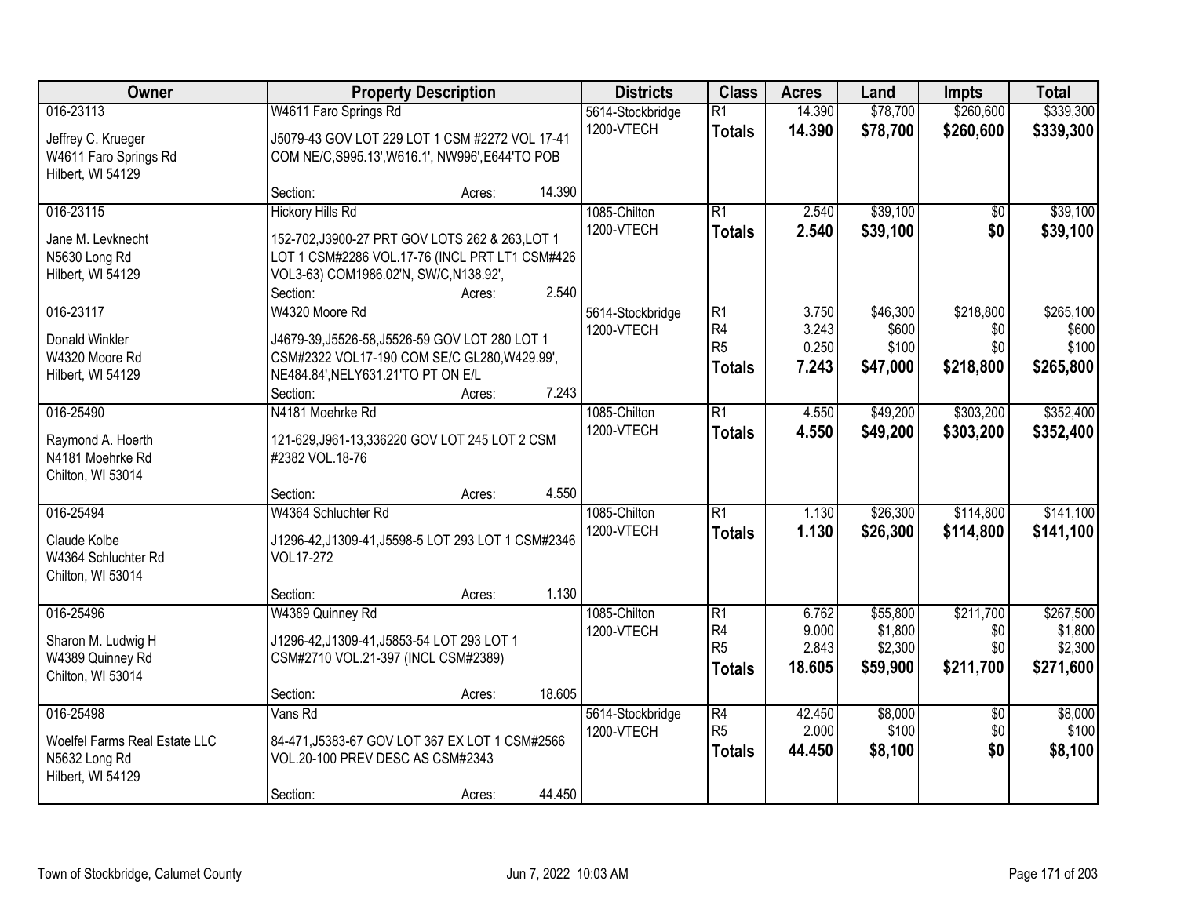| Owner | Property Description | | | Districts | Class | Acres | Land | Impts | Total |
|---|---|---|---|---|---|---|---|---|---|
| 016-23113<br><br>Jeffrey C. Krueger<br>W4611 Faro Springs Rd<br>Hilbert, WI 54129 | W4611 Faro Springs Rd<br><br>J5079-43 GOV LOT 229 LOT 1 CSM #2272 VOL 17-41 COM NE/C,S995.13',W616.1', NW996',E644'TO POB<br><br>Section: | Acres: | 14.390 | 5614-Stockbridge<br>1200-VTECH | R1<br>**Totals** | 14.390<br>**14.390** | $78,700<br>**$78,700** | $260,600<br>**$260,600** | $339,300<br>**$339,300** |
| 016-23115<br><br>Jane M. Levknecht<br>N5630 Long Rd<br>Hilbert, WI 54129 | Hickory Hills Rd<br><br>152-702,J3900-27 PRT GOV LOTS 262 & 263,LOT 1 LOT 1 CSM#2286 VOL.17-76 (INCL PRT LT1 CSM#426 VOL3-63) COM1986.02'N, SW/C,N138.92',<br>Section: | Acres: | 2.540 | 1085-Chilton<br>1200-VTECH | R1<br>**Totals** | 2.540<br>**2.540** | $39,100<br>**$39,100** | $0<br>**$0** | $39,100<br>**$39,100** |
| 016-23117<br><br>Donald Winkler<br>W4320 Moore Rd<br>Hilbert, WI 54129 | W4320 Moore Rd<br><br>J4679-39,J5526-58,J5526-59 GOV LOT 280 LOT 1 CSM#2322 VOL17-190 COM SE/C GL280,W429.99', NE484.84',NELY631.21'TO PT ON E/L<br>Section: | Acres: | 7.243 | 5614-Stockbridge<br>1200-VTECH | R1<br>R4<br>R5<br>**Totals** | 3.750<br>3.243<br>0.250<br>**7.243** | $46,300<br>$600<br>$100<br>**$47,000** | $218,800<br>$0<br>$0<br>**$218,800** | $265,100<br>$600<br>$100<br>**$265,800** |
| 016-25490<br><br>Raymond A. Hoerth<br>N4181 Moehrke Rd<br>Chilton, WI 53014 | N4181 Moehrke Rd<br><br>121-629,J961-13,336220 GOV LOT 245 LOT 2 CSM #2382 VOL.18-76<br><br>Section: | Acres: | 4.550 | 1085-Chilton<br>1200-VTECH | R1<br>**Totals** | 4.550<br>**4.550** | $49,200<br>**$49,200** | $303,200<br>**$303,200** | $352,400<br>**$352,400** |
| 016-25494<br><br>Claude Kolbe<br>W4364 Schluchter Rd<br>Chilton, WI 53014 | W4364 Schluchter Rd<br><br>J1296-42,J1309-41,J5598-5 LOT 293 LOT 1 CSM#2346 VOL17-272<br><br>Section: | Acres: | 1.130 | 1085-Chilton<br>1200-VTECH | R1<br>**Totals** | 1.130<br>**1.130** | $26,300<br>**$26,300** | $114,800<br>**$114,800** | $141,100<br>**$141,100** |
| 016-25496<br><br>Sharon M. Ludwig H<br>W4389 Quinney Rd<br>Chilton, WI 53014 | W4389 Quinney Rd<br><br>J1296-42,J1309-41,J5853-54 LOT 293 LOT 1 CSM#2710 VOL.21-397 (INCL CSM#2389)<br><br>Section: | Acres: | 18.605 | 1085-Chilton<br>1200-VTECH | R1<br>R4<br>R5<br>**Totals** | 6.762<br>9.000<br>2.843<br>**18.605** | $55,800<br>$1,800<br>$2,300<br>**$59,900** | $211,700<br>$0<br>$0<br>**$211,700** | $267,500<br>$1,800<br>$2,300<br>**$271,600** |
| 016-25498<br><br>Woelfel Farms Real Estate LLC<br>N5632 Long Rd<br>Hilbert, WI 54129 | Vans Rd<br><br>84-471,J5383-67 GOV LOT 367 EX LOT 1 CSM#2566 VOL.20-100 PREV DESC AS CSM#2343<br><br>Section: | Acres: | 44.450 | 5614-Stockbridge<br>1200-VTECH | R4<br>R5<br>**Totals** | 42.450<br>2.000<br>**44.450** | $8,000<br>$100<br>**$8,100** | $0<br>$0<br>**$0** | $8,000<br>$100<br>**$8,100** |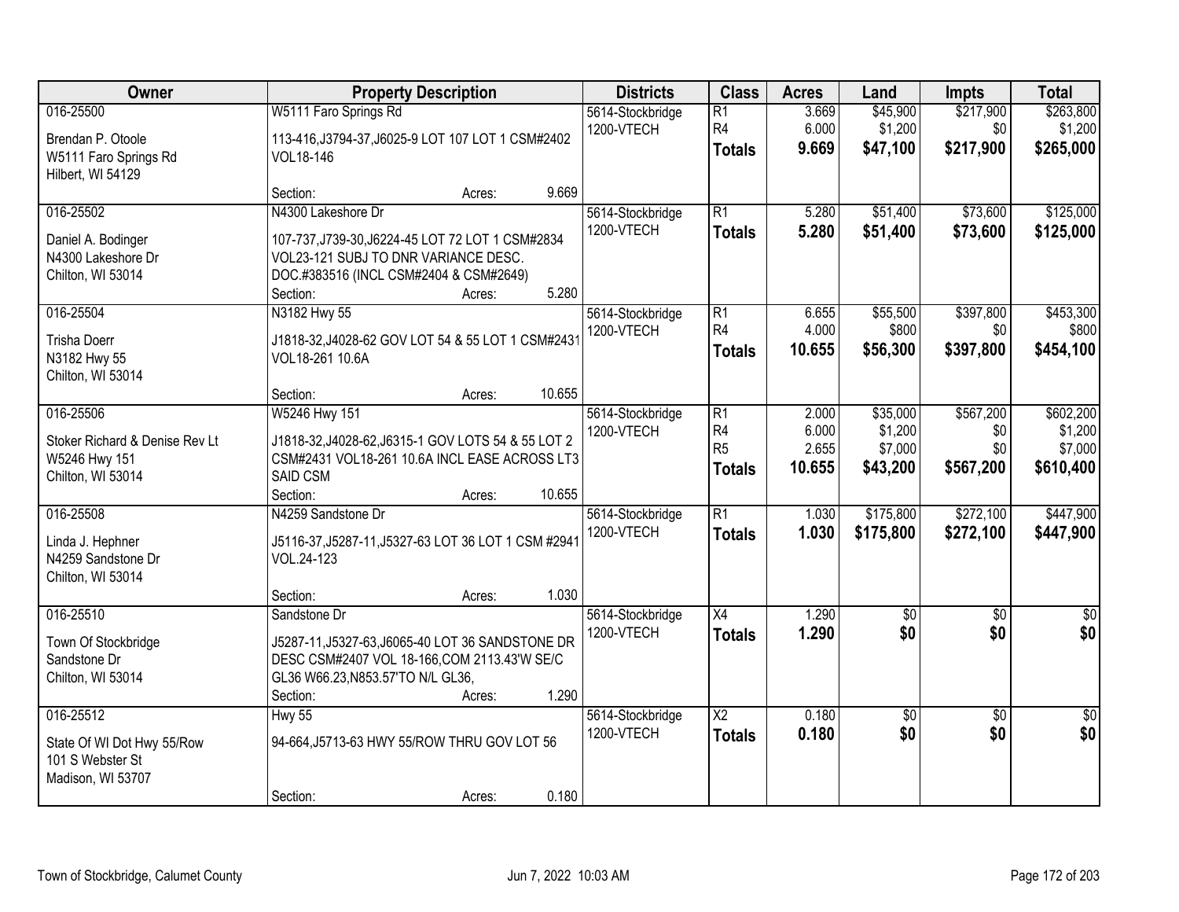| Owner | Property Description | Districts | Class | Acres | Land | Impts | Total |
|---|---|---|---|---|---|---|---|
| 016-25500<br>Brendan P. Otoole<br>W5111 Faro Springs Rd<br>Hilbert, WI 54129 | W5111 Faro Springs Rd<br>113-416,J3794-37,J6025-9 LOT 107 LOT 1 CSM#2402 VOL18-146<br>Section: Acres: 9.669 | 5614-Stockbridge<br>1200-VTECH | R1<br>R4<br>**Totals** | 3.669<br>6.000<br>**9.669** | $45,900<br>$1,200<br>**$47,100** | $217,900<br>$0<br>**$217,900** | $263,800<br>$1,200<br>**$265,000** |
| 016-25502<br>Daniel A. Bodinger<br>N4300 Lakeshore Dr<br>Chilton, WI 53014 | N4300 Lakeshore Dr<br>107-737,J739-30,J6224-45 LOT 72 LOT 1 CSM#2834 VOL23-121 SUBJ TO DNR VARIANCE DESC. DOC.#383516 (INCL CSM#2404 & CSM#2649)<br>Section: Acres: 5.280 | 5614-Stockbridge<br>1200-VTECH | R1<br>**Totals** | 5.280<br>**5.280** | $51,400<br>**$51,400** | $73,600<br>**$73,600** | $125,000<br>**$125,000** |
| 016-25504<br>Trisha Doerr<br>N3182 Hwy 55<br>Chilton, WI 53014 | N3182 Hwy 55<br>J1818-32,J4028-62 GOV LOT 54 & 55 LOT 1 CSM#2431 VOL18-261 10.6A<br>Section: Acres: 10.655 | 5614-Stockbridge<br>1200-VTECH | R1<br>R4<br>**Totals** | 6.655<br>4.000<br>**10.655** | $55,500<br>$800<br>**$56,300** | $397,800<br>$0<br>**$397,800** | $453,300<br>$800<br>**$454,100** |
| 016-25506<br>Stoker Richard & Denise Rev Lt<br>W5246 Hwy 151<br>Chilton, WI 53014 | W5246 Hwy 151<br>J1818-32,J4028-62,J6315-1 GOV LOTS 54 & 55 LOT 2 CSM#2431 VOL18-261 10.6A INCL EASE ACROSS LT3 SAID CSM<br>Section: Acres: 10.655 | 5614-Stockbridge<br>1200-VTECH | R1<br>R4<br>R5<br>**Totals** | 2.000<br>6.000<br>2.655<br>**10.655** | $35,000<br>$1,200<br>$7,000<br>**$43,200** | $567,200<br>$0<br>$0<br>**$567,200** | $602,200<br>$1,200<br>$7,000<br>**$610,400** |
| 016-25508<br>Linda J. Hephner<br>N4259 Sandstone Dr<br>Chilton, WI 53014 | N4259 Sandstone Dr<br>J5116-37,J5287-11,J5327-63 LOT 36 LOT 1 CSM #2941 VOL.24-123<br>Section: Acres: 1.030 | 5614-Stockbridge<br>1200-VTECH | R1<br>**Totals** | 1.030<br>**1.030** | $175,800<br>**$175,800** | $272,100<br>**$272,100** | $447,900<br>**$447,900** |
| 016-25510<br>Town Of Stockbridge<br>Sandstone Dr<br>Chilton, WI 53014 | Sandstone Dr<br>J5287-11,J5327-63,J6065-40 LOT 36 SANDSTONE DR DESC CSM#2407 VOL 18-166,COM 2113.43'W SE/C GL36 W66.23,N853.57'TO N/L GL36,<br>Section: Acres: 1.290 | 5614-Stockbridge<br>1200-VTECH | X4<br>**Totals** | 1.290<br>**1.290** | $0<br>**$0** | $0<br>**$0** | $0<br>**$0** |
| 016-25512<br>State Of WI Dot Hwy 55/Row<br>101 S Webster St<br>Madison, WI 53707 | Hwy 55<br>94-664,J5713-63 HWY 55/ROW THRU GOV LOT 56<br>Section: Acres: 0.180 | 5614-Stockbridge<br>1200-VTECH | X2<br>**Totals** | 0.180<br>**0.180** | $0<br>**$0** | $0<br>**$0** | $0<br>**$0** |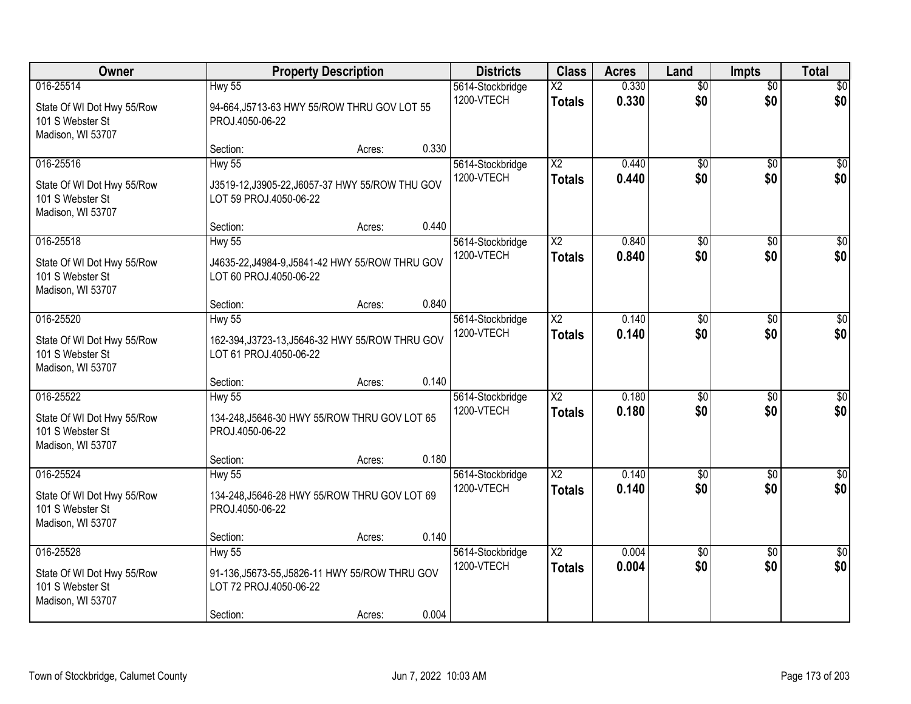| Owner | Property Description | Districts | Class | Acres | Land | Impts | Total |
|---|---|---|---|---|---|---|---|
| 016-25514 | Hwy 55 | 5614-Stockbridge | X2 | 0.330 | $0 | $0 | $0 |
| State Of WI Dot Hwy 55/Row<br>101 S Webster St<br>Madison, WI 53707 | 94-664,J5713-63 HWY 55/ROW THRU GOV LOT 55 PROJ.4050-06-22 | 1200-VTECH | **Totals** | **0.330** | **$0** | **$0** | **$0** |
| | Section: Acres: 0.330 | | | | | | |
| 016-25516 | Hwy 55 | 5614-Stockbridge | X2 | 0.440 | $0 | $0 | $0 |
| State Of WI Dot Hwy 55/Row<br>101 S Webster St<br>Madison, WI 53707 | J3519-12,J3905-22,J6057-37 HWY 55/ROW THU GOV LOT 59 PROJ.4050-06-22 | 1200-VTECH | **Totals** | **0.440** | **$0** | **$0** | **$0** |
| | Section: Acres: 0.440 | | | | | | |
| 016-25518 | Hwy 55 | 5614-Stockbridge | X2 | 0.840 | $0 | $0 | $0 |
| State Of WI Dot Hwy 55/Row<br>101 S Webster St<br>Madison, WI 53707 | J4635-22,J4984-9,J5841-42 HWY 55/ROW THRU GOV LOT 60 PROJ.4050-06-22 | 1200-VTECH | **Totals** | **0.840** | **$0** | **$0** | **$0** |
| | Section: Acres: 0.840 | | | | | | |
| 016-25520 | Hwy 55 | 5614-Stockbridge | X2 | 0.140 | $0 | $0 | $0 |
| State Of WI Dot Hwy 55/Row<br>101 S Webster St<br>Madison, WI 53707 | 162-394,J3723-13,J5646-32 HWY 55/ROW THRU GOV LOT 61 PROJ.4050-06-22 | 1200-VTECH | **Totals** | **0.140** | **$0** | **$0** | **$0** |
| | Section: Acres: 0.140 | | | | | | |
| 016-25522 | Hwy 55 | 5614-Stockbridge | X2 | 0.180 | $0 | $0 | $0 |
| State Of WI Dot Hwy 55/Row<br>101 S Webster St<br>Madison, WI 53707 | 134-248,J5646-30 HWY 55/ROW THRU GOV LOT 65 PROJ.4050-06-22 | 1200-VTECH | **Totals** | **0.180** | **$0** | **$0** | **$0** |
| | Section: Acres: 0.180 | | | | | | |
| 016-25524 | Hwy 55 | 5614-Stockbridge | X2 | 0.140 | $0 | $0 | $0 |
| State Of WI Dot Hwy 55/Row<br>101 S Webster St<br>Madison, WI 53707 | 134-248,J5646-28 HWY 55/ROW THRU GOV LOT 69 PROJ.4050-06-22 | 1200-VTECH | **Totals** | **0.140** | **$0** | **$0** | **$0** |
| | Section: Acres: 0.140 | | | | | | |
| 016-25528 | Hwy 55 | 5614-Stockbridge | X2 | 0.004 | $0 | $0 | $0 |
| State Of WI Dot Hwy 55/Row<br>101 S Webster St<br>Madison, WI 53707 | 91-136,J5673-55,J5826-11 HWY 55/ROW THRU GOV LOT 72 PROJ.4050-06-22 | 1200-VTECH | **Totals** | **0.004** | **$0** | **$0** | **$0** |
| | Section: Acres: 0.004 | | | | | | |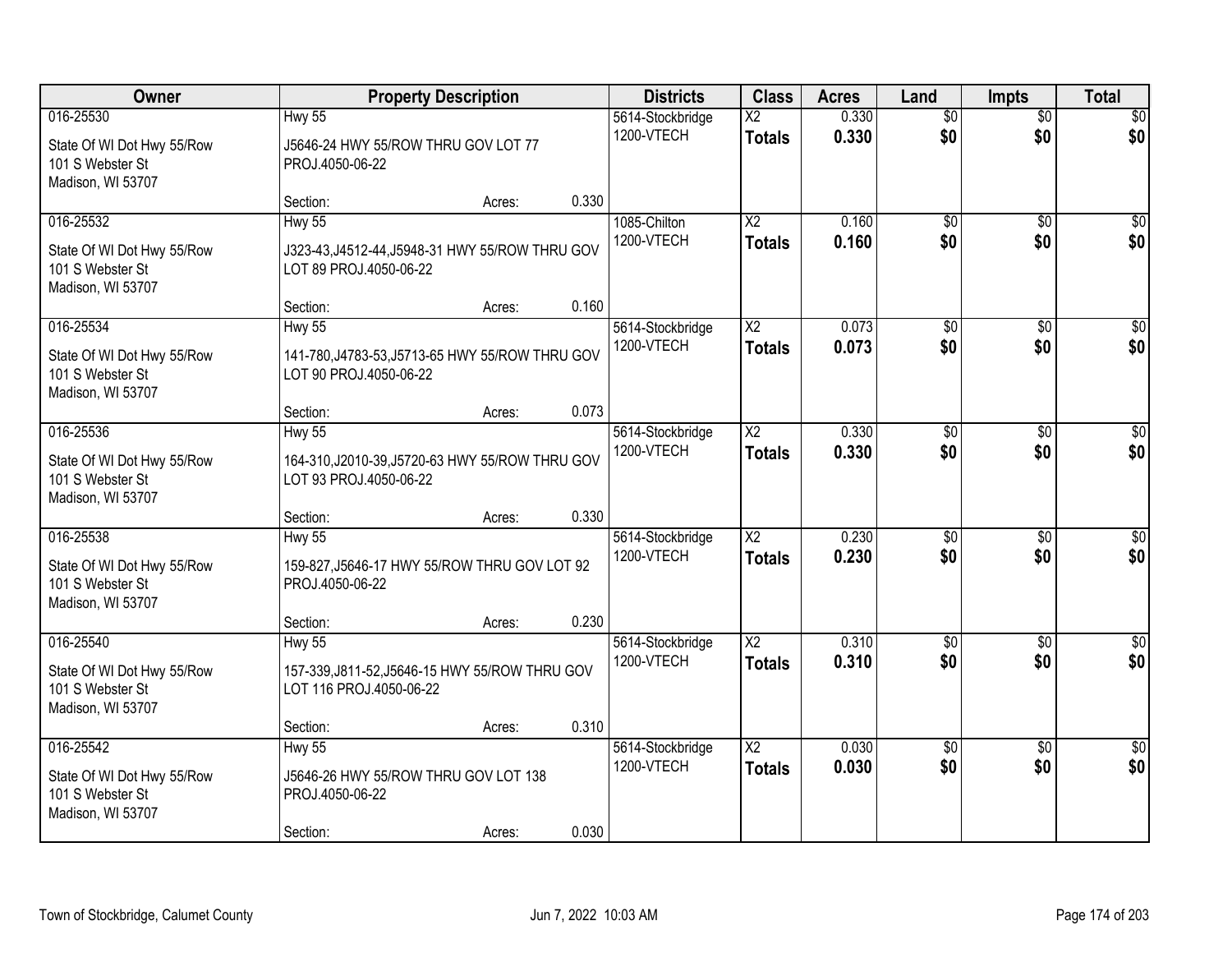| Owner | Property Description | Districts | Class | Acres | Land | Impts | Total |
|---|---|---|---|---|---|---|---|
| 016-25530<br>State Of WI Dot Hwy 55/Row<br>101 S Webster St<br>Madison, WI 53707 | Hwy 55<br>J5646-24 HWY 55/ROW THRU GOV LOT 77 PROJ.4050-06-22<br>Section: Acres: 0.330 | 5614-Stockbridge<br>1200-VTECH | X2<br>**Totals** | 0.330<br>**0.330** | $0<br>**$0** | $0<br>**$0** | $0<br>**$0** |
| 016-25532<br>State Of WI Dot Hwy 55/Row<br>101 S Webster St<br>Madison, WI 53707 | Hwy 55<br>J323-43,J4512-44,J5948-31 HWY 55/ROW THRU GOV LOT 89 PROJ.4050-06-22<br>Section: Acres: 0.160 | 1085-Chilton<br>1200-VTECH | X2<br>**Totals** | 0.160<br>**0.160** | $0<br>**$0** | $0<br>**$0** | $0<br>**$0** |
| 016-25534<br>State Of WI Dot Hwy 55/Row<br>101 S Webster St<br>Madison, WI 53707 | Hwy 55<br>141-780,J4783-53,J5713-65 HWY 55/ROW THRU GOV LOT 90 PROJ.4050-06-22<br>Section: Acres: 0.073 | 5614-Stockbridge<br>1200-VTECH | X2<br>**Totals** | 0.073<br>**0.073** | $0<br>**$0** | $0<br>**$0** | $0<br>**$0** |
| 016-25536<br>State Of WI Dot Hwy 55/Row<br>101 S Webster St<br>Madison, WI 53707 | Hwy 55<br>164-310,J2010-39,J5720-63 HWY 55/ROW THRU GOV LOT 93 PROJ.4050-06-22<br>Section: Acres: 0.330 | 5614-Stockbridge<br>1200-VTECH | X2<br>**Totals** | 0.330<br>**0.330** | $0<br>**$0** | $0<br>**$0** | $0<br>**$0** |
| 016-25538<br>State Of WI Dot Hwy 55/Row<br>101 S Webster St<br>Madison, WI 53707 | Hwy 55<br>159-827,J5646-17 HWY 55/ROW THRU GOV LOT 92 PROJ.4050-06-22<br>Section: Acres: 0.230 | 5614-Stockbridge<br>1200-VTECH | X2<br>**Totals** | 0.230<br>**0.230** | $0<br>**$0** | $0<br>**$0** | $0<br>**$0** |
| 016-25540<br>State Of WI Dot Hwy 55/Row<br>101 S Webster St<br>Madison, WI 53707 | Hwy 55<br>157-339,J811-52,J5646-15 HWY 55/ROW THRU GOV LOT 116 PROJ.4050-06-22<br>Section: Acres: 0.310 | 5614-Stockbridge<br>1200-VTECH | X2<br>**Totals** | 0.310<br>**0.310** | $0<br>**$0** | $0<br>**$0** | $0<br>**$0** |
| 016-25542<br>State Of WI Dot Hwy 55/Row<br>101 S Webster St<br>Madison, WI 53707 | Hwy 55<br>J5646-26 HWY 55/ROW THRU GOV LOT 138 PROJ.4050-06-22<br>Section: Acres: 0.030 | 5614-Stockbridge<br>1200-VTECH | X2<br>**Totals** | 0.030<br>**0.030** | $0<br>**$0** | $0<br>**$0** | $0<br>**$0** |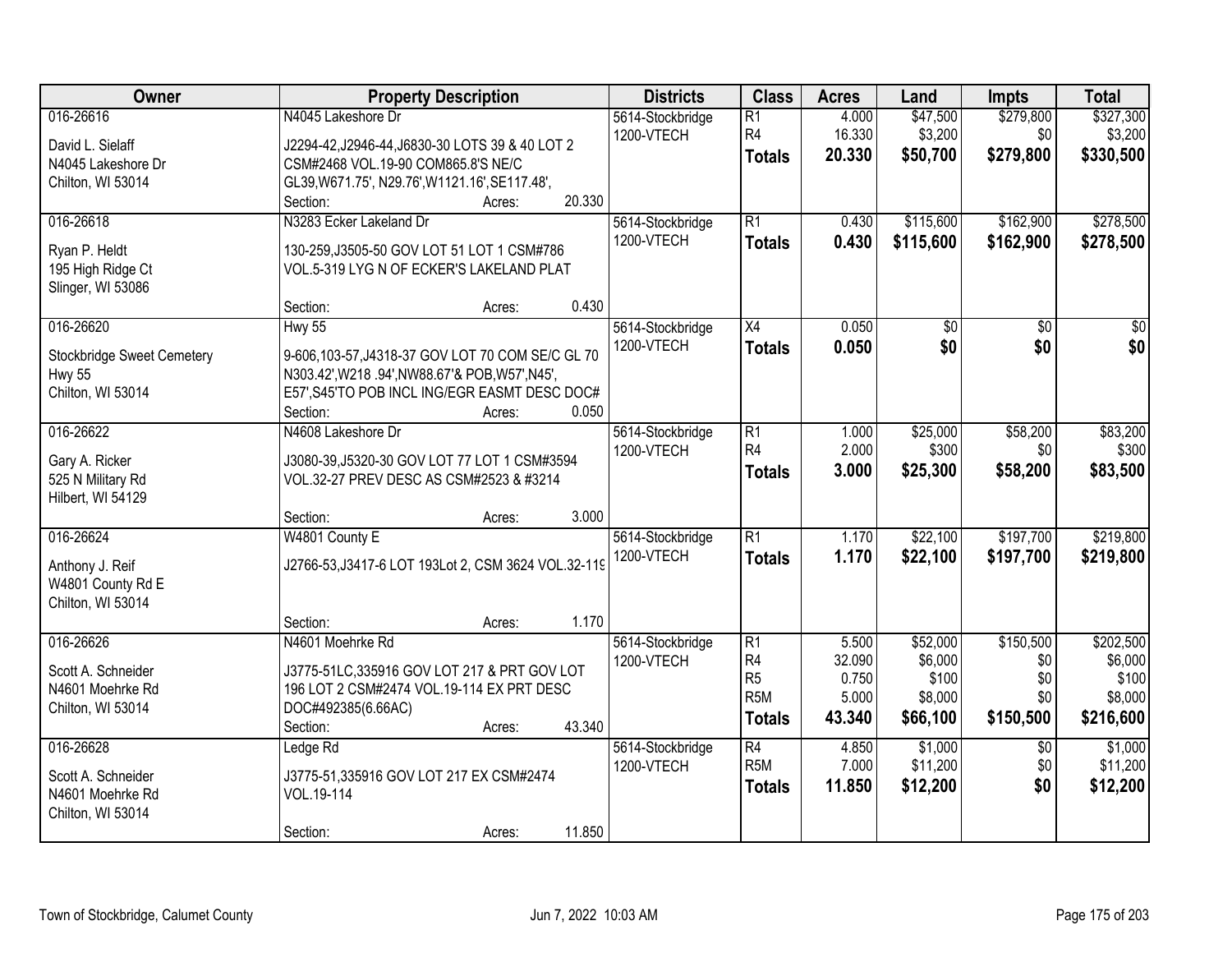| Owner | Property Description | Districts | Class | Acres | Land | Impts | Total |
|---|---|---|---|---|---|---|---|
| 016-26616<br>David L. Sielaff<br>N4045 Lakeshore Dr<br>Chilton, WI 53014 | N4045 Lakeshore Dr<br>J2294-42,J2946-44,J6830-30 LOTS 39 & 40 LOT 2 CSM#2468 VOL.19-90 COM865.8'S NE/C GL39,W671.75', N29.76',W1121.16',SE117.48',<br>Section: Acres: 20.330 | 5614-Stockbridge<br>1200-VTECH | R1<br>R4<br>**Totals** | 4.000<br>16.330<br>**20.330** | \$47,500<br>\$3,200<br>**\$50,700** | \$279,800<br>\$0<br>**\$279,800** | \$327,300<br>\$3,200<br>**\$330,500** |
| 016-26618<br>Ryan P. Heldt<br>195 High Ridge Ct<br>Slinger, WI 53086 | N3283 Ecker Lakeland Dr<br>130-259,J3505-50 GOV LOT 51 LOT 1 CSM#786 VOL.5-319 LYG N OF ECKER'S LAKELAND PLAT<br>Section: Acres: 0.430 | 5614-Stockbridge<br>1200-VTECH | R1<br>**Totals** | 0.430<br>**0.430** | \$115,600<br>**\$115,600** | \$162,900<br>**\$162,900** | \$278,500<br>**\$278,500** |
| 016-26620<br>Stockbridge Sweet Cemetery<br>Hwy 55<br>Chilton, WI 53014 | Hwy 55<br>9-606,103-57,J4318-37 GOV LOT 70 COM SE/C GL 70 N303.42',W218 .94',NW88.67'& POB,W57',N45', E57',S45'TO POB INCL ING/EGR EASMT DESC DOC#<br>Section: Acres: 0.050 | 5614-Stockbridge<br>1200-VTECH | X4<br>**Totals** | 0.050<br>**0.050** | \$0<br>**\$0** | \$0<br>**\$0** | \$0<br>**\$0** |
| 016-26622<br>Gary A. Ricker<br>525 N Military Rd<br>Hilbert, WI 54129 | N4608 Lakeshore Dr<br>J3080-39,J5320-30 GOV LOT 77 LOT 1 CSM#3594 VOL.32-27 PREV DESC AS CSM#2523 & #3214<br>Section: Acres: 3.000 | 5614-Stockbridge<br>1200-VTECH | R1<br>R4<br>**Totals** | 1.000<br>2.000<br>**3.000** | \$25,000<br>\$300<br>**\$25,300** | \$58,200<br>\$0<br>**\$58,200** | \$83,200<br>\$300<br>**\$83,500** |
| 016-26624<br>Anthony J. Reif<br>W4801 County Rd E<br>Chilton, WI 53014 | W4801 County E<br>J2766-53,J3417-6 LOT 193Lot 2, CSM 3624 VOL.32-119<br>Section: Acres: 1.170 | 5614-Stockbridge<br>1200-VTECH | R1<br>**Totals** | 1.170<br>**1.170** | \$22,100<br>**\$22,100** | \$197,700<br>**\$197,700** | \$219,800<br>**\$219,800** |
| 016-26626<br>Scott A. Schneider<br>N4601 Moehrke Rd<br>Chilton, WI 53014 | N4601 Moehrke Rd<br>J3775-51LC,335916 GOV LOT 217 & PRT GOV LOT 196 LOT 2 CSM#2474 VOL.19-114 EX PRT DESC DOC#492385(6.66AC)<br>Section: Acres: 43.340 | 5614-Stockbridge<br>1200-VTECH | R1<br>R4<br>R5<br>R5M<br>**Totals** | 5.500<br>32.090<br>0.750<br>5.000<br>**43.340** | \$52,000<br>\$6,000<br>\$100<br>\$8,000<br>**\$66,100** | \$150,500<br>\$0<br>\$0<br>\$0<br>**\$150,500** | \$202,500<br>\$6,000<br>\$100<br>\$8,000<br>**\$216,600** |
| 016-26628<br>Scott A. Schneider<br>N4601 Moehrke Rd<br>Chilton, WI 53014 | Ledge Rd<br>J3775-51,335916 GOV LOT 217 EX CSM#2474 VOL.19-114<br>Section: Acres: 11.850 | 5614-Stockbridge<br>1200-VTECH | R4<br>R5M<br>**Totals** | 4.850<br>7.000<br>**11.850** | \$1,000<br>\$11,200<br>**\$12,200** | \$0<br>\$0<br>**\$0** | \$1,000<br>\$11,200<br>**\$12,200** |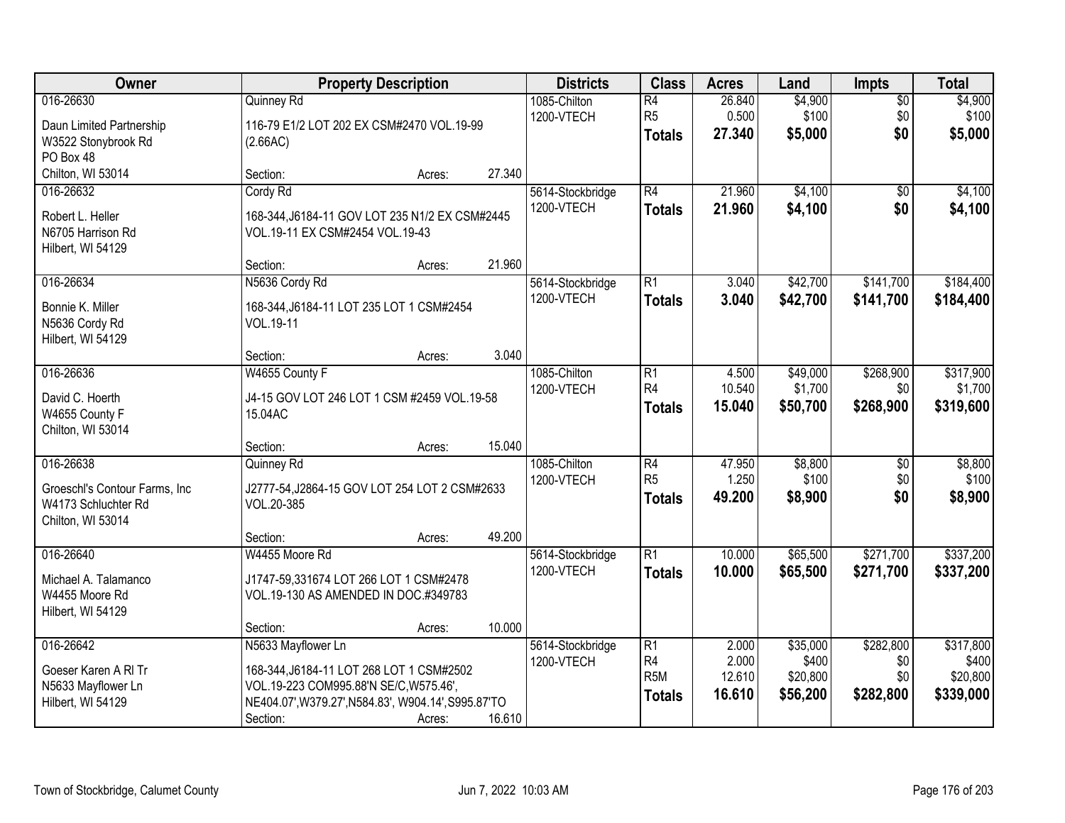| Owner | Property Description | Districts | Class | Acres | Land | Impts | Total |
|---|---|---|---|---|---|---|---|
| 016-26630<br>Daun Limited Partnership<br>W3522 Stonybrook Rd<br>PO Box 48<br>Chilton, WI 53014 | Quinney Rd<br>116-79 E1/2 LOT 202 EX CSM#2470 VOL.19-99 (2.66AC)<br>Section: Acres: 27.340 | 1085-Chilton<br>1200-VTECH | R4<br>R5<br>**Totals** | 26.840<br>0.500<br>**27.340** | $4,900<br>$100<br>**$5,000** | $0<br>$0<br>**$0** | $4,900<br>$100<br>**$5,000** |
| 016-26632<br>Robert L. Heller<br>N6705 Harrison Rd<br>Hilbert, WI 54129 | Cordy Rd<br>168-344,J6184-11 GOV LOT 235 N1/2 EX CSM#2445 VOL.19-11 EX CSM#2454 VOL.19-43<br>Section: Acres: 21.960 | 5614-Stockbridge<br>1200-VTECH | R4<br>**Totals** | 21.960<br>**21.960** | $4,100<br>**$4,100** | $0<br>**$0** | $4,100<br>**$4,100** |
| 016-26634<br>Bonnie K. Miller<br>N5636 Cordy Rd<br>Hilbert, WI 54129 | N5636 Cordy Rd<br>168-344,J6184-11 LOT 235 LOT 1 CSM#2454 VOL.19-11<br>Section: Acres: 3.040 | 5614-Stockbridge<br>1200-VTECH | R1<br>**Totals** | 3.040<br>**3.040** | $42,700<br>**$42,700** | $141,700<br>**$141,700** | $184,400<br>**$184,400** |
| 016-26636<br>David C. Hoerth<br>W4655 County F<br>Chilton, WI 53014 | W4655 County F<br>J4-15 GOV LOT 246 LOT 1 CSM #2459 VOL.19-58 15.04AC<br>Section: Acres: 15.040 | 1085-Chilton<br>1200-VTECH | R1<br>R4<br>**Totals** | 4.500<br>10.540<br>**15.040** | $49,000<br>$1,700<br>**$50,700** | $268,900<br>$0<br>**$268,900** | $317,900<br>$1,700<br>**$319,600** |
| 016-26638<br>Groeschl's Contour Farms, Inc<br>W4173 Schluchter Rd<br>Chilton, WI 53014 | Quinney Rd<br>J2777-54,J2864-15 GOV LOT 254 LOT 2 CSM#2633 VOL.20-385<br>Section: Acres: 49.200 | 1085-Chilton<br>1200-VTECH | R4<br>R5<br>**Totals** | 47.950<br>1.250<br>**49.200** | $8,800<br>$100<br>**$8,900** | $0<br>$0<br>**$0** | $8,800<br>$100<br>**$8,900** |
| 016-26640<br>Michael A. Talamanco<br>W4455 Moore Rd<br>Hilbert, WI 54129 | W4455 Moore Rd<br>J1747-59,331674 LOT 266 LOT 1 CSM#2478 VOL.19-130 AS AMENDED IN DOC.#349783<br>Section: Acres: 10.000 | 5614-Stockbridge<br>1200-VTECH | R1<br>**Totals** | 10.000<br>**10.000** | $65,500<br>**$65,500** | $271,700<br>**$271,700** | $337,200<br>**$337,200** |
| 016-26642<br>Goeser Karen A Rl Tr<br>N5633 Mayflower Ln<br>Hilbert, WI 54129 | N5633 Mayflower Ln<br>168-344,J6184-11 LOT 268 LOT 1 CSM#2502 VOL.19-223 COM995.88'N SE/C,W575.46', NE404.07',W379.27',N584.83', W904.14',S995.87'TO<br>Section: Acres: 16.610 | 5614-Stockbridge<br>1200-VTECH | R1<br>R4<br>R5M<br>**Totals** | 2.000<br>2.000<br>12.610<br>**16.610** | $35,000<br>$400<br>$20,800<br>**$56,200** | $282,800<br>$0<br>$0<br>**$282,800** | $317,800<br>$400<br>$20,800<br>**$339,000** |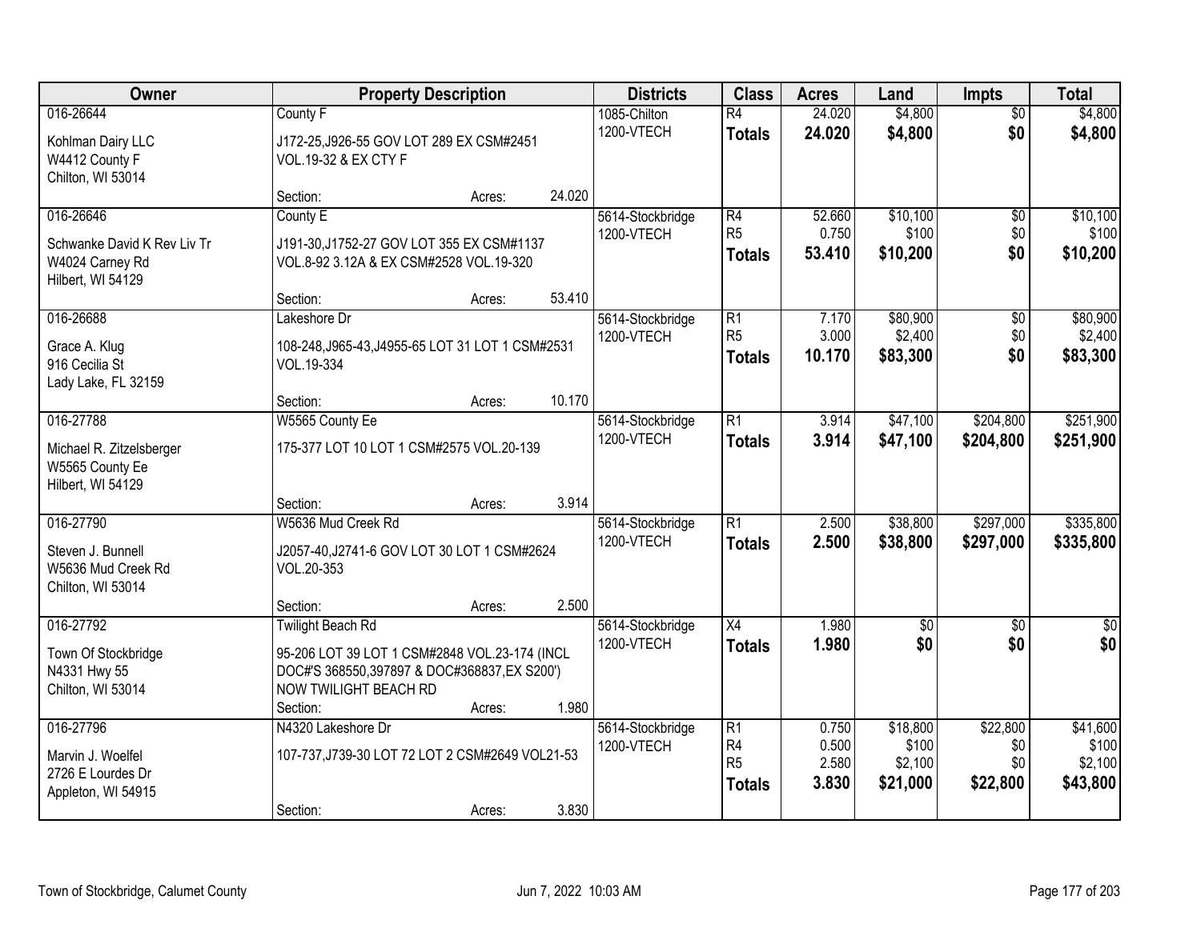| Owner | Property Description | Districts | Class | Acres | Land | Impts | Total |
|---|---|---|---|---|---|---|---|
| 016-26644<br>Kohlman Dairy LLC<br>W4412 County F<br>Chilton, WI 53014 | County F<br>J172-25,J926-55 GOV LOT 289 EX CSM#2451 VOL.19-32 & EX CTY F<br>Section: Acres: 24.020 | 1085-Chilton<br>1200-VTECH | R4<br>**Totals** | 24.020<br>**24.020** | $4,800<br>**$4,800** | $0<br>**$0** | $4,800<br>**$4,800** |
| 016-26646<br>Schwanke David K Rev Liv Tr<br>W4024 Carney Rd<br>Hilbert, WI 54129 | County E<br>J191-30,J1752-27 GOV LOT 355 EX CSM#1137 VOL.8-92 3.12A & EX CSM#2528 VOL.19-320<br>Section: Acres: 53.410 | 5614-Stockbridge<br>1200-VTECH | R4<br>R5<br>**Totals** | 52.660<br>0.750<br>**53.410** | $10,100<br>$100<br>**$10,200** | $0<br>$0<br>**$0** | $10,100<br>$100<br>**$10,200** |
| 016-26688<br>Grace A. Klug<br>916 Cecilia St<br>Lady Lake, FL 32159 | Lakeshore Dr<br>108-248,J965-43,J4955-65 LOT 31 LOT 1 CSM#2531 VOL.19-334<br>Section: Acres: 10.170 | 5614-Stockbridge<br>1200-VTECH | R1<br>R5<br>**Totals** | 7.170<br>3.000<br>**10.170** | $80,900<br>$2,400<br>**$83,300** | $0<br>$0<br>**$0** | $80,900<br>$2,400<br>**$83,300** |
| 016-27788<br>Michael R. Zitzelsberger<br>W5565 County Ee<br>Hilbert, WI 54129 | W5565 County Ee<br>175-377 LOT 10 LOT 1 CSM#2575 VOL.20-139<br>Section: Acres: 3.914 | 5614-Stockbridge<br>1200-VTECH | R1<br>**Totals** | 3.914<br>**3.914** | $47,100<br>**$47,100** | $204,800<br>**$204,800** | $251,900<br>**$251,900** |
| 016-27790<br>Steven J. Bunnell<br>W5636 Mud Creek Rd<br>Chilton, WI 53014 | W5636 Mud Creek Rd<br>J2057-40,J2741-6 GOV LOT 30 LOT 1 CSM#2624 VOL.20-353<br>Section: Acres: 2.500 | 5614-Stockbridge<br>1200-VTECH | R1<br>**Totals** | 2.500<br>**2.500** | $38,800<br>**$38,800** | $297,000<br>**$297,000** | $335,800<br>**$335,800** |
| 016-27792<br>Town Of Stockbridge<br>N4331 Hwy 55<br>Chilton, WI 53014 | Twilight Beach Rd<br>95-206 LOT 39 LOT 1 CSM#2848 VOL.23-174 (INCL DOC#'S 368550,397897 & DOC#368837,EX S200') NOW TWILIGHT BEACH RD<br>Section: Acres: 1.980 | 5614-Stockbridge<br>1200-VTECH | X4<br>**Totals** | 1.980<br>**1.980** | $0<br>**$0** | $0<br>**$0** | $0<br>**$0** |
| 016-27796<br>Marvin J. Woelfel<br>2726 E Lourdes Dr<br>Appleton, WI 54915 | N4320 Lakeshore Dr<br>107-737,J739-30 LOT 72 LOT 2 CSM#2649 VOL21-53<br>Section: Acres: 3.830 | 5614-Stockbridge<br>1200-VTECH | R1<br>R4<br>R5<br>**Totals** | 0.750<br>0.500<br>2.580<br>**3.830** | $18,800<br>$100<br>$2,100<br>**$21,000** | $22,800<br>$0<br>$0<br>**$22,800** | $41,600<br>$100<br>$2,100<br>**$43,800** |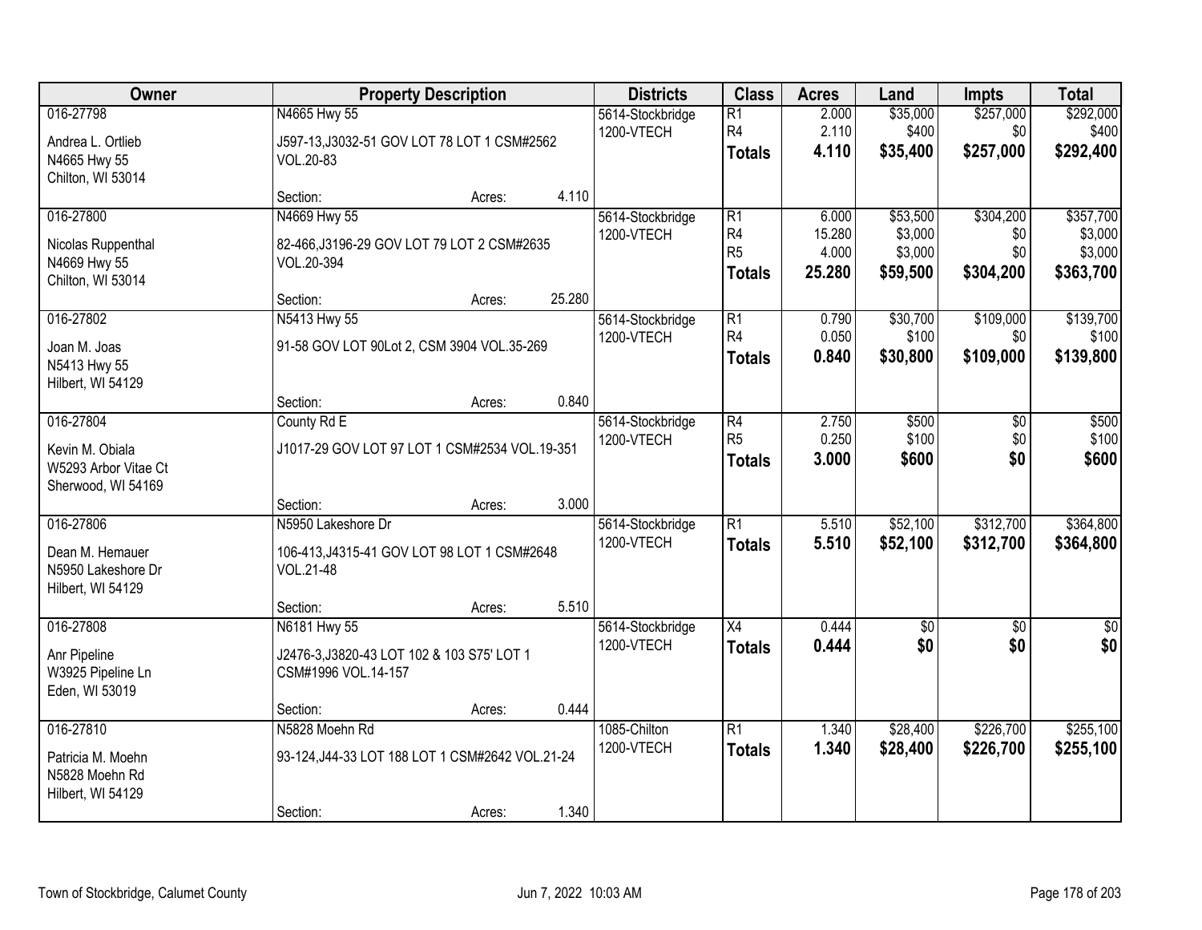| Owner | Property Description | Districts | Class | Acres | Land | Impts | Total |
|---|---|---|---|---|---|---|---|
| 016-27798<br>Andrea L. Ortlieb<br>N4665 Hwy 55<br>Chilton, WI 53014 | N4665 Hwy 55<br>J597-13,J3032-51 GOV LOT 78 LOT 1 CSM#2562 VOL.20-83<br>Section: Acres: 4.110 | 5614-Stockbridge<br>1200-VTECH | R1<br>R4<br>**Totals** | 2.000<br>2.110<br>**4.110** | $35,000<br>$400<br>**$35,400** | $257,000<br>$0<br>**$257,000** | $292,000<br>$400<br>**$292,400** |
| 016-27800<br>Nicolas Ruppenthal<br>N4669 Hwy 55<br>Chilton, WI 53014 | N4669 Hwy 55<br>82-466,J3196-29 GOV LOT 79 LOT 2 CSM#2635 VOL.20-394<br>Section: Acres: 25.280 | 5614-Stockbridge<br>1200-VTECH | R1<br>R4<br>R5<br>**Totals** | 6.000<br>15.280<br>4.000<br>**25.280** | $53,500<br>$3,000<br>$3,000<br>**$59,500** | $304,200<br>$0<br>$0<br>**$304,200** | $357,700<br>$3,000<br>$3,000<br>**$363,700** |
| 016-27802<br>Joan M. Joas<br>N5413 Hwy 55<br>Hilbert, WI 54129 | N5413 Hwy 55<br>91-58 GOV LOT 90Lot 2, CSM 3904 VOL.35-269<br>Section: Acres: 0.840 | 5614-Stockbridge<br>1200-VTECH | R1<br>R4<br>**Totals** | 0.790<br>0.050<br>**0.840** | $30,700<br>$100<br>**$30,800** | $109,000<br>$0<br>**$109,000** | $139,700<br>$100<br>**$139,800** |
| 016-27804<br>Kevin M. Obiala<br>W5293 Arbor Vitae Ct<br>Sherwood, WI 54169 | County Rd E<br>J1017-29 GOV LOT 97 LOT 1 CSM#2534 VOL.19-351<br>Section: Acres: 3.000 | 5614-Stockbridge<br>1200-VTECH | R4<br>R5<br>**Totals** | 2.750<br>0.250<br>**3.000** | $500<br>$100<br>**$600** | $0<br>$0<br>**$0** | $500<br>$100<br>**$600** |
| 016-27806<br>Dean M. Hemauer<br>N5950 Lakeshore Dr<br>Hilbert, WI 54129 | N5950 Lakeshore Dr<br>106-413,J4315-41 GOV LOT 98 LOT 1 CSM#2648 VOL.21-48<br>Section: Acres: 5.510 | 5614-Stockbridge<br>1200-VTECH | R1<br>**Totals** | 5.510<br>**5.510** | $52,100<br>**$52,100** | $312,700<br>**$312,700** | $364,800<br>**$364,800** |
| 016-27808<br>Anr Pipeline<br>W3925 Pipeline Ln<br>Eden, WI 53019 | N6181 Hwy 55<br>J2476-3,J3820-43 LOT 102 & 103 S75' LOT 1 CSM#1996 VOL.14-157<br>Section: Acres: 0.444 | 5614-Stockbridge<br>1200-VTECH | X4<br>**Totals** | 0.444<br>**0.444** | $0<br>**$0** | $0<br>**$0** | $0<br>**$0** |
| 016-27810<br>Patricia M. Moehn<br>N5828 Moehn Rd<br>Hilbert, WI 54129 | N5828 Moehn Rd<br>93-124,J44-33 LOT 188 LOT 1 CSM#2642 VOL.21-24<br>Section: Acres: 1.340 | 1085-Chilton<br>1200-VTECH | R1<br>**Totals** | 1.340<br>**1.340** | $28,400<br>**$28,400** | $226,700<br>**$226,700** | $255,100<br>**$255,100** |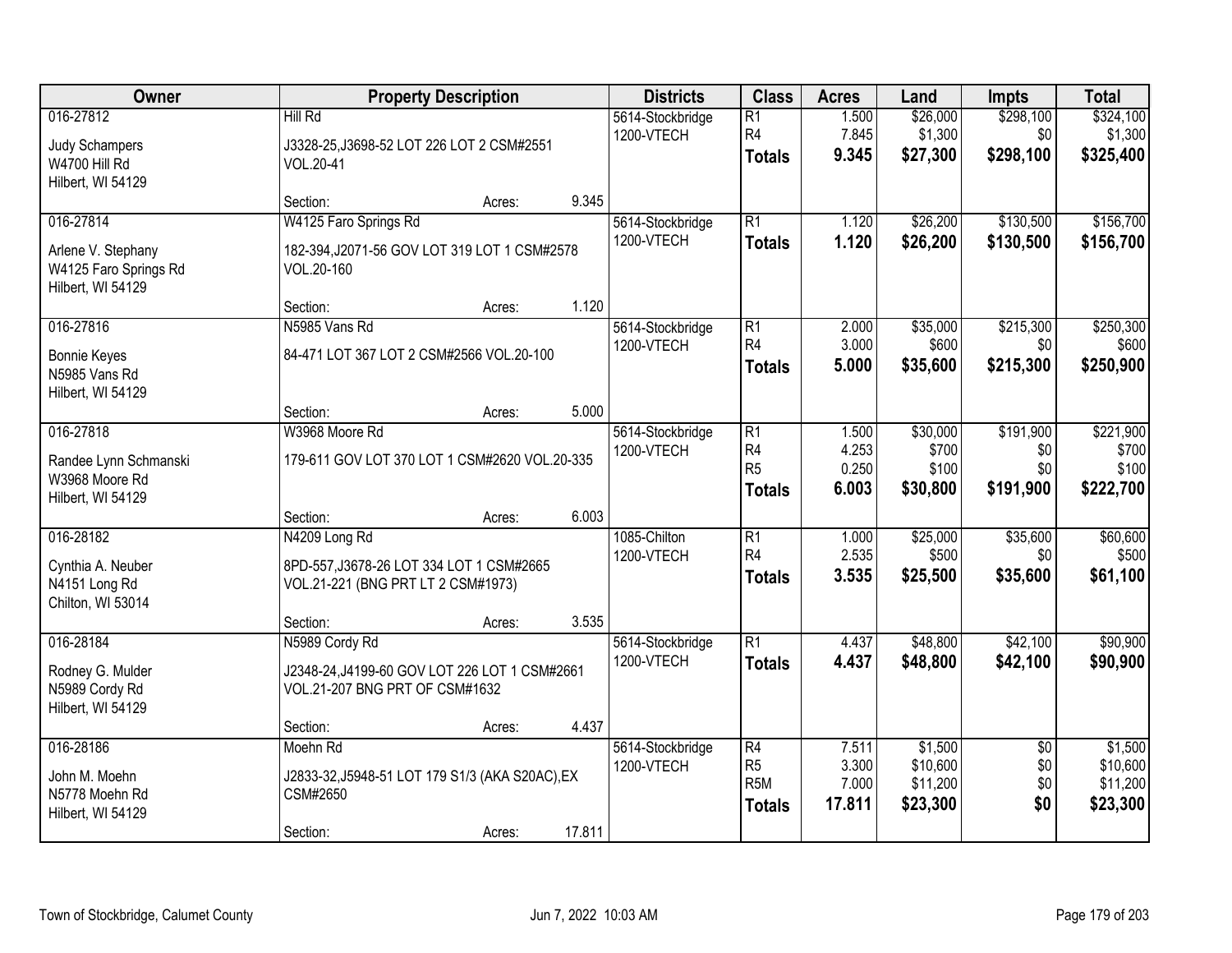| Owner | Property Description | | | Districts | Class | Acres | Land | Impts | Total |
|---|---|---|---|---|---|---|---|---|---|
| 016-27812 | Hill Rd | | | 5614-Stockbridge | R1 | 1.500 | $26,000 | $298,100 | $324,100 |
| Judy Schampers | J3328-25,J3698-52 LOT 226 LOT 2 CSM#2551 | | | 1200-VTECH | R4 | 7.845 | $1,300 | $0 | $1,300 |
| W4700 Hill Rd | VOL.20-41 | | | | **Totals** | **9.345** | **$27,300** | **$298,100** | **$325,400** |
| Hilbert, WI 54129 | | | | | | | | | |
| | Section: | Acres: | 9.345 | | | | | | |
| 016-27814 | W4125 Faro Springs Rd | | | 5614-Stockbridge | R1 | 1.120 | $26,200 | $130,500 | $156,700 |
| Arlene V. Stephany | 182-394,J2071-56 GOV LOT 319 LOT 1 CSM#2578 | | | 1200-VTECH | **Totals** | **1.120** | **$26,200** | **$130,500** | **$156,700** |
| W4125 Faro Springs Rd | VOL.20-160 | | | | | | | | |
| Hilbert, WI 54129 | | | | | | | | | |
| | Section: | Acres: | 1.120 | | | | | | |
| 016-27816 | N5985 Vans Rd | | | 5614-Stockbridge | R1 | 2.000 | $35,000 | $215,300 | $250,300 |
| Bonnie Keyes | 84-471 LOT 367 LOT 2 CSM#2566 VOL.20-100 | | | 1200-VTECH | R4 | 3.000 | $600 | $0 | $600 |
| N5985 Vans Rd | | | | | **Totals** | **5.000** | **$35,600** | **$215,300** | **$250,900** |
| Hilbert, WI 54129 | | | | | | | | | |
| | Section: | Acres: | 5.000 | | | | | | |
| 016-27818 | W3968 Moore Rd | | | 5614-Stockbridge | R1 | 1.500 | $30,000 | $191,900 | $221,900 |
| Randee Lynn Schmanski | 179-611 GOV LOT 370 LOT 1 CSM#2620 VOL.20-335 | | | 1200-VTECH | R4 | 4.253 | $700 | $0 | $700 |
| W3968 Moore Rd | | | | | R5 | 0.250 | $100 | $0 | $100 |
| Hilbert, WI 54129 | | | | | **Totals** | **6.003** | **$30,800** | **$191,900** | **$222,700** |
| | Section: | Acres: | 6.003 | | | | | | |
| 016-28182 | N4209 Long Rd | | | 1085-Chilton | R1 | 1.000 | $25,000 | $35,600 | $60,600 |
| Cynthia A. Neuber | 8PD-557,J3678-26 LOT 334 LOT 1 CSM#2665 | | | 1200-VTECH | R4 | 2.535 | $500 | $0 | $500 |
| N4151 Long Rd | VOL.21-221 (BNG PRT LT 2 CSM#1973) | | | | **Totals** | **3.535** | **$25,500** | **$35,600** | **$61,100** |
| Chilton, WI 53014 | | | | | | | | | |
| | Section: | Acres: | 3.535 | | | | | | |
| 016-28184 | N5989 Cordy Rd | | | 5614-Stockbridge | R1 | 4.437 | $48,800 | $42,100 | $90,900 |
| Rodney G. Mulder | J2348-24,J4199-60 GOV LOT 226 LOT 1 CSM#2661 | | | 1200-VTECH | **Totals** | **4.437** | **$48,800** | **$42,100** | **$90,900** |
| N5989 Cordy Rd | VOL.21-207 BNG PRT OF CSM#1632 | | | | | | | | |
| Hilbert, WI 54129 | | | | | | | | | |
| | Section: | Acres: | 4.437 | | | | | | |
| 016-28186 | Moehn Rd | | | 5614-Stockbridge | R4 | 7.511 | $1,500 | $0 | $1,500 |
| John M. Moehn | J2833-32,J5948-51 LOT 179 S1/3 (AKA S20AC),EX | | | 1200-VTECH | R5 | 3.300 | $10,600 | $0 | $10,600 |
| N5778 Moehn Rd | CSM#2650 | | | | R5M | 7.000 | $11,200 | $0 | $11,200 |
| Hilbert, WI 54129 | | | | | **Totals** | **17.811** | **$23,300** | **$0** | **$23,300** |
| | Section: | Acres: | 17.811 | | | | | | |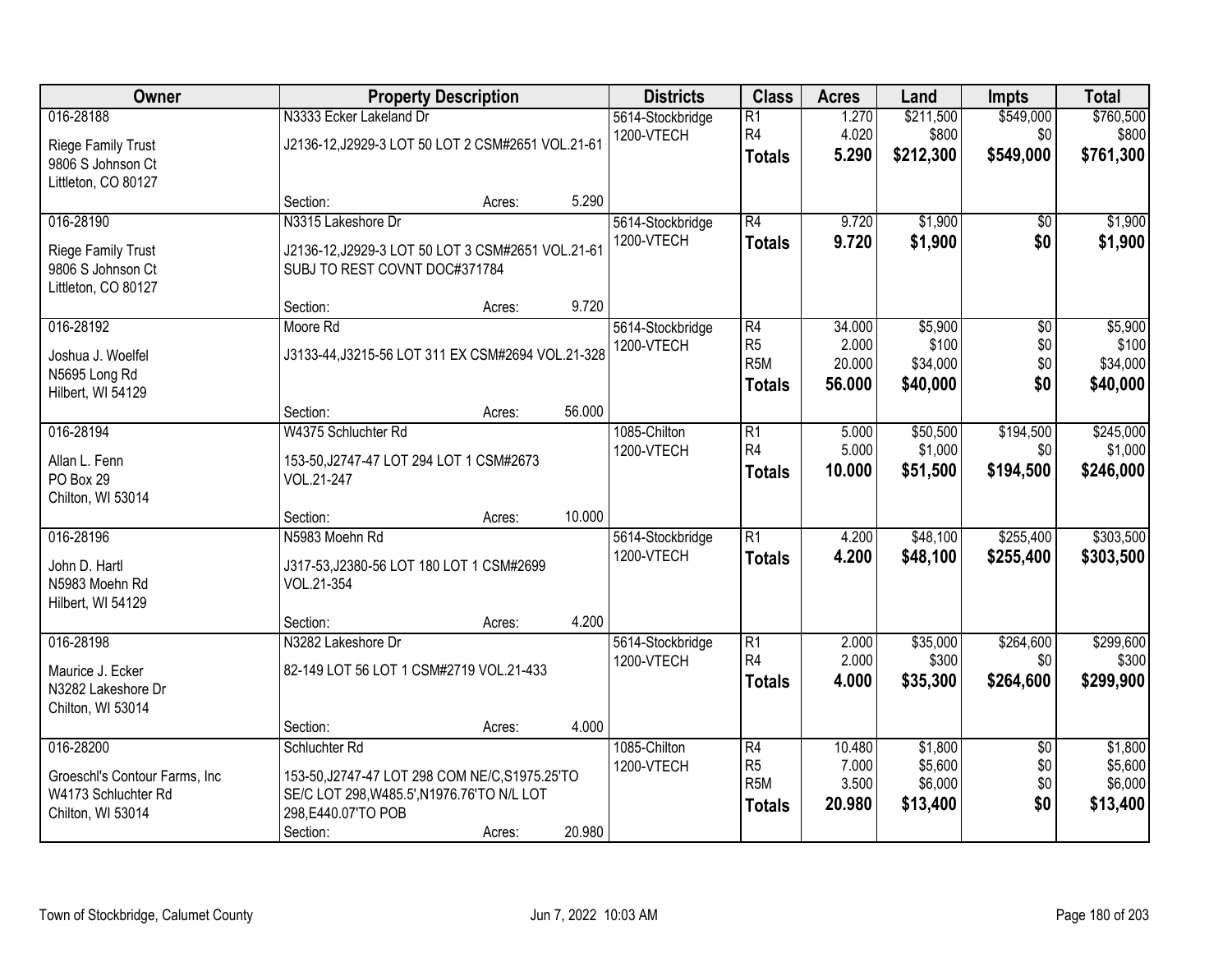| Owner | Property Description | Districts | Class | Acres | Land | Impts | Total |
|---|---|---|---|---|---|---|---|
| 016-28188<br>Riege Family Trust<br>9806 S Johnson Ct<br>Littleton, CO 80127 | N3333 Ecker Lakeland Dr<br>J2136-12,J2929-3 LOT 50 LOT 2 CSM#2651 VOL.21-61<br>Section: Acres: 5.290 | 5614-Stockbridge<br>1200-VTECH | R1<br>R4<br>**Totals** | 1.270<br>4.020<br>**5.290** | $211,500<br>$800<br>**$212,300** | $549,000<br>$0<br>**$549,000** | $760,500<br>$800<br>**$761,300** |
| 016-28190<br>Riege Family Trust<br>9806 S Johnson Ct<br>Littleton, CO 80127 | N3315 Lakeshore Dr<br>J2136-12,J2929-3 LOT 50 LOT 3 CSM#2651 VOL.21-61 SUBJ TO REST COVNT DOC#371784<br>Section: Acres: 9.720 | 5614-Stockbridge<br>1200-VTECH | R4<br>**Totals** | 9.720<br>**9.720** | $1,900<br>**$1,900** | $0<br>**$0** | $1,900<br>**$1,900** |
| 016-28192<br>Joshua J. Woelfel<br>N5695 Long Rd<br>Hilbert, WI 54129 | Moore Rd<br>J3133-44,J3215-56 LOT 311 EX CSM#2694 VOL.21-328<br>Section: Acres: 56.000 | 5614-Stockbridge<br>1200-VTECH | R4<br>R5<br>R5M<br>**Totals** | 34.000<br>2.000<br>20.000<br>**56.000** | $5,900<br>$100<br>$34,000<br>**$40,000** | $0<br>$0<br>$0<br>**$0** | $5,900<br>$100<br>$34,000<br>**$40,000** |
| 016-28194<br>Allan L. Fenn<br>PO Box 29<br>Chilton, WI 53014 | W4375 Schluchter Rd<br>153-50,J2747-47 LOT 294 LOT 1 CSM#2673 VOL.21-247<br>Section: Acres: 10.000 | 1085-Chilton<br>1200-VTECH | R1<br>R4<br>**Totals** | 5.000<br>5.000<br>**10.000** | $50,500<br>$1,000<br>**$51,500** | $194,500<br>$0<br>**$194,500** | $245,000<br>$1,000<br>**$246,000** |
| 016-28196<br>John D. Hartl<br>N5983 Moehn Rd<br>Hilbert, WI 54129 | N5983 Moehn Rd<br>J317-53,J2380-56 LOT 180 LOT 1 CSM#2699 VOL.21-354<br>Section: Acres: 4.200 | 5614-Stockbridge<br>1200-VTECH | R1<br>**Totals** | 4.200<br>**4.200** | $48,100<br>**$48,100** | $255,400<br>**$255,400** | $303,500<br>**$303,500** |
| 016-28198<br>Maurice J. Ecker<br>N3282 Lakeshore Dr<br>Chilton, WI 53014 | N3282 Lakeshore Dr<br>82-149 LOT 56 LOT 1 CSM#2719 VOL.21-433<br>Section: Acres: 4.000 | 5614-Stockbridge<br>1200-VTECH | R1<br>R4<br>**Totals** | 2.000<br>2.000<br>**4.000** | $35,000<br>$300<br>**$35,300** | $264,600<br>$0<br>**$264,600** | $299,600<br>$300<br>**$299,900** |
| 016-28200<br>Groeschl's Contour Farms, Inc<br>W4173 Schluchter Rd<br>Chilton, WI 53014 | Schluchter Rd<br>153-50,J2747-47 LOT 298 COM NE/C,S1975.25'TO SE/C LOT 298,W485.5',N1976.76'TO N/L LOT 298,E440.07'TO POB<br>Section: Acres: 20.980 | 1085-Chilton<br>1200-VTECH | R4<br>R5<br>R5M<br>**Totals** | 10.480<br>7.000<br>3.500<br>**20.980** | $1,800<br>$5,600<br>$6,000<br>**$13,400** | $0<br>$0<br>$0<br>**$0** | $1,800<br>$5,600<br>$6,000<br>**$13,400** |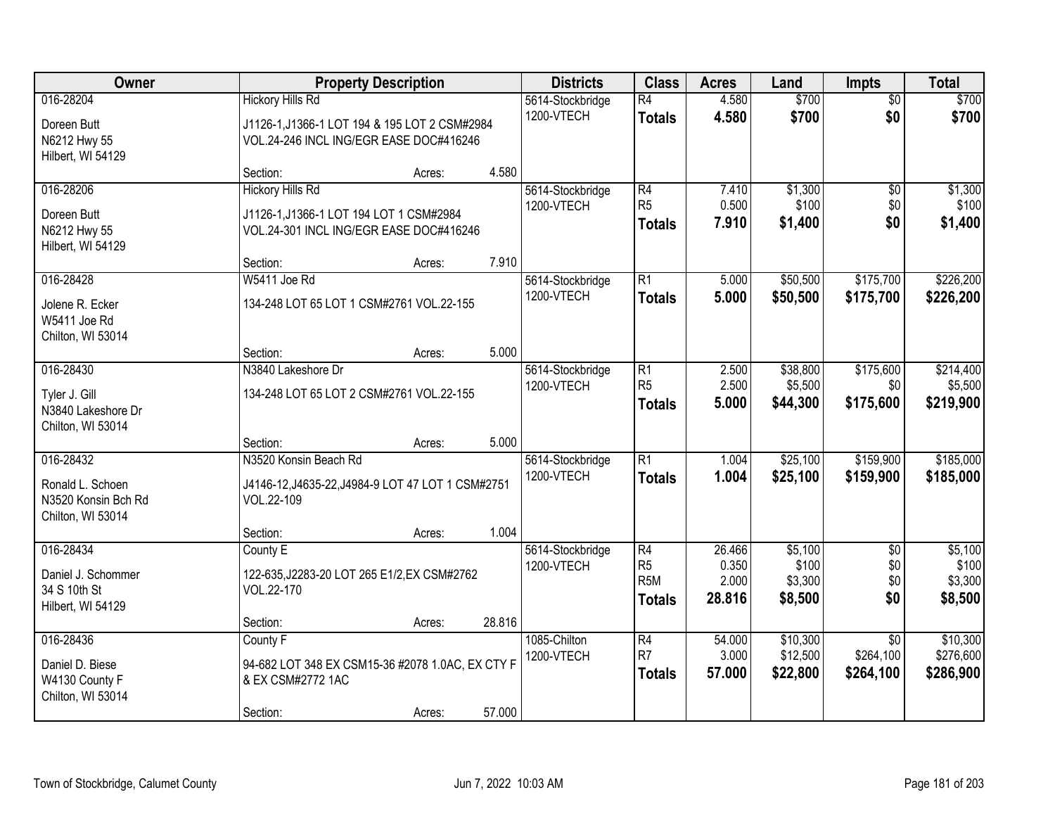| Owner | Property Description | | | Districts | Class | Acres | Land | Impts | Total |
|---|---|---|---|---|---|---|---|---|---|
| 016-28204 | Hickory Hills Rd | | | 5614-Stockbridge | R4 | 4.580 | $700 | $0 | $700 |
| Doreen Butt | J1126-1,J1366-1 LOT 194 & 195 LOT 2 CSM#2984 | | | 1200-VTECH | **Totals** | **4.580** | **$700** | **$0** | **$700** |
| N6212 Hwy 55 | VOL.24-246 INCL ING/EGR EASE DOC#416246 | | | | | | | | |
| Hilbert, WI 54129 | | | | | | | | | |
| | Section: | Acres: | 4.580 | | | | | | |
| 016-28206 | Hickory Hills Rd | | | 5614-Stockbridge | R4 | 7.410 | $1,300 | $0 | $1,300 |
| Doreen Butt | J1126-1,J1366-1 LOT 194 LOT 1 CSM#2984 | | | 1200-VTECH | R5 | 0.500 | $100 | $0 | $100 |
| N6212 Hwy 55 | VOL.24-301 INCL ING/EGR EASE DOC#416246 | | | | **Totals** | **7.910** | **$1,400** | **$0** | **$1,400** |
| Hilbert, WI 54129 | | | | | | | | | |
| | Section: | Acres: | 7.910 | | | | | | |
| 016-28428 | W5411 Joe Rd | | | 5614-Stockbridge | R1 | 5.000 | $50,500 | $175,700 | $226,200 |
| Jolene R. Ecker | 134-248 LOT 65 LOT 1 CSM#2761 VOL.22-155 | | | 1200-VTECH | **Totals** | **5.000** | **$50,500** | **$175,700** | **$226,200** |
| W5411 Joe Rd | | | | | | | | | |
| Chilton, WI 53014 | | | | | | | | | |
| | Section: | Acres: | 5.000 | | | | | | |
| 016-28430 | N3840 Lakeshore Dr | | | 5614-Stockbridge | R1 | 2.500 | $38,800 | $175,600 | $214,400 |
| Tyler J. Gill | 134-248 LOT 65 LOT 2 CSM#2761 VOL.22-155 | | | 1200-VTECH | R5 | 2.500 | $5,500 | $0 | $5,500 |
| N3840 Lakeshore Dr | | | | | **Totals** | **5.000** | **$44,300** | **$175,600** | **$219,900** |
| Chilton, WI 53014 | | | | | | | | | |
| | Section: | Acres: | 5.000 | | | | | | |
| 016-28432 | N3520 Konsin Beach Rd | | | 5614-Stockbridge | R1 | 1.004 | $25,100 | $159,900 | $185,000 |
| Ronald L. Schoen | J4146-12,J4635-22,J4984-9 LOT 47 LOT 1 CSM#2751 | | | 1200-VTECH | **Totals** | **1.004** | **$25,100** | **$159,900** | **$185,000** |
| N3520 Konsin Bch Rd | VOL.22-109 | | | | | | | | |
| Chilton, WI 53014 | | | | | | | | | |
| | Section: | Acres: | 1.004 | | | | | | |
| 016-28434 | County E | | | 5614-Stockbridge | R4 | 26.466 | $5,100 | $0 | $5,100 |
| Daniel J. Schommer | 122-635,J2283-20 LOT 265 E1/2,EX CSM#2762 | | | 1200-VTECH | R5 | 0.350 | $100 | $0 | $100 |
| 34 S 10th St | VOL.22-170 | | | | R5M | 2.000 | $3,300 | $0 | $3,300 |
| Hilbert, WI 54129 | | | | | **Totals** | **28.816** | **$8,500** | **$0** | **$8,500** |
| | Section: | Acres: | 28.816 | | | | | | |
| 016-28436 | County F | | | 1085-Chilton | R4 | 54.000 | $10,300 | $0 | $10,300 |
| Daniel D. Biese | 94-682 LOT 348 EX CSM15-36 #2078 1.0AC, EX CTY F | | | 1200-VTECH | R7 | 3.000 | $12,500 | $264,100 | $276,600 |
| W4130 County F | & EX CSM#2772 1AC | | | | **Totals** | **57.000** | **$22,800** | **$264,100** | **$286,900** |
| Chilton, WI 53014 | | | | | | | | | |
| | Section: | Acres: | 57.000 | | | | | | |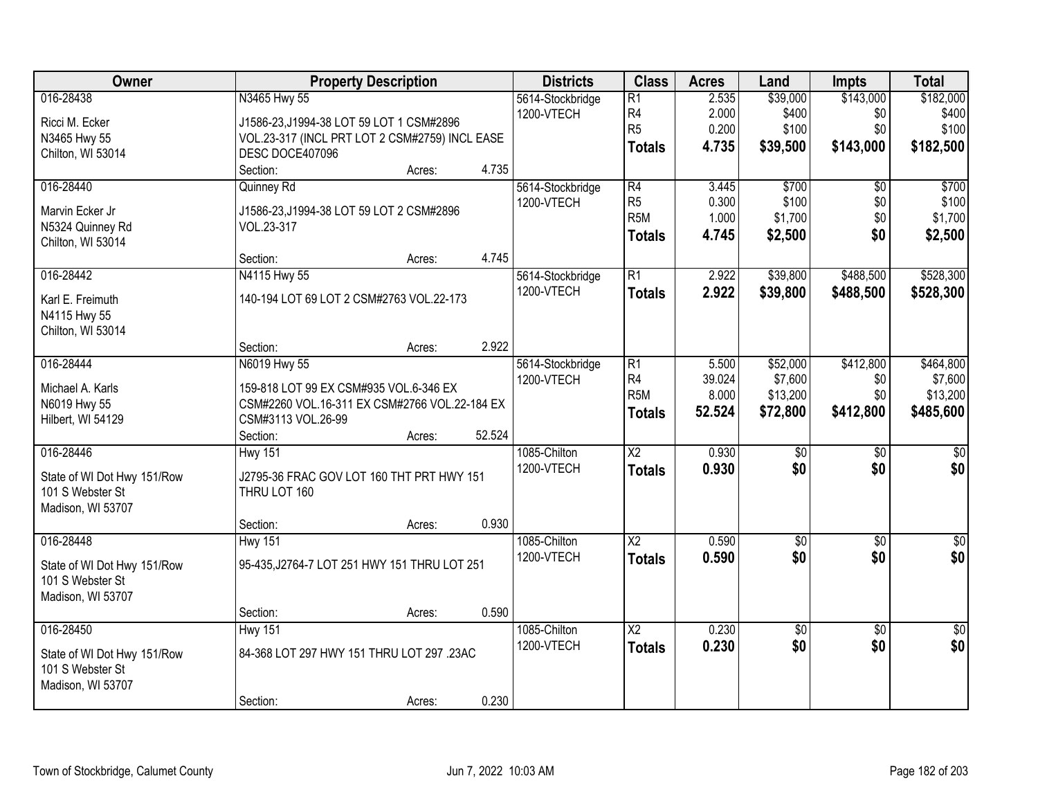| Owner | Property Description | Districts | Class | Acres | Land | Impts | Total |
|---|---|---|---|---|---|---|---|
| 016-28438<br>Ricci M. Ecker<br>N3465 Hwy 55<br>Chilton, WI 53014 | N3465 Hwy 55<br>J1586-23,J1994-38 LOT 59 LOT 1 CSM#2896 VOL.23-317 (INCL PRT LOT 2 CSM#2759) INCL EASE DESC DOCE407096<br>Section: Acres: 4.735 | 5614-Stockbridge<br>1200-VTECH | R1<br>R4<br>R5<br>**Totals** | 2.535<br>2.000<br>0.200<br>**4.735** | $39,000<br>$400<br>$100<br>**$39,500** | $143,000<br>$0<br>$0<br>**$143,000** | $182,000<br>$400<br>$100<br>**$182,500** |
| 016-28440<br>Marvin Ecker Jr<br>N5324 Quinney Rd<br>Chilton, WI 53014 | Quinney Rd<br>J1586-23,J1994-38 LOT 59 LOT 2 CSM#2896 VOL.23-317<br>Section: Acres: 4.745 | 5614-Stockbridge<br>1200-VTECH | R4<br>R5<br>R5M<br>**Totals** | 3.445<br>0.300<br>1.000<br>**4.745** | $700<br>$100<br>$1,700<br>**$2,500** | $0<br>$0<br>$0<br>**$0** | $700<br>$100<br>$1,700<br>**$2,500** |
| 016-28442<br>Karl E. Freimuth<br>N4115 Hwy 55<br>Chilton, WI 53014 | N4115 Hwy 55<br>140-194 LOT 69 LOT 2 CSM#2763 VOL.22-173<br>Section: Acres: 2.922 | 5614-Stockbridge<br>1200-VTECH | R1<br>**Totals** | 2.922<br>**2.922** | $39,800<br>**$39,800** | $488,500<br>**$488,500** | $528,300<br>**$528,300** |
| 016-28444<br>Michael A. Karls<br>N6019 Hwy 55<br>Hilbert, WI 54129 | N6019 Hwy 55<br>159-818 LOT 99 EX CSM#935 VOL.6-346 EX CSM#2260 VOL.16-311 EX CSM#2766 VOL.22-184 EX CSM#3113 VOL.26-99<br>Section: Acres: 52.524 | 5614-Stockbridge<br>1200-VTECH | R1<br>R4<br>R5M<br>**Totals** | 5.500<br>39.024<br>8.000<br>**52.524** | $52,000<br>$7,600<br>$13,200<br>**$72,800** | $412,800<br>$0<br>$0<br>**$412,800** | $464,800<br>$7,600<br>$13,200<br>**$485,600** |
| 016-28446<br>State of WI Dot Hwy 151/Row<br>101 S Webster St<br>Madison, WI 53707 | Hwy 151<br>J2795-36 FRAC GOV LOT 160 THT PRT HWY 151 THRU LOT 160<br>Section: Acres: 0.930 | 1085-Chilton<br>1200-VTECH | X2<br>**Totals** | 0.930<br>**0.930** | $0<br>**$0** | $0<br>**$0** | $0<br>**$0** |
| 016-28448<br>State of WI Dot Hwy 151/Row<br>101 S Webster St<br>Madison, WI 53707 | Hwy 151<br>95-435,J2764-7 LOT 251 HWY 151 THRU LOT 251<br>Section: Acres: 0.590 | 1085-Chilton<br>1200-VTECH | X2<br>**Totals** | 0.590<br>**0.590** | $0<br>**$0** | $0<br>**$0** | $0<br>**$0** |
| 016-28450<br>State of WI Dot Hwy 151/Row<br>101 S Webster St<br>Madison, WI 53707 | Hwy 151<br>84-368 LOT 297 HWY 151 THRU LOT 297 .23AC<br>Section: Acres: 0.230 | 1085-Chilton<br>1200-VTECH | X2<br>**Totals** | 0.230<br>**0.230** | $0<br>**$0** | $0<br>**$0** | $0<br>**$0** |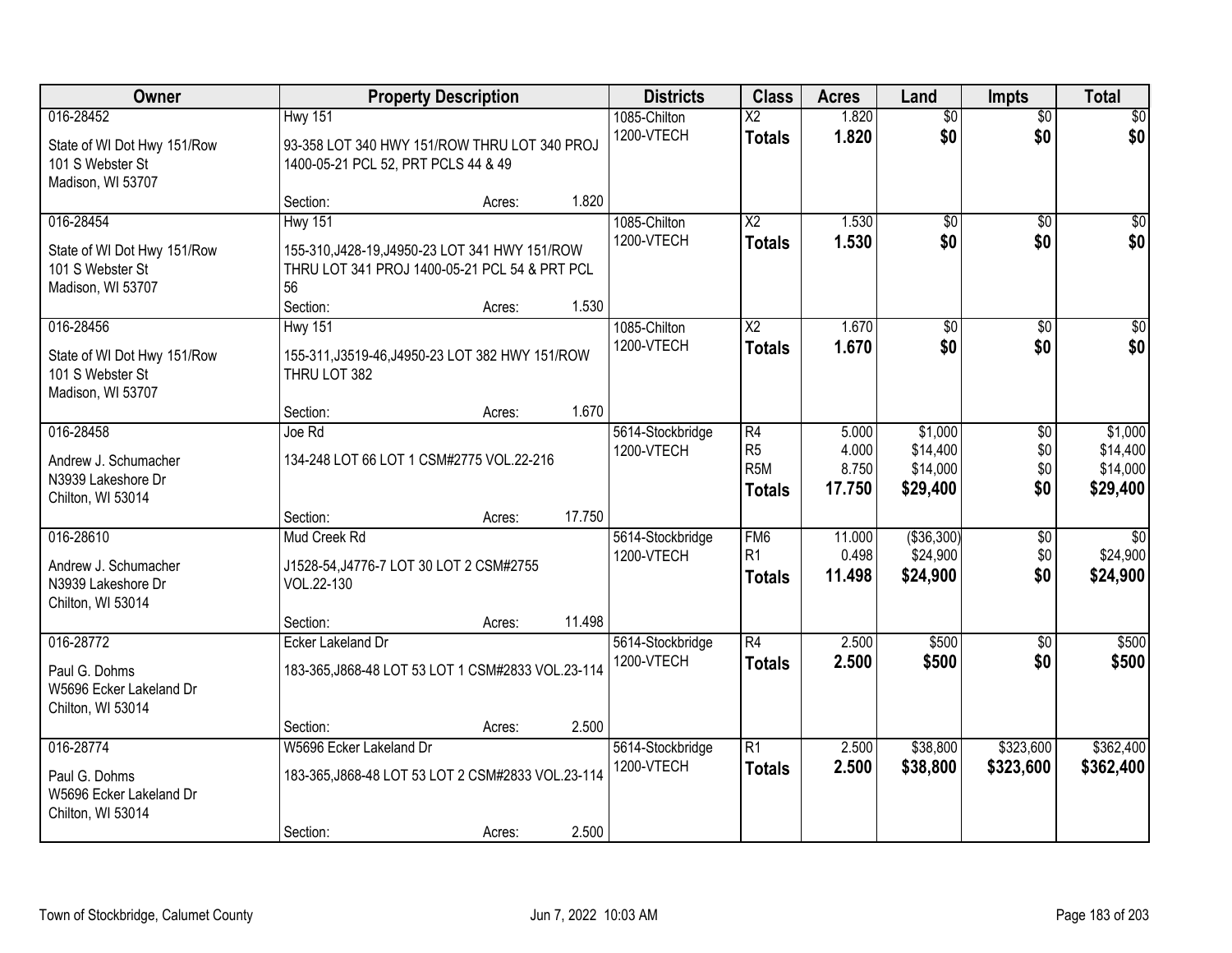| Owner | Property Description | Districts | Class | Acres | Land | Impts | Total |
|---|---|---|---|---|---|---|---|
| 016-28452<br>State of WI Dot Hwy 151/Row<br>101 S Webster St<br>Madison, WI 53707 | Hwy 151<br>93-358 LOT 340 HWY 151/ROW THRU LOT 340 PROJ 1400-05-21 PCL 52, PRT PCLS 44 & 49<br>Section: Acres: 1.820 | 1085-Chilton<br>1200-VTECH | X2<br>**Totals** | 1.820<br>**1.820** | $0<br>**$0** | $0<br>**$0** | $0<br>**$0** |
| 016-28454<br>State of WI Dot Hwy 151/Row<br>101 S Webster St<br>Madison, WI 53707 | Hwy 151<br>155-310,J428-19,J4950-23 LOT 341 HWY 151/ROW THRU LOT 341 PROJ 1400-05-21 PCL 54 & PRT PCL 56<br>Section: Acres: 1.530 | 1085-Chilton<br>1200-VTECH | X2<br>**Totals** | 1.530<br>**1.530** | $0<br>**$0** | $0<br>**$0** | $0<br>**$0** |
| 016-28456<br>State of WI Dot Hwy 151/Row<br>101 S Webster St<br>Madison, WI 53707 | Hwy 151<br>155-311,J3519-46,J4950-23 LOT 382 HWY 151/ROW THRU LOT 382<br>Section: Acres: 1.670 | 1085-Chilton<br>1200-VTECH | X2<br>**Totals** | 1.670<br>**1.670** | $0<br>**$0** | $0<br>**$0** | $0<br>**$0** |
| 016-28458<br>Andrew J. Schumacher<br>N3939 Lakeshore Dr<br>Chilton, WI 53014 | Joe Rd<br>134-248 LOT 66 LOT 1 CSM#2775 VOL.22-216<br>Section: Acres: 17.750 | 5614-Stockbridge<br>1200-VTECH | R4<br>R5<br>R5M<br>**Totals** | 5.000<br>4.000<br>8.750<br>**17.750** | $1,000<br>$14,400<br>$14,000<br>**$29,400** | $0<br>$0<br>$0<br>**$0** | $1,000<br>$14,400<br>$14,000<br>**$29,400** |
| 016-28610<br>Andrew J. Schumacher<br>N3939 Lakeshore Dr<br>Chilton, WI 53014 | Mud Creek Rd<br>J1528-54,J4776-7 LOT 30 LOT 2 CSM#2755 VOL.22-130<br>Section: Acres: 11.498 | 5614-Stockbridge<br>1200-VTECH | FM6<br>R1<br>**Totals** | 11.000<br>0.498<br>**11.498** | ($36,300)<br>$24,900<br>**$24,900** | $0<br>$0<br>**$0** | $0<br>$24,900<br>**$24,900** |
| 016-28772<br>Paul G. Dohms<br>W5696 Ecker Lakeland Dr<br>Chilton, WI 53014 | Ecker Lakeland Dr<br>183-365,J868-48 LOT 53 LOT 1 CSM#2833 VOL.23-114<br>Section: Acres: 2.500 | 5614-Stockbridge<br>1200-VTECH | R4<br>**Totals** | 2.500<br>**2.500** | $500<br>**$500** | $0<br>**$0** | $500<br>**$500** |
| 016-28774<br>Paul G. Dohms<br>W5696 Ecker Lakeland Dr<br>Chilton, WI 53014 | W5696 Ecker Lakeland Dr<br>183-365,J868-48 LOT 53 LOT 2 CSM#2833 VOL.23-114<br>Section: Acres: 2.500 | 5614-Stockbridge<br>1200-VTECH | R1<br>**Totals** | 2.500<br>**2.500** | $38,800<br>**$38,800** | $323,600<br>**$323,600** | $362,400<br>**$362,400** |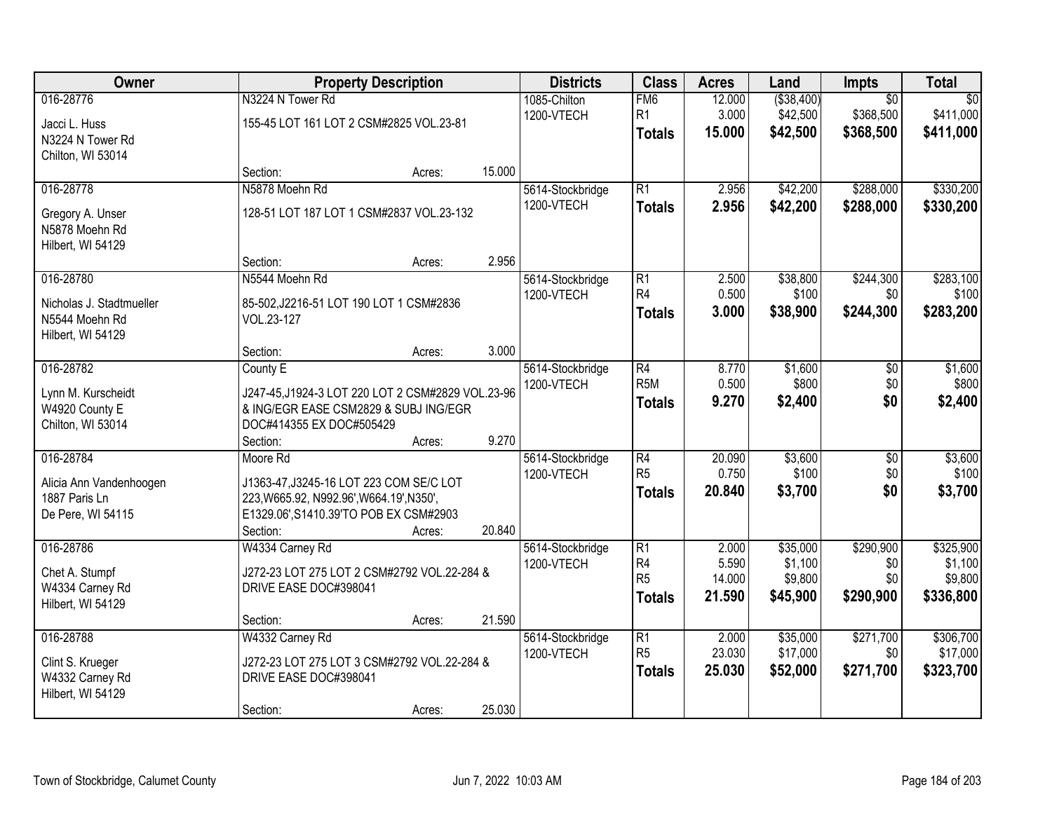| Owner | Property Description | Districts | Class | Acres | Land | Impts | Total |
|---|---|---|---|---|---|---|---|
| 016-28776<br>Jacci L. Huss<br>N3224 N Tower Rd<br>Chilton, WI 53014 | N3224 N Tower Rd<br>155-45 LOT 161 LOT 2 CSM#2825 VOL.23-81<br>Section: Acres: 15.000 | 1085-Chilton<br>1200-VTECH | FM6<br>R1<br>**Totals** | 12.000<br>3.000<br>**15.000** | ($38,400)<br>$42,500<br>**$42,500** | $0<br>$368,500<br>**$368,500** | $0<br>$411,000<br>**$411,000** |
| 016-28778<br>Gregory A. Unser<br>N5878 Moehn Rd<br>Hilbert, WI 54129 | N5878 Moehn Rd<br>128-51 LOT 187 LOT 1 CSM#2837 VOL.23-132<br>Section: Acres: 2.956 | 5614-Stockbridge<br>1200-VTECH | R1<br>**Totals** | 2.956<br>**2.956** | $42,200<br>**$42,200** | $288,000<br>**$288,000** | $330,200<br>**$330,200** |
| 016-28780<br>Nicholas J. Stadtmueller<br>N5544 Moehn Rd<br>Hilbert, WI 54129 | N5544 Moehn Rd<br>85-502,J2216-51 LOT 190 LOT 1 CSM#2836 VOL.23-127<br>Section: Acres: 3.000 | 5614-Stockbridge<br>1200-VTECH | R1<br>R4<br>**Totals** | 2.500<br>0.500<br>**3.000** | $38,800<br>$100<br>**$38,900** | $244,300<br>$0<br>**$244,300** | $283,100<br>$100<br>**$283,200** |
| 016-28782<br>Lynn M. Kurscheidt<br>W4920 County E<br>Chilton, WI 53014 | County E<br>J247-45,J1924-3 LOT 220 LOT 2 CSM#2829 VOL.23-96 & ING/EGR EASE CSM2829 & SUBJ ING/EGR DOC#414355 EX DOC#505429<br>Section: Acres: 9.270 | 5614-Stockbridge<br>1200-VTECH | R4<br>R5M<br>**Totals** | 8.770<br>0.500<br>**9.270** | $1,600<br>$800<br>**$2,400** | $0<br>$0<br>**$0** | $1,600<br>$800<br>**$2,400** |
| 016-28784<br>Alicia Ann Vandenhoogen<br>1887 Paris Ln<br>De Pere, WI 54115 | Moore Rd<br>J1363-47,J3245-16 LOT 223 COM SE/C LOT 223,W665.92, N992.96',W664.19',N350', E1329.06',S1410.39'TO POB EX CSM#2903<br>Section: Acres: 20.840 | 5614-Stockbridge<br>1200-VTECH | R4<br>R5<br>**Totals** | 20.090<br>0.750<br>**20.840** | $3,600<br>$100<br>**$3,700** | $0<br>$0<br>**$0** | $3,600<br>$100<br>**$3,700** |
| 016-28786<br>Chet A. Stumpf<br>W4334 Carney Rd<br>Hilbert, WI 54129 | W4334 Carney Rd<br>J272-23 LOT 275 LOT 2 CSM#2792 VOL.22-284 & DRIVE EASE DOC#398041<br>Section: Acres: 21.590 | 5614-Stockbridge<br>1200-VTECH | R1<br>R4<br>R5<br>**Totals** | 2.000<br>5.590<br>14.000<br>**21.590** | $35,000<br>$1,100<br>$9,800<br>**$45,900** | $290,900<br>$0<br>$0<br>**$290,900** | $325,900<br>$1,100<br>$9,800<br>**$336,800** |
| 016-28788<br>Clint S. Krueger<br>W4332 Carney Rd<br>Hilbert, WI 54129 | W4332 Carney Rd<br>J272-23 LOT 275 LOT 3 CSM#2792 VOL.22-284 & DRIVE EASE DOC#398041<br>Section: Acres: 25.030 | 5614-Stockbridge<br>1200-VTECH | R1<br>R5<br>**Totals** | 2.000<br>23.030<br>**25.030** | $35,000<br>$17,000<br>**$52,000** | $271,700<br>$0<br>**$271,700** | $306,700<br>$17,000<br>**$323,700** |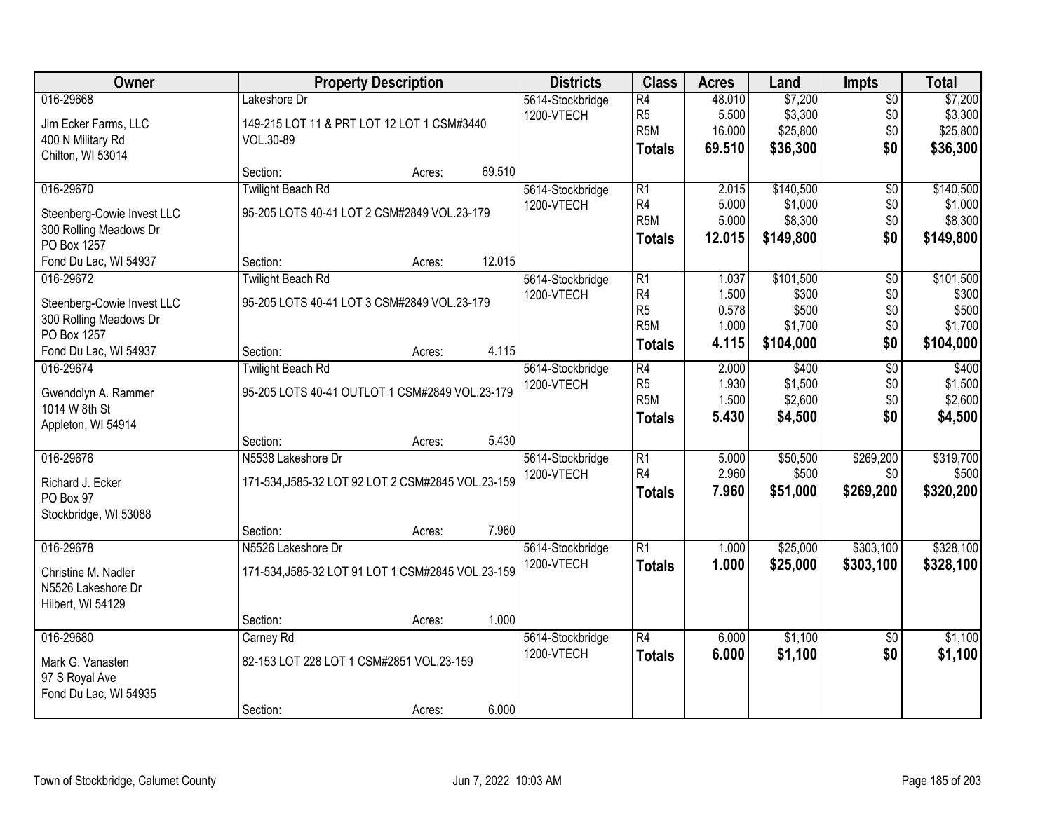| Owner | Property Description | Districts | Class | Acres | Land | Impts | Total |
|---|---|---|---|---|---|---|---|
| 016-29668<br>Jim Ecker Farms, LLC<br>400 N Military Rd<br>Chilton, WI 53014 | Lakeshore Dr<br>149-215 LOT 11 & PRT LOT 12 LOT 1 CSM#3440 VOL.30-89<br>Section: Acres: 69.510 | 5614-Stockbridge<br>1200-VTECH | R4<br>R5<br>R5M<br>**Totals** | 48.010<br>5.500<br>16.000<br>**69.510** | $7,200<br>$3,300<br>$25,800<br>**$36,300** | $0<br>$0<br>$0<br>**$0** | $7,200<br>$3,300<br>$25,800<br>**$36,300** |
| 016-29670<br>Steenberg-Cowie Invest LLC<br>300 Rolling Meadows Dr<br>PO Box 1257<br>Fond Du Lac, WI 54937 | Twilight Beach Rd<br>95-205 LOTS 40-41 LOT 2 CSM#2849 VOL.23-179<br>Section: Acres: 12.015 | 5614-Stockbridge<br>1200-VTECH | R1<br>R4<br>R5M<br>**Totals** | 2.015<br>5.000<br>5.000<br>**12.015** | $140,500<br>$1,000<br>$8,300<br>**$149,800** | $0<br>$0<br>$0<br>**$0** | $140,500<br>$1,000<br>$8,300<br>**$149,800** |
| 016-29672<br>Steenberg-Cowie Invest LLC<br>300 Rolling Meadows Dr<br>PO Box 1257<br>Fond Du Lac, WI 54937 | Twilight Beach Rd<br>95-205 LOTS 40-41 LOT 3 CSM#2849 VOL.23-179<br>Section: Acres: 4.115 | 5614-Stockbridge<br>1200-VTECH | R1<br>R4<br>R5<br>R5M<br>**Totals** | 1.037<br>1.500<br>0.578<br>1.000<br>**4.115** | $101,500<br>$300<br>$500<br>$1,700<br>**$104,000** | $0<br>$0<br>$0<br>$0<br>**$0** | $101,500<br>$300<br>$500<br>$1,700<br>**$104,000** |
| 016-29674<br>Gwendolyn A. Rammer<br>1014 W 8th St<br>Appleton, WI 54914 | Twilight Beach Rd<br>95-205 LOTS 40-41 OUTLOT 1 CSM#2849 VOL.23-179<br>Section: Acres: 5.430 | 5614-Stockbridge<br>1200-VTECH | R4<br>R5<br>R5M<br>**Totals** | 2.000<br>1.930<br>1.500<br>**5.430** | $400<br>$1,500<br>$2,600<br>**$4,500** | $0<br>$0<br>$0<br>**$0** | $400<br>$1,500<br>$2,600<br>**$4,500** |
| 016-29676<br>Richard J. Ecker<br>PO Box 97<br>Stockbridge, WI 53088 | N5538 Lakeshore Dr<br>171-534,J585-32 LOT 92 LOT 2 CSM#2845 VOL.23-159<br>Section: Acres: 7.960 | 5614-Stockbridge<br>1200-VTECH | R1<br>R4<br>**Totals** | 5.000<br>2.960<br>**7.960** | $50,500<br>$500<br>**$51,000** | $269,200<br>$0<br>**$269,200** | $319,700<br>$500<br>**$320,200** |
| 016-29678<br>Christine M. Nadler<br>N5526 Lakeshore Dr<br>Hilbert, WI 54129 | N5526 Lakeshore Dr<br>171-534,J585-32 LOT 91 LOT 1 CSM#2845 VOL.23-159<br>Section: Acres: 1.000 | 5614-Stockbridge<br>1200-VTECH | R1<br>**Totals** | 1.000<br>**1.000** | $25,000<br>**$25,000** | $303,100<br>**$303,100** | $328,100<br>**$328,100** |
| 016-29680<br>Mark G. Vanasten<br>97 S Royal Ave<br>Fond Du Lac, WI 54935 | Carney Rd<br>82-153 LOT 228 LOT 1 CSM#2851 VOL.23-159<br>Section: Acres: 6.000 | 5614-Stockbridge<br>1200-VTECH | R4<br>**Totals** | 6.000<br>**6.000** | $1,100<br>**$1,100** | $0<br>**$0** | $1,100<br>**$1,100** |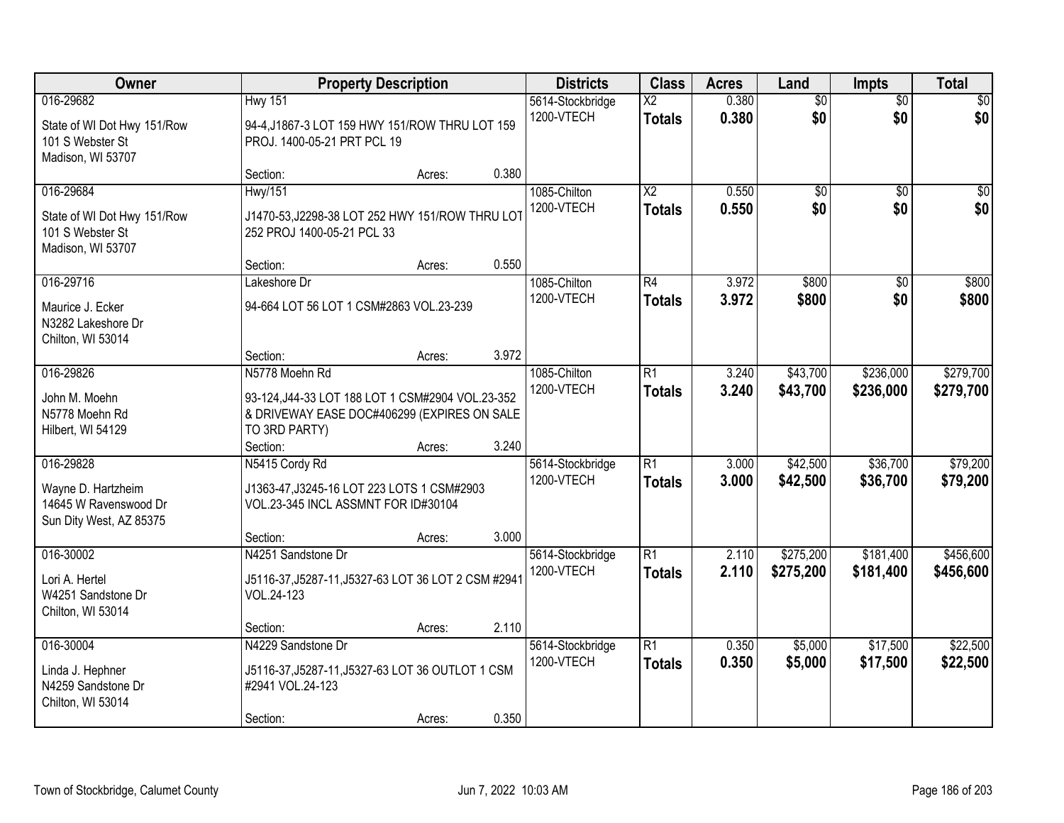| Owner | Property Description | Districts | Class | Acres | Land | Impts | Total |
|---|---|---|---|---|---|---|---|
| 016-29682<br>State of WI Dot Hwy 151/Row<br>101 S Webster St<br>Madison, WI 53707 | Hwy 151<br>94-4,J1867-3 LOT 159 HWY 151/ROW THRU LOT 159 PROJ. 1400-05-21 PRT PCL 19<br>Section: Acres: 0.380 | 5614-Stockbridge<br>1200-VTECH | X2<br>**Totals** | 0.380<br>**0.380** | $0<br>**$0** | $0<br>**$0** | $0<br>**$0** |
| 016-29684<br>State of WI Dot Hwy 151/Row<br>101 S Webster St<br>Madison, WI 53707 | Hwy/151<br>J1470-53,J2298-38 LOT 252 HWY 151/ROW THRU LOT 252 PROJ 1400-05-21 PCL 33<br>Section: Acres: 0.550 | 1085-Chilton<br>1200-VTECH | X2<br>**Totals** | 0.550<br>**0.550** | $0<br>**$0** | $0<br>**$0** | $0<br>**$0** |
| 016-29716<br>Maurice J. Ecker<br>N3282 Lakeshore Dr<br>Chilton, WI 53014 | Lakeshore Dr<br>94-664 LOT 56 LOT 1 CSM#2863 VOL.23-239<br>Section: Acres: 3.972 | 1085-Chilton<br>1200-VTECH | R4<br>**Totals** | 3.972<br>**3.972** | $800<br>**$800** | $0<br>**$0** | $800<br>**$800** |
| 016-29826<br>John M. Moehn<br>N5778 Moehn Rd<br>Hilbert, WI 54129 | N5778 Moehn Rd<br>93-124,J44-33 LOT 188 LOT 1 CSM#2904 VOL.23-352 & DRIVEWAY EASE DOC#406299 (EXPIRES ON SALE TO 3RD PARTY)<br>Section: Acres: 3.240 | 1085-Chilton<br>1200-VTECH | R1<br>**Totals** | 3.240<br>**3.240** | $43,700<br>**$43,700** | $236,000<br>**$236,000** | $279,700<br>**$279,700** |
| 016-29828<br>Wayne D. Hartzheim<br>14645 W Ravenswood Dr<br>Sun Dity West, AZ 85375 | N5415 Cordy Rd<br>J1363-47,J3245-16 LOT 223 LOTS 1 CSM#2903 VOL.23-345 INCL ASSMNT FOR ID#30104<br>Section: Acres: 3.000 | 5614-Stockbridge<br>1200-VTECH | R1<br>**Totals** | 3.000<br>**3.000** | $42,500<br>**$42,500** | $36,700<br>**$36,700** | $79,200<br>**$79,200** |
| 016-30002<br>Lori A. Hertel<br>W4251 Sandstone Dr<br>Chilton, WI 53014 | N4251 Sandstone Dr<br>J5116-37,J5287-11,J5327-63 LOT 36 LOT 2 CSM #2941 VOL.24-123<br>Section: Acres: 2.110 | 5614-Stockbridge<br>1200-VTECH | R1<br>**Totals** | 2.110<br>**2.110** | $275,200<br>**$275,200** | $181,400<br>**$181,400** | $456,600<br>**$456,600** |
| 016-30004<br>Linda J. Hephner<br>N4259 Sandstone Dr<br>Chilton, WI 53014 | N4229 Sandstone Dr<br>J5116-37,J5287-11,J5327-63 LOT 36 OUTLOT 1 CSM #2941 VOL.24-123<br>Section: Acres: 0.350 | 5614-Stockbridge<br>1200-VTECH | R1<br>**Totals** | 0.350<br>**0.350** | $5,000<br>**$5,000** | $17,500<br>**$17,500** | $22,500<br>**$22,500** |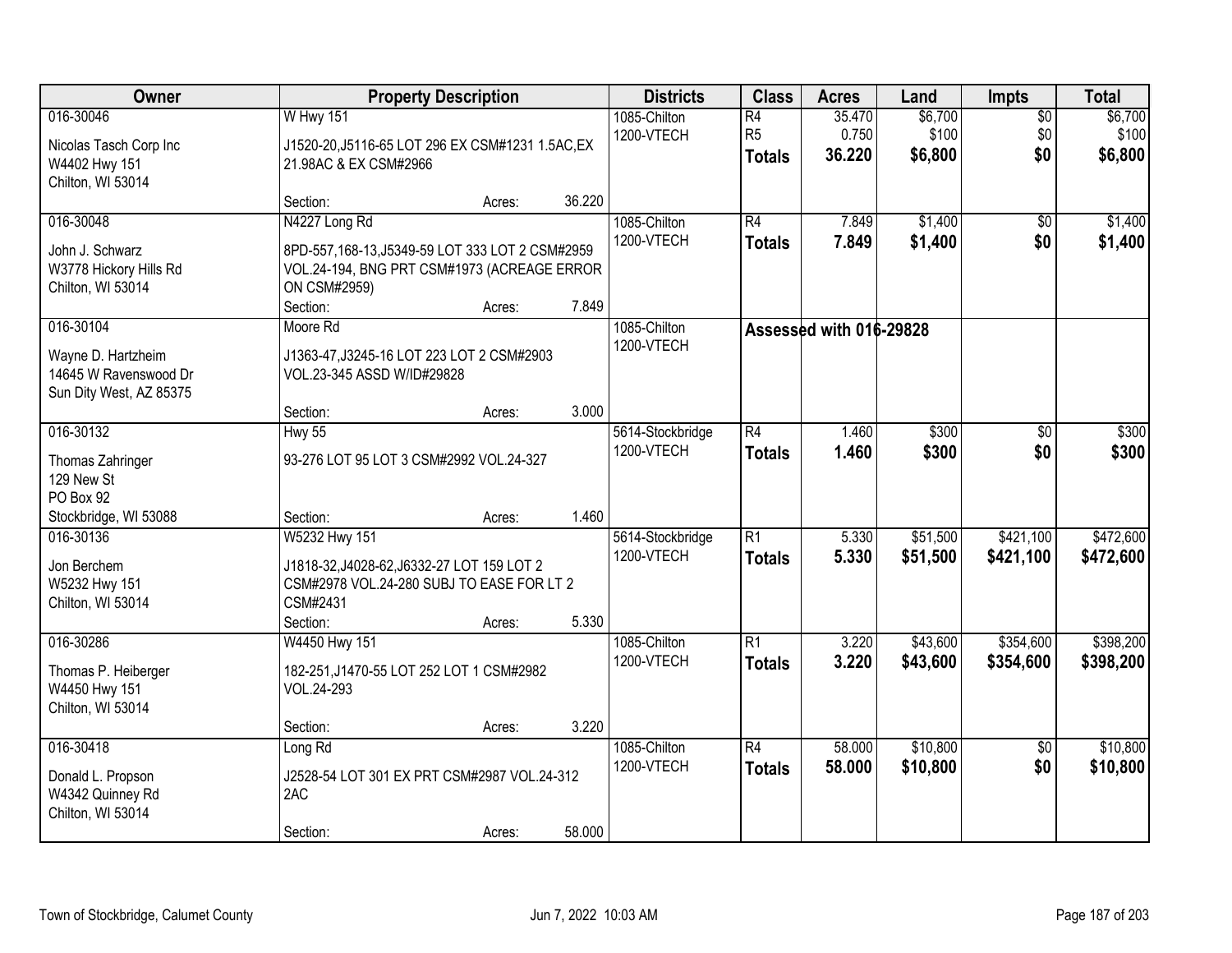| Owner | Property Description | Districts | Class | Acres | Land | Impts | Total |
|---|---|---|---|---|---|---|---|
| 016-30046<br>Nicolas Tasch Corp Inc<br>W4402 Hwy 151<br>Chilton, WI 53014 | W Hwy 151<br>J1520-20,J5116-65 LOT 296 EX CSM#1231 1.5AC,EX 21.98AC & EX CSM#2966<br>Section: Acres: 36.220 | 1085-Chilton<br>1200-VTECH | R4<br>R5<br>**Totals** | 35.470<br>0.750<br>**36.220** | $6,700<br>$100<br>**$6,800** | $0<br>$0<br>**$0** | $6,700<br>$100<br>**$6,800** |
| 016-30048<br>John J. Schwarz<br>W3778 Hickory Hills Rd<br>Chilton, WI 53014 | N4227 Long Rd<br>8PD-557,168-13,J5349-59 LOT 333 LOT 2 CSM#2959 VOL.24-194, BNG PRT CSM#1973 (ACREAGE ERROR ON CSM#2959)<br>Section: Acres: 7.849 | 1085-Chilton<br>1200-VTECH | R4<br>**Totals** | 7.849<br>**7.849** | $1,400<br>**$1,400** | $0<br>**$0** | $1,400<br>**$1,400** |
| 016-30104<br>Wayne D. Hartzheim<br>14645 W Ravenswood Dr<br>Sun Dity West, AZ 85375 | Moore Rd<br>J1363-47,J3245-16 LOT 223 LOT 2 CSM#2903 VOL.23-345 ASSD W/ID#29828<br>Section: Acres: 3.000 | 1085-Chilton<br>1200-VTECH | **Assessed with 016-29828** | | | | |
| 016-30132<br>Thomas Zahringer<br>129 New St<br>PO Box 92<br>Stockbridge, WI 53088 | Hwy 55<br>93-276 LOT 95 LOT 3 CSM#2992 VOL.24-327<br>Section: Acres: 1.460 | 5614-Stockbridge<br>1200-VTECH | R4<br>**Totals** | 1.460<br>**1.460** | $300<br>**$300** | $0<br>**$0** | $300<br>**$300** |
| 016-30136<br>Jon Berchem<br>W5232 Hwy 151<br>Chilton, WI 53014 | W5232 Hwy 151<br>J1818-32,J4028-62,J6332-27 LOT 159 LOT 2 CSM#2978 VOL.24-280 SUBJ TO EASE FOR LT 2 CSM#2431<br>Section: Acres: 5.330 | 5614-Stockbridge<br>1200-VTECH | R1<br>**Totals** | 5.330<br>**5.330** | $51,500<br>**$51,500** | $421,100<br>**$421,100** | $472,600<br>**$472,600** |
| 016-30286<br>Thomas P. Heiberger<br>W4450 Hwy 151<br>Chilton, WI 53014 | W4450 Hwy 151<br>182-251,J1470-55 LOT 252 LOT 1 CSM#2982 VOL.24-293<br>Section: Acres: 3.220 | 1085-Chilton<br>1200-VTECH | R1<br>**Totals** | 3.220<br>**3.220** | $43,600<br>**$43,600** | $354,600<br>**$354,600** | $398,200<br>**$398,200** |
| 016-30418<br>Donald L. Propson<br>W4342 Quinney Rd<br>Chilton, WI 53014 | Long Rd<br>J2528-54 LOT 301 EX PRT CSM#2987 VOL.24-312 2AC<br>Section: Acres: 58.000 | 1085-Chilton<br>1200-VTECH | R4<br>**Totals** | 58.000<br>**58.000** | $10,800<br>**$10,800** | $0<br>**$0** | $10,800<br>**$10,800** |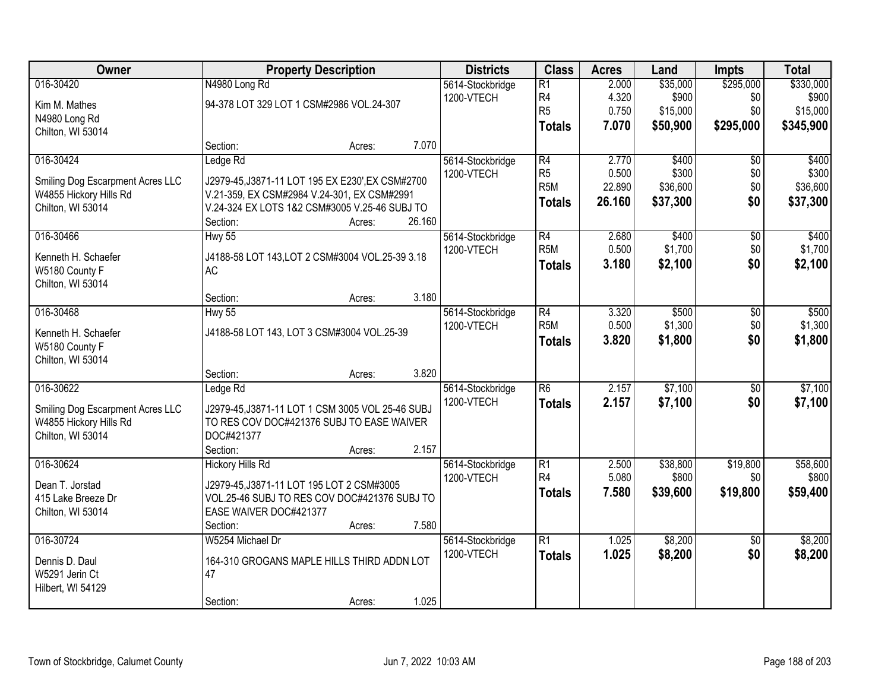| Owner | Property Description | Districts | Class | Acres | Land | Impts | Total |
|---|---|---|---|---|---|---|---|
| 016-30420<br>Kim M. Mathes<br>N4980 Long Rd<br>Chilton, WI 53014 | N4980 Long Rd<br>94-378 LOT 329 LOT 1 CSM#2986 VOL.24-307<br>Section: Acres: 7.070 | 5614-Stockbridge<br>1200-VTECH | R1<br>R4<br>R5<br>**Totals** | 2.000<br>4.320<br>0.750<br>**7.070** | $35,000<br>$900<br>$15,000<br>**$50,900** | $295,000<br>$0<br>$0<br>**$295,000** | $330,000<br>$900<br>$15,000<br>**$345,900** |
| 016-30424<br>Smiling Dog Escarpment Acres LLC<br>W4855 Hickory Hills Rd<br>Chilton, WI 53014 | Ledge Rd<br>J2979-45,J3871-11 LOT 195 EX E230',EX CSM#2700 V.21-359, EX CSM#2984 V.24-301, EX CSM#2991 V.24-324 EX LOTS 1&2 CSM#3005 V.25-46 SUBJ TO<br>Section: Acres: 26.160 | 5614-Stockbridge<br>1200-VTECH | R4<br>R5<br>R5M<br>**Totals** | 2.770<br>0.500<br>22.890<br>**26.160** | $400<br>$300<br>$36,600<br>**$37,300** | $0<br>$0<br>$0<br>**$0** | $400<br>$300<br>$36,600<br>**$37,300** |
| 016-30466<br>Kenneth H. Schaefer<br>W5180 County F<br>Chilton, WI 53014 | Hwy 55<br>J4188-58 LOT 143,LOT 2 CSM#3004 VOL.25-39 3.18 AC<br>Section: Acres: 3.180 | 5614-Stockbridge<br>1200-VTECH | R4<br>R5M<br>**Totals** | 2.680<br>0.500<br>**3.180** | $400<br>$1,700<br>**$2,100** | $0<br>$0<br>**$0** | $400<br>$1,700<br>**$2,100** |
| 016-30468<br>Kenneth H. Schaefer<br>W5180 County F<br>Chilton, WI 53014 | Hwy 55<br>J4188-58 LOT 143, LOT 3 CSM#3004 VOL.25-39<br>Section: Acres: 3.820 | 5614-Stockbridge<br>1200-VTECH | R4<br>R5M<br>**Totals** | 3.320<br>0.500<br>**3.820** | $500<br>$1,300<br>**$1,800** | $0<br>$0<br>**$0** | $500<br>$1,300<br>**$1,800** |
| 016-30622<br>Smiling Dog Escarpment Acres LLC<br>W4855 Hickory Hills Rd<br>Chilton, WI 53014 | Ledge Rd<br>J2979-45,J3871-11 LOT 1 CSM 3005 VOL 25-46 SUBJ TO RES COV DOC#421376 SUBJ TO EASE WAIVER DOC#421377<br>Section: Acres: 2.157 | 5614-Stockbridge<br>1200-VTECH | R6<br>**Totals** | 2.157<br>**2.157** | $7,100<br>**$7,100** | $0<br>**$0** | $7,100<br>**$7,100** |
| 016-30624<br>Dean T. Jorstad<br>415 Lake Breeze Dr<br>Chilton, WI 53014 | Hickory Hills Rd<br>J2979-45,J3871-11 LOT 195 LOT 2 CSM#3005 VOL.25-46 SUBJ TO RES COV DOC#421376 SUBJ TO EASE WAIVER DOC#421377<br>Section: Acres: 7.580 | 5614-Stockbridge<br>1200-VTECH | R1<br>R4<br>**Totals** | 2.500<br>5.080<br>**7.580** | $38,800<br>$800<br>**$39,600** | $19,800<br>$0<br>**$19,800** | $58,600<br>$800<br>**$59,400** |
| 016-30724<br>Dennis D. Daul<br>W5291 Jerin Ct<br>Hilbert, WI 54129 | W5254 Michael Dr<br>164-310 GROGANS MAPLE HILLS THIRD ADDN LOT 47<br>Section: Acres: 1.025 | 5614-Stockbridge<br>1200-VTECH | R1<br>**Totals** | 1.025<br>**1.025** | $8,200<br>**$8,200** | $0<br>**$0** | $8,200<br>**$8,200** |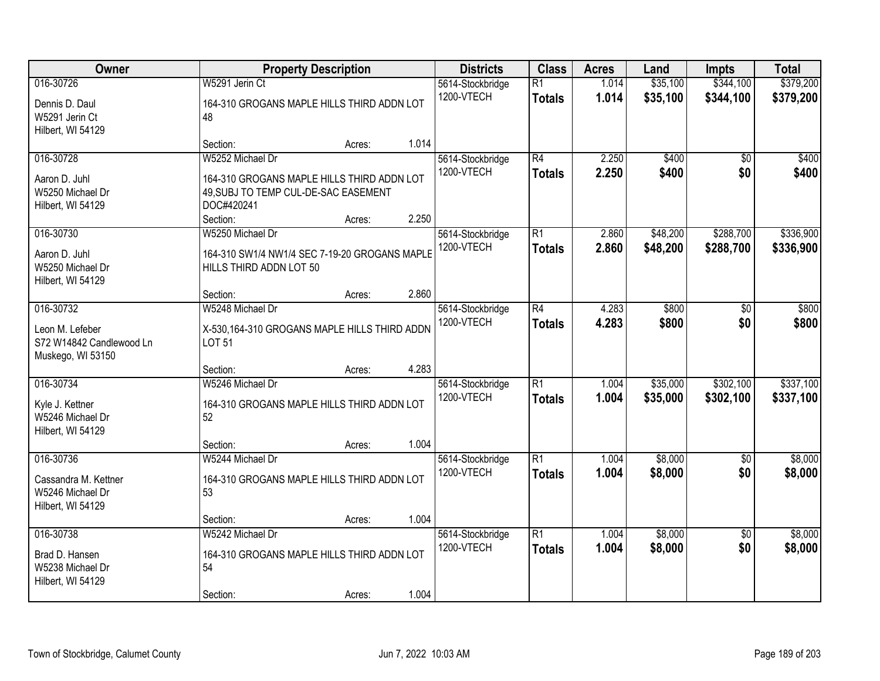| Owner | Property Description | Districts | Class | Acres | Land | Impts | Total |
|---|---|---|---|---|---|---|---|
| 016-30726<br>Dennis D. Daul<br>W5291 Jerin Ct<br>Hilbert, WI 54129 | W5291 Jerin Ct<br>164-310 GROGANS MAPLE HILLS THIRD ADDN LOT 48<br>Section: Acres: 1.014 | 5614-Stockbridge<br>1200-VTECH | R1<br>**Totals** | 1.014<br>**1.014** | $35,100<br>**$35,100** | $344,100<br>**$344,100** | $379,200<br>**$379,200** |
| 016-30728<br>Aaron D. Juhl<br>W5250 Michael Dr<br>Hilbert, WI 54129 | W5252 Michael Dr<br>164-310 GROGANS MAPLE HILLS THIRD ADDN LOT 49,SUBJ TO TEMP CUL-DE-SAC EASEMENT DOC#420241<br>Section: Acres: 2.250 | 5614-Stockbridge<br>1200-VTECH | R4<br>**Totals** | 2.250<br>**2.250** | $400<br>**$400** | $0<br>**$0** | $400<br>**$400** |
| 016-30730<br>Aaron D. Juhl<br>W5250 Michael Dr<br>Hilbert, WI 54129 | W5250 Michael Dr<br>164-310 SW1/4 NW1/4 SEC 7-19-20 GROGANS MAPLE HILLS THIRD ADDN LOT 50<br>Section: Acres: 2.860 | 5614-Stockbridge<br>1200-VTECH | R1<br>**Totals** | 2.860<br>**2.860** | $48,200<br>**$48,200** | $288,700<br>**$288,700** | $336,900<br>**$336,900** |
| 016-30732<br>Leon M. Lefeber<br>S72 W14842 Candlewood Ln<br>Muskego, WI 53150 | W5248 Michael Dr<br>X-530,164-310 GROGANS MAPLE HILLS THIRD ADDN LOT 51<br>Section: Acres: 4.283 | 5614-Stockbridge<br>1200-VTECH | R4<br>**Totals** | 4.283<br>**4.283** | $800<br>**$800** | $0<br>**$0** | $800<br>**$800** |
| 016-30734<br>Kyle J. Kettner<br>W5246 Michael Dr<br>Hilbert, WI 54129 | W5246 Michael Dr<br>164-310 GROGANS MAPLE HILLS THIRD ADDN LOT 52<br>Section: Acres: 1.004 | 5614-Stockbridge<br>1200-VTECH | R1<br>**Totals** | 1.004<br>**1.004** | $35,000<br>**$35,000** | $302,100<br>**$302,100** | $337,100<br>**$337,100** |
| 016-30736<br>Cassandra M. Kettner<br>W5246 Michael Dr<br>Hilbert, WI 54129 | W5244 Michael Dr<br>164-310 GROGANS MAPLE HILLS THIRD ADDN LOT 53<br>Section: Acres: 1.004 | 5614-Stockbridge<br>1200-VTECH | R1<br>**Totals** | 1.004<br>**1.004** | $8,000<br>**$8,000** | $0<br>**$0** | $8,000<br>**$8,000** |
| 016-30738<br>Brad D. Hansen<br>W5238 Michael Dr<br>Hilbert, WI 54129 | W5242 Michael Dr<br>164-310 GROGANS MAPLE HILLS THIRD ADDN LOT 54<br>Section: Acres: 1.004 | 5614-Stockbridge<br>1200-VTECH | R1<br>**Totals** | 1.004<br>**1.004** | $8,000<br>**$8,000** | $0<br>**$0** | $8,000<br>**$8,000** |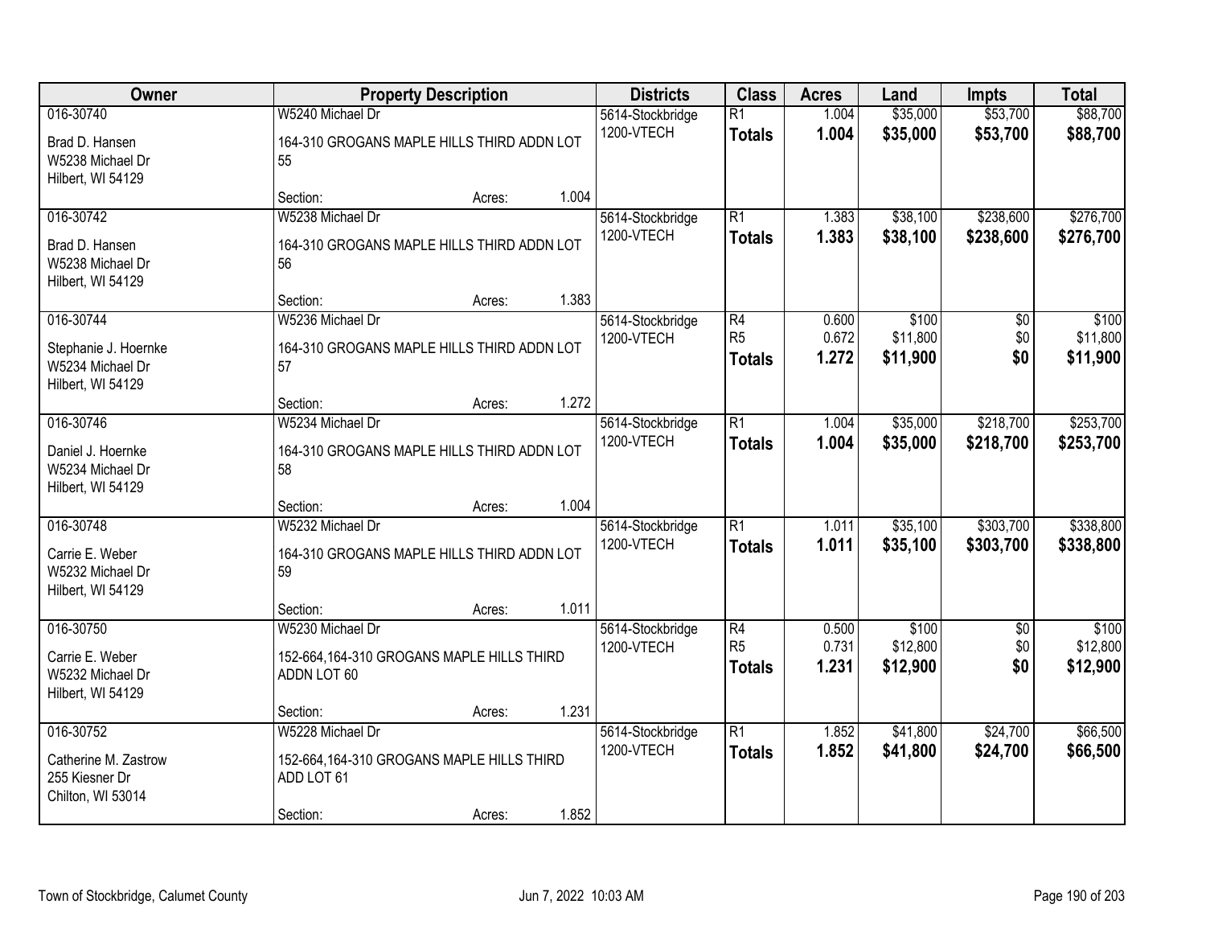| Owner | Property Description | Districts | Class | Acres | Land | Impts | Total |
|---|---|---|---|---|---|---|---|
| 016-30740<br>Brad D. Hansen<br>W5238 Michael Dr<br>Hilbert, WI 54129 | W5240 Michael Dr<br>164-310 GROGANS MAPLE HILLS THIRD ADDN LOT 55<br>Section: Acres: 1.004 | 5614-Stockbridge<br>1200-VTECH | R1<br>**Totals** | 1.004<br>**1.004** | \$35,000<br>**\$35,000** | \$53,700<br>**\$53,700** | \$88,700<br>**\$88,700** |
| 016-30742<br>Brad D. Hansen<br>W5238 Michael Dr<br>Hilbert, WI 54129 | W5238 Michael Dr<br>164-310 GROGANS MAPLE HILLS THIRD ADDN LOT 56<br>Section: Acres: 1.383 | 5614-Stockbridge<br>1200-VTECH | R1<br>**Totals** | 1.383<br>**1.383** | \$38,100<br>**\$38,100** | \$238,600<br>**\$238,600** | \$276,700<br>**\$276,700** |
| 016-30744<br>Stephanie J. Hoernke<br>W5234 Michael Dr<br>Hilbert, WI 54129 | W5236 Michael Dr<br>164-310 GROGANS MAPLE HILLS THIRD ADDN LOT 57<br>Section: Acres: 1.272 | 5614-Stockbridge<br>1200-VTECH | R4<br>R5<br>**Totals** | 0.600<br>0.672<br>**1.272** | \$100<br>\$11,800<br>**\$11,900** | \$0<br>\$0<br>**\$0** | \$100<br>\$11,800<br>**\$11,900** |
| 016-30746<br>Daniel J. Hoernke<br>W5234 Michael Dr<br>Hilbert, WI 54129 | W5234 Michael Dr<br>164-310 GROGANS MAPLE HILLS THIRD ADDN LOT 58<br>Section: Acres: 1.004 | 5614-Stockbridge<br>1200-VTECH | R1<br>**Totals** | 1.004<br>**1.004** | \$35,000<br>**\$35,000** | \$218,700<br>**\$218,700** | \$253,700<br>**\$253,700** |
| 016-30748<br>Carrie E. Weber<br>W5232 Michael Dr<br>Hilbert, WI 54129 | W5232 Michael Dr<br>164-310 GROGANS MAPLE HILLS THIRD ADDN LOT 59<br>Section: Acres: 1.011 | 5614-Stockbridge<br>1200-VTECH | R1<br>**Totals** | 1.011<br>**1.011** | \$35,100<br>**\$35,100** | \$303,700<br>**\$303,700** | \$338,800<br>**\$338,800** |
| 016-30750<br>Carrie E. Weber<br>W5232 Michael Dr<br>Hilbert, WI 54129 | W5230 Michael Dr<br>152-664,164-310 GROGANS MAPLE HILLS THIRD ADDN LOT 60<br>Section: Acres: 1.231 | 5614-Stockbridge<br>1200-VTECH | R4<br>R5<br>**Totals** | 0.500<br>0.731<br>**1.231** | \$100<br>\$12,800<br>**\$12,900** | \$0<br>\$0<br>**\$0** | \$100<br>\$12,800<br>**\$12,900** |
| 016-30752<br>Catherine M. Zastrow<br>255 Kiesner Dr<br>Chilton, WI 53014 | W5228 Michael Dr<br>152-664,164-310 GROGANS MAPLE HILLS THIRD ADD LOT 61<br>Section: Acres: 1.852 | 5614-Stockbridge<br>1200-VTECH | R1<br>**Totals** | 1.852<br>**1.852** | \$41,800<br>**\$41,800** | \$24,700<br>**\$24,700** | \$66,500<br>**\$66,500** |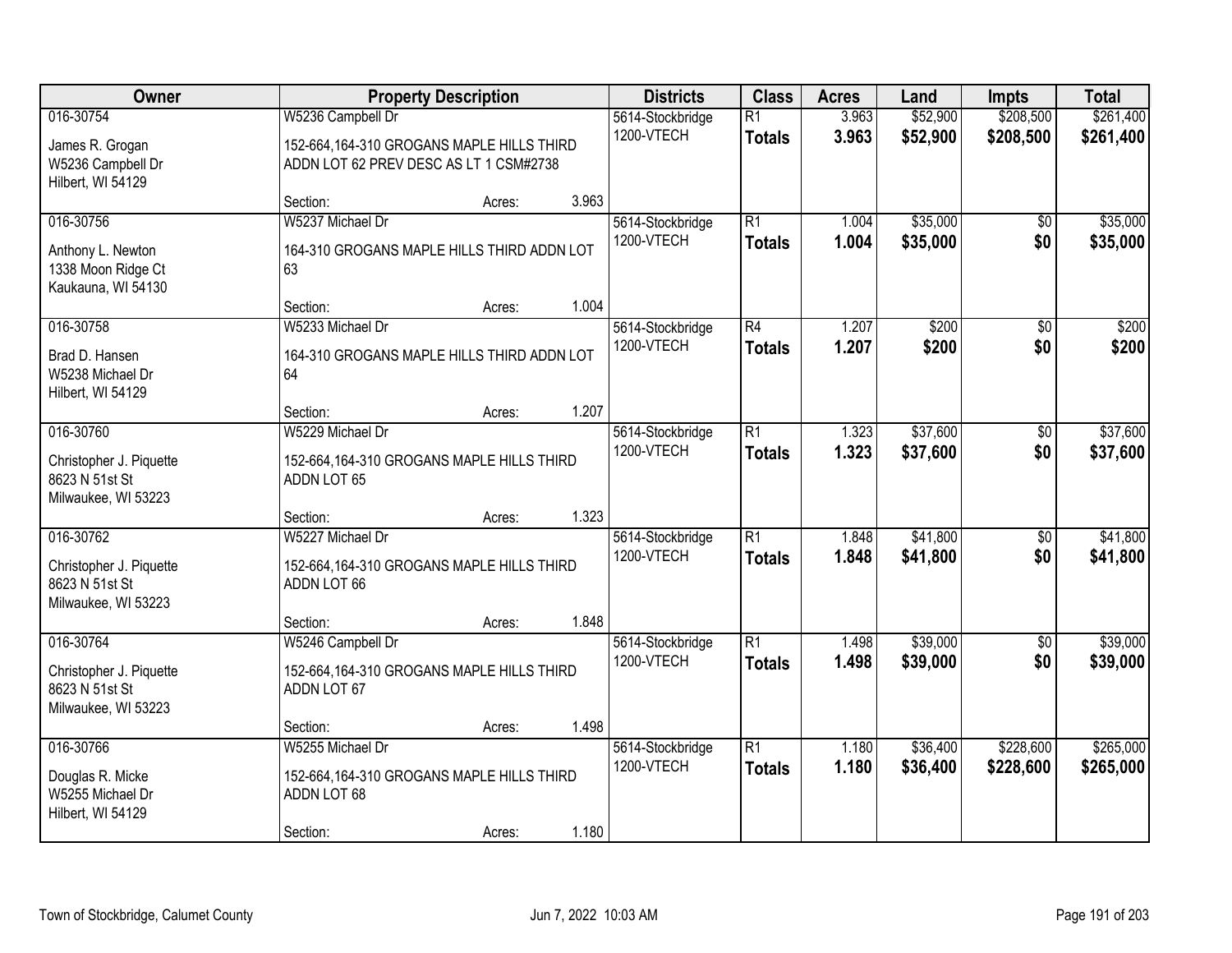| Owner | Property Description | Districts | Class | Acres | Land | Impts | Total |
|---|---|---|---|---|---|---|---|
| 016-30754<br>James R. Grogan<br>W5236 Campbell Dr<br>Hilbert, WI 54129 | W5236 Campbell Dr<br>152-664,164-310 GROGANS MAPLE HILLS THIRD ADDN LOT 62 PREV DESC AS LT 1 CSM#2738<br>Section: Acres: 3.963 | 5614-Stockbridge<br>1200-VTECH | R1<br>**Totals** | 3.963<br>**3.963** | $52,900<br>**$52,900** | $208,500<br>**$208,500** | $261,400<br>**$261,400** |
| 016-30756<br>Anthony L. Newton<br>1338 Moon Ridge Ct<br>Kaukauna, WI 54130 | W5237 Michael Dr<br>164-310 GROGANS MAPLE HILLS THIRD ADDN LOT 63<br>Section: Acres: 1.004 | 5614-Stockbridge<br>1200-VTECH | R1<br>**Totals** | 1.004<br>**1.004** | $35,000<br>**$35,000** | $0<br>**$0** | $35,000<br>**$35,000** |
| 016-30758<br>Brad D. Hansen<br>W5238 Michael Dr<br>Hilbert, WI 54129 | W5233 Michael Dr<br>164-310 GROGANS MAPLE HILLS THIRD ADDN LOT 64<br>Section: Acres: 1.207 | 5614-Stockbridge<br>1200-VTECH | R4<br>**Totals** | 1.207<br>**1.207** | $200<br>**$200** | $0<br>**$0** | $200<br>**$200** |
| 016-30760<br>Christopher J. Piquette<br>8623 N 51st St<br>Milwaukee, WI 53223 | W5229 Michael Dr<br>152-664,164-310 GROGANS MAPLE HILLS THIRD ADDN LOT 65<br>Section: Acres: 1.323 | 5614-Stockbridge<br>1200-VTECH | R1<br>**Totals** | 1.323<br>**1.323** | $37,600<br>**$37,600** | $0<br>**$0** | $37,600<br>**$37,600** |
| 016-30762<br>Christopher J. Piquette<br>8623 N 51st St<br>Milwaukee, WI 53223 | W5227 Michael Dr<br>152-664,164-310 GROGANS MAPLE HILLS THIRD ADDN LOT 66<br>Section: Acres: 1.848 | 5614-Stockbridge<br>1200-VTECH | R1<br>**Totals** | 1.848<br>**1.848** | $41,800<br>**$41,800** | $0<br>**$0** | $41,800<br>**$41,800** |
| 016-30764<br>Christopher J. Piquette<br>8623 N 51st St<br>Milwaukee, WI 53223 | W5246 Campbell Dr<br>152-664,164-310 GROGANS MAPLE HILLS THIRD ADDN LOT 67<br>Section: Acres: 1.498 | 5614-Stockbridge<br>1200-VTECH | R1<br>**Totals** | 1.498<br>**1.498** | $39,000<br>**$39,000** | $0<br>**$0** | $39,000<br>**$39,000** |
| 016-30766<br>Douglas R. Micke<br>W5255 Michael Dr<br>Hilbert, WI 54129 | W5255 Michael Dr<br>152-664,164-310 GROGANS MAPLE HILLS THIRD ADDN LOT 68<br>Section: Acres: 1.180 | 5614-Stockbridge<br>1200-VTECH | R1<br>**Totals** | 1.180<br>**1.180** | $36,400<br>**$36,400** | $228,600<br>**$228,600** | $265,000<br>**$265,000** |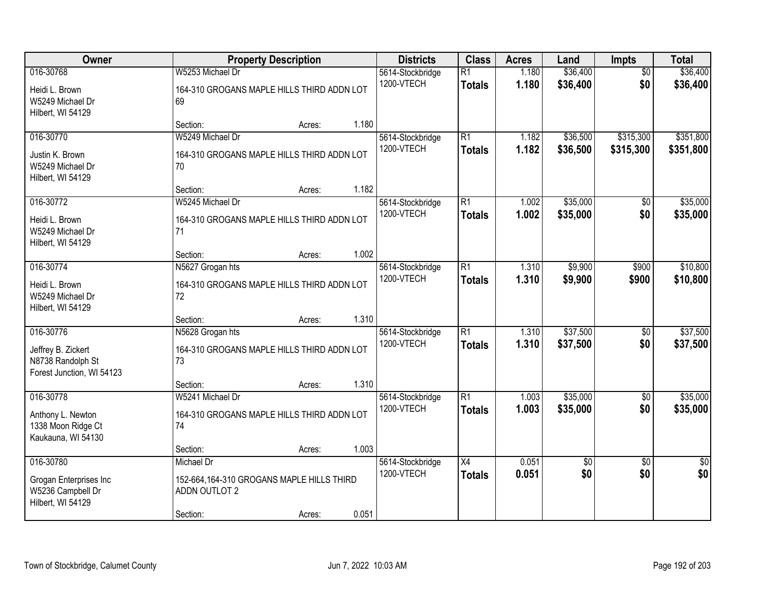| Owner | Property Description | | | Districts | Class | Acres | Land | Impts | Total |
|---|---|---|---|---|---|---|---|---|---|
| 016-30768<br><br>Heidi L. Brown<br>W5249 Michael Dr<br>Hilbert, WI 54129 | W5253 Michael Dr<br><br>164-310 GROGANS MAPLE HILLS THIRD ADDN LOT 69<br><br>Section: | Acres: | 1.180 | 5614-Stockbridge<br>1200-VTECH | R1<br>**Totals** | 1.180<br>**1.180** | $36,400<br>**$36,400** | $0<br>**$0** | $36,400<br>**$36,400** |
| 016-30770<br><br>Justin K. Brown<br>W5249 Michael Dr<br>Hilbert, WI 54129 | W5249 Michael Dr<br><br>164-310 GROGANS MAPLE HILLS THIRD ADDN LOT 70<br><br>Section: | Acres: | 1.182 | 5614-Stockbridge<br>1200-VTECH | R1<br>**Totals** | 1.182<br>**1.182** | $36,500<br>**$36,500** | $315,300<br>**$315,300** | $351,800<br>**$351,800** |
| 016-30772<br><br>Heidi L. Brown<br>W5249 Michael Dr<br>Hilbert, WI 54129 | W5245 Michael Dr<br><br>164-310 GROGANS MAPLE HILLS THIRD ADDN LOT 71<br><br>Section: | Acres: | 1.002 | 5614-Stockbridge<br>1200-VTECH | R1<br>**Totals** | 1.002<br>**1.002** | $35,000<br>**$35,000** | $0<br>**$0** | $35,000<br>**$35,000** |
| 016-30774<br><br>Heidi L. Brown<br>W5249 Michael Dr<br>Hilbert, WI 54129 | N5627 Grogan hts<br><br>164-310 GROGANS MAPLE HILLS THIRD ADDN LOT 72<br><br>Section: | Acres: | 1.310 | 5614-Stockbridge<br>1200-VTECH | R1<br>**Totals** | 1.310<br>**1.310** | $9,900<br>**$9,900** | $900<br>**$900** | $10,800<br>**$10,800** |
| 016-30776<br><br>Jeffrey B. Zickert<br>N8738 Randolph St<br>Forest Junction, WI 54123 | N5628 Grogan hts<br><br>164-310 GROGANS MAPLE HILLS THIRD ADDN LOT 73<br><br>Section: | Acres: | 1.310 | 5614-Stockbridge<br>1200-VTECH | R1<br>**Totals** | 1.310<br>**1.310** | $37,500<br>**$37,500** | $0<br>**$0** | $37,500<br>**$37,500** |
| 016-30778<br><br>Anthony L. Newton<br>1338 Moon Ridge Ct<br>Kaukauna, WI 54130 | W5241 Michael Dr<br><br>164-310 GROGANS MAPLE HILLS THIRD ADDN LOT 74<br><br>Section: | Acres: | 1.003 | 5614-Stockbridge<br>1200-VTECH | R1<br>**Totals** | 1.003<br>**1.003** | $35,000<br>**$35,000** | $0<br>**$0** | $35,000<br>**$35,000** |
| 016-30780<br><br>Grogan Enterprises Inc<br>W5236 Campbell Dr<br>Hilbert, WI 54129 | Michael Dr<br><br>152-664,164-310 GROGANS MAPLE HILLS THIRD ADDN OUTLOT 2<br><br>Section: | Acres: | 0.051 | 5614-Stockbridge<br>1200-VTECH | X4<br>**Totals** | 0.051<br>**0.051** | $0<br>**$0** | $0<br>**$0** | $0<br>**$0** |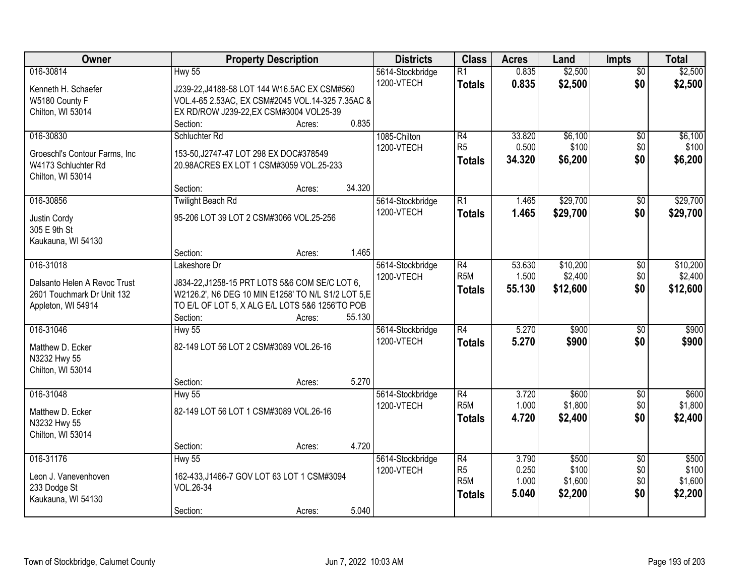| Owner | Property Description | Districts | Class | Acres | Land | Impts | Total |
|---|---|---|---|---|---|---|---|
| 016-30814<br>Kenneth H. Schaefer<br>W5180 County F<br>Chilton, WI 53014 | Hwy 55<br>J239-22,J4188-58 LOT 144 W16.5AC EX CSM#560 VOL.4-65 2.53AC, EX CSM#2045 VOL.14-325 7.35AC & EX RD/ROW J239-22,EX CSM#3004 VOL25-39<br>Section: Acres: 0.835 | 5614-Stockbridge<br>1200-VTECH | R1<br>**Totals** | 0.835<br>**0.835** | $2,500<br>**$2,500** | $0<br>**$0** | $2,500<br>**$2,500** |
| 016-30830<br>Groeschl's Contour Farms, Inc<br>W4173 Schluchter Rd<br>Chilton, WI 53014 | Schluchter Rd<br>153-50,J2747-47 LOT 298 EX DOC#378549 20.98ACRES EX LOT 1 CSM#3059 VOL.25-233<br>Section: Acres: 34.320 | 1085-Chilton<br>1200-VTECH | R4<br>R5<br>**Totals** | 33.820<br>0.500<br>**34.320** | $6,100<br>$100<br>**$6,200** | $0<br>$0<br>**$0** | $6,100<br>$100<br>**$6,200** |
| 016-30856<br>Justin Cordy<br>305 E 9th St<br>Kaukauna, WI 54130 | Twilight Beach Rd<br>95-206 LOT 39 LOT 2 CSM#3066 VOL.25-256<br>Section: Acres: 1.465 | 5614-Stockbridge<br>1200-VTECH | R1<br>**Totals** | 1.465<br>**1.465** | $29,700<br>**$29,700** | $0<br>**$0** | $29,700<br>**$29,700** |
| 016-31018<br>Dalsanto Helen A Revoc Trust<br>2601 Touchmark Dr Unit 132<br>Appleton, WI 54914 | Lakeshore Dr<br>J834-22,J1258-15 PRT LOTS 5&6 COM SE/C LOT 6, W2126.2', N6 DEG 10 MIN E1258' TO N/L S1/2 LOT 5,E TO E/L OF LOT 5, X ALG E/L LOTS 5&6 1256'TO POB<br>Section: Acres: 55.130 | 5614-Stockbridge<br>1200-VTECH | R4<br>R5M<br>**Totals** | 53.630<br>1.500<br>**55.130** | $10,200<br>$2,400<br>**$12,600** | $0<br>$0<br>**$0** | $10,200<br>$2,400<br>**$12,600** |
| 016-31046<br>Matthew D. Ecker<br>N3232 Hwy 55<br>Chilton, WI 53014 | Hwy 55<br>82-149 LOT 56 LOT 2 CSM#3089 VOL.26-16<br>Section: Acres: 5.270 | 5614-Stockbridge<br>1200-VTECH | R4<br>**Totals** | 5.270<br>**5.270** | $900<br>**$900** | $0<br>**$0** | $900<br>**$900** |
| 016-31048<br>Matthew D. Ecker<br>N3232 Hwy 55<br>Chilton, WI 53014 | Hwy 55<br>82-149 LOT 56 LOT 1 CSM#3089 VOL.26-16<br>Section: Acres: 4.720 | 5614-Stockbridge<br>1200-VTECH | R4<br>R5M<br>**Totals** | 3.720<br>1.000<br>**4.720** | $600<br>$1,800<br>**$2,400** | $0<br>$0<br>**$0** | $600<br>$1,800<br>**$2,400** |
| 016-31176<br>Leon J. Vanevenhoven<br>233 Dodge St<br>Kaukauna, WI 54130 | Hwy 55<br>162-433,J1466-7 GOV LOT 63 LOT 1 CSM#3094 VOL.26-34<br>Section: Acres: 5.040 | 5614-Stockbridge<br>1200-VTECH | R4<br>R5<br>R5M<br>**Totals** | 3.790<br>0.250<br>1.000<br>**5.040** | $500<br>$100<br>$1,600<br>**$2,200** | $0<br>$0<br>$0<br>**$0** | $500<br>$100<br>$1,600<br>**$2,200** |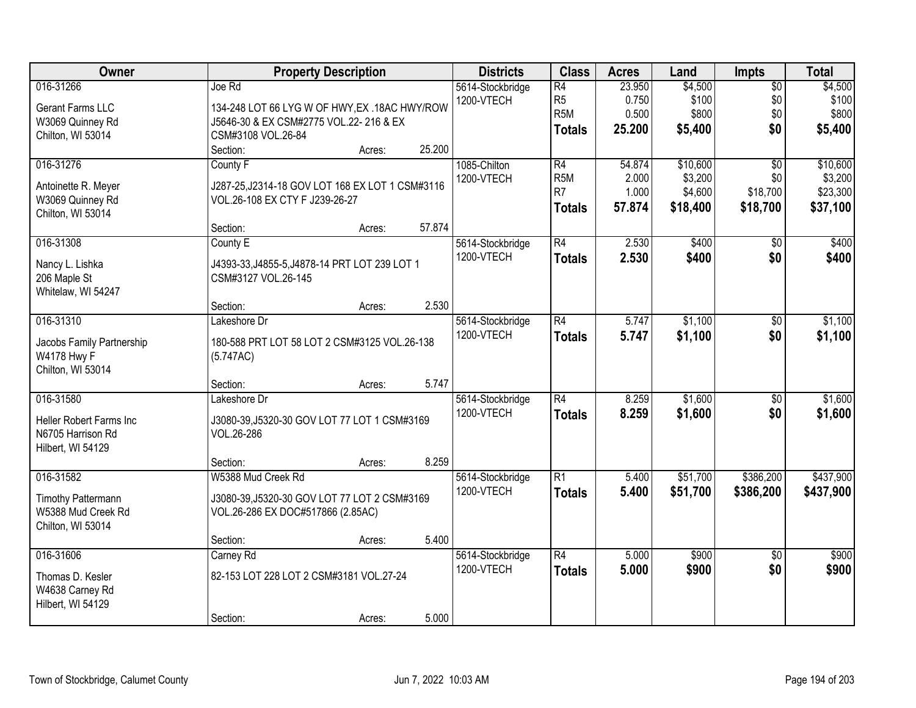| Owner | Property Description | Districts | Class | Acres | Land | Impts | Total |
|---|---|---|---|---|---|---|---|
| 016-31266<br>Gerant Farms LLC<br>W3069 Quinney Rd<br>Chilton, WI 53014 | Joe Rd<br>134-248 LOT 66 LYG W OF HWY,EX .18AC HWY/ROW J5646-30 & EX CSM#2775 VOL.22- 216 & EX CSM#3108 VOL.26-84<br>Section: Acres: 25.200 | 5614-Stockbridge<br>1200-VTECH | R4<br>R5<br>R5M<br>**Totals** | 23.950<br>0.750<br>0.500<br>**25.200** | $4,500<br>$100<br>$800<br>**$5,400** | $0<br>$0<br>$0<br>**$0** | $4,500<br>$100<br>$800<br>**$5,400** |
| 016-31276<br>Antoinette R. Meyer<br>W3069 Quinney Rd<br>Chilton, WI 53014 | County F<br>J287-25,J2314-18 GOV LOT 168 EX LOT 1 CSM#3116 VOL.26-108 EX CTY F J239-26-27<br>Section: Acres: 57.874 | 1085-Chilton<br>1200-VTECH | R4<br>R5M<br>R7<br>**Totals** | 54.874<br>2.000<br>1.000<br>**57.874** | $10,600<br>$3,200<br>$4,600<br>**$18,400** | $0<br>$0<br>$18,700<br>**$18,700** | $10,600<br>$3,200<br>$23,300<br>**$37,100** |
| 016-31308<br>Nancy L. Lishka<br>206 Maple St<br>Whitelaw, WI 54247 | County E<br>J4393-33,J4855-5,J4878-14 PRT LOT 239 LOT 1 CSM#3127 VOL.26-145<br>Section: Acres: 2.530 | 5614-Stockbridge<br>1200-VTECH | R4<br>**Totals** | 2.530<br>**2.530** | $400<br>**$400** | $0<br>**$0** | $400<br>**$400** |
| 016-31310<br>Jacobs Family Partnership<br>W4178 Hwy F<br>Chilton, WI 53014 | Lakeshore Dr<br>180-588 PRT LOT 58 LOT 2 CSM#3125 VOL.26-138 (5.747AC)<br>Section: Acres: 5.747 | 5614-Stockbridge<br>1200-VTECH | R4<br>**Totals** | 5.747<br>**5.747** | $1,100<br>**$1,100** | $0<br>**$0** | $1,100<br>**$1,100** |
| 016-31580<br>Heller Robert Farms Inc<br>N6705 Harrison Rd<br>Hilbert, WI 54129 | Lakeshore Dr<br>J3080-39,J5320-30 GOV LOT 77 LOT 1 CSM#3169 VOL.26-286<br>Section: Acres: 8.259 | 5614-Stockbridge<br>1200-VTECH | R4<br>**Totals** | 8.259<br>**8.259** | $1,600<br>**$1,600** | $0<br>**$0** | $1,600<br>**$1,600** |
| 016-31582<br>Timothy Pattermann<br>W5388 Mud Creek Rd<br>Chilton, WI 53014 | W5388 Mud Creek Rd<br>J3080-39,J5320-30 GOV LOT 77 LOT 2 CSM#3169 VOL.26-286 EX DOC#517866 (2.85AC)<br>Section: Acres: 5.400 | 5614-Stockbridge<br>1200-VTECH | R1<br>**Totals** | 5.400<br>**5.400** | $51,700<br>**$51,700** | $386,200<br>**$386,200** | $437,900<br>**$437,900** |
| 016-31606<br>Thomas D. Kesler<br>W4638 Carney Rd<br>Hilbert, WI 54129 | Carney Rd<br>82-153 LOT 228 LOT 2 CSM#3181 VOL.27-24<br>Section: Acres: 5.000 | 5614-Stockbridge<br>1200-VTECH | R4<br>**Totals** | 5.000<br>**5.000** | $900<br>**$900** | $0<br>**$0** | $900<br>**$900** |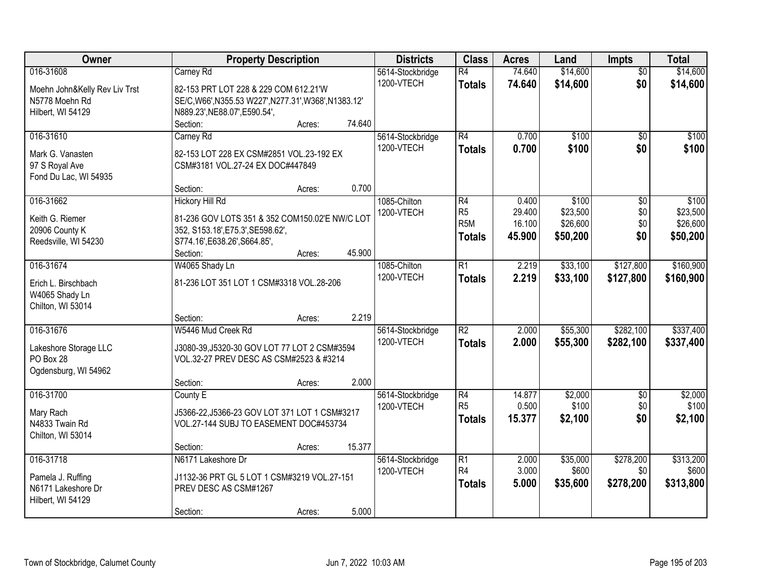| Owner | Property Description | Districts | Class | Acres | Land | Impts | Total |
|---|---|---|---|---|---|---|---|
| 016-31608<br><br>Moehn John&Kelly Rev Liv Trst<br>N5778 Moehn Rd<br>Hilbert, WI 54129 | Carney Rd<br><br>82-153 PRT LOT 228 & 229 COM 612.21'W SE/C,W66',N355.53 W227',N277.31',W368',N1383.12' N889.23',NE88.07',E590.54',<br>Section: Acres: 74.640 | 5614-Stockbridge<br>1200-VTECH | R4<br>**Totals** | 74.640<br>**74.640** | $14,600<br>**$14,600** | $0<br>**$0** | $14,600<br>**$14,600** |
| 016-31610<br><br>Mark G. Vanasten<br>97 S Royal Ave<br>Fond Du Lac, WI 54935 | Carney Rd<br><br>82-153 LOT 228 EX CSM#2851 VOL.23-192 EX CSM#3181 VOL.27-24 EX DOC#447849<br><br>Section: Acres: 0.700 | 5614-Stockbridge<br>1200-VTECH | R4<br>**Totals** | 0.700<br>**0.700** | $100<br>**$100** | $0<br>**$0** | $100<br>**$100** |
| 016-31662<br><br>Keith G. Riemer<br>20906 County K<br>Reedsville, WI 54230 | Hickory Hill Rd<br><br>81-236 GOV LOTS 351 & 352 COM150.02'E NW/C LOT 352, S153.18',E75.3',SE598.62', S774.16',E638.26',S664.85',<br>Section: Acres: 45.900 | 1085-Chilton<br>1200-VTECH | R4<br>R5<br>R5M<br>**Totals** | 0.400<br>29.400<br>16.100<br>**45.900** | $100<br>$23,500<br>$26,600<br>**$50,200** | $0<br>$0<br>$0<br>**$0** | $100<br>$23,500<br>$26,600<br>**$50,200** |
| 016-31674<br><br>Erich L. Birschbach<br>W4065 Shady Ln<br>Chilton, WI 53014 | W4065 Shady Ln<br><br>81-236 LOT 351 LOT 1 CSM#3318 VOL.28-206<br><br>Section: Acres: 2.219 | 1085-Chilton<br>1200-VTECH | R1<br>**Totals** | 2.219<br>**2.219** | $33,100<br>**$33,100** | $127,800<br>**$127,800** | $160,900<br>**$160,900** |
| 016-31676<br><br>Lakeshore Storage LLC<br>PO Box 28<br>Ogdensburg, WI 54962 | W5446 Mud Creek Rd<br><br>J3080-39,J5320-30 GOV LOT 77 LOT 2 CSM#3594 VOL.32-27 PREV DESC AS CSM#2523 & #3214<br><br>Section: Acres: 2.000 | 5614-Stockbridge<br>1200-VTECH | R2<br>**Totals** | 2.000<br>**2.000** | $55,300<br>**$55,300** | $282,100<br>**$282,100** | $337,400<br>**$337,400** |
| 016-31700<br><br>Mary Rach<br>N4833 Twain Rd<br>Chilton, WI 53014 | County E<br><br>J5366-22,J5366-23 GOV LOT 371 LOT 1 CSM#3217 VOL.27-144 SUBJ TO EASEMENT DOC#453734<br><br>Section: Acres: 15.377 | 5614-Stockbridge<br>1200-VTECH | R4<br>R5<br>**Totals** | 14.877<br>0.500<br>**15.377** | $2,000<br>$100<br>**$2,100** | $0<br>$0<br>**$0** | $2,000<br>$100<br>**$2,100** |
| 016-31718<br><br>Pamela J. Ruffing<br>N6171 Lakeshore Dr<br>Hilbert, WI 54129 | N6171 Lakeshore Dr<br><br>J1132-36 PRT GL 5 LOT 1 CSM#3219 VOL.27-151 PREV DESC AS CSM#1267<br><br>Section: Acres: 5.000 | 5614-Stockbridge<br>1200-VTECH | R1<br>R4<br>**Totals** | 2.000<br>3.000<br>**5.000** | $35,000<br>$600<br>**$35,600** | $278,200<br>$0<br>**$278,200** | $313,200<br>$600<br>**$313,800** |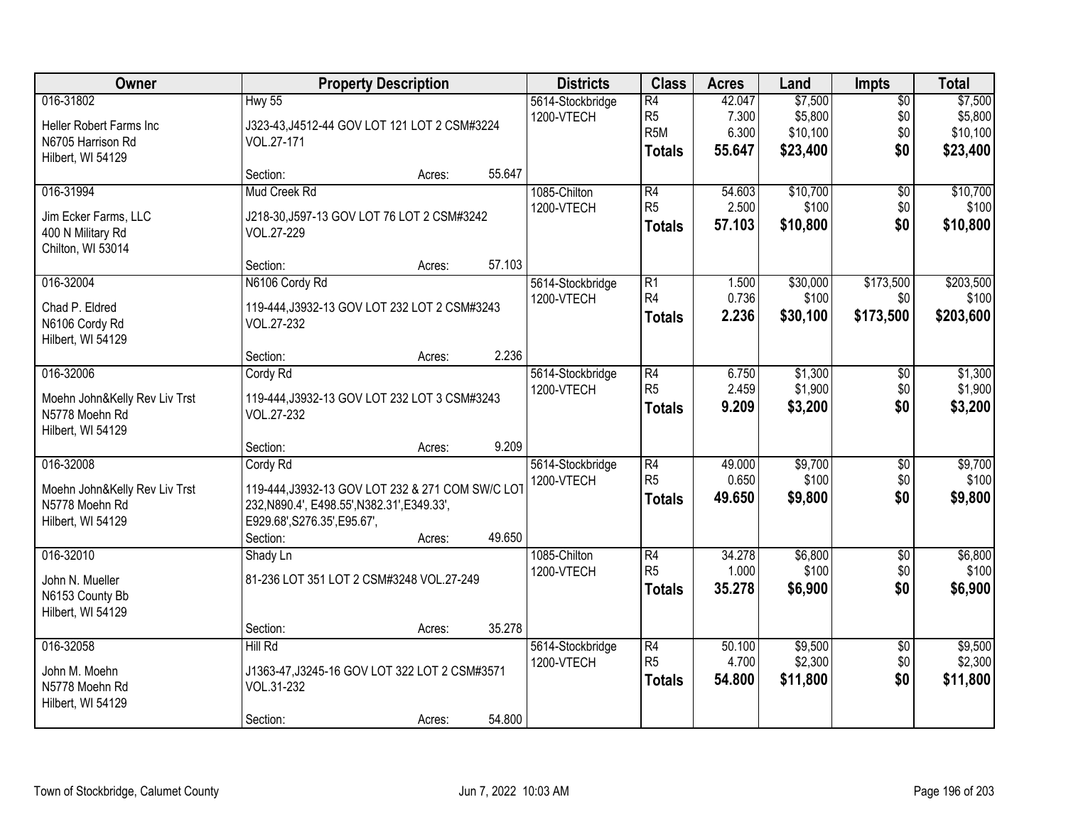| Owner | Property Description | Districts | Class | Acres | Land | Impts | Total |
|---|---|---|---|---|---|---|---|
| 016-31802<br>Heller Robert Farms Inc<br>N6705 Harrison Rd<br>Hilbert, WI 54129 | Hwy 55<br>J323-43,J4512-44 GOV LOT 121 LOT 2 CSM#3224 VOL.27-171<br>Section: Acres: 55.647 | 5614-Stockbridge<br>1200-VTECH | R4<br>R5<br>R5M<br>**Totals** | 42.047<br>7.300<br>6.300<br>**55.647** | $7,500<br>$5,800<br>$10,100<br>**$23,400** | $0<br>$0<br>$0<br>**$0** | $7,500<br>$5,800<br>$10,100<br>**$23,400** |
| 016-31994<br>Jim Ecker Farms, LLC<br>400 N Military Rd<br>Chilton, WI 53014 | Mud Creek Rd<br>J218-30,J597-13 GOV LOT 76 LOT 2 CSM#3242 VOL.27-229<br>Section: Acres: 57.103 | 1085-Chilton<br>1200-VTECH | R4<br>R5<br>**Totals** | 54.603<br>2.500<br>**57.103** | $10,700<br>$100<br>**$10,800** | $0<br>$0<br>**$0** | $10,700<br>$100<br>**$10,800** |
| 016-32004<br>Chad P. Eldred<br>N6106 Cordy Rd<br>Hilbert, WI 54129 | N6106 Cordy Rd<br>119-444,J3932-13 GOV LOT 232 LOT 2 CSM#3243 VOL.27-232<br>Section: Acres: 2.236 | 5614-Stockbridge<br>1200-VTECH | R1<br>R4<br>**Totals** | 1.500<br>0.736<br>**2.236** | $30,000<br>$100<br>**$30,100** | $173,500<br>$0<br>**$173,500** | $203,500<br>$100<br>**$203,600** |
| 016-32006<br>Moehn John&Kelly Rev Liv Trst<br>N5778 Moehn Rd<br>Hilbert, WI 54129 | Cordy Rd<br>119-444,J3932-13 GOV LOT 232 LOT 3 CSM#3243 VOL.27-232<br>Section: Acres: 9.209 | 5614-Stockbridge<br>1200-VTECH | R4<br>R5<br>**Totals** | 6.750<br>2.459<br>**9.209** | $1,300<br>$1,900<br>**$3,200** | $0<br>$0<br>**$0** | $1,300<br>$1,900<br>**$3,200** |
| 016-32008<br>Moehn John&Kelly Rev Liv Trst<br>N5778 Moehn Rd<br>Hilbert, WI 54129 | Cordy Rd<br>119-444,J3932-13 GOV LOT 232 & 271 COM SW/C LOT 232,N890.4', E498.55',N382.31',E349.33', E929.68',S276.35',E95.67',<br>Section: Acres: 49.650 | 5614-Stockbridge<br>1200-VTECH | R4<br>R5<br>**Totals** | 49.000<br>0.650<br>**49.650** | $9,700<br>$100<br>**$9,800** | $0<br>$0<br>**$0** | $9,700<br>$100<br>**$9,800** |
| 016-32010<br>John N. Mueller<br>N6153 County Bb<br>Hilbert, WI 54129 | Shady Ln<br>81-236 LOT 351 LOT 2 CSM#3248 VOL.27-249<br>Section: Acres: 35.278 | 1085-Chilton<br>1200-VTECH | R4<br>R5<br>**Totals** | 34.278<br>1.000<br>**35.278** | $6,800<br>$100<br>**$6,900** | $0<br>$0<br>**$0** | $6,800<br>$100<br>**$6,900** |
| 016-32058<br>John M. Moehn<br>N5778 Moehn Rd<br>Hilbert, WI 54129 | Hill Rd<br>J1363-47,J3245-16 GOV LOT 322 LOT 2 CSM#3571 VOL.31-232<br>Section: Acres: 54.800 | 5614-Stockbridge<br>1200-VTECH | R4<br>R5<br>**Totals** | 50.100<br>4.700<br>**54.800** | $9,500<br>$2,300<br>**$11,800** | $0<br>$0<br>**$0** | $9,500<br>$2,300<br>**$11,800** |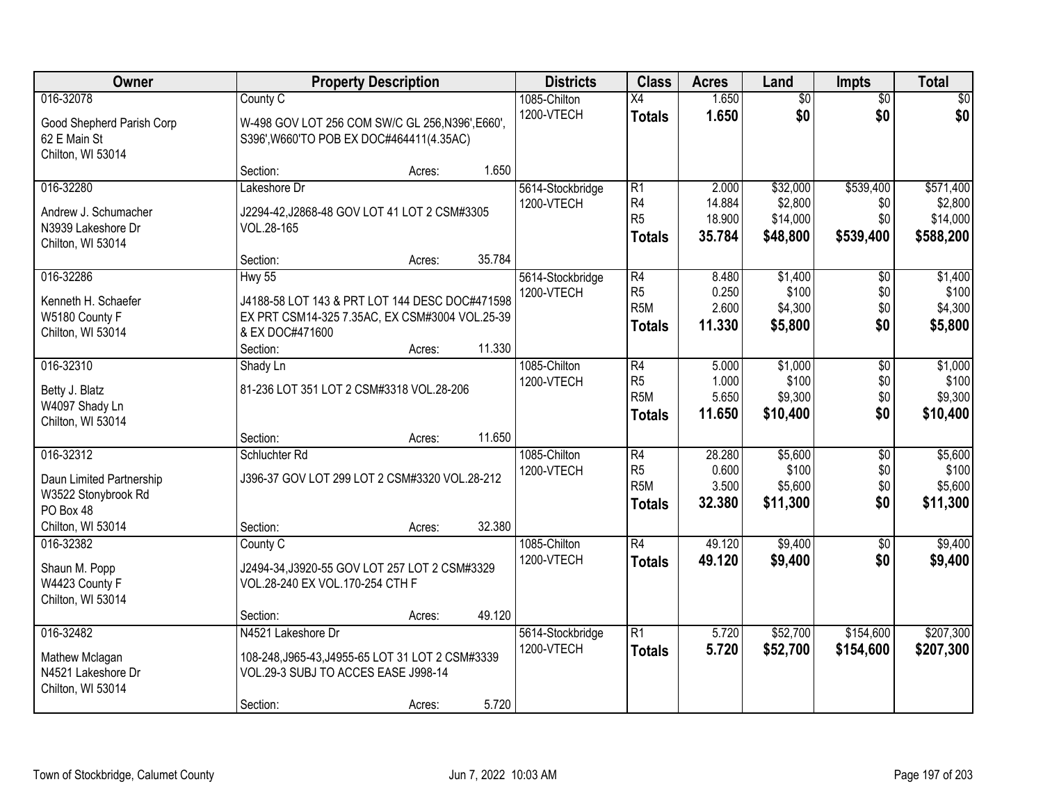| Owner | Property Description | Districts | Class | Acres | Land | Impts | Total |
|---|---|---|---|---|---|---|---|
| 016-32078<br>Good Shepherd Parish Corp<br>62 E Main St<br>Chilton, WI 53014 | County C<br>W-498 GOV LOT 256 COM SW/C GL 256,N396',E660', S396',W660'TO POB EX DOC#464411(4.35AC)<br>Section: Acres: 1.650 | 1085-Chilton<br>1200-VTECH | X4<br>**Totals** | 1.650<br>**1.650** | $0<br>**$0** | $0<br>**$0** | $0<br>**$0** |
| 016-32280<br>Andrew J. Schumacher<br>N3939 Lakeshore Dr<br>Chilton, WI 53014 | Lakeshore Dr<br>J2294-42,J2868-48 GOV LOT 41 LOT 2 CSM#3305 VOL.28-165<br>Section: Acres: 35.784 | 5614-Stockbridge<br>1200-VTECH | R1<br>R4<br>R5<br>**Totals** | 2.000<br>14.884<br>18.900<br>**35.784** | $32,000<br>$2,800<br>$14,000<br>**$48,800** | $539,400<br>$0<br>$0<br>**$539,400** | $571,400<br>$2,800<br>$14,000<br>**$588,200** |
| 016-32286<br>Kenneth H. Schaefer<br>W5180 County F<br>Chilton, WI 53014 | Hwy 55<br>J4188-58 LOT 143 & PRT LOT 144 DESC DOC#471598 EX PRT CSM14-325 7.35AC, EX CSM#3004 VOL.25-39 & EX DOC#471600<br>Section: Acres: 11.330 | 5614-Stockbridge<br>1200-VTECH | R4<br>R5<br>R5M<br>**Totals** | 8.480<br>0.250<br>2.600<br>**11.330** | $1,400<br>$100<br>$4,300<br>**$5,800** | $0<br>$0<br>$0<br>**$0** | $1,400<br>$100<br>$4,300<br>**$5,800** |
| 016-32310<br>Betty J. Blatz<br>W4097 Shady Ln<br>Chilton, WI 53014 | Shady Ln<br>81-236 LOT 351 LOT 2 CSM#3318 VOL.28-206<br>Section: Acres: 11.650 | 1085-Chilton<br>1200-VTECH | R4<br>R5<br>R5M<br>**Totals** | 5.000<br>1.000<br>5.650<br>**11.650** | $1,000<br>$100<br>$9,300<br>**$10,400** | $0<br>$0<br>$0<br>**$0** | $1,000<br>$100<br>$9,300<br>**$10,400** |
| 016-32312<br>Daun Limited Partnership<br>W3522 Stonybrook Rd<br>PO Box 48<br>Chilton, WI 53014 | Schluchter Rd<br>J396-37 GOV LOT 299 LOT 2 CSM#3320 VOL.28-212<br>Section: Acres: 32.380 | 1085-Chilton<br>1200-VTECH | R4<br>R5<br>R5M<br>**Totals** | 28.280<br>0.600<br>3.500<br>**32.380** | $5,600<br>$100<br>$5,600<br>**$11,300** | $0<br>$0<br>$0<br>**$0** | $5,600<br>$100<br>$5,600<br>**$11,300** |
| 016-32382<br>Shaun M. Popp<br>W4423 County F<br>Chilton, WI 53014 | County C<br>J2494-34,J3920-55 GOV LOT 257 LOT 2 CSM#3329 VOL.28-240 EX VOL.170-254 CTH F<br>Section: Acres: 49.120 | 1085-Chilton<br>1200-VTECH | R4<br>**Totals** | 49.120<br>**49.120** | $9,400<br>**$9,400** | $0<br>**$0** | $9,400<br>**$9,400** |
| 016-32482<br>Mathew Mclagan<br>N4521 Lakeshore Dr<br>Chilton, WI 53014 | N4521 Lakeshore Dr<br>108-248,J965-43,J4955-65 LOT 31 LOT 2 CSM#3339 VOL.29-3 SUBJ TO ACCES EASE J998-14<br>Section: Acres: 5.720 | 5614-Stockbridge<br>1200-VTECH | R1<br>**Totals** | 5.720<br>**5.720** | $52,700<br>**$52,700** | $154,600<br>**$154,600** | $207,300<br>**$207,300** |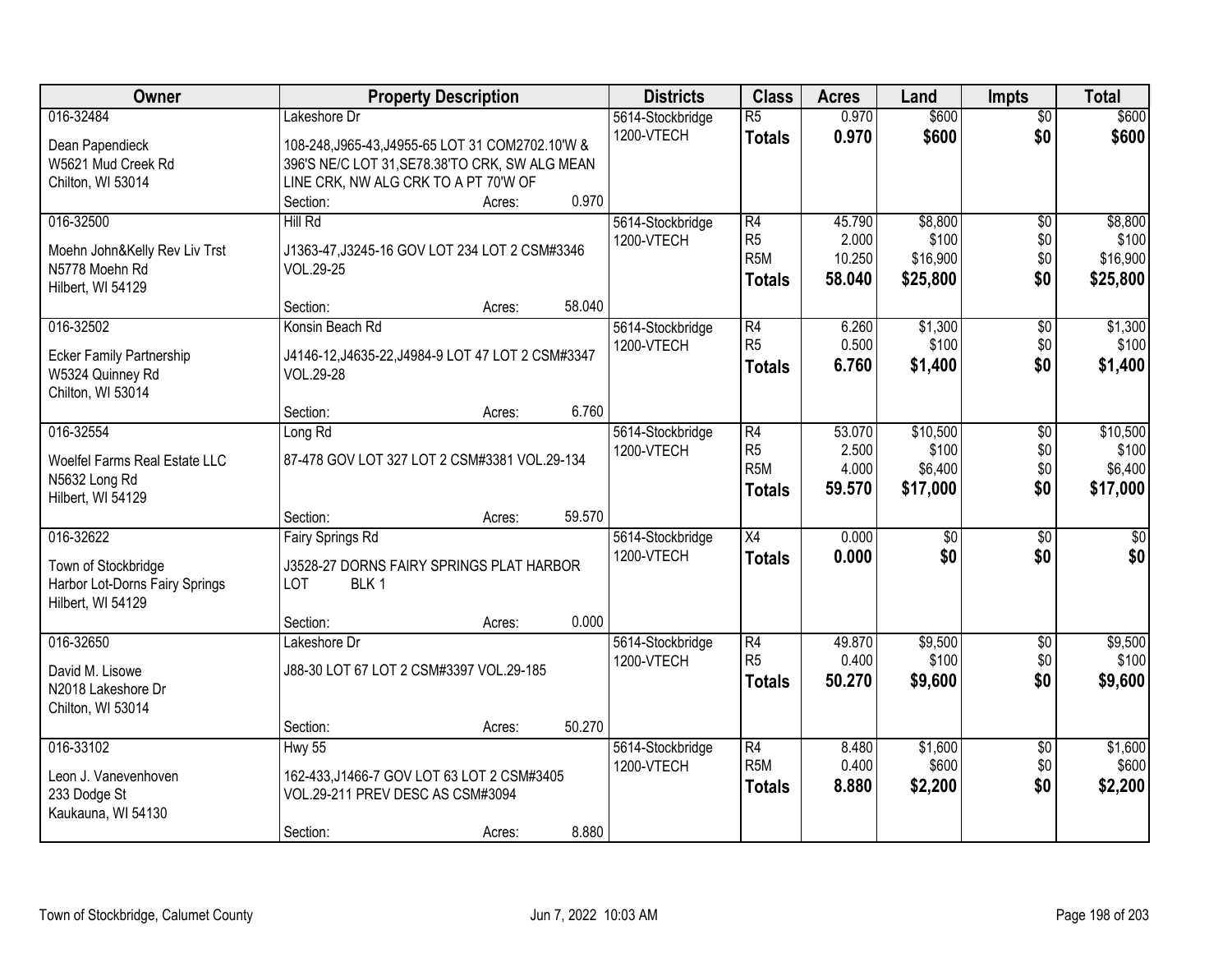| Owner | Property Description | Districts | Class | Acres | Land | Impts | Total |
|---|---|---|---|---|---|---|---|
| 016-32484<br>Dean Papendieck<br>W5621 Mud Creek Rd<br>Chilton, WI 53014 | Lakeshore Dr<br>108-248,J965-43,J4955-65 LOT 31 COM2702.10'W & 396'S NE/C LOT 31,SE78.38'TO CRK, SW ALG MEAN LINE CRK, NW ALG CRK TO A PT 70'W OF<br>Section: Acres: 0.970 | 5614-Stockbridge<br>1200-VTECH | R5<br>**Totals** | 0.970<br>**0.970** | $600<br>**$600** | $0<br>**$0** | $600<br>**$600** |
| 016-32500<br>Moehn John&Kelly Rev Liv Trst<br>N5778 Moehn Rd<br>Hilbert, WI 54129 | Hill Rd<br>J1363-47,J3245-16 GOV LOT 234 LOT 2 CSM#3346 VOL.29-25<br>Section: Acres: 58.040 | 5614-Stockbridge<br>1200-VTECH | R4<br>R5<br>R5M<br>**Totals** | 45.790<br>2.000<br>10.250<br>**58.040** | $8,800<br>$100<br>$16,900<br>**$25,800** | $0<br>$0<br>$0<br>**$0** | $8,800<br>$100<br>$16,900<br>**$25,800** |
| 016-32502<br>Ecker Family Partnership<br>W5324 Quinney Rd<br>Chilton, WI 53014 | Konsin Beach Rd<br>J4146-12,J4635-22,J4984-9 LOT 47 LOT 2 CSM#3347 VOL.29-28<br>Section: Acres: 6.760 | 5614-Stockbridge<br>1200-VTECH | R4<br>R5<br>**Totals** | 6.260<br>0.500<br>**6.760** | $1,300<br>$100<br>**$1,400** | $0<br>$0<br>**$0** | $1,300<br>$100<br>**$1,400** |
| 016-32554<br>Woelfel Farms Real Estate LLC<br>N5632 Long Rd<br>Hilbert, WI 54129 | Long Rd<br>87-478 GOV LOT 327 LOT 2 CSM#3381 VOL.29-134<br>Section: Acres: 59.570 | 5614-Stockbridge<br>1200-VTECH | R4<br>R5<br>R5M<br>**Totals** | 53.070<br>2.500<br>4.000<br>**59.570** | $10,500<br>$100<br>$6,400<br>**$17,000** | $0<br>$0<br>$0<br>**$0** | $10,500<br>$100<br>$6,400<br>**$17,000** |
| 016-32622<br>Town of Stockbridge<br>Harbor Lot-Dorns Fairy Springs<br>Hilbert, WI 54129 | Fairy Springs Rd<br>J3528-27 DORNS FAIRY SPRINGS PLAT HARBOR LOT BLK 1<br>Section: Acres: 0.000 | 5614-Stockbridge<br>1200-VTECH | X4<br>**Totals** | 0.000<br>**0.000** | $0<br>**$0** | $0<br>**$0** | $0<br>**$0** |
| 016-32650<br>David M. Lisowe<br>N2018 Lakeshore Dr<br>Chilton, WI 53014 | Lakeshore Dr<br>J88-30 LOT 67 LOT 2 CSM#3397 VOL.29-185<br>Section: Acres: 50.270 | 5614-Stockbridge<br>1200-VTECH | R4<br>R5<br>**Totals** | 49.870<br>0.400<br>**50.270** | $9,500<br>$100<br>**$9,600** | $0<br>$0<br>**$0** | $9,500<br>$100<br>**$9,600** |
| 016-33102<br>Leon J. Vanevenhoven<br>233 Dodge St<br>Kaukauna, WI 54130 | Hwy 55<br>162-433,J1466-7 GOV LOT 63 LOT 2 CSM#3405 VOL.29-211 PREV DESC AS CSM#3094<br>Section: Acres: 8.880 | 5614-Stockbridge<br>1200-VTECH | R4<br>R5M<br>**Totals** | 8.480<br>0.400<br>**8.880** | $1,600<br>$600<br>**$2,200** | $0<br>$0<br>**$0** | $1,600<br>$600<br>**$2,200** |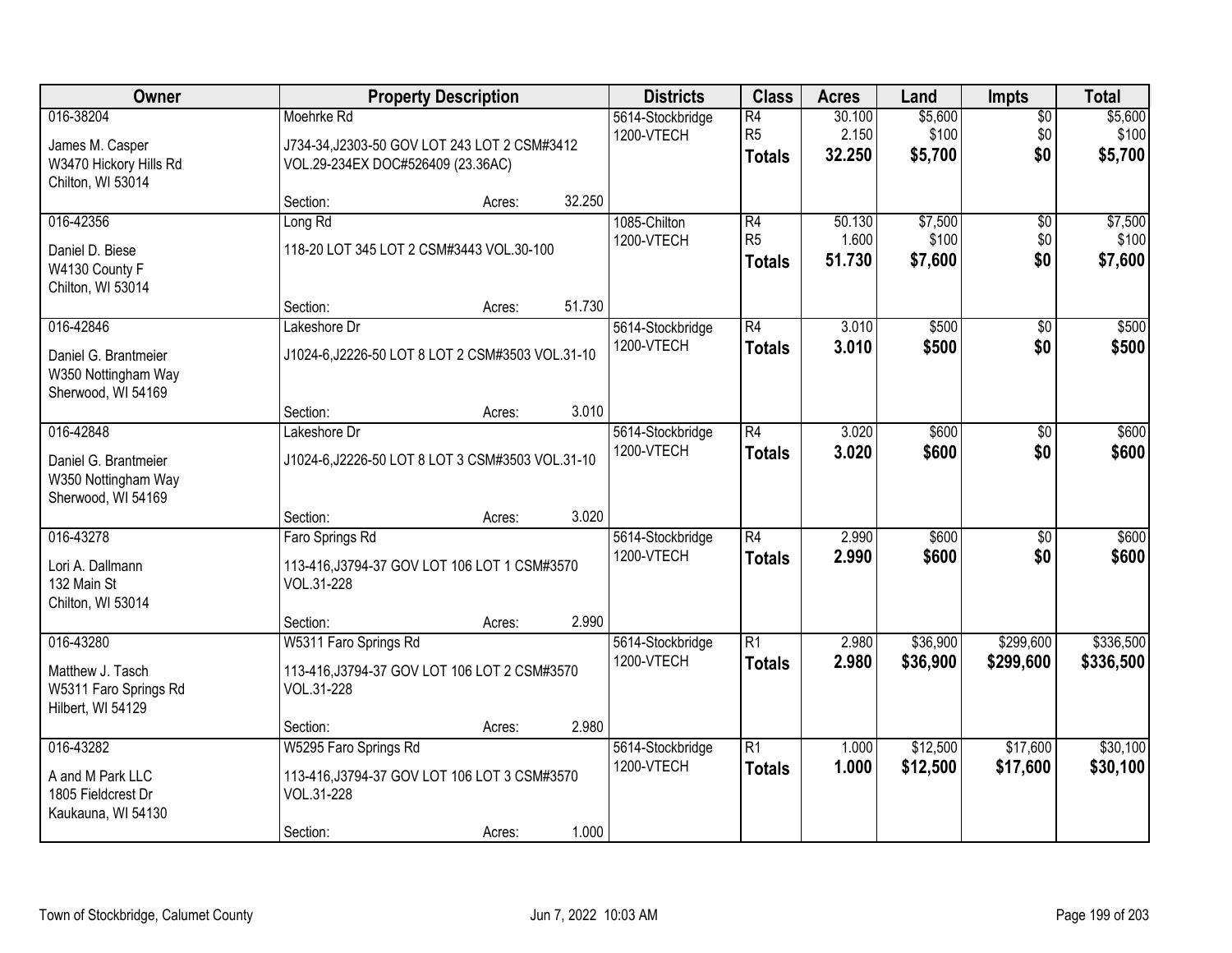| Owner | Property Description | | | Districts | Class | Acres | Land | Impts | Total |
|---|---|---|---|---|---|---|---|---|---|
| 016-38204<br>James M. Casper<br>W3470 Hickory Hills Rd<br>Chilton, WI 53014 | Moehrke Rd<br>J734-34,J2303-50 GOV LOT 243 LOT 2 CSM#3412 VOL.29-234EX DOC#526409 (23.36AC)<br>Section: | Acres: | 32.250 | 5614-Stockbridge<br>1200-VTECH | R4<br>R5<br>**Totals** | 30.100<br>2.150<br>**32.250** | $5,600<br>$100<br>**$5,700** | $0<br>$0<br>**$0** | $5,600<br>$100<br>**$5,700** |
| 016-42356<br>Daniel D. Biese<br>W4130 County F<br>Chilton, WI 53014 | Long Rd<br>118-20 LOT 345 LOT 2 CSM#3443 VOL.30-100<br>Section: | Acres: | 51.730 | 1085-Chilton<br>1200-VTECH | R4<br>R5<br>**Totals** | 50.130<br>1.600<br>**51.730** | $7,500<br>$100<br>**$7,600** | $0<br>$0<br>**$0** | $7,500<br>$100<br>**$7,600** |
| 016-42846<br>Daniel G. Brantmeier<br>W350 Nottingham Way<br>Sherwood, WI 54169 | Lakeshore Dr<br>J1024-6,J2226-50 LOT 8 LOT 2 CSM#3503 VOL.31-10<br>Section: | Acres: | 3.010 | 5614-Stockbridge<br>1200-VTECH | R4<br>**Totals** | 3.010<br>**3.010** | $500<br>**$500** | $0<br>**$0** | $500<br>**$500** |
| 016-42848<br>Daniel G. Brantmeier<br>W350 Nottingham Way<br>Sherwood, WI 54169 | Lakeshore Dr<br>J1024-6,J2226-50 LOT 8 LOT 3 CSM#3503 VOL.31-10<br>Section: | Acres: | 3.020 | 5614-Stockbridge<br>1200-VTECH | R4<br>**Totals** | 3.020<br>**3.020** | $600<br>**$600** | $0<br>**$0** | $600<br>**$600** |
| 016-43278<br>Lori A. Dallmann<br>132 Main St<br>Chilton, WI 53014 | Faro Springs Rd<br>113-416,J3794-37 GOV LOT 106 LOT 1 CSM#3570 VOL.31-228<br>Section: | Acres: | 2.990 | 5614-Stockbridge<br>1200-VTECH | R4<br>**Totals** | 2.990<br>**2.990** | $600<br>**$600** | $0<br>**$0** | $600<br>**$600** |
| 016-43280<br>Matthew J. Tasch<br>W5311 Faro Springs Rd<br>Hilbert, WI 54129 | W5311 Faro Springs Rd<br>113-416,J3794-37 GOV LOT 106 LOT 2 CSM#3570 VOL.31-228<br>Section: | Acres: | 2.980 | 5614-Stockbridge<br>1200-VTECH | R1<br>**Totals** | 2.980<br>**2.980** | $36,900<br>**$36,900** | $299,600<br>**$299,600** | $336,500<br>**$336,500** |
| 016-43282<br>A and M Park LLC<br>1805 Fieldcrest Dr<br>Kaukauna, WI 54130 | W5295 Faro Springs Rd<br>113-416,J3794-37 GOV LOT 106 LOT 3 CSM#3570 VOL.31-228<br>Section: | Acres: | 1.000 | 5614-Stockbridge<br>1200-VTECH | R1<br>**Totals** | 1.000<br>**1.000** | $12,500<br>**$12,500** | $17,600<br>**$17,600** | $30,100<br>**$30,100** |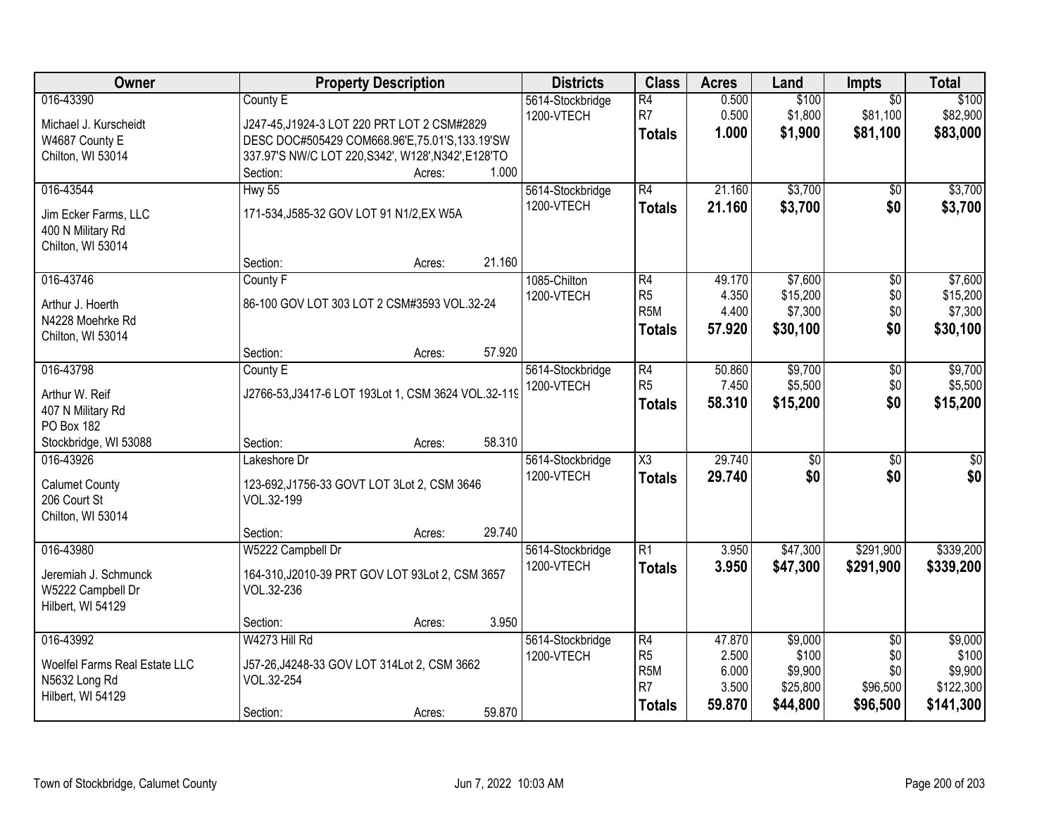| Owner | Property Description | Districts | Class | Acres | Land | Impts | Total |
|---|---|---|---|---|---|---|---|
| 016-43390<br>Michael J. Kurscheidt<br>W4687 County E<br>Chilton, WI 53014 | County E<br>J247-45,J1924-3 LOT 220 PRT LOT 2 CSM#2829 DESC DOC#505429 COM668.96'E,75.01'S,133.19'SW 337.97'S NW/C LOT 220,S342', W128',N342',E128'TO<br>Section: Acres: 1.000 | 5614-Stockbridge<br>1200-VTECH | R4<br>R7<br>**Totals** | 0.500<br>0.500<br>**1.000** | $100<br>$1,800<br>**$1,900** | $0<br>$81,100<br>**$81,100** | $100<br>$82,900<br>**$83,000** |
| 016-43544<br>Jim Ecker Farms, LLC<br>400 N Military Rd<br>Chilton, WI 53014 | Hwy 55<br>171-534,J585-32 GOV LOT 91 N1/2,EX W5A<br>Section: Acres: 21.160 | 5614-Stockbridge<br>1200-VTECH | R4<br>**Totals** | 21.160<br>**21.160** | $3,700<br>**$3,700** | $0<br>**$0** | $3,700<br>**$3,700** |
| 016-43746<br>Arthur J. Hoerth<br>N4228 Moehrke Rd<br>Chilton, WI 53014 | County F<br>86-100 GOV LOT 303 LOT 2 CSM#3593 VOL.32-24<br>Section: Acres: 57.920 | 1085-Chilton<br>1200-VTECH | R4<br>R5<br>R5M<br>**Totals** | 49.170<br>4.350<br>4.400<br>**57.920** | $7,600<br>$15,200<br>$7,300<br>**$30,100** | $0<br>$0<br>$0<br>**$0** | $7,600<br>$15,200<br>$7,300<br>**$30,100** |
| 016-43798<br>Arthur W. Reif<br>407 N Military Rd<br>PO Box 182<br>Stockbridge, WI 53088 | County E<br>J2766-53,J3417-6 LOT 193Lot 1, CSM 3624 VOL.32-119<br>Section: Acres: 58.310 | 5614-Stockbridge<br>1200-VTECH | R4<br>R5<br>**Totals** | 50.860<br>7.450<br>**58.310** | $9,700<br>$5,500<br>**$15,200** | $0<br>$0<br>**$0** | $9,700<br>$5,500<br>**$15,200** |
| 016-43926<br>Calumet County<br>206 Court St<br>Chilton, WI 53014 | Lakeshore Dr<br>123-692,J1756-33 GOVT LOT 3Lot 2, CSM 3646 VOL.32-199<br>Section: Acres: 29.740 | 5614-Stockbridge<br>1200-VTECH | X3<br>**Totals** | 29.740<br>**29.740** | $0<br>**$0** | $0<br>**$0** | $0<br>**$0** |
| 016-43980<br>Jeremiah J. Schmunck<br>W5222 Campbell Dr<br>Hilbert, WI 54129 | W5222 Campbell Dr<br>164-310,J2010-39 PRT GOV LOT 93Lot 2, CSM 3657 VOL.32-236<br>Section: Acres: 3.950 | 5614-Stockbridge<br>1200-VTECH | R1<br>**Totals** | 3.950<br>**3.950** | $47,300<br>**$47,300** | $291,900<br>**$291,900** | $339,200<br>**$339,200** |
| 016-43992<br>Woelfel Farms Real Estate LLC<br>N5632 Long Rd<br>Hilbert, WI 54129 | W4273 Hill Rd<br>J57-26,J4248-33 GOV LOT 314Lot 2, CSM 3662 VOL.32-254<br>Section: Acres: 59.870 | 5614-Stockbridge<br>1200-VTECH | R4<br>R5<br>R5M<br>R7<br>**Totals** | 47.870<br>2.500<br>6.000<br>3.500<br>**59.870** | $9,000<br>$100<br>$9,900<br>$25,800<br>**$44,800** | $0<br>$0<br>$0<br>$96,500<br>**$96,500** | $9,000<br>$100<br>$9,900<br>$122,300<br>**$141,300** |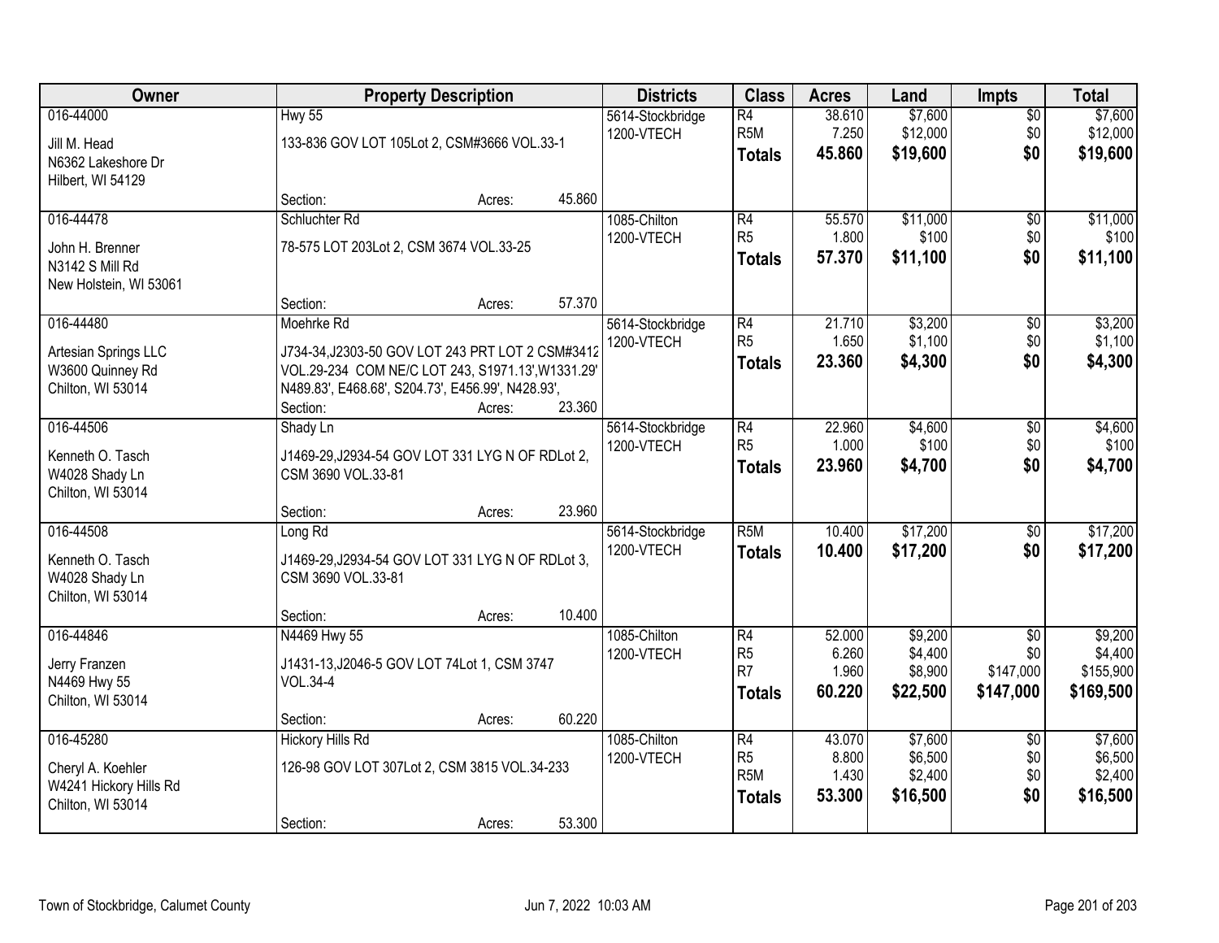| Owner | Property Description | Districts | Class | Acres | Land | Impts | Total |
|---|---|---|---|---|---|---|---|
| 016-44000<br>Jill M. Head<br>N6362 Lakeshore Dr<br>Hilbert, WI 54129 | Hwy 55<br>133-836 GOV LOT 105Lot 2, CSM#3666 VOL.33-1<br>Section: Acres: 45.860 | 5614-Stockbridge<br>1200-VTECH | R4<br>R5M<br>**Totals** | 38.610<br>7.250<br>**45.860** | $7,600<br>$12,000<br>**$19,600** | $0<br>$0<br>**$0** | $7,600<br>$12,000<br>**$19,600** |
| 016-44478<br>John H. Brenner<br>N3142 S Mill Rd<br>New Holstein, WI 53061 | Schluchter Rd<br>78-575 LOT 203Lot 2, CSM 3674 VOL.33-25<br>Section: Acres: 57.370 | 1085-Chilton<br>1200-VTECH | R4<br>R5<br>**Totals** | 55.570<br>1.800<br>**57.370** | $11,000<br>$100<br>**$11,100** | $0<br>$0<br>**$0** | $11,000<br>$100<br>**$11,100** |
| 016-44480<br>Artesian Springs LLC<br>W3600 Quinney Rd<br>Chilton, WI 53014 | Moehrke Rd<br>J734-34,J2303-50 GOV LOT 243 PRT LOT 2 CSM#3412 VOL.29-234 COM NE/C LOT 243, S1971.13',W1331.29' N489.83', E468.68', S204.73', E456.99', N428.93',<br>Section: Acres: 23.360 | 5614-Stockbridge<br>1200-VTECH | R4<br>R5<br>**Totals** | 21.710<br>1.650<br>**23.360** | $3,200<br>$1,100<br>**$4,300** | $0<br>$0<br>**$0** | $3,200<br>$1,100<br>**$4,300** |
| 016-44506<br>Kenneth O. Tasch<br>W4028 Shady Ln<br>Chilton, WI 53014 | Shady Ln<br>J1469-29,J2934-54 GOV LOT 331 LYG N OF RDLot 2, CSM 3690 VOL.33-81<br>Section: Acres: 23.960 | 5614-Stockbridge<br>1200-VTECH | R4<br>R5<br>**Totals** | 22.960<br>1.000<br>**23.960** | $4,600<br>$100<br>**$4,700** | $0<br>$0<br>**$0** | $4,600<br>$100<br>**$4,700** |
| 016-44508<br>Kenneth O. Tasch<br>W4028 Shady Ln<br>Chilton, WI 53014 | Long Rd<br>J1469-29,J2934-54 GOV LOT 331 LYG N OF RDLot 3, CSM 3690 VOL.33-81<br>Section: Acres: 10.400 | 5614-Stockbridge<br>1200-VTECH | R5M<br>**Totals** | 10.400<br>**10.400** | $17,200<br>**$17,200** | $0<br>**$0** | $17,200<br>**$17,200** |
| 016-44846<br>Jerry Franzen<br>N4469 Hwy 55<br>Chilton, WI 53014 | N4469 Hwy 55<br>J1431-13,J2046-5 GOV LOT 74Lot 1, CSM 3747 VOL.34-4<br>Section: Acres: 60.220 | 1085-Chilton<br>1200-VTECH | R4<br>R5<br>R7<br>**Totals** | 52.000<br>6.260<br>1.960<br>**60.220** | $9,200<br>$4,400<br>$8,900<br>**$22,500** | $0<br>$0<br>$147,000<br>**$147,000** | $9,200<br>$4,400<br>$155,900<br>**$169,500** |
| 016-45280<br>Cheryl A. Koehler<br>W4241 Hickory Hills Rd<br>Chilton, WI 53014 | Hickory Hills Rd<br>126-98 GOV LOT 307Lot 2, CSM 3815 VOL.34-233<br>Section: Acres: 53.300 | 1085-Chilton<br>1200-VTECH | R4<br>R5<br>R5M<br>**Totals** | 43.070<br>8.800<br>1.430<br>**53.300** | $7,600<br>$6,500<br>$2,400<br>**$16,500** | $0<br>$0<br>$0<br>**$0** | $7,600<br>$6,500<br>$2,400<br>**$16,500** |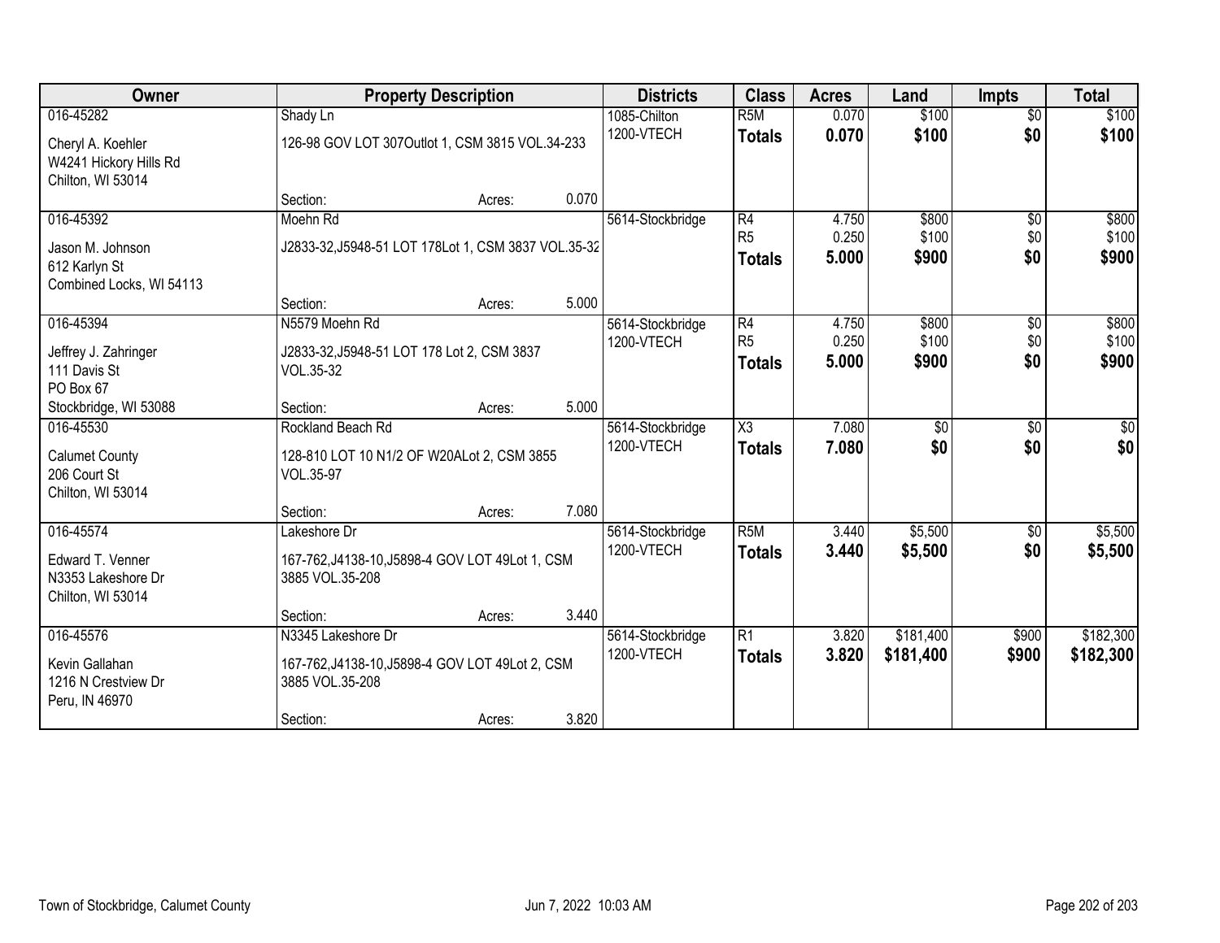| Owner | Property Description | | | Districts | Class | Acres | Land | Impts | Total |
|---|---|---|---|---|---|---|---|---|---|
| 016-45282 | Shady Ln | | | 1085-Chilton | R5M | 0.070 | $100 | $0 | $100 |
| Cheryl A. Koehler<br>W4241 Hickory Hills Rd<br>Chilton, WI 53014 | 126-98 GOV LOT 307Outlot 1, CSM 3815 VOL.34-233 | | | 1200-VTECH | **Totals** | **0.070** | **$100** | **$0** | **$100** |
| | Section: | Acres: | 0.070 | | | | | | |
| 016-45392 | Moehn Rd | | | 5614-Stockbridge | R4 | 4.750 | $800 | $0 | $800 |
| Jason M. Johnson<br>612 Karlyn St<br>Combined Locks, WI 54113 | J2833-32,J5948-51 LOT 178Lot 1, CSM 3837 VOL.35-32 | | | | R5 | 0.250 | $100 | $0 | $100 |
| | | | | | **Totals** | **5.000** | **$900** | **$0** | **$900** |
| | Section: | Acres: | 5.000 | | | | | | |
| 016-45394 | N5579 Moehn Rd | | | 5614-Stockbridge | R4 | 4.750 | $800 | $0 | $800 |
| Jeffrey J. Zahringer<br>111 Davis St<br>PO Box 67<br>Stockbridge, WI 53088 | J2833-32,J5948-51 LOT 178 Lot 2, CSM 3837 VOL.35-32 | | | 1200-VTECH | R5 | 0.250 | $100 | $0 | $100 |
| | | | | | **Totals** | **5.000** | **$900** | **$0** | **$900** |
| | Section: | Acres: | 5.000 | | | | | | |
| 016-45530 | Rockland Beach Rd | | | 5614-Stockbridge | X3 | 7.080 | $0 | $0 | $0 |
| Calumet County<br>206 Court St<br>Chilton, WI 53014 | 128-810 LOT 10 N1/2 OF W20ALot 2, CSM 3855 VOL.35-97 | | | 1200-VTECH | **Totals** | **7.080** | **$0** | **$0** | **$0** |
| | Section: | Acres: | 7.080 | | | | | | |
| 016-45574 | Lakeshore Dr | | | 5614-Stockbridge | R5M | 3.440 | $5,500 | $0 | $5,500 |
| Edward T. Venner<br>N3353 Lakeshore Dr<br>Chilton, WI 53014 | 167-762,J4138-10,J5898-4 GOV LOT 49Lot 1, CSM 3885 VOL.35-208 | | | 1200-VTECH | **Totals** | **3.440** | **$5,500** | **$0** | **$5,500** |
| | Section: | Acres: | 3.440 | | | | | | |
| 016-45576 | N3345 Lakeshore Dr | | | 5614-Stockbridge | R1 | 3.820 | $181,400 | $900 | $182,300 |
| Kevin Gallahan<br>1216 N Crestview Dr<br>Peru, IN 46970 | 167-762,J4138-10,J5898-4 GOV LOT 49Lot 2, CSM 3885 VOL.35-208 | | | 1200-VTECH | **Totals** | **3.820** | **$181,400** | **$900** | **$182,300** |
| | Section: | Acres: | 3.820 | | | | | | |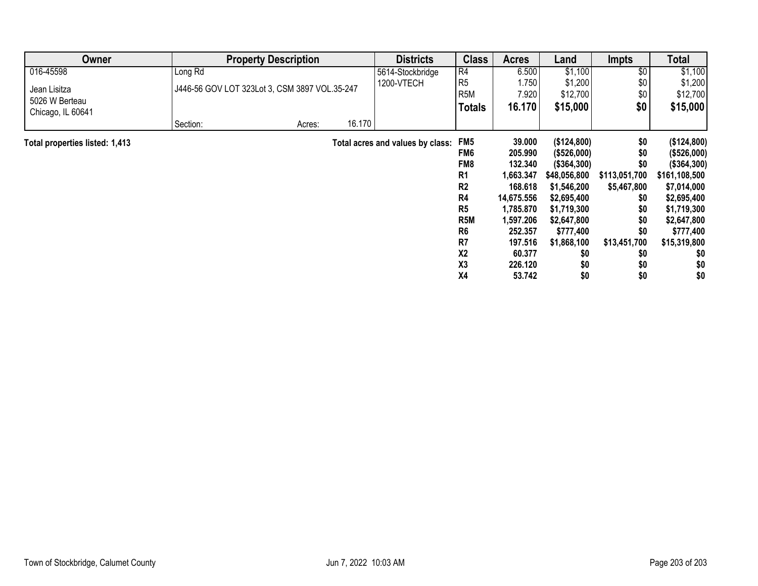| Owner | Property Description | | | Districts | Class | Acres | Land | Impts | Total |
|---|---|---|---|---|---|---|---|---|---|
| 016-45598 | Long Rd | | | 5614-Stockbridge | R4 | 6.500 | $1,100 | $0 | $1,100 |
| Jean Lisitza | J446-56 GOV LOT 323Lot 3, CSM 3897 VOL.35-247 | | | 1200-VTECH | R5 | 1.750 | $1,200 | $0 | $1,200 |
| 5026 W Berteau | | | | | R5M | 7.920 | $12,700 | $0 | $12,700 |
| Chicago, IL 60641 | | | | | **Totals** | **16.170** | **$15,000** | **$0** | **$15,000** |
| | Section: | Acres: | 16.170 | | | | | | |

**Total properties listed: 1,413**

**Total acres and values by class:**

| Class | Acres | Land | Impts | Total |
|---|---|---|---|---|
| FM5 | 39.000 | ($124,800) | $0 | ($124,800) |
| FM6 | 205.990 | ($526,000) | $0 | ($526,000) |
| FM8 | 132.340 | ($364,300) | $0 | ($364,300) |
| R1 | 1,663.347 | $48,056,800 | $113,051,700 | $161,108,500 |
| R2 | 168.618 | $1,546,200 | $5,467,800 | $7,014,000 |
| R4 | 14,675.556 | $2,695,400 | $0 | $2,695,400 |
| R5 | 1,785.870 | $1,719,300 | $0 | $1,719,300 |
| R5M | 1,597.206 | $2,647,800 | $0 | $2,647,800 |
| R6 | 252.357 | $777,400 | $0 | $777,400 |
| R7 | 197.516 | $1,868,100 | $13,451,700 | $15,319,800 |
| X2 | 60.377 | $0 | $0 | $0 |
| X3 | 226.120 | $0 | $0 | $0 |
| X4 | 53.742 | $0 | $0 | $0 |

Town of Stockbridge, Calumet County Jun 7, 2022 10:03 AM